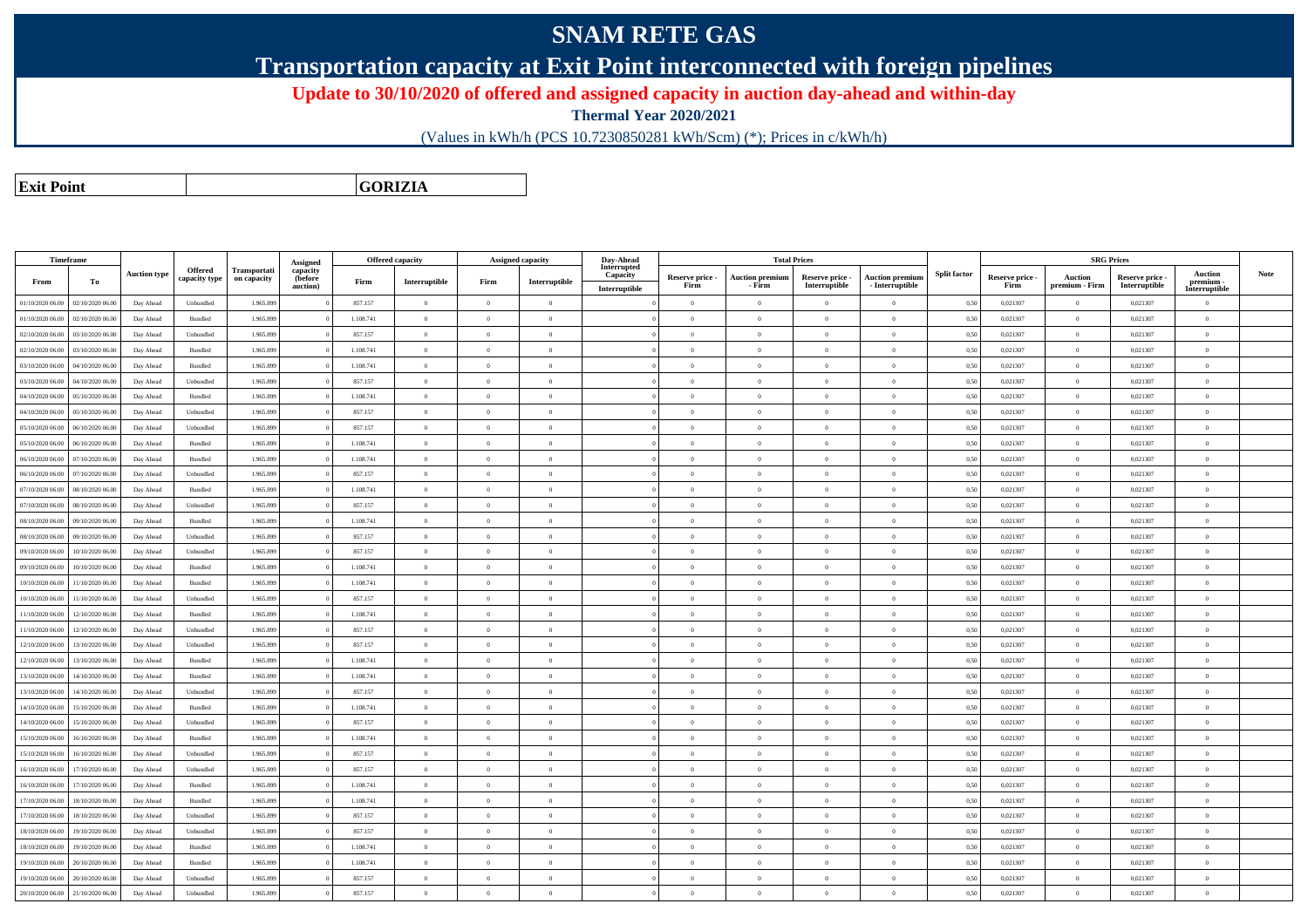# SNAM RETE GAS

## Transportation capacity at Exit Point interconnected with foreign pipelines

**Update to 30/10/2020 of offered and assigned capacity in auction day-ahead and within-day**

**Thermal Year 2020/2021**

(Values in kWh/h (PCS 10.7230850281 kWh/Scm) (*); Prices in c/kWh/h)

| **Exit Point** | | **GORIZIA** |
|---|---|---|

| Timeframe | | Auction type | Offered capacity type | Transportation capacity | Assigned capacity (before auction) | Offered capacity | | Assigned capacity | | Day-Ahead Interrupted Capacity | Total Prices | | | | Split factor | SRG Prices | | | | Note |
|---|---|---|---|---|---|---|---|---|---|---|---|---|---|---|---|---|---|---|---|---|
| From | To | | | | | Firm | Interruptible | Firm | Interruptible | Interruptible | Reserve price - Firm | Auction premium - Firm | Reserve price - Interruptible | Auction premium - Interruptible | | Reserve price - Firm | Auction premium - Firm | Reserve price - Interruptible | Auction premium - Interruptible | |
| 01/10/2020 06.00 | 02/10/2020 06.00 | Day Ahead | Unbundled | 1.965.899 | 0 | 857.157 | 0 | 0 | 0 | 0 | 0 | 0 | 0 | 0 | 0,50 | 0,021307 | 0 | 0,021307 | 0 | |
| 01/10/2020 06.00 | 02/10/2020 06.00 | Day Ahead | Bundled | 1.965.899 | 0 | 1.108.741 | 0 | 0 | 0 | 0 | 0 | 0 | 0 | 0 | 0,50 | 0,021307 | 0 | 0,021307 | 0 | |
| 02/10/2020 06.00 | 03/10/2020 06.00 | Day Ahead | Unbundled | 1.965.899 | 0 | 857.157 | 0 | 0 | 0 | 0 | 0 | 0 | 0 | 0 | 0,50 | 0,021307 | 0 | 0,021307 | 0 | |
| 02/10/2020 06.00 | 03/10/2020 06.00 | Day Ahead | Bundled | 1.965.899 | 0 | 1.108.741 | 0 | 0 | 0 | 0 | 0 | 0 | 0 | 0 | 0,50 | 0,021307 | 0 | 0,021307 | 0 | |
| 03/10/2020 06.00 | 04/10/2020 06.00 | Day Ahead | Bundled | 1.965.899 | 0 | 1.108.741 | 0 | 0 | 0 | 0 | 0 | 0 | 0 | 0 | 0,50 | 0,021307 | 0 | 0,021307 | 0 | |
| 03/10/2020 06.00 | 04/10/2020 06.00 | Day Ahead | Unbundled | 1.965.899 | 0 | 857.157 | 0 | 0 | 0 | 0 | 0 | 0 | 0 | 0 | 0,50 | 0,021307 | 0 | 0,021307 | 0 | |
| 04/10/2020 06.00 | 05/10/2020 06.00 | Day Ahead | Bundled | 1.965.899 | 0 | 1.108.741 | 0 | 0 | 0 | 0 | 0 | 0 | 0 | 0 | 0,50 | 0,021307 | 0 | 0,021307 | 0 | |
| 04/10/2020 06.00 | 05/10/2020 06.00 | Day Ahead | Unbundled | 1.965.899 | 0 | 857.157 | 0 | 0 | 0 | 0 | 0 | 0 | 0 | 0 | 0,50 | 0,021307 | 0 | 0,021307 | 0 | |
| 05/10/2020 06.00 | 06/10/2020 06.00 | Day Ahead | Unbundled | 1.965.899 | 0 | 857.157 | 0 | 0 | 0 | 0 | 0 | 0 | 0 | 0 | 0,50 | 0,021307 | 0 | 0,021307 | 0 | |
| 05/10/2020 06.00 | 06/10/2020 06.00 | Day Ahead | Bundled | 1.965.899 | 0 | 1.108.741 | 0 | 0 | 0 | 0 | 0 | 0 | 0 | 0 | 0,50 | 0,021307 | 0 | 0,021307 | 0 | |
| 06/10/2020 06.00 | 07/10/2020 06.00 | Day Ahead | Bundled | 1.965.899 | 0 | 1.108.741 | 0 | 0 | 0 | 0 | 0 | 0 | 0 | 0 | 0,50 | 0,021307 | 0 | 0,021307 | 0 | |
| 06/10/2020 06.00 | 07/10/2020 06.00 | Day Ahead | Unbundled | 1.965.899 | 0 | 857.157 | 0 | 0 | 0 | 0 | 0 | 0 | 0 | 0 | 0,50 | 0,021307 | 0 | 0,021307 | 0 | |
| 07/10/2020 06.00 | 08/10/2020 06.00 | Day Ahead | Bundled | 1.965.899 | 0 | 1.108.741 | 0 | 0 | 0 | 0 | 0 | 0 | 0 | 0 | 0,50 | 0,021307 | 0 | 0,021307 | 0 | |
| 07/10/2020 06.00 | 08/10/2020 06.00 | Day Ahead | Unbundled | 1.965.899 | 0 | 857.157 | 0 | 0 | 0 | 0 | 0 | 0 | 0 | 0 | 0,50 | 0,021307 | 0 | 0,021307 | 0 | |
| 08/10/2020 06.00 | 09/10/2020 06.00 | Day Ahead | Bundled | 1.965.899 | 0 | 1.108.741 | 0 | 0 | 0 | 0 | 0 | 0 | 0 | 0 | 0,50 | 0,021307 | 0 | 0,021307 | 0 | |
| 08/10/2020 06.00 | 09/10/2020 06.00 | Day Ahead | Unbundled | 1.965.899 | 0 | 857.157 | 0 | 0 | 0 | 0 | 0 | 0 | 0 | 0 | 0,50 | 0,021307 | 0 | 0,021307 | 0 | |
| 09/10/2020 06.00 | 10/10/2020 06.00 | Day Ahead | Unbundled | 1.965.899 | 0 | 857.157 | 0 | 0 | 0 | 0 | 0 | 0 | 0 | 0 | 0,50 | 0,021307 | 0 | 0,021307 | 0 | |
| 09/10/2020 06.00 | 10/10/2020 06.00 | Day Ahead | Bundled | 1.965.899 | 0 | 1.108.741 | 0 | 0 | 0 | 0 | 0 | 0 | 0 | 0 | 0,50 | 0,021307 | 0 | 0,021307 | 0 | |
| 10/10/2020 06.00 | 11/10/2020 06.00 | Day Ahead | Bundled | 1.965.899 | 0 | 1.108.741 | 0 | 0 | 0 | 0 | 0 | 0 | 0 | 0 | 0,50 | 0,021307 | 0 | 0,021307 | 0 | |
| 10/10/2020 06.00 | 11/10/2020 06.00 | Day Ahead | Unbundled | 1.965.899 | 0 | 857.157 | 0 | 0 | 0 | 0 | 0 | 0 | 0 | 0 | 0,50 | 0,021307 | 0 | 0,021307 | 0 | |
| 11/10/2020 06.00 | 12/10/2020 06.00 | Day Ahead | Bundled | 1.965.899 | 0 | 1.108.741 | 0 | 0 | 0 | 0 | 0 | 0 | 0 | 0 | 0,50 | 0,021307 | 0 | 0,021307 | 0 | |
| 11/10/2020 06.00 | 12/10/2020 06.00 | Day Ahead | Unbundled | 1.965.899 | 0 | 857.157 | 0 | 0 | 0 | 0 | 0 | 0 | 0 | 0 | 0,50 | 0,021307 | 0 | 0,021307 | 0 | |
| 12/10/2020 06.00 | 13/10/2020 06.00 | Day Ahead | Unbundled | 1.965.899 | 0 | 857.157 | 0 | 0 | 0 | 0 | 0 | 0 | 0 | 0 | 0,50 | 0,021307 | 0 | 0,021307 | 0 | |
| 12/10/2020 06.00 | 13/10/2020 06.00 | Day Ahead | Bundled | 1.965.899 | 0 | 1.108.741 | 0 | 0 | 0 | 0 | 0 | 0 | 0 | 0 | 0,50 | 0,021307 | 0 | 0,021307 | 0 | |
| 13/10/2020 06.00 | 14/10/2020 06.00 | Day Ahead | Bundled | 1.965.899 | 0 | 1.108.741 | 0 | 0 | 0 | 0 | 0 | 0 | 0 | 0 | 0,50 | 0,021307 | 0 | 0,021307 | 0 | |
| 13/10/2020 06.00 | 14/10/2020 06.00 | Day Ahead | Unbundled | 1.965.899 | 0 | 857.157 | 0 | 0 | 0 | 0 | 0 | 0 | 0 | 0 | 0,50 | 0,021307 | 0 | 0,021307 | 0 | |
| 14/10/2020 06.00 | 15/10/2020 06.00 | Day Ahead | Bundled | 1.965.899 | 0 | 1.108.741 | 0 | 0 | 0 | 0 | 0 | 0 | 0 | 0 | 0,50 | 0,021307 | 0 | 0,021307 | 0 | |
| 14/10/2020 06.00 | 15/10/2020 06.00 | Day Ahead | Unbundled | 1.965.899 | 0 | 857.157 | 0 | 0 | 0 | 0 | 0 | 0 | 0 | 0 | 0,50 | 0,021307 | 0 | 0,021307 | 0 | |
| 15/10/2020 06.00 | 16/10/2020 06.00 | Day Ahead | Bundled | 1.965.899 | 0 | 1.108.741 | 0 | 0 | 0 | 0 | 0 | 0 | 0 | 0 | 0,50 | 0,021307 | 0 | 0,021307 | 0 | |
| 15/10/2020 06.00 | 16/10/2020 06.00 | Day Ahead | Unbundled | 1.965.899 | 0 | 857.157 | 0 | 0 | 0 | 0 | 0 | 0 | 0 | 0 | 0,50 | 0,021307 | 0 | 0,021307 | 0 | |
| 16/10/2020 06.00 | 17/10/2020 06.00 | Day Ahead | Unbundled | 1.965.899 | 0 | 857.157 | 0 | 0 | 0 | 0 | 0 | 0 | 0 | 0 | 0,50 | 0,021307 | 0 | 0,021307 | 0 | |
| 16/10/2020 06.00 | 17/10/2020 06.00 | Day Ahead | Bundled | 1.965.899 | 0 | 1.108.741 | 0 | 0 | 0 | 0 | 0 | 0 | 0 | 0 | 0,50 | 0,021307 | 0 | 0,021307 | 0 | |
| 17/10/2020 06.00 | 18/10/2020 06.00 | Day Ahead | Bundled | 1.965.899 | 0 | 1.108.741 | 0 | 0 | 0 | 0 | 0 | 0 | 0 | 0 | 0,50 | 0,021307 | 0 | 0,021307 | 0 | |
| 17/10/2020 06.00 | 18/10/2020 06.00 | Day Ahead | Unbundled | 1.965.899 | 0 | 857.157 | 0 | 0 | 0 | 0 | 0 | 0 | 0 | 0 | 0,50 | 0,021307 | 0 | 0,021307 | 0 | |
| 18/10/2020 06.00 | 19/10/2020 06.00 | Day Ahead | Unbundled | 1.965.899 | 0 | 857.157 | 0 | 0 | 0 | 0 | 0 | 0 | 0 | 0 | 0,50 | 0,021307 | 0 | 0,021307 | 0 | |
| 18/10/2020 06.00 | 19/10/2020 06.00 | Day Ahead | Bundled | 1.965.899 | 0 | 1.108.741 | 0 | 0 | 0 | 0 | 0 | 0 | 0 | 0 | 0,50 | 0,021307 | 0 | 0,021307 | 0 | |
| 19/10/2020 06.00 | 20/10/2020 06.00 | Day Ahead | Bundled | 1.965.899 | 0 | 1.108.741 | 0 | 0 | 0 | 0 | 0 | 0 | 0 | 0 | 0,50 | 0,021307 | 0 | 0,021307 | 0 | |
| 19/10/2020 06.00 | 20/10/2020 06.00 | Day Ahead | Unbundled | 1.965.899 | 0 | 857.157 | 0 | 0 | 0 | 0 | 0 | 0 | 0 | 0 | 0,50 | 0,021307 | 0 | 0,021307 | 0 | |
| 20/10/2020 06.00 | 21/10/2020 06.00 | Day Ahead | Unbundled | 1.965.899 | 0 | 857.157 | 0 | 0 | 0 | 0 | 0 | 0 | 0 | 0 | 0,50 | 0,021307 | 0 | 0,021307 | 0 | |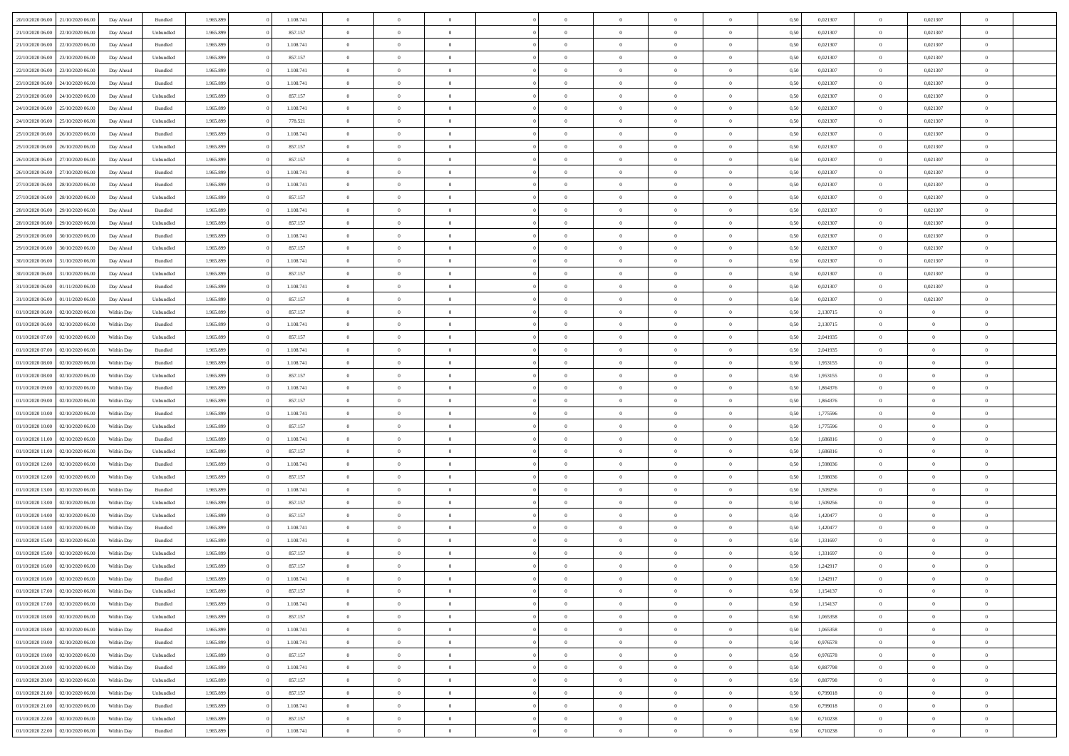| | | | | | | | | | | | | | | | | | | | | |
|---|---|---|---|---|---|---|---|---|---|---|---|---|---|---|---|---|---|---|---|---|
| 20/10/2020 06.00 | 21/10/2020 06.00 | Day Ahead | Bundled | 1.965.899 | 0 | 1.108.741 | 0 | 0 | 0 | | 0 | 0 | 0 | 0 | 0,50 | 0,021307 | 0 | 0,021307 | 0 | |
| 21/10/2020 06.00 | 22/10/2020 06.00 | Day Ahead | Unbundled | 1.965.899 | 0 | 857.157 | 0 | 0 | 0 | | 0 | 0 | 0 | 0 | 0,50 | 0,021307 | 0 | 0,021307 | 0 | |
| 21/10/2020 06.00 | 22/10/2020 06.00 | Day Ahead | Bundled | 1.965.899 | 0 | 1.108.741 | 0 | 0 | 0 | | 0 | 0 | 0 | 0 | 0,50 | 0,021307 | 0 | 0,021307 | 0 | |
| 22/10/2020 06.00 | 23/10/2020 06.00 | Day Ahead | Unbundled | 1.965.899 | 0 | 857.157 | 0 | 0 | 0 | | 0 | 0 | 0 | 0 | 0,50 | 0,021307 | 0 | 0,021307 | 0 | |
| 22/10/2020 06.00 | 23/10/2020 06.00 | Day Ahead | Bundled | 1.965.899 | 0 | 1.108.741 | 0 | 0 | 0 | | 0 | 0 | 0 | 0 | 0,50 | 0,021307 | 0 | 0,021307 | 0 | |
| 23/10/2020 06.00 | 24/10/2020 06.00 | Day Ahead | Bundled | 1.965.899 | 0 | 1.108.741 | 0 | 0 | 0 | | 0 | 0 | 0 | 0 | 0,50 | 0,021307 | 0 | 0,021307 | 0 | |
| 23/10/2020 06.00 | 24/10/2020 06.00 | Day Ahead | Unbundled | 1.965.899 | 0 | 857.157 | 0 | 0 | 0 | | 0 | 0 | 0 | 0 | 0,50 | 0,021307 | 0 | 0,021307 | 0 | |
| 24/10/2020 06.00 | 25/10/2020 06.00 | Day Ahead | Bundled | 1.965.899 | 0 | 1.108.741 | 0 | 0 | 0 | | 0 | 0 | 0 | 0 | 0,50 | 0,021307 | 0 | 0,021307 | 0 | |
| 24/10/2020 06.00 | 25/10/2020 06.00 | Day Ahead | Unbundled | 1.965.899 | 0 | 778.521 | 0 | 0 | 0 | | 0 | 0 | 0 | 0 | 0,50 | 0,021307 | 0 | 0,021307 | 0 | |
| 25/10/2020 06.00 | 26/10/2020 06.00 | Day Ahead | Bundled | 1.965.899 | 0 | 1.108.741 | 0 | 0 | 0 | | 0 | 0 | 0 | 0 | 0,50 | 0,021307 | 0 | 0,021307 | 0 | |
| 25/10/2020 06.00 | 26/10/2020 06.00 | Day Ahead | Unbundled | 1.965.899 | 0 | 857.157 | 0 | 0 | 0 | | 0 | 0 | 0 | 0 | 0,50 | 0,021307 | 0 | 0,021307 | 0 | |
| 26/10/2020 06.00 | 27/10/2020 06.00 | Day Ahead | Unbundled | 1.965.899 | 0 | 857.157 | 0 | 0 | 0 | | 0 | 0 | 0 | 0 | 0,50 | 0,021307 | 0 | 0,021307 | 0 | |
| 26/10/2020 06.00 | 27/10/2020 06.00 | Day Ahead | Bundled | 1.965.899 | 0 | 1.108.741 | 0 | 0 | 0 | | 0 | 0 | 0 | 0 | 0,50 | 0,021307 | 0 | 0,021307 | 0 | |
| 27/10/2020 06.00 | 28/10/2020 06.00 | Day Ahead | Bundled | 1.965.899 | 0 | 1.108.741 | 0 | 0 | 0 | | 0 | 0 | 0 | 0 | 0,50 | 0,021307 | 0 | 0,021307 | 0 | |
| 27/10/2020 06.00 | 28/10/2020 06.00 | Day Ahead | Unbundled | 1.965.899 | 0 | 857.157 | 0 | 0 | 0 | | 0 | 0 | 0 | 0 | 0,50 | 0,021307 | 0 | 0,021307 | 0 | |
| 28/10/2020 06.00 | 29/10/2020 06.00 | Day Ahead | Bundled | 1.965.899 | 0 | 1.108.741 | 0 | 0 | 0 | | 0 | 0 | 0 | 0 | 0,50 | 0,021307 | 0 | 0,021307 | 0 | |
| 28/10/2020 06.00 | 29/10/2020 06.00 | Day Ahead | Unbundled | 1.965.899 | 0 | 857.157 | 0 | 0 | 0 | | 0 | 0 | 0 | 0 | 0,50 | 0,021307 | 0 | 0,021307 | 0 | |
| 29/10/2020 06.00 | 30/10/2020 06.00 | Day Ahead | Bundled | 1.965.899 | 0 | 1.108.741 | 0 | 0 | 0 | | 0 | 0 | 0 | 0 | 0,50 | 0,021307 | 0 | 0,021307 | 0 | |
| 29/10/2020 06.00 | 30/10/2020 06.00 | Day Ahead | Unbundled | 1.965.899 | 0 | 857.157 | 0 | 0 | 0 | | 0 | 0 | 0 | 0 | 0,50 | 0,021307 | 0 | 0,021307 | 0 | |
| 30/10/2020 06.00 | 31/10/2020 06.00 | Day Ahead | Bundled | 1.965.899 | 0 | 1.108.741 | 0 | 0 | 0 | | 0 | 0 | 0 | 0 | 0,50 | 0,021307 | 0 | 0,021307 | 0 | |
| 30/10/2020 06.00 | 31/10/2020 06.00 | Day Ahead | Unbundled | 1.965.899 | 0 | 857.157 | 0 | 0 | 0 | | 0 | 0 | 0 | 0 | 0,50 | 0,021307 | 0 | 0,021307 | 0 | |
| 31/10/2020 06.00 | 01/11/2020 06.00 | Day Ahead | Bundled | 1.965.899 | 0 | 1.108.741 | 0 | 0 | 0 | | 0 | 0 | 0 | 0 | 0,50 | 0,021307 | 0 | 0,021307 | 0 | |
| 31/10/2020 06.00 | 01/11/2020 06.00 | Day Ahead | Unbundled | 1.965.899 | 0 | 857.157 | 0 | 0 | 0 | | 0 | 0 | 0 | 0 | 0,50 | 0,021307 | 0 | 0,021307 | 0 | |
| 01/10/2020 06.00 | 02/10/2020 06.00 | Within Day | Unbundled | 1.965.899 | 0 | 857.157 | 0 | 0 | 0 | | 0 | 0 | 0 | 0 | 0,50 | 2,130715 | 0 | 0 | 0 | |
| 01/10/2020 06.00 | 02/10/2020 06.00 | Within Day | Bundled | 1.965.899 | 0 | 1.108.741 | 0 | 0 | 0 | | 0 | 0 | 0 | 0 | 0,50 | 2,130715 | 0 | 0 | 0 | |
| 01/10/2020 07.00 | 02/10/2020 06.00 | Within Day | Unbundled | 1.965.899 | 0 | 857.157 | 0 | 0 | 0 | | 0 | 0 | 0 | 0 | 0,50 | 2,041935 | 0 | 0 | 0 | |
| 01/10/2020 07.00 | 02/10/2020 06.00 | Within Day | Bundled | 1.965.899 | 0 | 1.108.741 | 0 | 0 | 0 | | 0 | 0 | 0 | 0 | 0,50 | 2,041935 | 0 | 0 | 0 | |
| 01/10/2020 08.00 | 02/10/2020 06.00 | Within Day | Bundled | 1.965.899 | 0 | 1.108.741 | 0 | 0 | 0 | | 0 | 0 | 0 | 0 | 0,50 | 1,953155 | 0 | 0 | 0 | |
| 01/10/2020 08.00 | 02/10/2020 06.00 | Within Day | Unbundled | 1.965.899 | 0 | 857.157 | 0 | 0 | 0 | | 0 | 0 | 0 | 0 | 0,50 | 1,953155 | 0 | 0 | 0 | |
| 01/10/2020 09.00 | 02/10/2020 06.00 | Within Day | Bundled | 1.965.899 | 0 | 1.108.741 | 0 | 0 | 0 | | 0 | 0 | 0 | 0 | 0,50 | 1,864376 | 0 | 0 | 0 | |
| 01/10/2020 09.00 | 02/10/2020 06.00 | Within Day | Unbundled | 1.965.899 | 0 | 857.157 | 0 | 0 | 0 | | 0 | 0 | 0 | 0 | 0,50 | 1,864376 | 0 | 0 | 0 | |
| 01/10/2020 10.00 | 02/10/2020 06.00 | Within Day | Bundled | 1.965.899 | 0 | 1.108.741 | 0 | 0 | 0 | | 0 | 0 | 0 | 0 | 0,50 | 1,775596 | 0 | 0 | 0 | |
| 01/10/2020 10.00 | 02/10/2020 06.00 | Within Day | Unbundled | 1.965.899 | 0 | 857.157 | 0 | 0 | 0 | | 0 | 0 | 0 | 0 | 0,50 | 1,775596 | 0 | 0 | 0 | |
| 01/10/2020 11.00 | 02/10/2020 06.00 | Within Day | Bundled | 1.965.899 | 0 | 1.108.741 | 0 | 0 | 0 | | 0 | 0 | 0 | 0 | 0,50 | 1,686816 | 0 | 0 | 0 | |
| 01/10/2020 11.00 | 02/10/2020 06.00 | Within Day | Unbundled | 1.965.899 | 0 | 857.157 | 0 | 0 | 0 | | 0 | 0 | 0 | 0 | 0,50 | 1,686816 | 0 | 0 | 0 | |
| 01/10/2020 12.00 | 02/10/2020 06.00 | Within Day | Bundled | 1.965.899 | 0 | 1.108.741 | 0 | 0 | 0 | | 0 | 0 | 0 | 0 | 0,50 | 1,598036 | 0 | 0 | 0 | |
| 01/10/2020 12.00 | 02/10/2020 06.00 | Within Day | Unbundled | 1.965.899 | 0 | 857.157 | 0 | 0 | 0 | | 0 | 0 | 0 | 0 | 0,50 | 1,598036 | 0 | 0 | 0 | |
| 01/10/2020 13.00 | 02/10/2020 06.00 | Within Day | Bundled | 1.965.899 | 0 | 1.108.741 | 0 | 0 | 0 | | 0 | 0 | 0 | 0 | 0,50 | 1,509256 | 0 | 0 | 0 | |
| 01/10/2020 13.00 | 02/10/2020 06.00 | Within Day | Unbundled | 1.965.899 | 0 | 857.157 | 0 | 0 | 0 | | 0 | 0 | 0 | 0 | 0,50 | 1,509256 | 0 | 0 | 0 | |
| 01/10/2020 14.00 | 02/10/2020 06.00 | Within Day | Unbundled | 1.965.899 | 0 | 857.157 | 0 | 0 | 0 | | 0 | 0 | 0 | 0 | 0,50 | 1,420477 | 0 | 0 | 0 | |
| 01/10/2020 14.00 | 02/10/2020 06.00 | Within Day | Bundled | 1.965.899 | 0 | 1.108.741 | 0 | 0 | 0 | | 0 | 0 | 0 | 0 | 0,50 | 1,420477 | 0 | 0 | 0 | |
| 01/10/2020 15.00 | 02/10/2020 06.00 | Within Day | Bundled | 1.965.899 | 0 | 1.108.741 | 0 | 0 | 0 | | 0 | 0 | 0 | 0 | 0,50 | 1,331697 | 0 | 0 | 0 | |
| 01/10/2020 15.00 | 02/10/2020 06.00 | Within Day | Unbundled | 1.965.899 | 0 | 857.157 | 0 | 0 | 0 | | 0 | 0 | 0 | 0 | 0,50 | 1,331697 | 0 | 0 | 0 | |
| 01/10/2020 16.00 | 02/10/2020 06.00 | Within Day | Unbundled | 1.965.899 | 0 | 857.157 | 0 | 0 | 0 | | 0 | 0 | 0 | 0 | 0,50 | 1,242917 | 0 | 0 | 0 | |
| 01/10/2020 16.00 | 02/10/2020 06.00 | Within Day | Bundled | 1.965.899 | 0 | 1.108.741 | 0 | 0 | 0 | | 0 | 0 | 0 | 0 | 0,50 | 1,242917 | 0 | 0 | 0 | |
| 01/10/2020 17.00 | 02/10/2020 06.00 | Within Day | Unbundled | 1.965.899 | 0 | 857.157 | 0 | 0 | 0 | | 0 | 0 | 0 | 0 | 0,50 | 1,154137 | 0 | 0 | 0 | |
| 01/10/2020 17.00 | 02/10/2020 06.00 | Within Day | Bundled | 1.965.899 | 0 | 1.108.741 | 0 | 0 | 0 | | 0 | 0 | 0 | 0 | 0,50 | 1,154137 | 0 | 0 | 0 | |
| 01/10/2020 18.00 | 02/10/2020 06.00 | Within Day | Unbundled | 1.965.899 | 0 | 857.157 | 0 | 0 | 0 | | 0 | 0 | 0 | 0 | 0,50 | 1,065358 | 0 | 0 | 0 | |
| 01/10/2020 18.00 | 02/10/2020 06.00 | Within Day | Bundled | 1.965.899 | 0 | 1.108.741 | 0 | 0 | 0 | | 0 | 0 | 0 | 0 | 0,50 | 1,065358 | 0 | 0 | 0 | |
| 01/10/2020 19.00 | 02/10/2020 06.00 | Within Day | Bundled | 1.965.899 | 0 | 1.108.741 | 0 | 0 | 0 | | 0 | 0 | 0 | 0 | 0,50 | 0,976578 | 0 | 0 | 0 | |
| 01/10/2020 19.00 | 02/10/2020 06.00 | Within Day | Unbundled | 1.965.899 | 0 | 857.157 | 0 | 0 | 0 | | 0 | 0 | 0 | 0 | 0,50 | 0,976578 | 0 | 0 | 0 | |
| 01/10/2020 20.00 | 02/10/2020 06.00 | Within Day | Bundled | 1.965.899 | 0 | 1.108.741 | 0 | 0 | 0 | | 0 | 0 | 0 | 0 | 0,50 | 0,887798 | 0 | 0 | 0 | |
| 01/10/2020 20.00 | 02/10/2020 06.00 | Within Day | Unbundled | 1.965.899 | 0 | 857.157 | 0 | 0 | 0 | | 0 | 0 | 0 | 0 | 0,50 | 0,887798 | 0 | 0 | 0 | |
| 01/10/2020 21.00 | 02/10/2020 06.00 | Within Day | Unbundled | 1.965.899 | 0 | 857.157 | 0 | 0 | 0 | | 0 | 0 | 0 | 0 | 0,50 | 0,799018 | 0 | 0 | 0 | |
| 01/10/2020 21.00 | 02/10/2020 06.00 | Within Day | Bundled | 1.965.899 | 0 | 1.108.741 | 0 | 0 | 0 | | 0 | 0 | 0 | 0 | 0,50 | 0,799018 | 0 | 0 | 0 | |
| 01/10/2020 22.00 | 02/10/2020 06.00 | Within Day | Unbundled | 1.965.899 | 0 | 857.157 | 0 | 0 | 0 | | 0 | 0 | 0 | 0 | 0,50 | 0,710238 | 0 | 0 | 0 | |
| 01/10/2020 22.00 | 02/10/2020 06.00 | Within Day | Bundled | 1.965.899 | 0 | 1.108.741 | 0 | 0 | 0 | | 0 | 0 | 0 | 0 | 0,50 | 0,710238 | 0 | 0 | 0 | |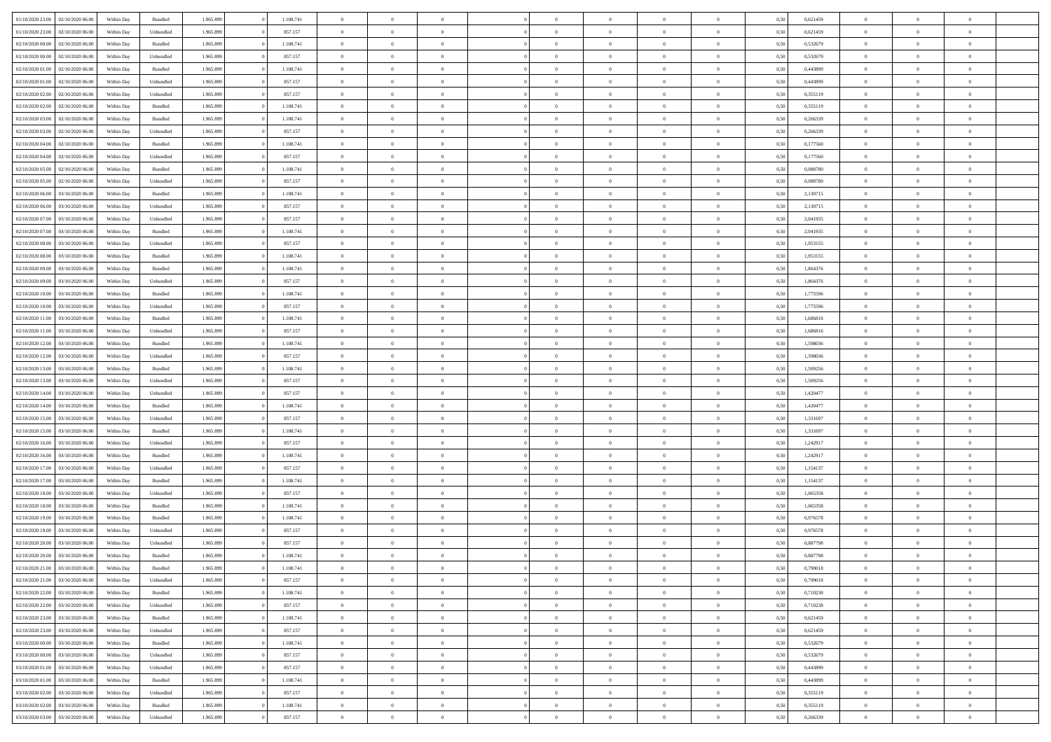| | | | | | | | | | | | | | | | | | | | | | |
|---|---|---|---|---|---|---|---|---|---|---|---|---|---|---|---|---|---|---|---|---|---|
| 01/10/2020 23.00 | 02/10/2020 06.00 | Within Day | Bundled | 1.965.899 | 0 | 1.108.741 | 0 | 0 | 0 | | 0 | 0 | 0 | 0 | 0 | 0,50 | 0,621459 | 0 | 0 | 0 | |
| 01/10/2020 23.00 | 02/10/2020 06.00 | Within Day | Unbundled | 1.965.899 | 0 | 857.157 | 0 | 0 | 0 | | 0 | 0 | 0 | 0 | 0 | 0,50 | 0,621459 | 0 | 0 | 0 | |
| 02/10/2020 00.00 | 02/10/2020 06.00 | Within Day | Bundled | 1.965.899 | 0 | 1.108.741 | 0 | 0 | 0 | | 0 | 0 | 0 | 0 | 0 | 0,50 | 0,532679 | 0 | 0 | 0 | |
| 02/10/2020 00.00 | 02/10/2020 06.00 | Within Day | Unbundled | 1.965.899 | 0 | 857.157 | 0 | 0 | 0 | | 0 | 0 | 0 | 0 | 0 | 0,50 | 0,532679 | 0 | 0 | 0 | |
| 02/10/2020 01.00 | 02/10/2020 06.00 | Within Day | Bundled | 1.965.899 | 0 | 1.108.741 | 0 | 0 | 0 | | 0 | 0 | 0 | 0 | 0 | 0,50 | 0,443899 | 0 | 0 | 0 | |
| 02/10/2020 01.00 | 02/10/2020 06.00 | Within Day | Unbundled | 1.965.899 | 0 | 857.157 | 0 | 0 | 0 | | 0 | 0 | 0 | 0 | 0 | 0,50 | 0,443899 | 0 | 0 | 0 | |
| 02/10/2020 02.00 | 02/10/2020 06.00 | Within Day | Unbundled | 1.965.899 | 0 | 857.157 | 0 | 0 | 0 | | 0 | 0 | 0 | 0 | 0 | 0,50 | 0,355119 | 0 | 0 | 0 | |
| 02/10/2020 02.00 | 02/10/2020 06.00 | Within Day | Bundled | 1.965.899 | 0 | 1.108.741 | 0 | 0 | 0 | | 0 | 0 | 0 | 0 | 0 | 0,50 | 0,355119 | 0 | 0 | 0 | |
| 02/10/2020 03.00 | 02/10/2020 06.00 | Within Day | Bundled | 1.965.899 | 0 | 1.108.741 | 0 | 0 | 0 | | 0 | 0 | 0 | 0 | 0 | 0,50 | 0,266339 | 0 | 0 | 0 | |
| 02/10/2020 03.00 | 02/10/2020 06.00 | Within Day | Unbundled | 1.965.899 | 0 | 857.157 | 0 | 0 | 0 | | 0 | 0 | 0 | 0 | 0 | 0,50 | 0,266339 | 0 | 0 | 0 | |
| 02/10/2020 04.00 | 02/10/2020 06.00 | Within Day | Bundled | 1.965.899 | 0 | 1.108.741 | 0 | 0 | 0 | | 0 | 0 | 0 | 0 | 0 | 0,50 | 0,177560 | 0 | 0 | 0 | |
| 02/10/2020 04.00 | 02/10/2020 06.00 | Within Day | Unbundled | 1.965.899 | 0 | 857.157 | 0 | 0 | 0 | | 0 | 0 | 0 | 0 | 0 | 0,50 | 0,177560 | 0 | 0 | 0 | |
| 02/10/2020 05.00 | 02/10/2020 06.00 | Within Day | Bundled | 1.965.899 | 0 | 1.108.741 | 0 | 0 | 0 | | 0 | 0 | 0 | 0 | 0 | 0,50 | 0,088780 | 0 | 0 | 0 | |
| 02/10/2020 05.00 | 02/10/2020 06.00 | Within Day | Unbundled | 1.965.899 | 0 | 857.157 | 0 | 0 | 0 | | 0 | 0 | 0 | 0 | 0 | 0,50 | 0,088780 | 0 | 0 | 0 | |
| 02/10/2020 06.00 | 03/10/2020 06.00 | Within Day | Bundled | 1.965.899 | 0 | 1.108.741 | 0 | 0 | 0 | | 0 | 0 | 0 | 0 | 0 | 0,50 | 2,130715 | 0 | 0 | 0 | |
| 02/10/2020 06.00 | 03/10/2020 06.00 | Within Day | Unbundled | 1.965.899 | 0 | 857.157 | 0 | 0 | 0 | | 0 | 0 | 0 | 0 | 0 | 0,50 | 2,130715 | 0 | 0 | 0 | |
| 02/10/2020 07.00 | 03/10/2020 06.00 | Within Day | Unbundled | 1.965.899 | 0 | 857.157 | 0 | 0 | 0 | | 0 | 0 | 0 | 0 | 0 | 0,50 | 2,041935 | 0 | 0 | 0 | |
| 02/10/2020 07.00 | 03/10/2020 06.00 | Within Day | Bundled | 1.965.899 | 0 | 1.108.741 | 0 | 0 | 0 | | 0 | 0 | 0 | 0 | 0 | 0,50 | 2,041935 | 0 | 0 | 0 | |
| 02/10/2020 08.00 | 03/10/2020 06.00 | Within Day | Unbundled | 1.965.899 | 0 | 857.157 | 0 | 0 | 0 | | 0 | 0 | 0 | 0 | 0 | 0,50 | 1,953155 | 0 | 0 | 0 | |
| 02/10/2020 08.00 | 03/10/2020 06.00 | Within Day | Bundled | 1.965.899 | 0 | 1.108.741 | 0 | 0 | 0 | | 0 | 0 | 0 | 0 | 0 | 0,50 | 1,953155 | 0 | 0 | 0 | |
| 02/10/2020 09.00 | 03/10/2020 06.00 | Within Day | Bundled | 1.965.899 | 0 | 1.108.741 | 0 | 0 | 0 | | 0 | 0 | 0 | 0 | 0 | 0,50 | 1,864376 | 0 | 0 | 0 | |
| 02/10/2020 09.00 | 03/10/2020 06.00 | Within Day | Unbundled | 1.965.899 | 0 | 857.157 | 0 | 0 | 0 | | 0 | 0 | 0 | 0 | 0 | 0,50 | 1,864376 | 0 | 0 | 0 | |
| 02/10/2020 10.00 | 03/10/2020 06.00 | Within Day | Bundled | 1.965.899 | 0 | 1.108.741 | 0 | 0 | 0 | | 0 | 0 | 0 | 0 | 0 | 0,50 | 1,775596 | 0 | 0 | 0 | |
| 02/10/2020 10.00 | 03/10/2020 06.00 | Within Day | Unbundled | 1.965.899 | 0 | 857.157 | 0 | 0 | 0 | | 0 | 0 | 0 | 0 | 0 | 0,50 | 1,775596 | 0 | 0 | 0 | |
| 02/10/2020 11.00 | 03/10/2020 06.00 | Within Day | Bundled | 1.965.899 | 0 | 1.108.741 | 0 | 0 | 0 | | 0 | 0 | 0 | 0 | 0 | 0,50 | 1,686816 | 0 | 0 | 0 | |
| 02/10/2020 11.00 | 03/10/2020 06.00 | Within Day | Unbundled | 1.965.899 | 0 | 857.157 | 0 | 0 | 0 | | 0 | 0 | 0 | 0 | 0 | 0,50 | 1,686816 | 0 | 0 | 0 | |
| 02/10/2020 12.00 | 03/10/2020 06.00 | Within Day | Bundled | 1.965.899 | 0 | 1.108.741 | 0 | 0 | 0 | | 0 | 0 | 0 | 0 | 0 | 0,50 | 1,598036 | 0 | 0 | 0 | |
| 02/10/2020 12.00 | 03/10/2020 06.00 | Within Day | Unbundled | 1.965.899 | 0 | 857.157 | 0 | 0 | 0 | | 0 | 0 | 0 | 0 | 0 | 0,50 | 1,598036 | 0 | 0 | 0 | |
| 02/10/2020 13.00 | 03/10/2020 06.00 | Within Day | Bundled | 1.965.899 | 0 | 1.108.741 | 0 | 0 | 0 | | 0 | 0 | 0 | 0 | 0 | 0,50 | 1,509256 | 0 | 0 | 0 | |
| 02/10/2020 13.00 | 03/10/2020 06.00 | Within Day | Unbundled | 1.965.899 | 0 | 857.157 | 0 | 0 | 0 | | 0 | 0 | 0 | 0 | 0 | 0,50 | 1,509256 | 0 | 0 | 0 | |
| 02/10/2020 14.00 | 03/10/2020 06.00 | Within Day | Unbundled | 1.965.899 | 0 | 857.157 | 0 | 0 | 0 | | 0 | 0 | 0 | 0 | 0 | 0,50 | 1,420477 | 0 | 0 | 0 | |
| 02/10/2020 14.00 | 03/10/2020 06.00 | Within Day | Bundled | 1.965.899 | 0 | 1.108.741 | 0 | 0 | 0 | | 0 | 0 | 0 | 0 | 0 | 0,50 | 1,420477 | 0 | 0 | 0 | |
| 02/10/2020 15.00 | 03/10/2020 06.00 | Within Day | Unbundled | 1.965.899 | 0 | 857.157 | 0 | 0 | 0 | | 0 | 0 | 0 | 0 | 0 | 0,50 | 1,331697 | 0 | 0 | 0 | |
| 02/10/2020 15.00 | 03/10/2020 06.00 | Within Day | Bundled | 1.965.899 | 0 | 1.108.741 | 0 | 0 | 0 | | 0 | 0 | 0 | 0 | 0 | 0,50 | 1,331697 | 0 | 0 | 0 | |
| 02/10/2020 16.00 | 03/10/2020 06.00 | Within Day | Unbundled | 1.965.899 | 0 | 857.157 | 0 | 0 | 0 | | 0 | 0 | 0 | 0 | 0 | 0,50 | 1,242917 | 0 | 0 | 0 | |
| 02/10/2020 16.00 | 03/10/2020 06.00 | Within Day | Bundled | 1.965.899 | 0 | 1.108.741 | 0 | 0 | 0 | | 0 | 0 | 0 | 0 | 0 | 0,50 | 1,242917 | 0 | 0 | 0 | |
| 02/10/2020 17.00 | 03/10/2020 06.00 | Within Day | Unbundled | 1.965.899 | 0 | 857.157 | 0 | 0 | 0 | | 0 | 0 | 0 | 0 | 0 | 0,50 | 1,154137 | 0 | 0 | 0 | |
| 02/10/2020 17.00 | 03/10/2020 06.00 | Within Day | Bundled | 1.965.899 | 0 | 1.108.741 | 0 | 0 | 0 | | 0 | 0 | 0 | 0 | 0 | 0,50 | 1,154137 | 0 | 0 | 0 | |
| 02/10/2020 18.00 | 03/10/2020 06.00 | Within Day | Unbundled | 1.965.899 | 0 | 857.157 | 0 | 0 | 0 | | 0 | 0 | 0 | 0 | 0 | 0,50 | 1,065358 | 0 | 0 | 0 | |
| 02/10/2020 18.00 | 03/10/2020 06.00 | Within Day | Bundled | 1.965.899 | 0 | 1.108.741 | 0 | 0 | 0 | | 0 | 0 | 0 | 0 | 0 | 0,50 | 1,065358 | 0 | 0 | 0 | |
| 02/10/2020 19.00 | 03/10/2020 06.00 | Within Day | Bundled | 1.965.899 | 0 | 1.108.741 | 0 | 0 | 0 | | 0 | 0 | 0 | 0 | 0 | 0,50 | 0,976578 | 0 | 0 | 0 | |
| 02/10/2020 19.00 | 03/10/2020 06.00 | Within Day | Unbundled | 1.965.899 | 0 | 857.157 | 0 | 0 | 0 | | 0 | 0 | 0 | 0 | 0 | 0,50 | 0,976578 | 0 | 0 | 0 | |
| 02/10/2020 20.00 | 03/10/2020 06.00 | Within Day | Unbundled | 1.965.899 | 0 | 857.157 | 0 | 0 | 0 | | 0 | 0 | 0 | 0 | 0 | 0,50 | 0,887798 | 0 | 0 | 0 | |
| 02/10/2020 20.00 | 03/10/2020 06.00 | Within Day | Bundled | 1.965.899 | 0 | 1.108.741 | 0 | 0 | 0 | | 0 | 0 | 0 | 0 | 0 | 0,50 | 0,887798 | 0 | 0 | 0 | |
| 02/10/2020 21.00 | 03/10/2020 06.00 | Within Day | Bundled | 1.965.899 | 0 | 1.108.741 | 0 | 0 | 0 | | 0 | 0 | 0 | 0 | 0 | 0,50 | 0,799018 | 0 | 0 | 0 | |
| 02/10/2020 21.00 | 03/10/2020 06.00 | Within Day | Unbundled | 1.965.899 | 0 | 857.157 | 0 | 0 | 0 | | 0 | 0 | 0 | 0 | 0 | 0,50 | 0,799018 | 0 | 0 | 0 | |
| 02/10/2020 22.00 | 03/10/2020 06.00 | Within Day | Bundled | 1.965.899 | 0 | 1.108.741 | 0 | 0 | 0 | | 0 | 0 | 0 | 0 | 0 | 0,50 | 0,710238 | 0 | 0 | 0 | |
| 02/10/2020 22.00 | 03/10/2020 06.00 | Within Day | Unbundled | 1.965.899 | 0 | 857.157 | 0 | 0 | 0 | | 0 | 0 | 0 | 0 | 0 | 0,50 | 0,710238 | 0 | 0 | 0 | |
| 02/10/2020 23.00 | 03/10/2020 06.00 | Within Day | Bundled | 1.965.899 | 0 | 1.108.741 | 0 | 0 | 0 | | 0 | 0 | 0 | 0 | 0 | 0,50 | 0,621459 | 0 | 0 | 0 | |
| 02/10/2020 23.00 | 03/10/2020 06.00 | Within Day | Unbundled | 1.965.899 | 0 | 857.157 | 0 | 0 | 0 | | 0 | 0 | 0 | 0 | 0 | 0,50 | 0,621459 | 0 | 0 | 0 | |
| 03/10/2020 00.00 | 03/10/2020 06.00 | Within Day | Bundled | 1.965.899 | 0 | 1.108.741 | 0 | 0 | 0 | | 0 | 0 | 0 | 0 | 0 | 0,50 | 0,532679 | 0 | 0 | 0 | |
| 03/10/2020 00.00 | 03/10/2020 06.00 | Within Day | Unbundled | 1.965.899 | 0 | 857.157 | 0 | 0 | 0 | | 0 | 0 | 0 | 0 | 0 | 0,50 | 0,532679 | 0 | 0 | 0 | |
| 03/10/2020 01.00 | 03/10/2020 06.00 | Within Day | Unbundled | 1.965.899 | 0 | 857.157 | 0 | 0 | 0 | | 0 | 0 | 0 | 0 | 0 | 0,50 | 0,443899 | 0 | 0 | 0 | |
| 03/10/2020 01.00 | 03/10/2020 06.00 | Within Day | Bundled | 1.965.899 | 0 | 1.108.741 | 0 | 0 | 0 | | 0 | 0 | 0 | 0 | 0 | 0,50 | 0,443899 | 0 | 0 | 0 | |
| 03/10/2020 02.00 | 03/10/2020 06.00 | Within Day | Unbundled | 1.965.899 | 0 | 857.157 | 0 | 0 | 0 | | 0 | 0 | 0 | 0 | 0 | 0,50 | 0,355119 | 0 | 0 | 0 | |
| 03/10/2020 02.00 | 03/10/2020 06.00 | Within Day | Bundled | 1.965.899 | 0 | 1.108.741 | 0 | 0 | 0 | | 0 | 0 | 0 | 0 | 0 | 0,50 | 0,355119 | 0 | 0 | 0 | |
| 03/10/2020 03.00 | 03/10/2020 06.00 | Within Day | Unbundled | 1.965.899 | 0 | 857.157 | 0 | 0 | 0 | | 0 | 0 | 0 | 0 | 0 | 0,50 | 0,266339 | 0 | 0 | 0 | |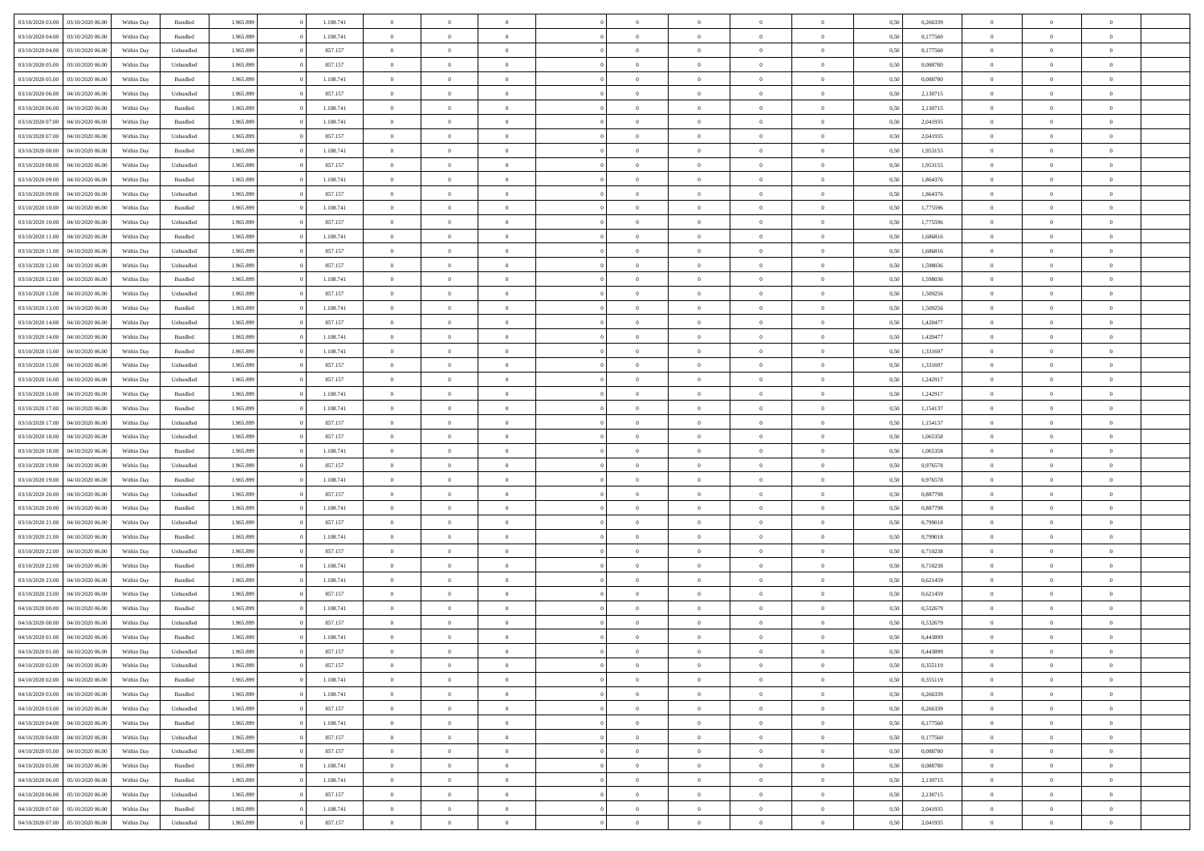| | | | | | | | | | | | | | | | | | | | | |
|---|---|---|---|---|---|---|---|---|---|---|---|---|---|---|---|---|---|---|---|---|
| 03/10/2020 03.00 | 03/10/2020 06.00 | Within Day | Bundled | 1.965.899 | 0 | 1.108.741 | 0 | 0 | 0 | | 0 | 0 | 0 | 0 | 0,50 | 0,266339 | 0 | 0 | 0 | |
| 03/10/2020 04.00 | 03/10/2020 06.00 | Within Day | Bundled | 1.965.899 | 0 | 1.108.741 | 0 | 0 | 0 | | 0 | 0 | 0 | 0 | 0,50 | 0,177560 | 0 | 0 | 0 | |
| 03/10/2020 04.00 | 03/10/2020 06.00 | Within Day | Unbundled | 1.965.899 | 0 | 857.157 | 0 | 0 | 0 | | 0 | 0 | 0 | 0 | 0,50 | 0,177560 | 0 | 0 | 0 | |
| 03/10/2020 05.00 | 03/10/2020 06.00 | Within Day | Unbundled | 1.965.899 | 0 | 857.157 | 0 | 0 | 0 | | 0 | 0 | 0 | 0 | 0,50 | 0,088780 | 0 | 0 | 0 | |
| 03/10/2020 05.00 | 03/10/2020 06.00 | Within Day | Bundled | 1.965.899 | 0 | 1.108.741 | 0 | 0 | 0 | | 0 | 0 | 0 | 0 | 0,50 | 0,088780 | 0 | 0 | 0 | |
| 03/10/2020 06.00 | 04/10/2020 06.00 | Within Day | Unbundled | 1.965.899 | 0 | 857.157 | 0 | 0 | 0 | | 0 | 0 | 0 | 0 | 0,50 | 2,130715 | 0 | 0 | 0 | |
| 03/10/2020 06.00 | 04/10/2020 06.00 | Within Day | Bundled | 1.965.899 | 0 | 1.108.741 | 0 | 0 | 0 | | 0 | 0 | 0 | 0 | 0,50 | 2,130715 | 0 | 0 | 0 | |
| 03/10/2020 07.00 | 04/10/2020 06.00 | Within Day | Bundled | 1.965.899 | 0 | 1.108.741 | 0 | 0 | 0 | | 0 | 0 | 0 | 0 | 0,50 | 2,041935 | 0 | 0 | 0 | |
| 03/10/2020 07.00 | 04/10/2020 06.00 | Within Day | Unbundled | 1.965.899 | 0 | 857.157 | 0 | 0 | 0 | | 0 | 0 | 0 | 0 | 0,50 | 2,041935 | 0 | 0 | 0 | |
| 03/10/2020 08.00 | 04/10/2020 06.00 | Within Day | Bundled | 1.965.899 | 0 | 1.108.741 | 0 | 0 | 0 | | 0 | 0 | 0 | 0 | 0,50 | 1,953155 | 0 | 0 | 0 | |
| 03/10/2020 08.00 | 04/10/2020 06.00 | Within Day | Unbundled | 1.965.899 | 0 | 857.157 | 0 | 0 | 0 | | 0 | 0 | 0 | 0 | 0,50 | 1,953155 | 0 | 0 | 0 | |
| 03/10/2020 09.00 | 04/10/2020 06.00 | Within Day | Bundled | 1.965.899 | 0 | 1.108.741 | 0 | 0 | 0 | | 0 | 0 | 0 | 0 | 0,50 | 1,864376 | 0 | 0 | 0 | |
| 03/10/2020 09.00 | 04/10/2020 06.00 | Within Day | Unbundled | 1.965.899 | 0 | 857.157 | 0 | 0 | 0 | | 0 | 0 | 0 | 0 | 0,50 | 1,864376 | 0 | 0 | 0 | |
| 03/10/2020 10.00 | 04/10/2020 06.00 | Within Day | Bundled | 1.965.899 | 0 | 1.108.741 | 0 | 0 | 0 | | 0 | 0 | 0 | 0 | 0,50 | 1,775596 | 0 | 0 | 0 | |
| 03/10/2020 10.00 | 04/10/2020 06.00 | Within Day | Unbundled | 1.965.899 | 0 | 857.157 | 0 | 0 | 0 | | 0 | 0 | 0 | 0 | 0,50 | 1,775596 | 0 | 0 | 0 | |
| 03/10/2020 11.00 | 04/10/2020 06.00 | Within Day | Bundled | 1.965.899 | 0 | 1.108.741 | 0 | 0 | 0 | | 0 | 0 | 0 | 0 | 0,50 | 1,686816 | 0 | 0 | 0 | |
| 03/10/2020 11.00 | 04/10/2020 06.00 | Within Day | Unbundled | 1.965.899 | 0 | 857.157 | 0 | 0 | 0 | | 0 | 0 | 0 | 0 | 0,50 | 1,686816 | 0 | 0 | 0 | |
| 03/10/2020 12.00 | 04/10/2020 06.00 | Within Day | Unbundled | 1.965.899 | 0 | 857.157 | 0 | 0 | 0 | | 0 | 0 | 0 | 0 | 0,50 | 1,598036 | 0 | 0 | 0 | |
| 03/10/2020 12.00 | 04/10/2020 06.00 | Within Day | Bundled | 1.965.899 | 0 | 1.108.741 | 0 | 0 | 0 | | 0 | 0 | 0 | 0 | 0,50 | 1,598036 | 0 | 0 | 0 | |
| 03/10/2020 13.00 | 04/10/2020 06.00 | Within Day | Unbundled | 1.965.899 | 0 | 857.157 | 0 | 0 | 0 | | 0 | 0 | 0 | 0 | 0,50 | 1,509256 | 0 | 0 | 0 | |
| 03/10/2020 13.00 | 04/10/2020 06.00 | Within Day | Bundled | 1.965.899 | 0 | 1.108.741 | 0 | 0 | 0 | | 0 | 0 | 0 | 0 | 0,50 | 1,509256 | 0 | 0 | 0 | |
| 03/10/2020 14.00 | 04/10/2020 06.00 | Within Day | Unbundled | 1.965.899 | 0 | 857.157 | 0 | 0 | 0 | | 0 | 0 | 0 | 0 | 0,50 | 1,420477 | 0 | 0 | 0 | |
| 03/10/2020 14.00 | 04/10/2020 06.00 | Within Day | Bundled | 1.965.899 | 0 | 1.108.741 | 0 | 0 | 0 | | 0 | 0 | 0 | 0 | 0,50 | 1,420477 | 0 | 0 | 0 | |
| 03/10/2020 15.00 | 04/10/2020 06.00 | Within Day | Bundled | 1.965.899 | 0 | 1.108.741 | 0 | 0 | 0 | | 0 | 0 | 0 | 0 | 0,50 | 1,331697 | 0 | 0 | 0 | |
| 03/10/2020 15.00 | 04/10/2020 06.00 | Within Day | Unbundled | 1.965.899 | 0 | 857.157 | 0 | 0 | 0 | | 0 | 0 | 0 | 0 | 0,50 | 1,331697 | 0 | 0 | 0 | |
| 03/10/2020 16.00 | 04/10/2020 06.00 | Within Day | Unbundled | 1.965.899 | 0 | 857.157 | 0 | 0 | 0 | | 0 | 0 | 0 | 0 | 0,50 | 1,242917 | 0 | 0 | 0 | |
| 03/10/2020 16.00 | 04/10/2020 06.00 | Within Day | Bundled | 1.965.899 | 0 | 1.108.741 | 0 | 0 | 0 | | 0 | 0 | 0 | 0 | 0,50 | 1,242917 | 0 | 0 | 0 | |
| 03/10/2020 17.00 | 04/10/2020 06.00 | Within Day | Bundled | 1.965.899 | 0 | 1.108.741 | 0 | 0 | 0 | | 0 | 0 | 0 | 0 | 0,50 | 1,154137 | 0 | 0 | 0 | |
| 03/10/2020 17.00 | 04/10/2020 06.00 | Within Day | Unbundled | 1.965.899 | 0 | 857.157 | 0 | 0 | 0 | | 0 | 0 | 0 | 0 | 0,50 | 1,154137 | 0 | 0 | 0 | |
| 03/10/2020 18.00 | 04/10/2020 06.00 | Within Day | Unbundled | 1.965.899 | 0 | 857.157 | 0 | 0 | 0 | | 0 | 0 | 0 | 0 | 0,50 | 1,065358 | 0 | 0 | 0 | |
| 03/10/2020 18.00 | 04/10/2020 06.00 | Within Day | Bundled | 1.965.899 | 0 | 1.108.741 | 0 | 0 | 0 | | 0 | 0 | 0 | 0 | 0,50 | 1,065358 | 0 | 0 | 0 | |
| 03/10/2020 19.00 | 04/10/2020 06.00 | Within Day | Unbundled | 1.965.899 | 0 | 857.157 | 0 | 0 | 0 | | 0 | 0 | 0 | 0 | 0,50 | 0,976578 | 0 | 0 | 0 | |
| 03/10/2020 19.00 | 04/10/2020 06.00 | Within Day | Bundled | 1.965.899 | 0 | 1.108.741 | 0 | 0 | 0 | | 0 | 0 | 0 | 0 | 0,50 | 0,976578 | 0 | 0 | 0 | |
| 03/10/2020 20.00 | 04/10/2020 06.00 | Within Day | Unbundled | 1.965.899 | 0 | 857.157 | 0 | 0 | 0 | | 0 | 0 | 0 | 0 | 0,50 | 0,887798 | 0 | 0 | 0 | |
| 03/10/2020 20.00 | 04/10/2020 06.00 | Within Day | Bundled | 1.965.899 | 0 | 1.108.741 | 0 | 0 | 0 | | 0 | 0 | 0 | 0 | 0,50 | 0,887798 | 0 | 0 | 0 | |
| 03/10/2020 21.00 | 04/10/2020 06.00 | Within Day | Unbundled | 1.965.899 | 0 | 857.157 | 0 | 0 | 0 | | 0 | 0 | 0 | 0 | 0,50 | 0,799018 | 0 | 0 | 0 | |
| 03/10/2020 21.00 | 04/10/2020 06.00 | Within Day | Bundled | 1.965.899 | 0 | 1.108.741 | 0 | 0 | 0 | | 0 | 0 | 0 | 0 | 0,50 | 0,799018 | 0 | 0 | 0 | |
| 03/10/2020 22.00 | 04/10/2020 06.00 | Within Day | Unbundled | 1.965.899 | 0 | 857.157 | 0 | 0 | 0 | | 0 | 0 | 0 | 0 | 0,50 | 0,710238 | 0 | 0 | 0 | |
| 03/10/2020 22.00 | 04/10/2020 06.00 | Within Day | Bundled | 1.965.899 | 0 | 1.108.741 | 0 | 0 | 0 | | 0 | 0 | 0 | 0 | 0,50 | 0,710238 | 0 | 0 | 0 | |
| 03/10/2020 23.00 | 04/10/2020 06.00 | Within Day | Bundled | 1.965.899 | 0 | 1.108.741 | 0 | 0 | 0 | | 0 | 0 | 0 | 0 | 0,50 | 0,621459 | 0 | 0 | 0 | |
| 03/10/2020 23.00 | 04/10/2020 06.00 | Within Day | Unbundled | 1.965.899 | 0 | 857.157 | 0 | 0 | 0 | | 0 | 0 | 0 | 0 | 0,50 | 0,621459 | 0 | 0 | 0 | |
| 04/10/2020 00.00 | 04/10/2020 06.00 | Within Day | Bundled | 1.965.899 | 0 | 1.108.741 | 0 | 0 | 0 | | 0 | 0 | 0 | 0 | 0,50 | 0,532679 | 0 | 0 | 0 | |
| 04/10/2020 00.00 | 04/10/2020 06.00 | Within Day | Unbundled | 1.965.899 | 0 | 857.157 | 0 | 0 | 0 | | 0 | 0 | 0 | 0 | 0,50 | 0,532679 | 0 | 0 | 0 | |
| 04/10/2020 01.00 | 04/10/2020 06.00 | Within Day | Bundled | 1.965.899 | 0 | 1.108.741 | 0 | 0 | 0 | | 0 | 0 | 0 | 0 | 0,50 | 0,443899 | 0 | 0 | 0 | |
| 04/10/2020 01.00 | 04/10/2020 06.00 | Within Day | Unbundled | 1.965.899 | 0 | 857.157 | 0 | 0 | 0 | | 0 | 0 | 0 | 0 | 0,50 | 0,443899 | 0 | 0 | 0 | |
| 04/10/2020 02.00 | 04/10/2020 06.00 | Within Day | Unbundled | 1.965.899 | 0 | 857.157 | 0 | 0 | 0 | | 0 | 0 | 0 | 0 | 0,50 | 0,355119 | 0 | 0 | 0 | |
| 04/10/2020 02.00 | 04/10/2020 06.00 | Within Day | Bundled | 1.965.899 | 0 | 1.108.741 | 0 | 0 | 0 | | 0 | 0 | 0 | 0 | 0,50 | 0,355119 | 0 | 0 | 0 | |
| 04/10/2020 03.00 | 04/10/2020 06.00 | Within Day | Bundled | 1.965.899 | 0 | 1.108.741 | 0 | 0 | 0 | | 0 | 0 | 0 | 0 | 0,50 | 0,266339 | 0 | 0 | 0 | |
| 04/10/2020 03.00 | 04/10/2020 06.00 | Within Day | Unbundled | 1.965.899 | 0 | 857.157 | 0 | 0 | 0 | | 0 | 0 | 0 | 0 | 0,50 | 0,266339 | 0 | 0 | 0 | |
| 04/10/2020 04.00 | 04/10/2020 06.00 | Within Day | Bundled | 1.965.899 | 0 | 1.108.741 | 0 | 0 | 0 | | 0 | 0 | 0 | 0 | 0,50 | 0,177560 | 0 | 0 | 0 | |
| 04/10/2020 04.00 | 04/10/2020 06.00 | Within Day | Unbundled | 1.965.899 | 0 | 857.157 | 0 | 0 | 0 | | 0 | 0 | 0 | 0 | 0,50 | 0,177560 | 0 | 0 | 0 | |
| 04/10/2020 05.00 | 04/10/2020 06.00 | Within Day | Unbundled | 1.965.899 | 0 | 857.157 | 0 | 0 | 0 | | 0 | 0 | 0 | 0 | 0,50 | 0,088780 | 0 | 0 | 0 | |
| 04/10/2020 05.00 | 04/10/2020 06.00 | Within Day | Bundled | 1.965.899 | 0 | 1.108.741 | 0 | 0 | 0 | | 0 | 0 | 0 | 0 | 0,50 | 0,088780 | 0 | 0 | 0 | |
| 04/10/2020 06.00 | 05/10/2020 06.00 | Within Day | Bundled | 1.965.899 | 0 | 1.108.741 | 0 | 0 | 0 | | 0 | 0 | 0 | 0 | 0,50 | 2,130715 | 0 | 0 | 0 | |
| 04/10/2020 06.00 | 05/10/2020 06.00 | Within Day | Unbundled | 1.965.899 | 0 | 857.157 | 0 | 0 | 0 | | 0 | 0 | 0 | 0 | 0,50 | 2,130715 | 0 | 0 | 0 | |
| 04/10/2020 07.00 | 05/10/2020 06.00 | Within Day | Bundled | 1.965.899 | 0 | 1.108.741 | 0 | 0 | 0 | | 0 | 0 | 0 | 0 | 0,50 | 2,041935 | 0 | 0 | 0 | |
| 04/10/2020 07.00 | 05/10/2020 06.00 | Within Day | Unbundled | 1.965.899 | 0 | 857.157 | 0 | 0 | 0 | | 0 | 0 | 0 | 0 | 0,50 | 2,041935 | 0 | 0 | 0 | |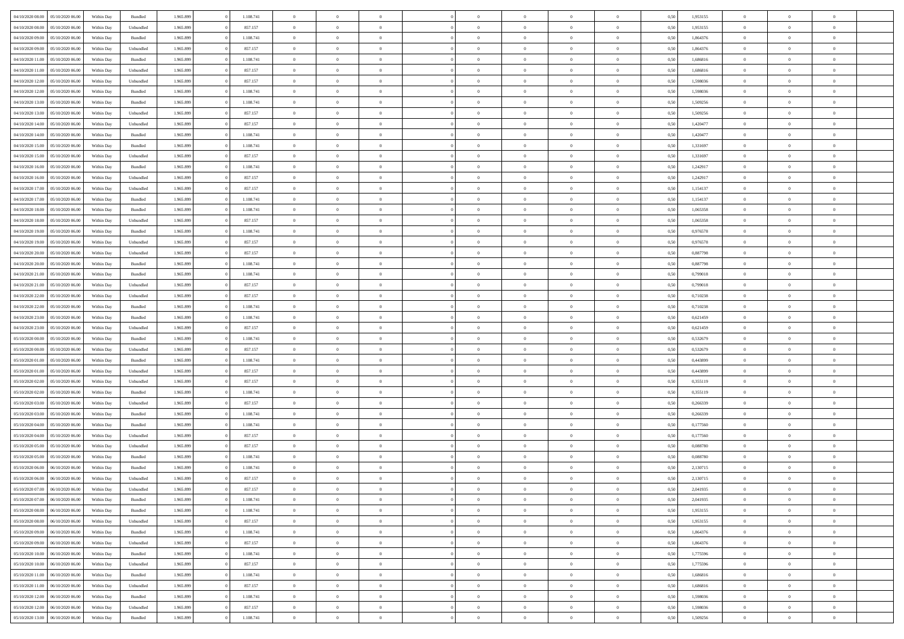| | | | | | | | | | | | | | | | | | | | | |
|---|---|---|---|---|---|---|---|---|---|---|---|---|---|---|---|---|---|---|---|---|
| 04/10/2020 08.00 | 05/10/2020 06.00 | Within Day | Bundled | 1.965.899 | 0 | 1.108.741 | 0 | 0 | 0 | | 0 | 0 | 0 | 0 | 0,50 | 1,953155 | 0 | 0 | 0 | |
| 04/10/2020 08.00 | 05/10/2020 06.00 | Within Day | Unbundled | 1.965.899 | 0 | 857.157 | 0 | 0 | 0 | | 0 | 0 | 0 | 0 | 0,50 | 1,953155 | 0 | 0 | 0 | |
| 04/10/2020 09.00 | 05/10/2020 06.00 | Within Day | Bundled | 1.965.899 | 0 | 1.108.741 | 0 | 0 | 0 | | 0 | 0 | 0 | 0 | 0,50 | 1,864376 | 0 | 0 | 0 | |
| 04/10/2020 09.00 | 05/10/2020 06.00 | Within Day | Unbundled | 1.965.899 | 0 | 857.157 | 0 | 0 | 0 | | 0 | 0 | 0 | 0 | 0,50 | 1,864376 | 0 | 0 | 0 | |
| 04/10/2020 11.00 | 05/10/2020 06.00 | Within Day | Bundled | 1.965.899 | 0 | 1.108.741 | 0 | 0 | 0 | | 0 | 0 | 0 | 0 | 0,50 | 1,686816 | 0 | 0 | 0 | |
| 04/10/2020 11.00 | 05/10/2020 06.00 | Within Day | Unbundled | 1.965.899 | 0 | 857.157 | 0 | 0 | 0 | | 0 | 0 | 0 | 0 | 0,50 | 1,686816 | 0 | 0 | 0 | |
| 04/10/2020 12.00 | 05/10/2020 06.00 | Within Day | Unbundled | 1.965.899 | 0 | 857.157 | 0 | 0 | 0 | | 0 | 0 | 0 | 0 | 0,50 | 1,598036 | 0 | 0 | 0 | |
| 04/10/2020 12.00 | 05/10/2020 06.00 | Within Day | Bundled | 1.965.899 | 0 | 1.108.741 | 0 | 0 | 0 | | 0 | 0 | 0 | 0 | 0,50 | 1,598036 | 0 | 0 | 0 | |
| 04/10/2020 13.00 | 05/10/2020 06.00 | Within Day | Bundled | 1.965.899 | 0 | 1.108.741 | 0 | 0 | 0 | | 0 | 0 | 0 | 0 | 0,50 | 1,509256 | 0 | 0 | 0 | |
| 04/10/2020 13.00 | 05/10/2020 06.00 | Within Day | Unbundled | 1.965.899 | 0 | 857.157 | 0 | 0 | 0 | | 0 | 0 | 0 | 0 | 0,50 | 1,509256 | 0 | 0 | 0 | |
| 04/10/2020 14.00 | 05/10/2020 06.00 | Within Day | Unbundled | 1.965.899 | 0 | 857.157 | 0 | 0 | 0 | | 0 | 0 | 0 | 0 | 0,50 | 1,420477 | 0 | 0 | 0 | |
| 04/10/2020 14.00 | 05/10/2020 06.00 | Within Day | Bundled | 1.965.899 | 0 | 1.108.741 | 0 | 0 | 0 | | 0 | 0 | 0 | 0 | 0,50 | 1,420477 | 0 | 0 | 0 | |
| 04/10/2020 15.00 | 05/10/2020 06.00 | Within Day | Bundled | 1.965.899 | 0 | 1.108.741 | 0 | 0 | 0 | | 0 | 0 | 0 | 0 | 0,50 | 1,331697 | 0 | 0 | 0 | |
| 04/10/2020 15.00 | 05/10/2020 06.00 | Within Day | Unbundled | 1.965.899 | 0 | 857.157 | 0 | 0 | 0 | | 0 | 0 | 0 | 0 | 0,50 | 1,331697 | 0 | 0 | 0 | |
| 04/10/2020 16.00 | 05/10/2020 06.00 | Within Day | Bundled | 1.965.899 | 0 | 1.108.741 | 0 | 0 | 0 | | 0 | 0 | 0 | 0 | 0,50 | 1,242917 | 0 | 0 | 0 | |
| 04/10/2020 16.00 | 05/10/2020 06.00 | Within Day | Unbundled | 1.965.899 | 0 | 857.157 | 0 | 0 | 0 | | 0 | 0 | 0 | 0 | 0,50 | 1,242917 | 0 | 0 | 0 | |
| 04/10/2020 17.00 | 05/10/2020 06.00 | Within Day | Unbundled | 1.965.899 | 0 | 857.157 | 0 | 0 | 0 | | 0 | 0 | 0 | 0 | 0,50 | 1,154137 | 0 | 0 | 0 | |
| 04/10/2020 17.00 | 05/10/2020 06.00 | Within Day | Bundled | 1.965.899 | 0 | 1.108.741 | 0 | 0 | 0 | | 0 | 0 | 0 | 0 | 0,50 | 1,154137 | 0 | 0 | 0 | |
| 04/10/2020 18.00 | 05/10/2020 06.00 | Within Day | Bundled | 1.965.899 | 0 | 1.108.741 | 0 | 0 | 0 | | 0 | 0 | 0 | 0 | 0,50 | 1,065358 | 0 | 0 | 0 | |
| 04/10/2020 18.00 | 05/10/2020 06.00 | Within Day | Unbundled | 1.965.899 | 0 | 857.157 | 0 | 0 | 0 | | 0 | 0 | 0 | 0 | 0,50 | 1,065358 | 0 | 0 | 0 | |
| 04/10/2020 19.00 | 05/10/2020 06.00 | Within Day | Bundled | 1.965.899 | 0 | 1.108.741 | 0 | 0 | 0 | | 0 | 0 | 0 | 0 | 0,50 | 0,976578 | 0 | 0 | 0 | |
| 04/10/2020 19.00 | 05/10/2020 06.00 | Within Day | Unbundled | 1.965.899 | 0 | 857.157 | 0 | 0 | 0 | | 0 | 0 | 0 | 0 | 0,50 | 0,976578 | 0 | 0 | 0 | |
| 04/10/2020 20.00 | 05/10/2020 06.00 | Within Day | Unbundled | 1.965.899 | 0 | 857.157 | 0 | 0 | 0 | | 0 | 0 | 0 | 0 | 0,50 | 0,887798 | 0 | 0 | 0 | |
| 04/10/2020 20.00 | 05/10/2020 06.00 | Within Day | Bundled | 1.965.899 | 0 | 1.108.741 | 0 | 0 | 0 | | 0 | 0 | 0 | 0 | 0,50 | 0,887798 | 0 | 0 | 0 | |
| 04/10/2020 21.00 | 05/10/2020 06.00 | Within Day | Bundled | 1.965.899 | 0 | 1.108.741 | 0 | 0 | 0 | | 0 | 0 | 0 | 0 | 0,50 | 0,799018 | 0 | 0 | 0 | |
| 04/10/2020 21.00 | 05/10/2020 06.00 | Within Day | Unbundled | 1.965.899 | 0 | 857.157 | 0 | 0 | 0 | | 0 | 0 | 0 | 0 | 0,50 | 0,799018 | 0 | 0 | 0 | |
| 04/10/2020 22.00 | 05/10/2020 06.00 | Within Day | Unbundled | 1.965.899 | 0 | 857.157 | 0 | 0 | 0 | | 0 | 0 | 0 | 0 | 0,50 | 0,710238 | 0 | 0 | 0 | |
| 04/10/2020 22.00 | 05/10/2020 06.00 | Within Day | Bundled | 1.965.899 | 0 | 1.108.741 | 0 | 0 | 0 | | 0 | 0 | 0 | 0 | 0,50 | 0,710238 | 0 | 0 | 0 | |
| 04/10/2020 23.00 | 05/10/2020 06.00 | Within Day | Bundled | 1.965.899 | 0 | 1.108.741 | 0 | 0 | 0 | | 0 | 0 | 0 | 0 | 0,50 | 0,621459 | 0 | 0 | 0 | |
| 04/10/2020 23.00 | 05/10/2020 06.00 | Within Day | Unbundled | 1.965.899 | 0 | 857.157 | 0 | 0 | 0 | | 0 | 0 | 0 | 0 | 0,50 | 0,621459 | 0 | 0 | 0 | |
| 05/10/2020 00.00 | 05/10/2020 06.00 | Within Day | Bundled | 1.965.899 | 0 | 1.108.741 | 0 | 0 | 0 | | 0 | 0 | 0 | 0 | 0,50 | 0,532679 | 0 | 0 | 0 | |
| 05/10/2020 00.00 | 05/10/2020 06.00 | Within Day | Unbundled | 1.965.899 | 0 | 857.157 | 0 | 0 | 0 | | 0 | 0 | 0 | 0 | 0,50 | 0,532679 | 0 | 0 | 0 | |
| 05/10/2020 01.00 | 05/10/2020 06.00 | Within Day | Bundled | 1.965.899 | 0 | 1.108.741 | 0 | 0 | 0 | | 0 | 0 | 0 | 0 | 0,50 | 0,443899 | 0 | 0 | 0 | |
| 05/10/2020 01.00 | 05/10/2020 06.00 | Within Day | Unbundled | 1.965.899 | 0 | 857.157 | 0 | 0 | 0 | | 0 | 0 | 0 | 0 | 0,50 | 0,443899 | 0 | 0 | 0 | |
| 05/10/2020 02.00 | 05/10/2020 06.00 | Within Day | Unbundled | 1.965.899 | 0 | 857.157 | 0 | 0 | 0 | | 0 | 0 | 0 | 0 | 0,50 | 0,355119 | 0 | 0 | 0 | |
| 05/10/2020 02.00 | 05/10/2020 06.00 | Within Day | Bundled | 1.965.899 | 0 | 1.108.741 | 0 | 0 | 0 | | 0 | 0 | 0 | 0 | 0,50 | 0,355119 | 0 | 0 | 0 | |
| 05/10/2020 03.00 | 05/10/2020 06.00 | Within Day | Unbundled | 1.965.899 | 0 | 857.157 | 0 | 0 | 0 | | 0 | 0 | 0 | 0 | 0,50 | 0,266339 | 0 | 0 | 0 | |
| 05/10/2020 03.00 | 05/10/2020 06.00 | Within Day | Bundled | 1.965.899 | 0 | 1.108.741 | 0 | 0 | 0 | | 0 | 0 | 0 | 0 | 0,50 | 0,266339 | 0 | 0 | 0 | |
| 05/10/2020 04.00 | 05/10/2020 06.00 | Within Day | Bundled | 1.965.899 | 0 | 1.108.741 | 0 | 0 | 0 | | 0 | 0 | 0 | 0 | 0,50 | 0,177560 | 0 | 0 | 0 | |
| 05/10/2020 04.00 | 05/10/2020 06.00 | Within Day | Unbundled | 1.965.899 | 0 | 857.157 | 0 | 0 | 0 | | 0 | 0 | 0 | 0 | 0,50 | 0,177560 | 0 | 0 | 0 | |
| 05/10/2020 05.00 | 05/10/2020 06.00 | Within Day | Unbundled | 1.965.899 | 0 | 857.157 | 0 | 0 | 0 | | 0 | 0 | 0 | 0 | 0,50 | 0,088780 | 0 | 0 | 0 | |
| 05/10/2020 05.00 | 05/10/2020 06.00 | Within Day | Bundled | 1.965.899 | 0 | 1.108.741 | 0 | 0 | 0 | | 0 | 0 | 0 | 0 | 0,50 | 0,088780 | 0 | 0 | 0 | |
| 05/10/2020 06.00 | 06/10/2020 06.00 | Within Day | Bundled | 1.965.899 | 0 | 1.108.741 | 0 | 0 | 0 | | 0 | 0 | 0 | 0 | 0,50 | 2,130715 | 0 | 0 | 0 | |
| 05/10/2020 06.00 | 06/10/2020 06.00 | Within Day | Unbundled | 1.965.899 | 0 | 857.157 | 0 | 0 | 0 | | 0 | 0 | 0 | 0 | 0,50 | 2,130715 | 0 | 0 | 0 | |
| 05/10/2020 07.00 | 06/10/2020 06.00 | Within Day | Unbundled | 1.965.899 | 0 | 857.157 | 0 | 0 | 0 | | 0 | 0 | 0 | 0 | 0,50 | 2,041935 | 0 | 0 | 0 | |
| 05/10/2020 07.00 | 06/10/2020 06.00 | Within Day | Bundled | 1.965.899 | 0 | 1.108.741 | 0 | 0 | 0 | | 0 | 0 | 0 | 0 | 0,50 | 2,041935 | 0 | 0 | 0 | |
| 05/10/2020 08.00 | 06/10/2020 06.00 | Within Day | Bundled | 1.965.899 | 0 | 1.108.741 | 0 | 0 | 0 | | 0 | 0 | 0 | 0 | 0,50 | 1,953155 | 0 | 0 | 0 | |
| 05/10/2020 08.00 | 06/10/2020 06.00 | Within Day | Unbundled | 1.965.899 | 0 | 857.157 | 0 | 0 | 0 | | 0 | 0 | 0 | 0 | 0,50 | 1,953155 | 0 | 0 | 0 | |
| 05/10/2020 09.00 | 06/10/2020 06.00 | Within Day | Bundled | 1.965.899 | 0 | 1.108.741 | 0 | 0 | 0 | | 0 | 0 | 0 | 0 | 0,50 | 1,864376 | 0 | 0 | 0 | |
| 05/10/2020 09.00 | 06/10/2020 06.00 | Within Day | Unbundled | 1.965.899 | 0 | 857.157 | 0 | 0 | 0 | | 0 | 0 | 0 | 0 | 0,50 | 1,864376 | 0 | 0 | 0 | |
| 05/10/2020 10.00 | 06/10/2020 06.00 | Within Day | Bundled | 1.965.899 | 0 | 1.108.741 | 0 | 0 | 0 | | 0 | 0 | 0 | 0 | 0,50 | 1,775596 | 0 | 0 | 0 | |
| 05/10/2020 10.00 | 06/10/2020 06.00 | Within Day | Unbundled | 1.965.899 | 0 | 857.157 | 0 | 0 | 0 | | 0 | 0 | 0 | 0 | 0,50 | 1,775596 | 0 | 0 | 0 | |
| 05/10/2020 11.00 | 06/10/2020 06.00 | Within Day | Bundled | 1.965.899 | 0 | 1.108.741 | 0 | 0 | 0 | | 0 | 0 | 0 | 0 | 0,50 | 1,686816 | 0 | 0 | 0 | |
| 05/10/2020 11.00 | 06/10/2020 06.00 | Within Day | Unbundled | 1.965.899 | 0 | 857.157 | 0 | 0 | 0 | | 0 | 0 | 0 | 0 | 0,50 | 1,686816 | 0 | 0 | 0 | |
| 05/10/2020 12.00 | 06/10/2020 06.00 | Within Day | Bundled | 1.965.899 | 0 | 1.108.741 | 0 | 0 | 0 | | 0 | 0 | 0 | 0 | 0,50 | 1,598036 | 0 | 0 | 0 | |
| 05/10/2020 12.00 | 06/10/2020 06.00 | Within Day | Unbundled | 1.965.899 | 0 | 857.157 | 0 | 0 | 0 | | 0 | 0 | 0 | 0 | 0,50 | 1,598036 | 0 | 0 | 0 | |
| 05/10/2020 13.00 | 06/10/2020 06.00 | Within Day | Bundled | 1.965.899 | 0 | 1.108.741 | 0 | 0 | 0 | | 0 | 0 | 0 | 0 | 0,50 | 1,509256 | 0 | 0 | 0 | |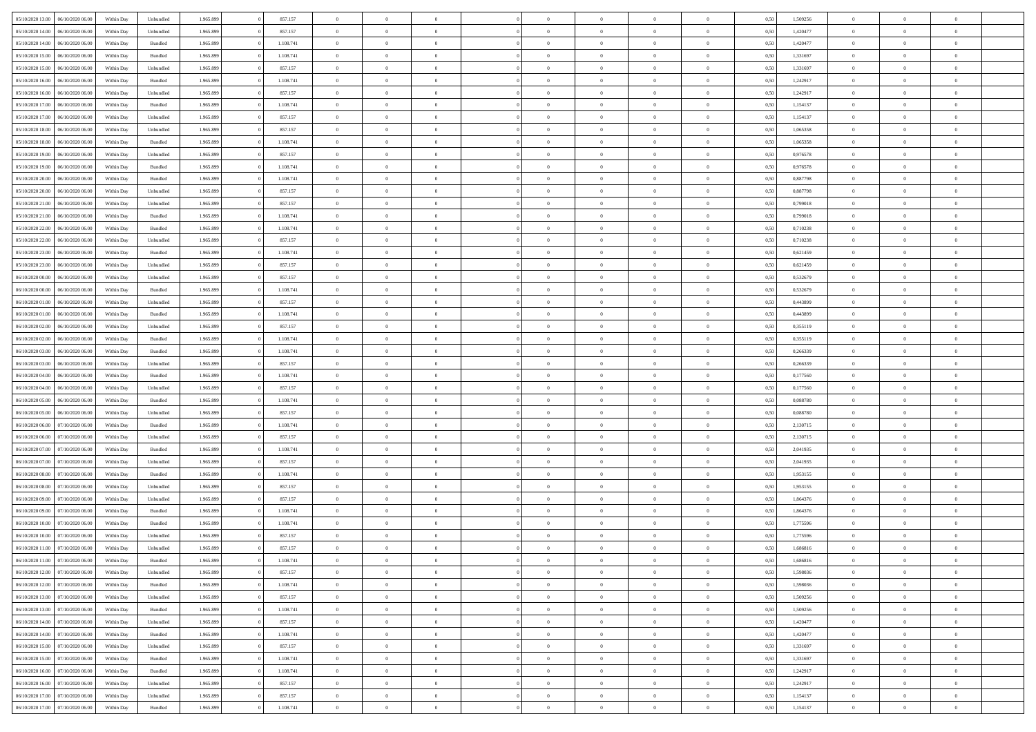| | | | | | | | | | | | | | | | | | | | | |
|---|---|---|---|---|---|---|---|---|---|---|---|---|---|---|---|---|---|---|---|---|
| 05/10/2020 13:00 | 06/10/2020 06:00 | Within Day | Unbundled | 1.965.899 | 0 | 857.157 | 0 | 0 | 0 | | 0 | 0 | 0 | 0 | 0,50 | 1,509256 | 0 | 0 | 0 | |
| 05/10/2020 14:00 | 06/10/2020 06:00 | Within Day | Unbundled | 1.965.899 | 0 | 857.157 | 0 | 0 | 0 | | 0 | 0 | 0 | 0 | 0,50 | 1,420477 | 0 | 0 | 0 | |
| 05/10/2020 14:00 | 06/10/2020 06:00 | Within Day | Bundled | 1.965.899 | 0 | 1.108.741 | 0 | 0 | 0 | | 0 | 0 | 0 | 0 | 0,50 | 1,420477 | 0 | 0 | 0 | |
| 05/10/2020 15:00 | 06/10/2020 06:00 | Within Day | Bundled | 1.965.899 | 0 | 1.108.741 | 0 | 0 | 0 | | 0 | 0 | 0 | 0 | 0,50 | 1,331697 | 0 | 0 | 0 | |
| 05/10/2020 15:00 | 06/10/2020 06:00 | Within Day | Unbundled | 1.965.899 | 0 | 857.157 | 0 | 0 | 0 | | 0 | 0 | 0 | 0 | 0,50 | 1,331697 | 0 | 0 | 0 | |
| 05/10/2020 16:00 | 06/10/2020 06:00 | Within Day | Bundled | 1.965.899 | 0 | 1.108.741 | 0 | 0 | 0 | | 0 | 0 | 0 | 0 | 0,50 | 1,242917 | 0 | 0 | 0 | |
| 05/10/2020 16:00 | 06/10/2020 06:00 | Within Day | Unbundled | 1.965.899 | 0 | 857.157 | 0 | 0 | 0 | | 0 | 0 | 0 | 0 | 0,50 | 1,242917 | 0 | 0 | 0 | |
| 05/10/2020 17:00 | 06/10/2020 06:00 | Within Day | Bundled | 1.965.899 | 0 | 1.108.741 | 0 | 0 | 0 | | 0 | 0 | 0 | 0 | 0,50 | 1,154137 | 0 | 0 | 0 | |
| 05/10/2020 17:00 | 06/10/2020 06:00 | Within Day | Unbundled | 1.965.899 | 0 | 857.157 | 0 | 0 | 0 | | 0 | 0 | 0 | 0 | 0,50 | 1,154137 | 0 | 0 | 0 | |
| 05/10/2020 18:00 | 06/10/2020 06:00 | Within Day | Unbundled | 1.965.899 | 0 | 857.157 | 0 | 0 | 0 | | 0 | 0 | 0 | 0 | 0,50 | 1,065358 | 0 | 0 | 0 | |
| 05/10/2020 18:00 | 06/10/2020 06:00 | Within Day | Bundled | 1.965.899 | 0 | 1.108.741 | 0 | 0 | 0 | | 0 | 0 | 0 | 0 | 0,50 | 1,065358 | 0 | 0 | 0 | |
| 05/10/2020 19:00 | 06/10/2020 06:00 | Within Day | Unbundled | 1.965.899 | 0 | 857.157 | 0 | 0 | 0 | | 0 | 0 | 0 | 0 | 0,50 | 0,976578 | 0 | 0 | 0 | |
| 05/10/2020 19:00 | 06/10/2020 06:00 | Within Day | Bundled | 1.965.899 | 0 | 1.108.741 | 0 | 0 | 0 | | 0 | 0 | 0 | 0 | 0,50 | 0,976578 | 0 | 0 | 0 | |
| 05/10/2020 20:00 | 06/10/2020 06:00 | Within Day | Bundled | 1.965.899 | 0 | 1.108.741 | 0 | 0 | 0 | | 0 | 0 | 0 | 0 | 0,50 | 0,887798 | 0 | 0 | 0 | |
| 05/10/2020 20:00 | 06/10/2020 06:00 | Within Day | Unbundled | 1.965.899 | 0 | 857.157 | 0 | 0 | 0 | | 0 | 0 | 0 | 0 | 0,50 | 0,887798 | 0 | 0 | 0 | |
| 05/10/2020 21:00 | 06/10/2020 06:00 | Within Day | Unbundled | 1.965.899 | 0 | 857.157 | 0 | 0 | 0 | | 0 | 0 | 0 | 0 | 0,50 | 0,799018 | 0 | 0 | 0 | |
| 05/10/2020 21:00 | 06/10/2020 06:00 | Within Day | Bundled | 1.965.899 | 0 | 1.108.741 | 0 | 0 | 0 | | 0 | 0 | 0 | 0 | 0,50 | 0,799018 | 0 | 0 | 0 | |
| 05/10/2020 22:00 | 06/10/2020 06:00 | Within Day | Bundled | 1.965.899 | 0 | 1.108.741 | 0 | 0 | 0 | | 0 | 0 | 0 | 0 | 0,50 | 0,710238 | 0 | 0 | 0 | |
| 05/10/2020 22:00 | 06/10/2020 06:00 | Within Day | Unbundled | 1.965.899 | 0 | 857.157 | 0 | 0 | 0 | | 0 | 0 | 0 | 0 | 0,50 | 0,710238 | 0 | 0 | 0 | |
| 05/10/2020 23:00 | 06/10/2020 06:00 | Within Day | Bundled | 1.965.899 | 0 | 1.108.741 | 0 | 0 | 0 | | 0 | 0 | 0 | 0 | 0,50 | 0,621459 | 0 | 0 | 0 | |
| 05/10/2020 23:00 | 06/10/2020 06:00 | Within Day | Unbundled | 1.965.899 | 0 | 857.157 | 0 | 0 | 0 | | 0 | 0 | 0 | 0 | 0,50 | 0,621459 | 0 | 0 | 0 | |
| 06/10/2020 00:00 | 06/10/2020 06:00 | Within Day | Unbundled | 1.965.899 | 0 | 857.157 | 0 | 0 | 0 | | 0 | 0 | 0 | 0 | 0,50 | 0,532679 | 0 | 0 | 0 | |
| 06/10/2020 00:00 | 06/10/2020 06:00 | Within Day | Bundled | 1.965.899 | 0 | 1.108.741 | 0 | 0 | 0 | | 0 | 0 | 0 | 0 | 0,50 | 0,532679 | 0 | 0 | 0 | |
| 06/10/2020 01:00 | 06/10/2020 06:00 | Within Day | Unbundled | 1.965.899 | 0 | 857.157 | 0 | 0 | 0 | | 0 | 0 | 0 | 0 | 0,50 | 0,443899 | 0 | 0 | 0 | |
| 06/10/2020 01:00 | 06/10/2020 06:00 | Within Day | Bundled | 1.965.899 | 0 | 1.108.741 | 0 | 0 | 0 | | 0 | 0 | 0 | 0 | 0,50 | 0,443899 | 0 | 0 | 0 | |
| 06/10/2020 02:00 | 06/10/2020 06:00 | Within Day | Unbundled | 1.965.899 | 0 | 857.157 | 0 | 0 | 0 | | 0 | 0 | 0 | 0 | 0,50 | 0,355119 | 0 | 0 | 0 | |
| 06/10/2020 02:00 | 06/10/2020 06:00 | Within Day | Bundled | 1.965.899 | 0 | 1.108.741 | 0 | 0 | 0 | | 0 | 0 | 0 | 0 | 0,50 | 0,355119 | 0 | 0 | 0 | |
| 06/10/2020 03:00 | 06/10/2020 06:00 | Within Day | Bundled | 1.965.899 | 0 | 1.108.741 | 0 | 0 | 0 | | 0 | 0 | 0 | 0 | 0,50 | 0,266339 | 0 | 0 | 0 | |
| 06/10/2020 03:00 | 06/10/2020 06:00 | Within Day | Unbundled | 1.965.899 | 0 | 857.157 | 0 | 0 | 0 | | 0 | 0 | 0 | 0 | 0,50 | 0,266339 | 0 | 0 | 0 | |
| 06/10/2020 04:00 | 06/10/2020 06:00 | Within Day | Bundled | 1.965.899 | 0 | 1.108.741 | 0 | 0 | 0 | | 0 | 0 | 0 | 0 | 0,50 | 0,177560 | 0 | 0 | 0 | |
| 06/10/2020 04:00 | 06/10/2020 06:00 | Within Day | Unbundled | 1.965.899 | 0 | 857.157 | 0 | 0 | 0 | | 0 | 0 | 0 | 0 | 0,50 | 0,177560 | 0 | 0 | 0 | |
| 06/10/2020 05:00 | 06/10/2020 06:00 | Within Day | Bundled | 1.965.899 | 0 | 1.108.741 | 0 | 0 | 0 | | 0 | 0 | 0 | 0 | 0,50 | 0,088780 | 0 | 0 | 0 | |
| 06/10/2020 05:00 | 06/10/2020 06:00 | Within Day | Unbundled | 1.965.899 | 0 | 857.157 | 0 | 0 | 0 | | 0 | 0 | 0 | 0 | 0,50 | 0,088780 | 0 | 0 | 0 | |
| 06/10/2020 06:00 | 07/10/2020 06:00 | Within Day | Bundled | 1.965.899 | 0 | 1.108.741 | 0 | 0 | 0 | | 0 | 0 | 0 | 0 | 0,50 | 2,130715 | 0 | 0 | 0 | |
| 06/10/2020 06:00 | 07/10/2020 06:00 | Within Day | Unbundled | 1.965.899 | 0 | 857.157 | 0 | 0 | 0 | | 0 | 0 | 0 | 0 | 0,50 | 2,130715 | 0 | 0 | 0 | |
| 06/10/2020 07:00 | 07/10/2020 06:00 | Within Day | Bundled | 1.965.899 | 0 | 1.108.741 | 0 | 0 | 0 | | 0 | 0 | 0 | 0 | 0,50 | 2,041935 | 0 | 0 | 0 | |
| 06/10/2020 07:00 | 07/10/2020 06:00 | Within Day | Unbundled | 1.965.899 | 0 | 857.157 | 0 | 0 | 0 | | 0 | 0 | 0 | 0 | 0,50 | 2,041935 | 0 | 0 | 0 | |
| 06/10/2020 08:00 | 07/10/2020 06:00 | Within Day | Bundled | 1.965.899 | 0 | 1.108.741 | 0 | 0 | 0 | | 0 | 0 | 0 | 0 | 0,50 | 1,953155 | 0 | 0 | 0 | |
| 06/10/2020 08:00 | 07/10/2020 06:00 | Within Day | Unbundled | 1.965.899 | 0 | 857.157 | 0 | 0 | 0 | | 0 | 0 | 0 | 0 | 0,50 | 1,953155 | 0 | 0 | 0 | |
| 06/10/2020 09:00 | 07/10/2020 06:00 | Within Day | Unbundled | 1.965.899 | 0 | 857.157 | 0 | 0 | 0 | | 0 | 0 | 0 | 0 | 0,50 | 1,864376 | 0 | 0 | 0 | |
| 06/10/2020 09:00 | 07/10/2020 06:00 | Within Day | Bundled | 1.965.899 | 0 | 1.108.741 | 0 | 0 | 0 | | 0 | 0 | 0 | 0 | 0,50 | 1,864376 | 0 | 0 | 0 | |
| 06/10/2020 10:00 | 07/10/2020 06:00 | Within Day | Bundled | 1.965.899 | 0 | 1.108.741 | 0 | 0 | 0 | | 0 | 0 | 0 | 0 | 0,50 | 1,775596 | 0 | 0 | 0 | |
| 06/10/2020 10:00 | 07/10/2020 06:00 | Within Day | Unbundled | 1.965.899 | 0 | 857.157 | 0 | 0 | 0 | | 0 | 0 | 0 | 0 | 0,50 | 1,775596 | 0 | 0 | 0 | |
| 06/10/2020 11:00 | 07/10/2020 06:00 | Within Day | Unbundled | 1.965.899 | 0 | 857.157 | 0 | 0 | 0 | | 0 | 0 | 0 | 0 | 0,50 | 1,686816 | 0 | 0 | 0 | |
| 06/10/2020 11:00 | 07/10/2020 06:00 | Within Day | Bundled | 1.965.899 | 0 | 1.108.741 | 0 | 0 | 0 | | 0 | 0 | 0 | 0 | 0,50 | 1,686816 | 0 | 0 | 0 | |
| 06/10/2020 12:00 | 07/10/2020 06:00 | Within Day | Unbundled | 1.965.899 | 0 | 857.157 | 0 | 0 | 0 | | 0 | 0 | 0 | 0 | 0,50 | 1,598036 | 0 | 0 | 0 | |
| 06/10/2020 12:00 | 07/10/2020 06:00 | Within Day | Bundled | 1.965.899 | 0 | 1.108.741 | 0 | 0 | 0 | | 0 | 0 | 0 | 0 | 0,50 | 1,598036 | 0 | 0 | 0 | |
| 06/10/2020 13:00 | 07/10/2020 06:00 | Within Day | Unbundled | 1.965.899 | 0 | 857.157 | 0 | 0 | 0 | | 0 | 0 | 0 | 0 | 0,50 | 1,509256 | 0 | 0 | 0 | |
| 06/10/2020 13:00 | 07/10/2020 06:00 | Within Day | Bundled | 1.965.899 | 0 | 1.108.741 | 0 | 0 | 0 | | 0 | 0 | 0 | 0 | 0,50 | 1,509256 | 0 | 0 | 0 | |
| 06/10/2020 14:00 | 07/10/2020 06:00 | Within Day | Unbundled | 1.965.899 | 0 | 857.157 | 0 | 0 | 0 | | 0 | 0 | 0 | 0 | 0,50 | 1,420477 | 0 | 0 | 0 | |
| 06/10/2020 14:00 | 07/10/2020 06:00 | Within Day | Bundled | 1.965.899 | 0 | 1.108.741 | 0 | 0 | 0 | | 0 | 0 | 0 | 0 | 0,50 | 1,420477 | 0 | 0 | 0 | |
| 06/10/2020 15:00 | 07/10/2020 06:00 | Within Day | Unbundled | 1.965.899 | 0 | 857.157 | 0 | 0 | 0 | | 0 | 0 | 0 | 0 | 0,50 | 1,331697 | 0 | 0 | 0 | |
| 06/10/2020 15:00 | 07/10/2020 06:00 | Within Day | Bundled | 1.965.899 | 0 | 1.108.741 | 0 | 0 | 0 | | 0 | 0 | 0 | 0 | 0,50 | 1,331697 | 0 | 0 | 0 | |
| 06/10/2020 16:00 | 07/10/2020 06:00 | Within Day | Bundled | 1.965.899 | 0 | 1.108.741 | 0 | 0 | 0 | | 0 | 0 | 0 | 0 | 0,50 | 1,242917 | 0 | 0 | 0 | |
| 06/10/2020 16:00 | 07/10/2020 06:00 | Within Day | Unbundled | 1.965.899 | 0 | 857.157 | 0 | 0 | 0 | | 0 | 0 | 0 | 0 | 0,50 | 1,242917 | 0 | 0 | 0 | |
| 06/10/2020 17:00 | 07/10/2020 06:00 | Within Day | Unbundled | 1.965.899 | 0 | 857.157 | 0 | 0 | 0 | | 0 | 0 | 0 | 0 | 0,50 | 1,154137 | 0 | 0 | 0 | |
| 06/10/2020 17:00 | 07/10/2020 06:00 | Within Day | Bundled | 1.965.899 | 0 | 1.108.741 | 0 | 0 | 0 | | 0 | 0 | 0 | 0 | 0,50 | 1,154137 | 0 | 0 | 0 | |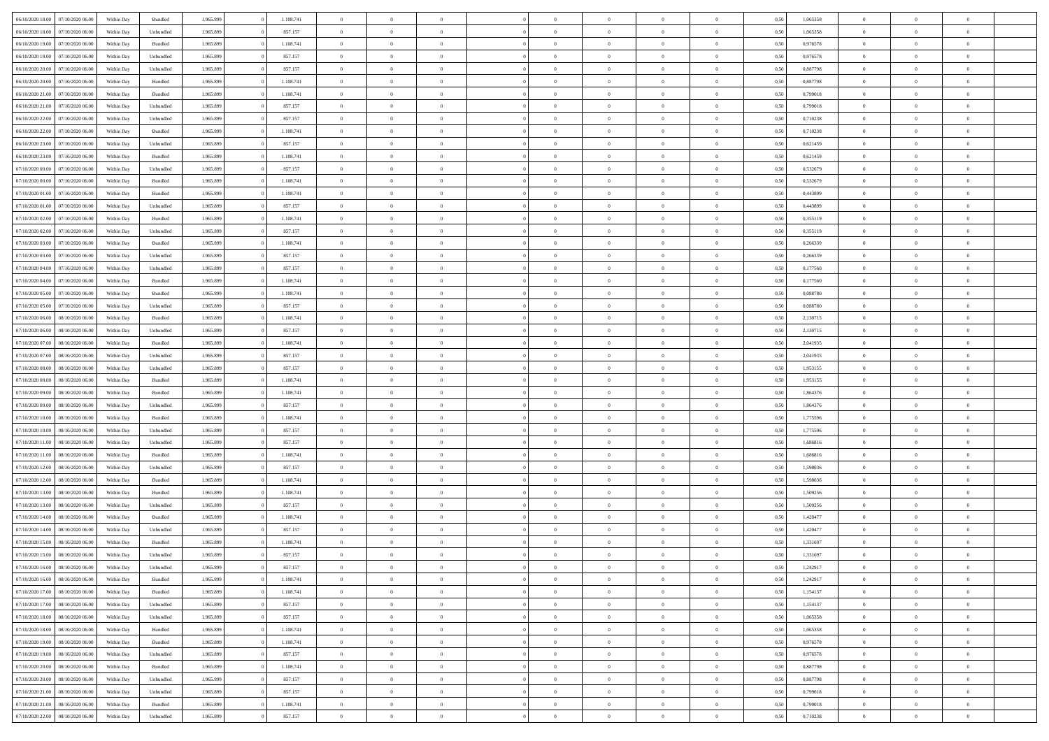| | | | | | | | | | | | | | | | | | | | | |
|---|---|---|---|---|---|---|---|---|---|---|---|---|---|---|---|---|---|---|---|---|
| 06/10/2020 18.00 | 07/10/2020 06.00 | Within Day | Bundled | 1.965.899 | 0 | 1.108.741 | 0 | 0 | 0 | | 0 | 0 | 0 | 0 | 0,50 | 1,065358 | 0 | 0 | 0 | |
| 06/10/2020 18.00 | 07/10/2020 06.00 | Within Day | Unbundled | 1.965.899 | 0 | 857.157 | 0 | 0 | 0 | | 0 | 0 | 0 | 0 | 0,50 | 1,065358 | 0 | 0 | 0 | |
| 06/10/2020 19.00 | 07/10/2020 06.00 | Within Day | Bundled | 1.965.899 | 0 | 1.108.741 | 0 | 0 | 0 | | 0 | 0 | 0 | 0 | 0,50 | 0,976578 | 0 | 0 | 0 | |
| 06/10/2020 19.00 | 07/10/2020 06.00 | Within Day | Unbundled | 1.965.899 | 0 | 857.157 | 0 | 0 | 0 | | 0 | 0 | 0 | 0 | 0,50 | 0,976578 | 0 | 0 | 0 | |
| 06/10/2020 20.00 | 07/10/2020 06.00 | Within Day | Unbundled | 1.965.899 | 0 | 857.157 | 0 | 0 | 0 | | 0 | 0 | 0 | 0 | 0,50 | 0,887798 | 0 | 0 | 0 | |
| 06/10/2020 20.00 | 07/10/2020 06.00 | Within Day | Bundled | 1.965.899 | 0 | 1.108.741 | 0 | 0 | 0 | | 0 | 0 | 0 | 0 | 0,50 | 0,887798 | 0 | 0 | 0 | |
| 06/10/2020 21.00 | 07/10/2020 06.00 | Within Day | Bundled | 1.965.899 | 0 | 1.108.741 | 0 | 0 | 0 | | 0 | 0 | 0 | 0 | 0,50 | 0,799018 | 0 | 0 | 0 | |
| 06/10/2020 21.00 | 07/10/2020 06.00 | Within Day | Unbundled | 1.965.899 | 0 | 857.157 | 0 | 0 | 0 | | 0 | 0 | 0 | 0 | 0,50 | 0,799018 | 0 | 0 | 0 | |
| 06/10/2020 22.00 | 07/10/2020 06.00 | Within Day | Unbundled | 1.965.899 | 0 | 857.157 | 0 | 0 | 0 | | 0 | 0 | 0 | 0 | 0,50 | 0,710238 | 0 | 0 | 0 | |
| 06/10/2020 22.00 | 07/10/2020 06.00 | Within Day | Bundled | 1.965.899 | 0 | 1.108.741 | 0 | 0 | 0 | | 0 | 0 | 0 | 0 | 0,50 | 0,710238 | 0 | 0 | 0 | |
| 06/10/2020 23.00 | 07/10/2020 06.00 | Within Day | Unbundled | 1.965.899 | 0 | 857.157 | 0 | 0 | 0 | | 0 | 0 | 0 | 0 | 0,50 | 0,621459 | 0 | 0 | 0 | |
| 06/10/2020 23.00 | 07/10/2020 06.00 | Within Day | Bundled | 1.965.899 | 0 | 1.108.741 | 0 | 0 | 0 | | 0 | 0 | 0 | 0 | 0,50 | 0,621459 | 0 | 0 | 0 | |
| 07/10/2020 00.00 | 07/10/2020 06.00 | Within Day | Unbundled | 1.965.899 | 0 | 857.157 | 0 | 0 | 0 | | 0 | 0 | 0 | 0 | 0,50 | 0,532679 | 0 | 0 | 0 | |
| 07/10/2020 00.00 | 07/10/2020 06.00 | Within Day | Bundled | 1.965.899 | 0 | 1.108.741 | 0 | 0 | 0 | | 0 | 0 | 0 | 0 | 0,50 | 0,532679 | 0 | 0 | 0 | |
| 07/10/2020 01.00 | 07/10/2020 06.00 | Within Day | Bundled | 1.965.899 | 0 | 1.108.741 | 0 | 0 | 0 | | 0 | 0 | 0 | 0 | 0,50 | 0,443899 | 0 | 0 | 0 | |
| 07/10/2020 01.00 | 07/10/2020 06.00 | Within Day | Unbundled | 1.965.899 | 0 | 857.157 | 0 | 0 | 0 | | 0 | 0 | 0 | 0 | 0,50 | 0,443899 | 0 | 0 | 0 | |
| 07/10/2020 02.00 | 07/10/2020 06.00 | Within Day | Bundled | 1.965.899 | 0 | 1.108.741 | 0 | 0 | 0 | | 0 | 0 | 0 | 0 | 0,50 | 0,355119 | 0 | 0 | 0 | |
| 07/10/2020 02.00 | 07/10/2020 06.00 | Within Day | Unbundled | 1.965.899 | 0 | 857.157 | 0 | 0 | 0 | | 0 | 0 | 0 | 0 | 0,50 | 0,355119 | 0 | 0 | 0 | |
| 07/10/2020 03.00 | 07/10/2020 06.00 | Within Day | Bundled | 1.965.899 | 0 | 1.108.741 | 0 | 0 | 0 | | 0 | 0 | 0 | 0 | 0,50 | 0,266339 | 0 | 0 | 0 | |
| 07/10/2020 03.00 | 07/10/2020 06.00 | Within Day | Unbundled | 1.965.899 | 0 | 857.157 | 0 | 0 | 0 | | 0 | 0 | 0 | 0 | 0,50 | 0,266339 | 0 | 0 | 0 | |
| 07/10/2020 04.00 | 07/10/2020 06.00 | Within Day | Unbundled | 1.965.899 | 0 | 857.157 | 0 | 0 | 0 | | 0 | 0 | 0 | 0 | 0,50 | 0,177560 | 0 | 0 | 0 | |
| 07/10/2020 04.00 | 07/10/2020 06.00 | Within Day | Bundled | 1.965.899 | 0 | 1.108.741 | 0 | 0 | 0 | | 0 | 0 | 0 | 0 | 0,50 | 0,177560 | 0 | 0 | 0 | |
| 07/10/2020 05.00 | 07/10/2020 06.00 | Within Day | Bundled | 1.965.899 | 0 | 1.108.741 | 0 | 0 | 0 | | 0 | 0 | 0 | 0 | 0,50 | 0,088780 | 0 | 0 | 0 | |
| 07/10/2020 05.00 | 07/10/2020 06.00 | Within Day | Unbundled | 1.965.899 | 0 | 857.157 | 0 | 0 | 0 | | 0 | 0 | 0 | 0 | 0,50 | 0,088780 | 0 | 0 | 0 | |
| 07/10/2020 06.00 | 08/10/2020 06.00 | Within Day | Bundled | 1.965.899 | 0 | 1.108.741 | 0 | 0 | 0 | | 0 | 0 | 0 | 0 | 0,50 | 2,130715 | 0 | 0 | 0 | |
| 07/10/2020 06.00 | 08/10/2020 06.00 | Within Day | Unbundled | 1.965.899 | 0 | 857.157 | 0 | 0 | 0 | | 0 | 0 | 0 | 0 | 0,50 | 2,130715 | 0 | 0 | 0 | |
| 07/10/2020 07.00 | 08/10/2020 06.00 | Within Day | Bundled | 1.965.899 | 0 | 1.108.741 | 0 | 0 | 0 | | 0 | 0 | 0 | 0 | 0,50 | 2,041935 | 0 | 0 | 0 | |
| 07/10/2020 07.00 | 08/10/2020 06.00 | Within Day | Unbundled | 1.965.899 | 0 | 857.157 | 0 | 0 | 0 | | 0 | 0 | 0 | 0 | 0,50 | 2,041935 | 0 | 0 | 0 | |
| 07/10/2020 08.00 | 08/10/2020 06.00 | Within Day | Unbundled | 1.965.899 | 0 | 857.157 | 0 | 0 | 0 | | 0 | 0 | 0 | 0 | 0,50 | 1,953155 | 0 | 0 | 0 | |
| 07/10/2020 08.00 | 08/10/2020 06.00 | Within Day | Bundled | 1.965.899 | 0 | 1.108.741 | 0 | 0 | 0 | | 0 | 0 | 0 | 0 | 0,50 | 1,953155 | 0 | 0 | 0 | |
| 07/10/2020 09.00 | 08/10/2020 06.00 | Within Day | Bundled | 1.965.899 | 0 | 1.108.741 | 0 | 0 | 0 | | 0 | 0 | 0 | 0 | 0,50 | 1,864376 | 0 | 0 | 0 | |
| 07/10/2020 09.00 | 08/10/2020 06.00 | Within Day | Unbundled | 1.965.899 | 0 | 857.157 | 0 | 0 | 0 | | 0 | 0 | 0 | 0 | 0,50 | 1,864376 | 0 | 0 | 0 | |
| 07/10/2020 10.00 | 08/10/2020 06.00 | Within Day | Bundled | 1.965.899 | 0 | 1.108.741 | 0 | 0 | 0 | | 0 | 0 | 0 | 0 | 0,50 | 1,775596 | 0 | 0 | 0 | |
| 07/10/2020 10.00 | 08/10/2020 06.00 | Within Day | Unbundled | 1.965.899 | 0 | 857.157 | 0 | 0 | 0 | | 0 | 0 | 0 | 0 | 0,50 | 1,775596 | 0 | 0 | 0 | |
| 07/10/2020 11.00 | 08/10/2020 06.00 | Within Day | Unbundled | 1.965.899 | 0 | 857.157 | 0 | 0 | 0 | | 0 | 0 | 0 | 0 | 0,50 | 1,686816 | 0 | 0 | 0 | |
| 07/10/2020 11.00 | 08/10/2020 06.00 | Within Day | Bundled | 1.965.899 | 0 | 1.108.741 | 0 | 0 | 0 | | 0 | 0 | 0 | 0 | 0,50 | 1,686816 | 0 | 0 | 0 | |
| 07/10/2020 12.00 | 08/10/2020 06.00 | Within Day | Unbundled | 1.965.899 | 0 | 857.157 | 0 | 0 | 0 | | 0 | 0 | 0 | 0 | 0,50 | 1,598036 | 0 | 0 | 0 | |
| 07/10/2020 12.00 | 08/10/2020 06.00 | Within Day | Bundled | 1.965.899 | 0 | 1.108.741 | 0 | 0 | 0 | | 0 | 0 | 0 | 0 | 0,50 | 1,598036 | 0 | 0 | 0 | |
| 07/10/2020 13.00 | 08/10/2020 06.00 | Within Day | Bundled | 1.965.899 | 0 | 1.108.741 | 0 | 0 | 0 | | 0 | 0 | 0 | 0 | 0,50 | 1,509256 | 0 | 0 | 0 | |
| 07/10/2020 13.00 | 08/10/2020 06.00 | Within Day | Unbundled | 1.965.899 | 0 | 857.157 | 0 | 0 | 0 | | 0 | 0 | 0 | 0 | 0,50 | 1,509256 | 0 | 0 | 0 | |
| 07/10/2020 14.00 | 08/10/2020 06.00 | Within Day | Bundled | 1.965.899 | 0 | 1.108.741 | 0 | 0 | 0 | | 0 | 0 | 0 | 0 | 0,50 | 1,420477 | 0 | 0 | 0 | |
| 07/10/2020 14.00 | 08/10/2020 06.00 | Within Day | Unbundled | 1.965.899 | 0 | 857.157 | 0 | 0 | 0 | | 0 | 0 | 0 | 0 | 0,50 | 1,420477 | 0 | 0 | 0 | |
| 07/10/2020 15.00 | 08/10/2020 06.00 | Within Day | Bundled | 1.965.899 | 0 | 1.108.741 | 0 | 0 | 0 | | 0 | 0 | 0 | 0 | 0,50 | 1,331697 | 0 | 0 | 0 | |
| 07/10/2020 15.00 | 08/10/2020 06.00 | Within Day | Unbundled | 1.965.899 | 0 | 857.157 | 0 | 0 | 0 | | 0 | 0 | 0 | 0 | 0,50 | 1,331697 | 0 | 0 | 0 | |
| 07/10/2020 16.00 | 08/10/2020 06.00 | Within Day | Unbundled | 1.965.899 | 0 | 857.157 | 0 | 0 | 0 | | 0 | 0 | 0 | 0 | 0,50 | 1,242917 | 0 | 0 | 0 | |
| 07/10/2020 16.00 | 08/10/2020 06.00 | Within Day | Bundled | 1.965.899 | 0 | 1.108.741 | 0 | 0 | 0 | | 0 | 0 | 0 | 0 | 0,50 | 1,242917 | 0 | 0 | 0 | |
| 07/10/2020 17.00 | 08/10/2020 06.00 | Within Day | Bundled | 1.965.899 | 0 | 1.108.741 | 0 | 0 | 0 | | 0 | 0 | 0 | 0 | 0,50 | 1,154137 | 0 | 0 | 0 | |
| 07/10/2020 17.00 | 08/10/2020 06.00 | Within Day | Unbundled | 1.965.899 | 0 | 857.157 | 0 | 0 | 0 | | 0 | 0 | 0 | 0 | 0,50 | 1,154137 | 0 | 0 | 0 | |
| 07/10/2020 18.00 | 08/10/2020 06.00 | Within Day | Unbundled | 1.965.899 | 0 | 857.157 | 0 | 0 | 0 | | 0 | 0 | 0 | 0 | 0,50 | 1,065358 | 0 | 0 | 0 | |
| 07/10/2020 18.00 | 08/10/2020 06.00 | Within Day | Bundled | 1.965.899 | 0 | 1.108.741 | 0 | 0 | 0 | | 0 | 0 | 0 | 0 | 0,50 | 1,065358 | 0 | 0 | 0 | |
| 07/10/2020 19.00 | 08/10/2020 06.00 | Within Day | Bundled | 1.965.899 | 0 | 1.108.741 | 0 | 0 | 0 | | 0 | 0 | 0 | 0 | 0,50 | 0,976578 | 0 | 0 | 0 | |
| 07/10/2020 19.00 | 08/10/2020 06.00 | Within Day | Unbundled | 1.965.899 | 0 | 857.157 | 0 | 0 | 0 | | 0 | 0 | 0 | 0 | 0,50 | 0,976578 | 0 | 0 | 0 | |
| 07/10/2020 20.00 | 08/10/2020 06.00 | Within Day | Bundled | 1.965.899 | 0 | 1.108.741 | 0 | 0 | 0 | | 0 | 0 | 0 | 0 | 0,50 | 0,887798 | 0 | 0 | 0 | |
| 07/10/2020 20.00 | 08/10/2020 06.00 | Within Day | Unbundled | 1.965.899 | 0 | 857.157 | 0 | 0 | 0 | | 0 | 0 | 0 | 0 | 0,50 | 0,887798 | 0 | 0 | 0 | |
| 07/10/2020 21.00 | 08/10/2020 06.00 | Within Day | Unbundled | 1.965.899 | 0 | 857.157 | 0 | 0 | 0 | | 0 | 0 | 0 | 0 | 0,50 | 0,799018 | 0 | 0 | 0 | |
| 07/10/2020 21.00 | 08/10/2020 06.00 | Within Day | Bundled | 1.965.899 | 0 | 1.108.741 | 0 | 0 | 0 | | 0 | 0 | 0 | 0 | 0,50 | 0,799018 | 0 | 0 | 0 | |
| 07/10/2020 22.00 | 08/10/2020 06.00 | Within Day | Unbundled | 1.965.899 | 0 | 857.157 | 0 | 0 | 0 | | 0 | 0 | 0 | 0 | 0,50 | 0,710238 | 0 | 0 | 0 | |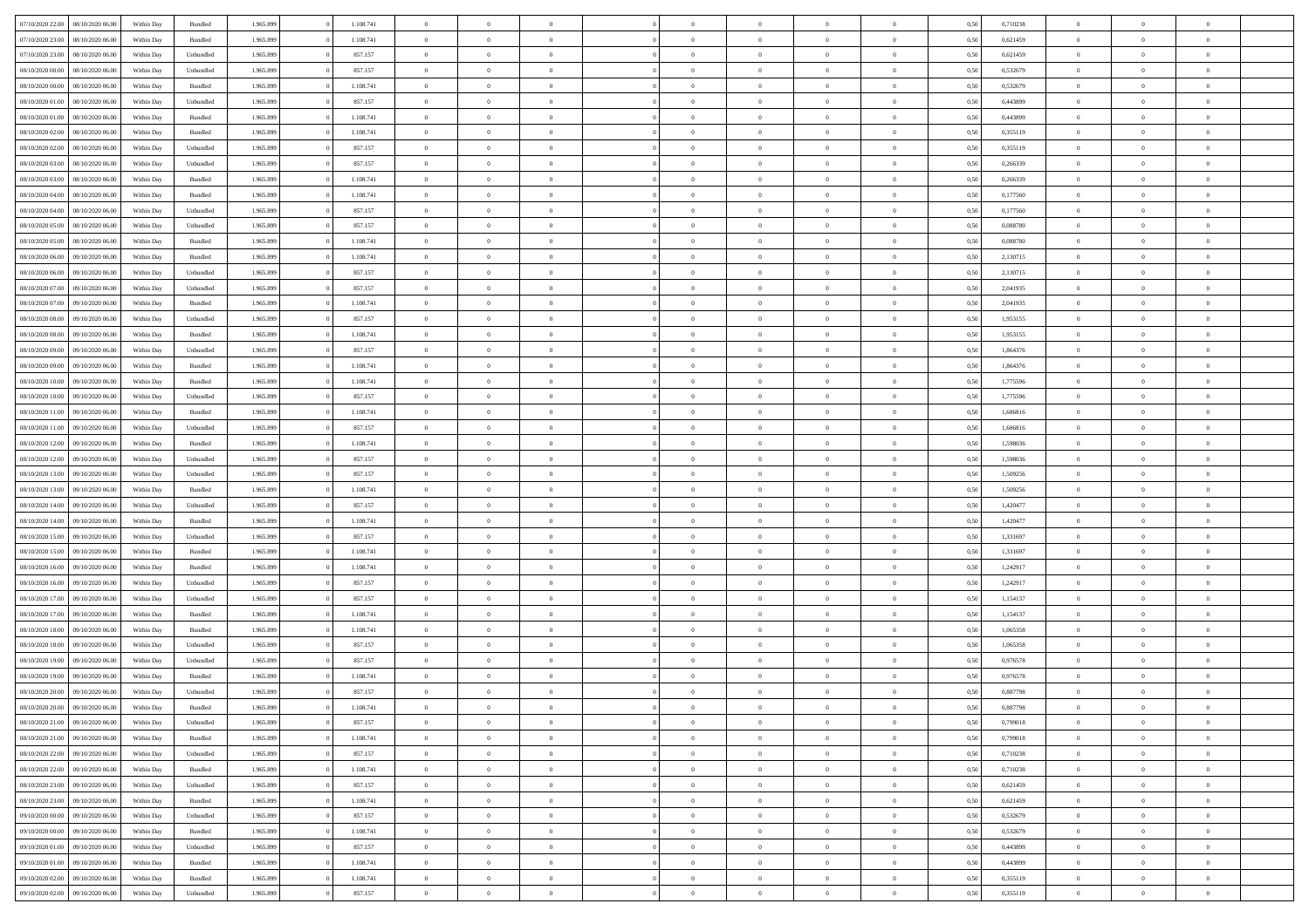| | | | | | | | | | | | | | | | | | | | | |
|---|---|---|---|---|---|---|---|---|---|---|---|---|---|---|---|---|---|---|---|---|
| 07/10/2020 22.00 | 08/10/2020 06.00 | Within Day | Bundled | 1.965.899 | 0 | 1.108.741 | 0 | 0 | 0 | | 0 | 0 | 0 | 0 | 0,50 | 0,710238 | 0 | 0 | 0 | |
| 07/10/2020 23.00 | 08/10/2020 06.00 | Within Day | Bundled | 1.965.899 | 0 | 1.108.741 | 0 | 0 | 0 | | 0 | 0 | 0 | 0 | 0,50 | 0,621459 | 0 | 0 | 0 | |
| 07/10/2020 23.00 | 08/10/2020 06.00 | Within Day | Unbundled | 1.965.899 | 0 | 857.157 | 0 | 0 | 0 | | 0 | 0 | 0 | 0 | 0,50 | 0,621459 | 0 | 0 | 0 | |
| 08/10/2020 00.00 | 08/10/2020 06.00 | Within Day | Unbundled | 1.965.899 | 0 | 857.157 | 0 | 0 | 0 | | 0 | 0 | 0 | 0 | 0,50 | 0,532679 | 0 | 0 | 0 | |
| 08/10/2020 00.00 | 08/10/2020 06.00 | Within Day | Bundled | 1.965.899 | 0 | 1.108.741 | 0 | 0 | 0 | | 0 | 0 | 0 | 0 | 0,50 | 0,532679 | 0 | 0 | 0 | |
| 08/10/2020 01.00 | 08/10/2020 06.00 | Within Day | Unbundled | 1.965.899 | 0 | 857.157 | 0 | 0 | 0 | | 0 | 0 | 0 | 0 | 0,50 | 0,443899 | 0 | 0 | 0 | |
| 08/10/2020 01.00 | 08/10/2020 06.00 | Within Day | Bundled | 1.965.899 | 0 | 1.108.741 | 0 | 0 | 0 | | 0 | 0 | 0 | 0 | 0,50 | 0,443899 | 0 | 0 | 0 | |
| 08/10/2020 02.00 | 08/10/2020 06.00 | Within Day | Bundled | 1.965.899 | 0 | 1.108.741 | 0 | 0 | 0 | | 0 | 0 | 0 | 0 | 0,50 | 0,355119 | 0 | 0 | 0 | |
| 08/10/2020 02.00 | 08/10/2020 06.00 | Within Day | Unbundled | 1.965.899 | 0 | 857.157 | 0 | 0 | 0 | | 0 | 0 | 0 | 0 | 0,50 | 0,355119 | 0 | 0 | 0 | |
| 08/10/2020 03.00 | 08/10/2020 06.00 | Within Day | Unbundled | 1.965.899 | 0 | 857.157 | 0 | 0 | 0 | | 0 | 0 | 0 | 0 | 0,50 | 0,266339 | 0 | 0 | 0 | |
| 08/10/2020 03.00 | 08/10/2020 06.00 | Within Day | Bundled | 1.965.899 | 0 | 1.108.741 | 0 | 0 | 0 | | 0 | 0 | 0 | 0 | 0,50 | 0,266339 | 0 | 0 | 0 | |
| 08/10/2020 04.00 | 08/10/2020 06.00 | Within Day | Bundled | 1.965.899 | 0 | 1.108.741 | 0 | 0 | 0 | | 0 | 0 | 0 | 0 | 0,50 | 0,177560 | 0 | 0 | 0 | |
| 08/10/2020 04.00 | 08/10/2020 06.00 | Within Day | Unbundled | 1.965.899 | 0 | 857.157 | 0 | 0 | 0 | | 0 | 0 | 0 | 0 | 0,50 | 0,177560 | 0 | 0 | 0 | |
| 08/10/2020 05.00 | 08/10/2020 06.00 | Within Day | Unbundled | 1.965.899 | 0 | 857.157 | 0 | 0 | 0 | | 0 | 0 | 0 | 0 | 0,50 | 0,088780 | 0 | 0 | 0 | |
| 08/10/2020 05.00 | 08/10/2020 06.00 | Within Day | Bundled | 1.965.899 | 0 | 1.108.741 | 0 | 0 | 0 | | 0 | 0 | 0 | 0 | 0,50 | 0,088780 | 0 | 0 | 0 | |
| 08/10/2020 06.00 | 09/10/2020 06.00 | Within Day | Bundled | 1.965.899 | 0 | 1.108.741 | 0 | 0 | 0 | | 0 | 0 | 0 | 0 | 0,50 | 2,130715 | 0 | 0 | 0 | |
| 08/10/2020 06.00 | 09/10/2020 06.00 | Within Day | Unbundled | 1.965.899 | 0 | 857.157 | 0 | 0 | 0 | | 0 | 0 | 0 | 0 | 0,50 | 2,130715 | 0 | 0 | 0 | |
| 08/10/2020 07.00 | 09/10/2020 06.00 | Within Day | Unbundled | 1.965.899 | 0 | 857.157 | 0 | 0 | 0 | | 0 | 0 | 0 | 0 | 0,50 | 2,041935 | 0 | 0 | 0 | |
| 08/10/2020 07.00 | 09/10/2020 06.00 | Within Day | Bundled | 1.965.899 | 0 | 1.108.741 | 0 | 0 | 0 | | 0 | 0 | 0 | 0 | 0,50 | 2,041935 | 0 | 0 | 0 | |
| 08/10/2020 08.00 | 09/10/2020 06.00 | Within Day | Unbundled | 1.965.899 | 0 | 857.157 | 0 | 0 | 0 | | 0 | 0 | 0 | 0 | 0,50 | 1,953155 | 0 | 0 | 0 | |
| 08/10/2020 08.00 | 09/10/2020 06.00 | Within Day | Bundled | 1.965.899 | 0 | 1.108.741 | 0 | 0 | 0 | | 0 | 0 | 0 | 0 | 0,50 | 1,953155 | 0 | 0 | 0 | |
| 08/10/2020 09.00 | 09/10/2020 06.00 | Within Day | Unbundled | 1.965.899 | 0 | 857.157 | 0 | 0 | 0 | | 0 | 0 | 0 | 0 | 0,50 | 1,864376 | 0 | 0 | 0 | |
| 08/10/2020 09.00 | 09/10/2020 06.00 | Within Day | Bundled | 1.965.899 | 0 | 1.108.741 | 0 | 0 | 0 | | 0 | 0 | 0 | 0 | 0,50 | 1,864376 | 0 | 0 | 0 | |
| 08/10/2020 10.00 | 09/10/2020 06.00 | Within Day | Bundled | 1.965.899 | 0 | 1.108.741 | 0 | 0 | 0 | | 0 | 0 | 0 | 0 | 0,50 | 1,775596 | 0 | 0 | 0 | |
| 08/10/2020 10.00 | 09/10/2020 06.00 | Within Day | Unbundled | 1.965.899 | 0 | 857.157 | 0 | 0 | 0 | | 0 | 0 | 0 | 0 | 0,50 | 1,775596 | 0 | 0 | 0 | |
| 08/10/2020 11.00 | 09/10/2020 06.00 | Within Day | Bundled | 1.965.899 | 0 | 1.108.741 | 0 | 0 | 0 | | 0 | 0 | 0 | 0 | 0,50 | 1,686816 | 0 | 0 | 0 | |
| 08/10/2020 11.00 | 09/10/2020 06.00 | Within Day | Unbundled | 1.965.899 | 0 | 857.157 | 0 | 0 | 0 | | 0 | 0 | 0 | 0 | 0,50 | 1,686816 | 0 | 0 | 0 | |
| 08/10/2020 12.00 | 09/10/2020 06.00 | Within Day | Bundled | 1.965.899 | 0 | 1.108.741 | 0 | 0 | 0 | | 0 | 0 | 0 | 0 | 0,50 | 1,598036 | 0 | 0 | 0 | |
| 08/10/2020 12.00 | 09/10/2020 06.00 | Within Day | Unbundled | 1.965.899 | 0 | 857.157 | 0 | 0 | 0 | | 0 | 0 | 0 | 0 | 0,50 | 1,598036 | 0 | 0 | 0 | |
| 08/10/2020 13.00 | 09/10/2020 06.00 | Within Day | Unbundled | 1.965.899 | 0 | 857.157 | 0 | 0 | 0 | | 0 | 0 | 0 | 0 | 0,50 | 1,509256 | 0 | 0 | 0 | |
| 08/10/2020 13.00 | 09/10/2020 06.00 | Within Day | Bundled | 1.965.899 | 0 | 1.108.741 | 0 | 0 | 0 | | 0 | 0 | 0 | 0 | 0,50 | 1,509256 | 0 | 0 | 0 | |
| 08/10/2020 14.00 | 09/10/2020 06.00 | Within Day | Unbundled | 1.965.899 | 0 | 857.157 | 0 | 0 | 0 | | 0 | 0 | 0 | 0 | 0,50 | 1,420477 | 0 | 0 | 0 | |
| 08/10/2020 14.00 | 09/10/2020 06.00 | Within Day | Bundled | 1.965.899 | 0 | 1.108.741 | 0 | 0 | 0 | | 0 | 0 | 0 | 0 | 0,50 | 1,420477 | 0 | 0 | 0 | |
| 08/10/2020 15.00 | 09/10/2020 06.00 | Within Day | Unbundled | 1.965.899 | 0 | 857.157 | 0 | 0 | 0 | | 0 | 0 | 0 | 0 | 0,50 | 1,331697 | 0 | 0 | 0 | |
| 08/10/2020 15.00 | 09/10/2020 06.00 | Within Day | Bundled | 1.965.899 | 0 | 1.108.741 | 0 | 0 | 0 | | 0 | 0 | 0 | 0 | 0,50 | 1,331697 | 0 | 0 | 0 | |
| 08/10/2020 16.00 | 09/10/2020 06.00 | Within Day | Bundled | 1.965.899 | 0 | 1.108.741 | 0 | 0 | 0 | | 0 | 0 | 0 | 0 | 0,50 | 1,242917 | 0 | 0 | 0 | |
| 08/10/2020 16.00 | 09/10/2020 06.00 | Within Day | Unbundled | 1.965.899 | 0 | 857.157 | 0 | 0 | 0 | | 0 | 0 | 0 | 0 | 0,50 | 1,242917 | 0 | 0 | 0 | |
| 08/10/2020 17.00 | 09/10/2020 06.00 | Within Day | Unbundled | 1.965.899 | 0 | 857.157 | 0 | 0 | 0 | | 0 | 0 | 0 | 0 | 0,50 | 1,154137 | 0 | 0 | 0 | |
| 08/10/2020 17.00 | 09/10/2020 06.00 | Within Day | Bundled | 1.965.899 | 0 | 1.108.741 | 0 | 0 | 0 | | 0 | 0 | 0 | 0 | 0,50 | 1,154137 | 0 | 0 | 0 | |
| 08/10/2020 18.00 | 09/10/2020 06.00 | Within Day | Bundled | 1.965.899 | 0 | 1.108.741 | 0 | 0 | 0 | | 0 | 0 | 0 | 0 | 0,50 | 1,065358 | 0 | 0 | 0 | |
| 08/10/2020 18.00 | 09/10/2020 06.00 | Within Day | Unbundled | 1.965.899 | 0 | 857.157 | 0 | 0 | 0 | | 0 | 0 | 0 | 0 | 0,50 | 1,065358 | 0 | 0 | 0 | |
| 08/10/2020 19.00 | 09/10/2020 06.00 | Within Day | Unbundled | 1.965.899 | 0 | 857.157 | 0 | 0 | 0 | | 0 | 0 | 0 | 0 | 0,50 | 0,976578 | 0 | 0 | 0 | |
| 08/10/2020 19.00 | 09/10/2020 06.00 | Within Day | Bundled | 1.965.899 | 0 | 1.108.741 | 0 | 0 | 0 | | 0 | 0 | 0 | 0 | 0,50 | 0,976578 | 0 | 0 | 0 | |
| 08/10/2020 20.00 | 09/10/2020 06.00 | Within Day | Unbundled | 1.965.899 | 0 | 857.157 | 0 | 0 | 0 | | 0 | 0 | 0 | 0 | 0,50 | 0,887798 | 0 | 0 | 0 | |
| 08/10/2020 20.00 | 09/10/2020 06.00 | Within Day | Bundled | 1.965.899 | 0 | 1.108.741 | 0 | 0 | 0 | | 0 | 0 | 0 | 0 | 0,50 | 0,887798 | 0 | 0 | 0 | |
| 08/10/2020 21.00 | 09/10/2020 06.00 | Within Day | Unbundled | 1.965.899 | 0 | 857.157 | 0 | 0 | 0 | | 0 | 0 | 0 | 0 | 0,50 | 0,799018 | 0 | 0 | 0 | |
| 08/10/2020 21.00 | 09/10/2020 06.00 | Within Day | Bundled | 1.965.899 | 0 | 1.108.741 | 0 | 0 | 0 | | 0 | 0 | 0 | 0 | 0,50 | 0,799018 | 0 | 0 | 0 | |
| 08/10/2020 22.00 | 09/10/2020 06.00 | Within Day | Unbundled | 1.965.899 | 0 | 857.157 | 0 | 0 | 0 | | 0 | 0 | 0 | 0 | 0,50 | 0,710238 | 0 | 0 | 0 | |
| 08/10/2020 22.00 | 09/10/2020 06.00 | Within Day | Bundled | 1.965.899 | 0 | 1.108.741 | 0 | 0 | 0 | | 0 | 0 | 0 | 0 | 0,50 | 0,710238 | 0 | 0 | 0 | |
| 08/10/2020 23.00 | 09/10/2020 06.00 | Within Day | Unbundled | 1.965.899 | 0 | 857.157 | 0 | 0 | 0 | | 0 | 0 | 0 | 0 | 0,50 | 0,621459 | 0 | 0 | 0 | |
| 08/10/2020 23.00 | 09/10/2020 06.00 | Within Day | Bundled | 1.965.899 | 0 | 1.108.741 | 0 | 0 | 0 | | 0 | 0 | 0 | 0 | 0,50 | 0,621459 | 0 | 0 | 0 | |
| 09/10/2020 00.00 | 09/10/2020 06.00 | Within Day | Unbundled | 1.965.899 | 0 | 857.157 | 0 | 0 | 0 | | 0 | 0 | 0 | 0 | 0,50 | 0,532679 | 0 | 0 | 0 | |
| 09/10/2020 00.00 | 09/10/2020 06.00 | Within Day | Bundled | 1.965.899 | 0 | 1.108.741 | 0 | 0 | 0 | | 0 | 0 | 0 | 0 | 0,50 | 0,532679 | 0 | 0 | 0 | |
| 09/10/2020 01.00 | 09/10/2020 06.00 | Within Day | Unbundled | 1.965.899 | 0 | 857.157 | 0 | 0 | 0 | | 0 | 0 | 0 | 0 | 0,50 | 0,443899 | 0 | 0 | 0 | |
| 09/10/2020 01.00 | 09/10/2020 06.00 | Within Day | Bundled | 1.965.899 | 0 | 1.108.741 | 0 | 0 | 0 | | 0 | 0 | 0 | 0 | 0,50 | 0,443899 | 0 | 0 | 0 | |
| 09/10/2020 02.00 | 09/10/2020 06.00 | Within Day | Bundled | 1.965.899 | 0 | 1.108.741 | 0 | 0 | 0 | | 0 | 0 | 0 | 0 | 0,50 | 0,355119 | 0 | 0 | 0 | |
| 09/10/2020 02.00 | 09/10/2020 06.00 | Within Day | Unbundled | 1.965.899 | 0 | 857.157 | 0 | 0 | 0 | | 0 | 0 | 0 | 0 | 0,50 | 0,355119 | 0 | 0 | 0 | |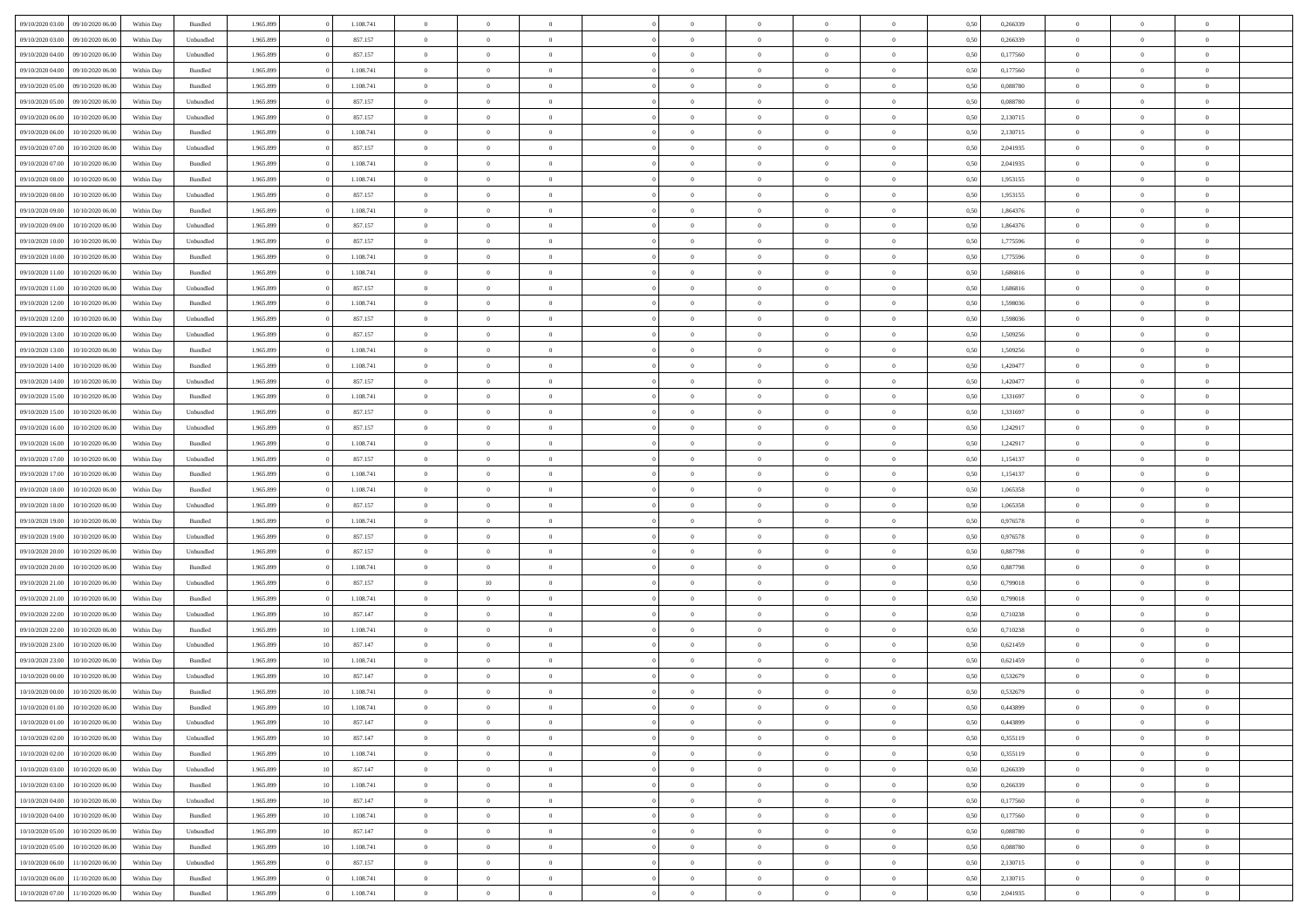| | | | | | | | | | | | | | | | | | | | | | |
|---|---|---|---|---|---|---|---|---|---|---|---|---|---|---|---|---|---|---|---|---|---|
| 09/10/2020 03.00 | 09/10/2020 06.00 | Within Day | Bundled | 1.965.899 | 0 | 1.108.741 | 0 | 0 | 0 | | 0 | 0 | 0 | 0 | 0,50 | 0,266339 | 0 | 0 | 0 | |
| 09/10/2020 03.00 | 09/10/2020 06.00 | Within Day | Unbundled | 1.965.899 | 0 | 857.157 | 0 | 0 | 0 | | 0 | 0 | 0 | 0 | 0,50 | 0,266339 | 0 | 0 | 0 | |
| 09/10/2020 04.00 | 09/10/2020 06.00 | Within Day | Unbundled | 1.965.899 | 0 | 857.157 | 0 | 0 | 0 | | 0 | 0 | 0 | 0 | 0,50 | 0,177560 | 0 | 0 | 0 | |
| 09/10/2020 04.00 | 09/10/2020 06.00 | Within Day | Bundled | 1.965.899 | 0 | 1.108.741 | 0 | 0 | 0 | | 0 | 0 | 0 | 0 | 0,50 | 0,177560 | 0 | 0 | 0 | |
| 09/10/2020 05.00 | 09/10/2020 06.00 | Within Day | Bundled | 1.965.899 | 0 | 1.108.741 | 0 | 0 | 0 | | 0 | 0 | 0 | 0 | 0,50 | 0,088780 | 0 | 0 | 0 | |
| 09/10/2020 05.00 | 09/10/2020 06.00 | Within Day | Unbundled | 1.965.899 | 0 | 857.157 | 0 | 0 | 0 | | 0 | 0 | 0 | 0 | 0,50 | 0,088780 | 0 | 0 | 0 | |
| 09/10/2020 06.00 | 10/10/2020 06.00 | Within Day | Unbundled | 1.965.899 | 0 | 857.157 | 0 | 0 | 0 | | 0 | 0 | 0 | 0 | 0,50 | 2,130715 | 0 | 0 | 0 | |
| 09/10/2020 06.00 | 10/10/2020 06.00 | Within Day | Bundled | 1.965.899 | 0 | 1.108.741 | 0 | 0 | 0 | | 0 | 0 | 0 | 0 | 0,50 | 2,130715 | 0 | 0 | 0 | |
| 09/10/2020 07.00 | 10/10/2020 06.00 | Within Day | Unbundled | 1.965.899 | 0 | 857.157 | 0 | 0 | 0 | | 0 | 0 | 0 | 0 | 0,50 | 2,041935 | 0 | 0 | 0 | |
| 09/10/2020 07.00 | 10/10/2020 06.00 | Within Day | Bundled | 1.965.899 | 0 | 1.108.741 | 0 | 0 | 0 | | 0 | 0 | 0 | 0 | 0,50 | 2,041935 | 0 | 0 | 0 | |
| 09/10/2020 08.00 | 10/10/2020 06.00 | Within Day | Bundled | 1.965.899 | 0 | 1.108.741 | 0 | 0 | 0 | | 0 | 0 | 0 | 0 | 0,50 | 1,953155 | 0 | 0 | 0 | |
| 09/10/2020 08.00 | 10/10/2020 06.00 | Within Day | Unbundled | 1.965.899 | 0 | 857.157 | 0 | 0 | 0 | | 0 | 0 | 0 | 0 | 0,50 | 1,953155 | 0 | 0 | 0 | |
| 09/10/2020 09.00 | 10/10/2020 06.00 | Within Day | Bundled | 1.965.899 | 0 | 1.108.741 | 0 | 0 | 0 | | 0 | 0 | 0 | 0 | 0,50 | 1,864376 | 0 | 0 | 0 | |
| 09/10/2020 09.00 | 10/10/2020 06.00 | Within Day | Unbundled | 1.965.899 | 0 | 857.157 | 0 | 0 | 0 | | 0 | 0 | 0 | 0 | 0,50 | 1,864376 | 0 | 0 | 0 | |
| 09/10/2020 10.00 | 10/10/2020 06.00 | Within Day | Unbundled | 1.965.899 | 0 | 857.157 | 0 | 0 | 0 | | 0 | 0 | 0 | 0 | 0,50 | 1,775596 | 0 | 0 | 0 | |
| 09/10/2020 10.00 | 10/10/2020 06.00 | Within Day | Bundled | 1.965.899 | 0 | 1.108.741 | 0 | 0 | 0 | | 0 | 0 | 0 | 0 | 0,50 | 1,775596 | 0 | 0 | 0 | |
| 09/10/2020 11.00 | 10/10/2020 06.00 | Within Day | Bundled | 1.965.899 | 0 | 1.108.741 | 0 | 0 | 0 | | 0 | 0 | 0 | 0 | 0,50 | 1,686816 | 0 | 0 | 0 | |
| 09/10/2020 11.00 | 10/10/2020 06.00 | Within Day | Unbundled | 1.965.899 | 0 | 857.157 | 0 | 0 | 0 | | 0 | 0 | 0 | 0 | 0,50 | 1,686816 | 0 | 0 | 0 | |
| 09/10/2020 12.00 | 10/10/2020 06.00 | Within Day | Bundled | 1.965.899 | 0 | 1.108.741 | 0 | 0 | 0 | | 0 | 0 | 0 | 0 | 0,50 | 1,598036 | 0 | 0 | 0 | |
| 09/10/2020 12.00 | 10/10/2020 06.00 | Within Day | Unbundled | 1.965.899 | 0 | 857.157 | 0 | 0 | 0 | | 0 | 0 | 0 | 0 | 0,50 | 1,598036 | 0 | 0 | 0 | |
| 09/10/2020 13.00 | 10/10/2020 06.00 | Within Day | Unbundled | 1.965.899 | 0 | 857.157 | 0 | 0 | 0 | | 0 | 0 | 0 | 0 | 0,50 | 1,509256 | 0 | 0 | 0 | |
| 09/10/2020 13.00 | 10/10/2020 06.00 | Within Day | Bundled | 1.965.899 | 0 | 1.108.741 | 0 | 0 | 0 | | 0 | 0 | 0 | 0 | 0,50 | 1,509256 | 0 | 0 | 0 | |
| 09/10/2020 14.00 | 10/10/2020 06.00 | Within Day | Bundled | 1.965.899 | 0 | 1.108.741 | 0 | 0 | 0 | | 0 | 0 | 0 | 0 | 0,50 | 1,420477 | 0 | 0 | 0 | |
| 09/10/2020 14.00 | 10/10/2020 06.00 | Within Day | Unbundled | 1.965.899 | 0 | 857.157 | 0 | 0 | 0 | | 0 | 0 | 0 | 0 | 0,50 | 1,420477 | 0 | 0 | 0 | |
| 09/10/2020 15.00 | 10/10/2020 06.00 | Within Day | Bundled | 1.965.899 | 0 | 1.108.741 | 0 | 0 | 0 | | 0 | 0 | 0 | 0 | 0,50 | 1,331697 | 0 | 0 | 0 | |
| 09/10/2020 15.00 | 10/10/2020 06.00 | Within Day | Unbundled | 1.965.899 | 0 | 857.157 | 0 | 0 | 0 | | 0 | 0 | 0 | 0 | 0,50 | 1,331697 | 0 | 0 | 0 | |
| 09/10/2020 16.00 | 10/10/2020 06.00 | Within Day | Unbundled | 1.965.899 | 0 | 857.157 | 0 | 0 | 0 | | 0 | 0 | 0 | 0 | 0,50 | 1,242917 | 0 | 0 | 0 | |
| 09/10/2020 16.00 | 10/10/2020 06.00 | Within Day | Bundled | 1.965.899 | 0 | 1.108.741 | 0 | 0 | 0 | | 0 | 0 | 0 | 0 | 0,50 | 1,242917 | 0 | 0 | 0 | |
| 09/10/2020 17.00 | 10/10/2020 06.00 | Within Day | Unbundled | 1.965.899 | 0 | 857.157 | 0 | 0 | 0 | | 0 | 0 | 0 | 0 | 0,50 | 1,154137 | 0 | 0 | 0 | |
| 09/10/2020 17.00 | 10/10/2020 06.00 | Within Day | Bundled | 1.965.899 | 0 | 1.108.741 | 0 | 0 | 0 | | 0 | 0 | 0 | 0 | 0,50 | 1,154137 | 0 | 0 | 0 | |
| 09/10/2020 18.00 | 10/10/2020 06.00 | Within Day | Bundled | 1.965.899 | 0 | 1.108.741 | 0 | 0 | 0 | | 0 | 0 | 0 | 0 | 0,50 | 1,065358 | 0 | 0 | 0 | |
| 09/10/2020 18.00 | 10/10/2020 06.00 | Within Day | Unbundled | 1.965.899 | 0 | 857.157 | 0 | 0 | 0 | | 0 | 0 | 0 | 0 | 0,50 | 1,065358 | 0 | 0 | 0 | |
| 09/10/2020 19.00 | 10/10/2020 06.00 | Within Day | Bundled | 1.965.899 | 0 | 1.108.741 | 0 | 0 | 0 | | 0 | 0 | 0 | 0 | 0,50 | 0,976578 | 0 | 0 | 0 | |
| 09/10/2020 19.00 | 10/10/2020 06.00 | Within Day | Unbundled | 1.965.899 | 0 | 857.157 | 0 | 0 | 0 | | 0 | 0 | 0 | 0 | 0,50 | 0,976578 | 0 | 0 | 0 | |
| 09/10/2020 20.00 | 10/10/2020 06.00 | Within Day | Unbundled | 1.965.899 | 0 | 857.157 | 0 | 0 | 0 | | 0 | 0 | 0 | 0 | 0,50 | 0,887798 | 0 | 0 | 0 | |
| 09/10/2020 20.00 | 10/10/2020 06.00 | Within Day | Bundled | 1.965.899 | 0 | 1.108.741 | 0 | 0 | 0 | | 0 | 0 | 0 | 0 | 0,50 | 0,887798 | 0 | 0 | 0 | |
| 09/10/2020 21.00 | 10/10/2020 06.00 | Within Day | Unbundled | 1.965.899 | 0 | 857.157 | 0 | 10 | 0 | | 0 | 0 | 0 | 0 | 0,50 | 0,799018 | 0 | 0 | 0 | |
| 09/10/2020 21.00 | 10/10/2020 06.00 | Within Day | Bundled | 1.965.899 | 0 | 1.108.741 | 0 | 0 | 0 | | 0 | 0 | 0 | 0 | 0,50 | 0,799018 | 0 | 0 | 0 | |
| 09/10/2020 22.00 | 10/10/2020 06.00 | Within Day | Unbundled | 1.965.899 | 10 | 857.147 | 0 | 0 | 0 | | 0 | 0 | 0 | 0 | 0,50 | 0,710238 | 0 | 0 | 0 | |
| 09/10/2020 22.00 | 10/10/2020 06.00 | Within Day | Bundled | 1.965.899 | 10 | 1.108.741 | 0 | 0 | 0 | | 0 | 0 | 0 | 0 | 0,50 | 0,710238 | 0 | 0 | 0 | |
| 09/10/2020 23.00 | 10/10/2020 06.00 | Within Day | Unbundled | 1.965.899 | 10 | 857.147 | 0 | 0 | 0 | | 0 | 0 | 0 | 0 | 0,50 | 0,621459 | 0 | 0 | 0 | |
| 09/10/2020 23.00 | 10/10/2020 06.00 | Within Day | Bundled | 1.965.899 | 10 | 1.108.741 | 0 | 0 | 0 | | 0 | 0 | 0 | 0 | 0,50 | 0,621459 | 0 | 0 | 0 | |
| 10/10/2020 00.00 | 10/10/2020 06.00 | Within Day | Unbundled | 1.965.899 | 10 | 857.147 | 0 | 0 | 0 | | 0 | 0 | 0 | 0 | 0,50 | 0,532679 | 0 | 0 | 0 | |
| 10/10/2020 00.00 | 10/10/2020 06.00 | Within Day | Bundled | 1.965.899 | 10 | 1.108.741 | 0 | 0 | 0 | | 0 | 0 | 0 | 0 | 0,50 | 0,532679 | 0 | 0 | 0 | |
| 10/10/2020 01.00 | 10/10/2020 06.00 | Within Day | Bundled | 1.965.899 | 10 | 1.108.741 | 0 | 0 | 0 | | 0 | 0 | 0 | 0 | 0,50 | 0,443899 | 0 | 0 | 0 | |
| 10/10/2020 01.00 | 10/10/2020 06.00 | Within Day | Unbundled | 1.965.899 | 10 | 857.147 | 0 | 0 | 0 | | 0 | 0 | 0 | 0 | 0,50 | 0,443899 | 0 | 0 | 0 | |
| 10/10/2020 02.00 | 10/10/2020 06.00 | Within Day | Unbundled | 1.965.899 | 10 | 857.147 | 0 | 0 | 0 | | 0 | 0 | 0 | 0 | 0,50 | 0,355119 | 0 | 0 | 0 | |
| 10/10/2020 02.00 | 10/10/2020 06.00 | Within Day | Bundled | 1.965.899 | 10 | 1.108.741 | 0 | 0 | 0 | | 0 | 0 | 0 | 0 | 0,50 | 0,355119 | 0 | 0 | 0 | |
| 10/10/2020 03.00 | 10/10/2020 06.00 | Within Day | Unbundled | 1.965.899 | 10 | 857.147 | 0 | 0 | 0 | | 0 | 0 | 0 | 0 | 0,50 | 0,266339 | 0 | 0 | 0 | |
| 10/10/2020 03.00 | 10/10/2020 06.00 | Within Day | Bundled | 1.965.899 | 10 | 1.108.741 | 0 | 0 | 0 | | 0 | 0 | 0 | 0 | 0,50 | 0,266339 | 0 | 0 | 0 | |
| 10/10/2020 04.00 | 10/10/2020 06.00 | Within Day | Unbundled | 1.965.899 | 10 | 857.147 | 0 | 0 | 0 | | 0 | 0 | 0 | 0 | 0,50 | 0,177560 | 0 | 0 | 0 | |
| 10/10/2020 04.00 | 10/10/2020 06.00 | Within Day | Bundled | 1.965.899 | 10 | 1.108.741 | 0 | 0 | 0 | | 0 | 0 | 0 | 0 | 0,50 | 0,177560 | 0 | 0 | 0 | |
| 10/10/2020 05.00 | 10/10/2020 06.00 | Within Day | Unbundled | 1.965.899 | 10 | 857.147 | 0 | 0 | 0 | | 0 | 0 | 0 | 0 | 0,50 | 0,088780 | 0 | 0 | 0 | |
| 10/10/2020 05.00 | 10/10/2020 06.00 | Within Day | Bundled | 1.965.899 | 10 | 1.108.741 | 0 | 0 | 0 | | 0 | 0 | 0 | 0 | 0,50 | 0,088780 | 0 | 0 | 0 | |
| 10/10/2020 06.00 | 11/10/2020 06.00 | Within Day | Unbundled | 1.965.899 | 0 | 857.157 | 0 | 0 | 0 | | 0 | 0 | 0 | 0 | 0,50 | 2,130715 | 0 | 0 | 0 | |
| 10/10/2020 06.00 | 11/10/2020 06.00 | Within Day | Bundled | 1.965.899 | 0 | 1.108.741 | 0 | 0 | 0 | | 0 | 0 | 0 | 0 | 0,50 | 2,130715 | 0 | 0 | 0 | |
| 10/10/2020 07.00 | 11/10/2020 06.00 | Within Day | Bundled | 1.965.899 | 0 | 1.108.741 | 0 | 0 | 0 | | 0 | 0 | 0 | 0 | 0,50 | 2,041935 | 0 | 0 | 0 | |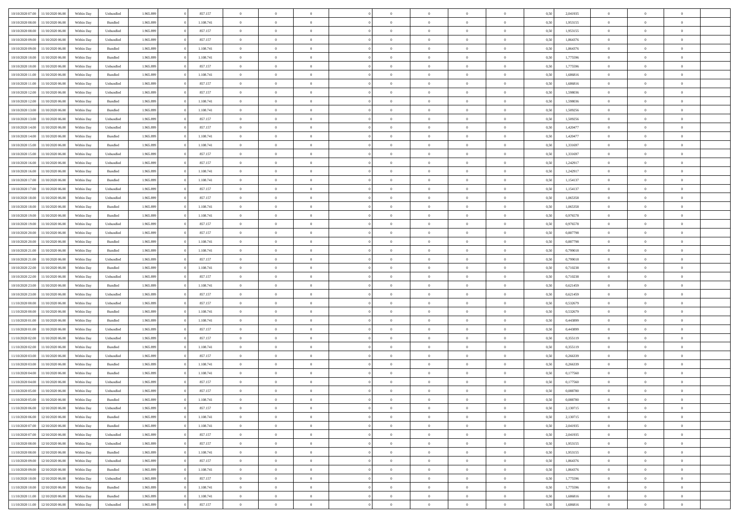| | | | | | | | | | | | | | | | | | | | | |
|---|---|---|---|---|---|---|---|---|---|---|---|---|---|---|---|---|---|---|---|---|
| 10/10/2020 07:00 | 11/10/2020 06:00 | Within Day | Unbundled | 1.965.899 | 0 | 857.157 | 0 | 0 | 0 | | 0 | 0 | 0 | 0 | 0,50 | 2,041935 | 0 | 0 | 0 | |
| 10/10/2020 08:00 | 11/10/2020 06:00 | Within Day | Bundled | 1.965.899 | 0 | 1.108.741 | 0 | 0 | 0 | | 0 | 0 | 0 | 0 | 0,50 | 1,953155 | 0 | 0 | 0 | |
| 10/10/2020 08:00 | 11/10/2020 06:00 | Within Day | Unbundled | 1.965.899 | 0 | 857.157 | 0 | 0 | 0 | | 0 | 0 | 0 | 0 | 0,50 | 1,953155 | 0 | 0 | 0 | |
| 10/10/2020 09:00 | 11/10/2020 06:00 | Within Day | Unbundled | 1.965.899 | 0 | 857.157 | 0 | 0 | 0 | | 0 | 0 | 0 | 0 | 0,50 | 1,864376 | 0 | 0 | 0 | |
| 10/10/2020 09:00 | 11/10/2020 06:00 | Within Day | Bundled | 1.965.899 | 0 | 1.108.741 | 0 | 0 | 0 | | 0 | 0 | 0 | 0 | 0,50 | 1,864376 | 0 | 0 | 0 | |
| 10/10/2020 10:00 | 11/10/2020 06:00 | Within Day | Bundled | 1.965.899 | 0 | 1.108.741 | 0 | 0 | 0 | | 0 | 0 | 0 | 0 | 0,50 | 1,775596 | 0 | 0 | 0 | |
| 10/10/2020 10:00 | 11/10/2020 06:00 | Within Day | Unbundled | 1.965.899 | 0 | 857.157 | 0 | 0 | 0 | | 0 | 0 | 0 | 0 | 0,50 | 1,775596 | 0 | 0 | 0 | |
| 10/10/2020 11:00 | 11/10/2020 06:00 | Within Day | Bundled | 1.965.899 | 0 | 1.108.741 | 0 | 0 | 0 | | 0 | 0 | 0 | 0 | 0,50 | 1,686816 | 0 | 0 | 0 | |
| 10/10/2020 11:00 | 11/10/2020 06:00 | Within Day | Unbundled | 1.965.899 | 0 | 857.157 | 0 | 0 | 0 | | 0 | 0 | 0 | 0 | 0,50 | 1,686816 | 0 | 0 | 0 | |
| 10/10/2020 12:00 | 11/10/2020 06:00 | Within Day | Unbundled | 1.965.899 | 0 | 857.157 | 0 | 0 | 0 | | 0 | 0 | 0 | 0 | 0,50 | 1,598036 | 0 | 0 | 0 | |
| 10/10/2020 12:00 | 11/10/2020 06:00 | Within Day | Bundled | 1.965.899 | 0 | 1.108.741 | 0 | 0 | 0 | | 0 | 0 | 0 | 0 | 0,50 | 1,598036 | 0 | 0 | 0 | |
| 10/10/2020 13:00 | 11/10/2020 06:00 | Within Day | Bundled | 1.965.899 | 0 | 1.108.741 | 0 | 0 | 0 | | 0 | 0 | 0 | 0 | 0,50 | 1,509256 | 0 | 0 | 0 | |
| 10/10/2020 13:00 | 11/10/2020 06:00 | Within Day | Unbundled | 1.965.899 | 0 | 857.157 | 0 | 0 | 0 | | 0 | 0 | 0 | 0 | 0,50 | 1,509256 | 0 | 0 | 0 | |
| 10/10/2020 14:00 | 11/10/2020 06:00 | Within Day | Unbundled | 1.965.899 | 0 | 857.157 | 0 | 0 | 0 | | 0 | 0 | 0 | 0 | 0,50 | 1,420477 | 0 | 0 | 0 | |
| 10/10/2020 14:00 | 11/10/2020 06:00 | Within Day | Bundled | 1.965.899 | 0 | 1.108.741 | 0 | 0 | 0 | | 0 | 0 | 0 | 0 | 0,50 | 1,420477 | 0 | 0 | 0 | |
| 10/10/2020 15:00 | 11/10/2020 06:00 | Within Day | Bundled | 1.965.899 | 0 | 1.108.741 | 0 | 0 | 0 | | 0 | 0 | 0 | 0 | 0,50 | 1,331697 | 0 | 0 | 0 | |
| 10/10/2020 15:00 | 11/10/2020 06:00 | Within Day | Unbundled | 1.965.899 | 0 | 857.157 | 0 | 0 | 0 | | 0 | 0 | 0 | 0 | 0,50 | 1,331697 | 0 | 0 | 0 | |
| 10/10/2020 16:00 | 11/10/2020 06:00 | Within Day | Unbundled | 1.965.899 | 0 | 857.157 | 0 | 0 | 0 | | 0 | 0 | 0 | 0 | 0,50 | 1,242917 | 0 | 0 | 0 | |
| 10/10/2020 16:00 | 11/10/2020 06:00 | Within Day | Bundled | 1.965.899 | 0 | 1.108.741 | 0 | 0 | 0 | | 0 | 0 | 0 | 0 | 0,50 | 1,242917 | 0 | 0 | 0 | |
| 10/10/2020 17:00 | 11/10/2020 06:00 | Within Day | Bundled | 1.965.899 | 0 | 1.108.741 | 0 | 0 | 0 | | 0 | 0 | 0 | 0 | 0,50 | 1,154137 | 0 | 0 | 0 | |
| 10/10/2020 17:00 | 11/10/2020 06:00 | Within Day | Unbundled | 1.965.899 | 0 | 857.157 | 0 | 0 | 0 | | 0 | 0 | 0 | 0 | 0,50 | 1,154137 | 0 | 0 | 0 | |
| 10/10/2020 18:00 | 11/10/2020 06:00 | Within Day | Unbundled | 1.965.899 | 0 | 857.157 | 0 | 0 | 0 | | 0 | 0 | 0 | 0 | 0,50 | 1,065358 | 0 | 0 | 0 | |
| 10/10/2020 18:00 | 11/10/2020 06:00 | Within Day | Bundled | 1.965.899 | 0 | 1.108.741 | 0 | 0 | 0 | | 0 | 0 | 0 | 0 | 0,50 | 1,065358 | 0 | 0 | 0 | |
| 10/10/2020 19:00 | 11/10/2020 06:00 | Within Day | Bundled | 1.965.899 | 0 | 1.108.741 | 0 | 0 | 0 | | 0 | 0 | 0 | 0 | 0,50 | 0,976578 | 0 | 0 | 0 | |
| 10/10/2020 19:00 | 11/10/2020 06:00 | Within Day | Unbundled | 1.965.899 | 0 | 857.157 | 0 | 0 | 0 | | 0 | 0 | 0 | 0 | 0,50 | 0,976578 | 0 | 0 | 0 | |
| 10/10/2020 20:00 | 11/10/2020 06:00 | Within Day | Unbundled | 1.965.899 | 0 | 857.157 | 0 | 0 | 0 | | 0 | 0 | 0 | 0 | 0,50 | 0,887798 | 0 | 0 | 0 | |
| 10/10/2020 20:00 | 11/10/2020 06:00 | Within Day | Bundled | 1.965.899 | 0 | 1.108.741 | 0 | 0 | 0 | | 0 | 0 | 0 | 0 | 0,50 | 0,887798 | 0 | 0 | 0 | |
| 10/10/2020 21:00 | 11/10/2020 06:00 | Within Day | Bundled | 1.965.899 | 0 | 1.108.741 | 0 | 0 | 0 | | 0 | 0 | 0 | 0 | 0,50 | 0,799018 | 0 | 0 | 0 | |
| 10/10/2020 21:00 | 11/10/2020 06:00 | Within Day | Unbundled | 1.965.899 | 0 | 857.157 | 0 | 0 | 0 | | 0 | 0 | 0 | 0 | 0,50 | 0,799018 | 0 | 0 | 0 | |
| 10/10/2020 22:00 | 11/10/2020 06:00 | Within Day | Bundled | 1.965.899 | 0 | 1.108.741 | 0 | 0 | 0 | | 0 | 0 | 0 | 0 | 0,50 | 0,710238 | 0 | 0 | 0 | |
| 10/10/2020 22:00 | 11/10/2020 06:00 | Within Day | Unbundled | 1.965.899 | 0 | 857.157 | 0 | 0 | 0 | | 0 | 0 | 0 | 0 | 0,50 | 0,710238 | 0 | 0 | 0 | |
| 10/10/2020 23:00 | 11/10/2020 06:00 | Within Day | Bundled | 1.965.899 | 0 | 1.108.741 | 0 | 0 | 0 | | 0 | 0 | 0 | 0 | 0,50 | 0,621459 | 0 | 0 | 0 | |
| 10/10/2020 23:00 | 11/10/2020 06:00 | Within Day | Unbundled | 1.965.899 | 0 | 857.157 | 0 | 0 | 0 | | 0 | 0 | 0 | 0 | 0,50 | 0,621459 | 0 | 0 | 0 | |
| 11/10/2020 00:00 | 11/10/2020 06:00 | Within Day | Unbundled | 1.965.899 | 0 | 857.157 | 0 | 0 | 0 | | 0 | 0 | 0 | 0 | 0,50 | 0,532679 | 0 | 0 | 0 | |
| 11/10/2020 00:00 | 11/10/2020 06:00 | Within Day | Bundled | 1.965.899 | 0 | 1.108.741 | 0 | 0 | 0 | | 0 | 0 | 0 | 0 | 0,50 | 0,532679 | 0 | 0 | 0 | |
| 11/10/2020 01:00 | 11/10/2020 06:00 | Within Day | Bundled | 1.965.899 | 0 | 1.108.741 | 0 | 0 | 0 | | 0 | 0 | 0 | 0 | 0,50 | 0,443899 | 0 | 0 | 0 | |
| 11/10/2020 01:00 | 11/10/2020 06:00 | Within Day | Unbundled | 1.965.899 | 0 | 857.157 | 0 | 0 | 0 | | 0 | 0 | 0 | 0 | 0,50 | 0,443899 | 0 | 0 | 0 | |
| 11/10/2020 02:00 | 11/10/2020 06:00 | Within Day | Unbundled | 1.965.899 | 0 | 857.157 | 0 | 0 | 0 | | 0 | 0 | 0 | 0 | 0,50 | 0,355119 | 0 | 0 | 0 | |
| 11/10/2020 02:00 | 11/10/2020 06:00 | Within Day | Bundled | 1.965.899 | 0 | 1.108.741 | 0 | 0 | 0 | | 0 | 0 | 0 | 0 | 0,50 | 0,355119 | 0 | 0 | 0 | |
| 11/10/2020 03:00 | 11/10/2020 06:00 | Within Day | Unbundled | 1.965.899 | 0 | 857.157 | 0 | 0 | 0 | | 0 | 0 | 0 | 0 | 0,50 | 0,266339 | 0 | 0 | 0 | |
| 11/10/2020 03:00 | 11/10/2020 06:00 | Within Day | Bundled | 1.965.899 | 0 | 1.108.741 | 0 | 0 | 0 | | 0 | 0 | 0 | 0 | 0,50 | 0,266339 | 0 | 0 | 0 | |
| 11/10/2020 04:00 | 11/10/2020 06:00 | Within Day | Bundled | 1.965.899 | 0 | 1.108.741 | 0 | 0 | 0 | | 0 | 0 | 0 | 0 | 0,50 | 0,177560 | 0 | 0 | 0 | |
| 11/10/2020 04:00 | 11/10/2020 06:00 | Within Day | Unbundled | 1.965.899 | 0 | 857.157 | 0 | 0 | 0 | | 0 | 0 | 0 | 0 | 0,50 | 0,177560 | 0 | 0 | 0 | |
| 11/10/2020 05:00 | 11/10/2020 06:00 | Within Day | Unbundled | 1.965.899 | 0 | 857.157 | 0 | 0 | 0 | | 0 | 0 | 0 | 0 | 0,50 | 0,088780 | 0 | 0 | 0 | |
| 11/10/2020 05:00 | 11/10/2020 06:00 | Within Day | Bundled | 1.965.899 | 0 | 1.108.741 | 0 | 0 | 0 | | 0 | 0 | 0 | 0 | 0,50 | 0,088780 | 0 | 0 | 0 | |
| 11/10/2020 06:00 | 12/10/2020 06:00 | Within Day | Unbundled | 1.965.899 | 0 | 857.157 | 0 | 0 | 0 | | 0 | 0 | 0 | 0 | 0,50 | 2,130715 | 0 | 0 | 0 | |
| 11/10/2020 06:00 | 12/10/2020 06:00 | Within Day | Bundled | 1.965.899 | 0 | 1.108.741 | 0 | 0 | 0 | | 0 | 0 | 0 | 0 | 0,50 | 2,130715 | 0 | 0 | 0 | |
| 11/10/2020 07:00 | 12/10/2020 06:00 | Within Day | Bundled | 1.965.899 | 0 | 1.108.741 | 0 | 0 | 0 | | 0 | 0 | 0 | 0 | 0,50 | 2,041935 | 0 | 0 | 0 | |
| 11/10/2020 07:00 | 12/10/2020 06:00 | Within Day | Unbundled | 1.965.899 | 0 | 857.157 | 0 | 0 | 0 | | 0 | 0 | 0 | 0 | 0,50 | 2,041935 | 0 | 0 | 0 | |
| 11/10/2020 08:00 | 12/10/2020 06:00 | Within Day | Unbundled | 1.965.899 | 0 | 857.157 | 0 | 0 | 0 | | 0 | 0 | 0 | 0 | 0,50 | 1,953155 | 0 | 0 | 0 | |
| 11/10/2020 08:00 | 12/10/2020 06:00 | Within Day | Bundled | 1.965.899 | 0 | 1.108.741 | 0 | 0 | 0 | | 0 | 0 | 0 | 0 | 0,50 | 1,953155 | 0 | 0 | 0 | |
| 11/10/2020 09:00 | 12/10/2020 06:00 | Within Day | Unbundled | 1.965.899 | 0 | 857.157 | 0 | 0 | 0 | | 0 | 0 | 0 | 0 | 0,50 | 1,864376 | 0 | 0 | 0 | |
| 11/10/2020 09:00 | 12/10/2020 06:00 | Within Day | Bundled | 1.965.899 | 0 | 1.108.741 | 0 | 0 | 0 | | 0 | 0 | 0 | 0 | 0,50 | 1,864376 | 0 | 0 | 0 | |
| 11/10/2020 10:00 | 12/10/2020 06:00 | Within Day | Unbundled | 1.965.899 | 0 | 857.157 | 0 | 0 | 0 | | 0 | 0 | 0 | 0 | 0,50 | 1,775596 | 0 | 0 | 0 | |
| 11/10/2020 10:00 | 12/10/2020 06:00 | Within Day | Bundled | 1.965.899 | 0 | 1.108.741 | 0 | 0 | 0 | | 0 | 0 | 0 | 0 | 0,50 | 1,775596 | 0 | 0 | 0 | |
| 11/10/2020 11:00 | 12/10/2020 06:00 | Within Day | Bundled | 1.965.899 | 0 | 1.108.741 | 0 | 0 | 0 | | 0 | 0 | 0 | 0 | 0,50 | 1,686816 | 0 | 0 | 0 | |
| 11/10/2020 11:00 | 12/10/2020 06:00 | Within Day | Unbundled | 1.965.899 | 0 | 857.157 | 0 | 0 | 0 | | 0 | 0 | 0 | 0 | 0,50 | 1,686816 | 0 | 0 | 0 | |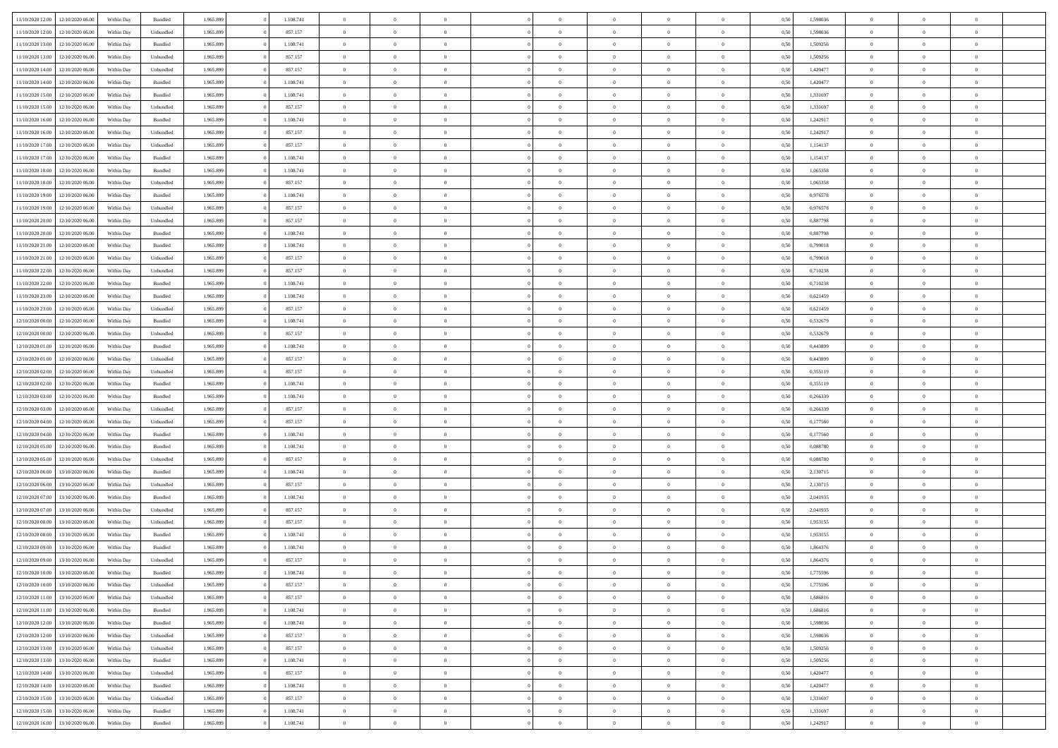| 11/10/2020 12:00 | 12/10/2020 06:00 | Within Day | Bundled | 1.965.899 | 0 | 1.108.741 | 0 | 0 | 0 | | 0 | 0 | 0 | 0 | 0,50 | 1,598036 | 0 | 0 | 0 | |
|---|---|---|---|---|---|---|---|---|---|---|---|---|---|---|---|---|---|---|---|---|
| 11/10/2020 12:00 | 12/10/2020 06:00 | Within Day | Unbundled | 1.965.899 | 0 | 857.157 | 0 | 0 | 0 | | 0 | 0 | 0 | 0 | 0,50 | 1,598036 | 0 | 0 | 0 | |
| 11/10/2020 13:00 | 12/10/2020 06:00 | Within Day | Bundled | 1.965.899 | 0 | 1.108.741 | 0 | 0 | 0 | | 0 | 0 | 0 | 0 | 0,50 | 1,509256 | 0 | 0 | 0 | |
| 11/10/2020 13:00 | 12/10/2020 06:00 | Within Day | Unbundled | 1.965.899 | 0 | 857.157 | 0 | 0 | 0 | | 0 | 0 | 0 | 0 | 0,50 | 1,509256 | 0 | 0 | 0 | |
| 11/10/2020 14:00 | 12/10/2020 06:00 | Within Day | Unbundled | 1.965.899 | 0 | 857.157 | 0 | 0 | 0 | | 0 | 0 | 0 | 0 | 0,50 | 1,420477 | 0 | 0 | 0 | |
| 11/10/2020 14:00 | 12/10/2020 06:00 | Within Day | Bundled | 1.965.899 | 0 | 1.108.741 | 0 | 0 | 0 | | 0 | 0 | 0 | 0 | 0,50 | 1,420477 | 0 | 0 | 0 | |
| 11/10/2020 15:00 | 12/10/2020 06:00 | Within Day | Bundled | 1.965.899 | 0 | 1.108.741 | 0 | 0 | 0 | | 0 | 0 | 0 | 0 | 0,50 | 1,331697 | 0 | 0 | 0 | |
| 11/10/2020 15:00 | 12/10/2020 06:00 | Within Day | Unbundled | 1.965.899 | 0 | 857.157 | 0 | 0 | 0 | | 0 | 0 | 0 | 0 | 0,50 | 1,331697 | 0 | 0 | 0 | |
| 11/10/2020 16:00 | 12/10/2020 06:00 | Within Day | Bundled | 1.965.899 | 0 | 1.108.741 | 0 | 0 | 0 | | 0 | 0 | 0 | 0 | 0,50 | 1,242917 | 0 | 0 | 0 | |
| 11/10/2020 16:00 | 12/10/2020 06:00 | Within Day | Unbundled | 1.965.899 | 0 | 857.157 | 0 | 0 | 0 | | 0 | 0 | 0 | 0 | 0,50 | 1,242917 | 0 | 0 | 0 | |
| 11/10/2020 17:00 | 12/10/2020 06:00 | Within Day | Unbundled | 1.965.899 | 0 | 857.157 | 0 | 0 | 0 | | 0 | 0 | 0 | 0 | 0,50 | 1,154137 | 0 | 0 | 0 | |
| 11/10/2020 17:00 | 12/10/2020 06:00 | Within Day | Bundled | 1.965.899 | 0 | 1.108.741 | 0 | 0 | 0 | | 0 | 0 | 0 | 0 | 0,50 | 1,154137 | 0 | 0 | 0 | |
| 11/10/2020 18:00 | 12/10/2020 06:00 | Within Day | Bundled | 1.965.899 | 0 | 1.108.741 | 0 | 0 | 0 | | 0 | 0 | 0 | 0 | 0,50 | 1,065358 | 0 | 0 | 0 | |
| 11/10/2020 18:00 | 12/10/2020 06:00 | Within Day | Unbundled | 1.965.899 | 0 | 857.157 | 0 | 0 | 0 | | 0 | 0 | 0 | 0 | 0,50 | 1,065358 | 0 | 0 | 0 | |
| 11/10/2020 19:00 | 12/10/2020 06:00 | Within Day | Bundled | 1.965.899 | 0 | 1.108.741 | 0 | 0 | 0 | | 0 | 0 | 0 | 0 | 0,50 | 0,976578 | 0 | 0 | 0 | |
| 11/10/2020 19:00 | 12/10/2020 06:00 | Within Day | Unbundled | 1.965.899 | 0 | 857.157 | 0 | 0 | 0 | | 0 | 0 | 0 | 0 | 0,50 | 0,976578 | 0 | 0 | 0 | |
| 11/10/2020 20:00 | 12/10/2020 06:00 | Within Day | Unbundled | 1.965.899 | 0 | 857.157 | 0 | 0 | 0 | | 0 | 0 | 0 | 0 | 0,50 | 0,887798 | 0 | 0 | 0 | |
| 11/10/2020 20:00 | 12/10/2020 06:00 | Within Day | Bundled | 1.965.899 | 0 | 1.108.741 | 0 | 0 | 0 | | 0 | 0 | 0 | 0 | 0,50 | 0,887798 | 0 | 0 | 0 | |
| 11/10/2020 21:00 | 12/10/2020 06:00 | Within Day | Bundled | 1.965.899 | 0 | 1.108.741 | 0 | 0 | 0 | | 0 | 0 | 0 | 0 | 0,50 | 0,799018 | 0 | 0 | 0 | |
| 11/10/2020 21:00 | 12/10/2020 06:00 | Within Day | Unbundled | 1.965.899 | 0 | 857.157 | 0 | 0 | 0 | | 0 | 0 | 0 | 0 | 0,50 | 0,799018 | 0 | 0 | 0 | |
| 11/10/2020 22:00 | 12/10/2020 06:00 | Within Day | Unbundled | 1.965.899 | 0 | 857.157 | 0 | 0 | 0 | | 0 | 0 | 0 | 0 | 0,50 | 0,710238 | 0 | 0 | 0 | |
| 11/10/2020 22:00 | 12/10/2020 06:00 | Within Day | Bundled | 1.965.899 | 0 | 1.108.741 | 0 | 0 | 0 | | 0 | 0 | 0 | 0 | 0,50 | 0,710238 | 0 | 0 | 0 | |
| 11/10/2020 23:00 | 12/10/2020 06:00 | Within Day | Bundled | 1.965.899 | 0 | 1.108.741 | 0 | 0 | 0 | | 0 | 0 | 0 | 0 | 0,50 | 0,621459 | 0 | 0 | 0 | |
| 11/10/2020 23:00 | 12/10/2020 06:00 | Within Day | Unbundled | 1.965.899 | 0 | 857.157 | 0 | 0 | 0 | | 0 | 0 | 0 | 0 | 0,50 | 0,621459 | 0 | 0 | 0 | |
| 12/10/2020 00:00 | 12/10/2020 06:00 | Within Day | Bundled | 1.965.899 | 0 | 1.108.741 | 0 | 0 | 0 | | 0 | 0 | 0 | 0 | 0,50 | 0,532679 | 0 | 0 | 0 | |
| 12/10/2020 00:00 | 12/10/2020 06:00 | Within Day | Unbundled | 1.965.899 | 0 | 857.157 | 0 | 0 | 0 | | 0 | 0 | 0 | 0 | 0,50 | 0,532679 | 0 | 0 | 0 | |
| 12/10/2020 01:00 | 12/10/2020 06:00 | Within Day | Bundled | 1.965.899 | 0 | 1.108.741 | 0 | 0 | 0 | | 0 | 0 | 0 | 0 | 0,50 | 0,443899 | 0 | 0 | 0 | |
| 12/10/2020 01:00 | 12/10/2020 06:00 | Within Day | Unbundled | 1.965.899 | 0 | 857.157 | 0 | 0 | 0 | | 0 | 0 | 0 | 0 | 0,50 | 0,443899 | 0 | 0 | 0 | |
| 12/10/2020 02:00 | 12/10/2020 06:00 | Within Day | Unbundled | 1.965.899 | 0 | 857.157 | 0 | 0 | 0 | | 0 | 0 | 0 | 0 | 0,50 | 0,355119 | 0 | 0 | 0 | |
| 12/10/2020 02:00 | 12/10/2020 06:00 | Within Day | Bundled | 1.965.899 | 0 | 1.108.741 | 0 | 0 | 0 | | 0 | 0 | 0 | 0 | 0,50 | 0,355119 | 0 | 0 | 0 | |
| 12/10/2020 03:00 | 12/10/2020 06:00 | Within Day | Bundled | 1.965.899 | 0 | 1.108.741 | 0 | 0 | 0 | | 0 | 0 | 0 | 0 | 0,50 | 0,266339 | 0 | 0 | 0 | |
| 12/10/2020 03:00 | 12/10/2020 06:00 | Within Day | Unbundled | 1.965.899 | 0 | 857.157 | 0 | 0 | 0 | | 0 | 0 | 0 | 0 | 0,50 | 0,266339 | 0 | 0 | 0 | |
| 12/10/2020 04:00 | 12/10/2020 06:00 | Within Day | Unbundled | 1.965.899 | 0 | 857.157 | 0 | 0 | 0 | | 0 | 0 | 0 | 0 | 0,50 | 0,177560 | 0 | 0 | 0 | |
| 12/10/2020 04:00 | 12/10/2020 06:00 | Within Day | Bundled | 1.965.899 | 0 | 1.108.741 | 0 | 0 | 0 | | 0 | 0 | 0 | 0 | 0,50 | 0,177560 | 0 | 0 | 0 | |
| 12/10/2020 05:00 | 12/10/2020 06:00 | Within Day | Bundled | 1.965.899 | 0 | 1.108.741 | 0 | 0 | 0 | | 0 | 0 | 0 | 0 | 0,50 | 0,088780 | 0 | 0 | 0 | |
| 12/10/2020 05:00 | 12/10/2020 06:00 | Within Day | Unbundled | 1.965.899 | 0 | 857.157 | 0 | 0 | 0 | | 0 | 0 | 0 | 0 | 0,50 | 0,088780 | 0 | 0 | 0 | |
| 12/10/2020 06:00 | 13/10/2020 06:00 | Within Day | Bundled | 1.965.899 | 0 | 1.108.741 | 0 | 0 | 0 | | 0 | 0 | 0 | 0 | 0,50 | 2,130715 | 0 | 0 | 0 | |
| 12/10/2020 06:00 | 13/10/2020 06:00 | Within Day | Unbundled | 1.965.899 | 0 | 857.157 | 0 | 0 | 0 | | 0 | 0 | 0 | 0 | 0,50 | 2,130715 | 0 | 0 | 0 | |
| 12/10/2020 07:00 | 13/10/2020 06:00 | Within Day | Bundled | 1.965.899 | 0 | 1.108.741 | 0 | 0 | 0 | | 0 | 0 | 0 | 0 | 0,50 | 2,041935 | 0 | 0 | 0 | |
| 12/10/2020 07:00 | 13/10/2020 06:00 | Within Day | Unbundled | 1.965.899 | 0 | 857.157 | 0 | 0 | 0 | | 0 | 0 | 0 | 0 | 0,50 | 2,041935 | 0 | 0 | 0 | |
| 12/10/2020 08:00 | 13/10/2020 06:00 | Within Day | Unbundled | 1.965.899 | 0 | 857.157 | 0 | 0 | 0 | | 0 | 0 | 0 | 0 | 0,50 | 1,953155 | 0 | 0 | 0 | |
| 12/10/2020 08:00 | 13/10/2020 06:00 | Within Day | Bundled | 1.965.899 | 0 | 1.108.741 | 0 | 0 | 0 | | 0 | 0 | 0 | 0 | 0,50 | 1,953155 | 0 | 0 | 0 | |
| 12/10/2020 09:00 | 13/10/2020 06:00 | Within Day | Bundled | 1.965.899 | 0 | 1.108.741 | 0 | 0 | 0 | | 0 | 0 | 0 | 0 | 0,50 | 1,864376 | 0 | 0 | 0 | |
| 12/10/2020 09:00 | 13/10/2020 06:00 | Within Day | Unbundled | 1.965.899 | 0 | 857.157 | 0 | 0 | 0 | | 0 | 0 | 0 | 0 | 0,50 | 1,864376 | 0 | 0 | 0 | |
| 12/10/2020 10:00 | 13/10/2020 06:00 | Within Day | Bundled | 1.965.899 | 0 | 1.108.741 | 0 | 0 | 0 | | 0 | 0 | 0 | 0 | 0,50 | 1,775596 | 0 | 0 | 0 | |
| 12/10/2020 10:00 | 13/10/2020 06:00 | Within Day | Unbundled | 1.965.899 | 0 | 857.157 | 0 | 0 | 0 | | 0 | 0 | 0 | 0 | 0,50 | 1,775596 | 0 | 0 | 0 | |
| 12/10/2020 11:00 | 13/10/2020 06:00 | Within Day | Unbundled | 1.965.899 | 0 | 857.157 | 0 | 0 | 0 | | 0 | 0 | 0 | 0 | 0,50 | 1,686816 | 0 | 0 | 0 | |
| 12/10/2020 11:00 | 13/10/2020 06:00 | Within Day | Bundled | 1.965.899 | 0 | 1.108.741 | 0 | 0 | 0 | | 0 | 0 | 0 | 0 | 0,50 | 1,686816 | 0 | 0 | 0 | |
| 12/10/2020 12:00 | 13/10/2020 06:00 | Within Day | Bundled | 1.965.899 | 0 | 1.108.741 | 0 | 0 | 0 | | 0 | 0 | 0 | 0 | 0,50 | 1,598036 | 0 | 0 | 0 | |
| 12/10/2020 12:00 | 13/10/2020 06:00 | Within Day | Unbundled | 1.965.899 | 0 | 857.157 | 0 | 0 | 0 | | 0 | 0 | 0 | 0 | 0,50 | 1,598036 | 0 | 0 | 0 | |
| 12/10/2020 13:00 | 13/10/2020 06:00 | Within Day | Unbundled | 1.965.899 | 0 | 857.157 | 0 | 0 | 0 | | 0 | 0 | 0 | 0 | 0,50 | 1,509256 | 0 | 0 | 0 | |
| 12/10/2020 13:00 | 13/10/2020 06:00 | Within Day | Bundled | 1.965.899 | 0 | 1.108.741 | 0 | 0 | 0 | | 0 | 0 | 0 | 0 | 0,50 | 1,509256 | 0 | 0 | 0 | |
| 12/10/2020 14:00 | 13/10/2020 06:00 | Within Day | Unbundled | 1.965.899 | 0 | 857.157 | 0 | 0 | 0 | | 0 | 0 | 0 | 0 | 0,50 | 1,420477 | 0 | 0 | 0 | |
| 12/10/2020 14:00 | 13/10/2020 06:00 | Within Day | Bundled | 1.965.899 | 0 | 1.108.741 | 0 | 0 | 0 | | 0 | 0 | 0 | 0 | 0,50 | 1,420477 | 0 | 0 | 0 | |
| 12/10/2020 15:00 | 13/10/2020 06:00 | Within Day | Unbundled | 1.965.899 | 0 | 857.157 | 0 | 0 | 0 | | 0 | 0 | 0 | 0 | 0,50 | 1,331697 | 0 | 0 | 0 | |
| 12/10/2020 15:00 | 13/10/2020 06:00 | Within Day | Bundled | 1.965.899 | 0 | 1.108.741 | 0 | 0 | 0 | | 0 | 0 | 0 | 0 | 0,50 | 1,331697 | 0 | 0 | 0 | |
| 12/10/2020 16:00 | 13/10/2020 06:00 | Within Day | Bundled | 1.965.899 | 0 | 1.108.741 | 0 | 0 | 0 | | 0 | 0 | 0 | 0 | 0,50 | 1,242917 | 0 | 0 | 0 | |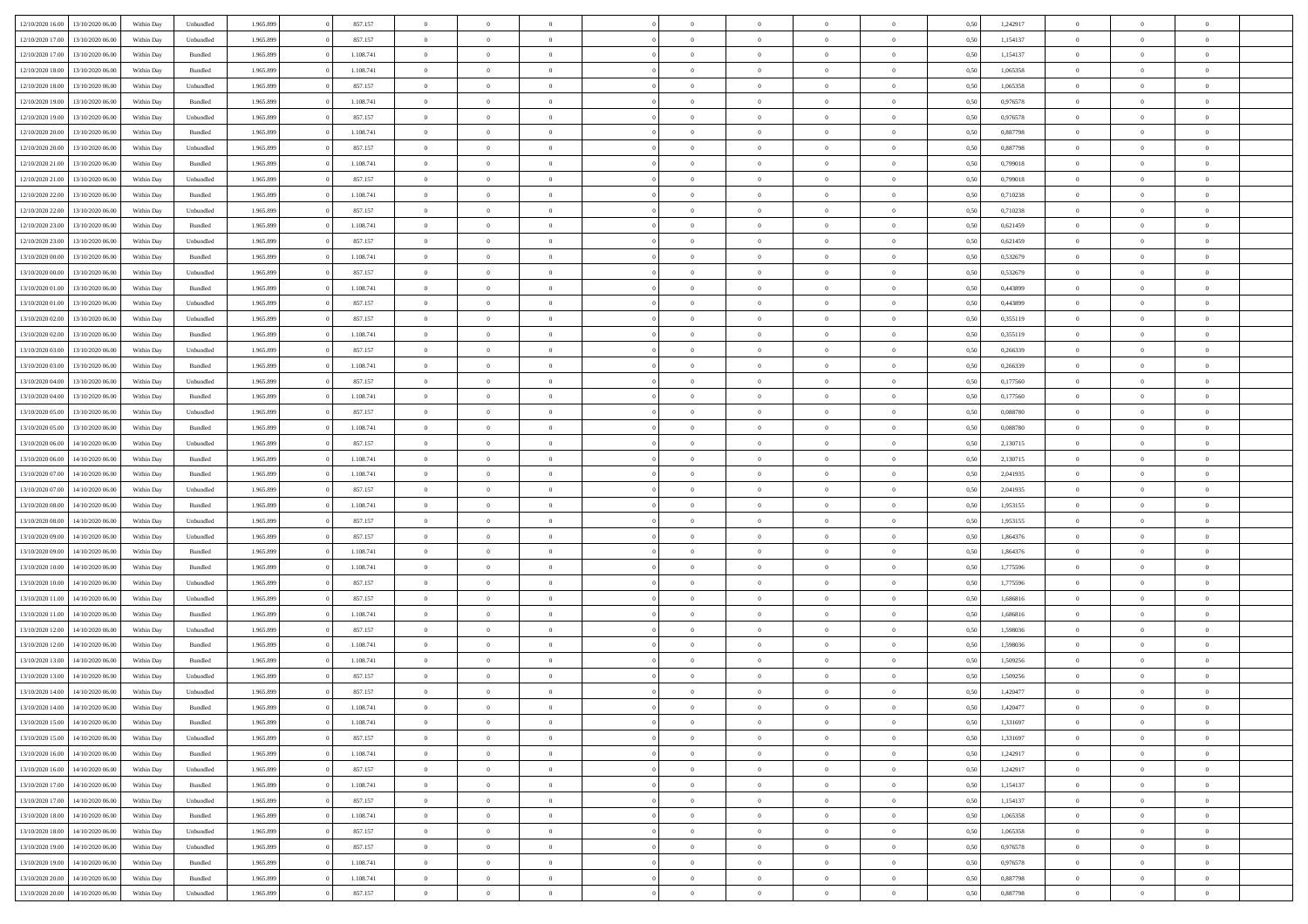| | | | | | | | | | | | | | | | | | | | | |
|---|---|---|---|---|---|---|---|---|---|---|---|---|---|---|---|---|---|---|---|---|
| 12/10/2020 16:00 | 13/10/2020 06:00 | Within Day | Unbundled | 1.965.899 | 0 | 857.157 | 0 | 0 | 0 | | 0 | 0 | 0 | 0 | 0,50 | 1,242917 | 0 | 0 | 0 | |
| 12/10/2020 17:00 | 13/10/2020 06:00 | Within Day | Unbundled | 1.965.899 | 0 | 857.157 | 0 | 0 | 0 | | 0 | 0 | 0 | 0 | 0,50 | 1,154137 | 0 | 0 | 0 | |
| 12/10/2020 17:00 | 13/10/2020 06:00 | Within Day | Bundled | 1.965.899 | 0 | 1.108.741 | 0 | 0 | 0 | | 0 | 0 | 0 | 0 | 0,50 | 1,154137 | 0 | 0 | 0 | |
| 12/10/2020 18:00 | 13/10/2020 06:00 | Within Day | Bundled | 1.965.899 | 0 | 1.108.741 | 0 | 0 | 0 | | 0 | 0 | 0 | 0 | 0,50 | 1,065358 | 0 | 0 | 0 | |
| 12/10/2020 18:00 | 13/10/2020 06:00 | Within Day | Unbundled | 1.965.899 | 0 | 857.157 | 0 | 0 | 0 | | 0 | 0 | 0 | 0 | 0,50 | 1,065358 | 0 | 0 | 0 | |
| 12/10/2020 19:00 | 13/10/2020 06:00 | Within Day | Bundled | 1.965.899 | 0 | 1.108.741 | 0 | 0 | 0 | | 0 | 0 | 0 | 0 | 0,50 | 0,976578 | 0 | 0 | 0 | |
| 12/10/2020 19:00 | 13/10/2020 06:00 | Within Day | Unbundled | 1.965.899 | 0 | 857.157 | 0 | 0 | 0 | | 0 | 0 | 0 | 0 | 0,50 | 0,976578 | 0 | 0 | 0 | |
| 12/10/2020 20:00 | 13/10/2020 06:00 | Within Day | Bundled | 1.965.899 | 0 | 1.108.741 | 0 | 0 | 0 | | 0 | 0 | 0 | 0 | 0,50 | 0,887798 | 0 | 0 | 0 | |
| 12/10/2020 20:00 | 13/10/2020 06:00 | Within Day | Unbundled | 1.965.899 | 0 | 857.157 | 0 | 0 | 0 | | 0 | 0 | 0 | 0 | 0,50 | 0,887798 | 0 | 0 | 0 | |
| 12/10/2020 21:00 | 13/10/2020 06:00 | Within Day | Bundled | 1.965.899 | 0 | 1.108.741 | 0 | 0 | 0 | | 0 | 0 | 0 | 0 | 0,50 | 0,799018 | 0 | 0 | 0 | |
| 12/10/2020 21:00 | 13/10/2020 06:00 | Within Day | Unbundled | 1.965.899 | 0 | 857.157 | 0 | 0 | 0 | | 0 | 0 | 0 | 0 | 0,50 | 0,799018 | 0 | 0 | 0 | |
| 12/10/2020 22:00 | 13/10/2020 06:00 | Within Day | Bundled | 1.965.899 | 0 | 1.108.741 | 0 | 0 | 0 | | 0 | 0 | 0 | 0 | 0,50 | 0,710238 | 0 | 0 | 0 | |
| 12/10/2020 22:00 | 13/10/2020 06:00 | Within Day | Unbundled | 1.965.899 | 0 | 857.157 | 0 | 0 | 0 | | 0 | 0 | 0 | 0 | 0,50 | 0,710238 | 0 | 0 | 0 | |
| 12/10/2020 23:00 | 13/10/2020 06:00 | Within Day | Bundled | 1.965.899 | 0 | 1.108.741 | 0 | 0 | 0 | | 0 | 0 | 0 | 0 | 0,50 | 0,621459 | 0 | 0 | 0 | |
| 12/10/2020 23:00 | 13/10/2020 06:00 | Within Day | Unbundled | 1.965.899 | 0 | 857.157 | 0 | 0 | 0 | | 0 | 0 | 0 | 0 | 0,50 | 0,621459 | 0 | 0 | 0 | |
| 13/10/2020 00:00 | 13/10/2020 06:00 | Within Day | Bundled | 1.965.899 | 0 | 1.108.741 | 0 | 0 | 0 | | 0 | 0 | 0 | 0 | 0,50 | 0,532679 | 0 | 0 | 0 | |
| 13/10/2020 00:00 | 13/10/2020 06:00 | Within Day | Unbundled | 1.965.899 | 0 | 857.157 | 0 | 0 | 0 | | 0 | 0 | 0 | 0 | 0,50 | 0,532679 | 0 | 0 | 0 | |
| 13/10/2020 01:00 | 13/10/2020 06:00 | Within Day | Bundled | 1.965.899 | 0 | 1.108.741 | 0 | 0 | 0 | | 0 | 0 | 0 | 0 | 0,50 | 0,443899 | 0 | 0 | 0 | |
| 13/10/2020 01:00 | 13/10/2020 06:00 | Within Day | Unbundled | 1.965.899 | 0 | 857.157 | 0 | 0 | 0 | | 0 | 0 | 0 | 0 | 0,50 | 0,443899 | 0 | 0 | 0 | |
| 13/10/2020 02:00 | 13/10/2020 06:00 | Within Day | Unbundled | 1.965.899 | 0 | 857.157 | 0 | 0 | 0 | | 0 | 0 | 0 | 0 | 0,50 | 0,355119 | 0 | 0 | 0 | |
| 13/10/2020 02:00 | 13/10/2020 06:00 | Within Day | Bundled | 1.965.899 | 0 | 1.108.741 | 0 | 0 | 0 | | 0 | 0 | 0 | 0 | 0,50 | 0,355119 | 0 | 0 | 0 | |
| 13/10/2020 03:00 | 13/10/2020 06:00 | Within Day | Unbundled | 1.965.899 | 0 | 857.157 | 0 | 0 | 0 | | 0 | 0 | 0 | 0 | 0,50 | 0,266339 | 0 | 0 | 0 | |
| 13/10/2020 03:00 | 13/10/2020 06:00 | Within Day | Bundled | 1.965.899 | 0 | 1.108.741 | 0 | 0 | 0 | | 0 | 0 | 0 | 0 | 0,50 | 0,266339 | 0 | 0 | 0 | |
| 13/10/2020 04:00 | 13/10/2020 06:00 | Within Day | Unbundled | 1.965.899 | 0 | 857.157 | 0 | 0 | 0 | | 0 | 0 | 0 | 0 | 0,50 | 0,177560 | 0 | 0 | 0 | |
| 13/10/2020 04:00 | 13/10/2020 06:00 | Within Day | Bundled | 1.965.899 | 0 | 1.108.741 | 0 | 0 | 0 | | 0 | 0 | 0 | 0 | 0,50 | 0,177560 | 0 | 0 | 0 | |
| 13/10/2020 05:00 | 13/10/2020 06:00 | Within Day | Unbundled | 1.965.899 | 0 | 857.157 | 0 | 0 | 0 | | 0 | 0 | 0 | 0 | 0,50 | 0,088780 | 0 | 0 | 0 | |
| 13/10/2020 05:00 | 13/10/2020 06:00 | Within Day | Bundled | 1.965.899 | 0 | 1.108.741 | 0 | 0 | 0 | | 0 | 0 | 0 | 0 | 0,50 | 0,088780 | 0 | 0 | 0 | |
| 13/10/2020 06:00 | 14/10/2020 06:00 | Within Day | Unbundled | 1.965.899 | 0 | 857.157 | 0 | 0 | 0 | | 0 | 0 | 0 | 0 | 0,50 | 2,130715 | 0 | 0 | 0 | |
| 13/10/2020 06:00 | 14/10/2020 06:00 | Within Day | Bundled | 1.965.899 | 0 | 1.108.741 | 0 | 0 | 0 | | 0 | 0 | 0 | 0 | 0,50 | 2,130715 | 0 | 0 | 0 | |
| 13/10/2020 07:00 | 14/10/2020 06:00 | Within Day | Bundled | 1.965.899 | 0 | 1.108.741 | 0 | 0 | 0 | | 0 | 0 | 0 | 0 | 0,50 | 2,041935 | 0 | 0 | 0 | |
| 13/10/2020 07:00 | 14/10/2020 06:00 | Within Day | Unbundled | 1.965.899 | 0 | 857.157 | 0 | 0 | 0 | | 0 | 0 | 0 | 0 | 0,50 | 2,041935 | 0 | 0 | 0 | |
| 13/10/2020 08:00 | 14/10/2020 06:00 | Within Day | Bundled | 1.965.899 | 0 | 1.108.741 | 0 | 0 | 0 | | 0 | 0 | 0 | 0 | 0,50 | 1,953155 | 0 | 0 | 0 | |
| 13/10/2020 08:00 | 14/10/2020 06:00 | Within Day | Unbundled | 1.965.899 | 0 | 857.157 | 0 | 0 | 0 | | 0 | 0 | 0 | 0 | 0,50 | 1,953155 | 0 | 0 | 0 | |
| 13/10/2020 09:00 | 14/10/2020 06:00 | Within Day | Unbundled | 1.965.899 | 0 | 857.157 | 0 | 0 | 0 | | 0 | 0 | 0 | 0 | 0,50 | 1,864376 | 0 | 0 | 0 | |
| 13/10/2020 09:00 | 14/10/2020 06:00 | Within Day | Bundled | 1.965.899 | 0 | 1.108.741 | 0 | 0 | 0 | | 0 | 0 | 0 | 0 | 0,50 | 1,864376 | 0 | 0 | 0 | |
| 13/10/2020 10:00 | 14/10/2020 06:00 | Within Day | Bundled | 1.965.899 | 0 | 1.108.741 | 0 | 0 | 0 | | 0 | 0 | 0 | 0 | 0,50 | 1,775596 | 0 | 0 | 0 | |
| 13/10/2020 10:00 | 14/10/2020 06:00 | Within Day | Unbundled | 1.965.899 | 0 | 857.157 | 0 | 0 | 0 | | 0 | 0 | 0 | 0 | 0,50 | 1,775596 | 0 | 0 | 0 | |
| 13/10/2020 11:00 | 14/10/2020 06:00 | Within Day | Unbundled | 1.965.899 | 0 | 857.157 | 0 | 0 | 0 | | 0 | 0 | 0 | 0 | 0,50 | 1,686816 | 0 | 0 | 0 | |
| 13/10/2020 11:00 | 14/10/2020 06:00 | Within Day | Bundled | 1.965.899 | 0 | 1.108.741 | 0 | 0 | 0 | | 0 | 0 | 0 | 0 | 0,50 | 1,686816 | 0 | 0 | 0 | |
| 13/10/2020 12:00 | 14/10/2020 06:00 | Within Day | Unbundled | 1.965.899 | 0 | 857.157 | 0 | 0 | 0 | | 0 | 0 | 0 | 0 | 0,50 | 1,598036 | 0 | 0 | 0 | |
| 13/10/2020 12:00 | 14/10/2020 06:00 | Within Day | Bundled | 1.965.899 | 0 | 1.108.741 | 0 | 0 | 0 | | 0 | 0 | 0 | 0 | 0,50 | 1,598036 | 0 | 0 | 0 | |
| 13/10/2020 13:00 | 14/10/2020 06:00 | Within Day | Bundled | 1.965.899 | 0 | 1.108.741 | 0 | 0 | 0 | | 0 | 0 | 0 | 0 | 0,50 | 1,509256 | 0 | 0 | 0 | |
| 13/10/2020 13:00 | 14/10/2020 06:00 | Within Day | Unbundled | 1.965.899 | 0 | 857.157 | 0 | 0 | 0 | | 0 | 0 | 0 | 0 | 0,50 | 1,509256 | 0 | 0 | 0 | |
| 13/10/2020 14:00 | 14/10/2020 06:00 | Within Day | Unbundled | 1.965.899 | 0 | 857.157 | 0 | 0 | 0 | | 0 | 0 | 0 | 0 | 0,50 | 1,420477 | 0 | 0 | 0 | |
| 13/10/2020 14:00 | 14/10/2020 06:00 | Within Day | Bundled | 1.965.899 | 0 | 1.108.741 | 0 | 0 | 0 | | 0 | 0 | 0 | 0 | 0,50 | 1,420477 | 0 | 0 | 0 | |
| 13/10/2020 15:00 | 14/10/2020 06:00 | Within Day | Bundled | 1.965.899 | 0 | 1.108.741 | 0 | 0 | 0 | | 0 | 0 | 0 | 0 | 0,50 | 1,331697 | 0 | 0 | 0 | |
| 13/10/2020 15:00 | 14/10/2020 06:00 | Within Day | Unbundled | 1.965.899 | 0 | 857.157 | 0 | 0 | 0 | | 0 | 0 | 0 | 0 | 0,50 | 1,331697 | 0 | 0 | 0 | |
| 13/10/2020 16:00 | 14/10/2020 06:00 | Within Day | Bundled | 1.965.899 | 0 | 1.108.741 | 0 | 0 | 0 | | 0 | 0 | 0 | 0 | 0,50 | 1,242917 | 0 | 0 | 0 | |
| 13/10/2020 16:00 | 14/10/2020 06:00 | Within Day | Unbundled | 1.965.899 | 0 | 857.157 | 0 | 0 | 0 | | 0 | 0 | 0 | 0 | 0,50 | 1,242917 | 0 | 0 | 0 | |
| 13/10/2020 17:00 | 14/10/2020 06:00 | Within Day | Bundled | 1.965.899 | 0 | 1.108.741 | 0 | 0 | 0 | | 0 | 0 | 0 | 0 | 0,50 | 1,154137 | 0 | 0 | 0 | |
| 13/10/2020 17:00 | 14/10/2020 06:00 | Within Day | Unbundled | 1.965.899 | 0 | 857.157 | 0 | 0 | 0 | | 0 | 0 | 0 | 0 | 0,50 | 1,154137 | 0 | 0 | 0 | |
| 13/10/2020 18:00 | 14/10/2020 06:00 | Within Day | Bundled | 1.965.899 | 0 | 1.108.741 | 0 | 0 | 0 | | 0 | 0 | 0 | 0 | 0,50 | 1,065358 | 0 | 0 | 0 | |
| 13/10/2020 18:00 | 14/10/2020 06:00 | Within Day | Unbundled | 1.965.899 | 0 | 857.157 | 0 | 0 | 0 | | 0 | 0 | 0 | 0 | 0,50 | 1,065358 | 0 | 0 | 0 | |
| 13/10/2020 19:00 | 14/10/2020 06:00 | Within Day | Unbundled | 1.965.899 | 0 | 857.157 | 0 | 0 | 0 | | 0 | 0 | 0 | 0 | 0,50 | 0,976578 | 0 | 0 | 0 | |
| 13/10/2020 19:00 | 14/10/2020 06:00 | Within Day | Bundled | 1.965.899 | 0 | 1.108.741 | 0 | 0 | 0 | | 0 | 0 | 0 | 0 | 0,50 | 0,976578 | 0 | 0 | 0 | |
| 13/10/2020 20:00 | 14/10/2020 06:00 | Within Day | Bundled | 1.965.899 | 0 | 1.108.741 | 0 | 0 | 0 | | 0 | 0 | 0 | 0 | 0,50 | 0,887798 | 0 | 0 | 0 | |
| 13/10/2020 20:00 | 14/10/2020 06:00 | Within Day | Unbundled | 1.965.899 | 0 | 857.157 | 0 | 0 | 0 | | 0 | 0 | 0 | 0 | 0,50 | 0,887798 | 0 | 0 | 0 | |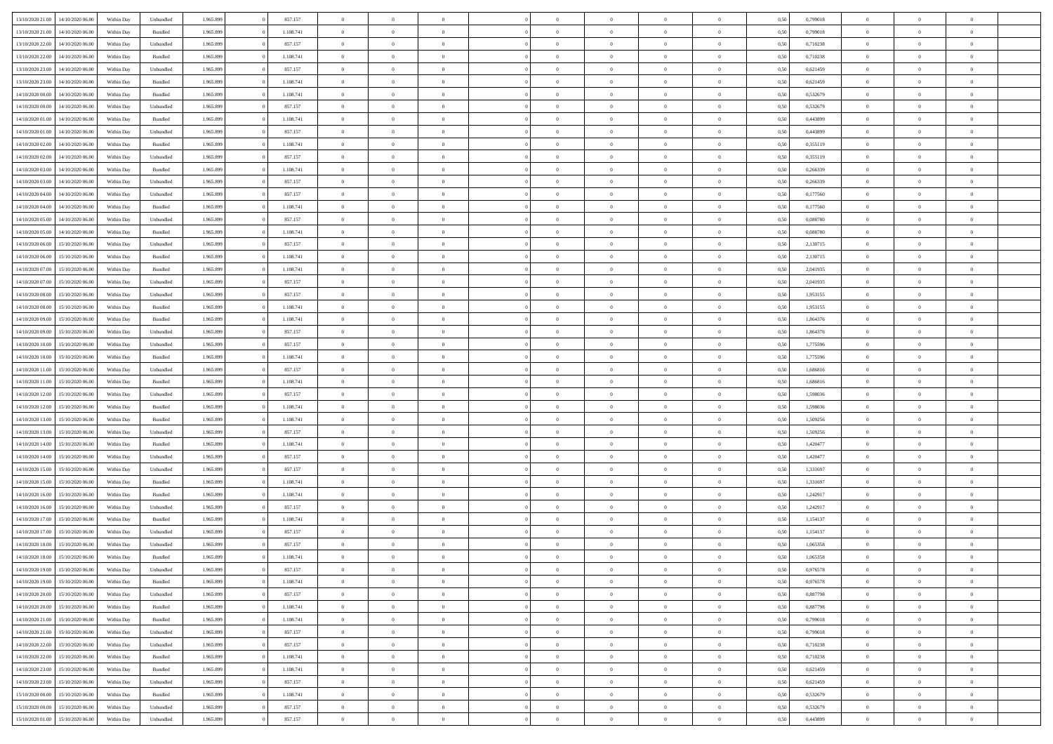| | | | | | | | | | | | | | | | | | | | | |
|---|---|---|---|---|---|---|---|---|---|---|---|---|---|---|---|---|---|---|---|---|
| 13/10/2020 21.00 | 14/10/2020 06.00 | Within Day | Unbundled | 1.965.899 | 0 | 857.157 | 0 | 0 | 0 | | 0 | 0 | 0 | 0 | 0,50 | 0,799018 | 0 | 0 | 0 | |
| 13/10/2020 21.00 | 14/10/2020 06.00 | Within Day | Bundled | 1.965.899 | 0 | 1.108.741 | 0 | 0 | 0 | | 0 | 0 | 0 | 0 | 0,50 | 0,799018 | 0 | 0 | 0 | |
| 13/10/2020 22.00 | 14/10/2020 06.00 | Within Day | Unbundled | 1.965.899 | 0 | 857.157 | 0 | 0 | 0 | | 0 | 0 | 0 | 0 | 0,50 | 0,710238 | 0 | 0 | 0 | |
| 13/10/2020 22.00 | 14/10/2020 06.00 | Within Day | Bundled | 1.965.899 | 0 | 1.108.741 | 0 | 0 | 0 | | 0 | 0 | 0 | 0 | 0,50 | 0,710238 | 0 | 0 | 0 | |
| 13/10/2020 23.00 | 14/10/2020 06.00 | Within Day | Unbundled | 1.965.899 | 0 | 857.157 | 0 | 0 | 0 | | 0 | 0 | 0 | 0 | 0,50 | 0,621459 | 0 | 0 | 0 | |
| 13/10/2020 23.00 | 14/10/2020 06.00 | Within Day | Bundled | 1.965.899 | 0 | 1.108.741 | 0 | 0 | 0 | | 0 | 0 | 0 | 0 | 0,50 | 0,621459 | 0 | 0 | 0 | |
| 14/10/2020 00.00 | 14/10/2020 06.00 | Within Day | Bundled | 1.965.899 | 0 | 1.108.741 | 0 | 0 | 0 | | 0 | 0 | 0 | 0 | 0,50 | 0,532679 | 0 | 0 | 0 | |
| 14/10/2020 00.00 | 14/10/2020 06.00 | Within Day | Unbundled | 1.965.899 | 0 | 857.157 | 0 | 0 | 0 | | 0 | 0 | 0 | 0 | 0,50 | 0,532679 | 0 | 0 | 0 | |
| 14/10/2020 01.00 | 14/10/2020 06.00 | Within Day | Bundled | 1.965.899 | 0 | 1.108.741 | 0 | 0 | 0 | | 0 | 0 | 0 | 0 | 0,50 | 0,443899 | 0 | 0 | 0 | |
| 14/10/2020 01.00 | 14/10/2020 06.00 | Within Day | Unbundled | 1.965.899 | 0 | 857.157 | 0 | 0 | 0 | | 0 | 0 | 0 | 0 | 0,50 | 0,443899 | 0 | 0 | 0 | |
| 14/10/2020 02.00 | 14/10/2020 06.00 | Within Day | Bundled | 1.965.899 | 0 | 1.108.741 | 0 | 0 | 0 | | 0 | 0 | 0 | 0 | 0,50 | 0,355119 | 0 | 0 | 0 | |
| 14/10/2020 02.00 | 14/10/2020 06.00 | Within Day | Unbundled | 1.965.899 | 0 | 857.157 | 0 | 0 | 0 | | 0 | 0 | 0 | 0 | 0,50 | 0,355119 | 0 | 0 | 0 | |
| 14/10/2020 03.00 | 14/10/2020 06.00 | Within Day | Bundled | 1.965.899 | 0 | 1.108.741 | 0 | 0 | 0 | | 0 | 0 | 0 | 0 | 0,50 | 0,266339 | 0 | 0 | 0 | |
| 14/10/2020 03.00 | 14/10/2020 06.00 | Within Day | Unbundled | 1.965.899 | 0 | 857.157 | 0 | 0 | 0 | | 0 | 0 | 0 | 0 | 0,50 | 0,266339 | 0 | 0 | 0 | |
| 14/10/2020 04.00 | 14/10/2020 06.00 | Within Day | Unbundled | 1.965.899 | 0 | 857.157 | 0 | 0 | 0 | | 0 | 0 | 0 | 0 | 0,50 | 0,177560 | 0 | 0 | 0 | |
| 14/10/2020 04.00 | 14/10/2020 06.00 | Within Day | Bundled | 1.965.899 | 0 | 1.108.741 | 0 | 0 | 0 | | 0 | 0 | 0 | 0 | 0,50 | 0,177560 | 0 | 0 | 0 | |
| 14/10/2020 05.00 | 14/10/2020 06.00 | Within Day | Unbundled | 1.965.899 | 0 | 857.157 | 0 | 0 | 0 | | 0 | 0 | 0 | 0 | 0,50 | 0,088780 | 0 | 0 | 0 | |
| 14/10/2020 05.00 | 14/10/2020 06.00 | Within Day | Bundled | 1.965.899 | 0 | 1.108.741 | 0 | 0 | 0 | | 0 | 0 | 0 | 0 | 0,50 | 0,088780 | 0 | 0 | 0 | |
| 14/10/2020 06.00 | 15/10/2020 06.00 | Within Day | Unbundled | 1.965.899 | 0 | 857.157 | 0 | 0 | 0 | | 0 | 0 | 0 | 0 | 0,50 | 2,130715 | 0 | 0 | 0 | |
| 14/10/2020 06.00 | 15/10/2020 06.00 | Within Day | Bundled | 1.965.899 | 0 | 1.108.741 | 0 | 0 | 0 | | 0 | 0 | 0 | 0 | 0,50 | 2,130715 | 0 | 0 | 0 | |
| 14/10/2020 07.00 | 15/10/2020 06.00 | Within Day | Bundled | 1.965.899 | 0 | 1.108.741 | 0 | 0 | 0 | | 0 | 0 | 0 | 0 | 0,50 | 2,041935 | 0 | 0 | 0 | |
| 14/10/2020 07.00 | 15/10/2020 06.00 | Within Day | Unbundled | 1.965.899 | 0 | 857.157 | 0 | 0 | 0 | | 0 | 0 | 0 | 0 | 0,50 | 2,041935 | 0 | 0 | 0 | |
| 14/10/2020 08.00 | 15/10/2020 06.00 | Within Day | Unbundled | 1.965.899 | 0 | 857.157 | 0 | 0 | 0 | | 0 | 0 | 0 | 0 | 0,50 | 1,953155 | 0 | 0 | 0 | |
| 14/10/2020 08.00 | 15/10/2020 06.00 | Within Day | Bundled | 1.965.899 | 0 | 1.108.741 | 0 | 0 | 0 | | 0 | 0 | 0 | 0 | 0,50 | 1,953155 | 0 | 0 | 0 | |
| 14/10/2020 09.00 | 15/10/2020 06.00 | Within Day | Bundled | 1.965.899 | 0 | 1.108.741 | 0 | 0 | 0 | | 0 | 0 | 0 | 0 | 0,50 | 1,864376 | 0 | 0 | 0 | |
| 14/10/2020 09.00 | 15/10/2020 06.00 | Within Day | Unbundled | 1.965.899 | 0 | 857.157 | 0 | 0 | 0 | | 0 | 0 | 0 | 0 | 0,50 | 1,864376 | 0 | 0 | 0 | |
| 14/10/2020 10.00 | 15/10/2020 06.00 | Within Day | Unbundled | 1.965.899 | 0 | 857.157 | 0 | 0 | 0 | | 0 | 0 | 0 | 0 | 0,50 | 1,775596 | 0 | 0 | 0 | |
| 14/10/2020 10.00 | 15/10/2020 06.00 | Within Day | Bundled | 1.965.899 | 0 | 1.108.741 | 0 | 0 | 0 | | 0 | 0 | 0 | 0 | 0,50 | 1,775596 | 0 | 0 | 0 | |
| 14/10/2020 11.00 | 15/10/2020 06.00 | Within Day | Unbundled | 1.965.899 | 0 | 857.157 | 0 | 0 | 0 | | 0 | 0 | 0 | 0 | 0,50 | 1,686816 | 0 | 0 | 0 | |
| 14/10/2020 11.00 | 15/10/2020 06.00 | Within Day | Bundled | 1.965.899 | 0 | 1.108.741 | 0 | 0 | 0 | | 0 | 0 | 0 | 0 | 0,50 | 1,686816 | 0 | 0 | 0 | |
| 14/10/2020 12.00 | 15/10/2020 06.00 | Within Day | Unbundled | 1.965.899 | 0 | 857.157 | 0 | 0 | 0 | | 0 | 0 | 0 | 0 | 0,50 | 1,598036 | 0 | 0 | 0 | |
| 14/10/2020 12.00 | 15/10/2020 06.00 | Within Day | Bundled | 1.965.899 | 0 | 1.108.741 | 0 | 0 | 0 | | 0 | 0 | 0 | 0 | 0,50 | 1,598036 | 0 | 0 | 0 | |
| 14/10/2020 13.00 | 15/10/2020 06.00 | Within Day | Bundled | 1.965.899 | 0 | 1.108.741 | 0 | 0 | 0 | | 0 | 0 | 0 | 0 | 0,50 | 1,509256 | 0 | 0 | 0 | |
| 14/10/2020 13.00 | 15/10/2020 06.00 | Within Day | Unbundled | 1.965.899 | 0 | 857.157 | 0 | 0 | 0 | | 0 | 0 | 0 | 0 | 0,50 | 1,509256 | 0 | 0 | 0 | |
| 14/10/2020 14.00 | 15/10/2020 06.00 | Within Day | Bundled | 1.965.899 | 0 | 1.108.741 | 0 | 0 | 0 | | 0 | 0 | 0 | 0 | 0,50 | 1,420477 | 0 | 0 | 0 | |
| 14/10/2020 14.00 | 15/10/2020 06.00 | Within Day | Unbundled | 1.965.899 | 0 | 857.157 | 0 | 0 | 0 | | 0 | 0 | 0 | 0 | 0,50 | 1,420477 | 0 | 0 | 0 | |
| 14/10/2020 15.00 | 15/10/2020 06.00 | Within Day | Unbundled | 1.965.899 | 0 | 857.157 | 0 | 0 | 0 | | 0 | 0 | 0 | 0 | 0,50 | 1,331697 | 0 | 0 | 0 | |
| 14/10/2020 15.00 | 15/10/2020 06.00 | Within Day | Bundled | 1.965.899 | 0 | 1.108.741 | 0 | 0 | 0 | | 0 | 0 | 0 | 0 | 0,50 | 1,331697 | 0 | 0 | 0 | |
| 14/10/2020 16.00 | 15/10/2020 06.00 | Within Day | Bundled | 1.965.899 | 0 | 1.108.741 | 0 | 0 | 0 | | 0 | 0 | 0 | 0 | 0,50 | 1,242917 | 0 | 0 | 0 | |
| 14/10/2020 16.00 | 15/10/2020 06.00 | Within Day | Unbundled | 1.965.899 | 0 | 857.157 | 0 | 0 | 0 | | 0 | 0 | 0 | 0 | 0,50 | 1,242917 | 0 | 0 | 0 | |
| 14/10/2020 17.00 | 15/10/2020 06.00 | Within Day | Bundled | 1.965.899 | 0 | 1.108.741 | 0 | 0 | 0 | | 0 | 0 | 0 | 0 | 0,50 | 1,154137 | 0 | 0 | 0 | |
| 14/10/2020 17.00 | 15/10/2020 06.00 | Within Day | Unbundled | 1.965.899 | 0 | 857.157 | 0 | 0 | 0 | | 0 | 0 | 0 | 0 | 0,50 | 1,154137 | 0 | 0 | 0 | |
| 14/10/2020 18.00 | 15/10/2020 06.00 | Within Day | Unbundled | 1.965.899 | 0 | 857.157 | 0 | 0 | 0 | | 0 | 0 | 0 | 0 | 0,50 | 1,065358 | 0 | 0 | 0 | |
| 14/10/2020 18.00 | 15/10/2020 06.00 | Within Day | Bundled | 1.965.899 | 0 | 1.108.741 | 0 | 0 | 0 | | 0 | 0 | 0 | 0 | 0,50 | 1,065358 | 0 | 0 | 0 | |
| 14/10/2020 19.00 | 15/10/2020 06.00 | Within Day | Unbundled | 1.965.899 | 0 | 857.157 | 0 | 0 | 0 | | 0 | 0 | 0 | 0 | 0,50 | 0,976578 | 0 | 0 | 0 | |
| 14/10/2020 19.00 | 15/10/2020 06.00 | Within Day | Bundled | 1.965.899 | 0 | 1.108.741 | 0 | 0 | 0 | | 0 | 0 | 0 | 0 | 0,50 | 0,976578 | 0 | 0 | 0 | |
| 14/10/2020 20.00 | 15/10/2020 06.00 | Within Day | Unbundled | 1.965.899 | 0 | 857.157 | 0 | 0 | 0 | | 0 | 0 | 0 | 0 | 0,50 | 0,887798 | 0 | 0 | 0 | |
| 14/10/2020 20.00 | 15/10/2020 06.00 | Within Day | Bundled | 1.965.899 | 0 | 1.108.741 | 0 | 0 | 0 | | 0 | 0 | 0 | 0 | 0,50 | 0,887798 | 0 | 0 | 0 | |
| 14/10/2020 21.00 | 15/10/2020 06.00 | Within Day | Bundled | 1.965.899 | 0 | 1.108.741 | 0 | 0 | 0 | | 0 | 0 | 0 | 0 | 0,50 | 0,799018 | 0 | 0 | 0 | |
| 14/10/2020 21.00 | 15/10/2020 06.00 | Within Day | Unbundled | 1.965.899 | 0 | 857.157 | 0 | 0 | 0 | | 0 | 0 | 0 | 0 | 0,50 | 0,799018 | 0 | 0 | 0 | |
| 14/10/2020 22.00 | 15/10/2020 06.00 | Within Day | Unbundled | 1.965.899 | 0 | 857.157 | 0 | 0 | 0 | | 0 | 0 | 0 | 0 | 0,50 | 0,710238 | 0 | 0 | 0 | |
| 14/10/2020 22.00 | 15/10/2020 06.00 | Within Day | Bundled | 1.965.899 | 0 | 1.108.741 | 0 | 0 | 0 | | 0 | 0 | 0 | 0 | 0,50 | 0,710238 | 0 | 0 | 0 | |
| 14/10/2020 23.00 | 15/10/2020 06.00 | Within Day | Bundled | 1.965.899 | 0 | 1.108.741 | 0 | 0 | 0 | | 0 | 0 | 0 | 0 | 0,50 | 0,621459 | 0 | 0 | 0 | |
| 14/10/2020 23.00 | 15/10/2020 06.00 | Within Day | Unbundled | 1.965.899 | 0 | 857.157 | 0 | 0 | 0 | | 0 | 0 | 0 | 0 | 0,50 | 0,621459 | 0 | 0 | 0 | |
| 15/10/2020 00.00 | 15/10/2020 06.00 | Within Day | Bundled | 1.965.899 | 0 | 1.108.741 | 0 | 0 | 0 | | 0 | 0 | 0 | 0 | 0,50 | 0,532679 | 0 | 0 | 0 | |
| 15/10/2020 00.00 | 15/10/2020 06.00 | Within Day | Unbundled | 1.965.899 | 0 | 857.157 | 0 | 0 | 0 | | 0 | 0 | 0 | 0 | 0,50 | 0,532679 | 0 | 0 | 0 | |
| 15/10/2020 01.00 | 15/10/2020 06.00 | Within Day | Unbundled | 1.965.899 | 0 | 857.157 | 0 | 0 | 0 | | 0 | 0 | 0 | 0 | 0,50 | 0,443899 | 0 | 0 | 0 | |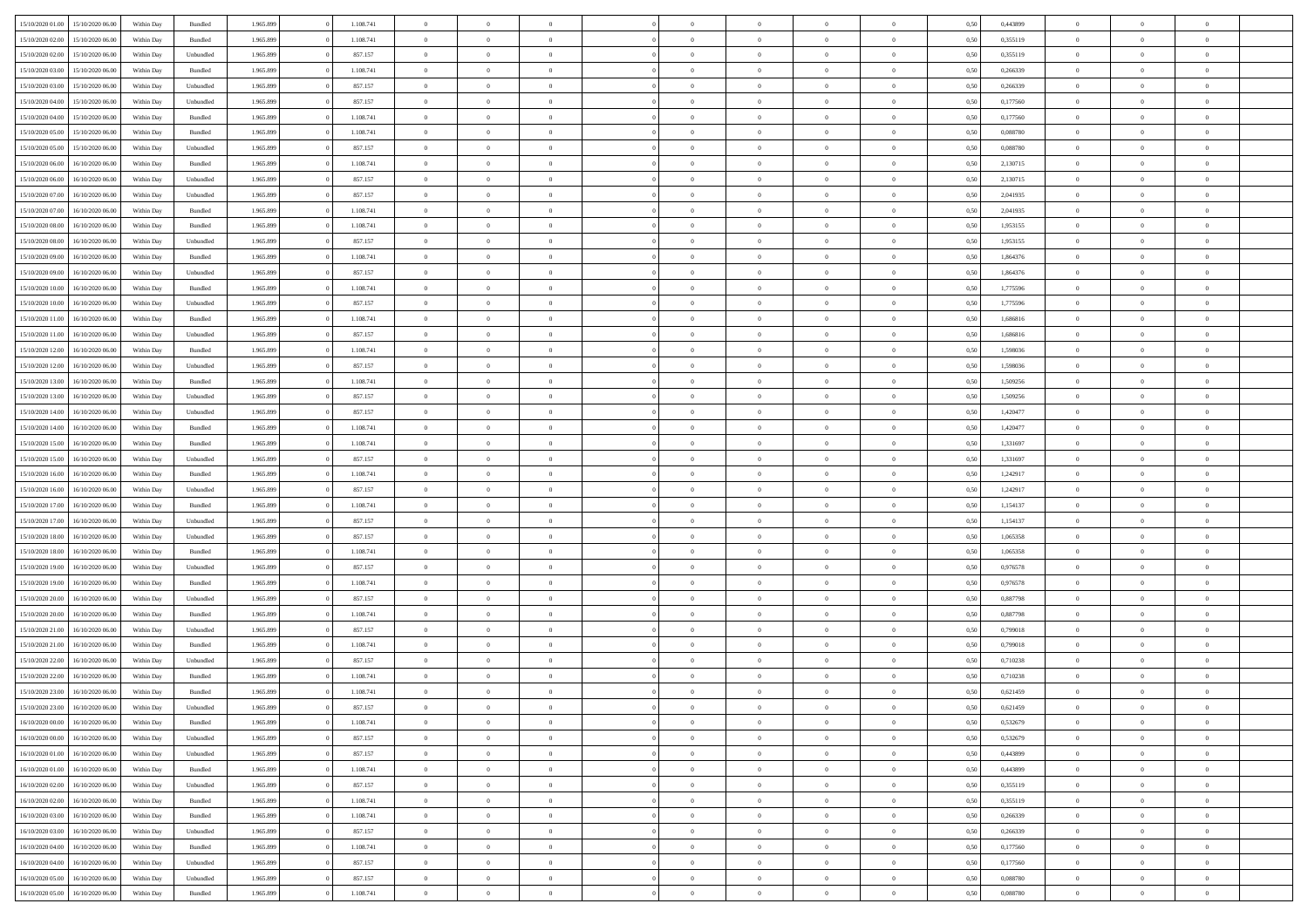| 15/10/2020 01:00 | 15/10/2020 06:00 | Within Day | Bundled | 1.965.899 | 0 | 1.108.741 | 0 | 0 | 0 | | 0 | 0 | 0 | 0 | 0,50 | 0,443899 | 0 | 0 | 0 | |
|---|---|---|---|---|---|---|---|---|---|---|---|---|---|---|---|---|---|---|---|---|
| 15/10/2020 02:00 | 15/10/2020 06:00 | Within Day | Bundled | 1.965.899 | 0 | 1.108.741 | 0 | 0 | 0 | | 0 | 0 | 0 | 0 | 0,50 | 0,355119 | 0 | 0 | 0 | |
| 15/10/2020 02:00 | 15/10/2020 06:00 | Within Day | Unbundled | 1.965.899 | 0 | 857.157 | 0 | 0 | 0 | | 0 | 0 | 0 | 0 | 0,50 | 0,355119 | 0 | 0 | 0 | |
| 15/10/2020 03:00 | 15/10/2020 06:00 | Within Day | Bundled | 1.965.899 | 0 | 1.108.741 | 0 | 0 | 0 | | 0 | 0 | 0 | 0 | 0,50 | 0,266339 | 0 | 0 | 0 | |
| 15/10/2020 03:00 | 15/10/2020 06:00 | Within Day | Unbundled | 1.965.899 | 0 | 857.157 | 0 | 0 | 0 | | 0 | 0 | 0 | 0 | 0,50 | 0,266339 | 0 | 0 | 0 | |
| 15/10/2020 04:00 | 15/10/2020 06:00 | Within Day | Unbundled | 1.965.899 | 0 | 857.157 | 0 | 0 | 0 | | 0 | 0 | 0 | 0 | 0,50 | 0,177560 | 0 | 0 | 0 | |
| 15/10/2020 04:00 | 15/10/2020 06:00 | Within Day | Bundled | 1.965.899 | 0 | 1.108.741 | 0 | 0 | 0 | | 0 | 0 | 0 | 0 | 0,50 | 0,177560 | 0 | 0 | 0 | |
| 15/10/2020 05:00 | 15/10/2020 06:00 | Within Day | Bundled | 1.965.899 | 0 | 1.108.741 | 0 | 0 | 0 | | 0 | 0 | 0 | 0 | 0,50 | 0,088780 | 0 | 0 | 0 | |
| 15/10/2020 05:00 | 15/10/2020 06:00 | Within Day | Unbundled | 1.965.899 | 0 | 857.157 | 0 | 0 | 0 | | 0 | 0 | 0 | 0 | 0,50 | 0,088780 | 0 | 0 | 0 | |
| 15/10/2020 06:00 | 16/10/2020 06:00 | Within Day | Bundled | 1.965.899 | 0 | 1.108.741 | 0 | 0 | 0 | | 0 | 0 | 0 | 0 | 0,50 | 2,130715 | 0 | 0 | 0 | |
| 15/10/2020 06:00 | 16/10/2020 06:00 | Within Day | Unbundled | 1.965.899 | 0 | 857.157 | 0 | 0 | 0 | | 0 | 0 | 0 | 0 | 0,50 | 2,130715 | 0 | 0 | 0 | |
| 15/10/2020 07:00 | 16/10/2020 06:00 | Within Day | Unbundled | 1.965.899 | 0 | 857.157 | 0 | 0 | 0 | | 0 | 0 | 0 | 0 | 0,50 | 2,041935 | 0 | 0 | 0 | |
| 15/10/2020 07:00 | 16/10/2020 06:00 | Within Day | Bundled | 1.965.899 | 0 | 1.108.741 | 0 | 0 | 0 | | 0 | 0 | 0 | 0 | 0,50 | 2,041935 | 0 | 0 | 0 | |
| 15/10/2020 08:00 | 16/10/2020 06:00 | Within Day | Bundled | 1.965.899 | 0 | 1.108.741 | 0 | 0 | 0 | | 0 | 0 | 0 | 0 | 0,50 | 1,953155 | 0 | 0 | 0 | |
| 15/10/2020 08:00 | 16/10/2020 06:00 | Within Day | Unbundled | 1.965.899 | 0 | 857.157 | 0 | 0 | 0 | | 0 | 0 | 0 | 0 | 0,50 | 1,953155 | 0 | 0 | 0 | |
| 15/10/2020 09:00 | 16/10/2020 06:00 | Within Day | Bundled | 1.965.899 | 0 | 1.108.741 | 0 | 0 | 0 | | 0 | 0 | 0 | 0 | 0,50 | 1,864376 | 0 | 0 | 0 | |
| 15/10/2020 09:00 | 16/10/2020 06:00 | Within Day | Unbundled | 1.965.899 | 0 | 857.157 | 0 | 0 | 0 | | 0 | 0 | 0 | 0 | 0,50 | 1,864376 | 0 | 0 | 0 | |
| 15/10/2020 10:00 | 16/10/2020 06:00 | Within Day | Bundled | 1.965.899 | 0 | 1.108.741 | 0 | 0 | 0 | | 0 | 0 | 0 | 0 | 0,50 | 1,775596 | 0 | 0 | 0 | |
| 15/10/2020 10:00 | 16/10/2020 06:00 | Within Day | Unbundled | 1.965.899 | 0 | 857.157 | 0 | 0 | 0 | | 0 | 0 | 0 | 0 | 0,50 | 1,775596 | 0 | 0 | 0 | |
| 15/10/2020 11:00 | 16/10/2020 06:00 | Within Day | Bundled | 1.965.899 | 0 | 1.108.741 | 0 | 0 | 0 | | 0 | 0 | 0 | 0 | 0,50 | 1,686816 | 0 | 0 | 0 | |
| 15/10/2020 11:00 | 16/10/2020 06:00 | Within Day | Unbundled | 1.965.899 | 0 | 857.157 | 0 | 0 | 0 | | 0 | 0 | 0 | 0 | 0,50 | 1,686816 | 0 | 0 | 0 | |
| 15/10/2020 12:00 | 16/10/2020 06:00 | Within Day | Bundled | 1.965.899 | 0 | 1.108.741 | 0 | 0 | 0 | | 0 | 0 | 0 | 0 | 0,50 | 1,598036 | 0 | 0 | 0 | |
| 15/10/2020 12:00 | 16/10/2020 06:00 | Within Day | Unbundled | 1.965.899 | 0 | 857.157 | 0 | 0 | 0 | | 0 | 0 | 0 | 0 | 0,50 | 1,598036 | 0 | 0 | 0 | |
| 15/10/2020 13:00 | 16/10/2020 06:00 | Within Day | Bundled | 1.965.899 | 0 | 1.108.741 | 0 | 0 | 0 | | 0 | 0 | 0 | 0 | 0,50 | 1,509256 | 0 | 0 | 0 | |
| 15/10/2020 13:00 | 16/10/2020 06:00 | Within Day | Unbundled | 1.965.899 | 0 | 857.157 | 0 | 0 | 0 | | 0 | 0 | 0 | 0 | 0,50 | 1,509256 | 0 | 0 | 0 | |
| 15/10/2020 14:00 | 16/10/2020 06:00 | Within Day | Unbundled | 1.965.899 | 0 | 857.157 | 0 | 0 | 0 | | 0 | 0 | 0 | 0 | 0,50 | 1,420477 | 0 | 0 | 0 | |
| 15/10/2020 14:00 | 16/10/2020 06:00 | Within Day | Bundled | 1.965.899 | 0 | 1.108.741 | 0 | 0 | 0 | | 0 | 0 | 0 | 0 | 0,50 | 1,420477 | 0 | 0 | 0 | |
| 15/10/2020 15:00 | 16/10/2020 06:00 | Within Day | Bundled | 1.965.899 | 0 | 1.108.741 | 0 | 0 | 0 | | 0 | 0 | 0 | 0 | 0,50 | 1,331697 | 0 | 0 | 0 | |
| 15/10/2020 15:00 | 16/10/2020 06:00 | Within Day | Unbundled | 1.965.899 | 0 | 857.157 | 0 | 0 | 0 | | 0 | 0 | 0 | 0 | 0,50 | 1,331697 | 0 | 0 | 0 | |
| 15/10/2020 16:00 | 16/10/2020 06:00 | Within Day | Bundled | 1.965.899 | 0 | 1.108.741 | 0 | 0 | 0 | | 0 | 0 | 0 | 0 | 0,50 | 1,242917 | 0 | 0 | 0 | |
| 15/10/2020 16:00 | 16/10/2020 06:00 | Within Day | Unbundled | 1.965.899 | 0 | 857.157 | 0 | 0 | 0 | | 0 | 0 | 0 | 0 | 0,50 | 1,242917 | 0 | 0 | 0 | |
| 15/10/2020 17:00 | 16/10/2020 06:00 | Within Day | Bundled | 1.965.899 | 0 | 1.108.741 | 0 | 0 | 0 | | 0 | 0 | 0 | 0 | 0,50 | 1,154137 | 0 | 0 | 0 | |
| 15/10/2020 17:00 | 16/10/2020 06:00 | Within Day | Unbundled | 1.965.899 | 0 | 857.157 | 0 | 0 | 0 | | 0 | 0 | 0 | 0 | 0,50 | 1,154137 | 0 | 0 | 0 | |
| 15/10/2020 18:00 | 16/10/2020 06:00 | Within Day | Unbundled | 1.965.899 | 0 | 857.157 | 0 | 0 | 0 | | 0 | 0 | 0 | 0 | 0,50 | 1,065358 | 0 | 0 | 0 | |
| 15/10/2020 18:00 | 16/10/2020 06:00 | Within Day | Bundled | 1.965.899 | 0 | 1.108.741 | 0 | 0 | 0 | | 0 | 0 | 0 | 0 | 0,50 | 1,065358 | 0 | 0 | 0 | |
| 15/10/2020 19:00 | 16/10/2020 06:00 | Within Day | Unbundled | 1.965.899 | 0 | 857.157 | 0 | 0 | 0 | | 0 | 0 | 0 | 0 | 0,50 | 0,976578 | 0 | 0 | 0 | |
| 15/10/2020 19:00 | 16/10/2020 06:00 | Within Day | Bundled | 1.965.899 | 0 | 1.108.741 | 0 | 0 | 0 | | 0 | 0 | 0 | 0 | 0,50 | 0,976578 | 0 | 0 | 0 | |
| 15/10/2020 20:00 | 16/10/2020 06:00 | Within Day | Unbundled | 1.965.899 | 0 | 857.157 | 0 | 0 | 0 | | 0 | 0 | 0 | 0 | 0,50 | 0,887798 | 0 | 0 | 0 | |
| 15/10/2020 20:00 | 16/10/2020 06:00 | Within Day | Bundled | 1.965.899 | 0 | 1.108.741 | 0 | 0 | 0 | | 0 | 0 | 0 | 0 | 0,50 | 0,887798 | 0 | 0 | 0 | |
| 15/10/2020 21:00 | 16/10/2020 06:00 | Within Day | Unbundled | 1.965.899 | 0 | 857.157 | 0 | 0 | 0 | | 0 | 0 | 0 | 0 | 0,50 | 0,799018 | 0 | 0 | 0 | |
| 15/10/2020 21:00 | 16/10/2020 06:00 | Within Day | Bundled | 1.965.899 | 0 | 1.108.741 | 0 | 0 | 0 | | 0 | 0 | 0 | 0 | 0,50 | 0,799018 | 0 | 0 | 0 | |
| 15/10/2020 22:00 | 16/10/2020 06:00 | Within Day | Unbundled | 1.965.899 | 0 | 857.157 | 0 | 0 | 0 | | 0 | 0 | 0 | 0 | 0,50 | 0,710238 | 0 | 0 | 0 | |
| 15/10/2020 22:00 | 16/10/2020 06:00 | Within Day | Bundled | 1.965.899 | 0 | 1.108.741 | 0 | 0 | 0 | | 0 | 0 | 0 | 0 | 0,50 | 0,710238 | 0 | 0 | 0 | |
| 15/10/2020 23:00 | 16/10/2020 06:00 | Within Day | Bundled | 1.965.899 | 0 | 1.108.741 | 0 | 0 | 0 | | 0 | 0 | 0 | 0 | 0,50 | 0,621459 | 0 | 0 | 0 | |
| 15/10/2020 23:00 | 16/10/2020 06:00 | Within Day | Unbundled | 1.965.899 | 0 | 857.157 | 0 | 0 | 0 | | 0 | 0 | 0 | 0 | 0,50 | 0,621459 | 0 | 0 | 0 | |
| 16/10/2020 00:00 | 16/10/2020 06:00 | Within Day | Bundled | 1.965.899 | 0 | 1.108.741 | 0 | 0 | 0 | | 0 | 0 | 0 | 0 | 0,50 | 0,532679 | 0 | 0 | 0 | |
| 16/10/2020 00:00 | 16/10/2020 06:00 | Within Day | Unbundled | 1.965.899 | 0 | 857.157 | 0 | 0 | 0 | | 0 | 0 | 0 | 0 | 0,50 | 0,532679 | 0 | 0 | 0 | |
| 16/10/2020 01:00 | 16/10/2020 06:00 | Within Day | Unbundled | 1.965.899 | 0 | 857.157 | 0 | 0 | 0 | | 0 | 0 | 0 | 0 | 0,50 | 0,443899 | 0 | 0 | 0 | |
| 16/10/2020 01:00 | 16/10/2020 06:00 | Within Day | Bundled | 1.965.899 | 0 | 1.108.741 | 0 | 0 | 0 | | 0 | 0 | 0 | 0 | 0,50 | 0,443899 | 0 | 0 | 0 | |
| 16/10/2020 02:00 | 16/10/2020 06:00 | Within Day | Unbundled | 1.965.899 | 0 | 857.157 | 0 | 0 | 0 | | 0 | 0 | 0 | 0 | 0,50 | 0,355119 | 0 | 0 | 0 | |
| 16/10/2020 02:00 | 16/10/2020 06:00 | Within Day | Bundled | 1.965.899 | 0 | 1.108.741 | 0 | 0 | 0 | | 0 | 0 | 0 | 0 | 0,50 | 0,355119 | 0 | 0 | 0 | |
| 16/10/2020 03:00 | 16/10/2020 06:00 | Within Day | Bundled | 1.965.899 | 0 | 1.108.741 | 0 | 0 | 0 | | 0 | 0 | 0 | 0 | 0,50 | 0,266339 | 0 | 0 | 0 | |
| 16/10/2020 03:00 | 16/10/2020 06:00 | Within Day | Unbundled | 1.965.899 | 0 | 857.157 | 0 | 0 | 0 | | 0 | 0 | 0 | 0 | 0,50 | 0,266339 | 0 | 0 | 0 | |
| 16/10/2020 04:00 | 16/10/2020 06:00 | Within Day | Bundled | 1.965.899 | 0 | 1.108.741 | 0 | 0 | 0 | | 0 | 0 | 0 | 0 | 0,50 | 0,177560 | 0 | 0 | 0 | |
| 16/10/2020 04:00 | 16/10/2020 06:00 | Within Day | Unbundled | 1.965.899 | 0 | 857.157 | 0 | 0 | 0 | | 0 | 0 | 0 | 0 | 0,50 | 0,177560 | 0 | 0 | 0 | |
| 16/10/2020 05:00 | 16/10/2020 06:00 | Within Day | Unbundled | 1.965.899 | 0 | 857.157 | 0 | 0 | 0 | | 0 | 0 | 0 | 0 | 0,50 | 0,088780 | 0 | 0 | 0 | |
| 16/10/2020 05:00 | 16/10/2020 06:00 | Within Day | Bundled | 1.965.899 | 0 | 1.108.741 | 0 | 0 | 0 | | 0 | 0 | 0 | 0 | 0,50 | 0,088780 | 0 | 0 | 0 | |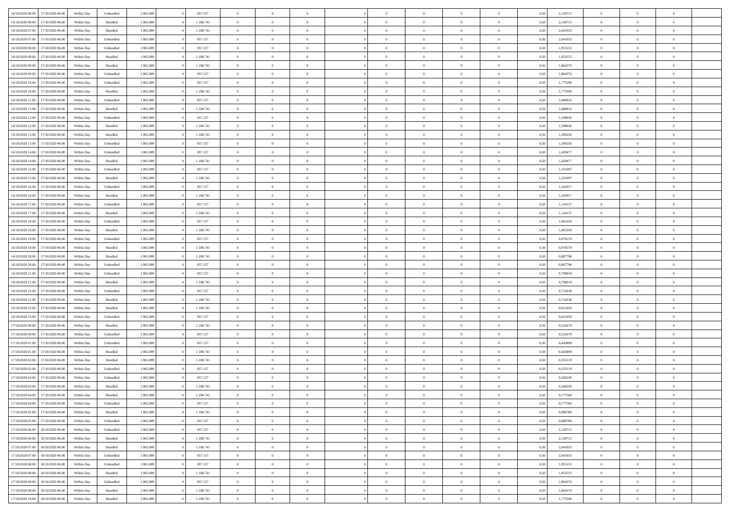| | | | | | | | | | | | | | | | | | | | | |
|---|---|---|---|---|---|---|---|---|---|---|---|---|---|---|---|---|---|---|---|---|
| 16/10/2020 06:00 | 17/10/2020 06:00 | Within Day | Unbundled | 1.965.899 | 0 | 857.157 | 0 | 0 | 0 | 0 | 0 | 0 | 0 | 0 | 0,50 | 2,130715 | 0 | 0 | 0 | |
| 16/10/2020 06:00 | 17/10/2020 06:00 | Within Day | Bundled | 1.965.899 | 0 | 1.108.741 | 0 | 0 | 0 | 0 | 0 | 0 | 0 | 0 | 0,50 | 2,130715 | 0 | 0 | 0 | |
| 16/10/2020 07:00 | 17/10/2020 06:00 | Within Day | Bundled | 1.965.899 | 0 | 1.108.741 | 0 | 0 | 0 | 0 | 0 | 0 | 0 | 0 | 0,50 | 2,041935 | 0 | 0 | 0 | |
| 16/10/2020 07:00 | 17/10/2020 06:00 | Within Day | Unbundled | 1.965.899 | 0 | 857.157 | 0 | 0 | 0 | 0 | 0 | 0 | 0 | 0 | 0,50 | 2,041935 | 0 | 0 | 0 | |
| 16/10/2020 08:00 | 17/10/2020 06:00 | Within Day | Unbundled | 1.965.899 | 0 | 857.157 | 0 | 0 | 0 | 0 | 0 | 0 | 0 | 0 | 0,50 | 1,953155 | 0 | 0 | 0 | |
| 16/10/2020 08:00 | 17/10/2020 06:00 | Within Day | Bundled | 1.965.899 | 0 | 1.108.741 | 0 | 0 | 0 | 0 | 0 | 0 | 0 | 0 | 0,50 | 1,953155 | 0 | 0 | 0 | |
| 16/10/2020 09:00 | 17/10/2020 06:00 | Within Day | Bundled | 1.965.899 | 0 | 1.108.741 | 0 | 0 | 0 | 0 | 0 | 0 | 0 | 0 | 0,50 | 1,864376 | 0 | 0 | 0 | |
| 16/10/2020 09:00 | 17/10/2020 06:00 | Within Day | Unbundled | 1.965.899 | 0 | 857.157 | 0 | 0 | 0 | 0 | 0 | 0 | 0 | 0 | 0,50 | 1,864376 | 0 | 0 | 0 | |
| 16/10/2020 10:00 | 17/10/2020 06:00 | Within Day | Unbundled | 1.965.899 | 0 | 857.157 | 0 | 0 | 0 | 0 | 0 | 0 | 0 | 0 | 0,50 | 1,775596 | 0 | 0 | 0 | |
| 16/10/2020 10:00 | 17/10/2020 06:00 | Within Day | Bundled | 1.965.899 | 0 | 1.108.741 | 0 | 0 | 0 | 0 | 0 | 0 | 0 | 0 | 0,50 | 1,775596 | 0 | 0 | 0 | |
| 16/10/2020 11:00 | 17/10/2020 06:00 | Within Day | Unbundled | 1.965.899 | 0 | 857.157 | 0 | 0 | 0 | 0 | 0 | 0 | 0 | 0 | 0,50 | 1,686816 | 0 | 0 | 0 | |
| 16/10/2020 11:00 | 17/10/2020 06:00 | Within Day | Bundled | 1.965.899 | 0 | 1.108.741 | 0 | 0 | 0 | 0 | 0 | 0 | 0 | 0 | 0,50 | 1,686816 | 0 | 0 | 0 | |
| 16/10/2020 12:00 | 17/10/2020 06:00 | Within Day | Unbundled | 1.965.899 | 0 | 857.157 | 0 | 0 | 0 | 0 | 0 | 0 | 0 | 0 | 0,50 | 1,598036 | 0 | 0 | 0 | |
| 16/10/2020 12:00 | 17/10/2020 06:00 | Within Day | Bundled | 1.965.899 | 0 | 1.108.741 | 0 | 0 | 0 | 0 | 0 | 0 | 0 | 0 | 0,50 | 1,598036 | 0 | 0 | 0 | |
| 16/10/2020 13:00 | 17/10/2020 06:00 | Within Day | Bundled | 1.965.899 | 0 | 1.108.741 | 0 | 0 | 0 | 0 | 0 | 0 | 0 | 0 | 0,50 | 1,509256 | 0 | 0 | 0 | |
| 16/10/2020 13:00 | 17/10/2020 06:00 | Within Day | Unbundled | 1.965.899 | 0 | 857.157 | 0 | 0 | 0 | 0 | 0 | 0 | 0 | 0 | 0,50 | 1,509256 | 0 | 0 | 0 | |
| 16/10/2020 14:00 | 17/10/2020 06:00 | Within Day | Unbundled | 1.965.899 | 0 | 857.157 | 0 | 0 | 0 | 0 | 0 | 0 | 0 | 0 | 0,50 | 1,420477 | 0 | 0 | 0 | |
| 16/10/2020 14:00 | 17/10/2020 06:00 | Within Day | Bundled | 1.965.899 | 0 | 1.108.741 | 0 | 0 | 0 | 0 | 0 | 0 | 0 | 0 | 0,50 | 1,420477 | 0 | 0 | 0 | |
| 16/10/2020 15:00 | 17/10/2020 06:00 | Within Day | Unbundled | 1.965.899 | 0 | 857.157 | 0 | 0 | 0 | 0 | 0 | 0 | 0 | 0 | 0,50 | 1,331697 | 0 | 0 | 0 | |
| 16/10/2020 15:00 | 17/10/2020 06:00 | Within Day | Bundled | 1.965.899 | 0 | 1.108.741 | 0 | 0 | 0 | 0 | 0 | 0 | 0 | 0 | 0,50 | 1,331697 | 0 | 0 | 0 | |
| 16/10/2020 16:00 | 17/10/2020 06:00 | Within Day | Unbundled | 1.965.899 | 0 | 857.157 | 0 | 0 | 0 | 0 | 0 | 0 | 0 | 0 | 0,50 | 1,242917 | 0 | 0 | 0 | |
| 16/10/2020 16:00 | 17/10/2020 06:00 | Within Day | Bundled | 1.965.899 | 0 | 1.108.741 | 0 | 0 | 0 | 0 | 0 | 0 | 0 | 0 | 0,50 | 1,242917 | 0 | 0 | 0 | |
| 16/10/2020 17:00 | 17/10/2020 06:00 | Within Day | Unbundled | 1.965.899 | 0 | 857.157 | 0 | 0 | 0 | 0 | 0 | 0 | 0 | 0 | 0,50 | 1,154137 | 0 | 0 | 0 | |
| 16/10/2020 17:00 | 17/10/2020 06:00 | Within Day | Bundled | 1.965.899 | 0 | 1.108.741 | 0 | 0 | 0 | 0 | 0 | 0 | 0 | 0 | 0,50 | 1,154137 | 0 | 0 | 0 | |
| 16/10/2020 18:00 | 17/10/2020 06:00 | Within Day | Unbundled | 1.965.899 | 0 | 857.157 | 0 | 0 | 0 | 0 | 0 | 0 | 0 | 0 | 0,50 | 1,065358 | 0 | 0 | 0 | |
| 16/10/2020 18:00 | 17/10/2020 06:00 | Within Day | Bundled | 1.965.899 | 0 | 1.108.741 | 0 | 0 | 0 | 0 | 0 | 0 | 0 | 0 | 0,50 | 1,065358 | 0 | 0 | 0 | |
| 16/10/2020 19:00 | 17/10/2020 06:00 | Within Day | Unbundled | 1.965.899 | 0 | 857.157 | 0 | 0 | 0 | 0 | 0 | 0 | 0 | 0 | 0,50 | 0,976578 | 0 | 0 | 0 | |
| 16/10/2020 19:00 | 17/10/2020 06:00 | Within Day | Bundled | 1.965.899 | 0 | 1.108.741 | 0 | 0 | 0 | 0 | 0 | 0 | 0 | 0 | 0,50 | 0,976578 | 0 | 0 | 0 | |
| 16/10/2020 20:00 | 17/10/2020 06:00 | Within Day | Bundled | 1.965.899 | 0 | 1.108.741 | 0 | 0 | 0 | 0 | 0 | 0 | 0 | 0 | 0,50 | 0,887798 | 0 | 0 | 0 | |
| 16/10/2020 20:00 | 17/10/2020 06:00 | Within Day | Unbundled | 1.965.899 | 0 | 857.157 | 0 | 0 | 0 | 0 | 0 | 0 | 0 | 0 | 0,50 | 0,887798 | 0 | 0 | 0 | |
| 16/10/2020 21:00 | 17/10/2020 06:00 | Within Day | Unbundled | 1.965.899 | 0 | 857.157 | 0 | 0 | 0 | 0 | 0 | 0 | 0 | 0 | 0,50 | 0,799018 | 0 | 0 | 0 | |
| 16/10/2020 21:00 | 17/10/2020 06:00 | Within Day | Bundled | 1.965.899 | 0 | 1.108.741 | 0 | 0 | 0 | 0 | 0 | 0 | 0 | 0 | 0,50 | 0,799018 | 0 | 0 | 0 | |
| 16/10/2020 22:00 | 17/10/2020 06:00 | Within Day | Unbundled | 1.965.899 | 0 | 857.157 | 0 | 0 | 0 | 0 | 0 | 0 | 0 | 0 | 0,50 | 0,710238 | 0 | 0 | 0 | |
| 16/10/2020 22:00 | 17/10/2020 06:00 | Within Day | Bundled | 1.965.899 | 0 | 1.108.741 | 0 | 0 | 0 | 0 | 0 | 0 | 0 | 0 | 0,50 | 0,710238 | 0 | 0 | 0 | |
| 16/10/2020 23:00 | 17/10/2020 06:00 | Within Day | Bundled | 1.965.899 | 0 | 1.108.741 | 0 | 0 | 0 | 0 | 0 | 0 | 0 | 0 | 0,50 | 0,621459 | 0 | 0 | 0 | |
| 16/10/2020 23:00 | 17/10/2020 06:00 | Within Day | Unbundled | 1.965.899 | 0 | 857.157 | 0 | 0 | 0 | 0 | 0 | 0 | 0 | 0 | 0,50 | 0,621459 | 0 | 0 | 0 | |
| 17/10/2020 00:00 | 17/10/2020 06:00 | Within Day | Bundled | 1.965.899 | 0 | 1.108.741 | 0 | 0 | 0 | 0 | 0 | 0 | 0 | 0 | 0,50 | 0,532679 | 0 | 0 | 0 | |
| 17/10/2020 00:00 | 17/10/2020 06:00 | Within Day | Unbundled | 1.965.899 | 0 | 857.157 | 0 | 0 | 0 | 0 | 0 | 0 | 0 | 0 | 0,50 | 0,532679 | 0 | 0 | 0 | |
| 17/10/2020 01:00 | 17/10/2020 06:00 | Within Day | Unbundled | 1.965.899 | 0 | 857.157 | 0 | 0 | 0 | 0 | 0 | 0 | 0 | 0 | 0,50 | 0,443899 | 0 | 0 | 0 | |
| 17/10/2020 01:00 | 17/10/2020 06:00 | Within Day | Bundled | 1.965.899 | 0 | 1.108.741 | 0 | 0 | 0 | 0 | 0 | 0 | 0 | 0 | 0,50 | 0,443899 | 0 | 0 | 0 | |
| 17/10/2020 02:00 | 17/10/2020 06:00 | Within Day | Bundled | 1.965.899 | 0 | 1.108.741 | 0 | 0 | 0 | 0 | 0 | 0 | 0 | 0 | 0,50 | 0,355119 | 0 | 0 | 0 | |
| 17/10/2020 02:00 | 17/10/2020 06:00 | Within Day | Unbundled | 1.965.899 | 0 | 857.157 | 0 | 0 | 0 | 0 | 0 | 0 | 0 | 0 | 0,50 | 0,355119 | 0 | 0 | 0 | |
| 17/10/2020 03:00 | 17/10/2020 06:00 | Within Day | Unbundled | 1.965.899 | 0 | 857.157 | 0 | 0 | 0 | 0 | 0 | 0 | 0 | 0 | 0,50 | 0,266339 | 0 | 0 | 0 | |
| 17/10/2020 03:00 | 17/10/2020 06:00 | Within Day | Bundled | 1.965.899 | 0 | 1.108.741 | 0 | 0 | 0 | 0 | 0 | 0 | 0 | 0 | 0,50 | 0,266339 | 0 | 0 | 0 | |
| 17/10/2020 04:00 | 17/10/2020 06:00 | Within Day | Bundled | 1.965.899 | 0 | 1.108.741 | 0 | 0 | 0 | 0 | 0 | 0 | 0 | 0 | 0,50 | 0,177560 | 0 | 0 | 0 | |
| 17/10/2020 04:00 | 17/10/2020 06:00 | Within Day | Unbundled | 1.965.899 | 0 | 857.157 | 0 | 0 | 0 | 0 | 0 | 0 | 0 | 0 | 0,50 | 0,177560 | 0 | 0 | 0 | |
| 17/10/2020 05:00 | 17/10/2020 06:00 | Within Day | Bundled | 1.965.899 | 0 | 1.108.741 | 0 | 0 | 0 | 0 | 0 | 0 | 0 | 0 | 0,50 | 0,088780 | 0 | 0 | 0 | |
| 17/10/2020 05:00 | 17/10/2020 06:00 | Within Day | Unbundled | 1.965.899 | 0 | 857.157 | 0 | 0 | 0 | 0 | 0 | 0 | 0 | 0 | 0,50 | 0,088780 | 0 | 0 | 0 | |
| 17/10/2020 06:00 | 18/10/2020 06:00 | Within Day | Unbundled | 1.965.899 | 0 | 857.157 | 0 | 0 | 0 | 0 | 0 | 0 | 0 | 0 | 0,50 | 2,130715 | 0 | 0 | 0 | |
| 17/10/2020 06:00 | 18/10/2020 06:00 | Within Day | Bundled | 1.965.899 | 0 | 1.108.741 | 0 | 0 | 0 | 0 | 0 | 0 | 0 | 0 | 0,50 | 2,130715 | 0 | 0 | 0 | |
| 17/10/2020 07:00 | 18/10/2020 06:00 | Within Day | Bundled | 1.965.899 | 0 | 1.108.741 | 0 | 0 | 0 | 0 | 0 | 0 | 0 | 0 | 0,50 | 2,041935 | 0 | 0 | 0 | |
| 17/10/2020 07:00 | 18/10/2020 06:00 | Within Day | Unbundled | 1.965.899 | 0 | 857.157 | 0 | 0 | 0 | 0 | 0 | 0 | 0 | 0 | 0,50 | 2,041935 | 0 | 0 | 0 | |
| 17/10/2020 08:00 | 18/10/2020 06:00 | Within Day | Unbundled | 1.965.899 | 0 | 857.157 | 0 | 0 | 0 | 0 | 0 | 0 | 0 | 0 | 0,50 | 1,953155 | 0 | 0 | 0 | |
| 17/10/2020 08:00 | 18/10/2020 06:00 | Within Day | Bundled | 1.965.899 | 0 | 1.108.741 | 0 | 0 | 0 | 0 | 0 | 0 | 0 | 0 | 0,50 | 1,953155 | 0 | 0 | 0 | |
| 17/10/2020 09:00 | 18/10/2020 06:00 | Within Day | Unbundled | 1.965.899 | 0 | 857.157 | 0 | 0 | 0 | 0 | 0 | 0 | 0 | 0 | 0,50 | 1,864376 | 0 | 0 | 0 | |
| 17/10/2020 09:00 | 18/10/2020 06:00 | Within Day | Bundled | 1.965.899 | 0 | 1.108.741 | 0 | 0 | 0 | 0 | 0 | 0 | 0 | 0 | 0,50 | 1,864376 | 0 | 0 | 0 | |
| 17/10/2020 10:00 | 18/10/2020 06:00 | Within Day | Bundled | 1.965.899 | 0 | 1.108.741 | 0 | 0 | 0 | 0 | 0 | 0 | 0 | 0 | 0,50 | 1,775596 | 0 | 0 | 0 | |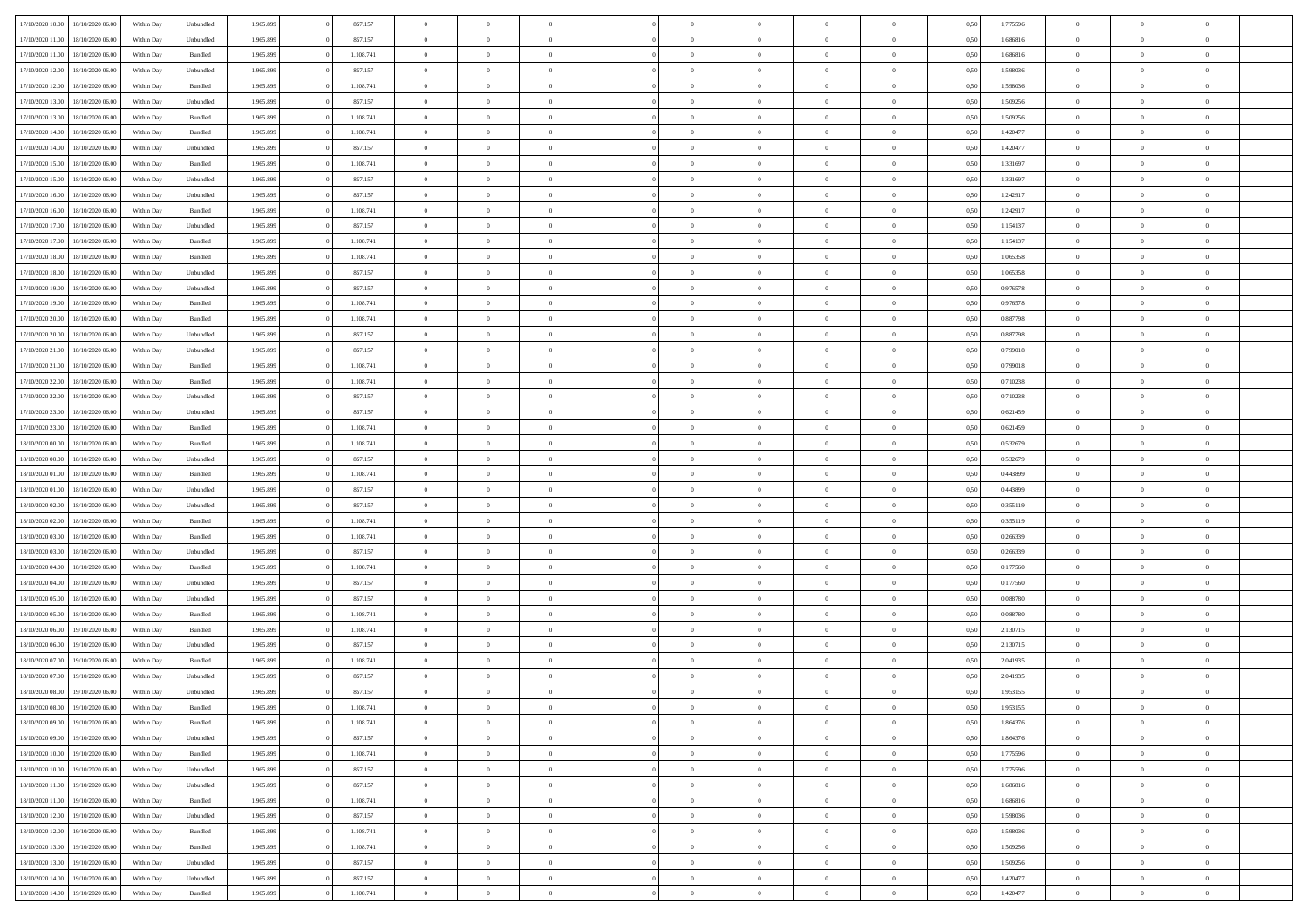| | | | | | | | | | | | | | | | | | | | | | |
|---|---|---|---|---|---|---|---|---|---|---|---|---|---|---|---|---|---|---|---|---|---|
| 17/10/2020 10.00 | 18/10/2020 06.00 | Within Day | Unbundled | 1.965.899 | 0 | 857.157 | 0 | 0 | 0 | | 0 | 0 | 0 | 0 | 0 | 0,50 | 1,775596 | 0 | 0 | 0 | |
| 17/10/2020 11.00 | 18/10/2020 06.00 | Within Day | Unbundled | 1.965.899 | 0 | 857.157 | 0 | 0 | 0 | | 0 | 0 | 0 | 0 | 0 | 0,50 | 1,686816 | 0 | 0 | 0 | |
| 17/10/2020 11.00 | 18/10/2020 06.00 | Within Day | Bundled | 1.965.899 | 0 | 1.108.741 | 0 | 0 | 0 | | 0 | 0 | 0 | 0 | 0 | 0,50 | 1,686816 | 0 | 0 | 0 | |
| 17/10/2020 12.00 | 18/10/2020 06.00 | Within Day | Unbundled | 1.965.899 | 0 | 857.157 | 0 | 0 | 0 | | 0 | 0 | 0 | 0 | 0 | 0,50 | 1,598036 | 0 | 0 | 0 | |
| 17/10/2020 12.00 | 18/10/2020 06.00 | Within Day | Bundled | 1.965.899 | 0 | 1.108.741 | 0 | 0 | 0 | | 0 | 0 | 0 | 0 | 0 | 0,50 | 1,598036 | 0 | 0 | 0 | |
| 17/10/2020 13.00 | 18/10/2020 06.00 | Within Day | Unbundled | 1.965.899 | 0 | 857.157 | 0 | 0 | 0 | | 0 | 0 | 0 | 0 | 0 | 0,50 | 1,509256 | 0 | 0 | 0 | |
| 17/10/2020 13.00 | 18/10/2020 06.00 | Within Day | Bundled | 1.965.899 | 0 | 1.108.741 | 0 | 0 | 0 | | 0 | 0 | 0 | 0 | 0 | 0,50 | 1,509256 | 0 | 0 | 0 | |
| 17/10/2020 14.00 | 18/10/2020 06.00 | Within Day | Bundled | 1.965.899 | 0 | 1.108.741 | 0 | 0 | 0 | | 0 | 0 | 0 | 0 | 0 | 0,50 | 1,420477 | 0 | 0 | 0 | |
| 17/10/2020 14.00 | 18/10/2020 06.00 | Within Day | Unbundled | 1.965.899 | 0 | 857.157 | 0 | 0 | 0 | | 0 | 0 | 0 | 0 | 0 | 0,50 | 1,420477 | 0 | 0 | 0 | |
| 17/10/2020 15.00 | 18/10/2020 06.00 | Within Day | Bundled | 1.965.899 | 0 | 1.108.741 | 0 | 0 | 0 | | 0 | 0 | 0 | 0 | 0 | 0,50 | 1,331697 | 0 | 0 | 0 | |
| 17/10/2020 15.00 | 18/10/2020 06.00 | Within Day | Unbundled | 1.965.899 | 0 | 857.157 | 0 | 0 | 0 | | 0 | 0 | 0 | 0 | 0 | 0,50 | 1,331697 | 0 | 0 | 0 | |
| 17/10/2020 16.00 | 18/10/2020 06.00 | Within Day | Unbundled | 1.965.899 | 0 | 857.157 | 0 | 0 | 0 | | 0 | 0 | 0 | 0 | 0 | 0,50 | 1,242917 | 0 | 0 | 0 | |
| 17/10/2020 16.00 | 18/10/2020 06.00 | Within Day | Bundled | 1.965.899 | 0 | 1.108.741 | 0 | 0 | 0 | | 0 | 0 | 0 | 0 | 0 | 0,50 | 1,242917 | 0 | 0 | 0 | |
| 17/10/2020 17.00 | 18/10/2020 06.00 | Within Day | Unbundled | 1.965.899 | 0 | 857.157 | 0 | 0 | 0 | | 0 | 0 | 0 | 0 | 0 | 0,50 | 1,154137 | 0 | 0 | 0 | |
| 17/10/2020 17.00 | 18/10/2020 06.00 | Within Day | Bundled | 1.965.899 | 0 | 1.108.741 | 0 | 0 | 0 | | 0 | 0 | 0 | 0 | 0 | 0,50 | 1,154137 | 0 | 0 | 0 | |
| 17/10/2020 18.00 | 18/10/2020 06.00 | Within Day | Bundled | 1.965.899 | 0 | 1.108.741 | 0 | 0 | 0 | | 0 | 0 | 0 | 0 | 0 | 0,50 | 1,065358 | 0 | 0 | 0 | |
| 17/10/2020 18.00 | 18/10/2020 06.00 | Within Day | Unbundled | 1.965.899 | 0 | 857.157 | 0 | 0 | 0 | | 0 | 0 | 0 | 0 | 0 | 0,50 | 1,065358 | 0 | 0 | 0 | |
| 17/10/2020 19.00 | 18/10/2020 06.00 | Within Day | Unbundled | 1.965.899 | 0 | 857.157 | 0 | 0 | 0 | | 0 | 0 | 0 | 0 | 0 | 0,50 | 0,976578 | 0 | 0 | 0 | |
| 17/10/2020 19.00 | 18/10/2020 06.00 | Within Day | Bundled | 1.965.899 | 0 | 1.108.741 | 0 | 0 | 0 | | 0 | 0 | 0 | 0 | 0 | 0,50 | 0,976578 | 0 | 0 | 0 | |
| 17/10/2020 20.00 | 18/10/2020 06.00 | Within Day | Bundled | 1.965.899 | 0 | 1.108.741 | 0 | 0 | 0 | | 0 | 0 | 0 | 0 | 0 | 0,50 | 0,887798 | 0 | 0 | 0 | |
| 17/10/2020 20.00 | 18/10/2020 06.00 | Within Day | Unbundled | 1.965.899 | 0 | 857.157 | 0 | 0 | 0 | | 0 | 0 | 0 | 0 | 0 | 0,50 | 0,887798 | 0 | 0 | 0 | |
| 17/10/2020 21.00 | 18/10/2020 06.00 | Within Day | Unbundled | 1.965.899 | 0 | 857.157 | 0 | 0 | 0 | | 0 | 0 | 0 | 0 | 0 | 0,50 | 0,799018 | 0 | 0 | 0 | |
| 17/10/2020 21.00 | 18/10/2020 06.00 | Within Day | Bundled | 1.965.899 | 0 | 1.108.741 | 0 | 0 | 0 | | 0 | 0 | 0 | 0 | 0 | 0,50 | 0,799018 | 0 | 0 | 0 | |
| 17/10/2020 22.00 | 18/10/2020 06.00 | Within Day | Bundled | 1.965.899 | 0 | 1.108.741 | 0 | 0 | 0 | | 0 | 0 | 0 | 0 | 0 | 0,50 | 0,710238 | 0 | 0 | 0 | |
| 17/10/2020 22.00 | 18/10/2020 06.00 | Within Day | Unbundled | 1.965.899 | 0 | 857.157 | 0 | 0 | 0 | | 0 | 0 | 0 | 0 | 0 | 0,50 | 0,710238 | 0 | 0 | 0 | |
| 17/10/2020 23.00 | 18/10/2020 06.00 | Within Day | Unbundled | 1.965.899 | 0 | 857.157 | 0 | 0 | 0 | | 0 | 0 | 0 | 0 | 0 | 0,50 | 0,621459 | 0 | 0 | 0 | |
| 17/10/2020 23.00 | 18/10/2020 06.00 | Within Day | Bundled | 1.965.899 | 0 | 1.108.741 | 0 | 0 | 0 | | 0 | 0 | 0 | 0 | 0 | 0,50 | 0,621459 | 0 | 0 | 0 | |
| 18/10/2020 00.00 | 18/10/2020 06.00 | Within Day | Bundled | 1.965.899 | 0 | 1.108.741 | 0 | 0 | 0 | | 0 | 0 | 0 | 0 | 0 | 0,50 | 0,532679 | 0 | 0 | 0 | |
| 18/10/2020 00.00 | 18/10/2020 06.00 | Within Day | Unbundled | 1.965.899 | 0 | 857.157 | 0 | 0 | 0 | | 0 | 0 | 0 | 0 | 0 | 0,50 | 0,532679 | 0 | 0 | 0 | |
| 18/10/2020 01.00 | 18/10/2020 06.00 | Within Day | Bundled | 1.965.899 | 0 | 1.108.741 | 0 | 0 | 0 | | 0 | 0 | 0 | 0 | 0 | 0,50 | 0,443899 | 0 | 0 | 0 | |
| 18/10/2020 01.00 | 18/10/2020 06.00 | Within Day | Unbundled | 1.965.899 | 0 | 857.157 | 0 | 0 | 0 | | 0 | 0 | 0 | 0 | 0 | 0,50 | 0,443899 | 0 | 0 | 0 | |
| 18/10/2020 02.00 | 18/10/2020 06.00 | Within Day | Unbundled | 1.965.899 | 0 | 857.157 | 0 | 0 | 0 | | 0 | 0 | 0 | 0 | 0 | 0,50 | 0,355119 | 0 | 0 | 0 | |
| 18/10/2020 02.00 | 18/10/2020 06.00 | Within Day | Bundled | 1.965.899 | 0 | 1.108.741 | 0 | 0 | 0 | | 0 | 0 | 0 | 0 | 0 | 0,50 | 0,355119 | 0 | 0 | 0 | |
| 18/10/2020 03.00 | 18/10/2020 06.00 | Within Day | Bundled | 1.965.899 | 0 | 1.108.741 | 0 | 0 | 0 | | 0 | 0 | 0 | 0 | 0 | 0,50 | 0,266339 | 0 | 0 | 0 | |
| 18/10/2020 03.00 | 18/10/2020 06.00 | Within Day | Unbundled | 1.965.899 | 0 | 857.157 | 0 | 0 | 0 | | 0 | 0 | 0 | 0 | 0 | 0,50 | 0,266339 | 0 | 0 | 0 | |
| 18/10/2020 04.00 | 18/10/2020 06.00 | Within Day | Bundled | 1.965.899 | 0 | 1.108.741 | 0 | 0 | 0 | | 0 | 0 | 0 | 0 | 0 | 0,50 | 0,177560 | 0 | 0 | 0 | |
| 18/10/2020 04.00 | 18/10/2020 06.00 | Within Day | Unbundled | 1.965.899 | 0 | 857.157 | 0 | 0 | 0 | | 0 | 0 | 0 | 0 | 0 | 0,50 | 0,177560 | 0 | 0 | 0 | |
| 18/10/2020 05.00 | 18/10/2020 06.00 | Within Day | Unbundled | 1.965.899 | 0 | 857.157 | 0 | 0 | 0 | | 0 | 0 | 0 | 0 | 0 | 0,50 | 0,088780 | 0 | 0 | 0 | |
| 18/10/2020 05.00 | 18/10/2020 06.00 | Within Day | Bundled | 1.965.899 | 0 | 1.108.741 | 0 | 0 | 0 | | 0 | 0 | 0 | 0 | 0 | 0,50 | 0,088780 | 0 | 0 | 0 | |
| 18/10/2020 06.00 | 19/10/2020 06.00 | Within Day | Bundled | 1.965.899 | 0 | 1.108.741 | 0 | 0 | 0 | | 0 | 0 | 0 | 0 | 0 | 0,50 | 2,130715 | 0 | 0 | 0 | |
| 18/10/2020 06.00 | 19/10/2020 06.00 | Within Day | Unbundled | 1.965.899 | 0 | 857.157 | 0 | 0 | 0 | | 0 | 0 | 0 | 0 | 0 | 0,50 | 2,130715 | 0 | 0 | 0 | |
| 18/10/2020 07.00 | 19/10/2020 06.00 | Within Day | Bundled | 1.965.899 | 0 | 1.108.741 | 0 | 0 | 0 | | 0 | 0 | 0 | 0 | 0 | 0,50 | 2,041935 | 0 | 0 | 0 | |
| 18/10/2020 07.00 | 19/10/2020 06.00 | Within Day | Unbundled | 1.965.899 | 0 | 857.157 | 0 | 0 | 0 | | 0 | 0 | 0 | 0 | 0 | 0,50 | 2,041935 | 0 | 0 | 0 | |
| 18/10/2020 08.00 | 19/10/2020 06.00 | Within Day | Unbundled | 1.965.899 | 0 | 857.157 | 0 | 0 | 0 | | 0 | 0 | 0 | 0 | 0 | 0,50 | 1,953155 | 0 | 0 | 0 | |
| 18/10/2020 08.00 | 19/10/2020 06.00 | Within Day | Bundled | 1.965.899 | 0 | 1.108.741 | 0 | 0 | 0 | | 0 | 0 | 0 | 0 | 0 | 0,50 | 1,953155 | 0 | 0 | 0 | |
| 18/10/2020 09.00 | 19/10/2020 06.00 | Within Day | Bundled | 1.965.899 | 0 | 1.108.741 | 0 | 0 | 0 | | 0 | 0 | 0 | 0 | 0 | 0,50 | 1,864376 | 0 | 0 | 0 | |
| 18/10/2020 09.00 | 19/10/2020 06.00 | Within Day | Unbundled | 1.965.899 | 0 | 857.157 | 0 | 0 | 0 | | 0 | 0 | 0 | 0 | 0 | 0,50 | 1,864376 | 0 | 0 | 0 | |
| 18/10/2020 10.00 | 19/10/2020 06.00 | Within Day | Bundled | 1.965.899 | 0 | 1.108.741 | 0 | 0 | 0 | | 0 | 0 | 0 | 0 | 0 | 0,50 | 1,775596 | 0 | 0 | 0 | |
| 18/10/2020 10.00 | 19/10/2020 06.00 | Within Day | Unbundled | 1.965.899 | 0 | 857.157 | 0 | 0 | 0 | | 0 | 0 | 0 | 0 | 0 | 0,50 | 1,775596 | 0 | 0 | 0 | |
| 18/10/2020 11.00 | 19/10/2020 06.00 | Within Day | Unbundled | 1.965.899 | 0 | 857.157 | 0 | 0 | 0 | | 0 | 0 | 0 | 0 | 0 | 0,50 | 1,686816 | 0 | 0 | 0 | |
| 18/10/2020 11.00 | 19/10/2020 06.00 | Within Day | Bundled | 1.965.899 | 0 | 1.108.741 | 0 | 0 | 0 | | 0 | 0 | 0 | 0 | 0 | 0,50 | 1,686816 | 0 | 0 | 0 | |
| 18/10/2020 12.00 | 19/10/2020 06.00 | Within Day | Unbundled | 1.965.899 | 0 | 857.157 | 0 | 0 | 0 | | 0 | 0 | 0 | 0 | 0 | 0,50 | 1,598036 | 0 | 0 | 0 | |
| 18/10/2020 12.00 | 19/10/2020 06.00 | Within Day | Bundled | 1.965.899 | 0 | 1.108.741 | 0 | 0 | 0 | | 0 | 0 | 0 | 0 | 0 | 0,50 | 1,598036 | 0 | 0 | 0 | |
| 18/10/2020 13.00 | 19/10/2020 06.00 | Within Day | Bundled | 1.965.899 | 0 | 1.108.741 | 0 | 0 | 0 | | 0 | 0 | 0 | 0 | 0 | 0,50 | 1,509256 | 0 | 0 | 0 | |
| 18/10/2020 13.00 | 19/10/2020 06.00 | Within Day | Unbundled | 1.965.899 | 0 | 857.157 | 0 | 0 | 0 | | 0 | 0 | 0 | 0 | 0 | 0,50 | 1,509256 | 0 | 0 | 0 | |
| 18/10/2020 14.00 | 19/10/2020 06.00 | Within Day | Unbundled | 1.965.899 | 0 | 857.157 | 0 | 0 | 0 | | 0 | 0 | 0 | 0 | 0 | 0,50 | 1,420477 | 0 | 0 | 0 | |
| 18/10/2020 14.00 | 19/10/2020 06.00 | Within Day | Bundled | 1.965.899 | 0 | 1.108.741 | 0 | 0 | 0 | | 0 | 0 | 0 | 0 | 0 | 0,50 | 1,420477 | 0 | 0 | 0 | |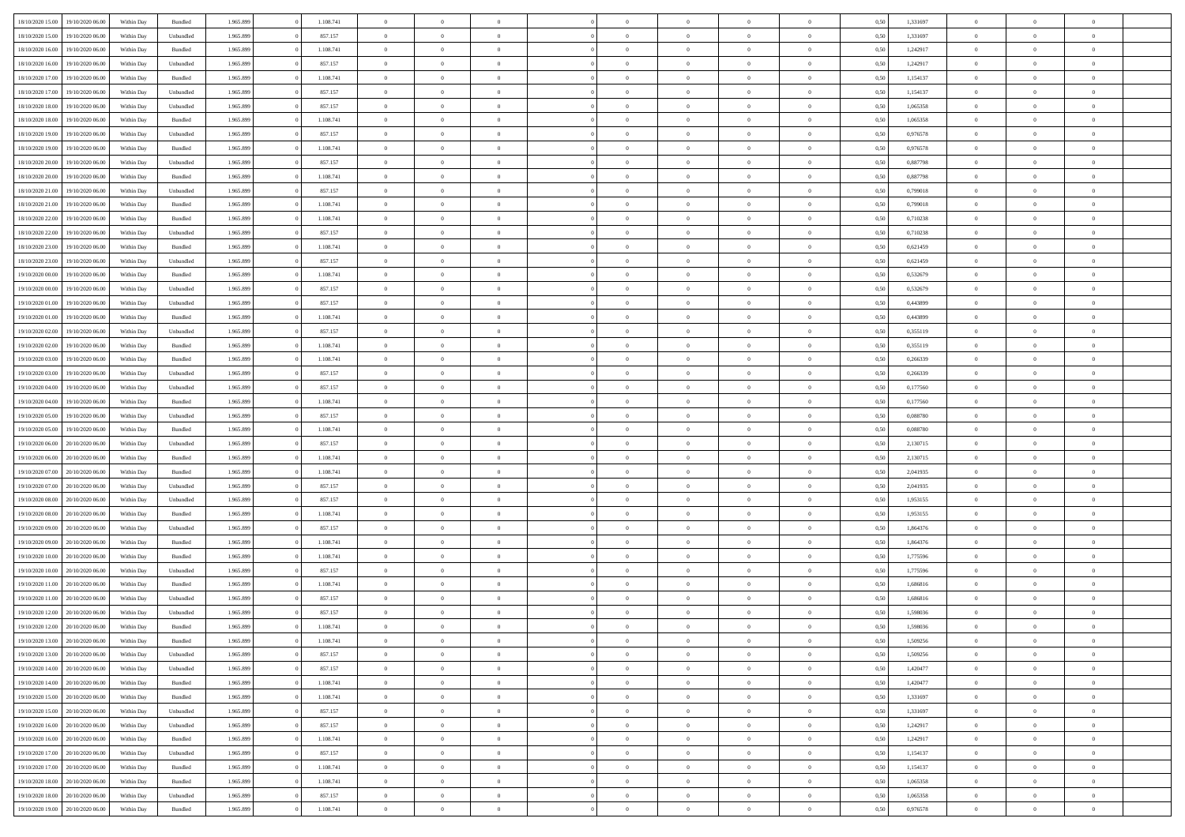| | | | | | | | | | | | | | | | | | | | | |
|---|---|---|---|---|---|---|---|---|---|---|---|---|---|---|---|---|---|---|---|---|
| 18/10/2020 15:00 | 19/10/2020 06:00 | Within Day | Bundled | 1.965.899 | 0 | 1.108.741 | 0 | 0 | 0 | | 0 | 0 | 0 | 0 | 0,50 | 1,331697 | 0 | 0 | 0 | |
| 18/10/2020 15:00 | 19/10/2020 06:00 | Within Day | Unbundled | 1.965.899 | 0 | 857.157 | 0 | 0 | 0 | | 0 | 0 | 0 | 0 | 0,50 | 1,331697 | 0 | 0 | 0 | |
| 18/10/2020 16:00 | 19/10/2020 06:00 | Within Day | Bundled | 1.965.899 | 0 | 1.108.741 | 0 | 0 | 0 | | 0 | 0 | 0 | 0 | 0,50 | 1,242917 | 0 | 0 | 0 | |
| 18/10/2020 16:00 | 19/10/2020 06:00 | Within Day | Unbundled | 1.965.899 | 0 | 857.157 | 0 | 0 | 0 | | 0 | 0 | 0 | 0 | 0,50 | 1,242917 | 0 | 0 | 0 | |
| 18/10/2020 17:00 | 19/10/2020 06:00 | Within Day | Bundled | 1.965.899 | 0 | 1.108.741 | 0 | 0 | 0 | | 0 | 0 | 0 | 0 | 0,50 | 1,154137 | 0 | 0 | 0 | |
| 18/10/2020 17:00 | 19/10/2020 06:00 | Within Day | Unbundled | 1.965.899 | 0 | 857.157 | 0 | 0 | 0 | | 0 | 0 | 0 | 0 | 0,50 | 1,154137 | 0 | 0 | 0 | |
| 18/10/2020 18:00 | 19/10/2020 06:00 | Within Day | Unbundled | 1.965.899 | 0 | 857.157 | 0 | 0 | 0 | | 0 | 0 | 0 | 0 | 0,50 | 1,065358 | 0 | 0 | 0 | |
| 18/10/2020 18:00 | 19/10/2020 06:00 | Within Day | Bundled | 1.965.899 | 0 | 1.108.741 | 0 | 0 | 0 | | 0 | 0 | 0 | 0 | 0,50 | 1,065358 | 0 | 0 | 0 | |
| 18/10/2020 19:00 | 19/10/2020 06:00 | Within Day | Unbundled | 1.965.899 | 0 | 857.157 | 0 | 0 | 0 | | 0 | 0 | 0 | 0 | 0,50 | 0,976578 | 0 | 0 | 0 | |
| 18/10/2020 19:00 | 19/10/2020 06:00 | Within Day | Bundled | 1.965.899 | 0 | 1.108.741 | 0 | 0 | 0 | | 0 | 0 | 0 | 0 | 0,50 | 0,976578 | 0 | 0 | 0 | |
| 18/10/2020 20:00 | 19/10/2020 06:00 | Within Day | Unbundled | 1.965.899 | 0 | 857.157 | 0 | 0 | 0 | | 0 | 0 | 0 | 0 | 0,50 | 0,887798 | 0 | 0 | 0 | |
| 18/10/2020 20:00 | 19/10/2020 06:00 | Within Day | Bundled | 1.965.899 | 0 | 1.108.741 | 0 | 0 | 0 | | 0 | 0 | 0 | 0 | 0,50 | 0,887798 | 0 | 0 | 0 | |
| 18/10/2020 21:00 | 19/10/2020 06:00 | Within Day | Unbundled | 1.965.899 | 0 | 857.157 | 0 | 0 | 0 | | 0 | 0 | 0 | 0 | 0,50 | 0,799018 | 0 | 0 | 0 | |
| 18/10/2020 21:00 | 19/10/2020 06:00 | Within Day | Bundled | 1.965.899 | 0 | 1.108.741 | 0 | 0 | 0 | | 0 | 0 | 0 | 0 | 0,50 | 0,799018 | 0 | 0 | 0 | |
| 18/10/2020 22:00 | 19/10/2020 06:00 | Within Day | Bundled | 1.965.899 | 0 | 1.108.741 | 0 | 0 | 0 | | 0 | 0 | 0 | 0 | 0,50 | 0,710238 | 0 | 0 | 0 | |
| 18/10/2020 22:00 | 19/10/2020 06:00 | Within Day | Unbundled | 1.965.899 | 0 | 857.157 | 0 | 0 | 0 | | 0 | 0 | 0 | 0 | 0,50 | 0,710238 | 0 | 0 | 0 | |
| 18/10/2020 23:00 | 19/10/2020 06:00 | Within Day | Bundled | 1.965.899 | 0 | 1.108.741 | 0 | 0 | 0 | | 0 | 0 | 0 | 0 | 0,50 | 0,621459 | 0 | 0 | 0 | |
| 18/10/2020 23:00 | 19/10/2020 06:00 | Within Day | Unbundled | 1.965.899 | 0 | 857.157 | 0 | 0 | 0 | | 0 | 0 | 0 | 0 | 0,50 | 0,621459 | 0 | 0 | 0 | |
| 19/10/2020 00:00 | 19/10/2020 06:00 | Within Day | Bundled | 1.965.899 | 0 | 1.108.741 | 0 | 0 | 0 | | 0 | 0 | 0 | 0 | 0,50 | 0,532679 | 0 | 0 | 0 | |
| 19/10/2020 00:00 | 19/10/2020 06:00 | Within Day | Unbundled | 1.965.899 | 0 | 857.157 | 0 | 0 | 0 | | 0 | 0 | 0 | 0 | 0,50 | 0,532679 | 0 | 0 | 0 | |
| 19/10/2020 01:00 | 19/10/2020 06:00 | Within Day | Unbundled | 1.965.899 | 0 | 857.157 | 0 | 0 | 0 | | 0 | 0 | 0 | 0 | 0,50 | 0,443899 | 0 | 0 | 0 | |
| 19/10/2020 01:00 | 19/10/2020 06:00 | Within Day | Bundled | 1.965.899 | 0 | 1.108.741 | 0 | 0 | 0 | | 0 | 0 | 0 | 0 | 0,50 | 0,443899 | 0 | 0 | 0 | |
| 19/10/2020 02:00 | 19/10/2020 06:00 | Within Day | Unbundled | 1.965.899 | 0 | 857.157 | 0 | 0 | 0 | | 0 | 0 | 0 | 0 | 0,50 | 0,355119 | 0 | 0 | 0 | |
| 19/10/2020 02:00 | 19/10/2020 06:00 | Within Day | Bundled | 1.965.899 | 0 | 1.108.741 | 0 | 0 | 0 | | 0 | 0 | 0 | 0 | 0,50 | 0,355119 | 0 | 0 | 0 | |
| 19/10/2020 03:00 | 19/10/2020 06:00 | Within Day | Bundled | 1.965.899 | 0 | 1.108.741 | 0 | 0 | 0 | | 0 | 0 | 0 | 0 | 0,50 | 0,266339 | 0 | 0 | 0 | |
| 19/10/2020 03:00 | 19/10/2020 06:00 | Within Day | Unbundled | 1.965.899 | 0 | 857.157 | 0 | 0 | 0 | | 0 | 0 | 0 | 0 | 0,50 | 0,266339 | 0 | 0 | 0 | |
| 19/10/2020 04:00 | 19/10/2020 06:00 | Within Day | Unbundled | 1.965.899 | 0 | 857.157 | 0 | 0 | 0 | | 0 | 0 | 0 | 0 | 0,50 | 0,177560 | 0 | 0 | 0 | |
| 19/10/2020 04:00 | 19/10/2020 06:00 | Within Day | Bundled | 1.965.899 | 0 | 1.108.741 | 0 | 0 | 0 | | 0 | 0 | 0 | 0 | 0,50 | 0,177560 | 0 | 0 | 0 | |
| 19/10/2020 05:00 | 19/10/2020 06:00 | Within Day | Unbundled | 1.965.899 | 0 | 857.157 | 0 | 0 | 0 | | 0 | 0 | 0 | 0 | 0,50 | 0,088780 | 0 | 0 | 0 | |
| 19/10/2020 05:00 | 19/10/2020 06:00 | Within Day | Bundled | 1.965.899 | 0 | 1.108.741 | 0 | 0 | 0 | | 0 | 0 | 0 | 0 | 0,50 | 0,088780 | 0 | 0 | 0 | |
| 19/10/2020 06:00 | 20/10/2020 06:00 | Within Day | Unbundled | 1.965.899 | 0 | 857.157 | 0 | 0 | 0 | | 0 | 0 | 0 | 0 | 0,50 | 2,130715 | 0 | 0 | 0 | |
| 19/10/2020 06:00 | 20/10/2020 06:00 | Within Day | Bundled | 1.965.899 | 0 | 1.108.741 | 0 | 0 | 0 | | 0 | 0 | 0 | 0 | 0,50 | 2,130715 | 0 | 0 | 0 | |
| 19/10/2020 07:00 | 20/10/2020 06:00 | Within Day | Bundled | 1.965.899 | 0 | 1.108.741 | 0 | 0 | 0 | | 0 | 0 | 0 | 0 | 0,50 | 2,041935 | 0 | 0 | 0 | |
| 19/10/2020 07:00 | 20/10/2020 06:00 | Within Day | Unbundled | 1.965.899 | 0 | 857.157 | 0 | 0 | 0 | | 0 | 0 | 0 | 0 | 0,50 | 2,041935 | 0 | 0 | 0 | |
| 19/10/2020 08:00 | 20/10/2020 06:00 | Within Day | Unbundled | 1.965.899 | 0 | 857.157 | 0 | 0 | 0 | | 0 | 0 | 0 | 0 | 0,50 | 1,953155 | 0 | 0 | 0 | |
| 19/10/2020 08:00 | 20/10/2020 06:00 | Within Day | Bundled | 1.965.899 | 0 | 1.108.741 | 0 | 0 | 0 | | 0 | 0 | 0 | 0 | 0,50 | 1,953155 | 0 | 0 | 0 | |
| 19/10/2020 09:00 | 20/10/2020 06:00 | Within Day | Unbundled | 1.965.899 | 0 | 857.157 | 0 | 0 | 0 | | 0 | 0 | 0 | 0 | 0,50 | 1,864376 | 0 | 0 | 0 | |
| 19/10/2020 09:00 | 20/10/2020 06:00 | Within Day | Bundled | 1.965.899 | 0 | 1.108.741 | 0 | 0 | 0 | | 0 | 0 | 0 | 0 | 0,50 | 1,864376 | 0 | 0 | 0 | |
| 19/10/2020 10:00 | 20/10/2020 06:00 | Within Day | Bundled | 1.965.899 | 0 | 1.108.741 | 0 | 0 | 0 | | 0 | 0 | 0 | 0 | 0,50 | 1,775596 | 0 | 0 | 0 | |
| 19/10/2020 10:00 | 20/10/2020 06:00 | Within Day | Unbundled | 1.965.899 | 0 | 857.157 | 0 | 0 | 0 | | 0 | 0 | 0 | 0 | 0,50 | 1,775596 | 0 | 0 | 0 | |
| 19/10/2020 11:00 | 20/10/2020 06:00 | Within Day | Bundled | 1.965.899 | 0 | 1.108.741 | 0 | 0 | 0 | | 0 | 0 | 0 | 0 | 0,50 | 1,686816 | 0 | 0 | 0 | |
| 19/10/2020 11:00 | 20/10/2020 06:00 | Within Day | Unbundled | 1.965.899 | 0 | 857.157 | 0 | 0 | 0 | | 0 | 0 | 0 | 0 | 0,50 | 1,686816 | 0 | 0 | 0 | |
| 19/10/2020 12:00 | 20/10/2020 06:00 | Within Day | Unbundled | 1.965.899 | 0 | 857.157 | 0 | 0 | 0 | | 0 | 0 | 0 | 0 | 0,50 | 1,598036 | 0 | 0 | 0 | |
| 19/10/2020 12:00 | 20/10/2020 06:00 | Within Day | Bundled | 1.965.899 | 0 | 1.108.741 | 0 | 0 | 0 | | 0 | 0 | 0 | 0 | 0,50 | 1,598036 | 0 | 0 | 0 | |
| 19/10/2020 13:00 | 20/10/2020 06:00 | Within Day | Bundled | 1.965.899 | 0 | 1.108.741 | 0 | 0 | 0 | | 0 | 0 | 0 | 0 | 0,50 | 1,509256 | 0 | 0 | 0 | |
| 19/10/2020 13:00 | 20/10/2020 06:00 | Within Day | Unbundled | 1.965.899 | 0 | 857.157 | 0 | 0 | 0 | | 0 | 0 | 0 | 0 | 0,50 | 1,509256 | 0 | 0 | 0 | |
| 19/10/2020 14:00 | 20/10/2020 06:00 | Within Day | Unbundled | 1.965.899 | 0 | 857.157 | 0 | 0 | 0 | | 0 | 0 | 0 | 0 | 0,50 | 1,420477 | 0 | 0 | 0 | |
| 19/10/2020 14:00 | 20/10/2020 06:00 | Within Day | Bundled | 1.965.899 | 0 | 1.108.741 | 0 | 0 | 0 | | 0 | 0 | 0 | 0 | 0,50 | 1,420477 | 0 | 0 | 0 | |
| 19/10/2020 15:00 | 20/10/2020 06:00 | Within Day | Bundled | 1.965.899 | 0 | 1.108.741 | 0 | 0 | 0 | | 0 | 0 | 0 | 0 | 0,50 | 1,331697 | 0 | 0 | 0 | |
| 19/10/2020 15:00 | 20/10/2020 06:00 | Within Day | Unbundled | 1.965.899 | 0 | 857.157 | 0 | 0 | 0 | | 0 | 0 | 0 | 0 | 0,50 | 1,331697 | 0 | 0 | 0 | |
| 19/10/2020 16:00 | 20/10/2020 06:00 | Within Day | Unbundled | 1.965.899 | 0 | 857.157 | 0 | 0 | 0 | | 0 | 0 | 0 | 0 | 0,50 | 1,242917 | 0 | 0 | 0 | |
| 19/10/2020 16:00 | 20/10/2020 06:00 | Within Day | Bundled | 1.965.899 | 0 | 1.108.741 | 0 | 0 | 0 | | 0 | 0 | 0 | 0 | 0,50 | 1,242917 | 0 | 0 | 0 | |
| 19/10/2020 17:00 | 20/10/2020 06:00 | Within Day | Unbundled | 1.965.899 | 0 | 857.157 | 0 | 0 | 0 | | 0 | 0 | 0 | 0 | 0,50 | 1,154137 | 0 | 0 | 0 | |
| 19/10/2020 17:00 | 20/10/2020 06:00 | Within Day | Bundled | 1.965.899 | 0 | 1.108.741 | 0 | 0 | 0 | | 0 | 0 | 0 | 0 | 0,50 | 1,154137 | 0 | 0 | 0 | |
| 19/10/2020 18:00 | 20/10/2020 06:00 | Within Day | Bundled | 1.965.899 | 0 | 1.108.741 | 0 | 0 | 0 | | 0 | 0 | 0 | 0 | 0,50 | 1,065358 | 0 | 0 | 0 | |
| 19/10/2020 18:00 | 20/10/2020 06:00 | Within Day | Unbundled | 1.965.899 | 0 | 857.157 | 0 | 0 | 0 | | 0 | 0 | 0 | 0 | 0,50 | 1,065358 | 0 | 0 | 0 | |
| 19/10/2020 19:00 | 20/10/2020 06:00 | Within Day | Bundled | 1.965.899 | 0 | 1.108.741 | 0 | 0 | 0 | | 0 | 0 | 0 | 0 | 0,50 | 0,976578 | 0 | 0 | 0 | |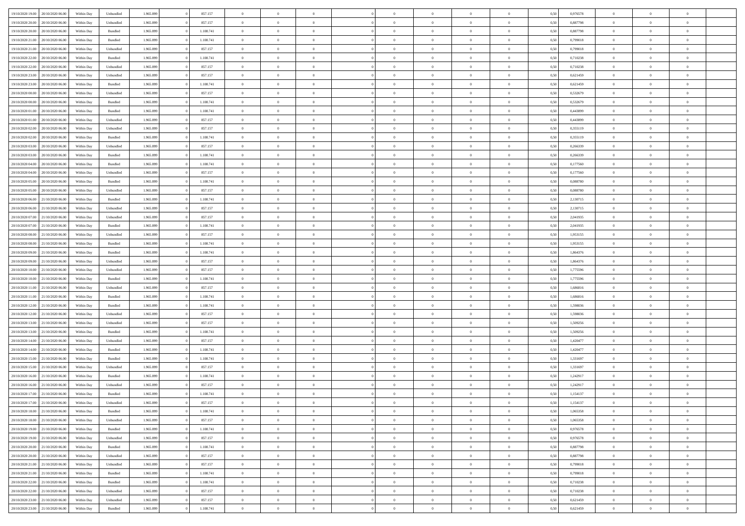| | | | | | | | | | | | | | | | | | | | | | |
|---|---|---|---|---|---|---|---|---|---|---|---|---|---|---|---|---|---|---|---|---|---|
| 19/10/2020 19.00 | 20/10/2020 06.00 | Within Day | Unbundled | 1.965.899 | 0 | 857.157 | 0 | 0 | 0 | | 0 | 0 | 0 | 0 | 0,50 | 0,976578 | 0 | 0 | 0 | |
| 19/10/2020 20.00 | 20/10/2020 06.00 | Within Day | Unbundled | 1.965.899 | 0 | 857.157 | 0 | 0 | 0 | | 0 | 0 | 0 | 0 | 0,50 | 0,887798 | 0 | 0 | 0 | |
| 19/10/2020 20.00 | 20/10/2020 06.00 | Within Day | Bundled | 1.965.899 | 0 | 1.108.741 | 0 | 0 | 0 | | 0 | 0 | 0 | 0 | 0,50 | 0,887798 | 0 | 0 | 0 | |
| 19/10/2020 21.00 | 20/10/2020 06.00 | Within Day | Bundled | 1.965.899 | 0 | 1.108.741 | 0 | 0 | 0 | | 0 | 0 | 0 | 0 | 0,50 | 0,799018 | 0 | 0 | 0 | |
| 19/10/2020 21.00 | 20/10/2020 06.00 | Within Day | Unbundled | 1.965.899 | 0 | 857.157 | 0 | 0 | 0 | | 0 | 0 | 0 | 0 | 0,50 | 0,799018 | 0 | 0 | 0 | |
| 19/10/2020 22.00 | 20/10/2020 06.00 | Within Day | Bundled | 1.965.899 | 0 | 1.108.741 | 0 | 0 | 0 | | 0 | 0 | 0 | 0 | 0,50 | 0,710238 | 0 | 0 | 0 | |
| 19/10/2020 22.00 | 20/10/2020 06.00 | Within Day | Unbundled | 1.965.899 | 0 | 857.157 | 0 | 0 | 0 | | 0 | 0 | 0 | 0 | 0,50 | 0,710238 | 0 | 0 | 0 | |
| 19/10/2020 23.00 | 20/10/2020 06.00 | Within Day | Unbundled | 1.965.899 | 0 | 857.157 | 0 | 0 | 0 | | 0 | 0 | 0 | 0 | 0,50 | 0,621459 | 0 | 0 | 0 | |
| 19/10/2020 23.00 | 20/10/2020 06.00 | Within Day | Bundled | 1.965.899 | 0 | 1.108.741 | 0 | 0 | 0 | | 0 | 0 | 0 | 0 | 0,50 | 0,621459 | 0 | 0 | 0 | |
| 20/10/2020 00.00 | 20/10/2020 06.00 | Within Day | Unbundled | 1.965.899 | 0 | 857.157 | 0 | 0 | 0 | | 0 | 0 | 0 | 0 | 0,50 | 0,532679 | 0 | 0 | 0 | |
| 20/10/2020 00.00 | 20/10/2020 06.00 | Within Day | Bundled | 1.965.899 | 0 | 1.108.741 | 0 | 0 | 0 | | 0 | 0 | 0 | 0 | 0,50 | 0,532679 | 0 | 0 | 0 | |
| 20/10/2020 01.00 | 20/10/2020 06.00 | Within Day | Bundled | 1.965.899 | 0 | 1.108.741 | 0 | 0 | 0 | | 0 | 0 | 0 | 0 | 0,50 | 0,443899 | 0 | 0 | 0 | |
| 20/10/2020 01.00 | 20/10/2020 06.00 | Within Day | Unbundled | 1.965.899 | 0 | 857.157 | 0 | 0 | 0 | | 0 | 0 | 0 | 0 | 0,50 | 0,443899 | 0 | 0 | 0 | |
| 20/10/2020 02.00 | 20/10/2020 06.00 | Within Day | Unbundled | 1.965.899 | 0 | 857.157 | 0 | 0 | 0 | | 0 | 0 | 0 | 0 | 0,50 | 0,355119 | 0 | 0 | 0 | |
| 20/10/2020 02.00 | 20/10/2020 06.00 | Within Day | Bundled | 1.965.899 | 0 | 1.108.741 | 0 | 0 | 0 | | 0 | 0 | 0 | 0 | 0,50 | 0,355119 | 0 | 0 | 0 | |
| 20/10/2020 03.00 | 20/10/2020 06.00 | Within Day | Unbundled | 1.965.899 | 0 | 857.157 | 0 | 0 | 0 | | 0 | 0 | 0 | 0 | 0,50 | 0,266339 | 0 | 0 | 0 | |
| 20/10/2020 03.00 | 20/10/2020 06.00 | Within Day | Bundled | 1.965.899 | 0 | 1.108.741 | 0 | 0 | 0 | | 0 | 0 | 0 | 0 | 0,50 | 0,266339 | 0 | 0 | 0 | |
| 20/10/2020 04.00 | 20/10/2020 06.00 | Within Day | Bundled | 1.965.899 | 0 | 1.108.741 | 0 | 0 | 0 | | 0 | 0 | 0 | 0 | 0,50 | 0,177560 | 0 | 0 | 0 | |
| 20/10/2020 04.00 | 20/10/2020 06.00 | Within Day | Unbundled | 1.965.899 | 0 | 857.157 | 0 | 0 | 0 | | 0 | 0 | 0 | 0 | 0,50 | 0,177560 | 0 | 0 | 0 | |
| 20/10/2020 05.00 | 20/10/2020 06.00 | Within Day | Bundled | 1.965.899 | 0 | 1.108.741 | 0 | 0 | 0 | | 0 | 0 | 0 | 0 | 0,50 | 0,088780 | 0 | 0 | 0 | |
| 20/10/2020 05.00 | 20/10/2020 06.00 | Within Day | Unbundled | 1.965.899 | 0 | 857.157 | 0 | 0 | 0 | | 0 | 0 | 0 | 0 | 0,50 | 0,088780 | 0 | 0 | 0 | |
| 20/10/2020 06.00 | 21/10/2020 06.00 | Within Day | Bundled | 1.965.899 | 0 | 1.108.741 | 0 | 0 | 0 | | 0 | 0 | 0 | 0 | 0,50 | 2,130715 | 0 | 0 | 0 | |
| 20/10/2020 06.00 | 21/10/2020 06.00 | Within Day | Unbundled | 1.965.899 | 0 | 857.157 | 0 | 0 | 0 | | 0 | 0 | 0 | 0 | 0,50 | 2,130715 | 0 | 0 | 0 | |
| 20/10/2020 07.00 | 21/10/2020 06.00 | Within Day | Unbundled | 1.965.899 | 0 | 857.157 | 0 | 0 | 0 | | 0 | 0 | 0 | 0 | 0,50 | 2,041935 | 0 | 0 | 0 | |
| 20/10/2020 07.00 | 21/10/2020 06.00 | Within Day | Bundled | 1.965.899 | 0 | 1.108.741 | 0 | 0 | 0 | | 0 | 0 | 0 | 0 | 0,50 | 2,041935 | 0 | 0 | 0 | |
| 20/10/2020 08.00 | 21/10/2020 06.00 | Within Day | Unbundled | 1.965.899 | 0 | 857.157 | 0 | 0 | 0 | | 0 | 0 | 0 | 0 | 0,50 | 1,953155 | 0 | 0 | 0 | |
| 20/10/2020 08.00 | 21/10/2020 06.00 | Within Day | Bundled | 1.965.899 | 0 | 1.108.741 | 0 | 0 | 0 | | 0 | 0 | 0 | 0 | 0,50 | 1,953155 | 0 | 0 | 0 | |
| 20/10/2020 09.00 | 21/10/2020 06.00 | Within Day | Bundled | 1.965.899 | 0 | 1.108.741 | 0 | 0 | 0 | | 0 | 0 | 0 | 0 | 0,50 | 1,864376 | 0 | 0 | 0 | |
| 20/10/2020 09.00 | 21/10/2020 06.00 | Within Day | Unbundled | 1.965.899 | 0 | 857.157 | 0 | 0 | 0 | | 0 | 0 | 0 | 0 | 0,50 | 1,864376 | 0 | 0 | 0 | |
| 20/10/2020 10.00 | 21/10/2020 06.00 | Within Day | Unbundled | 1.965.899 | 0 | 857.157 | 0 | 0 | 0 | | 0 | 0 | 0 | 0 | 0,50 | 1,775596 | 0 | 0 | 0 | |
| 20/10/2020 10.00 | 21/10/2020 06.00 | Within Day | Bundled | 1.965.899 | 0 | 1.108.741 | 0 | 0 | 0 | | 0 | 0 | 0 | 0 | 0,50 | 1,775596 | 0 | 0 | 0 | |
| 20/10/2020 11.00 | 21/10/2020 06.00 | Within Day | Unbundled | 1.965.899 | 0 | 857.157 | 0 | 0 | 0 | | 0 | 0 | 0 | 0 | 0,50 | 1,686816 | 0 | 0 | 0 | |
| 20/10/2020 11.00 | 21/10/2020 06.00 | Within Day | Bundled | 1.965.899 | 0 | 1.108.741 | 0 | 0 | 0 | | 0 | 0 | 0 | 0 | 0,50 | 1,686816 | 0 | 0 | 0 | |
| 20/10/2020 12.00 | 21/10/2020 06.00 | Within Day | Bundled | 1.965.899 | 0 | 1.108.741 | 0 | 0 | 0 | | 0 | 0 | 0 | 0 | 0,50 | 1,598036 | 0 | 0 | 0 | |
| 20/10/2020 12.00 | 21/10/2020 06.00 | Within Day | Unbundled | 1.965.899 | 0 | 857.157 | 0 | 0 | 0 | | 0 | 0 | 0 | 0 | 0,50 | 1,598036 | 0 | 0 | 0 | |
| 20/10/2020 13.00 | 21/10/2020 06.00 | Within Day | Unbundled | 1.965.899 | 0 | 857.157 | 0 | 0 | 0 | | 0 | 0 | 0 | 0 | 0,50 | 1,509256 | 0 | 0 | 0 | |
| 20/10/2020 13.00 | 21/10/2020 06.00 | Within Day | Bundled | 1.965.899 | 0 | 1.108.741 | 0 | 0 | 0 | | 0 | 0 | 0 | 0 | 0,50 | 1,509256 | 0 | 0 | 0 | |
| 20/10/2020 14.00 | 21/10/2020 06.00 | Within Day | Unbundled | 1.965.899 | 0 | 857.157 | 0 | 0 | 0 | | 0 | 0 | 0 | 0 | 0,50 | 1,420477 | 0 | 0 | 0 | |
| 20/10/2020 14.00 | 21/10/2020 06.00 | Within Day | Bundled | 1.965.899 | 0 | 1.108.741 | 0 | 0 | 0 | | 0 | 0 | 0 | 0 | 0,50 | 1,420477 | 0 | 0 | 0 | |
| 20/10/2020 15.00 | 21/10/2020 06.00 | Within Day | Bundled | 1.965.899 | 0 | 1.108.741 | 0 | 0 | 0 | | 0 | 0 | 0 | 0 | 0,50 | 1,331697 | 0 | 0 | 0 | |
| 20/10/2020 15.00 | 21/10/2020 06.00 | Within Day | Unbundled | 1.965.899 | 0 | 857.157 | 0 | 0 | 0 | | 0 | 0 | 0 | 0 | 0,50 | 1,331697 | 0 | 0 | 0 | |
| 20/10/2020 16.00 | 21/10/2020 06.00 | Within Day | Bundled | 1.965.899 | 0 | 1.108.741 | 0 | 0 | 0 | | 0 | 0 | 0 | 0 | 0,50 | 1,242917 | 0 | 0 | 0 | |
| 20/10/2020 16.00 | 21/10/2020 06.00 | Within Day | Unbundled | 1.965.899 | 0 | 857.157 | 0 | 0 | 0 | | 0 | 0 | 0 | 0 | 0,50 | 1,242917 | 0 | 0 | 0 | |
| 20/10/2020 17.00 | 21/10/2020 06.00 | Within Day | Bundled | 1.965.899 | 0 | 1.108.741 | 0 | 0 | 0 | | 0 | 0 | 0 | 0 | 0,50 | 1,154137 | 0 | 0 | 0 | |
| 20/10/2020 17.00 | 21/10/2020 06.00 | Within Day | Unbundled | 1.965.899 | 0 | 857.157 | 0 | 0 | 0 | | 0 | 0 | 0 | 0 | 0,50 | 1,154137 | 0 | 0 | 0 | |
| 20/10/2020 18.00 | 21/10/2020 06.00 | Within Day | Bundled | 1.965.899 | 0 | 1.108.741 | 0 | 0 | 0 | | 0 | 0 | 0 | 0 | 0,50 | 1,065358 | 0 | 0 | 0 | |
| 20/10/2020 18.00 | 21/10/2020 06.00 | Within Day | Unbundled | 1.965.899 | 0 | 857.157 | 0 | 0 | 0 | | 0 | 0 | 0 | 0 | 0,50 | 1,065358 | 0 | 0 | 0 | |
| 20/10/2020 19.00 | 21/10/2020 06.00 | Within Day | Bundled | 1.965.899 | 0 | 1.108.741 | 0 | 0 | 0 | | 0 | 0 | 0 | 0 | 0,50 | 0,976578 | 0 | 0 | 0 | |
| 20/10/2020 19.00 | 21/10/2020 06.00 | Within Day | Unbundled | 1.965.899 | 0 | 857.157 | 0 | 0 | 0 | | 0 | 0 | 0 | 0 | 0,50 | 0,976578 | 0 | 0 | 0 | |
| 20/10/2020 20.00 | 21/10/2020 06.00 | Within Day | Bundled | 1.965.899 | 0 | 1.108.741 | 0 | 0 | 0 | | 0 | 0 | 0 | 0 | 0,50 | 0,887798 | 0 | 0 | 0 | |
| 20/10/2020 20.00 | 21/10/2020 06.00 | Within Day | Unbundled | 1.965.899 | 0 | 857.157 | 0 | 0 | 0 | | 0 | 0 | 0 | 0 | 0,50 | 0,887798 | 0 | 0 | 0 | |
| 20/10/2020 21.00 | 21/10/2020 06.00 | Within Day | Unbundled | 1.965.899 | 0 | 857.157 | 0 | 0 | 0 | | 0 | 0 | 0 | 0 | 0,50 | 0,799018 | 0 | 0 | 0 | |
| 20/10/2020 21.00 | 21/10/2020 06.00 | Within Day | Bundled | 1.965.899 | 0 | 1.108.741 | 0 | 0 | 0 | | 0 | 0 | 0 | 0 | 0,50 | 0,799018 | 0 | 0 | 0 | |
| 20/10/2020 22.00 | 21/10/2020 06.00 | Within Day | Bundled | 1.965.899 | 0 | 1.108.741 | 0 | 0 | 0 | | 0 | 0 | 0 | 0 | 0,50 | 0,710238 | 0 | 0 | 0 | |
| 20/10/2020 22.00 | 21/10/2020 06.00 | Within Day | Unbundled | 1.965.899 | 0 | 857.157 | 0 | 0 | 0 | | 0 | 0 | 0 | 0 | 0,50 | 0,710238 | 0 | 0 | 0 | |
| 20/10/2020 23.00 | 21/10/2020 06.00 | Within Day | Unbundled | 1.965.899 | 0 | 857.157 | 0 | 0 | 0 | | 0 | 0 | 0 | 0 | 0,50 | 0,621459 | 0 | 0 | 0 | |
| 20/10/2020 23.00 | 21/10/2020 06.00 | Within Day | Bundled | 1.965.899 | 0 | 1.108.741 | 0 | 0 | 0 | | 0 | 0 | 0 | 0 | 0,50 | 0,621459 | 0 | 0 | 0 | |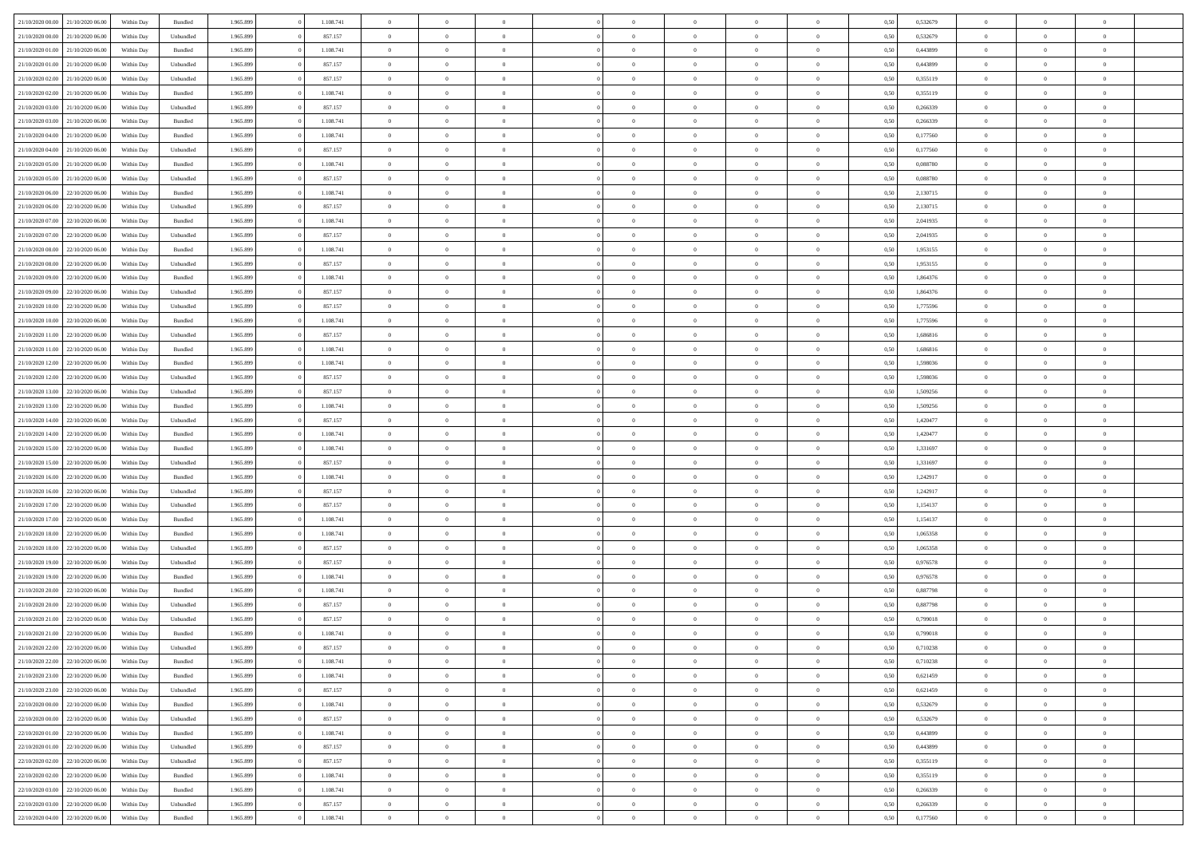| | | | | | | | | | | | | | | | | | | | | |
|---|---|---|---|---|---|---|---|---|---|---|---|---|---|---|---|---|---|---|---|---|
| 21/10/2020 00:00 | 21/10/2020 06:00 | Within Day | Bundled | 1.965.899 | 0 | 1.108.741 | 0 | 0 | 0 | | 0 | 0 | 0 | 0 | 0,50 | 0,532679 | 0 | 0 | 0 | |
| 21/10/2020 00:00 | 21/10/2020 06:00 | Within Day | Unbundled | 1.965.899 | 0 | 857.157 | 0 | 0 | 0 | | 0 | 0 | 0 | 0 | 0,50 | 0,532679 | 0 | 0 | 0 | |
| 21/10/2020 01:00 | 21/10/2020 06:00 | Within Day | Bundled | 1.965.899 | 0 | 1.108.741 | 0 | 0 | 0 | | 0 | 0 | 0 | 0 | 0,50 | 0,443899 | 0 | 0 | 0 | |
| 21/10/2020 01:00 | 21/10/2020 06:00 | Within Day | Unbundled | 1.965.899 | 0 | 857.157 | 0 | 0 | 0 | | 0 | 0 | 0 | 0 | 0,50 | 0,443899 | 0 | 0 | 0 | |
| 21/10/2020 02:00 | 21/10/2020 06:00 | Within Day | Unbundled | 1.965.899 | 0 | 857.157 | 0 | 0 | 0 | | 0 | 0 | 0 | 0 | 0,50 | 0,355119 | 0 | 0 | 0 | |
| 21/10/2020 02:00 | 21/10/2020 06:00 | Within Day | Bundled | 1.965.899 | 0 | 1.108.741 | 0 | 0 | 0 | | 0 | 0 | 0 | 0 | 0,50 | 0,355119 | 0 | 0 | 0 | |
| 21/10/2020 03:00 | 21/10/2020 06:00 | Within Day | Unbundled | 1.965.899 | 0 | 857.157 | 0 | 0 | 0 | | 0 | 0 | 0 | 0 | 0,50 | 0,266339 | 0 | 0 | 0 | |
| 21/10/2020 03:00 | 21/10/2020 06:00 | Within Day | Bundled | 1.965.899 | 0 | 1.108.741 | 0 | 0 | 0 | | 0 | 0 | 0 | 0 | 0,50 | 0,266339 | 0 | 0 | 0 | |
| 21/10/2020 04:00 | 21/10/2020 06:00 | Within Day | Bundled | 1.965.899 | 0 | 1.108.741 | 0 | 0 | 0 | | 0 | 0 | 0 | 0 | 0,50 | 0,177560 | 0 | 0 | 0 | |
| 21/10/2020 04:00 | 21/10/2020 06:00 | Within Day | Unbundled | 1.965.899 | 0 | 857.157 | 0 | 0 | 0 | | 0 | 0 | 0 | 0 | 0,50 | 0,177560 | 0 | 0 | 0 | |
| 21/10/2020 05:00 | 21/10/2020 06:00 | Within Day | Bundled | 1.965.899 | 0 | 1.108.741 | 0 | 0 | 0 | | 0 | 0 | 0 | 0 | 0,50 | 0,088780 | 0 | 0 | 0 | |
| 21/10/2020 05:00 | 21/10/2020 06:00 | Within Day | Unbundled | 1.965.899 | 0 | 857.157 | 0 | 0 | 0 | | 0 | 0 | 0 | 0 | 0,50 | 0,088780 | 0 | 0 | 0 | |
| 21/10/2020 06:00 | 22/10/2020 06:00 | Within Day | Bundled | 1.965.899 | 0 | 1.108.741 | 0 | 0 | 0 | | 0 | 0 | 0 | 0 | 0,50 | 2,130715 | 0 | 0 | 0 | |
| 21/10/2020 06:00 | 22/10/2020 06:00 | Within Day | Unbundled | 1.965.899 | 0 | 857.157 | 0 | 0 | 0 | | 0 | 0 | 0 | 0 | 0,50 | 2,130715 | 0 | 0 | 0 | |
| 21/10/2020 07:00 | 22/10/2020 06:00 | Within Day | Bundled | 1.965.899 | 0 | 1.108.741 | 0 | 0 | 0 | | 0 | 0 | 0 | 0 | 0,50 | 2,041935 | 0 | 0 | 0 | |
| 21/10/2020 07:00 | 22/10/2020 06:00 | Within Day | Unbundled | 1.965.899 | 0 | 857.157 | 0 | 0 | 0 | | 0 | 0 | 0 | 0 | 0,50 | 2,041935 | 0 | 0 | 0 | |
| 21/10/2020 08:00 | 22/10/2020 06:00 | Within Day | Bundled | 1.965.899 | 0 | 1.108.741 | 0 | 0 | 0 | | 0 | 0 | 0 | 0 | 0,50 | 1,953155 | 0 | 0 | 0 | |
| 21/10/2020 08:00 | 22/10/2020 06:00 | Within Day | Unbundled | 1.965.899 | 0 | 857.157 | 0 | 0 | 0 | | 0 | 0 | 0 | 0 | 0,50 | 1,953155 | 0 | 0 | 0 | |
| 21/10/2020 09:00 | 22/10/2020 06:00 | Within Day | Bundled | 1.965.899 | 0 | 1.108.741 | 0 | 0 | 0 | | 0 | 0 | 0 | 0 | 0,50 | 1,864376 | 0 | 0 | 0 | |
| 21/10/2020 09:00 | 22/10/2020 06:00 | Within Day | Unbundled | 1.965.899 | 0 | 857.157 | 0 | 0 | 0 | | 0 | 0 | 0 | 0 | 0,50 | 1,864376 | 0 | 0 | 0 | |
| 21/10/2020 10:00 | 22/10/2020 06:00 | Within Day | Unbundled | 1.965.899 | 0 | 857.157 | 0 | 0 | 0 | | 0 | 0 | 0 | 0 | 0,50 | 1,775596 | 0 | 0 | 0 | |
| 21/10/2020 10:00 | 22/10/2020 06:00 | Within Day | Bundled | 1.965.899 | 0 | 1.108.741 | 0 | 0 | 0 | | 0 | 0 | 0 | 0 | 0,50 | 1,775596 | 0 | 0 | 0 | |
| 21/10/2020 11:00 | 22/10/2020 06:00 | Within Day | Unbundled | 1.965.899 | 0 | 857.157 | 0 | 0 | 0 | | 0 | 0 | 0 | 0 | 0,50 | 1,686816 | 0 | 0 | 0 | |
| 21/10/2020 11:00 | 22/10/2020 06:00 | Within Day | Bundled | 1.965.899 | 0 | 1.108.741 | 0 | 0 | 0 | | 0 | 0 | 0 | 0 | 0,50 | 1,686816 | 0 | 0 | 0 | |
| 21/10/2020 12:00 | 22/10/2020 06:00 | Within Day | Bundled | 1.965.899 | 0 | 1.108.741 | 0 | 0 | 0 | | 0 | 0 | 0 | 0 | 0,50 | 1,598036 | 0 | 0 | 0 | |
| 21/10/2020 12:00 | 22/10/2020 06:00 | Within Day | Unbundled | 1.965.899 | 0 | 857.157 | 0 | 0 | 0 | | 0 | 0 | 0 | 0 | 0,50 | 1,598036 | 0 | 0 | 0 | |
| 21/10/2020 13:00 | 22/10/2020 06:00 | Within Day | Unbundled | 1.965.899 | 0 | 857.157 | 0 | 0 | 0 | | 0 | 0 | 0 | 0 | 0,50 | 1,509256 | 0 | 0 | 0 | |
| 21/10/2020 13:00 | 22/10/2020 06:00 | Within Day | Bundled | 1.965.899 | 0 | 1.108.741 | 0 | 0 | 0 | | 0 | 0 | 0 | 0 | 0,50 | 1,509256 | 0 | 0 | 0 | |
| 21/10/2020 14:00 | 22/10/2020 06:00 | Within Day | Unbundled | 1.965.899 | 0 | 857.157 | 0 | 0 | 0 | | 0 | 0 | 0 | 0 | 0,50 | 1,420477 | 0 | 0 | 0 | |
| 21/10/2020 14:00 | 22/10/2020 06:00 | Within Day | Bundled | 1.965.899 | 0 | 1.108.741 | 0 | 0 | 0 | | 0 | 0 | 0 | 0 | 0,50 | 1,420477 | 0 | 0 | 0 | |
| 21/10/2020 15:00 | 22/10/2020 06:00 | Within Day | Bundled | 1.965.899 | 0 | 1.108.741 | 0 | 0 | 0 | | 0 | 0 | 0 | 0 | 0,50 | 1,331697 | 0 | 0 | 0 | |
| 21/10/2020 15:00 | 22/10/2020 06:00 | Within Day | Unbundled | 1.965.899 | 0 | 857.157 | 0 | 0 | 0 | | 0 | 0 | 0 | 0 | 0,50 | 1,331697 | 0 | 0 | 0 | |
| 21/10/2020 16:00 | 22/10/2020 06:00 | Within Day | Bundled | 1.965.899 | 0 | 1.108.741 | 0 | 0 | 0 | | 0 | 0 | 0 | 0 | 0,50 | 1,242917 | 0 | 0 | 0 | |
| 21/10/2020 16:00 | 22/10/2020 06:00 | Within Day | Unbundled | 1.965.899 | 0 | 857.157 | 0 | 0 | 0 | | 0 | 0 | 0 | 0 | 0,50 | 1,242917 | 0 | 0 | 0 | |
| 21/10/2020 17:00 | 22/10/2020 06:00 | Within Day | Unbundled | 1.965.899 | 0 | 857.157 | 0 | 0 | 0 | | 0 | 0 | 0 | 0 | 0,50 | 1,154137 | 0 | 0 | 0 | |
| 21/10/2020 17:00 | 22/10/2020 06:00 | Within Day | Bundled | 1.965.899 | 0 | 1.108.741 | 0 | 0 | 0 | | 0 | 0 | 0 | 0 | 0,50 | 1,154137 | 0 | 0 | 0 | |
| 21/10/2020 18:00 | 22/10/2020 06:00 | Within Day | Bundled | 1.965.899 | 0 | 1.108.741 | 0 | 0 | 0 | | 0 | 0 | 0 | 0 | 0,50 | 1,065358 | 0 | 0 | 0 | |
| 21/10/2020 18:00 | 22/10/2020 06:00 | Within Day | Unbundled | 1.965.899 | 0 | 857.157 | 0 | 0 | 0 | | 0 | 0 | 0 | 0 | 0,50 | 1,065358 | 0 | 0 | 0 | |
| 21/10/2020 19:00 | 22/10/2020 06:00 | Within Day | Unbundled | 1.965.899 | 0 | 857.157 | 0 | 0 | 0 | | 0 | 0 | 0 | 0 | 0,50 | 0,976578 | 0 | 0 | 0 | |
| 21/10/2020 19:00 | 22/10/2020 06:00 | Within Day | Bundled | 1.965.899 | 0 | 1.108.741 | 0 | 0 | 0 | | 0 | 0 | 0 | 0 | 0,50 | 0,976578 | 0 | 0 | 0 | |
| 21/10/2020 20:00 | 22/10/2020 06:00 | Within Day | Bundled | 1.965.899 | 0 | 1.108.741 | 0 | 0 | 0 | | 0 | 0 | 0 | 0 | 0,50 | 0,887798 | 0 | 0 | 0 | |
| 21/10/2020 20:00 | 22/10/2020 06:00 | Within Day | Unbundled | 1.965.899 | 0 | 857.157 | 0 | 0 | 0 | | 0 | 0 | 0 | 0 | 0,50 | 0,887798 | 0 | 0 | 0 | |
| 21/10/2020 21:00 | 22/10/2020 06:00 | Within Day | Unbundled | 1.965.899 | 0 | 857.157 | 0 | 0 | 0 | | 0 | 0 | 0 | 0 | 0,50 | 0,799018 | 0 | 0 | 0 | |
| 21/10/2020 21:00 | 22/10/2020 06:00 | Within Day | Bundled | 1.965.899 | 0 | 1.108.741 | 0 | 0 | 0 | | 0 | 0 | 0 | 0 | 0,50 | 0,799018 | 0 | 0 | 0 | |
| 21/10/2020 22:00 | 22/10/2020 06:00 | Within Day | Unbundled | 1.965.899 | 0 | 857.157 | 0 | 0 | 0 | | 0 | 0 | 0 | 0 | 0,50 | 0,710238 | 0 | 0 | 0 | |
| 21/10/2020 22:00 | 22/10/2020 06:00 | Within Day | Bundled | 1.965.899 | 0 | 1.108.741 | 0 | 0 | 0 | | 0 | 0 | 0 | 0 | 0,50 | 0,710238 | 0 | 0 | 0 | |
| 21/10/2020 23:00 | 22/10/2020 06:00 | Within Day | Bundled | 1.965.899 | 0 | 1.108.741 | 0 | 0 | 0 | | 0 | 0 | 0 | 0 | 0,50 | 0,621459 | 0 | 0 | 0 | |
| 21/10/2020 23:00 | 22/10/2020 06:00 | Within Day | Unbundled | 1.965.899 | 0 | 857.157 | 0 | 0 | 0 | | 0 | 0 | 0 | 0 | 0,50 | 0,621459 | 0 | 0 | 0 | |
| 22/10/2020 00:00 | 22/10/2020 06:00 | Within Day | Bundled | 1.965.899 | 0 | 1.108.741 | 0 | 0 | 0 | | 0 | 0 | 0 | 0 | 0,50 | 0,532679 | 0 | 0 | 0 | |
| 22/10/2020 00:00 | 22/10/2020 06:00 | Within Day | Unbundled | 1.965.899 | 0 | 857.157 | 0 | 0 | 0 | | 0 | 0 | 0 | 0 | 0,50 | 0,532679 | 0 | 0 | 0 | |
| 22/10/2020 01:00 | 22/10/2020 06:00 | Within Day | Bundled | 1.965.899 | 0 | 1.108.741 | 0 | 0 | 0 | | 0 | 0 | 0 | 0 | 0,50 | 0,443899 | 0 | 0 | 0 | |
| 22/10/2020 01:00 | 22/10/2020 06:00 | Within Day | Unbundled | 1.965.899 | 0 | 857.157 | 0 | 0 | 0 | | 0 | 0 | 0 | 0 | 0,50 | 0,443899 | 0 | 0 | 0 | |
| 22/10/2020 02:00 | 22/10/2020 06:00 | Within Day | Unbundled | 1.965.899 | 0 | 857.157 | 0 | 0 | 0 | | 0 | 0 | 0 | 0 | 0,50 | 0,355119 | 0 | 0 | 0 | |
| 22/10/2020 02:00 | 22/10/2020 06:00 | Within Day | Bundled | 1.965.899 | 0 | 1.108.741 | 0 | 0 | 0 | | 0 | 0 | 0 | 0 | 0,50 | 0,355119 | 0 | 0 | 0 | |
| 22/10/2020 03:00 | 22/10/2020 06:00 | Within Day | Bundled | 1.965.899 | 0 | 1.108.741 | 0 | 0 | 0 | | 0 | 0 | 0 | 0 | 0,50 | 0,266339 | 0 | 0 | 0 | |
| 22/10/2020 03:00 | 22/10/2020 06:00 | Within Day | Unbundled | 1.965.899 | 0 | 857.157 | 0 | 0 | 0 | | 0 | 0 | 0 | 0 | 0,50 | 0,266339 | 0 | 0 | 0 | |
| 22/10/2020 04:00 | 22/10/2020 06:00 | Within Day | Bundled | 1.965.899 | 0 | 1.108.741 | 0 | 0 | 0 | | 0 | 0 | 0 | 0 | 0,50 | 0,177560 | 0 | 0 | 0 | |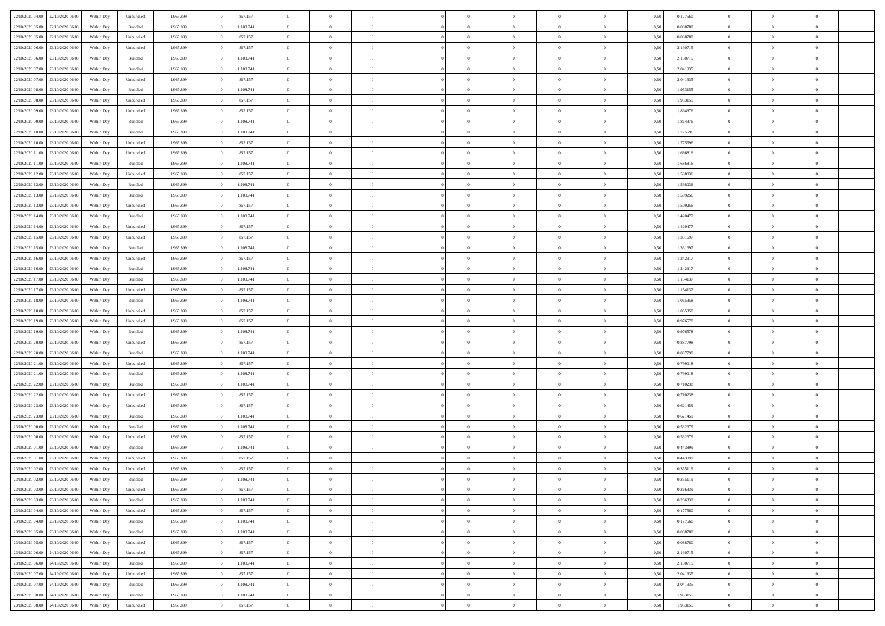| 22/10/2020 04:00 | 22/10/2020 06:00 | Within Day | Unbundled | 1.965.899 | 0 | 857.157 | 0 | 0 | 0 | | 0 | 0 | 0 | 0 | 0,50 | 0,177560 | 0 | 0 | 0 | |
|---|---|---|---|---|---|---|---|---|---|---|---|---|---|---|---|---|---|---|---|---|
| 22/10/2020 05:00 | 22/10/2020 06:00 | Within Day | Bundled | 1.965.899 | 0 | 1.108.741 | 0 | 0 | 0 | | 0 | 0 | 0 | 0 | 0,50 | 0,088780 | 0 | 0 | 0 | |
| 22/10/2020 05:00 | 22/10/2020 06:00 | Within Day | Unbundled | 1.965.899 | 0 | 857.157 | 0 | 0 | 0 | | 0 | 0 | 0 | 0 | 0,50 | 0,088780 | 0 | 0 | 0 | |
| 22/10/2020 06:00 | 23/10/2020 06:00 | Within Day | Unbundled | 1.965.899 | 0 | 857.157 | 0 | 0 | 0 | | 0 | 0 | 0 | 0 | 0,50 | 2,130715 | 0 | 0 | 0 | |
| 22/10/2020 06:00 | 23/10/2020 06:00 | Within Day | Bundled | 1.965.899 | 0 | 1.108.741 | 0 | 0 | 0 | | 0 | 0 | 0 | 0 | 0,50 | 2,130715 | 0 | 0 | 0 | |
| 22/10/2020 07:00 | 23/10/2020 06:00 | Within Day | Bundled | 1.965.899 | 0 | 1.108.741 | 0 | 0 | 0 | | 0 | 0 | 0 | 0 | 0,50 | 2,041935 | 0 | 0 | 0 | |
| 22/10/2020 07:00 | 23/10/2020 06:00 | Within Day | Unbundled | 1.965.899 | 0 | 857.157 | 0 | 0 | 0 | | 0 | 0 | 0 | 0 | 0,50 | 2,041935 | 0 | 0 | 0 | |
| 22/10/2020 08:00 | 23/10/2020 06:00 | Within Day | Bundled | 1.965.899 | 0 | 1.108.741 | 0 | 0 | 0 | | 0 | 0 | 0 | 0 | 0,50 | 1,953155 | 0 | 0 | 0 | |
| 22/10/2020 08:00 | 23/10/2020 06:00 | Within Day | Unbundled | 1.965.899 | 0 | 857.157 | 0 | 0 | 0 | | 0 | 0 | 0 | 0 | 0,50 | 1,953155 | 0 | 0 | 0 | |
| 22/10/2020 09:00 | 23/10/2020 06:00 | Within Day | Unbundled | 1.965.899 | 0 | 857.157 | 0 | 0 | 0 | | 0 | 0 | 0 | 0 | 0,50 | 1,864376 | 0 | 0 | 0 | |
| 22/10/2020 09:00 | 23/10/2020 06:00 | Within Day | Bundled | 1.965.899 | 0 | 1.108.741 | 0 | 0 | 0 | | 0 | 0 | 0 | 0 | 0,50 | 1,864376 | 0 | 0 | 0 | |
| 22/10/2020 10:00 | 23/10/2020 06:00 | Within Day | Bundled | 1.965.899 | 0 | 1.108.741 | 0 | 0 | 0 | | 0 | 0 | 0 | 0 | 0,50 | 1,775596 | 0 | 0 | 0 | |
| 22/10/2020 10:00 | 23/10/2020 06:00 | Within Day | Unbundled | 1.965.899 | 0 | 857.157 | 0 | 0 | 0 | | 0 | 0 | 0 | 0 | 0,50 | 1,775596 | 0 | 0 | 0 | |
| 22/10/2020 11:00 | 23/10/2020 06:00 | Within Day | Unbundled | 1.965.899 | 0 | 857.157 | 0 | 0 | 0 | | 0 | 0 | 0 | 0 | 0,50 | 1,686816 | 0 | 0 | 0 | |
| 22/10/2020 11:00 | 23/10/2020 06:00 | Within Day | Bundled | 1.965.899 | 0 | 1.108.741 | 0 | 0 | 0 | | 0 | 0 | 0 | 0 | 0,50 | 1,686816 | 0 | 0 | 0 | |
| 22/10/2020 12:00 | 23/10/2020 06:00 | Within Day | Unbundled | 1.965.899 | 0 | 857.157 | 0 | 0 | 0 | | 0 | 0 | 0 | 0 | 0,50 | 1,598036 | 0 | 0 | 0 | |
| 22/10/2020 12:00 | 23/10/2020 06:00 | Within Day | Bundled | 1.965.899 | 0 | 1.108.741 | 0 | 0 | 0 | | 0 | 0 | 0 | 0 | 0,50 | 1,598036 | 0 | 0 | 0 | |
| 22/10/2020 13:00 | 23/10/2020 06:00 | Within Day | Bundled | 1.965.899 | 0 | 1.108.741 | 0 | 0 | 0 | | 0 | 0 | 0 | 0 | 0,50 | 1,509256 | 0 | 0 | 0 | |
| 22/10/2020 13:00 | 23/10/2020 06:00 | Within Day | Unbundled | 1.965.899 | 0 | 857.157 | 0 | 0 | 0 | | 0 | 0 | 0 | 0 | 0,50 | 1,509256 | 0 | 0 | 0 | |
| 22/10/2020 14:00 | 23/10/2020 06:00 | Within Day | Bundled | 1.965.899 | 0 | 1.108.741 | 0 | 0 | 0 | | 0 | 0 | 0 | 0 | 0,50 | 1,420477 | 0 | 0 | 0 | |
| 22/10/2020 14:00 | 23/10/2020 06:00 | Within Day | Unbundled | 1.965.899 | 0 | 857.157 | 0 | 0 | 0 | | 0 | 0 | 0 | 0 | 0,50 | 1,420477 | 0 | 0 | 0 | |
| 22/10/2020 15:00 | 23/10/2020 06:00 | Within Day | Unbundled | 1.965.899 | 0 | 857.157 | 0 | 0 | 0 | | 0 | 0 | 0 | 0 | 0,50 | 1,331697 | 0 | 0 | 0 | |
| 22/10/2020 15:00 | 23/10/2020 06:00 | Within Day | Bundled | 1.965.899 | 0 | 1.108.741 | 0 | 0 | 0 | | 0 | 0 | 0 | 0 | 0,50 | 1,331697 | 0 | 0 | 0 | |
| 22/10/2020 16:00 | 23/10/2020 06:00 | Within Day | Unbundled | 1.965.899 | 0 | 857.157 | 0 | 0 | 0 | | 0 | 0 | 0 | 0 | 0,50 | 1,242917 | 0 | 0 | 0 | |
| 22/10/2020 16:00 | 23/10/2020 06:00 | Within Day | Bundled | 1.965.899 | 0 | 1.108.741 | 0 | 0 | 0 | | 0 | 0 | 0 | 0 | 0,50 | 1,242917 | 0 | 0 | 0 | |
| 22/10/2020 17:00 | 23/10/2020 06:00 | Within Day | Bundled | 1.965.899 | 0 | 1.108.741 | 0 | 0 | 0 | | 0 | 0 | 0 | 0 | 0,50 | 1,154137 | 0 | 0 | 0 | |
| 22/10/2020 17:00 | 23/10/2020 06:00 | Within Day | Unbundled | 1.965.899 | 0 | 857.157 | 0 | 0 | 0 | | 0 | 0 | 0 | 0 | 0,50 | 1,154137 | 0 | 0 | 0 | |
| 22/10/2020 18:00 | 23/10/2020 06:00 | Within Day | Bundled | 1.965.899 | 0 | 1.108.741 | 0 | 0 | 0 | | 0 | 0 | 0 | 0 | 0,50 | 1,065358 | 0 | 0 | 0 | |
| 22/10/2020 18:00 | 23/10/2020 06:00 | Within Day | Unbundled | 1.965.899 | 0 | 857.157 | 0 | 0 | 0 | | 0 | 0 | 0 | 0 | 0,50 | 1,065358 | 0 | 0 | 0 | |
| 22/10/2020 19:00 | 23/10/2020 06:00 | Within Day | Unbundled | 1.965.899 | 0 | 857.157 | 0 | 0 | 0 | | 0 | 0 | 0 | 0 | 0,50 | 0,976578 | 0 | 0 | 0 | |
| 22/10/2020 19:00 | 23/10/2020 06:00 | Within Day | Bundled | 1.965.899 | 0 | 1.108.741 | 0 | 0 | 0 | | 0 | 0 | 0 | 0 | 0,50 | 0,976578 | 0 | 0 | 0 | |
| 22/10/2020 20:00 | 23/10/2020 06:00 | Within Day | Unbundled | 1.965.899 | 0 | 857.157 | 0 | 0 | 0 | | 0 | 0 | 0 | 0 | 0,50 | 0,887798 | 0 | 0 | 0 | |
| 22/10/2020 20:00 | 23/10/2020 06:00 | Within Day | Bundled | 1.965.899 | 0 | 1.108.741 | 0 | 0 | 0 | | 0 | 0 | 0 | 0 | 0,50 | 0,887798 | 0 | 0 | 0 | |
| 22/10/2020 21:00 | 23/10/2020 06:00 | Within Day | Unbundled | 1.965.899 | 0 | 857.157 | 0 | 0 | 0 | | 0 | 0 | 0 | 0 | 0,50 | 0,799018 | 0 | 0 | 0 | |
| 22/10/2020 21:00 | 23/10/2020 06:00 | Within Day | Bundled | 1.965.899 | 0 | 1.108.741 | 0 | 0 | 0 | | 0 | 0 | 0 | 0 | 0,50 | 0,799018 | 0 | 0 | 0 | |
| 22/10/2020 22:00 | 23/10/2020 06:00 | Within Day | Bundled | 1.965.899 | 0 | 1.108.741 | 0 | 0 | 0 | | 0 | 0 | 0 | 0 | 0,50 | 0,710238 | 0 | 0 | 0 | |
| 22/10/2020 22:00 | 23/10/2020 06:00 | Within Day | Unbundled | 1.965.899 | 0 | 857.157 | 0 | 0 | 0 | | 0 | 0 | 0 | 0 | 0,50 | 0,710238 | 0 | 0 | 0 | |
| 22/10/2020 23:00 | 23/10/2020 06:00 | Within Day | Unbundled | 1.965.899 | 0 | 857.157 | 0 | 0 | 0 | | 0 | 0 | 0 | 0 | 0,50 | 0,621459 | 0 | 0 | 0 | |
| 22/10/2020 23:00 | 23/10/2020 06:00 | Within Day | Bundled | 1.965.899 | 0 | 1.108.741 | 0 | 0 | 0 | | 0 | 0 | 0 | 0 | 0,50 | 0,621459 | 0 | 0 | 0 | |
| 23/10/2020 00:00 | 23/10/2020 06:00 | Within Day | Bundled | 1.965.899 | 0 | 1.108.741 | 0 | 0 | 0 | | 0 | 0 | 0 | 0 | 0,50 | 0,532679 | 0 | 0 | 0 | |
| 23/10/2020 00:00 | 23/10/2020 06:00 | Within Day | Unbundled | 1.965.899 | 0 | 857.157 | 0 | 0 | 0 | | 0 | 0 | 0 | 0 | 0,50 | 0,532679 | 0 | 0 | 0 | |
| 23/10/2020 01:00 | 23/10/2020 06:00 | Within Day | Bundled | 1.965.899 | 0 | 1.108.741 | 0 | 0 | 0 | | 0 | 0 | 0 | 0 | 0,50 | 0,443899 | 0 | 0 | 0 | |
| 23/10/2020 01:00 | 23/10/2020 06:00 | Within Day | Unbundled | 1.965.899 | 0 | 857.157 | 0 | 0 | 0 | | 0 | 0 | 0 | 0 | 0,50 | 0,443899 | 0 | 0 | 0 | |
| 23/10/2020 02:00 | 23/10/2020 06:00 | Within Day | Unbundled | 1.965.899 | 0 | 857.157 | 0 | 0 | 0 | | 0 | 0 | 0 | 0 | 0,50 | 0,355119 | 0 | 0 | 0 | |
| 23/10/2020 02:00 | 23/10/2020 06:00 | Within Day | Bundled | 1.965.899 | 0 | 1.108.741 | 0 | 0 | 0 | | 0 | 0 | 0 | 0 | 0,50 | 0,355119 | 0 | 0 | 0 | |
| 23/10/2020 03:00 | 23/10/2020 06:00 | Within Day | Unbundled | 1.965.899 | 0 | 857.157 | 0 | 0 | 0 | | 0 | 0 | 0 | 0 | 0,50 | 0,266339 | 0 | 0 | 0 | |
| 23/10/2020 03:00 | 23/10/2020 06:00 | Within Day | Bundled | 1.965.899 | 0 | 1.108.741 | 0 | 0 | 0 | | 0 | 0 | 0 | 0 | 0,50 | 0,266339 | 0 | 0 | 0 | |
| 23/10/2020 04:00 | 23/10/2020 06:00 | Within Day | Unbundled | 1.965.899 | 0 | 857.157 | 0 | 0 | 0 | | 0 | 0 | 0 | 0 | 0,50 | 0,177560 | 0 | 0 | 0 | |
| 23/10/2020 04:00 | 23/10/2020 06:00 | Within Day | Bundled | 1.965.899 | 0 | 1.108.741 | 0 | 0 | 0 | | 0 | 0 | 0 | 0 | 0,50 | 0,177560 | 0 | 0 | 0 | |
| 23/10/2020 05:00 | 23/10/2020 06:00 | Within Day | Bundled | 1.965.899 | 0 | 1.108.741 | 0 | 0 | 0 | | 0 | 0 | 0 | 0 | 0,50 | 0,088780 | 0 | 0 | 0 | |
| 23/10/2020 05:00 | 23/10/2020 06:00 | Within Day | Unbundled | 1.965.899 | 0 | 857.157 | 0 | 0 | 0 | | 0 | 0 | 0 | 0 | 0,50 | 0,088780 | 0 | 0 | 0 | |
| 23/10/2020 06:00 | 24/10/2020 06:00 | Within Day | Unbundled | 1.965.899 | 0 | 857.157 | 0 | 0 | 0 | | 0 | 0 | 0 | 0 | 0,50 | 2,130715 | 0 | 0 | 0 | |
| 23/10/2020 06:00 | 24/10/2020 06:00 | Within Day | Bundled | 1.965.899 | 0 | 1.108.741 | 0 | 0 | 0 | | 0 | 0 | 0 | 0 | 0,50 | 2,130715 | 0 | 0 | 0 | |
| 23/10/2020 07:00 | 24/10/2020 06:00 | Within Day | Unbundled | 1.965.899 | 0 | 857.157 | 0 | 0 | 0 | | 0 | 0 | 0 | 0 | 0,50 | 2,041935 | 0 | 0 | 0 | |
| 23/10/2020 07:00 | 24/10/2020 06:00 | Within Day | Bundled | 1.965.899 | 0 | 1.108.741 | 0 | 0 | 0 | | 0 | 0 | 0 | 0 | 0,50 | 2,041935 | 0 | 0 | 0 | |
| 23/10/2020 08:00 | 24/10/2020 06:00 | Within Day | Bundled | 1.965.899 | 0 | 1.108.741 | 0 | 0 | 0 | | 0 | 0 | 0 | 0 | 0,50 | 1,953155 | 0 | 0 | 0 | |
| 23/10/2020 08:00 | 24/10/2020 06:00 | Within Day | Unbundled | 1.965.899 | 0 | 857.157 | 0 | 0 | 0 | | 0 | 0 | 0 | 0 | 0,50 | 1,953155 | 0 | 0 | 0 | |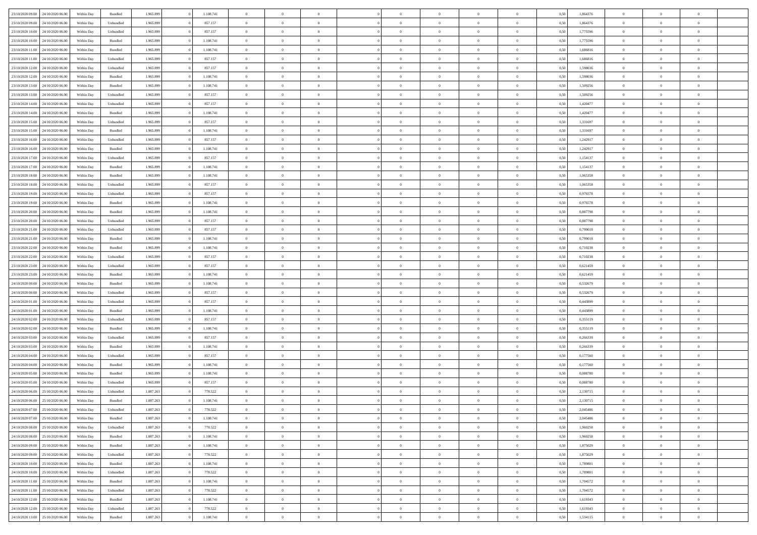| | | | | | | | | | | | | | | | | | | | | | |
|---|---|---|---|---|---|---|---|---|---|---|---|---|---|---|---|---|---|---|---|---|---|
| 23/10/2020 09.00 | 24/10/2020 06.00 | Within Day | Bundled | 1.965.899 | 0 | 1.108.741 | 0 | 0 | 0 | | 0 | 0 | 0 | 0 | 0 | 0,50 | 1,864376 | 0 | 0 | 0 | |
| 23/10/2020 09.00 | 24/10/2020 06.00 | Within Day | Unbundled | 1.965.899 | 0 | 857.157 | 0 | 0 | 0 | | 0 | 0 | 0 | 0 | 0 | 0,50 | 1,864376 | 0 | 0 | 0 | |
| 23/10/2020 10.00 | 24/10/2020 06.00 | Within Day | Unbundled | 1.965.899 | 0 | 857.157 | 0 | 0 | 0 | | 0 | 0 | 0 | 0 | 0 | 0,50 | 1,775596 | 0 | 0 | 0 | |
| 23/10/2020 10.00 | 24/10/2020 06.00 | Within Day | Bundled | 1.965.899 | 0 | 1.108.741 | 0 | 0 | 0 | | 0 | 0 | 0 | 0 | 0 | 0,50 | 1,775596 | 0 | 0 | 0 | |
| 23/10/2020 11.00 | 24/10/2020 06.00 | Within Day | Bundled | 1.965.899 | 0 | 1.108.741 | 0 | 0 | 0 | | 0 | 0 | 0 | 0 | 0 | 0,50 | 1,686816 | 0 | 0 | 0 | |
| 23/10/2020 11.00 | 24/10/2020 06.00 | Within Day | Unbundled | 1.965.899 | 0 | 857.157 | 0 | 0 | 0 | | 0 | 0 | 0 | 0 | 0 | 0,50 | 1,686816 | 0 | 0 | 0 | |
| 23/10/2020 12.00 | 24/10/2020 06.00 | Within Day | Unbundled | 1.965.899 | 0 | 857.157 | 0 | 0 | 0 | | 0 | 0 | 0 | 0 | 0 | 0,50 | 1,598036 | 0 | 0 | 0 | |
| 23/10/2020 12.00 | 24/10/2020 06.00 | Within Day | Bundled | 1.965.899 | 0 | 1.108.741 | 0 | 0 | 0 | | 0 | 0 | 0 | 0 | 0 | 0,50 | 1,598036 | 0 | 0 | 0 | |
| 23/10/2020 13.00 | 24/10/2020 06.00 | Within Day | Bundled | 1.965.899 | 0 | 1.108.741 | 0 | 0 | 0 | | 0 | 0 | 0 | 0 | 0 | 0,50 | 1,509256 | 0 | 0 | 0 | |
| 23/10/2020 13.00 | 24/10/2020 06.00 | Within Day | Unbundled | 1.965.899 | 0 | 857.157 | 0 | 0 | 0 | | 0 | 0 | 0 | 0 | 0 | 0,50 | 1,509256 | 0 | 0 | 0 | |
| 23/10/2020 14.00 | 24/10/2020 06.00 | Within Day | Unbundled | 1.965.899 | 0 | 857.157 | 0 | 0 | 0 | | 0 | 0 | 0 | 0 | 0 | 0,50 | 1,420477 | 0 | 0 | 0 | |
| 23/10/2020 14.00 | 24/10/2020 06.00 | Within Day | Bundled | 1.965.899 | 0 | 1.108.741 | 0 | 0 | 0 | | 0 | 0 | 0 | 0 | 0 | 0,50 | 1,420477 | 0 | 0 | 0 | |
| 23/10/2020 15.00 | 24/10/2020 06.00 | Within Day | Unbundled | 1.965.899 | 0 | 857.157 | 0 | 0 | 0 | | 0 | 0 | 0 | 0 | 0 | 0,50 | 1,331697 | 0 | 0 | 0 | |
| 23/10/2020 15.00 | 24/10/2020 06.00 | Within Day | Bundled | 1.965.899 | 0 | 1.108.741 | 0 | 0 | 0 | | 0 | 0 | 0 | 0 | 0 | 0,50 | 1,331697 | 0 | 0 | 0 | |
| 23/10/2020 16.00 | 24/10/2020 06.00 | Within Day | Unbundled | 1.965.899 | 0 | 857.157 | 0 | 0 | 0 | | 0 | 0 | 0 | 0 | 0 | 0,50 | 1,242917 | 0 | 0 | 0 | |
| 23/10/2020 16.00 | 24/10/2020 06.00 | Within Day | Bundled | 1.965.899 | 0 | 1.108.741 | 0 | 0 | 0 | | 0 | 0 | 0 | 0 | 0 | 0,50 | 1,242917 | 0 | 0 | 0 | |
| 23/10/2020 17.00 | 24/10/2020 06.00 | Within Day | Unbundled | 1.965.899 | 0 | 857.157 | 0 | 0 | 0 | | 0 | 0 | 0 | 0 | 0 | 0,50 | 1,154137 | 0 | 0 | 0 | |
| 23/10/2020 17.00 | 24/10/2020 06.00 | Within Day | Bundled | 1.965.899 | 0 | 1.108.741 | 0 | 0 | 0 | | 0 | 0 | 0 | 0 | 0 | 0,50 | 1,154137 | 0 | 0 | 0 | |
| 23/10/2020 18.00 | 24/10/2020 06.00 | Within Day | Bundled | 1.965.899 | 0 | 1.108.741 | 0 | 0 | 0 | | 0 | 0 | 0 | 0 | 0 | 0,50 | 1,065358 | 0 | 0 | 0 | |
| 23/10/2020 18.00 | 24/10/2020 06.00 | Within Day | Unbundled | 1.965.899 | 0 | 857.157 | 0 | 0 | 0 | | 0 | 0 | 0 | 0 | 0 | 0,50 | 1,065358 | 0 | 0 | 0 | |
| 23/10/2020 19.00 | 24/10/2020 06.00 | Within Day | Unbundled | 1.965.899 | 0 | 857.157 | 0 | 0 | 0 | | 0 | 0 | 0 | 0 | 0 | 0,50 | 0,976578 | 0 | 0 | 0 | |
| 23/10/2020 19.00 | 24/10/2020 06.00 | Within Day | Bundled | 1.965.899 | 0 | 1.108.741 | 0 | 0 | 0 | | 0 | 0 | 0 | 0 | 0 | 0,50 | 0,976578 | 0 | 0 | 0 | |
| 23/10/2020 20.00 | 24/10/2020 06.00 | Within Day | Bundled | 1.965.899 | 0 | 1.108.741 | 0 | 0 | 0 | | 0 | 0 | 0 | 0 | 0 | 0,50 | 0,887798 | 0 | 0 | 0 | |
| 23/10/2020 20.00 | 24/10/2020 06.00 | Within Day | Unbundled | 1.965.899 | 0 | 857.157 | 0 | 0 | 0 | | 0 | 0 | 0 | 0 | 0 | 0,50 | 0,887798 | 0 | 0 | 0 | |
| 23/10/2020 21.00 | 24/10/2020 06.00 | Within Day | Unbundled | 1.965.899 | 0 | 857.157 | 0 | 0 | 0 | | 0 | 0 | 0 | 0 | 0 | 0,50 | 0,799018 | 0 | 0 | 0 | |
| 23/10/2020 21.00 | 24/10/2020 06.00 | Within Day | Bundled | 1.965.899 | 0 | 1.108.741 | 0 | 0 | 0 | | 0 | 0 | 0 | 0 | 0 | 0,50 | 0,799018 | 0 | 0 | 0 | |
| 23/10/2020 22.00 | 24/10/2020 06.00 | Within Day | Bundled | 1.965.899 | 0 | 1.108.741 | 0 | 0 | 0 | | 0 | 0 | 0 | 0 | 0 | 0,50 | 0,710238 | 0 | 0 | 0 | |
| 23/10/2020 22.00 | 24/10/2020 06.00 | Within Day | Unbundled | 1.965.899 | 0 | 857.157 | 0 | 0 | 0 | | 0 | 0 | 0 | 0 | 0 | 0,50 | 0,710238 | 0 | 0 | 0 | |
| 23/10/2020 23.00 | 24/10/2020 06.00 | Within Day | Unbundled | 1.965.899 | 0 | 857.157 | 0 | 0 | 0 | | 0 | 0 | 0 | 0 | 0 | 0,50 | 0,621459 | 0 | 0 | 0 | |
| 23/10/2020 23.00 | 24/10/2020 06.00 | Within Day | Bundled | 1.965.899 | 0 | 1.108.741 | 0 | 0 | 0 | | 0 | 0 | 0 | 0 | 0 | 0,50 | 0,621459 | 0 | 0 | 0 | |
| 24/10/2020 00.00 | 24/10/2020 06.00 | Within Day | Bundled | 1.965.899 | 0 | 1.108.741 | 0 | 0 | 0 | | 0 | 0 | 0 | 0 | 0 | 0,50 | 0,532679 | 0 | 0 | 0 | |
| 24/10/2020 00.00 | 24/10/2020 06.00 | Within Day | Unbundled | 1.965.899 | 0 | 857.157 | 0 | 0 | 0 | | 0 | 0 | 0 | 0 | 0 | 0,50 | 0,532679 | 0 | 0 | 0 | |
| 24/10/2020 01.00 | 24/10/2020 06.00 | Within Day | Unbundled | 1.965.899 | 0 | 857.157 | 0 | 0 | 0 | | 0 | 0 | 0 | 0 | 0 | 0,50 | 0,443899 | 0 | 0 | 0 | |
| 24/10/2020 01.00 | 24/10/2020 06.00 | Within Day | Bundled | 1.965.899 | 0 | 1.108.741 | 0 | 0 | 0 | | 0 | 0 | 0 | 0 | 0 | 0,50 | 0,443899 | 0 | 0 | 0 | |
| 24/10/2020 02.00 | 24/10/2020 06.00 | Within Day | Unbundled | 1.965.899 | 0 | 857.157 | 0 | 0 | 0 | | 0 | 0 | 0 | 0 | 0 | 0,50 | 0,355119 | 0 | 0 | 0 | |
| 24/10/2020 02.00 | 24/10/2020 06.00 | Within Day | Bundled | 1.965.899 | 0 | 1.108.741 | 0 | 0 | 0 | | 0 | 0 | 0 | 0 | 0 | 0,50 | 0,355119 | 0 | 0 | 0 | |
| 24/10/2020 03.00 | 24/10/2020 06.00 | Within Day | Unbundled | 1.965.899 | 0 | 857.157 | 0 | 0 | 0 | | 0 | 0 | 0 | 0 | 0 | 0,50 | 0,266339 | 0 | 0 | 0 | |
| 24/10/2020 03.00 | 24/10/2020 06.00 | Within Day | Bundled | 1.965.899 | 0 | 1.108.741 | 0 | 0 | 0 | | 0 | 0 | 0 | 0 | 0 | 0,50 | 0,266339 | 0 | 0 | 0 | |
| 24/10/2020 04.00 | 24/10/2020 06.00 | Within Day | Unbundled | 1.965.899 | 0 | 857.157 | 0 | 0 | 0 | | 0 | 0 | 0 | 0 | 0 | 0,50 | 0,177560 | 0 | 0 | 0 | |
| 24/10/2020 04.00 | 24/10/2020 06.00 | Within Day | Bundled | 1.965.899 | 0 | 1.108.741 | 0 | 0 | 0 | | 0 | 0 | 0 | 0 | 0 | 0,50 | 0,177560 | 0 | 0 | 0 | |
| 24/10/2020 05.00 | 24/10/2020 06.00 | Within Day | Bundled | 1.965.899 | 0 | 1.108.741 | 0 | 0 | 0 | | 0 | 0 | 0 | 0 | 0 | 0,50 | 0,088780 | 0 | 0 | 0 | |
| 24/10/2020 05.00 | 24/10/2020 06.00 | Within Day | Unbundled | 1.965.899 | 0 | 857.157 | 0 | 0 | 0 | | 0 | 0 | 0 | 0 | 0 | 0,50 | 0,088780 | 0 | 0 | 0 | |
| 24/10/2020 06.00 | 25/10/2020 06.00 | Within Day | Unbundled | 1.887.263 | 0 | 778.522 | 0 | 0 | 0 | | 0 | 0 | 0 | 0 | 0 | 0,50 | 2,130715 | 0 | 0 | 0 | |
| 24/10/2020 06.00 | 25/10/2020 06.00 | Within Day | Bundled | 1.887.263 | 0 | 1.108.741 | 0 | 0 | 0 | | 0 | 0 | 0 | 0 | 0 | 0,50 | 2,130715 | 0 | 0 | 0 | |
| 24/10/2020 07.00 | 25/10/2020 06.00 | Within Day | Unbundled | 1.887.263 | 0 | 778.522 | 0 | 0 | 0 | | 0 | 0 | 0 | 0 | 0 | 0,50 | 2,045486 | 0 | 0 | 0 | |
| 24/10/2020 07.00 | 25/10/2020 06.00 | Within Day | Bundled | 1.887.263 | 0 | 1.108.741 | 0 | 0 | 0 | | 0 | 0 | 0 | 0 | 0 | 0,50 | 2,045486 | 0 | 0 | 0 | |
| 24/10/2020 08.00 | 25/10/2020 06.00 | Within Day | Unbundled | 1.887.263 | 0 | 778.522 | 0 | 0 | 0 | | 0 | 0 | 0 | 0 | 0 | 0,50 | 1,960258 | 0 | 0 | 0 | |
| 24/10/2020 08.00 | 25/10/2020 06.00 | Within Day | Bundled | 1.887.263 | 0 | 1.108.741 | 0 | 0 | 0 | | 0 | 0 | 0 | 0 | 0 | 0,50 | 1,960258 | 0 | 0 | 0 | |
| 24/10/2020 09.00 | 25/10/2020 06.00 | Within Day | Bundled | 1.887.263 | 0 | 1.108.741 | 0 | 0 | 0 | | 0 | 0 | 0 | 0 | 0 | 0,50 | 1,875029 | 0 | 0 | 0 | |
| 24/10/2020 09.00 | 25/10/2020 06.00 | Within Day | Unbundled | 1.887.263 | 0 | 778.522 | 0 | 0 | 0 | | 0 | 0 | 0 | 0 | 0 | 0,50 | 1,875029 | 0 | 0 | 0 | |
| 24/10/2020 10.00 | 25/10/2020 06.00 | Within Day | Bundled | 1.887.263 | 0 | 1.108.741 | 0 | 0 | 0 | | 0 | 0 | 0 | 0 | 0 | 0,50 | 1,789801 | 0 | 0 | 0 | |
| 24/10/2020 10.00 | 25/10/2020 06.00 | Within Day | Unbundled | 1.887.263 | 0 | 778.522 | 0 | 0 | 0 | | 0 | 0 | 0 | 0 | 0 | 0,50 | 1,789801 | 0 | 0 | 0 | |
| 24/10/2020 11.00 | 25/10/2020 06.00 | Within Day | Bundled | 1.887.263 | 0 | 1.108.741 | 0 | 0 | 0 | | 0 | 0 | 0 | 0 | 0 | 0,50 | 1,704572 | 0 | 0 | 0 | |
| 24/10/2020 11.00 | 25/10/2020 06.00 | Within Day | Unbundled | 1.887.263 | 0 | 778.522 | 0 | 0 | 0 | | 0 | 0 | 0 | 0 | 0 | 0,50 | 1,704572 | 0 | 0 | 0 | |
| 24/10/2020 12.00 | 25/10/2020 06.00 | Within Day | Bundled | 1.887.263 | 0 | 1.108.741 | 0 | 0 | 0 | | 0 | 0 | 0 | 0 | 0 | 0,50 | 1,619343 | 0 | 0 | 0 | |
| 24/10/2020 12.00 | 25/10/2020 06.00 | Within Day | Unbundled | 1.887.263 | 0 | 778.522 | 0 | 0 | 0 | | 0 | 0 | 0 | 0 | 0 | 0,50 | 1,619343 | 0 | 0 | 0 | |
| 24/10/2020 13.00 | 25/10/2020 06.00 | Within Day | Bundled | 1.887.263 | 0 | 1.108.741 | 0 | 0 | 0 | | 0 | 0 | 0 | 0 | 0 | 0,50 | 1,534115 | 0 | 0 | 0 | |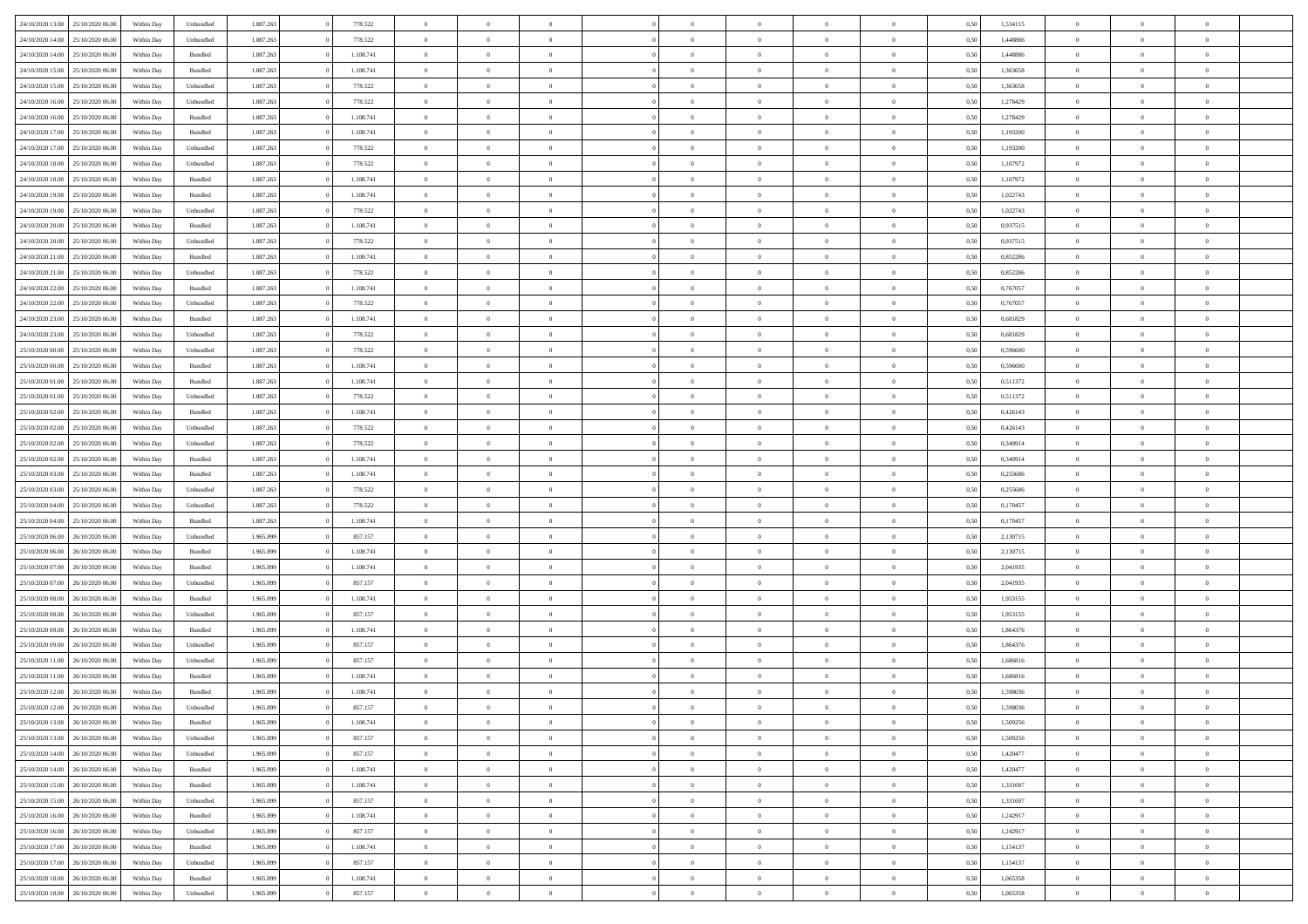| 24/10/2020 13:00 | 25/10/2020 06:00 | Within Day | Unbundled | 1.887.263 | 0 | 778.522 | 0 | 0 | 0 | | 0 | 0 | 0 | 0 | 0,50 | 1,534115 | 0 | 0 | 0 | |
|---|---|---|---|---|---|---|---|---|---|---|---|---|---|---|---|---|---|---|---|---|
| 24/10/2020 14:00 | 25/10/2020 06:00 | Within Day | Unbundled | 1.887.263 | 0 | 778.522 | 0 | 0 | 0 | | 0 | 0 | 0 | 0 | 0,50 | 1,448886 | 0 | 0 | 0 | |
| 24/10/2020 14:00 | 25/10/2020 06:00 | Within Day | Bundled | 1.887.263 | 0 | 1.108.741 | 0 | 0 | 0 | | 0 | 0 | 0 | 0 | 0,50 | 1,448886 | 0 | 0 | 0 | |
| 24/10/2020 15:00 | 25/10/2020 06:00 | Within Day | Bundled | 1.887.263 | 0 | 1.108.741 | 0 | 0 | 0 | | 0 | 0 | 0 | 0 | 0,50 | 1,363658 | 0 | 0 | 0 | |
| 24/10/2020 15:00 | 25/10/2020 06:00 | Within Day | Unbundled | 1.887.263 | 0 | 778.522 | 0 | 0 | 0 | | 0 | 0 | 0 | 0 | 0,50 | 1,363658 | 0 | 0 | 0 | |
| 24/10/2020 16:00 | 25/10/2020 06:00 | Within Day | Unbundled | 1.887.263 | 0 | 778.522 | 0 | 0 | 0 | | 0 | 0 | 0 | 0 | 0,50 | 1,278429 | 0 | 0 | 0 | |
| 24/10/2020 16:00 | 25/10/2020 06:00 | Within Day | Bundled | 1.887.263 | 0 | 1.108.741 | 0 | 0 | 0 | | 0 | 0 | 0 | 0 | 0,50 | 1,278429 | 0 | 0 | 0 | |
| 24/10/2020 17:00 | 25/10/2020 06:00 | Within Day | Bundled | 1.887.263 | 0 | 1.108.741 | 0 | 0 | 0 | | 0 | 0 | 0 | 0 | 0,50 | 1,193200 | 0 | 0 | 0 | |
| 24/10/2020 17:00 | 25/10/2020 06:00 | Within Day | Unbundled | 1.887.263 | 0 | 778.522 | 0 | 0 | 0 | | 0 | 0 | 0 | 0 | 0,50 | 1,193200 | 0 | 0 | 0 | |
| 24/10/2020 18:00 | 25/10/2020 06:00 | Within Day | Unbundled | 1.887.263 | 0 | 778.522 | 0 | 0 | 0 | | 0 | 0 | 0 | 0 | 0,50 | 1,107972 | 0 | 0 | 0 | |
| 24/10/2020 18:00 | 25/10/2020 06:00 | Within Day | Bundled | 1.887.263 | 0 | 1.108.741 | 0 | 0 | 0 | | 0 | 0 | 0 | 0 | 0,50 | 1,107972 | 0 | 0 | 0 | |
| 24/10/2020 19:00 | 25/10/2020 06:00 | Within Day | Bundled | 1.887.263 | 0 | 1.108.741 | 0 | 0 | 0 | | 0 | 0 | 0 | 0 | 0,50 | 1,022743 | 0 | 0 | 0 | |
| 24/10/2020 19:00 | 25/10/2020 06:00 | Within Day | Unbundled | 1.887.263 | 0 | 778.522 | 0 | 0 | 0 | | 0 | 0 | 0 | 0 | 0,50 | 1,022743 | 0 | 0 | 0 | |
| 24/10/2020 20:00 | 25/10/2020 06:00 | Within Day | Bundled | 1.887.263 | 0 | 1.108.741 | 0 | 0 | 0 | | 0 | 0 | 0 | 0 | 0,50 | 0,937515 | 0 | 0 | 0 | |
| 24/10/2020 20:00 | 25/10/2020 06:00 | Within Day | Unbundled | 1.887.263 | 0 | 778.522 | 0 | 0 | 0 | | 0 | 0 | 0 | 0 | 0,50 | 0,937515 | 0 | 0 | 0 | |
| 24/10/2020 21:00 | 25/10/2020 06:00 | Within Day | Bundled | 1.887.263 | 0 | 1.108.741 | 0 | 0 | 0 | | 0 | 0 | 0 | 0 | 0,50 | 0,852286 | 0 | 0 | 0 | |
| 24/10/2020 21:00 | 25/10/2020 06:00 | Within Day | Unbundled | 1.887.263 | 0 | 778.522 | 0 | 0 | 0 | | 0 | 0 | 0 | 0 | 0,50 | 0,852286 | 0 | 0 | 0 | |
| 24/10/2020 22:00 | 25/10/2020 06:00 | Within Day | Bundled | 1.887.263 | 0 | 1.108.741 | 0 | 0 | 0 | | 0 | 0 | 0 | 0 | 0,50 | 0,767057 | 0 | 0 | 0 | |
| 24/10/2020 22:00 | 25/10/2020 06:00 | Within Day | Unbundled | 1.887.263 | 0 | 778.522 | 0 | 0 | 0 | | 0 | 0 | 0 | 0 | 0,50 | 0,767057 | 0 | 0 | 0 | |
| 24/10/2020 23:00 | 25/10/2020 06:00 | Within Day | Bundled | 1.887.263 | 0 | 1.108.741 | 0 | 0 | 0 | | 0 | 0 | 0 | 0 | 0,50 | 0,681829 | 0 | 0 | 0 | |
| 24/10/2020 23:00 | 25/10/2020 06:00 | Within Day | Unbundled | 1.887.263 | 0 | 778.522 | 0 | 0 | 0 | | 0 | 0 | 0 | 0 | 0,50 | 0,681829 | 0 | 0 | 0 | |
| 25/10/2020 00:00 | 25/10/2020 06:00 | Within Day | Unbundled | 1.887.263 | 0 | 778.522 | 0 | 0 | 0 | | 0 | 0 | 0 | 0 | 0,50 | 0,596600 | 0 | 0 | 0 | |
| 25/10/2020 00:00 | 25/10/2020 06:00 | Within Day | Bundled | 1.887.263 | 0 | 1.108.741 | 0 | 0 | 0 | | 0 | 0 | 0 | 0 | 0,50 | 0,596600 | 0 | 0 | 0 | |
| 25/10/2020 01:00 | 25/10/2020 06:00 | Within Day | Bundled | 1.887.263 | 0 | 1.108.741 | 0 | 0 | 0 | | 0 | 0 | 0 | 0 | 0,50 | 0,511372 | 0 | 0 | 0 | |
| 25/10/2020 01:00 | 25/10/2020 06:00 | Within Day | Unbundled | 1.887.263 | 0 | 778.522 | 0 | 0 | 0 | | 0 | 0 | 0 | 0 | 0,50 | 0,511372 | 0 | 0 | 0 | |
| 25/10/2020 02:00 | 25/10/2020 06:00 | Within Day | Bundled | 1.887.263 | 0 | 1.108.741 | 0 | 0 | 0 | | 0 | 0 | 0 | 0 | 0,50 | 0,426143 | 0 | 0 | 0 | |
| 25/10/2020 02:00 | 25/10/2020 06:00 | Within Day | Unbundled | 1.887.263 | 0 | 778.522 | 0 | 0 | 0 | | 0 | 0 | 0 | 0 | 0,50 | 0,426143 | 0 | 0 | 0 | |
| 25/10/2020 02:00 | 25/10/2020 06:00 | Within Day | Unbundled | 1.887.263 | 0 | 778.522 | 0 | 0 | 0 | | 0 | 0 | 0 | 0 | 0,50 | 0,340914 | 0 | 0 | 0 | |
| 25/10/2020 02:00 | 25/10/2020 06:00 | Within Day | Bundled | 1.887.263 | 0 | 1.108.741 | 0 | 0 | 0 | | 0 | 0 | 0 | 0 | 0,50 | 0,340914 | 0 | 0 | 0 | |
| 25/10/2020 03:00 | 25/10/2020 06:00 | Within Day | Bundled | 1.887.263 | 0 | 1.108.741 | 0 | 0 | 0 | | 0 | 0 | 0 | 0 | 0,50 | 0,255686 | 0 | 0 | 0 | |
| 25/10/2020 03:00 | 25/10/2020 06:00 | Within Day | Unbundled | 1.887.263 | 0 | 778.522 | 0 | 0 | 0 | | 0 | 0 | 0 | 0 | 0,50 | 0,255686 | 0 | 0 | 0 | |
| 25/10/2020 04:00 | 25/10/2020 06:00 | Within Day | Unbundled | 1.887.263 | 0 | 778.522 | 0 | 0 | 0 | | 0 | 0 | 0 | 0 | 0,50 | 0,170457 | 0 | 0 | 0 | |
| 25/10/2020 04:00 | 25/10/2020 06:00 | Within Day | Bundled | 1.887.263 | 0 | 1.108.741 | 0 | 0 | 0 | | 0 | 0 | 0 | 0 | 0,50 | 0,170457 | 0 | 0 | 0 | |
| 25/10/2020 06:00 | 26/10/2020 06:00 | Within Day | Unbundled | 1.965.899 | 0 | 857.157 | 0 | 0 | 0 | | 0 | 0 | 0 | 0 | 0,50 | 2,130715 | 0 | 0 | 0 | |
| 25/10/2020 06:00 | 26/10/2020 06:00 | Within Day | Bundled | 1.965.899 | 0 | 1.108.741 | 0 | 0 | 0 | | 0 | 0 | 0 | 0 | 0,50 | 2,130715 | 0 | 0 | 0 | |
| 25/10/2020 07:00 | 26/10/2020 06:00 | Within Day | Bundled | 1.965.899 | 0 | 1.108.741 | 0 | 0 | 0 | | 0 | 0 | 0 | 0 | 0,50 | 2,041935 | 0 | 0 | 0 | |
| 25/10/2020 07:00 | 26/10/2020 06:00 | Within Day | Unbundled | 1.965.899 | 0 | 857.157 | 0 | 0 | 0 | | 0 | 0 | 0 | 0 | 0,50 | 2,041935 | 0 | 0 | 0 | |
| 25/10/2020 08:00 | 26/10/2020 06:00 | Within Day | Bundled | 1.965.899 | 0 | 1.108.741 | 0 | 0 | 0 | | 0 | 0 | 0 | 0 | 0,50 | 1,953155 | 0 | 0 | 0 | |
| 25/10/2020 08:00 | 26/10/2020 06:00 | Within Day | Unbundled | 1.965.899 | 0 | 857.157 | 0 | 0 | 0 | | 0 | 0 | 0 | 0 | 0,50 | 1,953155 | 0 | 0 | 0 | |
| 25/10/2020 09:00 | 26/10/2020 06:00 | Within Day | Bundled | 1.965.899 | 0 | 1.108.741 | 0 | 0 | 0 | | 0 | 0 | 0 | 0 | 0,50 | 1,864376 | 0 | 0 | 0 | |
| 25/10/2020 09:00 | 26/10/2020 06:00 | Within Day | Unbundled | 1.965.899 | 0 | 857.157 | 0 | 0 | 0 | | 0 | 0 | 0 | 0 | 0,50 | 1,864376 | 0 | 0 | 0 | |
| 25/10/2020 11:00 | 26/10/2020 06:00 | Within Day | Unbundled | 1.965.899 | 0 | 857.157 | 0 | 0 | 0 | | 0 | 0 | 0 | 0 | 0,50 | 1,686816 | 0 | 0 | 0 | |
| 25/10/2020 11:00 | 26/10/2020 06:00 | Within Day | Bundled | 1.965.899 | 0 | 1.108.741 | 0 | 0 | 0 | | 0 | 0 | 0 | 0 | 0,50 | 1,686816 | 0 | 0 | 0 | |
| 25/10/2020 12:00 | 26/10/2020 06:00 | Within Day | Bundled | 1.965.899 | 0 | 1.108.741 | 0 | 0 | 0 | | 0 | 0 | 0 | 0 | 0,50 | 1,598036 | 0 | 0 | 0 | |
| 25/10/2020 12:00 | 26/10/2020 06:00 | Within Day | Unbundled | 1.965.899 | 0 | 857.157 | 0 | 0 | 0 | | 0 | 0 | 0 | 0 | 0,50 | 1,598036 | 0 | 0 | 0 | |
| 25/10/2020 13:00 | 26/10/2020 06:00 | Within Day | Bundled | 1.965.899 | 0 | 1.108.741 | 0 | 0 | 0 | | 0 | 0 | 0 | 0 | 0,50 | 1,509256 | 0 | 0 | 0 | |
| 25/10/2020 13:00 | 26/10/2020 06:00 | Within Day | Unbundled | 1.965.899 | 0 | 857.157 | 0 | 0 | 0 | | 0 | 0 | 0 | 0 | 0,50 | 1,509256 | 0 | 0 | 0 | |
| 25/10/2020 14:00 | 26/10/2020 06:00 | Within Day | Unbundled | 1.965.899 | 0 | 857.157 | 0 | 0 | 0 | | 0 | 0 | 0 | 0 | 0,50 | 1,420477 | 0 | 0 | 0 | |
| 25/10/2020 14:00 | 26/10/2020 06:00 | Within Day | Bundled | 1.965.899 | 0 | 1.108.741 | 0 | 0 | 0 | | 0 | 0 | 0 | 0 | 0,50 | 1,420477 | 0 | 0 | 0 | |
| 25/10/2020 15:00 | 26/10/2020 06:00 | Within Day | Bundled | 1.965.899 | 0 | 1.108.741 | 0 | 0 | 0 | | 0 | 0 | 0 | 0 | 0,50 | 1,331697 | 0 | 0 | 0 | |
| 25/10/2020 15:00 | 26/10/2020 06:00 | Within Day | Unbundled | 1.965.899 | 0 | 857.157 | 0 | 0 | 0 | | 0 | 0 | 0 | 0 | 0,50 | 1,331697 | 0 | 0 | 0 | |
| 25/10/2020 16:00 | 26/10/2020 06:00 | Within Day | Bundled | 1.965.899 | 0 | 1.108.741 | 0 | 0 | 0 | | 0 | 0 | 0 | 0 | 0,50 | 1,242917 | 0 | 0 | 0 | |
| 25/10/2020 16:00 | 26/10/2020 06:00 | Within Day | Unbundled | 1.965.899 | 0 | 857.157 | 0 | 0 | 0 | | 0 | 0 | 0 | 0 | 0,50 | 1,242917 | 0 | 0 | 0 | |
| 25/10/2020 17:00 | 26/10/2020 06:00 | Within Day | Bundled | 1.965.899 | 0 | 1.108.741 | 0 | 0 | 0 | | 0 | 0 | 0 | 0 | 0,50 | 1,154137 | 0 | 0 | 0 | |
| 25/10/2020 17:00 | 26/10/2020 06:00 | Within Day | Unbundled | 1.965.899 | 0 | 857.157 | 0 | 0 | 0 | | 0 | 0 | 0 | 0 | 0,50 | 1,154137 | 0 | 0 | 0 | |
| 25/10/2020 18:00 | 26/10/2020 06:00 | Within Day | Bundled | 1.965.899 | 0 | 1.108.741 | 0 | 0 | 0 | | 0 | 0 | 0 | 0 | 0,50 | 1,065358 | 0 | 0 | 0 | |
| 25/10/2020 18:00 | 26/10/2020 06:00 | Within Day | Unbundled | 1.965.899 | 0 | 857.157 | 0 | 0 | 0 | | 0 | 0 | 0 | 0 | 0,50 | 1,065358 | 0 | 0 | 0 | |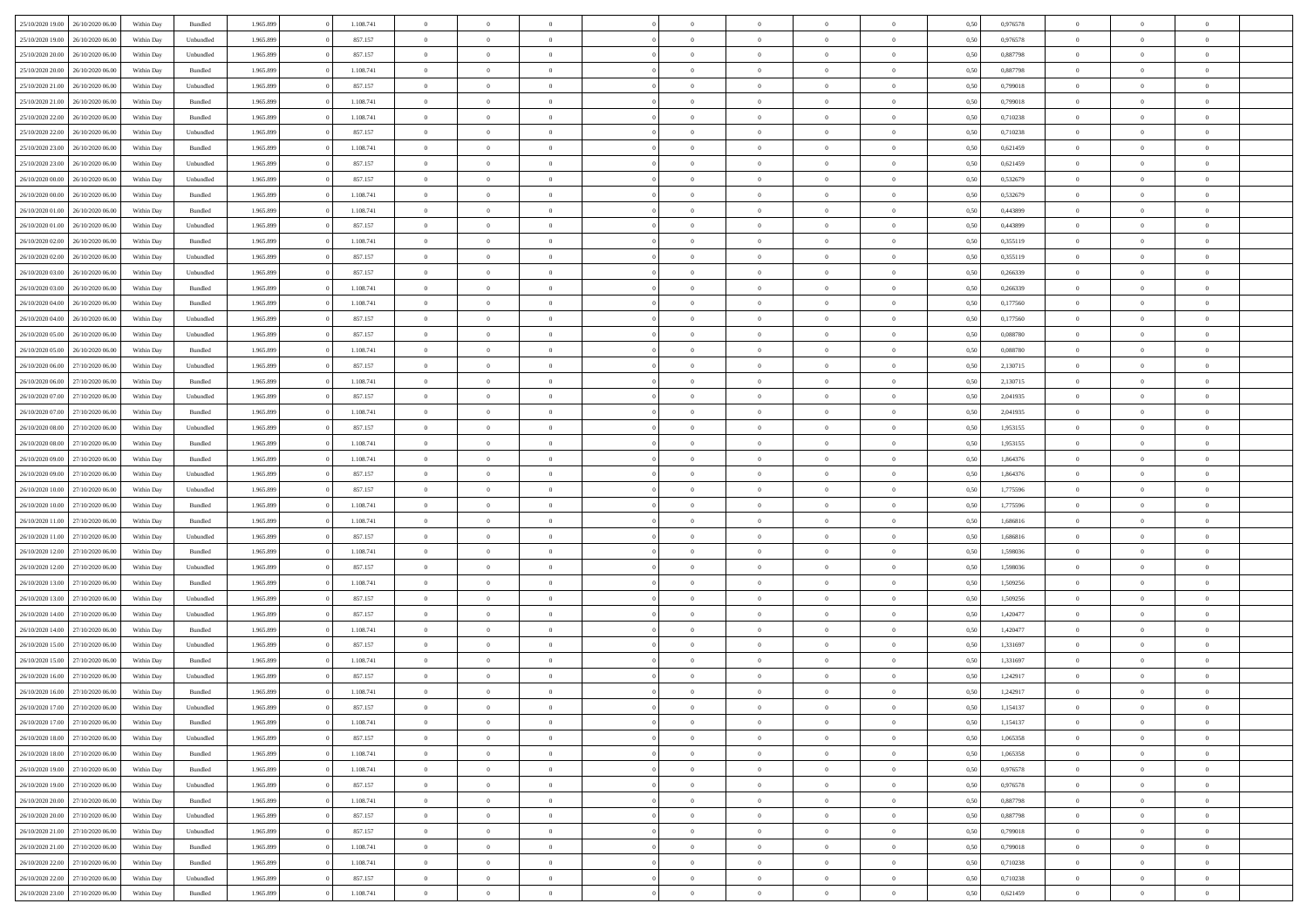| 25/10/2020 19:00 | 26/10/2020 06:00 | Within Day | Bundled | 1.965.899 | 0 | 1.108.741 | 0 | 0 | 0 | | 0 | 0 | 0 | 0 | 0,50 | 0,976578 | 0 | 0 | 0 | |
|---|---|---|---|---|---|---|---|---|---|---|---|---|---|---|---|---|---|---|---|---|
| 25/10/2020 19:00 | 26/10/2020 06:00 | Within Day | Unbundled | 1.965.899 | 0 | 857.157 | 0 | 0 | 0 | | 0 | 0 | 0 | 0 | 0,50 | 0,976578 | 0 | 0 | 0 | |
| 25/10/2020 20:00 | 26/10/2020 06:00 | Within Day | Unbundled | 1.965.899 | 0 | 857.157 | 0 | 0 | 0 | | 0 | 0 | 0 | 0 | 0,50 | 0,887798 | 0 | 0 | 0 | |
| 25/10/2020 20:00 | 26/10/2020 06:00 | Within Day | Bundled | 1.965.899 | 0 | 1.108.741 | 0 | 0 | 0 | | 0 | 0 | 0 | 0 | 0,50 | 0,887798 | 0 | 0 | 0 | |
| 25/10/2020 21:00 | 26/10/2020 06:00 | Within Day | Unbundled | 1.965.899 | 0 | 857.157 | 0 | 0 | 0 | | 0 | 0 | 0 | 0 | 0,50 | 0,799018 | 0 | 0 | 0 | |
| 25/10/2020 21:00 | 26/10/2020 06:00 | Within Day | Bundled | 1.965.899 | 0 | 1.108.741 | 0 | 0 | 0 | | 0 | 0 | 0 | 0 | 0,50 | 0,799018 | 0 | 0 | 0 | |
| 25/10/2020 22:00 | 26/10/2020 06:00 | Within Day | Bundled | 1.965.899 | 0 | 1.108.741 | 0 | 0 | 0 | | 0 | 0 | 0 | 0 | 0,50 | 0,710238 | 0 | 0 | 0 | |
| 25/10/2020 22:00 | 26/10/2020 06:00 | Within Day | Unbundled | 1.965.899 | 0 | 857.157 | 0 | 0 | 0 | | 0 | 0 | 0 | 0 | 0,50 | 0,710238 | 0 | 0 | 0 | |
| 25/10/2020 23:00 | 26/10/2020 06:00 | Within Day | Bundled | 1.965.899 | 0 | 1.108.741 | 0 | 0 | 0 | | 0 | 0 | 0 | 0 | 0,50 | 0,621459 | 0 | 0 | 0 | |
| 25/10/2020 23:00 | 26/10/2020 06:00 | Within Day | Unbundled | 1.965.899 | 0 | 857.157 | 0 | 0 | 0 | | 0 | 0 | 0 | 0 | 0,50 | 0,621459 | 0 | 0 | 0 | |
| 26/10/2020 00:00 | 26/10/2020 06:00 | Within Day | Unbundled | 1.965.899 | 0 | 857.157 | 0 | 0 | 0 | | 0 | 0 | 0 | 0 | 0,50 | 0,532679 | 0 | 0 | 0 | |
| 26/10/2020 00:00 | 26/10/2020 06:00 | Within Day | Bundled | 1.965.899 | 0 | 1.108.741 | 0 | 0 | 0 | | 0 | 0 | 0 | 0 | 0,50 | 0,532679 | 0 | 0 | 0 | |
| 26/10/2020 01:00 | 26/10/2020 06:00 | Within Day | Bundled | 1.965.899 | 0 | 1.108.741 | 0 | 0 | 0 | | 0 | 0 | 0 | 0 | 0,50 | 0,443899 | 0 | 0 | 0 | |
| 26/10/2020 01:00 | 26/10/2020 06:00 | Within Day | Unbundled | 1.965.899 | 0 | 857.157 | 0 | 0 | 0 | | 0 | 0 | 0 | 0 | 0,50 | 0,443899 | 0 | 0 | 0 | |
| 26/10/2020 02:00 | 26/10/2020 06:00 | Within Day | Bundled | 1.965.899 | 0 | 1.108.741 | 0 | 0 | 0 | | 0 | 0 | 0 | 0 | 0,50 | 0,355119 | 0 | 0 | 0 | |
| 26/10/2020 02:00 | 26/10/2020 06:00 | Within Day | Unbundled | 1.965.899 | 0 | 857.157 | 0 | 0 | 0 | | 0 | 0 | 0 | 0 | 0,50 | 0,355119 | 0 | 0 | 0 | |
| 26/10/2020 03:00 | 26/10/2020 06:00 | Within Day | Unbundled | 1.965.899 | 0 | 857.157 | 0 | 0 | 0 | | 0 | 0 | 0 | 0 | 0,50 | 0,266339 | 0 | 0 | 0 | |
| 26/10/2020 03:00 | 26/10/2020 06:00 | Within Day | Bundled | 1.965.899 | 0 | 1.108.741 | 0 | 0 | 0 | | 0 | 0 | 0 | 0 | 0,50 | 0,266339 | 0 | 0 | 0 | |
| 26/10/2020 04:00 | 26/10/2020 06:00 | Within Day | Bundled | 1.965.899 | 0 | 1.108.741 | 0 | 0 | 0 | | 0 | 0 | 0 | 0 | 0,50 | 0,177560 | 0 | 0 | 0 | |
| 26/10/2020 04:00 | 26/10/2020 06:00 | Within Day | Unbundled | 1.965.899 | 0 | 857.157 | 0 | 0 | 0 | | 0 | 0 | 0 | 0 | 0,50 | 0,177560 | 0 | 0 | 0 | |
| 26/10/2020 05:00 | 26/10/2020 06:00 | Within Day | Unbundled | 1.965.899 | 0 | 857.157 | 0 | 0 | 0 | | 0 | 0 | 0 | 0 | 0,50 | 0,088780 | 0 | 0 | 0 | |
| 26/10/2020 05:00 | 26/10/2020 06:00 | Within Day | Bundled | 1.965.899 | 0 | 1.108.741 | 0 | 0 | 0 | | 0 | 0 | 0 | 0 | 0,50 | 0,088780 | 0 | 0 | 0 | |
| 26/10/2020 06:00 | 27/10/2020 06:00 | Within Day | Unbundled | 1.965.899 | 0 | 857.157 | 0 | 0 | 0 | | 0 | 0 | 0 | 0 | 0,50 | 2,130715 | 0 | 0 | 0 | |
| 26/10/2020 06:00 | 27/10/2020 06:00 | Within Day | Bundled | 1.965.899 | 0 | 1.108.741 | 0 | 0 | 0 | | 0 | 0 | 0 | 0 | 0,50 | 2,130715 | 0 | 0 | 0 | |
| 26/10/2020 07:00 | 27/10/2020 06:00 | Within Day | Unbundled | 1.965.899 | 0 | 857.157 | 0 | 0 | 0 | | 0 | 0 | 0 | 0 | 0,50 | 2,041935 | 0 | 0 | 0 | |
| 26/10/2020 07:00 | 27/10/2020 06:00 | Within Day | Bundled | 1.965.899 | 0 | 1.108.741 | 0 | 0 | 0 | | 0 | 0 | 0 | 0 | 0,50 | 2,041935 | 0 | 0 | 0 | |
| 26/10/2020 08:00 | 27/10/2020 06:00 | Within Day | Unbundled | 1.965.899 | 0 | 857.157 | 0 | 0 | 0 | | 0 | 0 | 0 | 0 | 0,50 | 1,953155 | 0 | 0 | 0 | |
| 26/10/2020 08:00 | 27/10/2020 06:00 | Within Day | Bundled | 1.965.899 | 0 | 1.108.741 | 0 | 0 | 0 | | 0 | 0 | 0 | 0 | 0,50 | 1,953155 | 0 | 0 | 0 | |
| 26/10/2020 09:00 | 27/10/2020 06:00 | Within Day | Bundled | 1.965.899 | 0 | 1.108.741 | 0 | 0 | 0 | | 0 | 0 | 0 | 0 | 0,50 | 1,864376 | 0 | 0 | 0 | |
| 26/10/2020 09:00 | 27/10/2020 06:00 | Within Day | Unbundled | 1.965.899 | 0 | 857.157 | 0 | 0 | 0 | | 0 | 0 | 0 | 0 | 0,50 | 1,864376 | 0 | 0 | 0 | |
| 26/10/2020 10:00 | 27/10/2020 06:00 | Within Day | Unbundled | 1.965.899 | 0 | 857.157 | 0 | 0 | 0 | | 0 | 0 | 0 | 0 | 0,50 | 1,775596 | 0 | 0 | 0 | |
| 26/10/2020 10:00 | 27/10/2020 06:00 | Within Day | Bundled | 1.965.899 | 0 | 1.108.741 | 0 | 0 | 0 | | 0 | 0 | 0 | 0 | 0,50 | 1,775596 | 0 | 0 | 0 | |
| 26/10/2020 11:00 | 27/10/2020 06:00 | Within Day | Bundled | 1.965.899 | 0 | 1.108.741 | 0 | 0 | 0 | | 0 | 0 | 0 | 0 | 0,50 | 1,686816 | 0 | 0 | 0 | |
| 26/10/2020 11:00 | 27/10/2020 06:00 | Within Day | Unbundled | 1.965.899 | 0 | 857.157 | 0 | 0 | 0 | | 0 | 0 | 0 | 0 | 0,50 | 1,686816 | 0 | 0 | 0 | |
| 26/10/2020 12:00 | 27/10/2020 06:00 | Within Day | Bundled | 1.965.899 | 0 | 1.108.741 | 0 | 0 | 0 | | 0 | 0 | 0 | 0 | 0,50 | 1,598036 | 0 | 0 | 0 | |
| 26/10/2020 12:00 | 27/10/2020 06:00 | Within Day | Unbundled | 1.965.899 | 0 | 857.157 | 0 | 0 | 0 | | 0 | 0 | 0 | 0 | 0,50 | 1,598036 | 0 | 0 | 0 | |
| 26/10/2020 13:00 | 27/10/2020 06:00 | Within Day | Bundled | 1.965.899 | 0 | 1.108.741 | 0 | 0 | 0 | | 0 | 0 | 0 | 0 | 0,50 | 1,509256 | 0 | 0 | 0 | |
| 26/10/2020 13:00 | 27/10/2020 06:00 | Within Day | Unbundled | 1.965.899 | 0 | 857.157 | 0 | 0 | 0 | | 0 | 0 | 0 | 0 | 0,50 | 1,509256 | 0 | 0 | 0 | |
| 26/10/2020 14:00 | 27/10/2020 06:00 | Within Day | Unbundled | 1.965.899 | 0 | 857.157 | 0 | 0 | 0 | | 0 | 0 | 0 | 0 | 0,50 | 1,420477 | 0 | 0 | 0 | |
| 26/10/2020 14:00 | 27/10/2020 06:00 | Within Day | Bundled | 1.965.899 | 0 | 1.108.741 | 0 | 0 | 0 | | 0 | 0 | 0 | 0 | 0,50 | 1,420477 | 0 | 0 | 0 | |
| 26/10/2020 15:00 | 27/10/2020 06:00 | Within Day | Unbundled | 1.965.899 | 0 | 857.157 | 0 | 0 | 0 | | 0 | 0 | 0 | 0 | 0,50 | 1,331697 | 0 | 0 | 0 | |
| 26/10/2020 15:00 | 27/10/2020 06:00 | Within Day | Bundled | 1.965.899 | 0 | 1.108.741 | 0 | 0 | 0 | | 0 | 0 | 0 | 0 | 0,50 | 1,331697 | 0 | 0 | 0 | |
| 26/10/2020 16:00 | 27/10/2020 06:00 | Within Day | Unbundled | 1.965.899 | 0 | 857.157 | 0 | 0 | 0 | | 0 | 0 | 0 | 0 | 0,50 | 1,242917 | 0 | 0 | 0 | |
| 26/10/2020 16:00 | 27/10/2020 06:00 | Within Day | Bundled | 1.965.899 | 0 | 1.108.741 | 0 | 0 | 0 | | 0 | 0 | 0 | 0 | 0,50 | 1,242917 | 0 | 0 | 0 | |
| 26/10/2020 17:00 | 27/10/2020 06:00 | Within Day | Unbundled | 1.965.899 | 0 | 857.157 | 0 | 0 | 0 | | 0 | 0 | 0 | 0 | 0,50 | 1,154137 | 0 | 0 | 0 | |
| 26/10/2020 17:00 | 27/10/2020 06:00 | Within Day | Bundled | 1.965.899 | 0 | 1.108.741 | 0 | 0 | 0 | | 0 | 0 | 0 | 0 | 0,50 | 1,154137 | 0 | 0 | 0 | |
| 26/10/2020 18:00 | 27/10/2020 06:00 | Within Day | Unbundled | 1.965.899 | 0 | 857.157 | 0 | 0 | 0 | | 0 | 0 | 0 | 0 | 0,50 | 1,065358 | 0 | 0 | 0 | |
| 26/10/2020 18:00 | 27/10/2020 06:00 | Within Day | Bundled | 1.965.899 | 0 | 1.108.741 | 0 | 0 | 0 | | 0 | 0 | 0 | 0 | 0,50 | 1,065358 | 0 | 0 | 0 | |
| 26/10/2020 19:00 | 27/10/2020 06:00 | Within Day | Bundled | 1.965.899 | 0 | 1.108.741 | 0 | 0 | 0 | | 0 | 0 | 0 | 0 | 0,50 | 0,976578 | 0 | 0 | 0 | |
| 26/10/2020 19:00 | 27/10/2020 06:00 | Within Day | Unbundled | 1.965.899 | 0 | 857.157 | 0 | 0 | 0 | | 0 | 0 | 0 | 0 | 0,50 | 0,976578 | 0 | 0 | 0 | |
| 26/10/2020 20:00 | 27/10/2020 06:00 | Within Day | Bundled | 1.965.899 | 0 | 1.108.741 | 0 | 0 | 0 | | 0 | 0 | 0 | 0 | 0,50 | 0,887798 | 0 | 0 | 0 | |
| 26/10/2020 20:00 | 27/10/2020 06:00 | Within Day | Unbundled | 1.965.899 | 0 | 857.157 | 0 | 0 | 0 | | 0 | 0 | 0 | 0 | 0,50 | 0,887798 | 0 | 0 | 0 | |
| 26/10/2020 21:00 | 27/10/2020 06:00 | Within Day | Unbundled | 1.965.899 | 0 | 857.157 | 0 | 0 | 0 | | 0 | 0 | 0 | 0 | 0,50 | 0,799018 | 0 | 0 | 0 | |
| 26/10/2020 21:00 | 27/10/2020 06:00 | Within Day | Bundled | 1.965.899 | 0 | 1.108.741 | 0 | 0 | 0 | | 0 | 0 | 0 | 0 | 0,50 | 0,799018 | 0 | 0 | 0 | |
| 26/10/2020 22:00 | 27/10/2020 06:00 | Within Day | Bundled | 1.965.899 | 0 | 1.108.741 | 0 | 0 | 0 | | 0 | 0 | 0 | 0 | 0,50 | 0,710238 | 0 | 0 | 0 | |
| 26/10/2020 22:00 | 27/10/2020 06:00 | Within Day | Unbundled | 1.965.899 | 0 | 857.157 | 0 | 0 | 0 | | 0 | 0 | 0 | 0 | 0,50 | 0,710238 | 0 | 0 | 0 | |
| 26/10/2020 23:00 | 27/10/2020 06:00 | Within Day | Bundled | 1.965.899 | 0 | 1.108.741 | 0 | 0 | 0 | | 0 | 0 | 0 | 0 | 0,50 | 0,621459 | 0 | 0 | 0 | |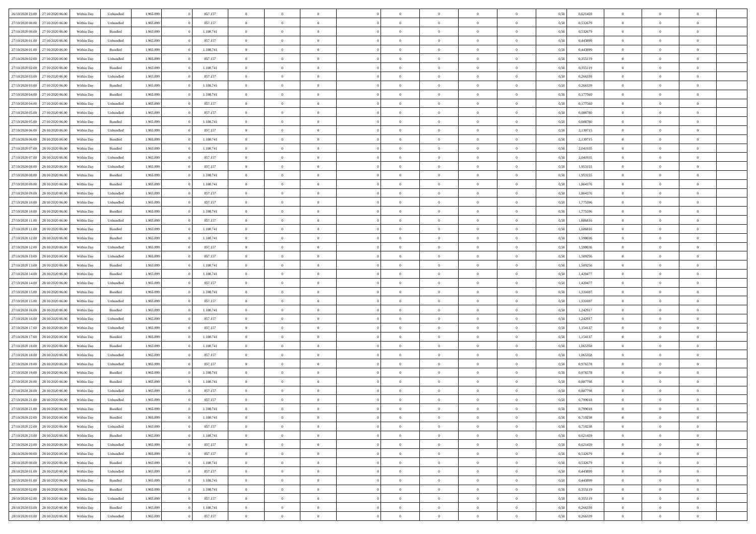| | | | | | | | | | | | | | | | | | | | | |
|---|---|---|---|---|---|---|---|---|---|---|---|---|---|---|---|---|---|---|---|---|
| 26/10/2020 23.00 | 27/10/2020 06.00 | Within Day | Unbundled | 1.965.899 | 0 | 857.157 | 0 | 0 | 0 | | 0 | 0 | 0 | 0 | 0,50 | 0,621459 | 0 | 0 | 0 | |
| 27/10/2020 00.00 | 27/10/2020 06.00 | Within Day | Unbundled | 1.965.899 | 0 | 857.157 | 0 | 0 | 0 | | 0 | 0 | 0 | 0 | 0,50 | 0,532679 | 0 | 0 | 0 | |
| 27/10/2020 00.00 | 27/10/2020 06.00 | Within Day | Bundled | 1.965.899 | 0 | 1.108.741 | 0 | 0 | 0 | | 0 | 0 | 0 | 0 | 0,50 | 0,532679 | 0 | 0 | 0 | |
| 27/10/2020 01.00 | 27/10/2020 06.00 | Within Day | Unbundled | 1.965.899 | 0 | 857.157 | 0 | 0 | 0 | | 0 | 0 | 0 | 0 | 0,50 | 0,443899 | 0 | 0 | 0 | |
| 27/10/2020 01.00 | 27/10/2020 06.00 | Within Day | Bundled | 1.965.899 | 0 | 1.108.741 | 0 | 0 | 0 | | 0 | 0 | 0 | 0 | 0,50 | 0,443899 | 0 | 0 | 0 | |
| 27/10/2020 02.00 | 27/10/2020 06.00 | Within Day | Unbundled | 1.965.899 | 0 | 857.157 | 0 | 0 | 0 | | 0 | 0 | 0 | 0 | 0,50 | 0,355119 | 0 | 0 | 0 | |
| 27/10/2020 02.00 | 27/10/2020 06.00 | Within Day | Bundled | 1.965.899 | 0 | 1.108.741 | 0 | 0 | 0 | | 0 | 0 | 0 | 0 | 0,50 | 0,355119 | 0 | 0 | 0 | |
| 27/10/2020 03.00 | 27/10/2020 06.00 | Within Day | Unbundled | 1.965.899 | 0 | 857.157 | 0 | 0 | 0 | | 0 | 0 | 0 | 0 | 0,50 | 0,266339 | 0 | 0 | 0 | |
| 27/10/2020 03.00 | 27/10/2020 06.00 | Within Day | Bundled | 1.965.899 | 0 | 1.108.741 | 0 | 0 | 0 | | 0 | 0 | 0 | 0 | 0,50 | 0,266339 | 0 | 0 | 0 | |
| 27/10/2020 04.00 | 27/10/2020 06.00 | Within Day | Bundled | 1.965.899 | 0 | 1.108.741 | 0 | 0 | 0 | | 0 | 0 | 0 | 0 | 0,50 | 0,177560 | 0 | 0 | 0 | |
| 27/10/2020 04.00 | 27/10/2020 06.00 | Within Day | Unbundled | 1.965.899 | 0 | 857.157 | 0 | 0 | 0 | | 0 | 0 | 0 | 0 | 0,50 | 0,177560 | 0 | 0 | 0 | |
| 27/10/2020 05.00 | 27/10/2020 06.00 | Within Day | Unbundled | 1.965.899 | 0 | 857.157 | 0 | 0 | 0 | | 0 | 0 | 0 | 0 | 0,50 | 0,088780 | 0 | 0 | 0 | |
| 27/10/2020 05.00 | 27/10/2020 06.00 | Within Day | Bundled | 1.965.899 | 0 | 1.108.741 | 0 | 0 | 0 | | 0 | 0 | 0 | 0 | 0,50 | 0,088780 | 0 | 0 | 0 | |
| 27/10/2020 06.00 | 28/10/2020 06.00 | Within Day | Unbundled | 1.965.899 | 0 | 857.157 | 0 | 0 | 0 | | 0 | 0 | 0 | 0 | 0,50 | 2,130715 | 0 | 0 | 0 | |
| 27/10/2020 06.00 | 28/10/2020 06.00 | Within Day | Bundled | 1.965.899 | 0 | 1.108.741 | 0 | 0 | 0 | | 0 | 0 | 0 | 0 | 0,50 | 2,130715 | 0 | 0 | 0 | |
| 27/10/2020 07.00 | 28/10/2020 06.00 | Within Day | Bundled | 1.965.899 | 0 | 1.108.741 | 0 | 0 | 0 | | 0 | 0 | 0 | 0 | 0,50 | 2,041935 | 0 | 0 | 0 | |
| 27/10/2020 07.00 | 28/10/2020 06.00 | Within Day | Unbundled | 1.965.899 | 0 | 857.157 | 0 | 0 | 0 | | 0 | 0 | 0 | 0 | 0,50 | 2,041935 | 0 | 0 | 0 | |
| 27/10/2020 08.00 | 28/10/2020 06.00 | Within Day | Unbundled | 1.965.899 | 0 | 857.157 | 0 | 0 | 0 | | 0 | 0 | 0 | 0 | 0,50 | 1,953155 | 0 | 0 | 0 | |
| 27/10/2020 08.00 | 28/10/2020 06.00 | Within Day | Bundled | 1.965.899 | 0 | 1.108.741 | 0 | 0 | 0 | | 0 | 0 | 0 | 0 | 0,50 | 1,953155 | 0 | 0 | 0 | |
| 27/10/2020 09.00 | 28/10/2020 06.00 | Within Day | Bundled | 1.965.899 | 0 | 1.108.741 | 0 | 0 | 0 | | 0 | 0 | 0 | 0 | 0,50 | 1,864376 | 0 | 0 | 0 | |
| 27/10/2020 09.00 | 28/10/2020 06.00 | Within Day | Unbundled | 1.965.899 | 0 | 857.157 | 0 | 0 | 0 | | 0 | 0 | 0 | 0 | 0,50 | 1,864376 | 0 | 0 | 0 | |
| 27/10/2020 10.00 | 28/10/2020 06.00 | Within Day | Unbundled | 1.965.899 | 0 | 857.157 | 0 | 0 | 0 | | 0 | 0 | 0 | 0 | 0,50 | 1,775596 | 0 | 0 | 0 | |
| 27/10/2020 10.00 | 28/10/2020 06.00 | Within Day | Bundled | 1.965.899 | 0 | 1.108.741 | 0 | 0 | 0 | | 0 | 0 | 0 | 0 | 0,50 | 1,775596 | 0 | 0 | 0 | |
| 27/10/2020 11.00 | 28/10/2020 06.00 | Within Day | Unbundled | 1.965.899 | 0 | 857.157 | 0 | 0 | 0 | | 0 | 0 | 0 | 0 | 0,50 | 1,686816 | 0 | 0 | 0 | |
| 27/10/2020 11.00 | 28/10/2020 06.00 | Within Day | Bundled | 1.965.899 | 0 | 1.108.741 | 0 | 0 | 0 | | 0 | 0 | 0 | 0 | 0,50 | 1,686816 | 0 | 0 | 0 | |
| 27/10/2020 12.00 | 28/10/2020 06.00 | Within Day | Bundled | 1.965.899 | 0 | 1.108.741 | 0 | 0 | 0 | | 0 | 0 | 0 | 0 | 0,50 | 1,598036 | 0 | 0 | 0 | |
| 27/10/2020 12.00 | 28/10/2020 06.00 | Within Day | Unbundled | 1.965.899 | 0 | 857.157 | 0 | 0 | 0 | | 0 | 0 | 0 | 0 | 0,50 | 1,598036 | 0 | 0 | 0 | |
| 27/10/2020 13.00 | 28/10/2020 06.00 | Within Day | Unbundled | 1.965.899 | 0 | 857.157 | 0 | 0 | 0 | | 0 | 0 | 0 | 0 | 0,50 | 1,509256 | 0 | 0 | 0 | |
| 27/10/2020 13.00 | 28/10/2020 06.00 | Within Day | Bundled | 1.965.899 | 0 | 1.108.741 | 0 | 0 | 0 | | 0 | 0 | 0 | 0 | 0,50 | 1,509256 | 0 | 0 | 0 | |
| 27/10/2020 14.00 | 28/10/2020 06.00 | Within Day | Bundled | 1.965.899 | 0 | 1.108.741 | 0 | 0 | 0 | | 0 | 0 | 0 | 0 | 0,50 | 1,420477 | 0 | 0 | 0 | |
| 27/10/2020 14.00 | 28/10/2020 06.00 | Within Day | Unbundled | 1.965.899 | 0 | 857.157 | 0 | 0 | 0 | | 0 | 0 | 0 | 0 | 0,50 | 1,420477 | 0 | 0 | 0 | |
| 27/10/2020 15.00 | 28/10/2020 06.00 | Within Day | Bundled | 1.965.899 | 0 | 1.108.741 | 0 | 0 | 0 | | 0 | 0 | 0 | 0 | 0,50 | 1,331697 | 0 | 0 | 0 | |
| 27/10/2020 15.00 | 28/10/2020 06.00 | Within Day | Unbundled | 1.965.899 | 0 | 857.157 | 0 | 0 | 0 | | 0 | 0 | 0 | 0 | 0,50 | 1,331697 | 0 | 0 | 0 | |
| 27/10/2020 16.00 | 28/10/2020 06.00 | Within Day | Bundled | 1.965.899 | 0 | 1.108.741 | 0 | 0 | 0 | | 0 | 0 | 0 | 0 | 0,50 | 1,242917 | 0 | 0 | 0 | |
| 27/10/2020 16.00 | 28/10/2020 06.00 | Within Day | Unbundled | 1.965.899 | 0 | 857.157 | 0 | 0 | 0 | | 0 | 0 | 0 | 0 | 0,50 | 1,242917 | 0 | 0 | 0 | |
| 27/10/2020 17.00 | 28/10/2020 06.00 | Within Day | Unbundled | 1.965.899 | 0 | 857.157 | 0 | 0 | 0 | | 0 | 0 | 0 | 0 | 0,50 | 1,154137 | 0 | 0 | 0 | |
| 27/10/2020 17.00 | 28/10/2020 06.00 | Within Day | Bundled | 1.965.899 | 0 | 1.108.741 | 0 | 0 | 0 | | 0 | 0 | 0 | 0 | 0,50 | 1,154137 | 0 | 0 | 0 | |
| 27/10/2020 18.00 | 28/10/2020 06.00 | Within Day | Bundled | 1.965.899 | 0 | 1.108.741 | 0 | 0 | 0 | | 0 | 0 | 0 | 0 | 0,50 | 1,065358 | 0 | 0 | 0 | |
| 27/10/2020 18.00 | 28/10/2020 06.00 | Within Day | Unbundled | 1.965.899 | 0 | 857.157 | 0 | 0 | 0 | | 0 | 0 | 0 | 0 | 0,50 | 1,065358 | 0 | 0 | 0 | |
| 27/10/2020 19.00 | 28/10/2020 06.00 | Within Day | Unbundled | 1.965.899 | 0 | 857.157 | 0 | 0 | 0 | | 0 | 0 | 0 | 0 | 0,50 | 0,976578 | 0 | 0 | 0 | |
| 27/10/2020 19.00 | 28/10/2020 06.00 | Within Day | Bundled | 1.965.899 | 0 | 1.108.741 | 0 | 0 | 0 | | 0 | 0 | 0 | 0 | 0,50 | 0,976578 | 0 | 0 | 0 | |
| 27/10/2020 20.00 | 28/10/2020 06.00 | Within Day | Bundled | 1.965.899 | 0 | 1.108.741 | 0 | 0 | 0 | | 0 | 0 | 0 | 0 | 0,50 | 0,887798 | 0 | 0 | 0 | |
| 27/10/2020 20.00 | 28/10/2020 06.00 | Within Day | Unbundled | 1.965.899 | 0 | 857.157 | 0 | 0 | 0 | | 0 | 0 | 0 | 0 | 0,50 | 0,887798 | 0 | 0 | 0 | |
| 27/10/2020 21.00 | 28/10/2020 06.00 | Within Day | Unbundled | 1.965.899 | 0 | 857.157 | 0 | 0 | 0 | | 0 | 0 | 0 | 0 | 0,50 | 0,799018 | 0 | 0 | 0 | |
| 27/10/2020 21.00 | 28/10/2020 06.00 | Within Day | Bundled | 1.965.899 | 0 | 1.108.741 | 0 | 0 | 0 | | 0 | 0 | 0 | 0 | 0,50 | 0,799018 | 0 | 0 | 0 | |
| 27/10/2020 22.00 | 28/10/2020 06.00 | Within Day | Bundled | 1.965.899 | 0 | 1.108.741 | 0 | 0 | 0 | | 0 | 0 | 0 | 0 | 0,50 | 0,710238 | 0 | 0 | 0 | |
| 27/10/2020 22.00 | 28/10/2020 06.00 | Within Day | Unbundled | 1.965.899 | 0 | 857.157 | 0 | 0 | 0 | | 0 | 0 | 0 | 0 | 0,50 | 0,710238 | 0 | 0 | 0 | |
| 27/10/2020 23.00 | 28/10/2020 06.00 | Within Day | Bundled | 1.965.899 | 0 | 1.108.741 | 0 | 0 | 0 | | 0 | 0 | 0 | 0 | 0,50 | 0,621459 | 0 | 0 | 0 | |
| 27/10/2020 23.00 | 28/10/2020 06.00 | Within Day | Unbundled | 1.965.899 | 0 | 857.157 | 0 | 0 | 0 | | 0 | 0 | 0 | 0 | 0,50 | 0,621459 | 0 | 0 | 0 | |
| 28/10/2020 00.00 | 28/10/2020 06.00 | Within Day | Unbundled | 1.965.899 | 0 | 857.157 | 0 | 0 | 0 | | 0 | 0 | 0 | 0 | 0,50 | 0,532679 | 0 | 0 | 0 | |
| 28/10/2020 00.00 | 28/10/2020 06.00 | Within Day | Bundled | 1.965.899 | 0 | 1.108.741 | 0 | 0 | 0 | | 0 | 0 | 0 | 0 | 0,50 | 0,532679 | 0 | 0 | 0 | |
| 28/10/2020 01.00 | 28/10/2020 06.00 | Within Day | Unbundled | 1.965.899 | 0 | 857.157 | 0 | 0 | 0 | | 0 | 0 | 0 | 0 | 0,50 | 0,443899 | 0 | 0 | 0 | |
| 28/10/2020 01.00 | 28/10/2020 06.00 | Within Day | Bundled | 1.965.899 | 0 | 1.108.741 | 0 | 0 | 0 | | 0 | 0 | 0 | 0 | 0,50 | 0,443899 | 0 | 0 | 0 | |
| 28/10/2020 02.00 | 28/10/2020 06.00 | Within Day | Bundled | 1.965.899 | 0 | 1.108.741 | 0 | 0 | 0 | | 0 | 0 | 0 | 0 | 0,50 | 0,355119 | 0 | 0 | 0 | |
| 28/10/2020 02.00 | 28/10/2020 06.00 | Within Day | Unbundled | 1.965.899 | 0 | 857.157 | 0 | 0 | 0 | | 0 | 0 | 0 | 0 | 0,50 | 0,355119 | 0 | 0 | 0 | |
| 28/10/2020 03.00 | 28/10/2020 06.00 | Within Day | Bundled | 1.965.899 | 0 | 1.108.741 | 0 | 0 | 0 | | 0 | 0 | 0 | 0 | 0,50 | 0,266339 | 0 | 0 | 0 | |
| 28/10/2020 03.00 | 28/10/2020 06.00 | Within Day | Unbundled | 1.965.899 | 0 | 857.157 | 0 | 0 | 0 | | 0 | 0 | 0 | 0 | 0,50 | 0,266339 | 0 | 0 | 0 | |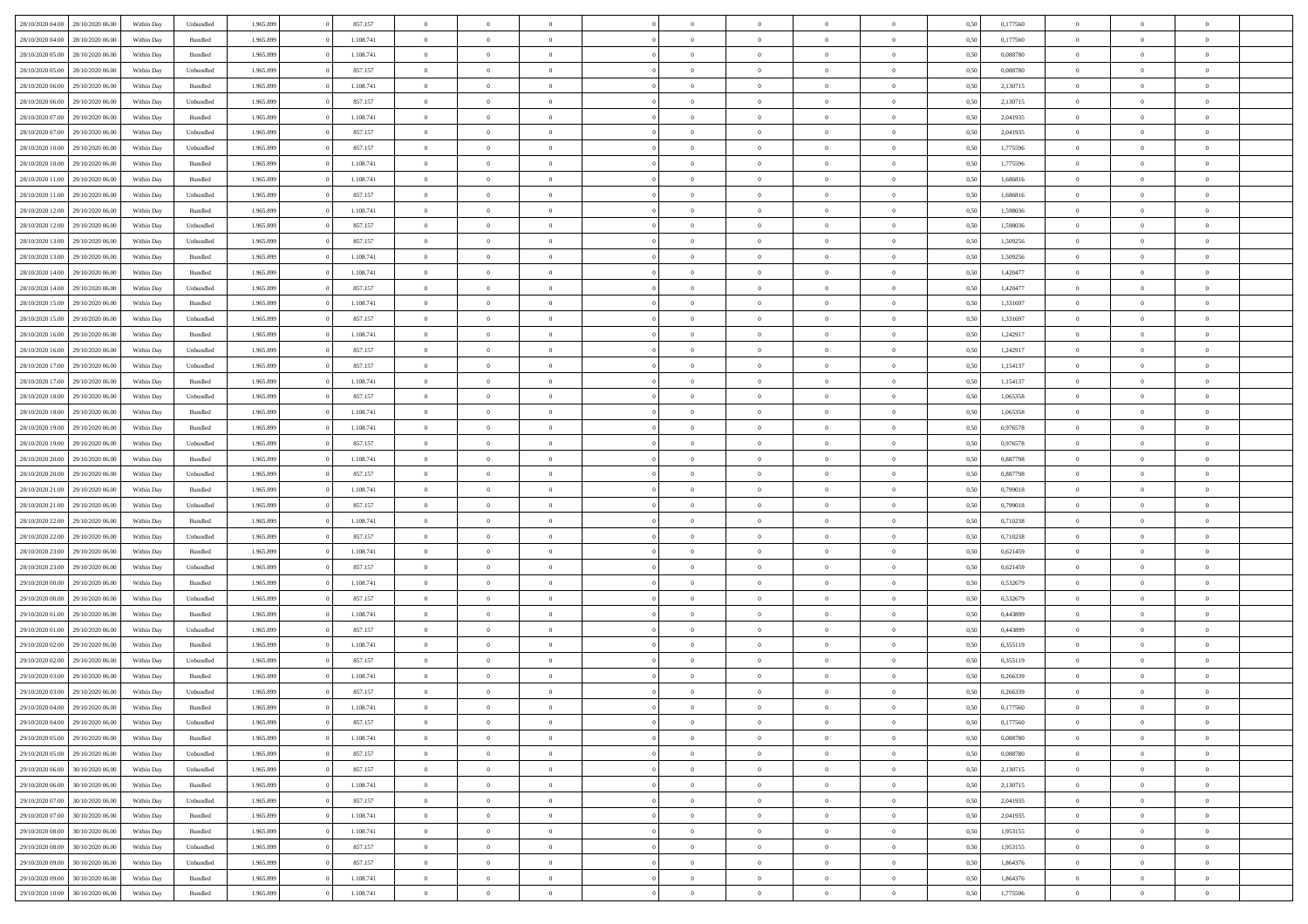| | | | | | | | | | | | | | | | | | | | | |
|---|---|---|---|---|---|---|---|---|---|---|---|---|---|---|---|---|---|---|---|---|
| 28/10/2020 04:00 | 28/10/2020 06:00 | Within Day | Unbundled | 1.965.899 | 0 | 857.157 | 0 | 0 | 0 | | 0 | 0 | 0 | 0 | 0,50 | 0,177560 | 0 | 0 | 0 | |
| 28/10/2020 04:00 | 28/10/2020 06:00 | Within Day | Bundled | 1.965.899 | 0 | 1.108.741 | 0 | 0 | 0 | | 0 | 0 | 0 | 0 | 0,50 | 0,177560 | 0 | 0 | 0 | |
| 28/10/2020 05:00 | 28/10/2020 06:00 | Within Day | Bundled | 1.965.899 | 0 | 1.108.741 | 0 | 0 | 0 | | 0 | 0 | 0 | 0 | 0,50 | 0,088780 | 0 | 0 | 0 | |
| 28/10/2020 05:00 | 28/10/2020 06:00 | Within Day | Unbundled | 1.965.899 | 0 | 857.157 | 0 | 0 | 0 | | 0 | 0 | 0 | 0 | 0,50 | 0,088780 | 0 | 0 | 0 | |
| 28/10/2020 06:00 | 29/10/2020 06:00 | Within Day | Bundled | 1.965.899 | 0 | 1.108.741 | 0 | 0 | 0 | | 0 | 0 | 0 | 0 | 0,50 | 2,130715 | 0 | 0 | 0 | |
| 28/10/2020 06:00 | 29/10/2020 06:00 | Within Day | Unbundled | 1.965.899 | 0 | 857.157 | 0 | 0 | 0 | | 0 | 0 | 0 | 0 | 0,50 | 2,130715 | 0 | 0 | 0 | |
| 28/10/2020 07:00 | 29/10/2020 06:00 | Within Day | Bundled | 1.965.899 | 0 | 1.108.741 | 0 | 0 | 0 | | 0 | 0 | 0 | 0 | 0,50 | 2,041935 | 0 | 0 | 0 | |
| 28/10/2020 07:00 | 29/10/2020 06:00 | Within Day | Unbundled | 1.965.899 | 0 | 857.157 | 0 | 0 | 0 | | 0 | 0 | 0 | 0 | 0,50 | 2,041935 | 0 | 0 | 0 | |
| 28/10/2020 10:00 | 29/10/2020 06:00 | Within Day | Unbundled | 1.965.899 | 0 | 857.157 | 0 | 0 | 0 | | 0 | 0 | 0 | 0 | 0,50 | 1,775596 | 0 | 0 | 0 | |
| 28/10/2020 10:00 | 29/10/2020 06:00 | Within Day | Bundled | 1.965.899 | 0 | 1.108.741 | 0 | 0 | 0 | | 0 | 0 | 0 | 0 | 0,50 | 1,775596 | 0 | 0 | 0 | |
| 28/10/2020 11:00 | 29/10/2020 06:00 | Within Day | Bundled | 1.965.899 | 0 | 1.108.741 | 0 | 0 | 0 | | 0 | 0 | 0 | 0 | 0,50 | 1,686816 | 0 | 0 | 0 | |
| 28/10/2020 11:00 | 29/10/2020 06:00 | Within Day | Unbundled | 1.965.899 | 0 | 857.157 | 0 | 0 | 0 | | 0 | 0 | 0 | 0 | 0,50 | 1,686816 | 0 | 0 | 0 | |
| 28/10/2020 12:00 | 29/10/2020 06:00 | Within Day | Bundled | 1.965.899 | 0 | 1.108.741 | 0 | 0 | 0 | | 0 | 0 | 0 | 0 | 0,50 | 1,598036 | 0 | 0 | 0 | |
| 28/10/2020 12:00 | 29/10/2020 06:00 | Within Day | Unbundled | 1.965.899 | 0 | 857.157 | 0 | 0 | 0 | | 0 | 0 | 0 | 0 | 0,50 | 1,598036 | 0 | 0 | 0 | |
| 28/10/2020 13:00 | 29/10/2020 06:00 | Within Day | Unbundled | 1.965.899 | 0 | 857.157 | 0 | 0 | 0 | | 0 | 0 | 0 | 0 | 0,50 | 1,509256 | 0 | 0 | 0 | |
| 28/10/2020 13:00 | 29/10/2020 06:00 | Within Day | Bundled | 1.965.899 | 0 | 1.108.741 | 0 | 0 | 0 | | 0 | 0 | 0 | 0 | 0,50 | 1,509256 | 0 | 0 | 0 | |
| 28/10/2020 14:00 | 29/10/2020 06:00 | Within Day | Bundled | 1.965.899 | 0 | 1.108.741 | 0 | 0 | 0 | | 0 | 0 | 0 | 0 | 0,50 | 1,420477 | 0 | 0 | 0 | |
| 28/10/2020 14:00 | 29/10/2020 06:00 | Within Day | Unbundled | 1.965.899 | 0 | 857.157 | 0 | 0 | 0 | | 0 | 0 | 0 | 0 | 0,50 | 1,420477 | 0 | 0 | 0 | |
| 28/10/2020 15:00 | 29/10/2020 06:00 | Within Day | Bundled | 1.965.899 | 0 | 1.108.741 | 0 | 0 | 0 | | 0 | 0 | 0 | 0 | 0,50 | 1,331697 | 0 | 0 | 0 | |
| 28/10/2020 15:00 | 29/10/2020 06:00 | Within Day | Unbundled | 1.965.899 | 0 | 857.157 | 0 | 0 | 0 | | 0 | 0 | 0 | 0 | 0,50 | 1,331697 | 0 | 0 | 0 | |
| 28/10/2020 16:00 | 29/10/2020 06:00 | Within Day | Bundled | 1.965.899 | 0 | 1.108.741 | 0 | 0 | 0 | | 0 | 0 | 0 | 0 | 0,50 | 1,242917 | 0 | 0 | 0 | |
| 28/10/2020 16:00 | 29/10/2020 06:00 | Within Day | Unbundled | 1.965.899 | 0 | 857.157 | 0 | 0 | 0 | | 0 | 0 | 0 | 0 | 0,50 | 1,242917 | 0 | 0 | 0 | |
| 28/10/2020 17:00 | 29/10/2020 06:00 | Within Day | Unbundled | 1.965.899 | 0 | 857.157 | 0 | 0 | 0 | | 0 | 0 | 0 | 0 | 0,50 | 1,154137 | 0 | 0 | 0 | |
| 28/10/2020 17:00 | 29/10/2020 06:00 | Within Day | Bundled | 1.965.899 | 0 | 1.108.741 | 0 | 0 | 0 | | 0 | 0 | 0 | 0 | 0,50 | 1,154137 | 0 | 0 | 0 | |
| 28/10/2020 18:00 | 29/10/2020 06:00 | Within Day | Unbundled | 1.965.899 | 0 | 857.157 | 0 | 0 | 0 | | 0 | 0 | 0 | 0 | 0,50 | 1,065358 | 0 | 0 | 0 | |
| 28/10/2020 18:00 | 29/10/2020 06:00 | Within Day | Bundled | 1.965.899 | 0 | 1.108.741 | 0 | 0 | 0 | | 0 | 0 | 0 | 0 | 0,50 | 1,065358 | 0 | 0 | 0 | |
| 28/10/2020 19:00 | 29/10/2020 06:00 | Within Day | Bundled | 1.965.899 | 0 | 1.108.741 | 0 | 0 | 0 | | 0 | 0 | 0 | 0 | 0,50 | 0,976578 | 0 | 0 | 0 | |
| 28/10/2020 19:00 | 29/10/2020 06:00 | Within Day | Unbundled | 1.965.899 | 0 | 857.157 | 0 | 0 | 0 | | 0 | 0 | 0 | 0 | 0,50 | 0,976578 | 0 | 0 | 0 | |
| 28/10/2020 20:00 | 29/10/2020 06:00 | Within Day | Bundled | 1.965.899 | 0 | 1.108.741 | 0 | 0 | 0 | | 0 | 0 | 0 | 0 | 0,50 | 0,887798 | 0 | 0 | 0 | |
| 28/10/2020 20:00 | 29/10/2020 06:00 | Within Day | Unbundled | 1.965.899 | 0 | 857.157 | 0 | 0 | 0 | | 0 | 0 | 0 | 0 | 0,50 | 0,887798 | 0 | 0 | 0 | |
| 28/10/2020 21:00 | 29/10/2020 06:00 | Within Day | Bundled | 1.965.899 | 0 | 1.108.741 | 0 | 0 | 0 | | 0 | 0 | 0 | 0 | 0,50 | 0,799018 | 0 | 0 | 0 | |
| 28/10/2020 21:00 | 29/10/2020 06:00 | Within Day | Unbundled | 1.965.899 | 0 | 857.157 | 0 | 0 | 0 | | 0 | 0 | 0 | 0 | 0,50 | 0,799018 | 0 | 0 | 0 | |
| 28/10/2020 22:00 | 29/10/2020 06:00 | Within Day | Bundled | 1.965.899 | 0 | 1.108.741 | 0 | 0 | 0 | | 0 | 0 | 0 | 0 | 0,50 | 0,710238 | 0 | 0 | 0 | |
| 28/10/2020 22:00 | 29/10/2020 06:00 | Within Day | Unbundled | 1.965.899 | 0 | 857.157 | 0 | 0 | 0 | | 0 | 0 | 0 | 0 | 0,50 | 0,710238 | 0 | 0 | 0 | |
| 28/10/2020 23:00 | 29/10/2020 06:00 | Within Day | Bundled | 1.965.899 | 0 | 1.108.741 | 0 | 0 | 0 | | 0 | 0 | 0 | 0 | 0,50 | 0,621459 | 0 | 0 | 0 | |
| 28/10/2020 23:00 | 29/10/2020 06:00 | Within Day | Unbundled | 1.965.899 | 0 | 857.157 | 0 | 0 | 0 | | 0 | 0 | 0 | 0 | 0,50 | 0,621459 | 0 | 0 | 0 | |
| 29/10/2020 00:00 | 29/10/2020 06:00 | Within Day | Bundled | 1.965.899 | 0 | 1.108.741 | 0 | 0 | 0 | | 0 | 0 | 0 | 0 | 0,50 | 0,532679 | 0 | 0 | 0 | |
| 29/10/2020 00:00 | 29/10/2020 06:00 | Within Day | Unbundled | 1.965.899 | 0 | 857.157 | 0 | 0 | 0 | | 0 | 0 | 0 | 0 | 0,50 | 0,532679 | 0 | 0 | 0 | |
| 29/10/2020 01:00 | 29/10/2020 06:00 | Within Day | Bundled | 1.965.899 | 0 | 1.108.741 | 0 | 0 | 0 | | 0 | 0 | 0 | 0 | 0,50 | 0,443899 | 0 | 0 | 0 | |
| 29/10/2020 01:00 | 29/10/2020 06:00 | Within Day | Unbundled | 1.965.899 | 0 | 857.157 | 0 | 0 | 0 | | 0 | 0 | 0 | 0 | 0,50 | 0,443899 | 0 | 0 | 0 | |
| 29/10/2020 02:00 | 29/10/2020 06:00 | Within Day | Bundled | 1.965.899 | 0 | 1.108.741 | 0 | 0 | 0 | | 0 | 0 | 0 | 0 | 0,50 | 0,355119 | 0 | 0 | 0 | |
| 29/10/2020 02:00 | 29/10/2020 06:00 | Within Day | Unbundled | 1.965.899 | 0 | 857.157 | 0 | 0 | 0 | | 0 | 0 | 0 | 0 | 0,50 | 0,355119 | 0 | 0 | 0 | |
| 29/10/2020 03:00 | 29/10/2020 06:00 | Within Day | Bundled | 1.965.899 | 0 | 1.108.741 | 0 | 0 | 0 | | 0 | 0 | 0 | 0 | 0,50 | 0,266339 | 0 | 0 | 0 | |
| 29/10/2020 03:00 | 29/10/2020 06:00 | Within Day | Unbundled | 1.965.899 | 0 | 857.157 | 0 | 0 | 0 | | 0 | 0 | 0 | 0 | 0,50 | 0,266339 | 0 | 0 | 0 | |
| 29/10/2020 04:00 | 29/10/2020 06:00 | Within Day | Bundled | 1.965.899 | 0 | 1.108.741 | 0 | 0 | 0 | | 0 | 0 | 0 | 0 | 0,50 | 0,177560 | 0 | 0 | 0 | |
| 29/10/2020 04:00 | 29/10/2020 06:00 | Within Day | Unbundled | 1.965.899 | 0 | 857.157 | 0 | 0 | 0 | | 0 | 0 | 0 | 0 | 0,50 | 0,177560 | 0 | 0 | 0 | |
| 29/10/2020 05:00 | 29/10/2020 06:00 | Within Day | Bundled | 1.965.899 | 0 | 1.108.741 | 0 | 0 | 0 | | 0 | 0 | 0 | 0 | 0,50 | 0,088780 | 0 | 0 | 0 | |
| 29/10/2020 05:00 | 29/10/2020 06:00 | Within Day | Unbundled | 1.965.899 | 0 | 857.157 | 0 | 0 | 0 | | 0 | 0 | 0 | 0 | 0,50 | 0,088780 | 0 | 0 | 0 | |
| 29/10/2020 06:00 | 30/10/2020 06:00 | Within Day | Unbundled | 1.965.899 | 0 | 857.157 | 0 | 0 | 0 | | 0 | 0 | 0 | 0 | 0,50 | 2,130715 | 0 | 0 | 0 | |
| 29/10/2020 06:00 | 30/10/2020 06:00 | Within Day | Bundled | 1.965.899 | 0 | 1.108.741 | 0 | 0 | 0 | | 0 | 0 | 0 | 0 | 0,50 | 2,130715 | 0 | 0 | 0 | |
| 29/10/2020 07:00 | 30/10/2020 06:00 | Within Day | Unbundled | 1.965.899 | 0 | 857.157 | 0 | 0 | 0 | | 0 | 0 | 0 | 0 | 0,50 | 2,041935 | 0 | 0 | 0 | |
| 29/10/2020 07:00 | 30/10/2020 06:00 | Within Day | Bundled | 1.965.899 | 0 | 1.108.741 | 0 | 0 | 0 | | 0 | 0 | 0 | 0 | 0,50 | 2,041935 | 0 | 0 | 0 | |
| 29/10/2020 08:00 | 30/10/2020 06:00 | Within Day | Bundled | 1.965.899 | 0 | 1.108.741 | 0 | 0 | 0 | | 0 | 0 | 0 | 0 | 0,50 | 1,953155 | 0 | 0 | 0 | |
| 29/10/2020 08:00 | 30/10/2020 06:00 | Within Day | Unbundled | 1.965.899 | 0 | 857.157 | 0 | 0 | 0 | | 0 | 0 | 0 | 0 | 0,50 | 1,953155 | 0 | 0 | 0 | |
| 29/10/2020 09:00 | 30/10/2020 06:00 | Within Day | Unbundled | 1.965.899 | 0 | 857.157 | 0 | 0 | 0 | | 0 | 0 | 0 | 0 | 0,50 | 1,864376 | 0 | 0 | 0 | |
| 29/10/2020 09:00 | 30/10/2020 06:00 | Within Day | Bundled | 1.965.899 | 0 | 1.108.741 | 0 | 0 | 0 | | 0 | 0 | 0 | 0 | 0,50 | 1,864376 | 0 | 0 | 0 | |
| 29/10/2020 10:00 | 30/10/2020 06:00 | Within Day | Bundled | 1.965.899 | 0 | 1.108.741 | 0 | 0 | 0 | | 0 | 0 | 0 | 0 | 0,50 | 1,775596 | 0 | 0 | 0 | |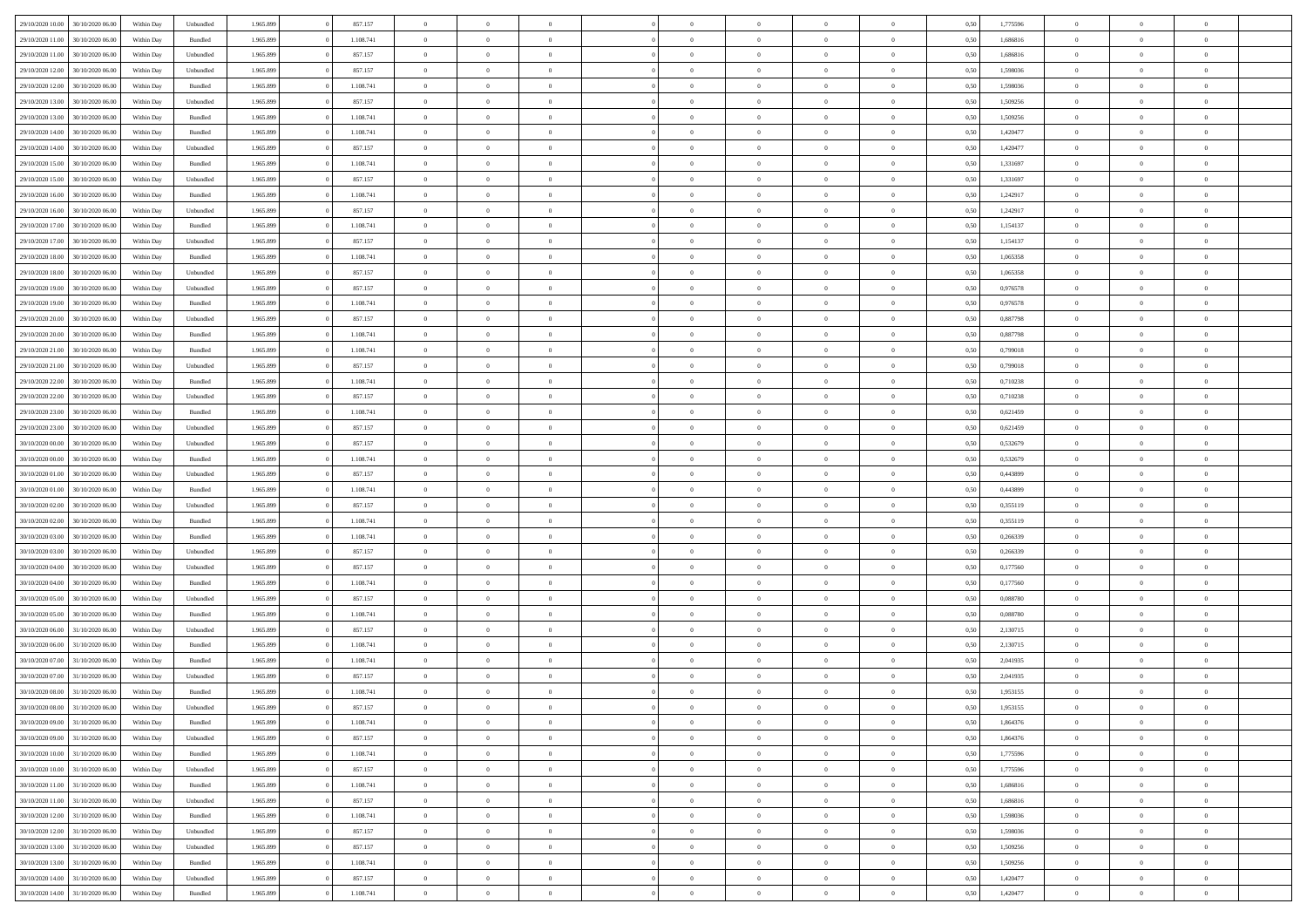| | | | | | | | | | | | | | | | | | | | | |
|---|---|---|---|---|---|---|---|---|---|---|---|---|---|---|---|---|---|---|---|---|
| 29/10/2020 10.00 | 30/10/2020 06.00 | Within Day | Unbundled | 1.965.899 | 0 | 857.157 | 0 | 0 | 0 | | 0 | 0 | 0 | 0 | 0,50 | 1,775596 | 0 | 0 | 0 | |
| 29/10/2020 11.00 | 30/10/2020 06.00 | Within Day | Bundled | 1.965.899 | 0 | 1.108.741 | 0 | 0 | 0 | | 0 | 0 | 0 | 0 | 0,50 | 1,686816 | 0 | 0 | 0 | |
| 29/10/2020 11.00 | 30/10/2020 06.00 | Within Day | Unbundled | 1.965.899 | 0 | 857.157 | 0 | 0 | 0 | | 0 | 0 | 0 | 0 | 0,50 | 1,686816 | 0 | 0 | 0 | |
| 29/10/2020 12.00 | 30/10/2020 06.00 | Within Day | Unbundled | 1.965.899 | 0 | 857.157 | 0 | 0 | 0 | | 0 | 0 | 0 | 0 | 0,50 | 1,598036 | 0 | 0 | 0 | |
| 29/10/2020 12.00 | 30/10/2020 06.00 | Within Day | Bundled | 1.965.899 | 0 | 1.108.741 | 0 | 0 | 0 | | 0 | 0 | 0 | 0 | 0,50 | 1,598036 | 0 | 0 | 0 | |
| 29/10/2020 13.00 | 30/10/2020 06.00 | Within Day | Unbundled | 1.965.899 | 0 | 857.157 | 0 | 0 | 0 | | 0 | 0 | 0 | 0 | 0,50 | 1,509256 | 0 | 0 | 0 | |
| 29/10/2020 13.00 | 30/10/2020 06.00 | Within Day | Bundled | 1.965.899 | 0 | 1.108.741 | 0 | 0 | 0 | | 0 | 0 | 0 | 0 | 0,50 | 1,509256 | 0 | 0 | 0 | |
| 29/10/2020 14.00 | 30/10/2020 06.00 | Within Day | Bundled | 1.965.899 | 0 | 1.108.741 | 0 | 0 | 0 | | 0 | 0 | 0 | 0 | 0,50 | 1,420477 | 0 | 0 | 0 | |
| 29/10/2020 14.00 | 30/10/2020 06.00 | Within Day | Unbundled | 1.965.899 | 0 | 857.157 | 0 | 0 | 0 | | 0 | 0 | 0 | 0 | 0,50 | 1,420477 | 0 | 0 | 0 | |
| 29/10/2020 15.00 | 30/10/2020 06.00 | Within Day | Bundled | 1.965.899 | 0 | 1.108.741 | 0 | 0 | 0 | | 0 | 0 | 0 | 0 | 0,50 | 1,331697 | 0 | 0 | 0 | |
| 29/10/2020 15.00 | 30/10/2020 06.00 | Within Day | Unbundled | 1.965.899 | 0 | 857.157 | 0 | 0 | 0 | | 0 | 0 | 0 | 0 | 0,50 | 1,331697 | 0 | 0 | 0 | |
| 29/10/2020 16.00 | 30/10/2020 06.00 | Within Day | Bundled | 1.965.899 | 0 | 1.108.741 | 0 | 0 | 0 | | 0 | 0 | 0 | 0 | 0,50 | 1,242917 | 0 | 0 | 0 | |
| 29/10/2020 16.00 | 30/10/2020 06.00 | Within Day | Unbundled | 1.965.899 | 0 | 857.157 | 0 | 0 | 0 | | 0 | 0 | 0 | 0 | 0,50 | 1,242917 | 0 | 0 | 0 | |
| 29/10/2020 17.00 | 30/10/2020 06.00 | Within Day | Bundled | 1.965.899 | 0 | 1.108.741 | 0 | 0 | 0 | | 0 | 0 | 0 | 0 | 0,50 | 1,154137 | 0 | 0 | 0 | |
| 29/10/2020 17.00 | 30/10/2020 06.00 | Within Day | Unbundled | 1.965.899 | 0 | 857.157 | 0 | 0 | 0 | | 0 | 0 | 0 | 0 | 0,50 | 1,154137 | 0 | 0 | 0 | |
| 29/10/2020 18.00 | 30/10/2020 06.00 | Within Day | Bundled | 1.965.899 | 0 | 1.108.741 | 0 | 0 | 0 | | 0 | 0 | 0 | 0 | 0,50 | 1,065358 | 0 | 0 | 0 | |
| 29/10/2020 18.00 | 30/10/2020 06.00 | Within Day | Unbundled | 1.965.899 | 0 | 857.157 | 0 | 0 | 0 | | 0 | 0 | 0 | 0 | 0,50 | 1,065358 | 0 | 0 | 0 | |
| 29/10/2020 19.00 | 30/10/2020 06.00 | Within Day | Unbundled | 1.965.899 | 0 | 857.157 | 0 | 0 | 0 | | 0 | 0 | 0 | 0 | 0,50 | 0,976578 | 0 | 0 | 0 | |
| 29/10/2020 19.00 | 30/10/2020 06.00 | Within Day | Bundled | 1.965.899 | 0 | 1.108.741 | 0 | 0 | 0 | | 0 | 0 | 0 | 0 | 0,50 | 0,976578 | 0 | 0 | 0 | |
| 29/10/2020 20.00 | 30/10/2020 06.00 | Within Day | Unbundled | 1.965.899 | 0 | 857.157 | 0 | 0 | 0 | | 0 | 0 | 0 | 0 | 0,50 | 0,887798 | 0 | 0 | 0 | |
| 29/10/2020 20.00 | 30/10/2020 06.00 | Within Day | Bundled | 1.965.899 | 0 | 1.108.741 | 0 | 0 | 0 | | 0 | 0 | 0 | 0 | 0,50 | 0,887798 | 0 | 0 | 0 | |
| 29/10/2020 21.00 | 30/10/2020 06.00 | Within Day | Bundled | 1.965.899 | 0 | 1.108.741 | 0 | 0 | 0 | | 0 | 0 | 0 | 0 | 0,50 | 0,799018 | 0 | 0 | 0 | |
| 29/10/2020 21.00 | 30/10/2020 06.00 | Within Day | Unbundled | 1.965.899 | 0 | 857.157 | 0 | 0 | 0 | | 0 | 0 | 0 | 0 | 0,50 | 0,799018 | 0 | 0 | 0 | |
| 29/10/2020 22.00 | 30/10/2020 06.00 | Within Day | Bundled | 1.965.899 | 0 | 1.108.741 | 0 | 0 | 0 | | 0 | 0 | 0 | 0 | 0,50 | 0,710238 | 0 | 0 | 0 | |
| 29/10/2020 22.00 | 30/10/2020 06.00 | Within Day | Unbundled | 1.965.899 | 0 | 857.157 | 0 | 0 | 0 | | 0 | 0 | 0 | 0 | 0,50 | 0,710238 | 0 | 0 | 0 | |
| 29/10/2020 23.00 | 30/10/2020 06.00 | Within Day | Bundled | 1.965.899 | 0 | 1.108.741 | 0 | 0 | 0 | | 0 | 0 | 0 | 0 | 0,50 | 0,621459 | 0 | 0 | 0 | |
| 29/10/2020 23.00 | 30/10/2020 06.00 | Within Day | Unbundled | 1.965.899 | 0 | 857.157 | 0 | 0 | 0 | | 0 | 0 | 0 | 0 | 0,50 | 0,621459 | 0 | 0 | 0 | |
| 30/10/2020 00.00 | 30/10/2020 06.00 | Within Day | Unbundled | 1.965.899 | 0 | 857.157 | 0 | 0 | 0 | | 0 | 0 | 0 | 0 | 0,50 | 0,532679 | 0 | 0 | 0 | |
| 30/10/2020 00.00 | 30/10/2020 06.00 | Within Day | Bundled | 1.965.899 | 0 | 1.108.741 | 0 | 0 | 0 | | 0 | 0 | 0 | 0 | 0,50 | 0,532679 | 0 | 0 | 0 | |
| 30/10/2020 01.00 | 30/10/2020 06.00 | Within Day | Unbundled | 1.965.899 | 0 | 857.157 | 0 | 0 | 0 | | 0 | 0 | 0 | 0 | 0,50 | 0,443899 | 0 | 0 | 0 | |
| 30/10/2020 01.00 | 30/10/2020 06.00 | Within Day | Bundled | 1.965.899 | 0 | 1.108.741 | 0 | 0 | 0 | | 0 | 0 | 0 | 0 | 0,50 | 0,443899 | 0 | 0 | 0 | |
| 30/10/2020 02.00 | 30/10/2020 06.00 | Within Day | Unbundled | 1.965.899 | 0 | 857.157 | 0 | 0 | 0 | | 0 | 0 | 0 | 0 | 0,50 | 0,355119 | 0 | 0 | 0 | |
| 30/10/2020 02.00 | 30/10/2020 06.00 | Within Day | Bundled | 1.965.899 | 0 | 1.108.741 | 0 | 0 | 0 | | 0 | 0 | 0 | 0 | 0,50 | 0,355119 | 0 | 0 | 0 | |
| 30/10/2020 03.00 | 30/10/2020 06.00 | Within Day | Bundled | 1.965.899 | 0 | 1.108.741 | 0 | 0 | 0 | | 0 | 0 | 0 | 0 | 0,50 | 0,266339 | 0 | 0 | 0 | |
| 30/10/2020 03.00 | 30/10/2020 06.00 | Within Day | Unbundled | 1.965.899 | 0 | 857.157 | 0 | 0 | 0 | | 0 | 0 | 0 | 0 | 0,50 | 0,266339 | 0 | 0 | 0 | |
| 30/10/2020 04.00 | 30/10/2020 06.00 | Within Day | Unbundled | 1.965.899 | 0 | 857.157 | 0 | 0 | 0 | | 0 | 0 | 0 | 0 | 0,50 | 0,177560 | 0 | 0 | 0 | |
| 30/10/2020 04.00 | 30/10/2020 06.00 | Within Day | Bundled | 1.965.899 | 0 | 1.108.741 | 0 | 0 | 0 | | 0 | 0 | 0 | 0 | 0,50 | 0,177560 | 0 | 0 | 0 | |
| 30/10/2020 05.00 | 30/10/2020 06.00 | Within Day | Unbundled | 1.965.899 | 0 | 857.157 | 0 | 0 | 0 | | 0 | 0 | 0 | 0 | 0,50 | 0,088780 | 0 | 0 | 0 | |
| 30/10/2020 05.00 | 30/10/2020 06.00 | Within Day | Bundled | 1.965.899 | 0 | 1.108.741 | 0 | 0 | 0 | | 0 | 0 | 0 | 0 | 0,50 | 0,088780 | 0 | 0 | 0 | |
| 30/10/2020 06.00 | 31/10/2020 06.00 | Within Day | Unbundled | 1.965.899 | 0 | 857.157 | 0 | 0 | 0 | | 0 | 0 | 0 | 0 | 0,50 | 2,130715 | 0 | 0 | 0 | |
| 30/10/2020 06.00 | 31/10/2020 06.00 | Within Day | Bundled | 1.965.899 | 0 | 1.108.741 | 0 | 0 | 0 | | 0 | 0 | 0 | 0 | 0,50 | 2,130715 | 0 | 0 | 0 | |
| 30/10/2020 07.00 | 31/10/2020 06.00 | Within Day | Bundled | 1.965.899 | 0 | 1.108.741 | 0 | 0 | 0 | | 0 | 0 | 0 | 0 | 0,50 | 2,041935 | 0 | 0 | 0 | |
| 30/10/2020 07.00 | 31/10/2020 06.00 | Within Day | Unbundled | 1.965.899 | 0 | 857.157 | 0 | 0 | 0 | | 0 | 0 | 0 | 0 | 0,50 | 2,041935 | 0 | 0 | 0 | |
| 30/10/2020 08.00 | 31/10/2020 06.00 | Within Day | Bundled | 1.965.899 | 0 | 1.108.741 | 0 | 0 | 0 | | 0 | 0 | 0 | 0 | 0,50 | 1,953155 | 0 | 0 | 0 | |
| 30/10/2020 08.00 | 31/10/2020 06.00 | Within Day | Unbundled | 1.965.899 | 0 | 857.157 | 0 | 0 | 0 | | 0 | 0 | 0 | 0 | 0,50 | 1,953155 | 0 | 0 | 0 | |
| 30/10/2020 09.00 | 31/10/2020 06.00 | Within Day | Bundled | 1.965.899 | 0 | 1.108.741 | 0 | 0 | 0 | | 0 | 0 | 0 | 0 | 0,50 | 1,864376 | 0 | 0 | 0 | |
| 30/10/2020 09.00 | 31/10/2020 06.00 | Within Day | Unbundled | 1.965.899 | 0 | 857.157 | 0 | 0 | 0 | | 0 | 0 | 0 | 0 | 0,50 | 1,864376 | 0 | 0 | 0 | |
| 30/10/2020 10.00 | 31/10/2020 06.00 | Within Day | Bundled | 1.965.899 | 0 | 1.108.741 | 0 | 0 | 0 | | 0 | 0 | 0 | 0 | 0,50 | 1,775596 | 0 | 0 | 0 | |
| 30/10/2020 10.00 | 31/10/2020 06.00 | Within Day | Unbundled | 1.965.899 | 0 | 857.157 | 0 | 0 | 0 | | 0 | 0 | 0 | 0 | 0,50 | 1,775596 | 0 | 0 | 0 | |
| 30/10/2020 11.00 | 31/10/2020 06.00 | Within Day | Bundled | 1.965.899 | 0 | 1.108.741 | 0 | 0 | 0 | | 0 | 0 | 0 | 0 | 0,50 | 1,686816 | 0 | 0 | 0 | |
| 30/10/2020 11.00 | 31/10/2020 06.00 | Within Day | Unbundled | 1.965.899 | 0 | 857.157 | 0 | 0 | 0 | | 0 | 0 | 0 | 0 | 0,50 | 1,686816 | 0 | 0 | 0 | |
| 30/10/2020 12.00 | 31/10/2020 06.00 | Within Day | Bundled | 1.965.899 | 0 | 1.108.741 | 0 | 0 | 0 | | 0 | 0 | 0 | 0 | 0,50 | 1,598036 | 0 | 0 | 0 | |
| 30/10/2020 12.00 | 31/10/2020 06.00 | Within Day | Unbundled | 1.965.899 | 0 | 857.157 | 0 | 0 | 0 | | 0 | 0 | 0 | 0 | 0,50 | 1,598036 | 0 | 0 | 0 | |
| 30/10/2020 13.00 | 31/10/2020 06.00 | Within Day | Unbundled | 1.965.899 | 0 | 857.157 | 0 | 0 | 0 | | 0 | 0 | 0 | 0 | 0,50 | 1,509256 | 0 | 0 | 0 | |
| 30/10/2020 13.00 | 31/10/2020 06.00 | Within Day | Bundled | 1.965.899 | 0 | 1.108.741 | 0 | 0 | 0 | | 0 | 0 | 0 | 0 | 0,50 | 1,509256 | 0 | 0 | 0 | |
| 30/10/2020 14.00 | 31/10/2020 06.00 | Within Day | Unbundled | 1.965.899 | 0 | 857.157 | 0 | 0 | 0 | | 0 | 0 | 0 | 0 | 0,50 | 1,420477 | 0 | 0 | 0 | |
| 30/10/2020 14.00 | 31/10/2020 06.00 | Within Day | Bundled | 1.965.899 | 0 | 1.108.741 | 0 | 0 | 0 | | 0 | 0 | 0 | 0 | 0,50 | 1,420477 | 0 | 0 | 0 | |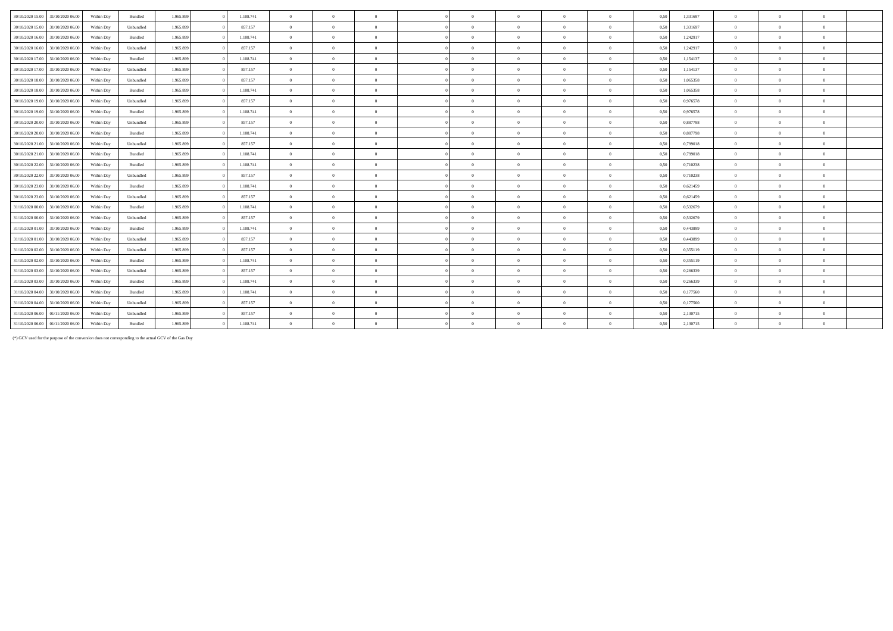| | | | | | | | | | | | | | | | | | | | | |
|---|---|---|---|---|---|---|---|---|---|---|---|---|---|---|---|---|---|---|---|---|
| 30/10/2020 15.00 | 31/10/2020 06.00 | Within Day | Bundled | 1.965.899 | 0 | 1.108.741 | 0 | 0 | 0 | 0 | 0 | 0 | 0 | 0 | 0,50 | 1,331697 | 0 | 0 | 0 | |
| 30/10/2020 15.00 | 31/10/2020 06.00 | Within Day | Unbundled | 1.965.899 | 0 | 857.157 | 0 | 0 | 0 | 0 | 0 | 0 | 0 | 0 | 0,50 | 1,331697 | 0 | 0 | 0 | |
| 30/10/2020 16.00 | 31/10/2020 06.00 | Within Day | Bundled | 1.965.899 | 0 | 1.108.741 | 0 | 0 | 0 | 0 | 0 | 0 | 0 | 0 | 0,50 | 1,242917 | 0 | 0 | 0 | |
| 30/10/2020 16.00 | 31/10/2020 06.00 | Within Day | Unbundled | 1.965.899 | 0 | 857.157 | 0 | 0 | 0 | 0 | 0 | 0 | 0 | 0 | 0,50 | 1,242917 | 0 | 0 | 0 | |
| 30/10/2020 17.00 | 31/10/2020 06.00 | Within Day | Bundled | 1.965.899 | 0 | 1.108.741 | 0 | 0 | 0 | 0 | 0 | 0 | 0 | 0 | 0,50 | 1,154137 | 0 | 0 | 0 | |
| 30/10/2020 17.00 | 31/10/2020 06.00 | Within Day | Unbundled | 1.965.899 | 0 | 857.157 | 0 | 0 | 0 | 0 | 0 | 0 | 0 | 0 | 0,50 | 1,154137 | 0 | 0 | 0 | |
| 30/10/2020 18.00 | 31/10/2020 06.00 | Within Day | Unbundled | 1.965.899 | 0 | 857.157 | 0 | 0 | 0 | 0 | 0 | 0 | 0 | 0 | 0,50 | 1,065358 | 0 | 0 | 0 | |
| 30/10/2020 18.00 | 31/10/2020 06.00 | Within Day | Bundled | 1.965.899 | 0 | 1.108.741 | 0 | 0 | 0 | 0 | 0 | 0 | 0 | 0 | 0,50 | 1,065358 | 0 | 0 | 0 | |
| 30/10/2020 19.00 | 31/10/2020 06.00 | Within Day | Unbundled | 1.965.899 | 0 | 857.157 | 0 | 0 | 0 | 0 | 0 | 0 | 0 | 0 | 0,50 | 0,976578 | 0 | 0 | 0 | |
| 30/10/2020 19.00 | 31/10/2020 06.00 | Within Day | Bundled | 1.965.899 | 0 | 1.108.741 | 0 | 0 | 0 | 0 | 0 | 0 | 0 | 0 | 0,50 | 0,976578 | 0 | 0 | 0 | |
| 30/10/2020 20.00 | 31/10/2020 06.00 | Within Day | Unbundled | 1.965.899 | 0 | 857.157 | 0 | 0 | 0 | 0 | 0 | 0 | 0 | 0 | 0,50 | 0,887798 | 0 | 0 | 0 | |
| 30/10/2020 20.00 | 31/10/2020 06.00 | Within Day | Bundled | 1.965.899 | 0 | 1.108.741 | 0 | 0 | 0 | 0 | 0 | 0 | 0 | 0 | 0,50 | 0,887798 | 0 | 0 | 0 | |
| 30/10/2020 21.00 | 31/10/2020 06.00 | Within Day | Unbundled | 1.965.899 | 0 | 857.157 | 0 | 0 | 0 | 0 | 0 | 0 | 0 | 0 | 0,50 | 0,799018 | 0 | 0 | 0 | |
| 30/10/2020 21.00 | 31/10/2020 06.00 | Within Day | Bundled | 1.965.899 | 0 | 1.108.741 | 0 | 0 | 0 | 0 | 0 | 0 | 0 | 0 | 0,50 | 0,799018 | 0 | 0 | 0 | |
| 30/10/2020 22.00 | 31/10/2020 06.00 | Within Day | Bundled | 1.965.899 | 0 | 1.108.741 | 0 | 0 | 0 | 0 | 0 | 0 | 0 | 0 | 0,50 | 0,710238 | 0 | 0 | 0 | |
| 30/10/2020 22.00 | 31/10/2020 06.00 | Within Day | Unbundled | 1.965.899 | 0 | 857.157 | 0 | 0 | 0 | 0 | 0 | 0 | 0 | 0 | 0,50 | 0,710238 | 0 | 0 | 0 | |
| 30/10/2020 23.00 | 31/10/2020 06.00 | Within Day | Bundled | 1.965.899 | 0 | 1.108.741 | 0 | 0 | 0 | 0 | 0 | 0 | 0 | 0 | 0,50 | 0,621459 | 0 | 0 | 0 | |
| 30/10/2020 23.00 | 31/10/2020 06.00 | Within Day | Unbundled | 1.965.899 | 0 | 857.157 | 0 | 0 | 0 | 0 | 0 | 0 | 0 | 0 | 0,50 | 0,621459 | 0 | 0 | 0 | |
| 31/10/2020 00.00 | 31/10/2020 06.00 | Within Day | Bundled | 1.965.899 | 0 | 1.108.741 | 0 | 0 | 0 | 0 | 0 | 0 | 0 | 0 | 0,50 | 0,532679 | 0 | 0 | 0 | |
| 31/10/2020 00.00 | 31/10/2020 06.00 | Within Day | Unbundled | 1.965.899 | 0 | 857.157 | 0 | 0 | 0 | 0 | 0 | 0 | 0 | 0 | 0,50 | 0,532679 | 0 | 0 | 0 | |
| 31/10/2020 01.00 | 31/10/2020 06.00 | Within Day | Bundled | 1.965.899 | 0 | 1.108.741 | 0 | 0 | 0 | 0 | 0 | 0 | 0 | 0 | 0,50 | 0,443899 | 0 | 0 | 0 | |
| 31/10/2020 01.00 | 31/10/2020 06.00 | Within Day | Unbundled | 1.965.899 | 0 | 857.157 | 0 | 0 | 0 | 0 | 0 | 0 | 0 | 0 | 0,50 | 0,443899 | 0 | 0 | 0 | |
| 31/10/2020 02.00 | 31/10/2020 06.00 | Within Day | Unbundled | 1.965.899 | 0 | 857.157 | 0 | 0 | 0 | 0 | 0 | 0 | 0 | 0 | 0,50 | 0,355119 | 0 | 0 | 0 | |
| 31/10/2020 02.00 | 31/10/2020 06.00 | Within Day | Bundled | 1.965.899 | 0 | 1.108.741 | 0 | 0 | 0 | 0 | 0 | 0 | 0 | 0 | 0,50 | 0,355119 | 0 | 0 | 0 | |
| 31/10/2020 03.00 | 31/10/2020 06.00 | Within Day | Unbundled | 1.965.899 | 0 | 857.157 | 0 | 0 | 0 | 0 | 0 | 0 | 0 | 0 | 0,50 | 0,266339 | 0 | 0 | 0 | |
| 31/10/2020 03.00 | 31/10/2020 06.00 | Within Day | Bundled | 1.965.899 | 0 | 1.108.741 | 0 | 0 | 0 | 0 | 0 | 0 | 0 | 0 | 0,50 | 0,266339 | 0 | 0 | 0 | |
| 31/10/2020 04.00 | 31/10/2020 06.00 | Within Day | Bundled | 1.965.899 | 0 | 1.108.741 | 0 | 0 | 0 | 0 | 0 | 0 | 0 | 0 | 0,50 | 0,177560 | 0 | 0 | 0 | |
| 31/10/2020 04.00 | 31/10/2020 06.00 | Within Day | Unbundled | 1.965.899 | 0 | 857.157 | 0 | 0 | 0 | 0 | 0 | 0 | 0 | 0 | 0,50 | 0,177560 | 0 | 0 | 0 | |
| 31/10/2020 06.00 | 01/11/2020 06.00 | Within Day | Unbundled | 1.965.899 | 0 | 857.157 | 0 | 0 | 0 | 0 | 0 | 0 | 0 | 0 | 0,50 | 2,130715 | 0 | 0 | 0 | |
| 31/10/2020 06.00 | 01/11/2020 06.00 | Within Day | Bundled | 1.965.899 | 0 | 1.108.741 | 0 | 0 | 0 | 0 | 0 | 0 | 0 | 0 | 0,50 | 2,130715 | 0 | 0 | 0 | |

(*) GCV used for the purpose of the conversion does not corresponding to the actual GCV of the Gas Day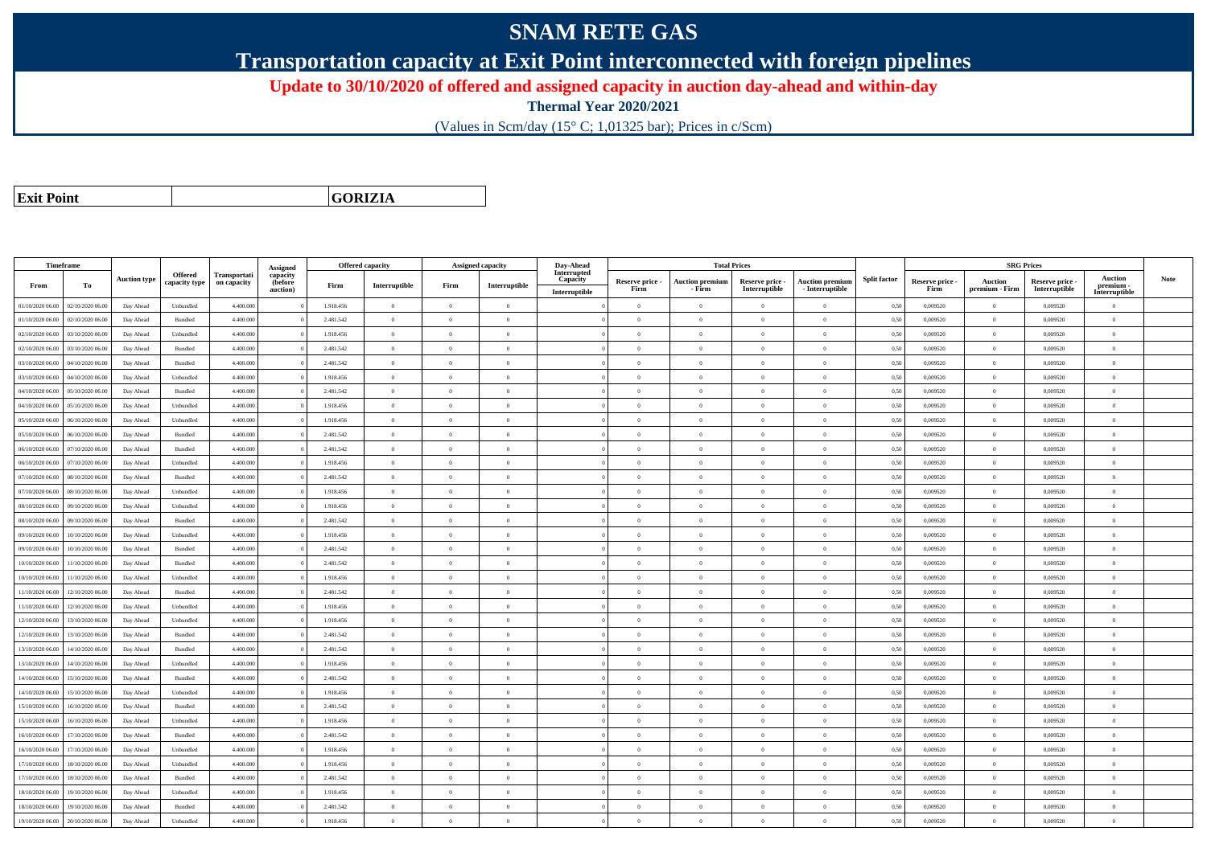# SNAM RETE GAS

## Transportation capacity at Exit Point interconnected with foreign pipelines

### Update to 30/10/2020 of offered and assigned capacity in auction day-ahead and within-day

**Thermal Year 2020/2021**

(Values in Scm/day (15° C; 1,01325 bar); Prices in c/Scm)

| Exit Point | GORIZIA |
|---|---|

| Timeframe | | Auction type | Offered capacity type | Transportation capacity | Assigned capacity (before auction) | Offered capacity | | Assigned capacity | | Day-Ahead Interrupted Capacity | Total Prices | | | | Split factor | SRG Prices | | | | Note |
|---|---|---|---|---|---|---|---|---|---|---|---|---|---|---|---|---|---|---|---|---|
| From | To | | | | | Firm | Interruptible | Firm | Interruptible | Interruptible | Reserve price - Firm | Auction premium - Firm | Reserve price - Interruptible | Auction premium - Interruptible | | Reserve price - Firm | Auction premium - Firm | Reserve price - Interruptible | Auction premium - Interruptible | |
| 01/10/2020 06.00 | 02/10/2020 06.00 | Day Ahead | Unbundled | 4.400.000 | 0 | 1.918.456 | 0 | 0 | 0 | 0 | 0 | 0 | 0 | 0 | 0,50 | 0,009520 | 0 | 0,009520 | 0 | |
| 01/10/2020 06.00 | 02/10/2020 06.00 | Day Ahead | Bundled | 4.400.000 | 0 | 2.481.542 | 0 | 0 | 0 | 0 | 0 | 0 | 0 | 0 | 0,50 | 0,009520 | 0 | 0,009520 | 0 | |
| 02/10/2020 06.00 | 03/10/2020 06.00 | Day Ahead | Unbundled | 4.400.000 | 0 | 1.918.456 | 0 | 0 | 0 | 0 | 0 | 0 | 0 | 0 | 0,50 | 0,009520 | 0 | 0,009520 | 0 | |
| 02/10/2020 06.00 | 03/10/2020 06.00 | Day Ahead | Bundled | 4.400.000 | 0 | 2.481.542 | 0 | 0 | 0 | 0 | 0 | 0 | 0 | 0 | 0,50 | 0,009520 | 0 | 0,009520 | 0 | |
| 03/10/2020 06.00 | 04/10/2020 06.00 | Day Ahead | Bundled | 4.400.000 | 0 | 2.481.542 | 0 | 0 | 0 | 0 | 0 | 0 | 0 | 0 | 0,50 | 0,009520 | 0 | 0,009520 | 0 | |
| 03/10/2020 06.00 | 04/10/2020 06.00 | Day Ahead | Unbundled | 4.400.000 | 0 | 1.918.456 | 0 | 0 | 0 | 0 | 0 | 0 | 0 | 0 | 0,50 | 0,009520 | 0 | 0,009520 | 0 | |
| 04/10/2020 06.00 | 05/10/2020 06.00 | Day Ahead | Bundled | 4.400.000 | 0 | 2.481.542 | 0 | 0 | 0 | 0 | 0 | 0 | 0 | 0 | 0,50 | 0,009520 | 0 | 0,009520 | 0 | |
| 04/10/2020 06.00 | 05/10/2020 06.00 | Day Ahead | Unbundled | 4.400.000 | 0 | 1.918.456 | 0 | 0 | 0 | 0 | 0 | 0 | 0 | 0 | 0,50 | 0,009520 | 0 | 0,009520 | 0 | |
| 05/10/2020 06.00 | 06/10/2020 06.00 | Day Ahead | Unbundled | 4.400.000 | 0 | 1.918.456 | 0 | 0 | 0 | 0 | 0 | 0 | 0 | 0 | 0,50 | 0,009520 | 0 | 0,009520 | 0 | |
| 05/10/2020 06.00 | 06/10/2020 06.00 | Day Ahead | Bundled | 4.400.000 | 0 | 2.481.542 | 0 | 0 | 0 | 0 | 0 | 0 | 0 | 0 | 0,50 | 0,009520 | 0 | 0,009520 | 0 | |
| 06/10/2020 06.00 | 07/10/2020 06.00 | Day Ahead | Bundled | 4.400.000 | 0 | 2.481.542 | 0 | 0 | 0 | 0 | 0 | 0 | 0 | 0 | 0,50 | 0,009520 | 0 | 0,009520 | 0 | |
| 06/10/2020 06.00 | 07/10/2020 06.00 | Day Ahead | Unbundled | 4.400.000 | 0 | 1.918.456 | 0 | 0 | 0 | 0 | 0 | 0 | 0 | 0 | 0,50 | 0,009520 | 0 | 0,009520 | 0 | |
| 07/10/2020 06.00 | 08/10/2020 06.00 | Day Ahead | Bundled | 4.400.000 | 0 | 2.481.542 | 0 | 0 | 0 | 0 | 0 | 0 | 0 | 0 | 0,50 | 0,009520 | 0 | 0,009520 | 0 | |
| 07/10/2020 06.00 | 08/10/2020 06.00 | Day Ahead | Unbundled | 4.400.000 | 0 | 1.918.456 | 0 | 0 | 0 | 0 | 0 | 0 | 0 | 0 | 0,50 | 0,009520 | 0 | 0,009520 | 0 | |
| 08/10/2020 06.00 | 09/10/2020 06.00 | Day Ahead | Unbundled | 4.400.000 | 0 | 1.918.456 | 0 | 0 | 0 | 0 | 0 | 0 | 0 | 0 | 0,50 | 0,009520 | 0 | 0,009520 | 0 | |
| 08/10/2020 06.00 | 09/10/2020 06.00 | Day Ahead | Bundled | 4.400.000 | 0 | 2.481.542 | 0 | 0 | 0 | 0 | 0 | 0 | 0 | 0 | 0,50 | 0,009520 | 0 | 0,009520 | 0 | |
| 09/10/2020 06.00 | 10/10/2020 06.00 | Day Ahead | Unbundled | 4.400.000 | 0 | 1.918.456 | 0 | 0 | 0 | 0 | 0 | 0 | 0 | 0 | 0,50 | 0,009520 | 0 | 0,009520 | 0 | |
| 09/10/2020 06.00 | 10/10/2020 06.00 | Day Ahead | Bundled | 4.400.000 | 0 | 2.481.542 | 0 | 0 | 0 | 0 | 0 | 0 | 0 | 0 | 0,50 | 0,009520 | 0 | 0,009520 | 0 | |
| 10/10/2020 06.00 | 11/10/2020 06.00 | Day Ahead | Bundled | 4.400.000 | 0 | 2.481.542 | 0 | 0 | 0 | 0 | 0 | 0 | 0 | 0 | 0,50 | 0,009520 | 0 | 0,009520 | 0 | |
| 10/10/2020 06.00 | 11/10/2020 06.00 | Day Ahead | Unbundled | 4.400.000 | 0 | 1.918.456 | 0 | 0 | 0 | 0 | 0 | 0 | 0 | 0 | 0,50 | 0,009520 | 0 | 0,009520 | 0 | |
| 11/10/2020 06.00 | 12/10/2020 06.00 | Day Ahead | Bundled | 4.400.000 | 0 | 2.481.542 | 0 | 0 | 0 | 0 | 0 | 0 | 0 | 0 | 0,50 | 0,009520 | 0 | 0,009520 | 0 | |
| 11/10/2020 06.00 | 12/10/2020 06.00 | Day Ahead | Unbundled | 4.400.000 | 0 | 1.918.456 | 0 | 0 | 0 | 0 | 0 | 0 | 0 | 0 | 0,50 | 0,009520 | 0 | 0,009520 | 0 | |
| 12/10/2020 06.00 | 13/10/2020 06.00 | Day Ahead | Unbundled | 4.400.000 | 0 | 1.918.456 | 0 | 0 | 0 | 0 | 0 | 0 | 0 | 0 | 0,50 | 0,009520 | 0 | 0,009520 | 0 | |
| 12/10/2020 06.00 | 13/10/2020 06.00 | Day Ahead | Bundled | 4.400.000 | 0 | 2.481.542 | 0 | 0 | 0 | 0 | 0 | 0 | 0 | 0 | 0,50 | 0,009520 | 0 | 0,009520 | 0 | |
| 13/10/2020 06.00 | 14/10/2020 06.00 | Day Ahead | Bundled | 4.400.000 | 0 | 2.481.542 | 0 | 0 | 0 | 0 | 0 | 0 | 0 | 0 | 0,50 | 0,009520 | 0 | 0,009520 | 0 | |
| 13/10/2020 06.00 | 14/10/2020 06.00 | Day Ahead | Unbundled | 4.400.000 | 0 | 1.918.456 | 0 | 0 | 0 | 0 | 0 | 0 | 0 | 0 | 0,50 | 0,009520 | 0 | 0,009520 | 0 | |
| 14/10/2020 06.00 | 15/10/2020 06.00 | Day Ahead | Bundled | 4.400.000 | 0 | 2.481.542 | 0 | 0 | 0 | 0 | 0 | 0 | 0 | 0 | 0,50 | 0,009520 | 0 | 0,009520 | 0 | |
| 14/10/2020 06.00 | 15/10/2020 06.00 | Day Ahead | Unbundled | 4.400.000 | 0 | 1.918.456 | 0 | 0 | 0 | 0 | 0 | 0 | 0 | 0 | 0,50 | 0,009520 | 0 | 0,009520 | 0 | |
| 15/10/2020 06.00 | 16/10/2020 06.00 | Day Ahead | Bundled | 4.400.000 | 0 | 2.481.542 | 0 | 0 | 0 | 0 | 0 | 0 | 0 | 0 | 0,50 | 0,009520 | 0 | 0,009520 | 0 | |
| 15/10/2020 06.00 | 16/10/2020 06.00 | Day Ahead | Unbundled | 4.400.000 | 0 | 1.918.456 | 0 | 0 | 0 | 0 | 0 | 0 | 0 | 0 | 0,50 | 0,009520 | 0 | 0,009520 | 0 | |
| 16/10/2020 06.00 | 17/10/2020 06.00 | Day Ahead | Bundled | 4.400.000 | 0 | 2.481.542 | 0 | 0 | 0 | 0 | 0 | 0 | 0 | 0 | 0,50 | 0,009520 | 0 | 0,009520 | 0 | |
| 16/10/2020 06.00 | 17/10/2020 06.00 | Day Ahead | Unbundled | 4.400.000 | 0 | 1.918.456 | 0 | 0 | 0 | 0 | 0 | 0 | 0 | 0 | 0,50 | 0,009520 | 0 | 0,009520 | 0 | |
| 17/10/2020 06.00 | 18/10/2020 06.00 | Day Ahead | Unbundled | 4.400.000 | 0 | 1.918.456 | 0 | 0 | 0 | 0 | 0 | 0 | 0 | 0 | 0,50 | 0,009520 | 0 | 0,009520 | 0 | |
| 17/10/2020 06.00 | 18/10/2020 06.00 | Day Ahead | Bundled | 4.400.000 | 0 | 2.481.542 | 0 | 0 | 0 | 0 | 0 | 0 | 0 | 0 | 0,50 | 0,009520 | 0 | 0,009520 | 0 | |
| 18/10/2020 06.00 | 19/10/2020 06.00 | Day Ahead | Unbundled | 4.400.000 | 0 | 1.918.456 | 0 | 0 | 0 | 0 | 0 | 0 | 0 | 0 | 0,50 | 0,009520 | 0 | 0,009520 | 0 | |
| 18/10/2020 06.00 | 19/10/2020 06.00 | Day Ahead | Bundled | 4.400.000 | 0 | 2.481.542 | 0 | 0 | 0 | 0 | 0 | 0 | 0 | 0 | 0,50 | 0,009520 | 0 | 0,009520 | 0 | |
| 19/10/2020 06.00 | 20/10/2020 06.00 | Day Ahead | Unbundled | 4.400.000 | 0 | 1.918.456 | 0 | 0 | 0 | 0 | 0 | 0 | 0 | 0 | 0,50 | 0,009520 | 0 | 0,009520 | 0 | |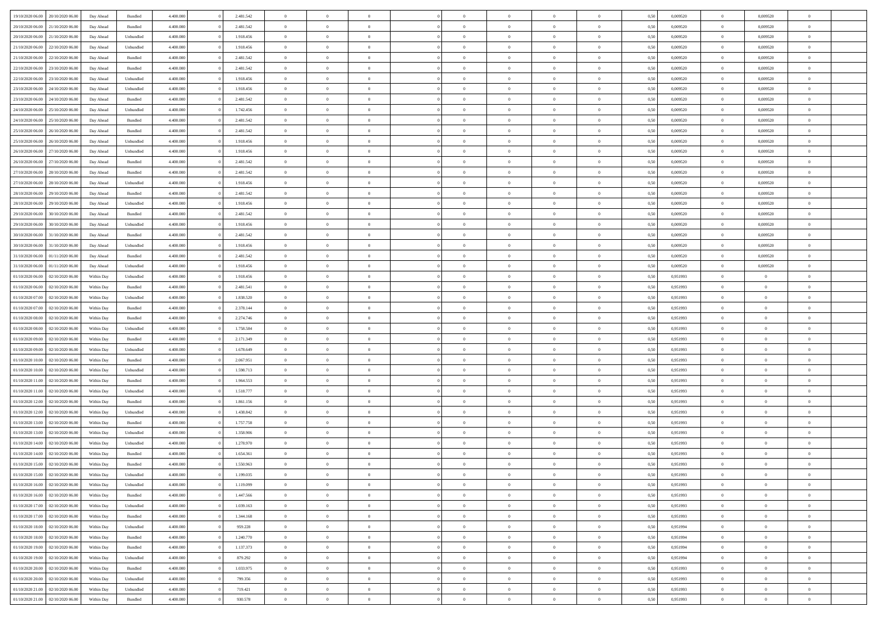| | | | | | | | | | | | | | | | | | | | | |
|---|---|---|---|---|---|---|---|---|---|---|---|---|---|---|---|---|---|---|---|---|
| 19/10/2020 06.00 | 20/10/2020 06.00 | Day Ahead | Bundled | 4.400.000 | 0 | 2.481.542 | 0 | 0 | 0 | | 0 | 0 | 0 | 0 | 0,50 | 0,009520 | 0 | 0,009520 | 0 | |
| 20/10/2020 06.00 | 21/10/2020 06.00 | Day Ahead | Bundled | 4.400.000 | 0 | 2.481.542 | 0 | 0 | 0 | | 0 | 0 | 0 | 0 | 0,50 | 0,009520 | 0 | 0,009520 | 0 | |
| 20/10/2020 06.00 | 21/10/2020 06.00 | Day Ahead | Unbundled | 4.400.000 | 0 | 1.918.456 | 0 | 0 | 0 | | 0 | 0 | 0 | 0 | 0,50 | 0,009520 | 0 | 0,009520 | 0 | |
| 21/10/2020 06.00 | 22/10/2020 06.00 | Day Ahead | Unbundled | 4.400.000 | 0 | 1.918.456 | 0 | 0 | 0 | | 0 | 0 | 0 | 0 | 0,50 | 0,009520 | 0 | 0,009520 | 0 | |
| 21/10/2020 06.00 | 22/10/2020 06.00 | Day Ahead | Bundled | 4.400.000 | 0 | 2.481.542 | 0 | 0 | 0 | | 0 | 0 | 0 | 0 | 0,50 | 0,009520 | 0 | 0,009520 | 0 | |
| 22/10/2020 06.00 | 23/10/2020 06.00 | Day Ahead | Bundled | 4.400.000 | 0 | 2.481.542 | 0 | 0 | 0 | | 0 | 0 | 0 | 0 | 0,50 | 0,009520 | 0 | 0,009520 | 0 | |
| 22/10/2020 06.00 | 23/10/2020 06.00 | Day Ahead | Unbundled | 4.400.000 | 0 | 1.918.456 | 0 | 0 | 0 | | 0 | 0 | 0 | 0 | 0,50 | 0,009520 | 0 | 0,009520 | 0 | |
| 23/10/2020 06.00 | 24/10/2020 06.00 | Day Ahead | Unbundled | 4.400.000 | 0 | 1.918.456 | 0 | 0 | 0 | | 0 | 0 | 0 | 0 | 0,50 | 0,009520 | 0 | 0,009520 | 0 | |
| 23/10/2020 06.00 | 24/10/2020 06.00 | Day Ahead | Bundled | 4.400.000 | 0 | 2.481.542 | 0 | 0 | 0 | | 0 | 0 | 0 | 0 | 0,50 | 0,009520 | 0 | 0,009520 | 0 | |
| 24/10/2020 06.00 | 25/10/2020 06.00 | Day Ahead | Unbundled | 4.400.000 | 0 | 1.742.456 | 0 | 0 | 0 | | 0 | 0 | 0 | 0 | 0,50 | 0,009520 | 0 | 0,009520 | 0 | |
| 24/10/2020 06.00 | 25/10/2020 06.00 | Day Ahead | Bundled | 4.400.000 | 0 | 2.481.542 | 0 | 0 | 0 | | 0 | 0 | 0 | 0 | 0,50 | 0,009520 | 0 | 0,009520 | 0 | |
| 25/10/2020 06.00 | 26/10/2020 06.00 | Day Ahead | Bundled | 4.400.000 | 0 | 2.481.542 | 0 | 0 | 0 | | 0 | 0 | 0 | 0 | 0,50 | 0,009520 | 0 | 0,009520 | 0 | |
| 25/10/2020 06.00 | 26/10/2020 06.00 | Day Ahead | Unbundled | 4.400.000 | 0 | 1.918.456 | 0 | 0 | 0 | | 0 | 0 | 0 | 0 | 0,50 | 0,009520 | 0 | 0,009520 | 0 | |
| 26/10/2020 06.00 | 27/10/2020 06.00 | Day Ahead | Unbundled | 4.400.000 | 0 | 1.918.456 | 0 | 0 | 0 | | 0 | 0 | 0 | 0 | 0,50 | 0,009520 | 0 | 0,009520 | 0 | |
| 26/10/2020 06.00 | 27/10/2020 06.00 | Day Ahead | Bundled | 4.400.000 | 0 | 2.481.542 | 0 | 0 | 0 | | 0 | 0 | 0 | 0 | 0,50 | 0,009520 | 0 | 0,009520 | 0 | |
| 27/10/2020 06.00 | 28/10/2020 06.00 | Day Ahead | Bundled | 4.400.000 | 0 | 2.481.542 | 0 | 0 | 0 | | 0 | 0 | 0 | 0 | 0,50 | 0,009520 | 0 | 0,009520 | 0 | |
| 27/10/2020 06.00 | 28/10/2020 06.00 | Day Ahead | Unbundled | 4.400.000 | 0 | 1.918.456 | 0 | 0 | 0 | | 0 | 0 | 0 | 0 | 0,50 | 0,009520 | 0 | 0,009520 | 0 | |
| 28/10/2020 06.00 | 29/10/2020 06.00 | Day Ahead | Bundled | 4.400.000 | 0 | 2.481.542 | 0 | 0 | 0 | | 0 | 0 | 0 | 0 | 0,50 | 0,009520 | 0 | 0,009520 | 0 | |
| 28/10/2020 06.00 | 29/10/2020 06.00 | Day Ahead | Unbundled | 4.400.000 | 0 | 1.918.456 | 0 | 0 | 0 | | 0 | 0 | 0 | 0 | 0,50 | 0,009520 | 0 | 0,009520 | 0 | |
| 29/10/2020 06.00 | 30/10/2020 06.00 | Day Ahead | Bundled | 4.400.000 | 0 | 2.481.542 | 0 | 0 | 0 | | 0 | 0 | 0 | 0 | 0,50 | 0,009520 | 0 | 0,009520 | 0 | |
| 29/10/2020 06.00 | 30/10/2020 06.00 | Day Ahead | Unbundled | 4.400.000 | 0 | 1.918.456 | 0 | 0 | 0 | | 0 | 0 | 0 | 0 | 0,50 | 0,009520 | 0 | 0,009520 | 0 | |
| 30/10/2020 06.00 | 31/10/2020 06.00 | Day Ahead | Bundled | 4.400.000 | 0 | 2.481.542 | 0 | 0 | 0 | | 0 | 0 | 0 | 0 | 0,50 | 0,009520 | 0 | 0,009520 | 0 | |
| 30/10/2020 06.00 | 31/10/2020 06.00 | Day Ahead | Unbundled | 4.400.000 | 0 | 1.918.456 | 0 | 0 | 0 | | 0 | 0 | 0 | 0 | 0,50 | 0,009520 | 0 | 0,009520 | 0 | |
| 31/10/2020 06.00 | 01/11/2020 06.00 | Day Ahead | Bundled | 4.400.000 | 0 | 2.481.542 | 0 | 0 | 0 | | 0 | 0 | 0 | 0 | 0,50 | 0,009520 | 0 | 0,009520 | 0 | |
| 31/10/2020 06.00 | 01/11/2020 06.00 | Day Ahead | Unbundled | 4.400.000 | 0 | 1.918.456 | 0 | 0 | 0 | | 0 | 0 | 0 | 0 | 0,50 | 0,009520 | 0 | 0,009520 | 0 | |
| 01/10/2020 06.00 | 02/10/2020 06.00 | Within Day | Unbundled | 4.400.000 | 0 | 1.918.456 | 0 | 0 | 0 | | 0 | 0 | 0 | 0 | 0,50 | 0,951993 | 0 | 0 | 0 | |
| 01/10/2020 06.00 | 02/10/2020 06.00 | Within Day | Bundled | 4.400.000 | 0 | 2.481.541 | 0 | 0 | 0 | | 0 | 0 | 0 | 0 | 0,50 | 0,951993 | 0 | 0 | 0 | |
| 01/10/2020 07.00 | 02/10/2020 06.00 | Within Day | Unbundled | 4.400.000 | 0 | 1.838.520 | 0 | 0 | 0 | | 0 | 0 | 0 | 0 | 0,50 | 0,951993 | 0 | 0 | 0 | |
| 01/10/2020 07.00 | 02/10/2020 06.00 | Within Day | Bundled | 4.400.000 | 0 | 2.378.144 | 0 | 0 | 0 | | 0 | 0 | 0 | 0 | 0,50 | 0,951993 | 0 | 0 | 0 | |
| 01/10/2020 08.00 | 02/10/2020 06.00 | Within Day | Bundled | 4.400.000 | 0 | 2.274.746 | 0 | 0 | 0 | | 0 | 0 | 0 | 0 | 0,50 | 0,951993 | 0 | 0 | 0 | |
| 01/10/2020 08.00 | 02/10/2020 06.00 | Within Day | Unbundled | 4.400.000 | 0 | 1.758.584 | 0 | 0 | 0 | | 0 | 0 | 0 | 0 | 0,50 | 0,951993 | 0 | 0 | 0 | |
| 01/10/2020 09.00 | 02/10/2020 06.00 | Within Day | Bundled | 4.400.000 | 0 | 2.171.349 | 0 | 0 | 0 | | 0 | 0 | 0 | 0 | 0,50 | 0,951993 | 0 | 0 | 0 | |
| 01/10/2020 09.00 | 02/10/2020 06.00 | Within Day | Unbundled | 4.400.000 | 0 | 1.678.649 | 0 | 0 | 0 | | 0 | 0 | 0 | 0 | 0,50 | 0,951993 | 0 | 0 | 0 | |
| 01/10/2020 10.00 | 02/10/2020 06.00 | Within Day | Bundled | 4.400.000 | 0 | 2.067.951 | 0 | 0 | 0 | | 0 | 0 | 0 | 0 | 0,50 | 0,951993 | 0 | 0 | 0 | |
| 01/10/2020 10.00 | 02/10/2020 06.00 | Within Day | Unbundled | 4.400.000 | 0 | 1.598.713 | 0 | 0 | 0 | | 0 | 0 | 0 | 0 | 0,50 | 0,951993 | 0 | 0 | 0 | |
| 01/10/2020 11.00 | 02/10/2020 06.00 | Within Day | Bundled | 4.400.000 | 0 | 1.964.553 | 0 | 0 | 0 | | 0 | 0 | 0 | 0 | 0,50 | 0,951993 | 0 | 0 | 0 | |
| 01/10/2020 11.00 | 02/10/2020 06.00 | Within Day | Unbundled | 4.400.000 | 0 | 1.518.777 | 0 | 0 | 0 | | 0 | 0 | 0 | 0 | 0,50 | 0,951993 | 0 | 0 | 0 | |
| 01/10/2020 12.00 | 02/10/2020 06.00 | Within Day | Bundled | 4.400.000 | 0 | 1.861.156 | 0 | 0 | 0 | | 0 | 0 | 0 | 0 | 0,50 | 0,951993 | 0 | 0 | 0 | |
| 01/10/2020 12.00 | 02/10/2020 06.00 | Within Day | Unbundled | 4.400.000 | 0 | 1.438.842 | 0 | 0 | 0 | | 0 | 0 | 0 | 0 | 0,50 | 0,951993 | 0 | 0 | 0 | |
| 01/10/2020 13.00 | 02/10/2020 06.00 | Within Day | Bundled | 4.400.000 | 0 | 1.757.758 | 0 | 0 | 0 | | 0 | 0 | 0 | 0 | 0,50 | 0,951993 | 0 | 0 | 0 | |
| 01/10/2020 13.00 | 02/10/2020 06.00 | Within Day | Unbundled | 4.400.000 | 0 | 1.358.906 | 0 | 0 | 0 | | 0 | 0 | 0 | 0 | 0,50 | 0,951993 | 0 | 0 | 0 | |
| 01/10/2020 14.00 | 02/10/2020 06.00 | Within Day | Unbundled | 4.400.000 | 0 | 1.278.970 | 0 | 0 | 0 | | 0 | 0 | 0 | 0 | 0,50 | 0,951993 | 0 | 0 | 0 | |
| 01/10/2020 14.00 | 02/10/2020 06.00 | Within Day | Bundled | 4.400.000 | 0 | 1.654.361 | 0 | 0 | 0 | | 0 | 0 | 0 | 0 | 0,50 | 0,951993 | 0 | 0 | 0 | |
| 01/10/2020 15.00 | 02/10/2020 06.00 | Within Day | Bundled | 4.400.000 | 0 | 1.550.963 | 0 | 0 | 0 | | 0 | 0 | 0 | 0 | 0,50 | 0,951993 | 0 | 0 | 0 | |
| 01/10/2020 15.00 | 02/10/2020 06.00 | Within Day | Unbundled | 4.400.000 | 0 | 1.199.035 | 0 | 0 | 0 | | 0 | 0 | 0 | 0 | 0,50 | 0,951993 | 0 | 0 | 0 | |
| 01/10/2020 16.00 | 02/10/2020 06.00 | Within Day | Unbundled | 4.400.000 | 0 | 1.119.099 | 0 | 0 | 0 | | 0 | 0 | 0 | 0 | 0,50 | 0,951993 | 0 | 0 | 0 | |
| 01/10/2020 16.00 | 02/10/2020 06.00 | Within Day | Bundled | 4.400.000 | 0 | 1.447.566 | 0 | 0 | 0 | | 0 | 0 | 0 | 0 | 0,50 | 0,951993 | 0 | 0 | 0 | |
| 01/10/2020 17.00 | 02/10/2020 06.00 | Within Day | Unbundled | 4.400.000 | 0 | 1.039.163 | 0 | 0 | 0 | | 0 | 0 | 0 | 0 | 0,50 | 0,951993 | 0 | 0 | 0 | |
| 01/10/2020 17.00 | 02/10/2020 06.00 | Within Day | Bundled | 4.400.000 | 0 | 1.344.168 | 0 | 0 | 0 | | 0 | 0 | 0 | 0 | 0,50 | 0,951993 | 0 | 0 | 0 | |
| 01/10/2020 18.00 | 02/10/2020 06.00 | Within Day | Unbundled | 4.400.000 | 0 | 959.228 | 0 | 0 | 0 | | 0 | 0 | 0 | 0 | 0,50 | 0,951994 | 0 | 0 | 0 | |
| 01/10/2020 18.00 | 02/10/2020 06.00 | Within Day | Bundled | 4.400.000 | 0 | 1.240.770 | 0 | 0 | 0 | | 0 | 0 | 0 | 0 | 0,50 | 0,951994 | 0 | 0 | 0 | |
| 01/10/2020 19.00 | 02/10/2020 06.00 | Within Day | Bundled | 4.400.000 | 0 | 1.137.373 | 0 | 0 | 0 | | 0 | 0 | 0 | 0 | 0,50 | 0,951994 | 0 | 0 | 0 | |
| 01/10/2020 19.00 | 02/10/2020 06.00 | Within Day | Unbundled | 4.400.000 | 0 | 879.292 | 0 | 0 | 0 | | 0 | 0 | 0 | 0 | 0,50 | 0,951994 | 0 | 0 | 0 | |
| 01/10/2020 20.00 | 02/10/2020 06.00 | Within Day | Bundled | 4.400.000 | 0 | 1.033.975 | 0 | 0 | 0 | | 0 | 0 | 0 | 0 | 0,50 | 0,951993 | 0 | 0 | 0 | |
| 01/10/2020 20.00 | 02/10/2020 06.00 | Within Day | Unbundled | 4.400.000 | 0 | 799.356 | 0 | 0 | 0 | | 0 | 0 | 0 | 0 | 0,50 | 0,951993 | 0 | 0 | 0 | |
| 01/10/2020 21.00 | 02/10/2020 06.00 | Within Day | Unbundled | 4.400.000 | 0 | 719.421 | 0 | 0 | 0 | | 0 | 0 | 0 | 0 | 0,50 | 0,951993 | 0 | 0 | 0 | |
| 01/10/2020 21.00 | 02/10/2020 06.00 | Within Day | Bundled | 4.400.000 | 0 | 930.578 | 0 | 0 | 0 | | 0 | 0 | 0 | 0 | 0,50 | 0,951993 | 0 | 0 | 0 | |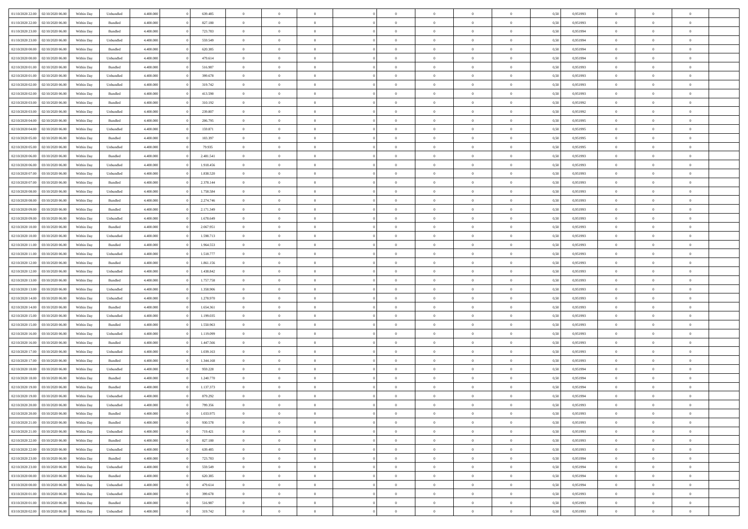| | | | | | | | | | | | | | | | | | | | | |
|---|---|---|---|---|---|---|---|---|---|---|---|---|---|---|---|---|---|---|---|---|
| 01/10/2020 22.00 | 02/10/2020 06.00 | Within Day | Unbundled | 4.400.000 | 0 | 639.485 | 0 | 0 | 0 | | 0 | 0 | 0 | 0 | 0,50 | 0,951993 | 0 | 0 | 0 | |
| 01/10/2020 22.00 | 02/10/2020 06.00 | Within Day | Bundled | 4.400.000 | 0 | 827.180 | 0 | 0 | 0 | | 0 | 0 | 0 | 0 | 0,50 | 0,951993 | 0 | 0 | 0 | |
| 01/10/2020 23.00 | 02/10/2020 06.00 | Within Day | Bundled | 4.400.000 | 0 | 723.783 | 0 | 0 | 0 | | 0 | 0 | 0 | 0 | 0,50 | 0,951994 | 0 | 0 | 0 | |
| 01/10/2020 23.00 | 02/10/2020 06.00 | Within Day | Unbundled | 4.400.000 | 0 | 559.549 | 0 | 0 | 0 | | 0 | 0 | 0 | 0 | 0,50 | 0,951994 | 0 | 0 | 0 | |
| 02/10/2020 00.00 | 02/10/2020 06.00 | Within Day | Bundled | 4.400.000 | 0 | 620.385 | 0 | 0 | 0 | | 0 | 0 | 0 | 0 | 0,50 | 0,951994 | 0 | 0 | 0 | |
| 02/10/2020 00.00 | 02/10/2020 06.00 | Within Day | Unbundled | 4.400.000 | 0 | 479.614 | 0 | 0 | 0 | | 0 | 0 | 0 | 0 | 0,50 | 0,951994 | 0 | 0 | 0 | |
| 02/10/2020 01.00 | 02/10/2020 06.00 | Within Day | Bundled | 4.400.000 | 0 | 516.987 | 0 | 0 | 0 | | 0 | 0 | 0 | 0 | 0,50 | 0,951993 | 0 | 0 | 0 | |
| 02/10/2020 01.00 | 02/10/2020 06.00 | Within Day | Unbundled | 4.400.000 | 0 | 399.678 | 0 | 0 | 0 | | 0 | 0 | 0 | 0 | 0,50 | 0,951993 | 0 | 0 | 0 | |
| 02/10/2020 02.00 | 02/10/2020 06.00 | Within Day | Unbundled | 4.400.000 | 0 | 319.742 | 0 | 0 | 0 | | 0 | 0 | 0 | 0 | 0,50 | 0,951993 | 0 | 0 | 0 | |
| 02/10/2020 02.00 | 02/10/2020 06.00 | Within Day | Bundled | 4.400.000 | 0 | 413.590 | 0 | 0 | 0 | | 0 | 0 | 0 | 0 | 0,50 | 0,951993 | 0 | 0 | 0 | |
| 02/10/2020 03.00 | 02/10/2020 06.00 | Within Day | Bundled | 4.400.000 | 0 | 310.192 | 0 | 0 | 0 | | 0 | 0 | 0 | 0 | 0,50 | 0,951992 | 0 | 0 | 0 | |
| 02/10/2020 03.00 | 02/10/2020 06.00 | Within Day | Unbundled | 4.400.000 | 0 | 239.807 | 0 | 0 | 0 | | 0 | 0 | 0 | 0 | 0,50 | 0,951992 | 0 | 0 | 0 | |
| 02/10/2020 04.00 | 02/10/2020 06.00 | Within Day | Bundled | 4.400.000 | 0 | 206.795 | 0 | 0 | 0 | | 0 | 0 | 0 | 0 | 0,50 | 0,951995 | 0 | 0 | 0 | |
| 02/10/2020 04.00 | 02/10/2020 06.00 | Within Day | Unbundled | 4.400.000 | 0 | 159.871 | 0 | 0 | 0 | | 0 | 0 | 0 | 0 | 0,50 | 0,951995 | 0 | 0 | 0 | |
| 02/10/2020 05.00 | 02/10/2020 06.00 | Within Day | Bundled | 4.400.000 | 0 | 103.397 | 0 | 0 | 0 | | 0 | 0 | 0 | 0 | 0,50 | 0,951995 | 0 | 0 | 0 | |
| 02/10/2020 05.00 | 02/10/2020 06.00 | Within Day | Unbundled | 4.400.000 | 0 | 79.935 | 0 | 0 | 0 | | 0 | 0 | 0 | 0 | 0,50 | 0,951995 | 0 | 0 | 0 | |
| 02/10/2020 06.00 | 03/10/2020 06.00 | Within Day | Bundled | 4.400.000 | 0 | 2.481.541 | 0 | 0 | 0 | | 0 | 0 | 0 | 0 | 0,50 | 0,951993 | 0 | 0 | 0 | |
| 02/10/2020 06.00 | 03/10/2020 06.00 | Within Day | Unbundled | 4.400.000 | 0 | 1.918.456 | 0 | 0 | 0 | | 0 | 0 | 0 | 0 | 0,50 | 0,951993 | 0 | 0 | 0 | |
| 02/10/2020 07.00 | 03/10/2020 06.00 | Within Day | Unbundled | 4.400.000 | 0 | 1.838.520 | 0 | 0 | 0 | | 0 | 0 | 0 | 0 | 0,50 | 0,951993 | 0 | 0 | 0 | |
| 02/10/2020 07.00 | 03/10/2020 06.00 | Within Day | Bundled | 4.400.000 | 0 | 2.378.144 | 0 | 0 | 0 | | 0 | 0 | 0 | 0 | 0,50 | 0,951993 | 0 | 0 | 0 | |
| 02/10/2020 08.00 | 03/10/2020 06.00 | Within Day | Unbundled | 4.400.000 | 0 | 1.758.584 | 0 | 0 | 0 | | 0 | 0 | 0 | 0 | 0,50 | 0,951993 | 0 | 0 | 0 | |
| 02/10/2020 08.00 | 03/10/2020 06.00 | Within Day | Bundled | 4.400.000 | 0 | 2.274.746 | 0 | 0 | 0 | | 0 | 0 | 0 | 0 | 0,50 | 0,951993 | 0 | 0 | 0 | |
| 02/10/2020 09.00 | 03/10/2020 06.00 | Within Day | Bundled | 4.400.000 | 0 | 2.171.349 | 0 | 0 | 0 | | 0 | 0 | 0 | 0 | 0,50 | 0,951993 | 0 | 0 | 0 | |
| 02/10/2020 09.00 | 03/10/2020 06.00 | Within Day | Unbundled | 4.400.000 | 0 | 1.678.649 | 0 | 0 | 0 | | 0 | 0 | 0 | 0 | 0,50 | 0,951993 | 0 | 0 | 0 | |
| 02/10/2020 10.00 | 03/10/2020 06.00 | Within Day | Bundled | 4.400.000 | 0 | 2.067.951 | 0 | 0 | 0 | | 0 | 0 | 0 | 0 | 0,50 | 0,951993 | 0 | 0 | 0 | |
| 02/10/2020 10.00 | 03/10/2020 06.00 | Within Day | Unbundled | 4.400.000 | 0 | 1.598.713 | 0 | 0 | 0 | | 0 | 0 | 0 | 0 | 0,50 | 0,951993 | 0 | 0 | 0 | |
| 02/10/2020 11.00 | 03/10/2020 06.00 | Within Day | Bundled | 4.400.000 | 0 | 1.964.553 | 0 | 0 | 0 | | 0 | 0 | 0 | 0 | 0,50 | 0,951993 | 0 | 0 | 0 | |
| 02/10/2020 11.00 | 03/10/2020 06.00 | Within Day | Unbundled | 4.400.000 | 0 | 1.518.777 | 0 | 0 | 0 | | 0 | 0 | 0 | 0 | 0,50 | 0,951993 | 0 | 0 | 0 | |
| 02/10/2020 12.00 | 03/10/2020 06.00 | Within Day | Bundled | 4.400.000 | 0 | 1.861.156 | 0 | 0 | 0 | | 0 | 0 | 0 | 0 | 0,50 | 0,951993 | 0 | 0 | 0 | |
| 02/10/2020 12.00 | 03/10/2020 06.00 | Within Day | Unbundled | 4.400.000 | 0 | 1.438.842 | 0 | 0 | 0 | | 0 | 0 | 0 | 0 | 0,50 | 0,951993 | 0 | 0 | 0 | |
| 02/10/2020 13.00 | 03/10/2020 06.00 | Within Day | Bundled | 4.400.000 | 0 | 1.757.758 | 0 | 0 | 0 | | 0 | 0 | 0 | 0 | 0,50 | 0,951993 | 0 | 0 | 0 | |
| 02/10/2020 13.00 | 03/10/2020 06.00 | Within Day | Unbundled | 4.400.000 | 0 | 1.358.906 | 0 | 0 | 0 | | 0 | 0 | 0 | 0 | 0,50 | 0,951993 | 0 | 0 | 0 | |
| 02/10/2020 14.00 | 03/10/2020 06.00 | Within Day | Unbundled | 4.400.000 | 0 | 1.278.970 | 0 | 0 | 0 | | 0 | 0 | 0 | 0 | 0,50 | 0,951993 | 0 | 0 | 0 | |
| 02/10/2020 14.00 | 03/10/2020 06.00 | Within Day | Bundled | 4.400.000 | 0 | 1.654.361 | 0 | 0 | 0 | | 0 | 0 | 0 | 0 | 0,50 | 0,951993 | 0 | 0 | 0 | |
| 02/10/2020 15.00 | 03/10/2020 06.00 | Within Day | Unbundled | 4.400.000 | 0 | 1.199.035 | 0 | 0 | 0 | | 0 | 0 | 0 | 0 | 0,50 | 0,951993 | 0 | 0 | 0 | |
| 02/10/2020 15.00 | 03/10/2020 06.00 | Within Day | Bundled | 4.400.000 | 0 | 1.550.963 | 0 | 0 | 0 | | 0 | 0 | 0 | 0 | 0,50 | 0,951993 | 0 | 0 | 0 | |
| 02/10/2020 16.00 | 03/10/2020 06.00 | Within Day | Unbundled | 4.400.000 | 0 | 1.119.099 | 0 | 0 | 0 | | 0 | 0 | 0 | 0 | 0,50 | 0,951993 | 0 | 0 | 0 | |
| 02/10/2020 16.00 | 03/10/2020 06.00 | Within Day | Bundled | 4.400.000 | 0 | 1.447.566 | 0 | 0 | 0 | | 0 | 0 | 0 | 0 | 0,50 | 0,951993 | 0 | 0 | 0 | |
| 02/10/2020 17.00 | 03/10/2020 06.00 | Within Day | Unbundled | 4.400.000 | 0 | 1.039.163 | 0 | 0 | 0 | | 0 | 0 | 0 | 0 | 0,50 | 0,951993 | 0 | 0 | 0 | |
| 02/10/2020 17.00 | 03/10/2020 06.00 | Within Day | Bundled | 4.400.000 | 0 | 1.344.168 | 0 | 0 | 0 | | 0 | 0 | 0 | 0 | 0,50 | 0,951993 | 0 | 0 | 0 | |
| 02/10/2020 18.00 | 03/10/2020 06.00 | Within Day | Unbundled | 4.400.000 | 0 | 959.228 | 0 | 0 | 0 | | 0 | 0 | 0 | 0 | 0,50 | 0,951994 | 0 | 0 | 0 | |
| 02/10/2020 18.00 | 03/10/2020 06.00 | Within Day | Bundled | 4.400.000 | 0 | 1.240.770 | 0 | 0 | 0 | | 0 | 0 | 0 | 0 | 0,50 | 0,951994 | 0 | 0 | 0 | |
| 02/10/2020 19.00 | 03/10/2020 06.00 | Within Day | Bundled | 4.400.000 | 0 | 1.137.373 | 0 | 0 | 0 | | 0 | 0 | 0 | 0 | 0,50 | 0,951994 | 0 | 0 | 0 | |
| 02/10/2020 19.00 | 03/10/2020 06.00 | Within Day | Unbundled | 4.400.000 | 0 | 879.292 | 0 | 0 | 0 | | 0 | 0 | 0 | 0 | 0,50 | 0,951994 | 0 | 0 | 0 | |
| 02/10/2020 20.00 | 03/10/2020 06.00 | Within Day | Unbundled | 4.400.000 | 0 | 799.356 | 0 | 0 | 0 | | 0 | 0 | 0 | 0 | 0,50 | 0,951993 | 0 | 0 | 0 | |
| 02/10/2020 20.00 | 03/10/2020 06.00 | Within Day | Bundled | 4.400.000 | 0 | 1.033.975 | 0 | 0 | 0 | | 0 | 0 | 0 | 0 | 0,50 | 0,951993 | 0 | 0 | 0 | |
| 02/10/2020 21.00 | 03/10/2020 06.00 | Within Day | Bundled | 4.400.000 | 0 | 930.578 | 0 | 0 | 0 | | 0 | 0 | 0 | 0 | 0,50 | 0,951993 | 0 | 0 | 0 | |
| 02/10/2020 21.00 | 03/10/2020 06.00 | Within Day | Unbundled | 4.400.000 | 0 | 719.421 | 0 | 0 | 0 | | 0 | 0 | 0 | 0 | 0,50 | 0,951993 | 0 | 0 | 0 | |
| 02/10/2020 22.00 | 03/10/2020 06.00 | Within Day | Bundled | 4.400.000 | 0 | 827.180 | 0 | 0 | 0 | | 0 | 0 | 0 | 0 | 0,50 | 0,951993 | 0 | 0 | 0 | |
| 02/10/2020 22.00 | 03/10/2020 06.00 | Within Day | Unbundled | 4.400.000 | 0 | 639.485 | 0 | 0 | 0 | | 0 | 0 | 0 | 0 | 0,50 | 0,951993 | 0 | 0 | 0 | |
| 02/10/2020 23.00 | 03/10/2020 06.00 | Within Day | Bundled | 4.400.000 | 0 | 723.783 | 0 | 0 | 0 | | 0 | 0 | 0 | 0 | 0,50 | 0,951994 | 0 | 0 | 0 | |
| 02/10/2020 23.00 | 03/10/2020 06.00 | Within Day | Unbundled | 4.400.000 | 0 | 559.549 | 0 | 0 | 0 | | 0 | 0 | 0 | 0 | 0,50 | 0,951994 | 0 | 0 | 0 | |
| 03/10/2020 00.00 | 03/10/2020 06.00 | Within Day | Bundled | 4.400.000 | 0 | 620.385 | 0 | 0 | 0 | | 0 | 0 | 0 | 0 | 0,50 | 0,951994 | 0 | 0 | 0 | |
| 03/10/2020 00.00 | 03/10/2020 06.00 | Within Day | Unbundled | 4.400.000 | 0 | 479.614 | 0 | 0 | 0 | | 0 | 0 | 0 | 0 | 0,50 | 0,951994 | 0 | 0 | 0 | |
| 03/10/2020 01.00 | 03/10/2020 06.00 | Within Day | Unbundled | 4.400.000 | 0 | 399.678 | 0 | 0 | 0 | | 0 | 0 | 0 | 0 | 0,50 | 0,951993 | 0 | 0 | 0 | |
| 03/10/2020 01.00 | 03/10/2020 06.00 | Within Day | Bundled | 4.400.000 | 0 | 516.987 | 0 | 0 | 0 | | 0 | 0 | 0 | 0 | 0,50 | 0,951993 | 0 | 0 | 0 | |
| 03/10/2020 02.00 | 03/10/2020 06.00 | Within Day | Unbundled | 4.400.000 | 0 | 319.742 | 0 | 0 | 0 | | 0 | 0 | 0 | 0 | 0,50 | 0,951993 | 0 | 0 | 0 | |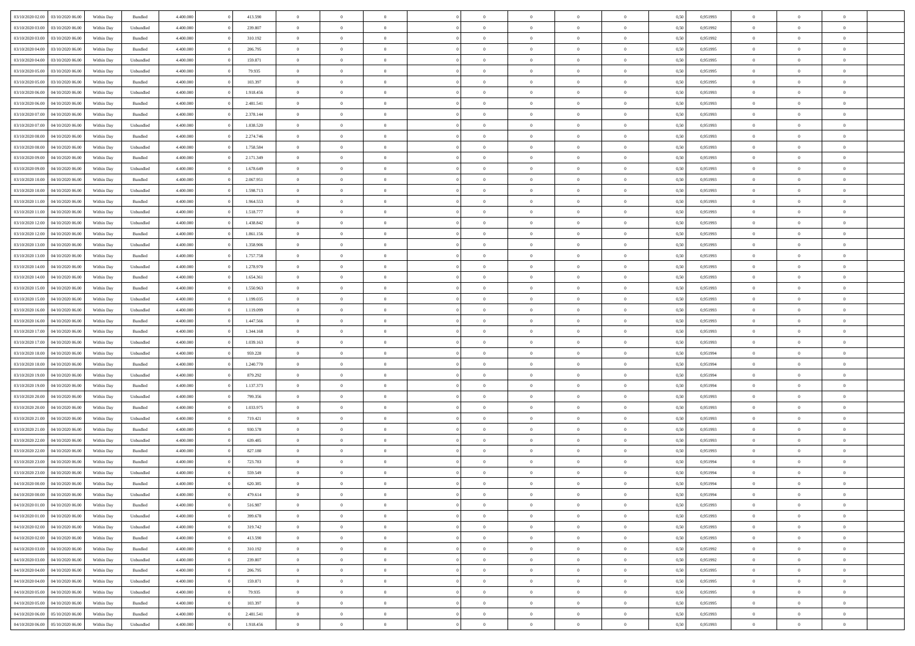| | | | | | | | | | | | | | | | | | | | | | |
|---|---|---|---|---|---|---|---|---|---|---|---|---|---|---|---|---|---|---|---|---|---|
| 03/10/2020 02.00 | 03/10/2020 06.00 | Within Day | Bundled | 4.400.000 | 0 | 413.590 | 0 | 0 | 0 | | 0 | 0 | 0 | 0 | 0 | 0,50 | 0,951993 | 0 | 0 | 0 | |
| 03/10/2020 03.00 | 03/10/2020 06.00 | Within Day | Unbundled | 4.400.000 | 0 | 239.807 | 0 | 0 | 0 | | 0 | 0 | 0 | 0 | 0 | 0,50 | 0,951992 | 0 | 0 | 0 | |
| 03/10/2020 03.00 | 03/10/2020 06.00 | Within Day | Bundled | 4.400.000 | 0 | 310.192 | 0 | 0 | 0 | | 0 | 0 | 0 | 0 | 0 | 0,50 | 0,951992 | 0 | 0 | 0 | |
| 03/10/2020 04.00 | 03/10/2020 06.00 | Within Day | Bundled | 4.400.000 | 0 | 206.795 | 0 | 0 | 0 | | 0 | 0 | 0 | 0 | 0 | 0,50 | 0,951995 | 0 | 0 | 0 | |
| 03/10/2020 04.00 | 03/10/2020 06.00 | Within Day | Unbundled | 4.400.000 | 0 | 159.871 | 0 | 0 | 0 | | 0 | 0 | 0 | 0 | 0 | 0,50 | 0,951995 | 0 | 0 | 0 | |
| 03/10/2020 05.00 | 03/10/2020 06.00 | Within Day | Unbundled | 4.400.000 | 0 | 79.935 | 0 | 0 | 0 | | 0 | 0 | 0 | 0 | 0 | 0,50 | 0,951995 | 0 | 0 | 0 | |
| 03/10/2020 05.00 | 03/10/2020 06.00 | Within Day | Bundled | 4.400.000 | 0 | 103.397 | 0 | 0 | 0 | | 0 | 0 | 0 | 0 | 0 | 0,50 | 0,951995 | 0 | 0 | 0 | |
| 03/10/2020 06.00 | 04/10/2020 06.00 | Within Day | Unbundled | 4.400.000 | 0 | 1.918.456 | 0 | 0 | 0 | | 0 | 0 | 0 | 0 | 0 | 0,50 | 0,951993 | 0 | 0 | 0 | |
| 03/10/2020 06.00 | 04/10/2020 06.00 | Within Day | Bundled | 4.400.000 | 0 | 2.481.541 | 0 | 0 | 0 | | 0 | 0 | 0 | 0 | 0 | 0,50 | 0,951993 | 0 | 0 | 0 | |
| 03/10/2020 07.00 | 04/10/2020 06.00 | Within Day | Bundled | 4.400.000 | 0 | 2.378.144 | 0 | 0 | 0 | | 0 | 0 | 0 | 0 | 0 | 0,50 | 0,951993 | 0 | 0 | 0 | |
| 03/10/2020 07.00 | 04/10/2020 06.00 | Within Day | Unbundled | 4.400.000 | 0 | 1.838.520 | 0 | 0 | 0 | | 0 | 0 | 0 | 0 | 0 | 0,50 | 0,951993 | 0 | 0 | 0 | |
| 03/10/2020 08.00 | 04/10/2020 06.00 | Within Day | Bundled | 4.400.000 | 0 | 2.274.746 | 0 | 0 | 0 | | 0 | 0 | 0 | 0 | 0 | 0,50 | 0,951993 | 0 | 0 | 0 | |
| 03/10/2020 08.00 | 04/10/2020 06.00 | Within Day | Unbundled | 4.400.000 | 0 | 1.758.584 | 0 | 0 | 0 | | 0 | 0 | 0 | 0 | 0 | 0,50 | 0,951993 | 0 | 0 | 0 | |
| 03/10/2020 09.00 | 04/10/2020 06.00 | Within Day | Bundled | 4.400.000 | 0 | 2.171.349 | 0 | 0 | 0 | | 0 | 0 | 0 | 0 | 0 | 0,50 | 0,951993 | 0 | 0 | 0 | |
| 03/10/2020 09.00 | 04/10/2020 06.00 | Within Day | Unbundled | 4.400.000 | 0 | 1.678.649 | 0 | 0 | 0 | | 0 | 0 | 0 | 0 | 0 | 0,50 | 0,951993 | 0 | 0 | 0 | |
| 03/10/2020 10.00 | 04/10/2020 06.00 | Within Day | Bundled | 4.400.000 | 0 | 2.067.951 | 0 | 0 | 0 | | 0 | 0 | 0 | 0 | 0 | 0,50 | 0,951993 | 0 | 0 | 0 | |
| 03/10/2020 10.00 | 04/10/2020 06.00 | Within Day | Unbundled | 4.400.000 | 0 | 1.598.713 | 0 | 0 | 0 | | 0 | 0 | 0 | 0 | 0 | 0,50 | 0,951993 | 0 | 0 | 0 | |
| 03/10/2020 11.00 | 04/10/2020 06.00 | Within Day | Bundled | 4.400.000 | 0 | 1.964.553 | 0 | 0 | 0 | | 0 | 0 | 0 | 0 | 0 | 0,50 | 0,951993 | 0 | 0 | 0 | |
| 03/10/2020 11.00 | 04/10/2020 06.00 | Within Day | Unbundled | 4.400.000 | 0 | 1.518.777 | 0 | 0 | 0 | | 0 | 0 | 0 | 0 | 0 | 0,50 | 0,951993 | 0 | 0 | 0 | |
| 03/10/2020 12.00 | 04/10/2020 06.00 | Within Day | Unbundled | 4.400.000 | 0 | 1.438.842 | 0 | 0 | 0 | | 0 | 0 | 0 | 0 | 0 | 0,50 | 0,951993 | 0 | 0 | 0 | |
| 03/10/2020 12.00 | 04/10/2020 06.00 | Within Day | Bundled | 4.400.000 | 0 | 1.861.156 | 0 | 0 | 0 | | 0 | 0 | 0 | 0 | 0 | 0,50 | 0,951993 | 0 | 0 | 0 | |
| 03/10/2020 13.00 | 04/10/2020 06.00 | Within Day | Unbundled | 4.400.000 | 0 | 1.358.906 | 0 | 0 | 0 | | 0 | 0 | 0 | 0 | 0 | 0,50 | 0,951993 | 0 | 0 | 0 | |
| 03/10/2020 13.00 | 04/10/2020 06.00 | Within Day | Bundled | 4.400.000 | 0 | 1.757.758 | 0 | 0 | 0 | | 0 | 0 | 0 | 0 | 0 | 0,50 | 0,951993 | 0 | 0 | 0 | |
| 03/10/2020 14.00 | 04/10/2020 06.00 | Within Day | Unbundled | 4.400.000 | 0 | 1.278.970 | 0 | 0 | 0 | | 0 | 0 | 0 | 0 | 0 | 0,50 | 0,951993 | 0 | 0 | 0 | |
| 03/10/2020 14.00 | 04/10/2020 06.00 | Within Day | Bundled | 4.400.000 | 0 | 1.654.361 | 0 | 0 | 0 | | 0 | 0 | 0 | 0 | 0 | 0,50 | 0,951993 | 0 | 0 | 0 | |
| 03/10/2020 15.00 | 04/10/2020 06.00 | Within Day | Bundled | 4.400.000 | 0 | 1.550.963 | 0 | 0 | 0 | | 0 | 0 | 0 | 0 | 0 | 0,50 | 0,951993 | 0 | 0 | 0 | |
| 03/10/2020 15.00 | 04/10/2020 06.00 | Within Day | Unbundled | 4.400.000 | 0 | 1.199.035 | 0 | 0 | 0 | | 0 | 0 | 0 | 0 | 0 | 0,50 | 0,951993 | 0 | 0 | 0 | |
| 03/10/2020 16.00 | 04/10/2020 06.00 | Within Day | Unbundled | 4.400.000 | 0 | 1.119.099 | 0 | 0 | 0 | | 0 | 0 | 0 | 0 | 0 | 0,50 | 0,951993 | 0 | 0 | 0 | |
| 03/10/2020 16.00 | 04/10/2020 06.00 | Within Day | Bundled | 4.400.000 | 0 | 1.447.566 | 0 | 0 | 0 | | 0 | 0 | 0 | 0 | 0 | 0,50 | 0,951993 | 0 | 0 | 0 | |
| 03/10/2020 17.00 | 04/10/2020 06.00 | Within Day | Bundled | 4.400.000 | 0 | 1.344.168 | 0 | 0 | 0 | | 0 | 0 | 0 | 0 | 0 | 0,50 | 0,951993 | 0 | 0 | 0 | |
| 03/10/2020 17.00 | 04/10/2020 06.00 | Within Day | Unbundled | 4.400.000 | 0 | 1.039.163 | 0 | 0 | 0 | | 0 | 0 | 0 | 0 | 0 | 0,50 | 0,951993 | 0 | 0 | 0 | |
| 03/10/2020 18.00 | 04/10/2020 06.00 | Within Day | Unbundled | 4.400.000 | 0 | 959.228 | 0 | 0 | 0 | | 0 | 0 | 0 | 0 | 0 | 0,50 | 0,951994 | 0 | 0 | 0 | |
| 03/10/2020 18.00 | 04/10/2020 06.00 | Within Day | Bundled | 4.400.000 | 0 | 1.240.770 | 0 | 0 | 0 | | 0 | 0 | 0 | 0 | 0 | 0,50 | 0,951994 | 0 | 0 | 0 | |
| 03/10/2020 19.00 | 04/10/2020 06.00 | Within Day | Unbundled | 4.400.000 | 0 | 879.292 | 0 | 0 | 0 | | 0 | 0 | 0 | 0 | 0 | 0,50 | 0,951994 | 0 | 0 | 0 | |
| 03/10/2020 19.00 | 04/10/2020 06.00 | Within Day | Bundled | 4.400.000 | 0 | 1.137.373 | 0 | 0 | 0 | | 0 | 0 | 0 | 0 | 0 | 0,50 | 0,951994 | 0 | 0 | 0 | |
| 03/10/2020 20.00 | 04/10/2020 06.00 | Within Day | Unbundled | 4.400.000 | 0 | 799.356 | 0 | 0 | 0 | | 0 | 0 | 0 | 0 | 0 | 0,50 | 0,951993 | 0 | 0 | 0 | |
| 03/10/2020 20.00 | 04/10/2020 06.00 | Within Day | Bundled | 4.400.000 | 0 | 1.033.975 | 0 | 0 | 0 | | 0 | 0 | 0 | 0 | 0 | 0,50 | 0,951993 | 0 | 0 | 0 | |
| 03/10/2020 21.00 | 04/10/2020 06.00 | Within Day | Unbundled | 4.400.000 | 0 | 719.421 | 0 | 0 | 0 | | 0 | 0 | 0 | 0 | 0 | 0,50 | 0,951993 | 0 | 0 | 0 | |
| 03/10/2020 21.00 | 04/10/2020 06.00 | Within Day | Bundled | 4.400.000 | 0 | 930.578 | 0 | 0 | 0 | | 0 | 0 | 0 | 0 | 0 | 0,50 | 0,951993 | 0 | 0 | 0 | |
| 03/10/2020 22.00 | 04/10/2020 06.00 | Within Day | Unbundled | 4.400.000 | 0 | 639.485 | 0 | 0 | 0 | | 0 | 0 | 0 | 0 | 0 | 0,50 | 0,951993 | 0 | 0 | 0 | |
| 03/10/2020 22.00 | 04/10/2020 06.00 | Within Day | Bundled | 4.400.000 | 0 | 827.180 | 0 | 0 | 0 | | 0 | 0 | 0 | 0 | 0 | 0,50 | 0,951993 | 0 | 0 | 0 | |
| 03/10/2020 23.00 | 04/10/2020 06.00 | Within Day | Bundled | 4.400.000 | 0 | 723.783 | 0 | 0 | 0 | | 0 | 0 | 0 | 0 | 0 | 0,50 | 0,951994 | 0 | 0 | 0 | |
| 03/10/2020 23.00 | 04/10/2020 06.00 | Within Day | Unbundled | 4.400.000 | 0 | 559.549 | 0 | 0 | 0 | | 0 | 0 | 0 | 0 | 0 | 0,50 | 0,951994 | 0 | 0 | 0 | |
| 04/10/2020 00.00 | 04/10/2020 06.00 | Within Day | Bundled | 4.400.000 | 0 | 620.385 | 0 | 0 | 0 | | 0 | 0 | 0 | 0 | 0 | 0,50 | 0,951994 | 0 | 0 | 0 | |
| 04/10/2020 00.00 | 04/10/2020 06.00 | Within Day | Unbundled | 4.400.000 | 0 | 479.614 | 0 | 0 | 0 | | 0 | 0 | 0 | 0 | 0 | 0,50 | 0,951994 | 0 | 0 | 0 | |
| 04/10/2020 01.00 | 04/10/2020 06.00 | Within Day | Bundled | 4.400.000 | 0 | 516.987 | 0 | 0 | 0 | | 0 | 0 | 0 | 0 | 0 | 0,50 | 0,951993 | 0 | 0 | 0 | |
| 04/10/2020 01.00 | 04/10/2020 06.00 | Within Day | Unbundled | 4.400.000 | 0 | 399.678 | 0 | 0 | 0 | | 0 | 0 | 0 | 0 | 0 | 0,50 | 0,951993 | 0 | 0 | 0 | |
| 04/10/2020 02.00 | 04/10/2020 06.00 | Within Day | Unbundled | 4.400.000 | 0 | 319.742 | 0 | 0 | 0 | | 0 | 0 | 0 | 0 | 0 | 0,50 | 0,951993 | 0 | 0 | 0 | |
| 04/10/2020 02.00 | 04/10/2020 06.00 | Within Day | Bundled | 4.400.000 | 0 | 413.590 | 0 | 0 | 0 | | 0 | 0 | 0 | 0 | 0 | 0,50 | 0,951993 | 0 | 0 | 0 | |
| 04/10/2020 03.00 | 04/10/2020 06.00 | Within Day | Bundled | 4.400.000 | 0 | 310.192 | 0 | 0 | 0 | | 0 | 0 | 0 | 0 | 0 | 0,50 | 0,951992 | 0 | 0 | 0 | |
| 04/10/2020 03.00 | 04/10/2020 06.00 | Within Day | Unbundled | 4.400.000 | 0 | 239.807 | 0 | 0 | 0 | | 0 | 0 | 0 | 0 | 0 | 0,50 | 0,951992 | 0 | 0 | 0 | |
| 04/10/2020 04.00 | 04/10/2020 06.00 | Within Day | Bundled | 4.400.000 | 0 | 206.795 | 0 | 0 | 0 | | 0 | 0 | 0 | 0 | 0 | 0,50 | 0,951995 | 0 | 0 | 0 | |
| 04/10/2020 04.00 | 04/10/2020 06.00 | Within Day | Unbundled | 4.400.000 | 0 | 159.871 | 0 | 0 | 0 | | 0 | 0 | 0 | 0 | 0 | 0,50 | 0,951995 | 0 | 0 | 0 | |
| 04/10/2020 05.00 | 04/10/2020 06.00 | Within Day | Unbundled | 4.400.000 | 0 | 79.935 | 0 | 0 | 0 | | 0 | 0 | 0 | 0 | 0 | 0,50 | 0,951995 | 0 | 0 | 0 | |
| 04/10/2020 05.00 | 04/10/2020 06.00 | Within Day | Bundled | 4.400.000 | 0 | 103.397 | 0 | 0 | 0 | | 0 | 0 | 0 | 0 | 0 | 0,50 | 0,951995 | 0 | 0 | 0 | |
| 04/10/2020 06.00 | 05/10/2020 06.00 | Within Day | Bundled | 4.400.000 | 0 | 2.481.541 | 0 | 0 | 0 | | 0 | 0 | 0 | 0 | 0 | 0,50 | 0,951993 | 0 | 0 | 0 | |
| 04/10/2020 06.00 | 05/10/2020 06.00 | Within Day | Unbundled | 4.400.000 | 0 | 1.918.456 | 0 | 0 | 0 | | 0 | 0 | 0 | 0 | 0 | 0,50 | 0,951993 | 0 | 0 | 0 | |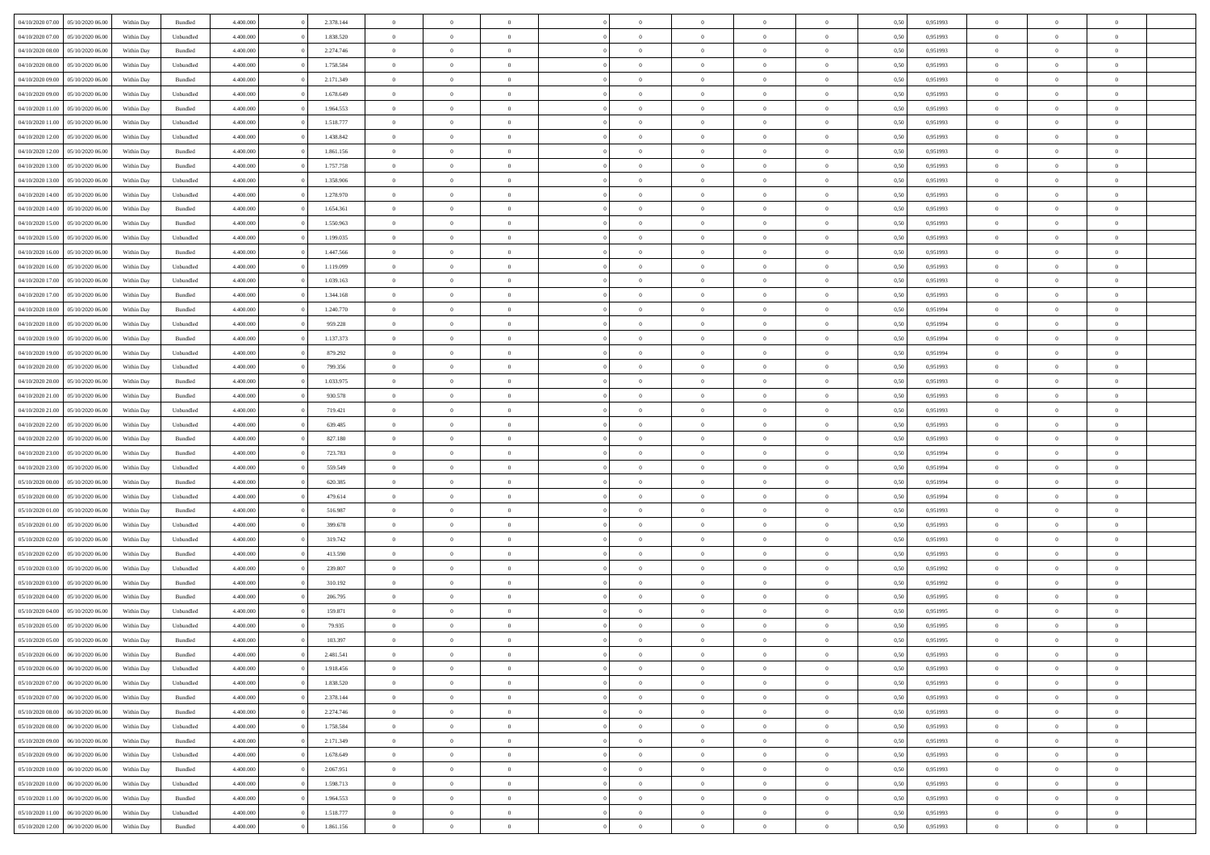| | | | | | | | | | | | | | | | | | | | | |
|---|---|---|---|---|---|---|---|---|---|---|---|---|---|---|---|---|---|---|---|---|
| 04/10/2020 07.00 | 05/10/2020 06.00 | Within Day | Bundled | 4.400.000 | 0 | 2.378.144 | 0 | 0 | 0 | | 0 | 0 | 0 | 0 | 0,50 | 0,951993 | 0 | 0 | 0 | |
| 04/10/2020 07.00 | 05/10/2020 06.00 | Within Day | Unbundled | 4.400.000 | 0 | 1.838.520 | 0 | 0 | 0 | | 0 | 0 | 0 | 0 | 0,50 | 0,951993 | 0 | 0 | 0 | |
| 04/10/2020 08.00 | 05/10/2020 06.00 | Within Day | Bundled | 4.400.000 | 0 | 2.274.746 | 0 | 0 | 0 | | 0 | 0 | 0 | 0 | 0,50 | 0,951993 | 0 | 0 | 0 | |
| 04/10/2020 08.00 | 05/10/2020 06.00 | Within Day | Unbundled | 4.400.000 | 0 | 1.758.584 | 0 | 0 | 0 | | 0 | 0 | 0 | 0 | 0,50 | 0,951993 | 0 | 0 | 0 | |
| 04/10/2020 09.00 | 05/10/2020 06.00 | Within Day | Bundled | 4.400.000 | 0 | 2.171.349 | 0 | 0 | 0 | | 0 | 0 | 0 | 0 | 0,50 | 0,951993 | 0 | 0 | 0 | |
| 04/10/2020 09.00 | 05/10/2020 06.00 | Within Day | Unbundled | 4.400.000 | 0 | 1.678.649 | 0 | 0 | 0 | | 0 | 0 | 0 | 0 | 0,50 | 0,951993 | 0 | 0 | 0 | |
| 04/10/2020 11.00 | 05/10/2020 06.00 | Within Day | Bundled | 4.400.000 | 0 | 1.964.553 | 0 | 0 | 0 | | 0 | 0 | 0 | 0 | 0,50 | 0,951993 | 0 | 0 | 0 | |
| 04/10/2020 11.00 | 05/10/2020 06.00 | Within Day | Unbundled | 4.400.000 | 0 | 1.518.777 | 0 | 0 | 0 | | 0 | 0 | 0 | 0 | 0,50 | 0,951993 | 0 | 0 | 0 | |
| 04/10/2020 12.00 | 05/10/2020 06.00 | Within Day | Unbundled | 4.400.000 | 0 | 1.438.842 | 0 | 0 | 0 | | 0 | 0 | 0 | 0 | 0,50 | 0,951993 | 0 | 0 | 0 | |
| 04/10/2020 12.00 | 05/10/2020 06.00 | Within Day | Bundled | 4.400.000 | 0 | 1.861.156 | 0 | 0 | 0 | | 0 | 0 | 0 | 0 | 0,50 | 0,951993 | 0 | 0 | 0 | |
| 04/10/2020 13.00 | 05/10/2020 06.00 | Within Day | Bundled | 4.400.000 | 0 | 1.757.758 | 0 | 0 | 0 | | 0 | 0 | 0 | 0 | 0,50 | 0,951993 | 0 | 0 | 0 | |
| 04/10/2020 13.00 | 05/10/2020 06.00 | Within Day | Unbundled | 4.400.000 | 0 | 1.358.906 | 0 | 0 | 0 | | 0 | 0 | 0 | 0 | 0,50 | 0,951993 | 0 | 0 | 0 | |
| 04/10/2020 14.00 | 05/10/2020 06.00 | Within Day | Unbundled | 4.400.000 | 0 | 1.278.970 | 0 | 0 | 0 | | 0 | 0 | 0 | 0 | 0,50 | 0,951993 | 0 | 0 | 0 | |
| 04/10/2020 14.00 | 05/10/2020 06.00 | Within Day | Bundled | 4.400.000 | 0 | 1.654.361 | 0 | 0 | 0 | | 0 | 0 | 0 | 0 | 0,50 | 0,951993 | 0 | 0 | 0 | |
| 04/10/2020 15.00 | 05/10/2020 06.00 | Within Day | Bundled | 4.400.000 | 0 | 1.550.963 | 0 | 0 | 0 | | 0 | 0 | 0 | 0 | 0,50 | 0,951993 | 0 | 0 | 0 | |
| 04/10/2020 15.00 | 05/10/2020 06.00 | Within Day | Unbundled | 4.400.000 | 0 | 1.199.035 | 0 | 0 | 0 | | 0 | 0 | 0 | 0 | 0,50 | 0,951993 | 0 | 0 | 0 | |
| 04/10/2020 16.00 | 05/10/2020 06.00 | Within Day | Bundled | 4.400.000 | 0 | 1.447.566 | 0 | 0 | 0 | | 0 | 0 | 0 | 0 | 0,50 | 0,951993 | 0 | 0 | 0 | |
| 04/10/2020 16.00 | 05/10/2020 06.00 | Within Day | Unbundled | 4.400.000 | 0 | 1.119.099 | 0 | 0 | 0 | | 0 | 0 | 0 | 0 | 0,50 | 0,951993 | 0 | 0 | 0 | |
| 04/10/2020 17.00 | 05/10/2020 06.00 | Within Day | Unbundled | 4.400.000 | 0 | 1.039.163 | 0 | 0 | 0 | | 0 | 0 | 0 | 0 | 0,50 | 0,951993 | 0 | 0 | 0 | |
| 04/10/2020 17.00 | 05/10/2020 06.00 | Within Day | Bundled | 4.400.000 | 0 | 1.344.168 | 0 | 0 | 0 | | 0 | 0 | 0 | 0 | 0,50 | 0,951993 | 0 | 0 | 0 | |
| 04/10/2020 18.00 | 05/10/2020 06.00 | Within Day | Bundled | 4.400.000 | 0 | 1.240.770 | 0 | 0 | 0 | | 0 | 0 | 0 | 0 | 0,50 | 0,951994 | 0 | 0 | 0 | |
| 04/10/2020 18.00 | 05/10/2020 06.00 | Within Day | Unbundled | 4.400.000 | 0 | 959.228 | 0 | 0 | 0 | | 0 | 0 | 0 | 0 | 0,50 | 0,951994 | 0 | 0 | 0 | |
| 04/10/2020 19.00 | 05/10/2020 06.00 | Within Day | Bundled | 4.400.000 | 0 | 1.137.373 | 0 | 0 | 0 | | 0 | 0 | 0 | 0 | 0,50 | 0,951994 | 0 | 0 | 0 | |
| 04/10/2020 19.00 | 05/10/2020 06.00 | Within Day | Unbundled | 4.400.000 | 0 | 879.292 | 0 | 0 | 0 | | 0 | 0 | 0 | 0 | 0,50 | 0,951994 | 0 | 0 | 0 | |
| 04/10/2020 20.00 | 05/10/2020 06.00 | Within Day | Unbundled | 4.400.000 | 0 | 799.356 | 0 | 0 | 0 | | 0 | 0 | 0 | 0 | 0,50 | 0,951993 | 0 | 0 | 0 | |
| 04/10/2020 20.00 | 05/10/2020 06.00 | Within Day | Bundled | 4.400.000 | 0 | 1.033.975 | 0 | 0 | 0 | | 0 | 0 | 0 | 0 | 0,50 | 0,951993 | 0 | 0 | 0 | |
| 04/10/2020 21.00 | 05/10/2020 06.00 | Within Day | Bundled | 4.400.000 | 0 | 930.578 | 0 | 0 | 0 | | 0 | 0 | 0 | 0 | 0,50 | 0,951993 | 0 | 0 | 0 | |
| 04/10/2020 21.00 | 05/10/2020 06.00 | Within Day | Unbundled | 4.400.000 | 0 | 719.421 | 0 | 0 | 0 | | 0 | 0 | 0 | 0 | 0,50 | 0,951993 | 0 | 0 | 0 | |
| 04/10/2020 22.00 | 05/10/2020 06.00 | Within Day | Unbundled | 4.400.000 | 0 | 639.485 | 0 | 0 | 0 | | 0 | 0 | 0 | 0 | 0,50 | 0,951993 | 0 | 0 | 0 | |
| 04/10/2020 22.00 | 05/10/2020 06.00 | Within Day | Bundled | 4.400.000 | 0 | 827.180 | 0 | 0 | 0 | | 0 | 0 | 0 | 0 | 0,50 | 0,951993 | 0 | 0 | 0 | |
| 04/10/2020 23.00 | 05/10/2020 06.00 | Within Day | Bundled | 4.400.000 | 0 | 723.783 | 0 | 0 | 0 | | 0 | 0 | 0 | 0 | 0,50 | 0,951994 | 0 | 0 | 0 | |
| 04/10/2020 23.00 | 05/10/2020 06.00 | Within Day | Unbundled | 4.400.000 | 0 | 559.549 | 0 | 0 | 0 | | 0 | 0 | 0 | 0 | 0,50 | 0,951994 | 0 | 0 | 0 | |
| 05/10/2020 00.00 | 05/10/2020 06.00 | Within Day | Bundled | 4.400.000 | 0 | 620.385 | 0 | 0 | 0 | | 0 | 0 | 0 | 0 | 0,50 | 0,951994 | 0 | 0 | 0 | |
| 05/10/2020 00.00 | 05/10/2020 06.00 | Within Day | Unbundled | 4.400.000 | 0 | 479.614 | 0 | 0 | 0 | | 0 | 0 | 0 | 0 | 0,50 | 0,951994 | 0 | 0 | 0 | |
| 05/10/2020 01.00 | 05/10/2020 06.00 | Within Day | Bundled | 4.400.000 | 0 | 516.987 | 0 | 0 | 0 | | 0 | 0 | 0 | 0 | 0,50 | 0,951993 | 0 | 0 | 0 | |
| 05/10/2020 01.00 | 05/10/2020 06.00 | Within Day | Unbundled | 4.400.000 | 0 | 399.678 | 0 | 0 | 0 | | 0 | 0 | 0 | 0 | 0,50 | 0,951993 | 0 | 0 | 0 | |
| 05/10/2020 02.00 | 05/10/2020 06.00 | Within Day | Unbundled | 4.400.000 | 0 | 319.742 | 0 | 0 | 0 | | 0 | 0 | 0 | 0 | 0,50 | 0,951993 | 0 | 0 | 0 | |
| 05/10/2020 02.00 | 05/10/2020 06.00 | Within Day | Bundled | 4.400.000 | 0 | 413.590 | 0 | 0 | 0 | | 0 | 0 | 0 | 0 | 0,50 | 0,951993 | 0 | 0 | 0 | |
| 05/10/2020 03.00 | 05/10/2020 06.00 | Within Day | Unbundled | 4.400.000 | 0 | 239.807 | 0 | 0 | 0 | | 0 | 0 | 0 | 0 | 0,50 | 0,951992 | 0 | 0 | 0 | |
| 05/10/2020 03.00 | 05/10/2020 06.00 | Within Day | Bundled | 4.400.000 | 0 | 310.192 | 0 | 0 | 0 | | 0 | 0 | 0 | 0 | 0,50 | 0,951992 | 0 | 0 | 0 | |
| 05/10/2020 04.00 | 05/10/2020 06.00 | Within Day | Bundled | 4.400.000 | 0 | 206.795 | 0 | 0 | 0 | | 0 | 0 | 0 | 0 | 0,50 | 0,951995 | 0 | 0 | 0 | |
| 05/10/2020 04.00 | 05/10/2020 06.00 | Within Day | Unbundled | 4.400.000 | 0 | 159.871 | 0 | 0 | 0 | | 0 | 0 | 0 | 0 | 0,50 | 0,951995 | 0 | 0 | 0 | |
| 05/10/2020 05.00 | 05/10/2020 06.00 | Within Day | Unbundled | 4.400.000 | 0 | 79.935 | 0 | 0 | 0 | | 0 | 0 | 0 | 0 | 0,50 | 0,951995 | 0 | 0 | 0 | |
| 05/10/2020 05.00 | 05/10/2020 06.00 | Within Day | Bundled | 4.400.000 | 0 | 103.397 | 0 | 0 | 0 | | 0 | 0 | 0 | 0 | 0,50 | 0,951995 | 0 | 0 | 0 | |
| 05/10/2020 06.00 | 06/10/2020 06.00 | Within Day | Bundled | 4.400.000 | 0 | 2.481.541 | 0 | 0 | 0 | | 0 | 0 | 0 | 0 | 0,50 | 0,951993 | 0 | 0 | 0 | |
| 05/10/2020 06.00 | 06/10/2020 06.00 | Within Day | Unbundled | 4.400.000 | 0 | 1.918.456 | 0 | 0 | 0 | | 0 | 0 | 0 | 0 | 0,50 | 0,951993 | 0 | 0 | 0 | |
| 05/10/2020 07.00 | 06/10/2020 06.00 | Within Day | Unbundled | 4.400.000 | 0 | 1.838.520 | 0 | 0 | 0 | | 0 | 0 | 0 | 0 | 0,50 | 0,951993 | 0 | 0 | 0 | |
| 05/10/2020 07.00 | 06/10/2020 06.00 | Within Day | Bundled | 4.400.000 | 0 | 2.378.144 | 0 | 0 | 0 | | 0 | 0 | 0 | 0 | 0,50 | 0,951993 | 0 | 0 | 0 | |
| 05/10/2020 08.00 | 06/10/2020 06.00 | Within Day | Bundled | 4.400.000 | 0 | 2.274.746 | 0 | 0 | 0 | | 0 | 0 | 0 | 0 | 0,50 | 0,951993 | 0 | 0 | 0 | |
| 05/10/2020 08.00 | 06/10/2020 06.00 | Within Day | Unbundled | 4.400.000 | 0 | 1.758.584 | 0 | 0 | 0 | | 0 | 0 | 0 | 0 | 0,50 | 0,951993 | 0 | 0 | 0 | |
| 05/10/2020 09.00 | 06/10/2020 06.00 | Within Day | Bundled | 4.400.000 | 0 | 2.171.349 | 0 | 0 | 0 | | 0 | 0 | 0 | 0 | 0,50 | 0,951993 | 0 | 0 | 0 | |
| 05/10/2020 09.00 | 06/10/2020 06.00 | Within Day | Unbundled | 4.400.000 | 0 | 1.678.649 | 0 | 0 | 0 | | 0 | 0 | 0 | 0 | 0,50 | 0,951993 | 0 | 0 | 0 | |
| 05/10/2020 10.00 | 06/10/2020 06.00 | Within Day | Bundled | 4.400.000 | 0 | 2.067.951 | 0 | 0 | 0 | | 0 | 0 | 0 | 0 | 0,50 | 0,951993 | 0 | 0 | 0 | |
| 05/10/2020 10.00 | 06/10/2020 06.00 | Within Day | Unbundled | 4.400.000 | 0 | 1.598.713 | 0 | 0 | 0 | | 0 | 0 | 0 | 0 | 0,50 | 0,951993 | 0 | 0 | 0 | |
| 05/10/2020 11.00 | 06/10/2020 06.00 | Within Day | Bundled | 4.400.000 | 0 | 1.964.553 | 0 | 0 | 0 | | 0 | 0 | 0 | 0 | 0,50 | 0,951993 | 0 | 0 | 0 | |
| 05/10/2020 11.00 | 06/10/2020 06.00 | Within Day | Unbundled | 4.400.000 | 0 | 1.518.777 | 0 | 0 | 0 | | 0 | 0 | 0 | 0 | 0,50 | 0,951993 | 0 | 0 | 0 | |
| 05/10/2020 12.00 | 06/10/2020 06.00 | Within Day | Bundled | 4.400.000 | 0 | 1.861.156 | 0 | 0 | 0 | | 0 | 0 | 0 | 0 | 0,50 | 0,951993 | 0 | 0 | 0 | |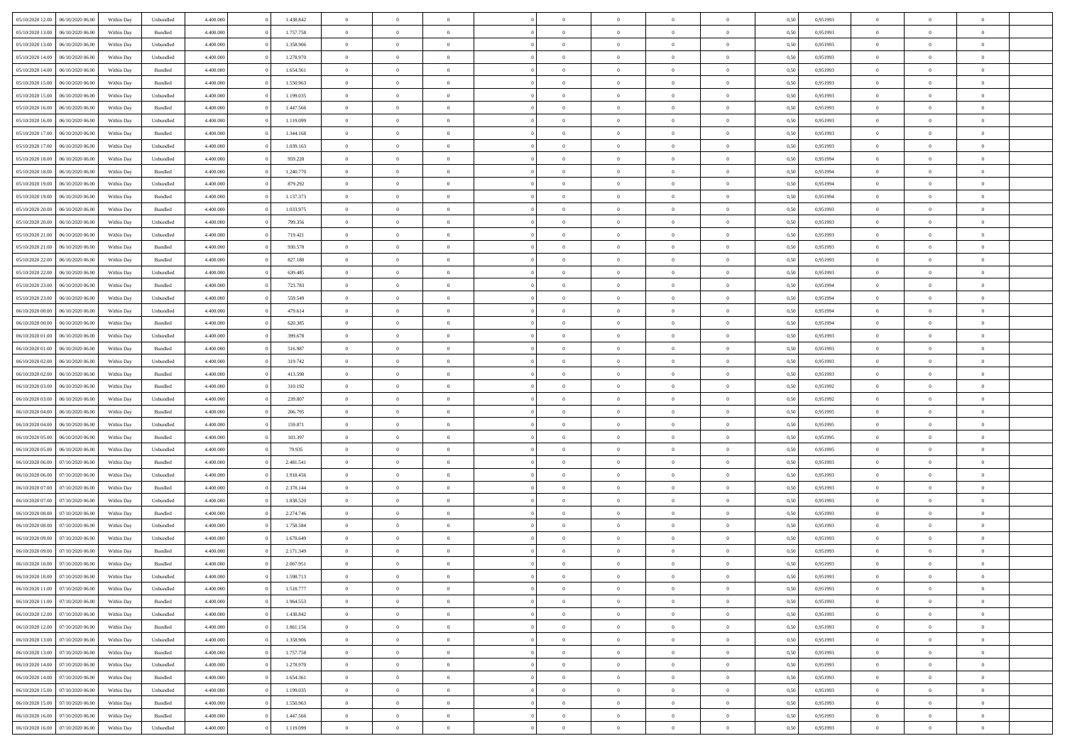| | | | | | | | | | | | | | | | | | | | | | |
|---|---|---|---|---|---|---|---|---|---|---|---|---|---|---|---|---|---|---|---|---|---|
| 05/10/2020 12.00 | 06/10/2020 06.00 | Within Day | Unbundled | 4.400.000 | 0 | 1.438.842 | 0 | 0 | 0 | | 0 | 0 | 0 | 0 | 0 | 0,50 | 0,951993 | 0 | 0 | 0 | |
| 05/10/2020 13.00 | 06/10/2020 06.00 | Within Day | Bundled | 4.400.000 | 0 | 1.757.758 | 0 | 0 | 0 | | 0 | 0 | 0 | 0 | 0 | 0,50 | 0,951993 | 0 | 0 | 0 | |
| 05/10/2020 13.00 | 06/10/2020 06.00 | Within Day | Unbundled | 4.400.000 | 0 | 1.358.906 | 0 | 0 | 0 | | 0 | 0 | 0 | 0 | 0 | 0,50 | 0,951993 | 0 | 0 | 0 | |
| 05/10/2020 14.00 | 06/10/2020 06.00 | Within Day | Unbundled | 4.400.000 | 0 | 1.278.970 | 0 | 0 | 0 | | 0 | 0 | 0 | 0 | 0 | 0,50 | 0,951993 | 0 | 0 | 0 | |
| 05/10/2020 14.00 | 06/10/2020 06.00 | Within Day | Bundled | 4.400.000 | 0 | 1.654.361 | 0 | 0 | 0 | | 0 | 0 | 0 | 0 | 0 | 0,50 | 0,951993 | 0 | 0 | 0 | |
| 05/10/2020 15.00 | 06/10/2020 06.00 | Within Day | Bundled | 4.400.000 | 0 | 1.550.963 | 0 | 0 | 0 | | 0 | 0 | 0 | 0 | 0 | 0,50 | 0,951993 | 0 | 0 | 0 | |
| 05/10/2020 15.00 | 06/10/2020 06.00 | Within Day | Unbundled | 4.400.000 | 0 | 1.199.035 | 0 | 0 | 0 | | 0 | 0 | 0 | 0 | 0 | 0,50 | 0,951993 | 0 | 0 | 0 | |
| 05/10/2020 16.00 | 06/10/2020 06.00 | Within Day | Bundled | 4.400.000 | 0 | 1.447.566 | 0 | 0 | 0 | | 0 | 0 | 0 | 0 | 0 | 0,50 | 0,951993 | 0 | 0 | 0 | |
| 05/10/2020 16.00 | 06/10/2020 06.00 | Within Day | Unbundled | 4.400.000 | 0 | 1.119.099 | 0 | 0 | 0 | | 0 | 0 | 0 | 0 | 0 | 0,50 | 0,951993 | 0 | 0 | 0 | |
| 05/10/2020 17.00 | 06/10/2020 06.00 | Within Day | Bundled | 4.400.000 | 0 | 1.344.168 | 0 | 0 | 0 | | 0 | 0 | 0 | 0 | 0 | 0,50 | 0,951993 | 0 | 0 | 0 | |
| 05/10/2020 17.00 | 06/10/2020 06.00 | Within Day | Unbundled | 4.400.000 | 0 | 1.039.163 | 0 | 0 | 0 | | 0 | 0 | 0 | 0 | 0 | 0,50 | 0,951993 | 0 | 0 | 0 | |
| 05/10/2020 18.00 | 06/10/2020 06.00 | Within Day | Unbundled | 4.400.000 | 0 | 959.228 | 0 | 0 | 0 | | 0 | 0 | 0 | 0 | 0 | 0,50 | 0,951994 | 0 | 0 | 0 | |
| 05/10/2020 18.00 | 06/10/2020 06.00 | Within Day | Bundled | 4.400.000 | 0 | 1.240.770 | 0 | 0 | 0 | | 0 | 0 | 0 | 0 | 0 | 0,50 | 0,951994 | 0 | 0 | 0 | |
| 05/10/2020 19.00 | 06/10/2020 06.00 | Within Day | Unbundled | 4.400.000 | 0 | 879.292 | 0 | 0 | 0 | | 0 | 0 | 0 | 0 | 0 | 0,50 | 0,951994 | 0 | 0 | 0 | |
| 05/10/2020 19.00 | 06/10/2020 06.00 | Within Day | Bundled | 4.400.000 | 0 | 1.137.373 | 0 | 0 | 0 | | 0 | 0 | 0 | 0 | 0 | 0,50 | 0,951994 | 0 | 0 | 0 | |
| 05/10/2020 20.00 | 06/10/2020 06.00 | Within Day | Bundled | 4.400.000 | 0 | 1.033.975 | 0 | 0 | 0 | | 0 | 0 | 0 | 0 | 0 | 0,50 | 0,951993 | 0 | 0 | 0 | |
| 05/10/2020 20.00 | 06/10/2020 06.00 | Within Day | Unbundled | 4.400.000 | 0 | 799.356 | 0 | 0 | 0 | | 0 | 0 | 0 | 0 | 0 | 0,50 | 0,951993 | 0 | 0 | 0 | |
| 05/10/2020 21.00 | 06/10/2020 06.00 | Within Day | Unbundled | 4.400.000 | 0 | 719.421 | 0 | 0 | 0 | | 0 | 0 | 0 | 0 | 0 | 0,50 | 0,951993 | 0 | 0 | 0 | |
| 05/10/2020 21.00 | 06/10/2020 06.00 | Within Day | Bundled | 4.400.000 | 0 | 930.578 | 0 | 0 | 0 | | 0 | 0 | 0 | 0 | 0 | 0,50 | 0,951993 | 0 | 0 | 0 | |
| 05/10/2020 22.00 | 06/10/2020 06.00 | Within Day | Bundled | 4.400.000 | 0 | 827.180 | 0 | 0 | 0 | | 0 | 0 | 0 | 0 | 0 | 0,50 | 0,951993 | 0 | 0 | 0 | |
| 05/10/2020 22.00 | 06/10/2020 06.00 | Within Day | Unbundled | 4.400.000 | 0 | 639.485 | 0 | 0 | 0 | | 0 | 0 | 0 | 0 | 0 | 0,50 | 0,951993 | 0 | 0 | 0 | |
| 05/10/2020 23.00 | 06/10/2020 06.00 | Within Day | Bundled | 4.400.000 | 0 | 723.783 | 0 | 0 | 0 | | 0 | 0 | 0 | 0 | 0 | 0,50 | 0,951994 | 0 | 0 | 0 | |
| 05/10/2020 23.00 | 06/10/2020 06.00 | Within Day | Unbundled | 4.400.000 | 0 | 559.549 | 0 | 0 | 0 | | 0 | 0 | 0 | 0 | 0 | 0,50 | 0,951994 | 0 | 0 | 0 | |
| 06/10/2020 00.00 | 06/10/2020 06.00 | Within Day | Unbundled | 4.400.000 | 0 | 479.614 | 0 | 0 | 0 | | 0 | 0 | 0 | 0 | 0 | 0,50 | 0,951994 | 0 | 0 | 0 | |
| 06/10/2020 00.00 | 06/10/2020 06.00 | Within Day | Bundled | 4.400.000 | 0 | 620.385 | 0 | 0 | 0 | | 0 | 0 | 0 | 0 | 0 | 0,50 | 0,951994 | 0 | 0 | 0 | |
| 06/10/2020 01.00 | 06/10/2020 06.00 | Within Day | Unbundled | 4.400.000 | 0 | 399.678 | 0 | 0 | 0 | | 0 | 0 | 0 | 0 | 0 | 0,50 | 0,951993 | 0 | 0 | 0 | |
| 06/10/2020 01.00 | 06/10/2020 06.00 | Within Day | Bundled | 4.400.000 | 0 | 516.987 | 0 | 0 | 0 | | 0 | 0 | 0 | 0 | 0 | 0,50 | 0,951993 | 0 | 0 | 0 | |
| 06/10/2020 02.00 | 06/10/2020 06.00 | Within Day | Unbundled | 4.400.000 | 0 | 319.742 | 0 | 0 | 0 | | 0 | 0 | 0 | 0 | 0 | 0,50 | 0,951993 | 0 | 0 | 0 | |
| 06/10/2020 02.00 | 06/10/2020 06.00 | Within Day | Bundled | 4.400.000 | 0 | 413.590 | 0 | 0 | 0 | | 0 | 0 | 0 | 0 | 0 | 0,50 | 0,951993 | 0 | 0 | 0 | |
| 06/10/2020 03.00 | 06/10/2020 06.00 | Within Day | Bundled | 4.400.000 | 0 | 310.192 | 0 | 0 | 0 | | 0 | 0 | 0 | 0 | 0 | 0,50 | 0,951992 | 0 | 0 | 0 | |
| 06/10/2020 03.00 | 06/10/2020 06.00 | Within Day | Unbundled | 4.400.000 | 0 | 239.807 | 0 | 0 | 0 | | 0 | 0 | 0 | 0 | 0 | 0,50 | 0,951992 | 0 | 0 | 0 | |
| 06/10/2020 04.00 | 06/10/2020 06.00 | Within Day | Bundled | 4.400.000 | 0 | 206.795 | 0 | 0 | 0 | | 0 | 0 | 0 | 0 | 0 | 0,50 | 0,951995 | 0 | 0 | 0 | |
| 06/10/2020 04.00 | 06/10/2020 06.00 | Within Day | Unbundled | 4.400.000 | 0 | 159.871 | 0 | 0 | 0 | | 0 | 0 | 0 | 0 | 0 | 0,50 | 0,951995 | 0 | 0 | 0 | |
| 06/10/2020 05.00 | 06/10/2020 06.00 | Within Day | Bundled | 4.400.000 | 0 | 103.397 | 0 | 0 | 0 | | 0 | 0 | 0 | 0 | 0 | 0,50 | 0,951995 | 0 | 0 | 0 | |
| 06/10/2020 05.00 | 06/10/2020 06.00 | Within Day | Unbundled | 4.400.000 | 0 | 79.935 | 0 | 0 | 0 | | 0 | 0 | 0 | 0 | 0 | 0,50 | 0,951995 | 0 | 0 | 0 | |
| 06/10/2020 06.00 | 07/10/2020 06.00 | Within Day | Bundled | 4.400.000 | 0 | 2.481.541 | 0 | 0 | 0 | | 0 | 0 | 0 | 0 | 0 | 0,50 | 0,951993 | 0 | 0 | 0 | |
| 06/10/2020 06.00 | 07/10/2020 06.00 | Within Day | Unbundled | 4.400.000 | 0 | 1.918.456 | 0 | 0 | 0 | | 0 | 0 | 0 | 0 | 0 | 0,50 | 0,951993 | 0 | 0 | 0 | |
| 06/10/2020 07.00 | 07/10/2020 06.00 | Within Day | Bundled | 4.400.000 | 0 | 2.378.144 | 0 | 0 | 0 | | 0 | 0 | 0 | 0 | 0 | 0,50 | 0,951993 | 0 | 0 | 0 | |
| 06/10/2020 07.00 | 07/10/2020 06.00 | Within Day | Unbundled | 4.400.000 | 0 | 1.838.520 | 0 | 0 | 0 | | 0 | 0 | 0 | 0 | 0 | 0,50 | 0,951993 | 0 | 0 | 0 | |
| 06/10/2020 08.00 | 07/10/2020 06.00 | Within Day | Bundled | 4.400.000 | 0 | 2.274.746 | 0 | 0 | 0 | | 0 | 0 | 0 | 0 | 0 | 0,50 | 0,951993 | 0 | 0 | 0 | |
| 06/10/2020 08.00 | 07/10/2020 06.00 | Within Day | Unbundled | 4.400.000 | 0 | 1.758.584 | 0 | 0 | 0 | | 0 | 0 | 0 | 0 | 0 | 0,50 | 0,951993 | 0 | 0 | 0 | |
| 06/10/2020 09.00 | 07/10/2020 06.00 | Within Day | Unbundled | 4.400.000 | 0 | 1.678.649 | 0 | 0 | 0 | | 0 | 0 | 0 | 0 | 0 | 0,50 | 0,951993 | 0 | 0 | 0 | |
| 06/10/2020 09.00 | 07/10/2020 06.00 | Within Day | Bundled | 4.400.000 | 0 | 2.171.349 | 0 | 0 | 0 | | 0 | 0 | 0 | 0 | 0 | 0,50 | 0,951993 | 0 | 0 | 0 | |
| 06/10/2020 10.00 | 07/10/2020 06.00 | Within Day | Bundled | 4.400.000 | 0 | 2.067.951 | 0 | 0 | 0 | | 0 | 0 | 0 | 0 | 0 | 0,50 | 0,951993 | 0 | 0 | 0 | |
| 06/10/2020 10.00 | 07/10/2020 06.00 | Within Day | Unbundled | 4.400.000 | 0 | 1.598.713 | 0 | 0 | 0 | | 0 | 0 | 0 | 0 | 0 | 0,50 | 0,951993 | 0 | 0 | 0 | |
| 06/10/2020 11.00 | 07/10/2020 06.00 | Within Day | Unbundled | 4.400.000 | 0 | 1.518.777 | 0 | 0 | 0 | | 0 | 0 | 0 | 0 | 0 | 0,50 | 0,951993 | 0 | 0 | 0 | |
| 06/10/2020 11.00 | 07/10/2020 06.00 | Within Day | Bundled | 4.400.000 | 0 | 1.964.553 | 0 | 0 | 0 | | 0 | 0 | 0 | 0 | 0 | 0,50 | 0,951993 | 0 | 0 | 0 | |
| 06/10/2020 12.00 | 07/10/2020 06.00 | Within Day | Unbundled | 4.400.000 | 0 | 1.438.842 | 0 | 0 | 0 | | 0 | 0 | 0 | 0 | 0 | 0,50 | 0,951993 | 0 | 0 | 0 | |
| 06/10/2020 12.00 | 07/10/2020 06.00 | Within Day | Bundled | 4.400.000 | 0 | 1.861.156 | 0 | 0 | 0 | | 0 | 0 | 0 | 0 | 0 | 0,50 | 0,951993 | 0 | 0 | 0 | |
| 06/10/2020 13.00 | 07/10/2020 06.00 | Within Day | Unbundled | 4.400.000 | 0 | 1.358.906 | 0 | 0 | 0 | | 0 | 0 | 0 | 0 | 0 | 0,50 | 0,951993 | 0 | 0 | 0 | |
| 06/10/2020 13.00 | 07/10/2020 06.00 | Within Day | Bundled | 4.400.000 | 0 | 1.757.758 | 0 | 0 | 0 | | 0 | 0 | 0 | 0 | 0 | 0,50 | 0,951993 | 0 | 0 | 0 | |
| 06/10/2020 14.00 | 07/10/2020 06.00 | Within Day | Unbundled | 4.400.000 | 0 | 1.278.970 | 0 | 0 | 0 | | 0 | 0 | 0 | 0 | 0 | 0,50 | 0,951993 | 0 | 0 | 0 | |
| 06/10/2020 14.00 | 07/10/2020 06.00 | Within Day | Bundled | 4.400.000 | 0 | 1.654.361 | 0 | 0 | 0 | | 0 | 0 | 0 | 0 | 0 | 0,50 | 0,951993 | 0 | 0 | 0 | |
| 06/10/2020 15.00 | 07/10/2020 06.00 | Within Day | Unbundled | 4.400.000 | 0 | 1.199.035 | 0 | 0 | 0 | | 0 | 0 | 0 | 0 | 0 | 0,50 | 0,951993 | 0 | 0 | 0 | |
| 06/10/2020 15.00 | 07/10/2020 06.00 | Within Day | Bundled | 4.400.000 | 0 | 1.550.963 | 0 | 0 | 0 | | 0 | 0 | 0 | 0 | 0 | 0,50 | 0,951993 | 0 | 0 | 0 | |
| 06/10/2020 16.00 | 07/10/2020 06.00 | Within Day | Bundled | 4.400.000 | 0 | 1.447.566 | 0 | 0 | 0 | | 0 | 0 | 0 | 0 | 0 | 0,50 | 0,951993 | 0 | 0 | 0 | |
| 06/10/2020 16.00 | 07/10/2020 06.00 | Within Day | Unbundled | 4.400.000 | 0 | 1.119.099 | 0 | 0 | 0 | | 0 | 0 | 0 | 0 | 0 | 0,50 | 0,951993 | 0 | 0 | 0 | |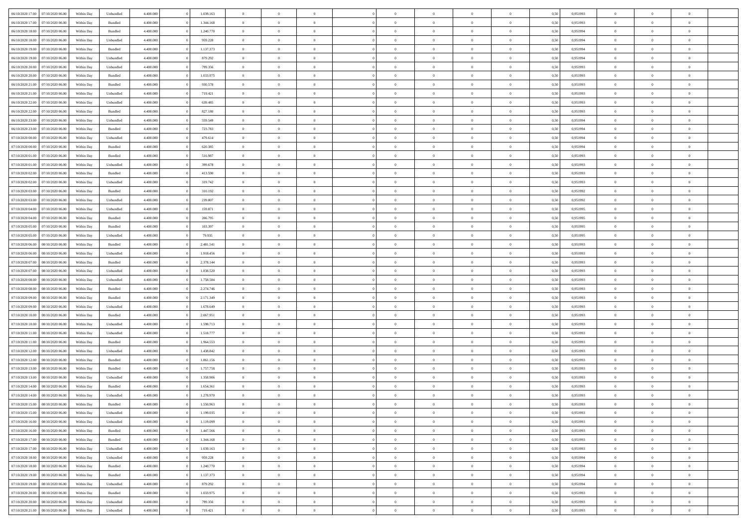| | | | | | | | | | | | | | | | | | | | | |
|---|---|---|---|---|---|---|---|---|---|---|---|---|---|---|---|---|---|---|---|---|
| 06/10/2020 17.00 | 07/10/2020 06.00 | Within Day | Unbundled | 4.400.000 | 0 | 1.039.163 | 0 | 0 | 0 | | 0 | 0 | 0 | 0 | 0,50 | 0,951993 | 0 | 0 | 0 | |
| 06/10/2020 17.00 | 07/10/2020 06.00 | Within Day | Bundled | 4.400.000 | 0 | 1.344.168 | 0 | 0 | 0 | | 0 | 0 | 0 | 0 | 0,50 | 0,951993 | 0 | 0 | 0 | |
| 06/10/2020 18.00 | 07/10/2020 06.00 | Within Day | Bundled | 4.400.000 | 0 | 1.240.770 | 0 | 0 | 0 | | 0 | 0 | 0 | 0 | 0,50 | 0,951994 | 0 | 0 | 0 | |
| 06/10/2020 18.00 | 07/10/2020 06.00 | Within Day | Unbundled | 4.400.000 | 0 | 959.228 | 0 | 0 | 0 | | 0 | 0 | 0 | 0 | 0,50 | 0,951994 | 0 | 0 | 0 | |
| 06/10/2020 19.00 | 07/10/2020 06.00 | Within Day | Bundled | 4.400.000 | 0 | 1.137.373 | 0 | 0 | 0 | | 0 | 0 | 0 | 0 | 0,50 | 0,951994 | 0 | 0 | 0 | |
| 06/10/2020 19.00 | 07/10/2020 06.00 | Within Day | Unbundled | 4.400.000 | 0 | 879.292 | 0 | 0 | 0 | | 0 | 0 | 0 | 0 | 0,50 | 0,951994 | 0 | 0 | 0 | |
| 06/10/2020 20.00 | 07/10/2020 06.00 | Within Day | Unbundled | 4.400.000 | 0 | 799.356 | 0 | 0 | 0 | | 0 | 0 | 0 | 0 | 0,50 | 0,951993 | 0 | 0 | 0 | |
| 06/10/2020 20.00 | 07/10/2020 06.00 | Within Day | Bundled | 4.400.000 | 0 | 1.033.975 | 0 | 0 | 0 | | 0 | 0 | 0 | 0 | 0,50 | 0,951993 | 0 | 0 | 0 | |
| 06/10/2020 21.00 | 07/10/2020 06.00 | Within Day | Bundled | 4.400.000 | 0 | 930.578 | 0 | 0 | 0 | | 0 | 0 | 0 | 0 | 0,50 | 0,951993 | 0 | 0 | 0 | |
| 06/10/2020 21.00 | 07/10/2020 06.00 | Within Day | Unbundled | 4.400.000 | 0 | 719.421 | 0 | 0 | 0 | | 0 | 0 | 0 | 0 | 0,50 | 0,951993 | 0 | 0 | 0 | |
| 06/10/2020 22.00 | 07/10/2020 06.00 | Within Day | Unbundled | 4.400.000 | 0 | 639.485 | 0 | 0 | 0 | | 0 | 0 | 0 | 0 | 0,50 | 0,951993 | 0 | 0 | 0 | |
| 06/10/2020 22.00 | 07/10/2020 06.00 | Within Day | Bundled | 4.400.000 | 0 | 827.180 | 0 | 0 | 0 | | 0 | 0 | 0 | 0 | 0,50 | 0,951993 | 0 | 0 | 0 | |
| 06/10/2020 23.00 | 07/10/2020 06.00 | Within Day | Unbundled | 4.400.000 | 0 | 559.549 | 0 | 0 | 0 | | 0 | 0 | 0 | 0 | 0,50 | 0,951994 | 0 | 0 | 0 | |
| 06/10/2020 23.00 | 07/10/2020 06.00 | Within Day | Bundled | 4.400.000 | 0 | 723.783 | 0 | 0 | 0 | | 0 | 0 | 0 | 0 | 0,50 | 0,951994 | 0 | 0 | 0 | |
| 07/10/2020 00.00 | 07/10/2020 06.00 | Within Day | Unbundled | 4.400.000 | 0 | 479.614 | 0 | 0 | 0 | | 0 | 0 | 0 | 0 | 0,50 | 0,951994 | 0 | 0 | 0 | |
| 07/10/2020 00.00 | 07/10/2020 06.00 | Within Day | Bundled | 4.400.000 | 0 | 620.385 | 0 | 0 | 0 | | 0 | 0 | 0 | 0 | 0,50 | 0,951994 | 0 | 0 | 0 | |
| 07/10/2020 01.00 | 07/10/2020 06.00 | Within Day | Bundled | 4.400.000 | 0 | 516.987 | 0 | 0 | 0 | | 0 | 0 | 0 | 0 | 0,50 | 0,951993 | 0 | 0 | 0 | |
| 07/10/2020 01.00 | 07/10/2020 06.00 | Within Day | Unbundled | 4.400.000 | 0 | 399.678 | 0 | 0 | 0 | | 0 | 0 | 0 | 0 | 0,50 | 0,951993 | 0 | 0 | 0 | |
| 07/10/2020 02.00 | 07/10/2020 06.00 | Within Day | Bundled | 4.400.000 | 0 | 413.590 | 0 | 0 | 0 | | 0 | 0 | 0 | 0 | 0,50 | 0,951993 | 0 | 0 | 0 | |
| 07/10/2020 02.00 | 07/10/2020 06.00 | Within Day | Unbundled | 4.400.000 | 0 | 319.742 | 0 | 0 | 0 | | 0 | 0 | 0 | 0 | 0,50 | 0,951993 | 0 | 0 | 0 | |
| 07/10/2020 03.00 | 07/10/2020 06.00 | Within Day | Bundled | 4.400.000 | 0 | 310.192 | 0 | 0 | 0 | | 0 | 0 | 0 | 0 | 0,50 | 0,951992 | 0 | 0 | 0 | |
| 07/10/2020 03.00 | 07/10/2020 06.00 | Within Day | Unbundled | 4.400.000 | 0 | 239.807 | 0 | 0 | 0 | | 0 | 0 | 0 | 0 | 0,50 | 0,951992 | 0 | 0 | 0 | |
| 07/10/2020 04.00 | 07/10/2020 06.00 | Within Day | Unbundled | 4.400.000 | 0 | 159.871 | 0 | 0 | 0 | | 0 | 0 | 0 | 0 | 0,50 | 0,951995 | 0 | 0 | 0 | |
| 07/10/2020 04.00 | 07/10/2020 06.00 | Within Day | Bundled | 4.400.000 | 0 | 206.795 | 0 | 0 | 0 | | 0 | 0 | 0 | 0 | 0,50 | 0,951995 | 0 | 0 | 0 | |
| 07/10/2020 05.00 | 07/10/2020 06.00 | Within Day | Bundled | 4.400.000 | 0 | 103.397 | 0 | 0 | 0 | | 0 | 0 | 0 | 0 | 0,50 | 0,951995 | 0 | 0 | 0 | |
| 07/10/2020 05.00 | 07/10/2020 06.00 | Within Day | Unbundled | 4.400.000 | 0 | 79.935 | 0 | 0 | 0 | | 0 | 0 | 0 | 0 | 0,50 | 0,951995 | 0 | 0 | 0 | |
| 07/10/2020 06.00 | 08/10/2020 06.00 | Within Day | Bundled | 4.400.000 | 0 | 2.481.541 | 0 | 0 | 0 | | 0 | 0 | 0 | 0 | 0,50 | 0,951993 | 0 | 0 | 0 | |
| 07/10/2020 06.00 | 08/10/2020 06.00 | Within Day | Unbundled | 4.400.000 | 0 | 1.918.456 | 0 | 0 | 0 | | 0 | 0 | 0 | 0 | 0,50 | 0,951993 | 0 | 0 | 0 | |
| 07/10/2020 07.00 | 08/10/2020 06.00 | Within Day | Bundled | 4.400.000 | 0 | 2.378.144 | 0 | 0 | 0 | | 0 | 0 | 0 | 0 | 0,50 | 0,951993 | 0 | 0 | 0 | |
| 07/10/2020 07.00 | 08/10/2020 06.00 | Within Day | Unbundled | 4.400.000 | 0 | 1.838.520 | 0 | 0 | 0 | | 0 | 0 | 0 | 0 | 0,50 | 0,951993 | 0 | 0 | 0 | |
| 07/10/2020 08.00 | 08/10/2020 06.00 | Within Day | Unbundled | 4.400.000 | 0 | 1.758.584 | 0 | 0 | 0 | | 0 | 0 | 0 | 0 | 0,50 | 0,951993 | 0 | 0 | 0 | |
| 07/10/2020 08.00 | 08/10/2020 06.00 | Within Day | Bundled | 4.400.000 | 0 | 2.274.746 | 0 | 0 | 0 | | 0 | 0 | 0 | 0 | 0,50 | 0,951993 | 0 | 0 | 0 | |
| 07/10/2020 09.00 | 08/10/2020 06.00 | Within Day | Bundled | 4.400.000 | 0 | 2.171.349 | 0 | 0 | 0 | | 0 | 0 | 0 | 0 | 0,50 | 0,951993 | 0 | 0 | 0 | |
| 07/10/2020 09.00 | 08/10/2020 06.00 | Within Day | Unbundled | 4.400.000 | 0 | 1.678.649 | 0 | 0 | 0 | | 0 | 0 | 0 | 0 | 0,50 | 0,951993 | 0 | 0 | 0 | |
| 07/10/2020 10.00 | 08/10/2020 06.00 | Within Day | Bundled | 4.400.000 | 0 | 2.067.951 | 0 | 0 | 0 | | 0 | 0 | 0 | 0 | 0,50 | 0,951993 | 0 | 0 | 0 | |
| 07/10/2020 10.00 | 08/10/2020 06.00 | Within Day | Unbundled | 4.400.000 | 0 | 1.598.713 | 0 | 0 | 0 | | 0 | 0 | 0 | 0 | 0,50 | 0,951993 | 0 | 0 | 0 | |
| 07/10/2020 11.00 | 08/10/2020 06.00 | Within Day | Unbundled | 4.400.000 | 0 | 1.518.777 | 0 | 0 | 0 | | 0 | 0 | 0 | 0 | 0,50 | 0,951993 | 0 | 0 | 0 | |
| 07/10/2020 11.00 | 08/10/2020 06.00 | Within Day | Bundled | 4.400.000 | 0 | 1.964.553 | 0 | 0 | 0 | | 0 | 0 | 0 | 0 | 0,50 | 0,951993 | 0 | 0 | 0 | |
| 07/10/2020 12.00 | 08/10/2020 06.00 | Within Day | Unbundled | 4.400.000 | 0 | 1.438.842 | 0 | 0 | 0 | | 0 | 0 | 0 | 0 | 0,50 | 0,951993 | 0 | 0 | 0 | |
| 07/10/2020 12.00 | 08/10/2020 06.00 | Within Day | Bundled | 4.400.000 | 0 | 1.861.156 | 0 | 0 | 0 | | 0 | 0 | 0 | 0 | 0,50 | 0,951993 | 0 | 0 | 0 | |
| 07/10/2020 13.00 | 08/10/2020 06.00 | Within Day | Bundled | 4.400.000 | 0 | 1.757.758 | 0 | 0 | 0 | | 0 | 0 | 0 | 0 | 0,50 | 0,951993 | 0 | 0 | 0 | |
| 07/10/2020 13.00 | 08/10/2020 06.00 | Within Day | Unbundled | 4.400.000 | 0 | 1.358.906 | 0 | 0 | 0 | | 0 | 0 | 0 | 0 | 0,50 | 0,951993 | 0 | 0 | 0 | |
| 07/10/2020 14.00 | 08/10/2020 06.00 | Within Day | Bundled | 4.400.000 | 0 | 1.654.361 | 0 | 0 | 0 | | 0 | 0 | 0 | 0 | 0,50 | 0,951993 | 0 | 0 | 0 | |
| 07/10/2020 14.00 | 08/10/2020 06.00 | Within Day | Unbundled | 4.400.000 | 0 | 1.278.970 | 0 | 0 | 0 | | 0 | 0 | 0 | 0 | 0,50 | 0,951993 | 0 | 0 | 0 | |
| 07/10/2020 15.00 | 08/10/2020 06.00 | Within Day | Bundled | 4.400.000 | 0 | 1.550.963 | 0 | 0 | 0 | | 0 | 0 | 0 | 0 | 0,50 | 0,951993 | 0 | 0 | 0 | |
| 07/10/2020 15.00 | 08/10/2020 06.00 | Within Day | Unbundled | 4.400.000 | 0 | 1.199.035 | 0 | 0 | 0 | | 0 | 0 | 0 | 0 | 0,50 | 0,951993 | 0 | 0 | 0 | |
| 07/10/2020 16.00 | 08/10/2020 06.00 | Within Day | Unbundled | 4.400.000 | 0 | 1.119.099 | 0 | 0 | 0 | | 0 | 0 | 0 | 0 | 0,50 | 0,951993 | 0 | 0 | 0 | |
| 07/10/2020 16.00 | 08/10/2020 06.00 | Within Day | Bundled | 4.400.000 | 0 | 1.447.566 | 0 | 0 | 0 | | 0 | 0 | 0 | 0 | 0,50 | 0,951993 | 0 | 0 | 0 | |
| 07/10/2020 17.00 | 08/10/2020 06.00 | Within Day | Bundled | 4.400.000 | 0 | 1.344.168 | 0 | 0 | 0 | | 0 | 0 | 0 | 0 | 0,50 | 0,951993 | 0 | 0 | 0 | |
| 07/10/2020 17.00 | 08/10/2020 06.00 | Within Day | Unbundled | 4.400.000 | 0 | 1.039.163 | 0 | 0 | 0 | | 0 | 0 | 0 | 0 | 0,50 | 0,951993 | 0 | 0 | 0 | |
| 07/10/2020 18.00 | 08/10/2020 06.00 | Within Day | Unbundled | 4.400.000 | 0 | 959.228 | 0 | 0 | 0 | | 0 | 0 | 0 | 0 | 0,50 | 0,951994 | 0 | 0 | 0 | |
| 07/10/2020 18.00 | 08/10/2020 06.00 | Within Day | Bundled | 4.400.000 | 0 | 1.240.770 | 0 | 0 | 0 | | 0 | 0 | 0 | 0 | 0,50 | 0,951994 | 0 | 0 | 0 | |
| 07/10/2020 19.00 | 08/10/2020 06.00 | Within Day | Bundled | 4.400.000 | 0 | 1.137.373 | 0 | 0 | 0 | | 0 | 0 | 0 | 0 | 0,50 | 0,951994 | 0 | 0 | 0 | |
| 07/10/2020 19.00 | 08/10/2020 06.00 | Within Day | Unbundled | 4.400.000 | 0 | 879.292 | 0 | 0 | 0 | | 0 | 0 | 0 | 0 | 0,50 | 0,951994 | 0 | 0 | 0 | |
| 07/10/2020 20.00 | 08/10/2020 06.00 | Within Day | Bundled | 4.400.000 | 0 | 1.033.975 | 0 | 0 | 0 | | 0 | 0 | 0 | 0 | 0,50 | 0,951993 | 0 | 0 | 0 | |
| 07/10/2020 20.00 | 08/10/2020 06.00 | Within Day | Unbundled | 4.400.000 | 0 | 799.356 | 0 | 0 | 0 | | 0 | 0 | 0 | 0 | 0,50 | 0,951993 | 0 | 0 | 0 | |
| 07/10/2020 21.00 | 08/10/2020 06.00 | Within Day | Unbundled | 4.400.000 | 0 | 719.421 | 0 | 0 | 0 | | 0 | 0 | 0 | 0 | 0,50 | 0,951993 | 0 | 0 | 0 | |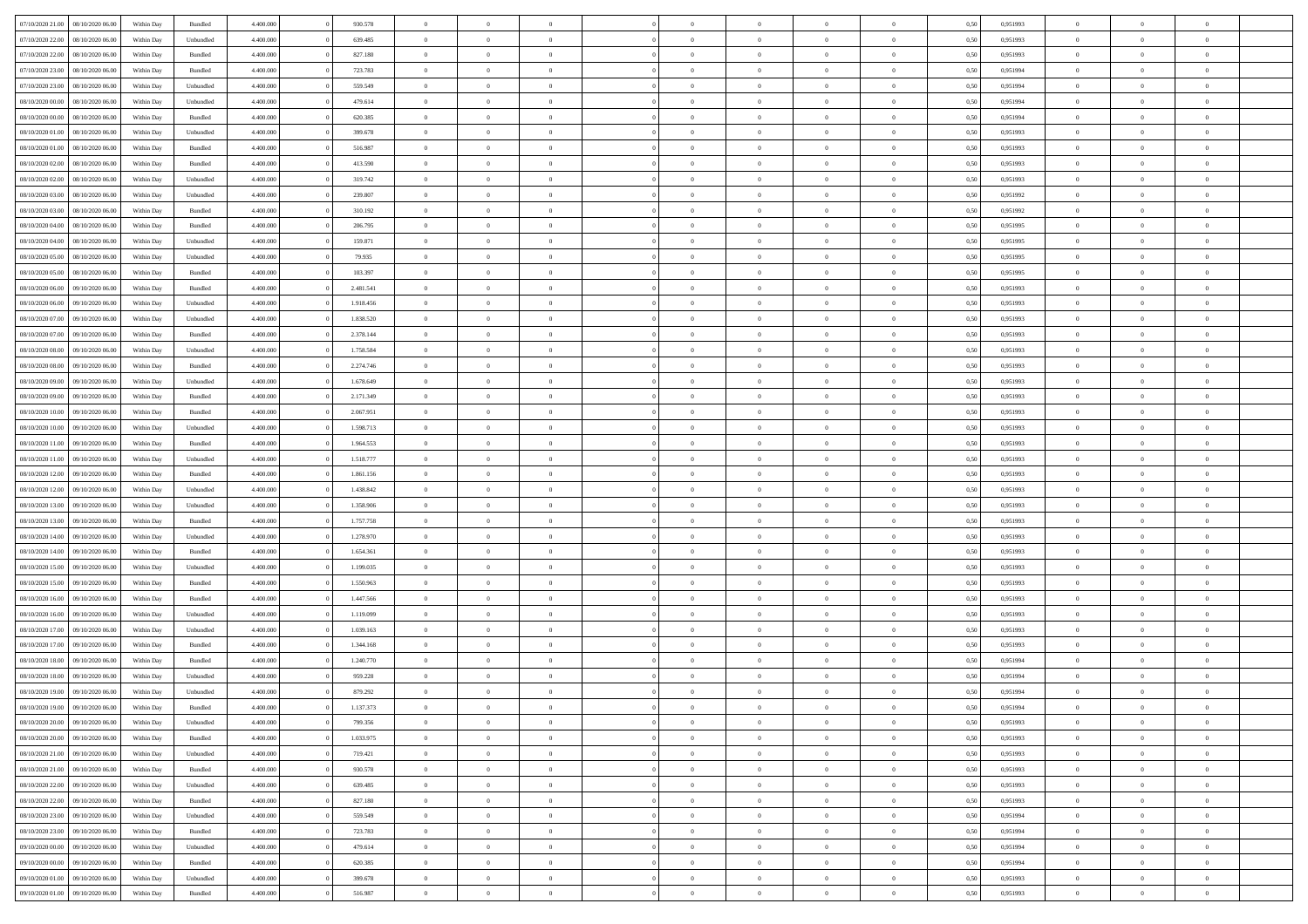| | | | | | | | | | | | | | | | | | | | | |
|---|---|---|---|---|---|---|---|---|---|---|---|---|---|---|---|---|---|---|---|---|
| 07/10/2020 21:00 | 08/10/2020 06:00 | Within Day | Bundled | 4.400.000 | 0 | 930.578 | 0 | 0 | 0 | | 0 | 0 | 0 | 0 | 0,50 | 0,951993 | 0 | 0 | 0 | |
| 07/10/2020 22:00 | 08/10/2020 06:00 | Within Day | Unbundled | 4.400.000 | 0 | 639.485 | 0 | 0 | 0 | | 0 | 0 | 0 | 0 | 0,50 | 0,951993 | 0 | 0 | 0 | |
| 07/10/2020 22:00 | 08/10/2020 06:00 | Within Day | Bundled | 4.400.000 | 0 | 827.180 | 0 | 0 | 0 | | 0 | 0 | 0 | 0 | 0,50 | 0,951993 | 0 | 0 | 0 | |
| 07/10/2020 23:00 | 08/10/2020 06:00 | Within Day | Bundled | 4.400.000 | 0 | 723.783 | 0 | 0 | 0 | | 0 | 0 | 0 | 0 | 0,50 | 0,951994 | 0 | 0 | 0 | |
| 07/10/2020 23:00 | 08/10/2020 06:00 | Within Day | Unbundled | 4.400.000 | 0 | 559.549 | 0 | 0 | 0 | | 0 | 0 | 0 | 0 | 0,50 | 0,951994 | 0 | 0 | 0 | |
| 08/10/2020 00:00 | 08/10/2020 06:00 | Within Day | Unbundled | 4.400.000 | 0 | 479.614 | 0 | 0 | 0 | | 0 | 0 | 0 | 0 | 0,50 | 0,951994 | 0 | 0 | 0 | |
| 08/10/2020 00:00 | 08/10/2020 06:00 | Within Day | Bundled | 4.400.000 | 0 | 620.385 | 0 | 0 | 0 | | 0 | 0 | 0 | 0 | 0,50 | 0,951994 | 0 | 0 | 0 | |
| 08/10/2020 01:00 | 08/10/2020 06:00 | Within Day | Unbundled | 4.400.000 | 0 | 399.678 | 0 | 0 | 0 | | 0 | 0 | 0 | 0 | 0,50 | 0,951993 | 0 | 0 | 0 | |
| 08/10/2020 01:00 | 08/10/2020 06:00 | Within Day | Bundled | 4.400.000 | 0 | 516.987 | 0 | 0 | 0 | | 0 | 0 | 0 | 0 | 0,50 | 0,951993 | 0 | 0 | 0 | |
| 08/10/2020 02:00 | 08/10/2020 06:00 | Within Day | Bundled | 4.400.000 | 0 | 413.590 | 0 | 0 | 0 | | 0 | 0 | 0 | 0 | 0,50 | 0,951993 | 0 | 0 | 0 | |
| 08/10/2020 02:00 | 08/10/2020 06:00 | Within Day | Unbundled | 4.400.000 | 0 | 319.742 | 0 | 0 | 0 | | 0 | 0 | 0 | 0 | 0,50 | 0,951993 | 0 | 0 | 0 | |
| 08/10/2020 03:00 | 08/10/2020 06:00 | Within Day | Unbundled | 4.400.000 | 0 | 239.807 | 0 | 0 | 0 | | 0 | 0 | 0 | 0 | 0,50 | 0,951992 | 0 | 0 | 0 | |
| 08/10/2020 03:00 | 08/10/2020 06:00 | Within Day | Bundled | 4.400.000 | 0 | 310.192 | 0 | 0 | 0 | | 0 | 0 | 0 | 0 | 0,50 | 0,951992 | 0 | 0 | 0 | |
| 08/10/2020 04:00 | 08/10/2020 06:00 | Within Day | Bundled | 4.400.000 | 0 | 206.795 | 0 | 0 | 0 | | 0 | 0 | 0 | 0 | 0,50 | 0,951995 | 0 | 0 | 0 | |
| 08/10/2020 04:00 | 08/10/2020 06:00 | Within Day | Unbundled | 4.400.000 | 0 | 159.871 | 0 | 0 | 0 | | 0 | 0 | 0 | 0 | 0,50 | 0,951995 | 0 | 0 | 0 | |
| 08/10/2020 05:00 | 08/10/2020 06:00 | Within Day | Unbundled | 4.400.000 | 0 | 79.935 | 0 | 0 | 0 | | 0 | 0 | 0 | 0 | 0,50 | 0,951995 | 0 | 0 | 0 | |
| 08/10/2020 05:00 | 08/10/2020 06:00 | Within Day | Bundled | 4.400.000 | 0 | 103.397 | 0 | 0 | 0 | | 0 | 0 | 0 | 0 | 0,50 | 0,951995 | 0 | 0 | 0 | |
| 08/10/2020 06:00 | 09/10/2020 06:00 | Within Day | Bundled | 4.400.000 | 0 | 2.481.541 | 0 | 0 | 0 | | 0 | 0 | 0 | 0 | 0,50 | 0,951993 | 0 | 0 | 0 | |
| 08/10/2020 06:00 | 09/10/2020 06:00 | Within Day | Unbundled | 4.400.000 | 0 | 1.918.456 | 0 | 0 | 0 | | 0 | 0 | 0 | 0 | 0,50 | 0,951993 | 0 | 0 | 0 | |
| 08/10/2020 07:00 | 09/10/2020 06:00 | Within Day | Unbundled | 4.400.000 | 0 | 1.838.520 | 0 | 0 | 0 | | 0 | 0 | 0 | 0 | 0,50 | 0,951993 | 0 | 0 | 0 | |
| 08/10/2020 07:00 | 09/10/2020 06:00 | Within Day | Bundled | 4.400.000 | 0 | 2.378.144 | 0 | 0 | 0 | | 0 | 0 | 0 | 0 | 0,50 | 0,951993 | 0 | 0 | 0 | |
| 08/10/2020 08:00 | 09/10/2020 06:00 | Within Day | Unbundled | 4.400.000 | 0 | 1.758.584 | 0 | 0 | 0 | | 0 | 0 | 0 | 0 | 0,50 | 0,951993 | 0 | 0 | 0 | |
| 08/10/2020 08:00 | 09/10/2020 06:00 | Within Day | Bundled | 4.400.000 | 0 | 2.274.746 | 0 | 0 | 0 | | 0 | 0 | 0 | 0 | 0,50 | 0,951993 | 0 | 0 | 0 | |
| 08/10/2020 09:00 | 09/10/2020 06:00 | Within Day | Unbundled | 4.400.000 | 0 | 1.678.649 | 0 | 0 | 0 | | 0 | 0 | 0 | 0 | 0,50 | 0,951993 | 0 | 0 | 0 | |
| 08/10/2020 09:00 | 09/10/2020 06:00 | Within Day | Bundled | 4.400.000 | 0 | 2.171.349 | 0 | 0 | 0 | | 0 | 0 | 0 | 0 | 0,50 | 0,951993 | 0 | 0 | 0 | |
| 08/10/2020 10:00 | 09/10/2020 06:00 | Within Day | Bundled | 4.400.000 | 0 | 2.067.951 | 0 | 0 | 0 | | 0 | 0 | 0 | 0 | 0,50 | 0,951993 | 0 | 0 | 0 | |
| 08/10/2020 10:00 | 09/10/2020 06:00 | Within Day | Unbundled | 4.400.000 | 0 | 1.598.713 | 0 | 0 | 0 | | 0 | 0 | 0 | 0 | 0,50 | 0,951993 | 0 | 0 | 0 | |
| 08/10/2020 11:00 | 09/10/2020 06:00 | Within Day | Bundled | 4.400.000 | 0 | 1.964.553 | 0 | 0 | 0 | | 0 | 0 | 0 | 0 | 0,50 | 0,951993 | 0 | 0 | 0 | |
| 08/10/2020 11:00 | 09/10/2020 06:00 | Within Day | Unbundled | 4.400.000 | 0 | 1.518.777 | 0 | 0 | 0 | | 0 | 0 | 0 | 0 | 0,50 | 0,951993 | 0 | 0 | 0 | |
| 08/10/2020 12:00 | 09/10/2020 06:00 | Within Day | Bundled | 4.400.000 | 0 | 1.861.156 | 0 | 0 | 0 | | 0 | 0 | 0 | 0 | 0,50 | 0,951993 | 0 | 0 | 0 | |
| 08/10/2020 12:00 | 09/10/2020 06:00 | Within Day | Unbundled | 4.400.000 | 0 | 1.438.842 | 0 | 0 | 0 | | 0 | 0 | 0 | 0 | 0,50 | 0,951993 | 0 | 0 | 0 | |
| 08/10/2020 13:00 | 09/10/2020 06:00 | Within Day | Unbundled | 4.400.000 | 0 | 1.358.906 | 0 | 0 | 0 | | 0 | 0 | 0 | 0 | 0,50 | 0,951993 | 0 | 0 | 0 | |
| 08/10/2020 13:00 | 09/10/2020 06:00 | Within Day | Bundled | 4.400.000 | 0 | 1.757.758 | 0 | 0 | 0 | | 0 | 0 | 0 | 0 | 0,50 | 0,951993 | 0 | 0 | 0 | |
| 08/10/2020 14:00 | 09/10/2020 06:00 | Within Day | Unbundled | 4.400.000 | 0 | 1.278.970 | 0 | 0 | 0 | | 0 | 0 | 0 | 0 | 0,50 | 0,951993 | 0 | 0 | 0 | |
| 08/10/2020 14:00 | 09/10/2020 06:00 | Within Day | Bundled | 4.400.000 | 0 | 1.654.361 | 0 | 0 | 0 | | 0 | 0 | 0 | 0 | 0,50 | 0,951993 | 0 | 0 | 0 | |
| 08/10/2020 15:00 | 09/10/2020 06:00 | Within Day | Unbundled | 4.400.000 | 0 | 1.199.035 | 0 | 0 | 0 | | 0 | 0 | 0 | 0 | 0,50 | 0,951993 | 0 | 0 | 0 | |
| 08/10/2020 15:00 | 09/10/2020 06:00 | Within Day | Bundled | 4.400.000 | 0 | 1.550.963 | 0 | 0 | 0 | | 0 | 0 | 0 | 0 | 0,50 | 0,951993 | 0 | 0 | 0 | |
| 08/10/2020 16:00 | 09/10/2020 06:00 | Within Day | Bundled | 4.400.000 | 0 | 1.447.566 | 0 | 0 | 0 | | 0 | 0 | 0 | 0 | 0,50 | 0,951993 | 0 | 0 | 0 | |
| 08/10/2020 16:00 | 09/10/2020 06:00 | Within Day | Unbundled | 4.400.000 | 0 | 1.119.099 | 0 | 0 | 0 | | 0 | 0 | 0 | 0 | 0,50 | 0,951993 | 0 | 0 | 0 | |
| 08/10/2020 17:00 | 09/10/2020 06:00 | Within Day | Unbundled | 4.400.000 | 0 | 1.039.163 | 0 | 0 | 0 | | 0 | 0 | 0 | 0 | 0,50 | 0,951993 | 0 | 0 | 0 | |
| 08/10/2020 17:00 | 09/10/2020 06:00 | Within Day | Bundled | 4.400.000 | 0 | 1.344.168 | 0 | 0 | 0 | | 0 | 0 | 0 | 0 | 0,50 | 0,951993 | 0 | 0 | 0 | |
| 08/10/2020 18:00 | 09/10/2020 06:00 | Within Day | Bundled | 4.400.000 | 0 | 1.240.770 | 0 | 0 | 0 | | 0 | 0 | 0 | 0 | 0,50 | 0,951994 | 0 | 0 | 0 | |
| 08/10/2020 18:00 | 09/10/2020 06:00 | Within Day | Unbundled | 4.400.000 | 0 | 959.228 | 0 | 0 | 0 | | 0 | 0 | 0 | 0 | 0,50 | 0,951994 | 0 | 0 | 0 | |
| 08/10/2020 19:00 | 09/10/2020 06:00 | Within Day | Unbundled | 4.400.000 | 0 | 879.292 | 0 | 0 | 0 | | 0 | 0 | 0 | 0 | 0,50 | 0,951994 | 0 | 0 | 0 | |
| 08/10/2020 19:00 | 09/10/2020 06:00 | Within Day | Bundled | 4.400.000 | 0 | 1.137.373 | 0 | 0 | 0 | | 0 | 0 | 0 | 0 | 0,50 | 0,951994 | 0 | 0 | 0 | |
| 08/10/2020 20:00 | 09/10/2020 06:00 | Within Day | Unbundled | 4.400.000 | 0 | 799.356 | 0 | 0 | 0 | | 0 | 0 | 0 | 0 | 0,50 | 0,951993 | 0 | 0 | 0 | |
| 08/10/2020 20:00 | 09/10/2020 06:00 | Within Day | Bundled | 4.400.000 | 0 | 1.033.975 | 0 | 0 | 0 | | 0 | 0 | 0 | 0 | 0,50 | 0,951993 | 0 | 0 | 0 | |
| 08/10/2020 21:00 | 09/10/2020 06:00 | Within Day | Unbundled | 4.400.000 | 0 | 719.421 | 0 | 0 | 0 | | 0 | 0 | 0 | 0 | 0,50 | 0,951993 | 0 | 0 | 0 | |
| 08/10/2020 21:00 | 09/10/2020 06:00 | Within Day | Bundled | 4.400.000 | 0 | 930.578 | 0 | 0 | 0 | | 0 | 0 | 0 | 0 | 0,50 | 0,951993 | 0 | 0 | 0 | |
| 08/10/2020 22:00 | 09/10/2020 06:00 | Within Day | Unbundled | 4.400.000 | 0 | 639.485 | 0 | 0 | 0 | | 0 | 0 | 0 | 0 | 0,50 | 0,951993 | 0 | 0 | 0 | |
| 08/10/2020 22:00 | 09/10/2020 06:00 | Within Day | Bundled | 4.400.000 | 0 | 827.180 | 0 | 0 | 0 | | 0 | 0 | 0 | 0 | 0,50 | 0,951993 | 0 | 0 | 0 | |
| 08/10/2020 23:00 | 09/10/2020 06:00 | Within Day | Unbundled | 4.400.000 | 0 | 559.549 | 0 | 0 | 0 | | 0 | 0 | 0 | 0 | 0,50 | 0,951994 | 0 | 0 | 0 | |
| 08/10/2020 23:00 | 09/10/2020 06:00 | Within Day | Bundled | 4.400.000 | 0 | 723.783 | 0 | 0 | 0 | | 0 | 0 | 0 | 0 | 0,50 | 0,951994 | 0 | 0 | 0 | |
| 09/10/2020 00:00 | 09/10/2020 06:00 | Within Day | Unbundled | 4.400.000 | 0 | 479.614 | 0 | 0 | 0 | | 0 | 0 | 0 | 0 | 0,50 | 0,951994 | 0 | 0 | 0 | |
| 09/10/2020 00:00 | 09/10/2020 06:00 | Within Day | Bundled | 4.400.000 | 0 | 620.385 | 0 | 0 | 0 | | 0 | 0 | 0 | 0 | 0,50 | 0,951994 | 0 | 0 | 0 | |
| 09/10/2020 01:00 | 09/10/2020 06:00 | Within Day | Unbundled | 4.400.000 | 0 | 399.678 | 0 | 0 | 0 | | 0 | 0 | 0 | 0 | 0,50 | 0,951993 | 0 | 0 | 0 | |
| 09/10/2020 01:00 | 09/10/2020 06:00 | Within Day | Bundled | 4.400.000 | 0 | 516.987 | 0 | 0 | 0 | | 0 | 0 | 0 | 0 | 0,50 | 0,951993 | 0 | 0 | 0 | |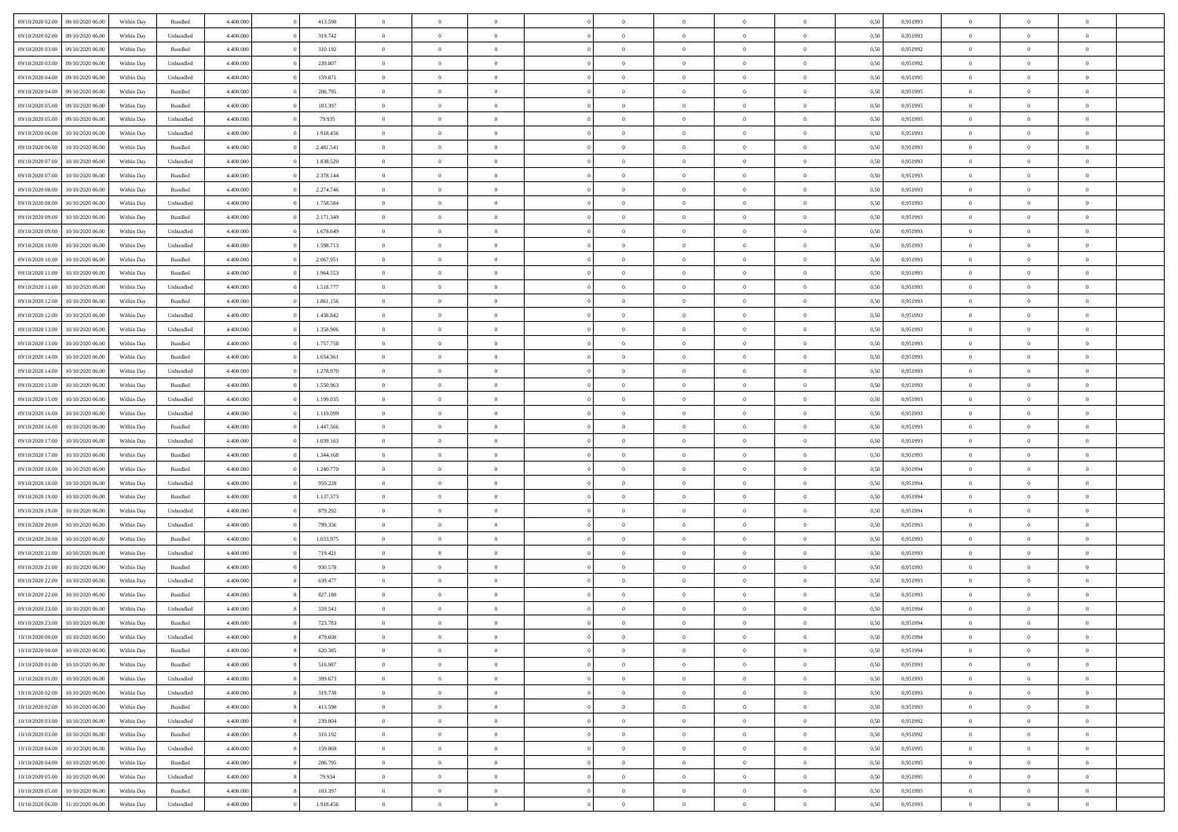| | | | | | | | | | | | | | | | | | | | | |
|---|---|---|---|---|---|---|---|---|---|---|---|---|---|---|---|---|---|---|---|---|
| 09/10/2020 02:00 | 09/10/2020 06:00 | Within Day | Bundled | 4.400.000 | 0 | 413.590 | 0 | 0 | 0 | | 0 | 0 | 0 | 0 | 0,50 | 0,951993 | 0 | 0 | 0 | |
| 09/10/2020 02:00 | 09/10/2020 06:00 | Within Day | Unbundled | 4.400.000 | 0 | 319.742 | 0 | 0 | 0 | | 0 | 0 | 0 | 0 | 0,50 | 0,951993 | 0 | 0 | 0 | |
| 09/10/2020 03:00 | 09/10/2020 06:00 | Within Day | Bundled | 4.400.000 | 0 | 310.192 | 0 | 0 | 0 | | 0 | 0 | 0 | 0 | 0,50 | 0,951992 | 0 | 0 | 0 | |
| 09/10/2020 03:00 | 09/10/2020 06:00 | Within Day | Unbundled | 4.400.000 | 0 | 239.807 | 0 | 0 | 0 | | 0 | 0 | 0 | 0 | 0,50 | 0,951992 | 0 | 0 | 0 | |
| 09/10/2020 04:00 | 09/10/2020 06:00 | Within Day | Unbundled | 4.400.000 | 0 | 159.871 | 0 | 0 | 0 | | 0 | 0 | 0 | 0 | 0,50 | 0,951995 | 0 | 0 | 0 | |
| 09/10/2020 04:00 | 09/10/2020 06:00 | Within Day | Bundled | 4.400.000 | 0 | 206.795 | 0 | 0 | 0 | | 0 | 0 | 0 | 0 | 0,50 | 0,951995 | 0 | 0 | 0 | |
| 09/10/2020 05:00 | 09/10/2020 06:00 | Within Day | Bundled | 4.400.000 | 0 | 103.397 | 0 | 0 | 0 | | 0 | 0 | 0 | 0 | 0,50 | 0,951995 | 0 | 0 | 0 | |
| 09/10/2020 05:00 | 09/10/2020 06:00 | Within Day | Unbundled | 4.400.000 | 0 | 79.935 | 0 | 0 | 0 | | 0 | 0 | 0 | 0 | 0,50 | 0,951995 | 0 | 0 | 0 | |
| 09/10/2020 06:00 | 10/10/2020 06:00 | Within Day | Unbundled | 4.400.000 | 0 | 1.918.456 | 0 | 0 | 0 | | 0 | 0 | 0 | 0 | 0,50 | 0,951993 | 0 | 0 | 0 | |
| 09/10/2020 06:00 | 10/10/2020 06:00 | Within Day | Bundled | 4.400.000 | 0 | 2.481.541 | 0 | 0 | 0 | | 0 | 0 | 0 | 0 | 0,50 | 0,951993 | 0 | 0 | 0 | |
| 09/10/2020 07:00 | 10/10/2020 06:00 | Within Day | Unbundled | 4.400.000 | 0 | 1.838.520 | 0 | 0 | 0 | | 0 | 0 | 0 | 0 | 0,50 | 0,951993 | 0 | 0 | 0 | |
| 09/10/2020 07:00 | 10/10/2020 06:00 | Within Day | Bundled | 4.400.000 | 0 | 2.378.144 | 0 | 0 | 0 | | 0 | 0 | 0 | 0 | 0,50 | 0,951993 | 0 | 0 | 0 | |
| 09/10/2020 08:00 | 10/10/2020 06:00 | Within Day | Bundled | 4.400.000 | 0 | 2.274.746 | 0 | 0 | 0 | | 0 | 0 | 0 | 0 | 0,50 | 0,951993 | 0 | 0 | 0 | |
| 09/10/2020 08:00 | 10/10/2020 06:00 | Within Day | Unbundled | 4.400.000 | 0 | 1.758.584 | 0 | 0 | 0 | | 0 | 0 | 0 | 0 | 0,50 | 0,951993 | 0 | 0 | 0 | |
| 09/10/2020 09:00 | 10/10/2020 06:00 | Within Day | Bundled | 4.400.000 | 0 | 2.171.349 | 0 | 0 | 0 | | 0 | 0 | 0 | 0 | 0,50 | 0,951993 | 0 | 0 | 0 | |
| 09/10/2020 09:00 | 10/10/2020 06:00 | Within Day | Unbundled | 4.400.000 | 0 | 1.678.649 | 0 | 0 | 0 | | 0 | 0 | 0 | 0 | 0,50 | 0,951993 | 0 | 0 | 0 | |
| 09/10/2020 10:00 | 10/10/2020 06:00 | Within Day | Unbundled | 4.400.000 | 0 | 1.598.713 | 0 | 0 | 0 | | 0 | 0 | 0 | 0 | 0,50 | 0,951993 | 0 | 0 | 0 | |
| 09/10/2020 10:00 | 10/10/2020 06:00 | Within Day | Bundled | 4.400.000 | 0 | 2.067.951 | 0 | 0 | 0 | | 0 | 0 | 0 | 0 | 0,50 | 0,951993 | 0 | 0 | 0 | |
| 09/10/2020 11:00 | 10/10/2020 06:00 | Within Day | Bundled | 4.400.000 | 0 | 1.964.553 | 0 | 0 | 0 | | 0 | 0 | 0 | 0 | 0,50 | 0,951993 | 0 | 0 | 0 | |
| 09/10/2020 11:00 | 10/10/2020 06:00 | Within Day | Unbundled | 4.400.000 | 0 | 1.518.777 | 0 | 0 | 0 | | 0 | 0 | 0 | 0 | 0,50 | 0,951993 | 0 | 0 | 0 | |
| 09/10/2020 12:00 | 10/10/2020 06:00 | Within Day | Bundled | 4.400.000 | 0 | 1.861.156 | 0 | 0 | 0 | | 0 | 0 | 0 | 0 | 0,50 | 0,951993 | 0 | 0 | 0 | |
| 09/10/2020 12:00 | 10/10/2020 06:00 | Within Day | Unbundled | 4.400.000 | 0 | 1.438.842 | 0 | 0 | 0 | | 0 | 0 | 0 | 0 | 0,50 | 0,951993 | 0 | 0 | 0 | |
| 09/10/2020 13:00 | 10/10/2020 06:00 | Within Day | Unbundled | 4.400.000 | 0 | 1.358.906 | 0 | 0 | 0 | | 0 | 0 | 0 | 0 | 0,50 | 0,951993 | 0 | 0 | 0 | |
| 09/10/2020 13:00 | 10/10/2020 06:00 | Within Day | Bundled | 4.400.000 | 0 | 1.757.758 | 0 | 0 | 0 | | 0 | 0 | 0 | 0 | 0,50 | 0,951993 | 0 | 0 | 0 | |
| 09/10/2020 14:00 | 10/10/2020 06:00 | Within Day | Bundled | 4.400.000 | 0 | 1.654.361 | 0 | 0 | 0 | | 0 | 0 | 0 | 0 | 0,50 | 0,951993 | 0 | 0 | 0 | |
| 09/10/2020 14:00 | 10/10/2020 06:00 | Within Day | Unbundled | 4.400.000 | 0 | 1.278.970 | 0 | 0 | 0 | | 0 | 0 | 0 | 0 | 0,50 | 0,951993 | 0 | 0 | 0 | |
| 09/10/2020 15:00 | 10/10/2020 06:00 | Within Day | Bundled | 4.400.000 | 0 | 1.550.963 | 0 | 0 | 0 | | 0 | 0 | 0 | 0 | 0,50 | 0,951993 | 0 | 0 | 0 | |
| 09/10/2020 15:00 | 10/10/2020 06:00 | Within Day | Unbundled | 4.400.000 | 0 | 1.199.035 | 0 | 0 | 0 | | 0 | 0 | 0 | 0 | 0,50 | 0,951993 | 0 | 0 | 0 | |
| 09/10/2020 16:00 | 10/10/2020 06:00 | Within Day | Unbundled | 4.400.000 | 0 | 1.119.099 | 0 | 0 | 0 | | 0 | 0 | 0 | 0 | 0,50 | 0,951993 | 0 | 0 | 0 | |
| 09/10/2020 16:00 | 10/10/2020 06:00 | Within Day | Bundled | 4.400.000 | 0 | 1.447.566 | 0 | 0 | 0 | | 0 | 0 | 0 | 0 | 0,50 | 0,951993 | 0 | 0 | 0 | |
| 09/10/2020 17:00 | 10/10/2020 06:00 | Within Day | Unbundled | 4.400.000 | 0 | 1.039.163 | 0 | 0 | 0 | | 0 | 0 | 0 | 0 | 0,50 | 0,951993 | 0 | 0 | 0 | |
| 09/10/2020 17:00 | 10/10/2020 06:00 | Within Day | Bundled | 4.400.000 | 0 | 1.344.168 | 0 | 0 | 0 | | 0 | 0 | 0 | 0 | 0,50 | 0,951993 | 0 | 0 | 0 | |
| 09/10/2020 18:00 | 10/10/2020 06:00 | Within Day | Bundled | 4.400.000 | 0 | 1.240.770 | 0 | 0 | 0 | | 0 | 0 | 0 | 0 | 0,50 | 0,951994 | 0 | 0 | 0 | |
| 09/10/2020 18:00 | 10/10/2020 06:00 | Within Day | Unbundled | 4.400.000 | 0 | 959.228 | 0 | 0 | 0 | | 0 | 0 | 0 | 0 | 0,50 | 0,951994 | 0 | 0 | 0 | |
| 09/10/2020 19:00 | 10/10/2020 06:00 | Within Day | Bundled | 4.400.000 | 0 | 1.137.373 | 0 | 0 | 0 | | 0 | 0 | 0 | 0 | 0,50 | 0,951994 | 0 | 0 | 0 | |
| 09/10/2020 19:00 | 10/10/2020 06:00 | Within Day | Unbundled | 4.400.000 | 0 | 879.292 | 0 | 0 | 0 | | 0 | 0 | 0 | 0 | 0,50 | 0,951994 | 0 | 0 | 0 | |
| 09/10/2020 20:00 | 10/10/2020 06:00 | Within Day | Unbundled | 4.400.000 | 0 | 799.356 | 0 | 0 | 0 | | 0 | 0 | 0 | 0 | 0,50 | 0,951993 | 0 | 0 | 0 | |
| 09/10/2020 20:00 | 10/10/2020 06:00 | Within Day | Bundled | 4.400.000 | 0 | 1.033.975 | 0 | 0 | 0 | | 0 | 0 | 0 | 0 | 0,50 | 0,951993 | 0 | 0 | 0 | |
| 09/10/2020 21:00 | 10/10/2020 06:00 | Within Day | Unbundled | 4.400.000 | 0 | 719.421 | 0 | 8 | 0 | | 0 | 0 | 0 | 0 | 0,50 | 0,951993 | 0 | 0 | 0 | |
| 09/10/2020 21:00 | 10/10/2020 06:00 | Within Day | Bundled | 4.400.000 | 0 | 930.578 | 0 | 0 | 0 | | 0 | 0 | 0 | 0 | 0,50 | 0,951993 | 0 | 0 | 0 | |
| 09/10/2020 22:00 | 10/10/2020 06:00 | Within Day | Unbundled | 4.400.000 | 8 | 639.477 | 0 | 0 | 0 | | 0 | 0 | 0 | 0 | 0,50 | 0,951993 | 0 | 0 | 0 | |
| 09/10/2020 22:00 | 10/10/2020 06:00 | Within Day | Bundled | 4.400.000 | 8 | 827.180 | 0 | 0 | 0 | | 0 | 0 | 0 | 0 | 0,50 | 0,951993 | 0 | 0 | 0 | |
| 09/10/2020 23:00 | 10/10/2020 06:00 | Within Day | Unbundled | 4.400.000 | 8 | 559.543 | 0 | 0 | 0 | | 0 | 0 | 0 | 0 | 0,50 | 0,951994 | 0 | 0 | 0 | |
| 09/10/2020 23:00 | 10/10/2020 06:00 | Within Day | Bundled | 4.400.000 | 8 | 723.783 | 0 | 0 | 0 | | 0 | 0 | 0 | 0 | 0,50 | 0,951994 | 0 | 0 | 0 | |
| 10/10/2020 00:00 | 10/10/2020 06:00 | Within Day | Unbundled | 4.400.000 | 8 | 479.608 | 0 | 0 | 0 | | 0 | 0 | 0 | 0 | 0,50 | 0,951994 | 0 | 0 | 0 | |
| 10/10/2020 00:00 | 10/10/2020 06:00 | Within Day | Bundled | 4.400.000 | 8 | 620.385 | 0 | 0 | 0 | | 0 | 0 | 0 | 0 | 0,50 | 0,951994 | 0 | 0 | 0 | |
| 10/10/2020 01:00 | 10/10/2020 06:00 | Within Day | Bundled | 4.400.000 | 8 | 516.987 | 0 | 0 | 0 | | 0 | 0 | 0 | 0 | 0,50 | 0,951993 | 0 | 0 | 0 | |
| 10/10/2020 01:00 | 10/10/2020 06:00 | Within Day | Unbundled | 4.400.000 | 8 | 399.673 | 0 | 0 | 0 | | 0 | 0 | 0 | 0 | 0,50 | 0,951993 | 0 | 0 | 0 | |
| 10/10/2020 02:00 | 10/10/2020 06:00 | Within Day | Unbundled | 4.400.000 | 8 | 319.738 | 0 | 0 | 0 | | 0 | 0 | 0 | 0 | 0,50 | 0,951993 | 0 | 0 | 0 | |
| 10/10/2020 02:00 | 10/10/2020 06:00 | Within Day | Bundled | 4.400.000 | 8 | 413.590 | 0 | 0 | 0 | | 0 | 0 | 0 | 0 | 0,50 | 0,951993 | 0 | 0 | 0 | |
| 10/10/2020 03:00 | 10/10/2020 06:00 | Within Day | Unbundled | 4.400.000 | 8 | 239.804 | 0 | 0 | 0 | | 0 | 0 | 0 | 0 | 0,50 | 0,951992 | 0 | 0 | 0 | |
| 10/10/2020 03:00 | 10/10/2020 06:00 | Within Day | Bundled | 4.400.000 | 8 | 310.192 | 0 | 0 | 0 | | 0 | 0 | 0 | 0 | 0,50 | 0,951992 | 0 | 0 | 0 | |
| 10/10/2020 04:00 | 10/10/2020 06:00 | Within Day | Unbundled | 4.400.000 | 8 | 159.869 | 0 | 0 | 0 | | 0 | 0 | 0 | 0 | 0,50 | 0,951995 | 0 | 0 | 0 | |
| 10/10/2020 04:00 | 10/10/2020 06:00 | Within Day | Bundled | 4.400.000 | 8 | 206.795 | 0 | 0 | 0 | | 0 | 0 | 0 | 0 | 0,50 | 0,951995 | 0 | 0 | 0 | |
| 10/10/2020 05:00 | 10/10/2020 06:00 | Within Day | Unbundled | 4.400.000 | 8 | 79.934 | 0 | 0 | 0 | | 0 | 0 | 0 | 0 | 0,50 | 0,951995 | 0 | 0 | 0 | |
| 10/10/2020 05:00 | 10/10/2020 06:00 | Within Day | Bundled | 4.400.000 | 8 | 103.397 | 0 | 0 | 0 | | 0 | 0 | 0 | 0 | 0,50 | 0,951995 | 0 | 0 | 0 | |
| 10/10/2020 06:00 | 11/10/2020 06:00 | Within Day | Unbundled | 4.400.000 | 0 | 1.918.456 | 0 | 0 | 0 | | 0 | 0 | 0 | 0 | 0,50 | 0,951993 | 0 | 0 | 0 | |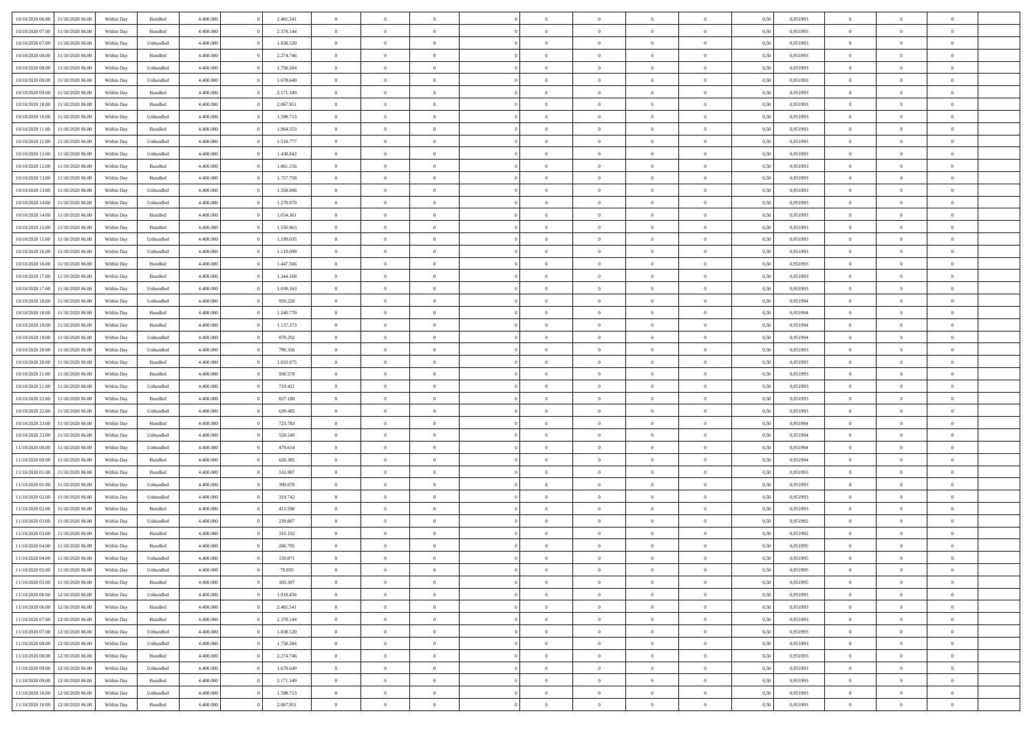| | | | | | | | | | | | | | | | | | | | | |
|---|---|---|---|---|---|---|---|---|---|---|---|---|---|---|---|---|---|---|---|---|
| 10/10/2020 06.00 | 11/10/2020 06.00 | Within Day | Bundled | 4.400.000 | 0 | 2.481.541 | 0 | 0 | 0 | | 0 | 0 | 0 | 0 | 0,50 | 0,951993 | 0 | 0 | 0 | |
| 10/10/2020 07.00 | 11/10/2020 06.00 | Within Day | Bundled | 4.400.000 | 0 | 2.378.144 | 0 | 0 | 0 | | 0 | 0 | 0 | 0 | 0,50 | 0,951993 | 0 | 0 | 0 | |
| 10/10/2020 07.00 | 11/10/2020 06.00 | Within Day | Unbundled | 4.400.000 | 0 | 1.838.520 | 0 | 0 | 0 | | 0 | 0 | 0 | 0 | 0,50 | 0,951993 | 0 | 0 | 0 | |
| 10/10/2020 08.00 | 11/10/2020 06.00 | Within Day | Bundled | 4.400.000 | 0 | 2.274.746 | 0 | 0 | 0 | | 0 | 0 | 0 | 0 | 0,50 | 0,951993 | 0 | 0 | 0 | |
| 10/10/2020 08.00 | 11/10/2020 06.00 | Within Day | Unbundled | 4.400.000 | 0 | 1.758.584 | 0 | 0 | 0 | | 0 | 0 | 0 | 0 | 0,50 | 0,951993 | 0 | 0 | 0 | |
| 10/10/2020 09.00 | 11/10/2020 06.00 | Within Day | Unbundled | 4.400.000 | 0 | 1.678.649 | 0 | 0 | 0 | | 0 | 0 | 0 | 0 | 0,50 | 0,951993 | 0 | 0 | 0 | |
| 10/10/2020 09.00 | 11/10/2020 06.00 | Within Day | Bundled | 4.400.000 | 0 | 2.171.349 | 0 | 0 | 0 | | 0 | 0 | 0 | 0 | 0,50 | 0,951993 | 0 | 0 | 0 | |
| 10/10/2020 10.00 | 11/10/2020 06.00 | Within Day | Bundled | 4.400.000 | 0 | 2.067.951 | 0 | 0 | 0 | | 0 | 0 | 0 | 0 | 0,50 | 0,951993 | 0 | 0 | 0 | |
| 10/10/2020 10.00 | 11/10/2020 06.00 | Within Day | Unbundled | 4.400.000 | 0 | 1.598.713 | 0 | 0 | 0 | | 0 | 0 | 0 | 0 | 0,50 | 0,951993 | 0 | 0 | 0 | |
| 10/10/2020 11.00 | 11/10/2020 06.00 | Within Day | Bundled | 4.400.000 | 0 | 1.964.553 | 0 | 0 | 0 | | 0 | 0 | 0 | 0 | 0,50 | 0,951993 | 0 | 0 | 0 | |
| 10/10/2020 11.00 | 11/10/2020 06.00 | Within Day | Unbundled | 4.400.000 | 0 | 1.518.777 | 0 | 0 | 0 | | 0 | 0 | 0 | 0 | 0,50 | 0,951993 | 0 | 0 | 0 | |
| 10/10/2020 12.00 | 11/10/2020 06.00 | Within Day | Unbundled | 4.400.000 | 0 | 1.438.842 | 0 | 0 | 0 | | 0 | 0 | 0 | 0 | 0,50 | 0,951993 | 0 | 0 | 0 | |
| 10/10/2020 12.00 | 11/10/2020 06.00 | Within Day | Bundled | 4.400.000 | 0 | 1.861.156 | 0 | 0 | 0 | | 0 | 0 | 0 | 0 | 0,50 | 0,951993 | 0 | 0 | 0 | |
| 10/10/2020 13.00 | 11/10/2020 06.00 | Within Day | Bundled | 4.400.000 | 0 | 1.757.758 | 0 | 0 | 0 | | 0 | 0 | 0 | 0 | 0,50 | 0,951993 | 0 | 0 | 0 | |
| 10/10/2020 13.00 | 11/10/2020 06.00 | Within Day | Unbundled | 4.400.000 | 0 | 1.358.906 | 0 | 0 | 0 | | 0 | 0 | 0 | 0 | 0,50 | 0,951993 | 0 | 0 | 0 | |
| 10/10/2020 14.00 | 11/10/2020 06.00 | Within Day | Unbundled | 4.400.000 | 0 | 1.278.970 | 0 | 0 | 0 | | 0 | 0 | 0 | 0 | 0,50 | 0,951993 | 0 | 0 | 0 | |
| 10/10/2020 14.00 | 11/10/2020 06.00 | Within Day | Bundled | 4.400.000 | 0 | 1.654.361 | 0 | 0 | 0 | | 0 | 0 | 0 | 0 | 0,50 | 0,951993 | 0 | 0 | 0 | |
| 10/10/2020 15.00 | 11/10/2020 06.00 | Within Day | Bundled | 4.400.000 | 0 | 1.550.963 | 0 | 0 | 0 | | 0 | 0 | 0 | 0 | 0,50 | 0,951993 | 0 | 0 | 0 | |
| 10/10/2020 15.00 | 11/10/2020 06.00 | Within Day | Unbundled | 4.400.000 | 0 | 1.199.035 | 0 | 0 | 0 | | 0 | 0 | 0 | 0 | 0,50 | 0,951993 | 0 | 0 | 0 | |
| 10/10/2020 16.00 | 11/10/2020 06.00 | Within Day | Unbundled | 4.400.000 | 0 | 1.119.099 | 0 | 0 | 0 | | 0 | 0 | 0 | 0 | 0,50 | 0,951993 | 0 | 0 | 0 | |
| 10/10/2020 16.00 | 11/10/2020 06.00 | Within Day | Bundled | 4.400.000 | 0 | 1.447.566 | 0 | 0 | 0 | | 0 | 0 | 0 | 0 | 0,50 | 0,951993 | 0 | 0 | 0 | |
| 10/10/2020 17.00 | 11/10/2020 06.00 | Within Day | Bundled | 4.400.000 | 0 | 1.344.168 | 0 | 0 | 0 | | 0 | 0 | 0 | 0 | 0,50 | 0,951993 | 0 | 0 | 0 | |
| 10/10/2020 17.00 | 11/10/2020 06.00 | Within Day | Unbundled | 4.400.000 | 0 | 1.039.163 | 0 | 0 | 0 | | 0 | 0 | 0 | 0 | 0,50 | 0,951993 | 0 | 0 | 0 | |
| 10/10/2020 18.00 | 11/10/2020 06.00 | Within Day | Unbundled | 4.400.000 | 0 | 959.228 | 0 | 0 | 0 | | 0 | 0 | 0 | 0 | 0,50 | 0,951994 | 0 | 0 | 0 | |
| 10/10/2020 18.00 | 11/10/2020 06.00 | Within Day | Bundled | 4.400.000 | 0 | 1.240.770 | 0 | 0 | 0 | | 0 | 0 | 0 | 0 | 0,50 | 0,951994 | 0 | 0 | 0 | |
| 10/10/2020 19.00 | 11/10/2020 06.00 | Within Day | Bundled | 4.400.000 | 0 | 1.137.373 | 0 | 0 | 0 | | 0 | 0 | 0 | 0 | 0,50 | 0,951994 | 0 | 0 | 0 | |
| 10/10/2020 19.00 | 11/10/2020 06.00 | Within Day | Unbundled | 4.400.000 | 0 | 879.292 | 0 | 0 | 0 | | 0 | 0 | 0 | 0 | 0,50 | 0,951994 | 0 | 0 | 0 | |
| 10/10/2020 20.00 | 11/10/2020 06.00 | Within Day | Unbundled | 4.400.000 | 0 | 799.356 | 0 | 0 | 0 | | 0 | 0 | 0 | 0 | 0,50 | 0,951993 | 0 | 0 | 0 | |
| 10/10/2020 20.00 | 11/10/2020 06.00 | Within Day | Bundled | 4.400.000 | 0 | 1.033.975 | 0 | 0 | 0 | | 0 | 0 | 0 | 0 | 0,50 | 0,951993 | 0 | 0 | 0 | |
| 10/10/2020 21.00 | 11/10/2020 06.00 | Within Day | Bundled | 4.400.000 | 0 | 930.578 | 0 | 0 | 0 | | 0 | 0 | 0 | 0 | 0,50 | 0,951993 | 0 | 0 | 0 | |
| 10/10/2020 21.00 | 11/10/2020 06.00 | Within Day | Unbundled | 4.400.000 | 0 | 719.421 | 0 | 0 | 0 | | 0 | 0 | 0 | 0 | 0,50 | 0,951993 | 0 | 0 | 0 | |
| 10/10/2020 22.00 | 11/10/2020 06.00 | Within Day | Bundled | 4.400.000 | 0 | 827.180 | 0 | 0 | 0 | | 0 | 0 | 0 | 0 | 0,50 | 0,951993 | 0 | 0 | 0 | |
| 10/10/2020 22.00 | 11/10/2020 06.00 | Within Day | Unbundled | 4.400.000 | 0 | 639.485 | 0 | 0 | 0 | | 0 | 0 | 0 | 0 | 0,50 | 0,951993 | 0 | 0 | 0 | |
| 10/10/2020 23.00 | 11/10/2020 06.00 | Within Day | Bundled | 4.400.000 | 0 | 723.783 | 0 | 0 | 0 | | 0 | 0 | 0 | 0 | 0,50 | 0,951994 | 0 | 0 | 0 | |
| 10/10/2020 23.00 | 11/10/2020 06.00 | Within Day | Unbundled | 4.400.000 | 0 | 559.549 | 0 | 0 | 0 | | 0 | 0 | 0 | 0 | 0,50 | 0,951994 | 0 | 0 | 0 | |
| 11/10/2020 00.00 | 11/10/2020 06.00 | Within Day | Unbundled | 4.400.000 | 0 | 479.614 | 0 | 0 | 0 | | 0 | 0 | 0 | 0 | 0,50 | 0,951994 | 0 | 0 | 0 | |
| 11/10/2020 00.00 | 11/10/2020 06.00 | Within Day | Bundled | 4.400.000 | 0 | 620.385 | 0 | 0 | 0 | | 0 | 0 | 0 | 0 | 0,50 | 0,951994 | 0 | 0 | 0 | |
| 11/10/2020 01.00 | 11/10/2020 06.00 | Within Day | Bundled | 4.400.000 | 0 | 516.987 | 0 | 0 | 0 | | 0 | 0 | 0 | 0 | 0,50 | 0,951993 | 0 | 0 | 0 | |
| 11/10/2020 01.00 | 11/10/2020 06.00 | Within Day | Unbundled | 4.400.000 | 0 | 399.678 | 0 | 0 | 0 | | 0 | 0 | 0 | 0 | 0,50 | 0,951993 | 0 | 0 | 0 | |
| 11/10/2020 02.00 | 11/10/2020 06.00 | Within Day | Unbundled | 4.400.000 | 0 | 319.742 | 0 | 0 | 0 | | 0 | 0 | 0 | 0 | 0,50 | 0,951993 | 0 | 0 | 0 | |
| 11/10/2020 02.00 | 11/10/2020 06.00 | Within Day | Bundled | 4.400.000 | 0 | 413.590 | 0 | 0 | 0 | | 0 | 0 | 0 | 0 | 0,50 | 0,951993 | 0 | 0 | 0 | |
| 11/10/2020 03.00 | 11/10/2020 06.00 | Within Day | Unbundled | 4.400.000 | 0 | 239.807 | 0 | 0 | 0 | | 0 | 0 | 0 | 0 | 0,50 | 0,951992 | 0 | 0 | 0 | |
| 11/10/2020 03.00 | 11/10/2020 06.00 | Within Day | Bundled | 4.400.000 | 0 | 310.192 | 0 | 0 | 0 | | 0 | 0 | 0 | 0 | 0,50 | 0,951992 | 0 | 0 | 0 | |
| 11/10/2020 04.00 | 11/10/2020 06.00 | Within Day | Bundled | 4.400.000 | 0 | 206.795 | 0 | 0 | 0 | | 0 | 0 | 0 | 0 | 0,50 | 0,951995 | 0 | 0 | 0 | |
| 11/10/2020 04.00 | 11/10/2020 06.00 | Within Day | Unbundled | 4.400.000 | 0 | 159.871 | 0 | 0 | 0 | | 0 | 0 | 0 | 0 | 0,50 | 0,951995 | 0 | 0 | 0 | |
| 11/10/2020 05.00 | 11/10/2020 06.00 | Within Day | Unbundled | 4.400.000 | 0 | 79.935 | 0 | 0 | 0 | | 0 | 0 | 0 | 0 | 0,50 | 0,951995 | 0 | 0 | 0 | |
| 11/10/2020 05.00 | 11/10/2020 06.00 | Within Day | Bundled | 4.400.000 | 0 | 103.397 | 0 | 0 | 0 | | 0 | 0 | 0 | 0 | 0,50 | 0,951995 | 0 | 0 | 0 | |
| 11/10/2020 06.00 | 12/10/2020 06.00 | Within Day | Unbundled | 4.400.000 | 0 | 1.918.456 | 0 | 0 | 0 | | 0 | 0 | 0 | 0 | 0,50 | 0,951993 | 0 | 0 | 0 | |
| 11/10/2020 06.00 | 12/10/2020 06.00 | Within Day | Bundled | 4.400.000 | 0 | 2.481.541 | 0 | 0 | 0 | | 0 | 0 | 0 | 0 | 0,50 | 0,951993 | 0 | 0 | 0 | |
| 11/10/2020 07.00 | 12/10/2020 06.00 | Within Day | Bundled | 4.400.000 | 0 | 2.378.144 | 0 | 0 | 0 | | 0 | 0 | 0 | 0 | 0,50 | 0,951993 | 0 | 0 | 0 | |
| 11/10/2020 07.00 | 12/10/2020 06.00 | Within Day | Unbundled | 4.400.000 | 0 | 1.838.520 | 0 | 0 | 0 | | 0 | 0 | 0 | 0 | 0,50 | 0,951993 | 0 | 0 | 0 | |
| 11/10/2020 08.00 | 12/10/2020 06.00 | Within Day | Unbundled | 4.400.000 | 0 | 1.758.584 | 0 | 0 | 0 | | 0 | 0 | 0 | 0 | 0,50 | 0,951993 | 0 | 0 | 0 | |
| 11/10/2020 08.00 | 12/10/2020 06.00 | Within Day | Bundled | 4.400.000 | 0 | 2.274.746 | 0 | 0 | 0 | | 0 | 0 | 0 | 0 | 0,50 | 0,951993 | 0 | 0 | 0 | |
| 11/10/2020 09.00 | 12/10/2020 06.00 | Within Day | Unbundled | 4.400.000 | 0 | 1.678.649 | 0 | 0 | 0 | | 0 | 0 | 0 | 0 | 0,50 | 0,951993 | 0 | 0 | 0 | |
| 11/10/2020 09.00 | 12/10/2020 06.00 | Within Day | Bundled | 4.400.000 | 0 | 2.171.349 | 0 | 0 | 0 | | 0 | 0 | 0 | 0 | 0,50 | 0,951993 | 0 | 0 | 0 | |
| 11/10/2020 10.00 | 12/10/2020 06.00 | Within Day | Unbundled | 4.400.000 | 0 | 1.598.713 | 0 | 0 | 0 | | 0 | 0 | 0 | 0 | 0,50 | 0,951993 | 0 | 0 | 0 | |
| 11/10/2020 10.00 | 12/10/2020 06.00 | Within Day | Bundled | 4.400.000 | 0 | 2.067.951 | 0 | 0 | 0 | | 0 | 0 | 0 | 0 | 0,50 | 0,951993 | 0 | 0 | 0 | |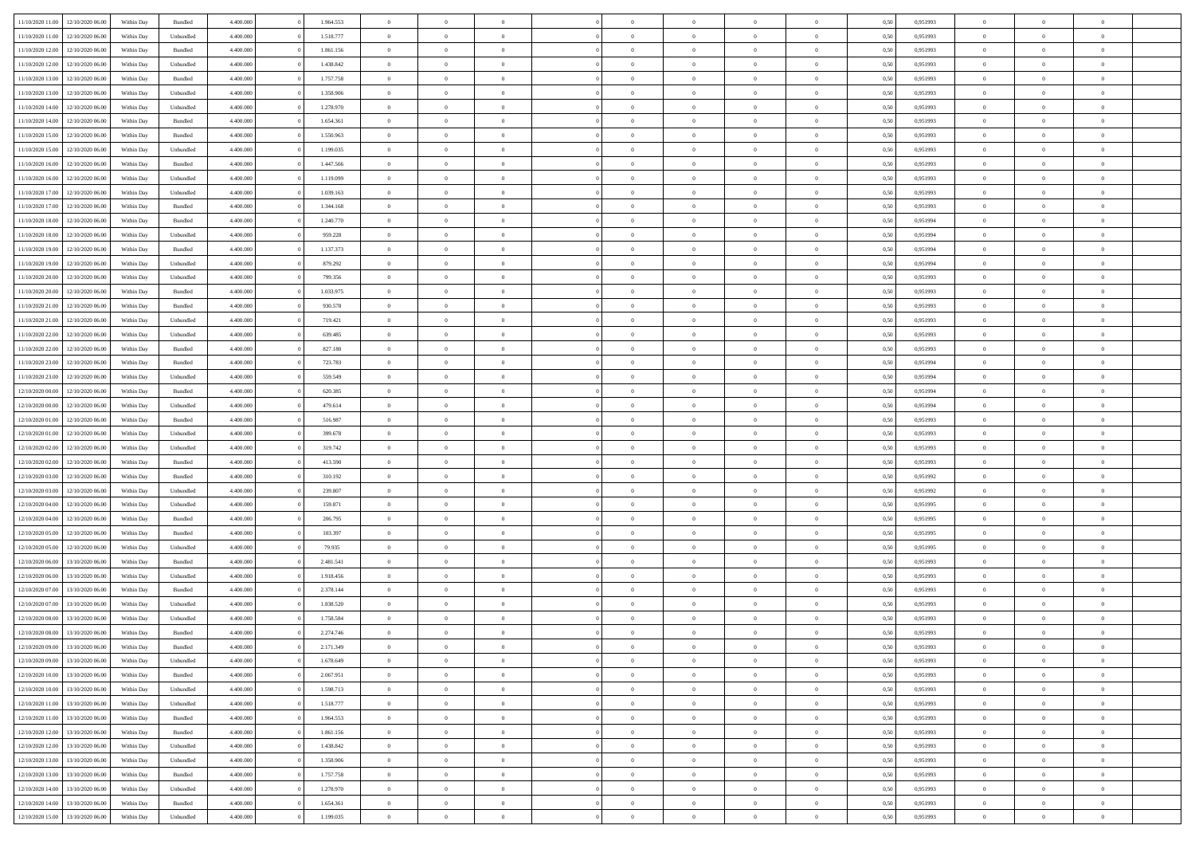| | | | | | | | | | | | | | | | | | | | | |
|---|---|---|---|---|---|---|---|---|---|---|---|---|---|---|---|---|---|---|---|---|
| 11/10/2020 11:00 | 12/10/2020 06:00 | Within Day | Bundled | 4.400.000 | 0 | 1.964.553 | 0 | 0 | 0 | | 0 | 0 | 0 | 0 | 0,50 | 0,951993 | 0 | 0 | 0 | |
| 11/10/2020 11:00 | 12/10/2020 06:00 | Within Day | Unbundled | 4.400.000 | 0 | 1.518.777 | 0 | 0 | 0 | | 0 | 0 | 0 | 0 | 0,50 | 0,951993 | 0 | 0 | 0 | |
| 11/10/2020 12:00 | 12/10/2020 06:00 | Within Day | Bundled | 4.400.000 | 0 | 1.861.156 | 0 | 0 | 0 | | 0 | 0 | 0 | 0 | 0,50 | 0,951993 | 0 | 0 | 0 | |
| 11/10/2020 12:00 | 12/10/2020 06:00 | Within Day | Unbundled | 4.400.000 | 0 | 1.438.842 | 0 | 0 | 0 | | 0 | 0 | 0 | 0 | 0,50 | 0,951993 | 0 | 0 | 0 | |
| 11/10/2020 13:00 | 12/10/2020 06:00 | Within Day | Bundled | 4.400.000 | 0 | 1.757.758 | 0 | 0 | 0 | | 0 | 0 | 0 | 0 | 0,50 | 0,951993 | 0 | 0 | 0 | |
| 11/10/2020 13:00 | 12/10/2020 06:00 | Within Day | Unbundled | 4.400.000 | 0 | 1.358.906 | 0 | 0 | 0 | | 0 | 0 | 0 | 0 | 0,50 | 0,951993 | 0 | 0 | 0 | |
| 11/10/2020 14:00 | 12/10/2020 06:00 | Within Day | Unbundled | 4.400.000 | 0 | 1.278.970 | 0 | 0 | 0 | | 0 | 0 | 0 | 0 | 0,50 | 0,951993 | 0 | 0 | 0 | |
| 11/10/2020 14:00 | 12/10/2020 06:00 | Within Day | Bundled | 4.400.000 | 0 | 1.654.361 | 0 | 0 | 0 | | 0 | 0 | 0 | 0 | 0,50 | 0,951993 | 0 | 0 | 0 | |
| 11/10/2020 15:00 | 12/10/2020 06:00 | Within Day | Bundled | 4.400.000 | 0 | 1.550.963 | 0 | 0 | 0 | | 0 | 0 | 0 | 0 | 0,50 | 0,951993 | 0 | 0 | 0 | |
| 11/10/2020 15:00 | 12/10/2020 06:00 | Within Day | Unbundled | 4.400.000 | 0 | 1.199.035 | 0 | 0 | 0 | | 0 | 0 | 0 | 0 | 0,50 | 0,951993 | 0 | 0 | 0 | |
| 11/10/2020 16:00 | 12/10/2020 06:00 | Within Day | Bundled | 4.400.000 | 0 | 1.447.566 | 0 | 0 | 0 | | 0 | 0 | 0 | 0 | 0,50 | 0,951993 | 0 | 0 | 0 | |
| 11/10/2020 16:00 | 12/10/2020 06:00 | Within Day | Unbundled | 4.400.000 | 0 | 1.119.099 | 0 | 0 | 0 | | 0 | 0 | 0 | 0 | 0,50 | 0,951993 | 0 | 0 | 0 | |
| 11/10/2020 17:00 | 12/10/2020 06:00 | Within Day | Unbundled | 4.400.000 | 0 | 1.039.163 | 0 | 0 | 0 | | 0 | 0 | 0 | 0 | 0,50 | 0,951993 | 0 | 0 | 0 | |
| 11/10/2020 17:00 | 12/10/2020 06:00 | Within Day | Bundled | 4.400.000 | 0 | 1.344.168 | 0 | 0 | 0 | | 0 | 0 | 0 | 0 | 0,50 | 0,951993 | 0 | 0 | 0 | |
| 11/10/2020 18:00 | 12/10/2020 06:00 | Within Day | Bundled | 4.400.000 | 0 | 1.240.770 | 0 | 0 | 0 | | 0 | 0 | 0 | 0 | 0,50 | 0,951994 | 0 | 0 | 0 | |
| 11/10/2020 18:00 | 12/10/2020 06:00 | Within Day | Unbundled | 4.400.000 | 0 | 959.228 | 0 | 0 | 0 | | 0 | 0 | 0 | 0 | 0,50 | 0,951994 | 0 | 0 | 0 | |
| 11/10/2020 19:00 | 12/10/2020 06:00 | Within Day | Bundled | 4.400.000 | 0 | 1.137.373 | 0 | 0 | 0 | | 0 | 0 | 0 | 0 | 0,50 | 0,951994 | 0 | 0 | 0 | |
| 11/10/2020 19:00 | 12/10/2020 06:00 | Within Day | Unbundled | 4.400.000 | 0 | 879.292 | 0 | 0 | 0 | | 0 | 0 | 0 | 0 | 0,50 | 0,951994 | 0 | 0 | 0 | |
| 11/10/2020 20:00 | 12/10/2020 06:00 | Within Day | Unbundled | 4.400.000 | 0 | 799.356 | 0 | 0 | 0 | | 0 | 0 | 0 | 0 | 0,50 | 0,951993 | 0 | 0 | 0 | |
| 11/10/2020 20:00 | 12/10/2020 06:00 | Within Day | Bundled | 4.400.000 | 0 | 1.033.975 | 0 | 0 | 0 | | 0 | 0 | 0 | 0 | 0,50 | 0,951993 | 0 | 0 | 0 | |
| 11/10/2020 21:00 | 12/10/2020 06:00 | Within Day | Bundled | 4.400.000 | 0 | 930.578 | 0 | 0 | 0 | | 0 | 0 | 0 | 0 | 0,50 | 0,951993 | 0 | 0 | 0 | |
| 11/10/2020 21:00 | 12/10/2020 06:00 | Within Day | Unbundled | 4.400.000 | 0 | 719.421 | 0 | 0 | 0 | | 0 | 0 | 0 | 0 | 0,50 | 0,951993 | 0 | 0 | 0 | |
| 11/10/2020 22:00 | 12/10/2020 06:00 | Within Day | Unbundled | 4.400.000 | 0 | 639.485 | 0 | 0 | 0 | | 0 | 0 | 0 | 0 | 0,50 | 0,951993 | 0 | 0 | 0 | |
| 11/10/2020 22:00 | 12/10/2020 06:00 | Within Day | Bundled | 4.400.000 | 0 | 827.180 | 0 | 0 | 0 | | 0 | 0 | 0 | 0 | 0,50 | 0,951993 | 0 | 0 | 0 | |
| 11/10/2020 23:00 | 12/10/2020 06:00 | Within Day | Bundled | 4.400.000 | 0 | 723.783 | 0 | 0 | 0 | | 0 | 0 | 0 | 0 | 0,50 | 0,951994 | 0 | 0 | 0 | |
| 11/10/2020 23:00 | 12/10/2020 06:00 | Within Day | Unbundled | 4.400.000 | 0 | 559.549 | 0 | 0 | 0 | | 0 | 0 | 0 | 0 | 0,50 | 0,951994 | 0 | 0 | 0 | |
| 12/10/2020 00:00 | 12/10/2020 06:00 | Within Day | Bundled | 4.400.000 | 0 | 620.385 | 0 | 0 | 0 | | 0 | 0 | 0 | 0 | 0,50 | 0,951994 | 0 | 0 | 0 | |
| 12/10/2020 00:00 | 12/10/2020 06:00 | Within Day | Unbundled | 4.400.000 | 0 | 479.614 | 0 | 0 | 0 | | 0 | 0 | 0 | 0 | 0,50 | 0,951994 | 0 | 0 | 0 | |
| 12/10/2020 01:00 | 12/10/2020 06:00 | Within Day | Bundled | 4.400.000 | 0 | 516.987 | 0 | 0 | 0 | | 0 | 0 | 0 | 0 | 0,50 | 0,951993 | 0 | 0 | 0 | |
| 12/10/2020 01:00 | 12/10/2020 06:00 | Within Day | Unbundled | 4.400.000 | 0 | 399.678 | 0 | 0 | 0 | | 0 | 0 | 0 | 0 | 0,50 | 0,951993 | 0 | 0 | 0 | |
| 12/10/2020 02:00 | 12/10/2020 06:00 | Within Day | Unbundled | 4.400.000 | 0 | 319.742 | 0 | 0 | 0 | | 0 | 0 | 0 | 0 | 0,50 | 0,951993 | 0 | 0 | 0 | |
| 12/10/2020 02:00 | 12/10/2020 06:00 | Within Day | Bundled | 4.400.000 | 0 | 413.590 | 0 | 0 | 0 | | 0 | 0 | 0 | 0 | 0,50 | 0,951993 | 0 | 0 | 0 | |
| 12/10/2020 03:00 | 12/10/2020 06:00 | Within Day | Bundled | 4.400.000 | 0 | 310.192 | 0 | 0 | 0 | | 0 | 0 | 0 | 0 | 0,50 | 0,951992 | 0 | 0 | 0 | |
| 12/10/2020 03:00 | 12/10/2020 06:00 | Within Day | Unbundled | 4.400.000 | 0 | 239.807 | 0 | 0 | 0 | | 0 | 0 | 0 | 0 | 0,50 | 0,951992 | 0 | 0 | 0 | |
| 12/10/2020 04:00 | 12/10/2020 06:00 | Within Day | Unbundled | 4.400.000 | 0 | 159.871 | 0 | 0 | 0 | | 0 | 0 | 0 | 0 | 0,50 | 0,951995 | 0 | 0 | 0 | |
| 12/10/2020 04:00 | 12/10/2020 06:00 | Within Day | Bundled | 4.400.000 | 0 | 206.795 | 0 | 0 | 0 | | 0 | 0 | 0 | 0 | 0,50 | 0,951995 | 0 | 0 | 0 | |
| 12/10/2020 05:00 | 12/10/2020 06:00 | Within Day | Bundled | 4.400.000 | 0 | 103.397 | 0 | 0 | 0 | | 0 | 0 | 0 | 0 | 0,50 | 0,951995 | 0 | 0 | 0 | |
| 12/10/2020 05:00 | 12/10/2020 06:00 | Within Day | Unbundled | 4.400.000 | 0 | 79.935 | 0 | 0 | 0 | | 0 | 0 | 0 | 0 | 0,50 | 0,951995 | 0 | 0 | 0 | |
| 12/10/2020 06:00 | 13/10/2020 06:00 | Within Day | Bundled | 4.400.000 | 0 | 2.481.541 | 0 | 0 | 0 | | 0 | 0 | 0 | 0 | 0,50 | 0,951993 | 0 | 0 | 0 | |
| 12/10/2020 06:00 | 13/10/2020 06:00 | Within Day | Unbundled | 4.400.000 | 0 | 1.918.456 | 0 | 0 | 0 | | 0 | 0 | 0 | 0 | 0,50 | 0,951993 | 0 | 0 | 0 | |
| 12/10/2020 07:00 | 13/10/2020 06:00 | Within Day | Bundled | 4.400.000 | 0 | 2.378.144 | 0 | 0 | 0 | | 0 | 0 | 0 | 0 | 0,50 | 0,951993 | 0 | 0 | 0 | |
| 12/10/2020 07:00 | 13/10/2020 06:00 | Within Day | Unbundled | 4.400.000 | 0 | 1.838.520 | 0 | 0 | 0 | | 0 | 0 | 0 | 0 | 0,50 | 0,951993 | 0 | 0 | 0 | |
| 12/10/2020 08:00 | 13/10/2020 06:00 | Within Day | Unbundled | 4.400.000 | 0 | 1.758.584 | 0 | 0 | 0 | | 0 | 0 | 0 | 0 | 0,50 | 0,951993 | 0 | 0 | 0 | |
| 12/10/2020 08:00 | 13/10/2020 06:00 | Within Day | Bundled | 4.400.000 | 0 | 2.274.746 | 0 | 0 | 0 | | 0 | 0 | 0 | 0 | 0,50 | 0,951993 | 0 | 0 | 0 | |
| 12/10/2020 09:00 | 13/10/2020 06:00 | Within Day | Bundled | 4.400.000 | 0 | 2.171.349 | 0 | 0 | 0 | | 0 | 0 | 0 | 0 | 0,50 | 0,951993 | 0 | 0 | 0 | |
| 12/10/2020 09:00 | 13/10/2020 06:00 | Within Day | Unbundled | 4.400.000 | 0 | 1.678.649 | 0 | 0 | 0 | | 0 | 0 | 0 | 0 | 0,50 | 0,951993 | 0 | 0 | 0 | |
| 12/10/2020 10:00 | 13/10/2020 06:00 | Within Day | Bundled | 4.400.000 | 0 | 2.067.951 | 0 | 0 | 0 | | 0 | 0 | 0 | 0 | 0,50 | 0,951993 | 0 | 0 | 0 | |
| 12/10/2020 10:00 | 13/10/2020 06:00 | Within Day | Unbundled | 4.400.000 | 0 | 1.598.713 | 0 | 0 | 0 | | 0 | 0 | 0 | 0 | 0,50 | 0,951993 | 0 | 0 | 0 | |
| 12/10/2020 11:00 | 13/10/2020 06:00 | Within Day | Unbundled | 4.400.000 | 0 | 1.518.777 | 0 | 0 | 0 | | 0 | 0 | 0 | 0 | 0,50 | 0,951993 | 0 | 0 | 0 | |
| 12/10/2020 11:00 | 13/10/2020 06:00 | Within Day | Bundled | 4.400.000 | 0 | 1.964.553 | 0 | 0 | 0 | | 0 | 0 | 0 | 0 | 0,50 | 0,951993 | 0 | 0 | 0 | |
| 12/10/2020 12:00 | 13/10/2020 06:00 | Within Day | Bundled | 4.400.000 | 0 | 1.861.156 | 0 | 0 | 0 | | 0 | 0 | 0 | 0 | 0,50 | 0,951993 | 0 | 0 | 0 | |
| 12/10/2020 12:00 | 13/10/2020 06:00 | Within Day | Unbundled | 4.400.000 | 0 | 1.438.842 | 0 | 0 | 0 | | 0 | 0 | 0 | 0 | 0,50 | 0,951993 | 0 | 0 | 0 | |
| 12/10/2020 13:00 | 13/10/2020 06:00 | Within Day | Unbundled | 4.400.000 | 0 | 1.358.906 | 0 | 0 | 0 | | 0 | 0 | 0 | 0 | 0,50 | 0,951993 | 0 | 0 | 0 | |
| 12/10/2020 13:00 | 13/10/2020 06:00 | Within Day | Bundled | 4.400.000 | 0 | 1.757.758 | 0 | 0 | 0 | | 0 | 0 | 0 | 0 | 0,50 | 0,951993 | 0 | 0 | 0 | |
| 12/10/2020 14:00 | 13/10/2020 06:00 | Within Day | Unbundled | 4.400.000 | 0 | 1.278.970 | 0 | 0 | 0 | | 0 | 0 | 0 | 0 | 0,50 | 0,951993 | 0 | 0 | 0 | |
| 12/10/2020 14:00 | 13/10/2020 06:00 | Within Day | Bundled | 4.400.000 | 0 | 1.654.361 | 0 | 0 | 0 | | 0 | 0 | 0 | 0 | 0,50 | 0,951993 | 0 | 0 | 0 | |
| 12/10/2020 15:00 | 13/10/2020 06:00 | Within Day | Unbundled | 4.400.000 | 0 | 1.199.035 | 0 | 0 | 0 | | 0 | 0 | 0 | 0 | 0,50 | 0,951993 | 0 | 0 | 0 | |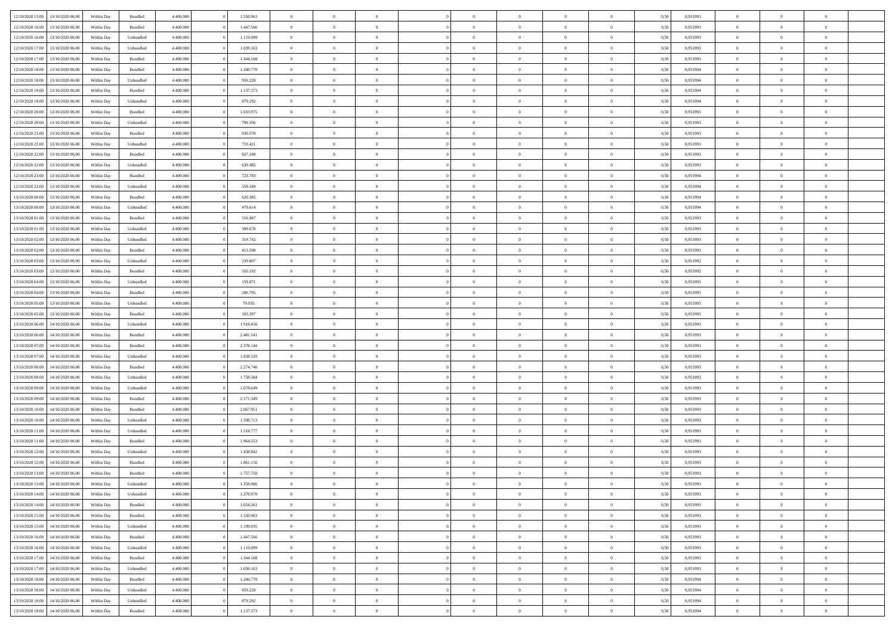| | | | | | | | | | | | | | | | | | | | | |
|---|---|---|---|---|---|---|---|---|---|---|---|---|---|---|---|---|---|---|---|---|
| 12/10/2020 15.00 | 13/10/2020 06.00 | Within Day | Bundled | 4.400.000 | 0 | 1.550.963 | 0 | 0 | 0 | | 0 | 0 | 0 | 0 | 0,50 | 0,951993 | 0 | 0 | 0 | |
| 12/10/2020 16.00 | 13/10/2020 06.00 | Within Day | Bundled | 4.400.000 | 0 | 1.447.566 | 0 | 0 | 0 | | 0 | 0 | 0 | 0 | 0,50 | 0,951993 | 0 | 0 | 0 | |
| 12/10/2020 16.00 | 13/10/2020 06.00 | Within Day | Unbundled | 4.400.000 | 0 | 1.119.099 | 0 | 0 | 0 | | 0 | 0 | 0 | 0 | 0,50 | 0,951993 | 0 | 0 | 0 | |
| 12/10/2020 17.00 | 13/10/2020 06.00 | Within Day | Unbundled | 4.400.000 | 0 | 1.039.163 | 0 | 0 | 0 | | 0 | 0 | 0 | 0 | 0,50 | 0,951993 | 0 | 0 | 0 | |
| 12/10/2020 17.00 | 13/10/2020 06.00 | Within Day | Bundled | 4.400.000 | 0 | 1.344.168 | 0 | 0 | 0 | | 0 | 0 | 0 | 0 | 0,50 | 0,951993 | 0 | 0 | 0 | |
| 12/10/2020 18.00 | 13/10/2020 06.00 | Within Day | Bundled | 4.400.000 | 0 | 1.240.770 | 0 | 0 | 0 | | 0 | 0 | 0 | 0 | 0,50 | 0,951994 | 0 | 0 | 0 | |
| 12/10/2020 18.00 | 13/10/2020 06.00 | Within Day | Unbundled | 4.400.000 | 0 | 959.228 | 0 | 0 | 0 | | 0 | 0 | 0 | 0 | 0,50 | 0,951994 | 0 | 0 | 0 | |
| 12/10/2020 19.00 | 13/10/2020 06.00 | Within Day | Bundled | 4.400.000 | 0 | 1.137.373 | 0 | 0 | 0 | | 0 | 0 | 0 | 0 | 0,50 | 0,951994 | 0 | 0 | 0 | |
| 12/10/2020 19.00 | 13/10/2020 06.00 | Within Day | Unbundled | 4.400.000 | 0 | 879.292 | 0 | 0 | 0 | | 0 | 0 | 0 | 0 | 0,50 | 0,951994 | 0 | 0 | 0 | |
| 12/10/2020 20.00 | 13/10/2020 06.00 | Within Day | Bundled | 4.400.000 | 0 | 1.033.975 | 0 | 0 | 0 | | 0 | 0 | 0 | 0 | 0,50 | 0,951993 | 0 | 0 | 0 | |
| 12/10/2020 20.00 | 13/10/2020 06.00 | Within Day | Unbundled | 4.400.000 | 0 | 799.356 | 0 | 0 | 0 | | 0 | 0 | 0 | 0 | 0,50 | 0,951993 | 0 | 0 | 0 | |
| 12/10/2020 21.00 | 13/10/2020 06.00 | Within Day | Bundled | 4.400.000 | 0 | 930.578 | 0 | 0 | 0 | | 0 | 0 | 0 | 0 | 0,50 | 0,951993 | 0 | 0 | 0 | |
| 12/10/2020 21.00 | 13/10/2020 06.00 | Within Day | Unbundled | 4.400.000 | 0 | 719.421 | 0 | 0 | 0 | | 0 | 0 | 0 | 0 | 0,50 | 0,951993 | 0 | 0 | 0 | |
| 12/10/2020 22.00 | 13/10/2020 06.00 | Within Day | Bundled | 4.400.000 | 0 | 827.180 | 0 | 0 | 0 | | 0 | 0 | 0 | 0 | 0,50 | 0,951993 | 0 | 0 | 0 | |
| 12/10/2020 22.00 | 13/10/2020 06.00 | Within Day | Unbundled | 4.400.000 | 0 | 639.485 | 0 | 0 | 0 | | 0 | 0 | 0 | 0 | 0,50 | 0,951993 | 0 | 0 | 0 | |
| 12/10/2020 23.00 | 13/10/2020 06.00 | Within Day | Bundled | 4.400.000 | 0 | 723.783 | 0 | 0 | 0 | | 0 | 0 | 0 | 0 | 0,50 | 0,951994 | 0 | 0 | 0 | |
| 12/10/2020 23.00 | 13/10/2020 06.00 | Within Day | Unbundled | 4.400.000 | 0 | 559.549 | 0 | 0 | 0 | | 0 | 0 | 0 | 0 | 0,50 | 0,951994 | 0 | 0 | 0 | |
| 13/10/2020 00.00 | 13/10/2020 06.00 | Within Day | Bundled | 4.400.000 | 0 | 620.385 | 0 | 0 | 0 | | 0 | 0 | 0 | 0 | 0,50 | 0,951994 | 0 | 0 | 0 | |
| 13/10/2020 00.00 | 13/10/2020 06.00 | Within Day | Unbundled | 4.400.000 | 0 | 479.614 | 0 | 0 | 0 | | 0 | 0 | 0 | 0 | 0,50 | 0,951994 | 0 | 0 | 0 | |
| 13/10/2020 01.00 | 13/10/2020 06.00 | Within Day | Bundled | 4.400.000 | 0 | 516.987 | 0 | 0 | 0 | | 0 | 0 | 0 | 0 | 0,50 | 0,951993 | 0 | 0 | 0 | |
| 13/10/2020 01.00 | 13/10/2020 06.00 | Within Day | Unbundled | 4.400.000 | 0 | 399.678 | 0 | 0 | 0 | | 0 | 0 | 0 | 0 | 0,50 | 0,951993 | 0 | 0 | 0 | |
| 13/10/2020 02.00 | 13/10/2020 06.00 | Within Day | Unbundled | 4.400.000 | 0 | 319.742 | 0 | 0 | 0 | | 0 | 0 | 0 | 0 | 0,50 | 0,951993 | 0 | 0 | 0 | |
| 13/10/2020 02.00 | 13/10/2020 06.00 | Within Day | Bundled | 4.400.000 | 0 | 413.590 | 0 | 0 | 0 | | 0 | 0 | 0 | 0 | 0,50 | 0,951993 | 0 | 0 | 0 | |
| 13/10/2020 03.00 | 13/10/2020 06.00 | Within Day | Unbundled | 4.400.000 | 0 | 239.807 | 0 | 0 | 0 | | 0 | 0 | 0 | 0 | 0,50 | 0,951992 | 0 | 0 | 0 | |
| 13/10/2020 03.00 | 13/10/2020 06.00 | Within Day | Bundled | 4.400.000 | 0 | 310.192 | 0 | 0 | 0 | | 0 | 0 | 0 | 0 | 0,50 | 0,951992 | 0 | 0 | 0 | |
| 13/10/2020 04.00 | 13/10/2020 06.00 | Within Day | Unbundled | 4.400.000 | 0 | 159.871 | 0 | 0 | 0 | | 0 | 0 | 0 | 0 | 0,50 | 0,951995 | 0 | 0 | 0 | |
| 13/10/2020 04.00 | 13/10/2020 06.00 | Within Day | Bundled | 4.400.000 | 0 | 206.795 | 0 | 0 | 0 | | 0 | 0 | 0 | 0 | 0,50 | 0,951995 | 0 | 0 | 0 | |
| 13/10/2020 05.00 | 13/10/2020 06.00 | Within Day | Unbundled | 4.400.000 | 0 | 79.935 | 0 | 0 | 0 | | 0 | 0 | 0 | 0 | 0,50 | 0,951995 | 0 | 0 | 0 | |
| 13/10/2020 05.00 | 13/10/2020 06.00 | Within Day | Bundled | 4.400.000 | 0 | 103.397 | 0 | 0 | 0 | | 0 | 0 | 0 | 0 | 0,50 | 0,951995 | 0 | 0 | 0 | |
| 13/10/2020 06.00 | 14/10/2020 06.00 | Within Day | Unbundled | 4.400.000 | 0 | 1.918.456 | 0 | 0 | 0 | | 0 | 0 | 0 | 0 | 0,50 | 0,951993 | 0 | 0 | 0 | |
| 13/10/2020 06.00 | 14/10/2020 06.00 | Within Day | Bundled | 4.400.000 | 0 | 2.481.541 | 0 | 0 | 0 | | 0 | 0 | 0 | 0 | 0,50 | 0,951993 | 0 | 0 | 0 | |
| 13/10/2020 07.00 | 14/10/2020 06.00 | Within Day | Bundled | 4.400.000 | 0 | 2.378.144 | 0 | 0 | 0 | | 0 | 0 | 0 | 0 | 0,50 | 0,951993 | 0 | 0 | 0 | |
| 13/10/2020 07.00 | 14/10/2020 06.00 | Within Day | Unbundled | 4.400.000 | 0 | 1.838.520 | 0 | 0 | 0 | | 0 | 0 | 0 | 0 | 0,50 | 0,951993 | 0 | 0 | 0 | |
| 13/10/2020 08.00 | 14/10/2020 06.00 | Within Day | Bundled | 4.400.000 | 0 | 2.274.746 | 0 | 0 | 0 | | 0 | 0 | 0 | 0 | 0,50 | 0,951993 | 0 | 0 | 0 | |
| 13/10/2020 08.00 | 14/10/2020 06.00 | Within Day | Unbundled | 4.400.000 | 0 | 1.758.584 | 0 | 0 | 0 | | 0 | 0 | 0 | 0 | 0,50 | 0,951993 | 0 | 0 | 0 | |
| 13/10/2020 09.00 | 14/10/2020 06.00 | Within Day | Unbundled | 4.400.000 | 0 | 1.678.649 | 0 | 0 | 0 | | 0 | 0 | 0 | 0 | 0,50 | 0,951993 | 0 | 0 | 0 | |
| 13/10/2020 09.00 | 14/10/2020 06.00 | Within Day | Bundled | 4.400.000 | 0 | 2.171.349 | 0 | 0 | 0 | | 0 | 0 | 0 | 0 | 0,50 | 0,951993 | 0 | 0 | 0 | |
| 13/10/2020 10.00 | 14/10/2020 06.00 | Within Day | Bundled | 4.400.000 | 0 | 2.067.951 | 0 | 0 | 0 | | 0 | 0 | 0 | 0 | 0,50 | 0,951993 | 0 | 0 | 0 | |
| 13/10/2020 10.00 | 14/10/2020 06.00 | Within Day | Unbundled | 4.400.000 | 0 | 1.598.713 | 0 | 0 | 0 | | 0 | 0 | 0 | 0 | 0,50 | 0,951993 | 0 | 0 | 0 | |
| 13/10/2020 11.00 | 14/10/2020 06.00 | Within Day | Unbundled | 4.400.000 | 0 | 1.518.777 | 0 | 0 | 0 | | 0 | 0 | 0 | 0 | 0,50 | 0,951993 | 0 | 0 | 0 | |
| 13/10/2020 11.00 | 14/10/2020 06.00 | Within Day | Bundled | 4.400.000 | 0 | 1.964.553 | 0 | 0 | 0 | | 0 | 0 | 0 | 0 | 0,50 | 0,951993 | 0 | 0 | 0 | |
| 13/10/2020 12.00 | 14/10/2020 06.00 | Within Day | Unbundled | 4.400.000 | 0 | 1.438.842 | 0 | 0 | 0 | | 0 | 0 | 0 | 0 | 0,50 | 0,951993 | 0 | 0 | 0 | |
| 13/10/2020 12.00 | 14/10/2020 06.00 | Within Day | Bundled | 4.400.000 | 0 | 1.861.156 | 0 | 0 | 0 | | 0 | 0 | 0 | 0 | 0,50 | 0,951993 | 0 | 0 | 0 | |
| 13/10/2020 13.00 | 14/10/2020 06.00 | Within Day | Bundled | 4.400.000 | 0 | 1.757.758 | 0 | 0 | 0 | | 0 | 0 | 0 | 0 | 0,50 | 0,951993 | 0 | 0 | 0 | |
| 13/10/2020 13.00 | 14/10/2020 06.00 | Within Day | Unbundled | 4.400.000 | 0 | 1.358.906 | 0 | 0 | 0 | | 0 | 0 | 0 | 0 | 0,50 | 0,951993 | 0 | 0 | 0 | |
| 13/10/2020 14.00 | 14/10/2020 06.00 | Within Day | Unbundled | 4.400.000 | 0 | 1.278.970 | 0 | 0 | 0 | | 0 | 0 | 0 | 0 | 0,50 | 0,951993 | 0 | 0 | 0 | |
| 13/10/2020 14.00 | 14/10/2020 06.00 | Within Day | Bundled | 4.400.000 | 0 | 1.654.361 | 0 | 0 | 0 | | 0 | 0 | 0 | 0 | 0,50 | 0,951993 | 0 | 0 | 0 | |
| 13/10/2020 15.00 | 14/10/2020 06.00 | Within Day | Bundled | 4.400.000 | 0 | 1.550.963 | 0 | 0 | 0 | | 0 | 0 | 0 | 0 | 0,50 | 0,951993 | 0 | 0 | 0 | |
| 13/10/2020 15.00 | 14/10/2020 06.00 | Within Day | Unbundled | 4.400.000 | 0 | 1.199.035 | 0 | 0 | 0 | | 0 | 0 | 0 | 0 | 0,50 | 0,951993 | 0 | 0 | 0 | |
| 13/10/2020 16.00 | 14/10/2020 06.00 | Within Day | Bundled | 4.400.000 | 0 | 1.447.566 | 0 | 0 | 0 | | 0 | 0 | 0 | 0 | 0,50 | 0,951993 | 0 | 0 | 0 | |
| 13/10/2020 16.00 | 14/10/2020 06.00 | Within Day | Unbundled | 4.400.000 | 0 | 1.119.099 | 0 | 0 | 0 | | 0 | 0 | 0 | 0 | 0,50 | 0,951993 | 0 | 0 | 0 | |
| 13/10/2020 17.00 | 14/10/2020 06.00 | Within Day | Bundled | 4.400.000 | 0 | 1.344.168 | 0 | 0 | 0 | | 0 | 0 | 0 | 0 | 0,50 | 0,951993 | 0 | 0 | 0 | |
| 13/10/2020 17.00 | 14/10/2020 06.00 | Within Day | Unbundled | 4.400.000 | 0 | 1.039.163 | 0 | 0 | 0 | | 0 | 0 | 0 | 0 | 0,50 | 0,951993 | 0 | 0 | 0 | |
| 13/10/2020 18.00 | 14/10/2020 06.00 | Within Day | Bundled | 4.400.000 | 0 | 1.240.770 | 0 | 0 | 0 | | 0 | 0 | 0 | 0 | 0,50 | 0,951994 | 0 | 0 | 0 | |
| 13/10/2020 18.00 | 14/10/2020 06.00 | Within Day | Unbundled | 4.400.000 | 0 | 959.228 | 0 | 0 | 0 | | 0 | 0 | 0 | 0 | 0,50 | 0,951994 | 0 | 0 | 0 | |
| 13/10/2020 19.00 | 14/10/2020 06.00 | Within Day | Unbundled | 4.400.000 | 0 | 879.292 | 0 | 0 | 0 | | 0 | 0 | 0 | 0 | 0,50 | 0,951994 | 0 | 0 | 0 | |
| 13/10/2020 19.00 | 14/10/2020 06.00 | Within Day | Bundled | 4.400.000 | 0 | 1.137.373 | 0 | 0 | 0 | | 0 | 0 | 0 | 0 | 0,50 | 0,951994 | 0 | 0 | 0 | |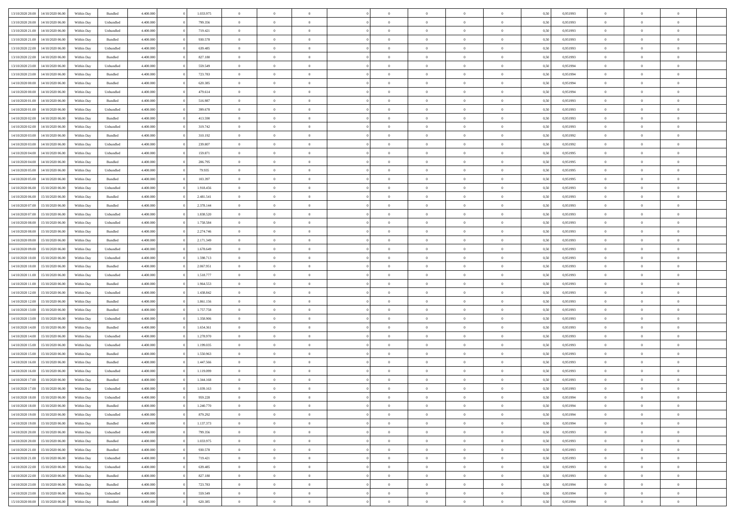| | | | | | | | | | | | | | | | | | | | | |
|---|---|---|---|---|---|---|---|---|---|---|---|---|---|---|---|---|---|---|---|---|
| 13/10/2020 20.00 | 14/10/2020 06.00 | Within Day | Bundled | 4.400.000 | 0 | 1.033.975 | 0 | 0 | 0 | | 0 | 0 | 0 | 0 | 0,50 | 0,951993 | 0 | 0 | 0 | |
| 13/10/2020 20.00 | 14/10/2020 06.00 | Within Day | Unbundled | 4.400.000 | 0 | 799.356 | 0 | 0 | 0 | | 0 | 0 | 0 | 0 | 0,50 | 0,951993 | 0 | 0 | 0 | |
| 13/10/2020 21.00 | 14/10/2020 06.00 | Within Day | Unbundled | 4.400.000 | 0 | 719.421 | 0 | 0 | 0 | | 0 | 0 | 0 | 0 | 0,50 | 0,951993 | 0 | 0 | 0 | |
| 13/10/2020 21.00 | 14/10/2020 06.00 | Within Day | Bundled | 4.400.000 | 0 | 930.578 | 0 | 0 | 0 | | 0 | 0 | 0 | 0 | 0,50 | 0,951993 | 0 | 0 | 0 | |
| 13/10/2020 22.00 | 14/10/2020 06.00 | Within Day | Unbundled | 4.400.000 | 0 | 639.485 | 0 | 0 | 0 | | 0 | 0 | 0 | 0 | 0,50 | 0,951993 | 0 | 0 | 0 | |
| 13/10/2020 22.00 | 14/10/2020 06.00 | Within Day | Bundled | 4.400.000 | 0 | 827.180 | 0 | 0 | 0 | | 0 | 0 | 0 | 0 | 0,50 | 0,951993 | 0 | 0 | 0 | |
| 13/10/2020 23.00 | 14/10/2020 06.00 | Within Day | Unbundled | 4.400.000 | 0 | 559.549 | 0 | 0 | 0 | | 0 | 0 | 0 | 0 | 0,50 | 0,951994 | 0 | 0 | 0 | |
| 13/10/2020 23.00 | 14/10/2020 06.00 | Within Day | Bundled | 4.400.000 | 0 | 723.783 | 0 | 0 | 0 | | 0 | 0 | 0 | 0 | 0,50 | 0,951994 | 0 | 0 | 0 | |
| 14/10/2020 00.00 | 14/10/2020 06.00 | Within Day | Bundled | 4.400.000 | 0 | 620.385 | 0 | 0 | 0 | | 0 | 0 | 0 | 0 | 0,50 | 0,951994 | 0 | 0 | 0 | |
| 14/10/2020 00.00 | 14/10/2020 06.00 | Within Day | Unbundled | 4.400.000 | 0 | 479.614 | 0 | 0 | 0 | | 0 | 0 | 0 | 0 | 0,50 | 0,951994 | 0 | 0 | 0 | |
| 14/10/2020 01.00 | 14/10/2020 06.00 | Within Day | Bundled | 4.400.000 | 0 | 516.987 | 0 | 0 | 0 | | 0 | 0 | 0 | 0 | 0,50 | 0,951993 | 0 | 0 | 0 | |
| 14/10/2020 01.00 | 14/10/2020 06.00 | Within Day | Unbundled | 4.400.000 | 0 | 399.678 | 0 | 0 | 0 | | 0 | 0 | 0 | 0 | 0,50 | 0,951993 | 0 | 0 | 0 | |
| 14/10/2020 02.00 | 14/10/2020 06.00 | Within Day | Bundled | 4.400.000 | 0 | 413.590 | 0 | 0 | 0 | | 0 | 0 | 0 | 0 | 0,50 | 0,951993 | 0 | 0 | 0 | |
| 14/10/2020 02.00 | 14/10/2020 06.00 | Within Day | Unbundled | 4.400.000 | 0 | 319.742 | 0 | 0 | 0 | | 0 | 0 | 0 | 0 | 0,50 | 0,951993 | 0 | 0 | 0 | |
| 14/10/2020 03.00 | 14/10/2020 06.00 | Within Day | Bundled | 4.400.000 | 0 | 310.192 | 0 | 0 | 0 | | 0 | 0 | 0 | 0 | 0,50 | 0,951992 | 0 | 0 | 0 | |
| 14/10/2020 03.00 | 14/10/2020 06.00 | Within Day | Unbundled | 4.400.000 | 0 | 239.807 | 0 | 0 | 0 | | 0 | 0 | 0 | 0 | 0,50 | 0,951992 | 0 | 0 | 0 | |
| 14/10/2020 04.00 | 14/10/2020 06.00 | Within Day | Unbundled | 4.400.000 | 0 | 159.871 | 0 | 0 | 0 | | 0 | 0 | 0 | 0 | 0,50 | 0,951995 | 0 | 0 | 0 | |
| 14/10/2020 04.00 | 14/10/2020 06.00 | Within Day | Bundled | 4.400.000 | 0 | 206.795 | 0 | 0 | 0 | | 0 | 0 | 0 | 0 | 0,50 | 0,951995 | 0 | 0 | 0 | |
| 14/10/2020 05.00 | 14/10/2020 06.00 | Within Day | Unbundled | 4.400.000 | 0 | 79.935 | 0 | 0 | 0 | | 0 | 0 | 0 | 0 | 0,50 | 0,951995 | 0 | 0 | 0 | |
| 14/10/2020 05.00 | 14/10/2020 06.00 | Within Day | Bundled | 4.400.000 | 0 | 103.397 | 0 | 0 | 0 | | 0 | 0 | 0 | 0 | 0,50 | 0,951995 | 0 | 0 | 0 | |
| 14/10/2020 06.00 | 15/10/2020 06.00 | Within Day | Unbundled | 4.400.000 | 0 | 1.918.456 | 0 | 0 | 0 | | 0 | 0 | 0 | 0 | 0,50 | 0,951993 | 0 | 0 | 0 | |
| 14/10/2020 06.00 | 15/10/2020 06.00 | Within Day | Bundled | 4.400.000 | 0 | 2.481.541 | 0 | 0 | 0 | | 0 | 0 | 0 | 0 | 0,50 | 0,951993 | 0 | 0 | 0 | |
| 14/10/2020 07.00 | 15/10/2020 06.00 | Within Day | Bundled | 4.400.000 | 0 | 2.378.144 | 0 | 0 | 0 | | 0 | 0 | 0 | 0 | 0,50 | 0,951993 | 0 | 0 | 0 | |
| 14/10/2020 07.00 | 15/10/2020 06.00 | Within Day | Unbundled | 4.400.000 | 0 | 1.838.520 | 0 | 0 | 0 | | 0 | 0 | 0 | 0 | 0,50 | 0,951993 | 0 | 0 | 0 | |
| 14/10/2020 08.00 | 15/10/2020 06.00 | Within Day | Unbundled | 4.400.000 | 0 | 1.758.584 | 0 | 0 | 0 | | 0 | 0 | 0 | 0 | 0,50 | 0,951993 | 0 | 0 | 0 | |
| 14/10/2020 08.00 | 15/10/2020 06.00 | Within Day | Bundled | 4.400.000 | 0 | 2.274.746 | 0 | 0 | 0 | | 0 | 0 | 0 | 0 | 0,50 | 0,951993 | 0 | 0 | 0 | |
| 14/10/2020 09.00 | 15/10/2020 06.00 | Within Day | Bundled | 4.400.000 | 0 | 2.171.349 | 0 | 0 | 0 | | 0 | 0 | 0 | 0 | 0,50 | 0,951993 | 0 | 0 | 0 | |
| 14/10/2020 09.00 | 15/10/2020 06.00 | Within Day | Unbundled | 4.400.000 | 0 | 1.678.649 | 0 | 0 | 0 | | 0 | 0 | 0 | 0 | 0,50 | 0,951993 | 0 | 0 | 0 | |
| 14/10/2020 10.00 | 15/10/2020 06.00 | Within Day | Unbundled | 4.400.000 | 0 | 1.598.713 | 0 | 0 | 0 | | 0 | 0 | 0 | 0 | 0,50 | 0,951993 | 0 | 0 | 0 | |
| 14/10/2020 10.00 | 15/10/2020 06.00 | Within Day | Bundled | 4.400.000 | 0 | 2.067.951 | 0 | 0 | 0 | | 0 | 0 | 0 | 0 | 0,50 | 0,951993 | 0 | 0 | 0 | |
| 14/10/2020 11.00 | 15/10/2020 06.00 | Within Day | Unbundled | 4.400.000 | 0 | 1.518.777 | 0 | 0 | 0 | | 0 | 0 | 0 | 0 | 0,50 | 0,951993 | 0 | 0 | 0 | |
| 14/10/2020 11.00 | 15/10/2020 06.00 | Within Day | Bundled | 4.400.000 | 0 | 1.964.553 | 0 | 0 | 0 | | 0 | 0 | 0 | 0 | 0,50 | 0,951993 | 0 | 0 | 0 | |
| 14/10/2020 12.00 | 15/10/2020 06.00 | Within Day | Unbundled | 4.400.000 | 0 | 1.438.842 | 0 | 0 | 0 | | 0 | 0 | 0 | 0 | 0,50 | 0,951993 | 0 | 0 | 0 | |
| 14/10/2020 12.00 | 15/10/2020 06.00 | Within Day | Bundled | 4.400.000 | 0 | 1.861.156 | 0 | 0 | 0 | | 0 | 0 | 0 | 0 | 0,50 | 0,951993 | 0 | 0 | 0 | |
| 14/10/2020 13.00 | 15/10/2020 06.00 | Within Day | Bundled | 4.400.000 | 0 | 1.757.758 | 0 | 0 | 0 | | 0 | 0 | 0 | 0 | 0,50 | 0,951993 | 0 | 0 | 0 | |
| 14/10/2020 13.00 | 15/10/2020 06.00 | Within Day | Unbundled | 4.400.000 | 0 | 1.358.906 | 0 | 0 | 0 | | 0 | 0 | 0 | 0 | 0,50 | 0,951993 | 0 | 0 | 0 | |
| 14/10/2020 14.00 | 15/10/2020 06.00 | Within Day | Bundled | 4.400.000 | 0 | 1.654.361 | 0 | 0 | 0 | | 0 | 0 | 0 | 0 | 0,50 | 0,951993 | 0 | 0 | 0 | |
| 14/10/2020 14.00 | 15/10/2020 06.00 | Within Day | Unbundled | 4.400.000 | 0 | 1.278.970 | 0 | 0 | 0 | | 0 | 0 | 0 | 0 | 0,50 | 0,951993 | 0 | 0 | 0 | |
| 14/10/2020 15.00 | 15/10/2020 06.00 | Within Day | Unbundled | 4.400.000 | 0 | 1.199.035 | 0 | 0 | 0 | | 0 | 0 | 0 | 0 | 0,50 | 0,951993 | 0 | 0 | 0 | |
| 14/10/2020 15.00 | 15/10/2020 06.00 | Within Day | Bundled | 4.400.000 | 0 | 1.550.963 | 0 | 0 | 0 | | 0 | 0 | 0 | 0 | 0,50 | 0,951993 | 0 | 0 | 0 | |
| 14/10/2020 16.00 | 15/10/2020 06.00 | Within Day | Bundled | 4.400.000 | 0 | 1.447.566 | 0 | 0 | 0 | | 0 | 0 | 0 | 0 | 0,50 | 0,951993 | 0 | 0 | 0 | |
| 14/10/2020 16.00 | 15/10/2020 06.00 | Within Day | Unbundled | 4.400.000 | 0 | 1.119.099 | 0 | 0 | 0 | | 0 | 0 | 0 | 0 | 0,50 | 0,951993 | 0 | 0 | 0 | |
| 14/10/2020 17.00 | 15/10/2020 06.00 | Within Day | Bundled | 4.400.000 | 0 | 1.344.168 | 0 | 0 | 0 | | 0 | 0 | 0 | 0 | 0,50 | 0,951993 | 0 | 0 | 0 | |
| 14/10/2020 17.00 | 15/10/2020 06.00 | Within Day | Unbundled | 4.400.000 | 0 | 1.039.163 | 0 | 0 | 0 | | 0 | 0 | 0 | 0 | 0,50 | 0,951993 | 0 | 0 | 0 | |
| 14/10/2020 18.00 | 15/10/2020 06.00 | Within Day | Unbundled | 4.400.000 | 0 | 959.228 | 0 | 0 | 0 | | 0 | 0 | 0 | 0 | 0,50 | 0,951994 | 0 | 0 | 0 | |
| 14/10/2020 18.00 | 15/10/2020 06.00 | Within Day | Bundled | 4.400.000 | 0 | 1.240.770 | 0 | 0 | 0 | | 0 | 0 | 0 | 0 | 0,50 | 0,951994 | 0 | 0 | 0 | |
| 14/10/2020 19.00 | 15/10/2020 06.00 | Within Day | Unbundled | 4.400.000 | 0 | 879.292 | 0 | 0 | 0 | | 0 | 0 | 0 | 0 | 0,50 | 0,951994 | 0 | 0 | 0 | |
| 14/10/2020 19.00 | 15/10/2020 06.00 | Within Day | Bundled | 4.400.000 | 0 | 1.137.373 | 0 | 0 | 0 | | 0 | 0 | 0 | 0 | 0,50 | 0,951994 | 0 | 0 | 0 | |
| 14/10/2020 20.00 | 15/10/2020 06.00 | Within Day | Unbundled | 4.400.000 | 0 | 799.356 | 0 | 0 | 0 | | 0 | 0 | 0 | 0 | 0,50 | 0,951993 | 0 | 0 | 0 | |
| 14/10/2020 20.00 | 15/10/2020 06.00 | Within Day | Bundled | 4.400.000 | 0 | 1.033.975 | 0 | 0 | 0 | | 0 | 0 | 0 | 0 | 0,50 | 0,951993 | 0 | 0 | 0 | |
| 14/10/2020 21.00 | 15/10/2020 06.00 | Within Day | Bundled | 4.400.000 | 0 | 930.578 | 0 | 0 | 0 | | 0 | 0 | 0 | 0 | 0,50 | 0,951993 | 0 | 0 | 0 | |
| 14/10/2020 21.00 | 15/10/2020 06.00 | Within Day | Unbundled | 4.400.000 | 0 | 719.421 | 0 | 0 | 0 | | 0 | 0 | 0 | 0 | 0,50 | 0,951993 | 0 | 0 | 0 | |
| 14/10/2020 22.00 | 15/10/2020 06.00 | Within Day | Unbundled | 4.400.000 | 0 | 639.485 | 0 | 0 | 0 | | 0 | 0 | 0 | 0 | 0,50 | 0,951993 | 0 | 0 | 0 | |
| 14/10/2020 22.00 | 15/10/2020 06.00 | Within Day | Bundled | 4.400.000 | 0 | 827.180 | 0 | 0 | 0 | | 0 | 0 | 0 | 0 | 0,50 | 0,951993 | 0 | 0 | 0 | |
| 14/10/2020 23.00 | 15/10/2020 06.00 | Within Day | Bundled | 4.400.000 | 0 | 723.783 | 0 | 0 | 0 | | 0 | 0 | 0 | 0 | 0,50 | 0,951994 | 0 | 0 | 0 | |
| 14/10/2020 23.00 | 15/10/2020 06.00 | Within Day | Unbundled | 4.400.000 | 0 | 559.549 | 0 | 0 | 0 | | 0 | 0 | 0 | 0 | 0,50 | 0,951994 | 0 | 0 | 0 | |
| 15/10/2020 00.00 | 15/10/2020 06.00 | Within Day | Bundled | 4.400.000 | 0 | 620.385 | 0 | 0 | 0 | | 0 | 0 | 0 | 0 | 0,50 | 0,951994 | 0 | 0 | 0 | |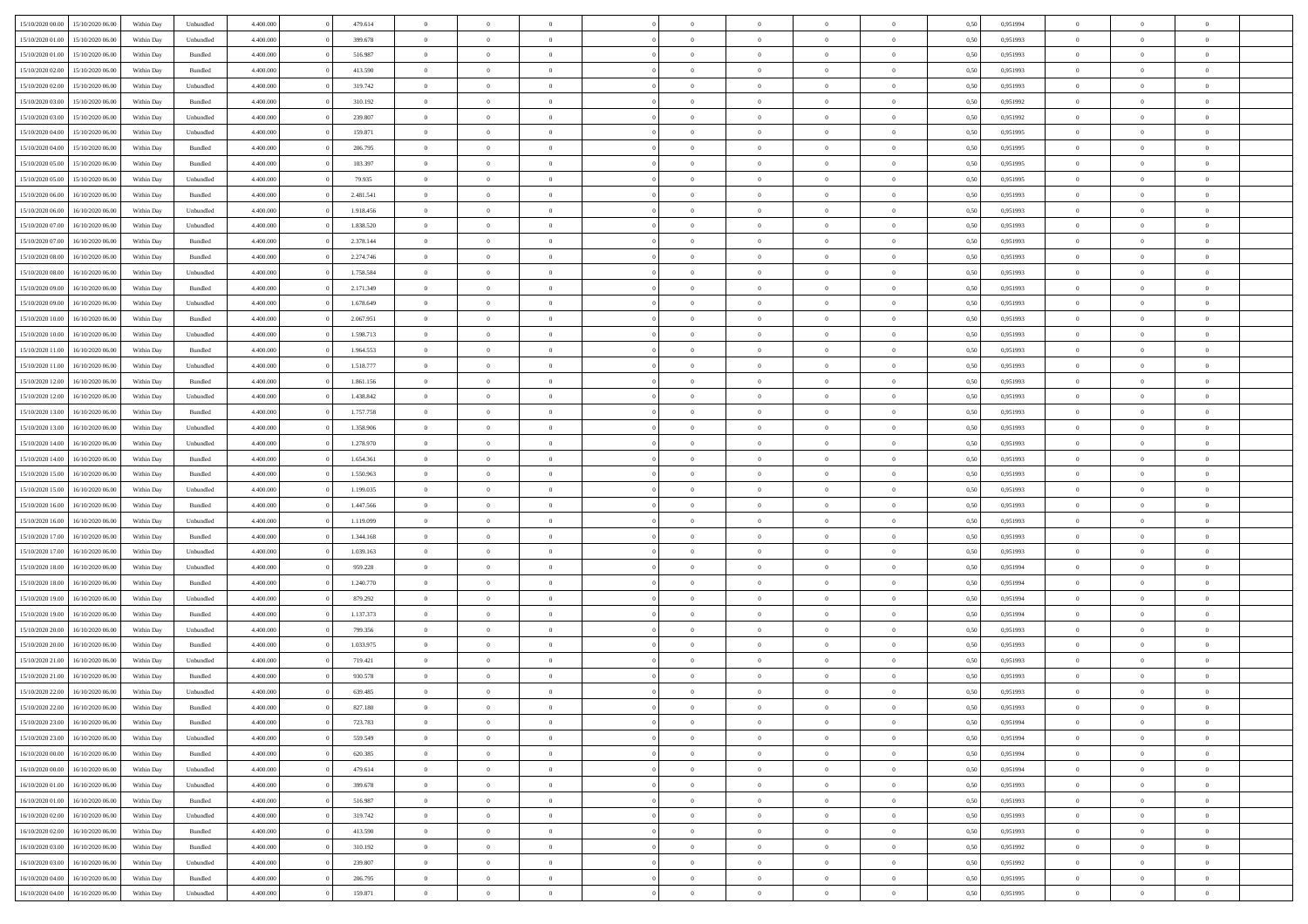| | | | | | | | | | | | | | | | | | | | | |
|---|---|---|---|---|---|---|---|---|---|---|---|---|---|---|---|---|---|---|---|---|
| 15/10/2020 00:00 | 15/10/2020 06:00 | Within Day | Unbundled | 4.400.000 | 0 | 479.614 | 0 | 0 | 0 | | 0 | 0 | 0 | 0 | 0,50 | 0,951994 | 0 | 0 | 0 | |
| 15/10/2020 01:00 | 15/10/2020 06:00 | Within Day | Unbundled | 4.400.000 | 0 | 399.678 | 0 | 0 | 0 | | 0 | 0 | 0 | 0 | 0,50 | 0,951993 | 0 | 0 | 0 | |
| 15/10/2020 01:00 | 15/10/2020 06:00 | Within Day | Bundled | 4.400.000 | 0 | 516.987 | 0 | 0 | 0 | | 0 | 0 | 0 | 0 | 0,50 | 0,951993 | 0 | 0 | 0 | |
| 15/10/2020 02:00 | 15/10/2020 06:00 | Within Day | Bundled | 4.400.000 | 0 | 413.590 | 0 | 0 | 0 | | 0 | 0 | 0 | 0 | 0,50 | 0,951993 | 0 | 0 | 0 | |
| 15/10/2020 02:00 | 15/10/2020 06:00 | Within Day | Unbundled | 4.400.000 | 0 | 319.742 | 0 | 0 | 0 | | 0 | 0 | 0 | 0 | 0,50 | 0,951993 | 0 | 0 | 0 | |
| 15/10/2020 03:00 | 15/10/2020 06:00 | Within Day | Bundled | 4.400.000 | 0 | 310.192 | 0 | 0 | 0 | | 0 | 0 | 0 | 0 | 0,50 | 0,951992 | 0 | 0 | 0 | |
| 15/10/2020 03:00 | 15/10/2020 06:00 | Within Day | Unbundled | 4.400.000 | 0 | 239.807 | 0 | 0 | 0 | | 0 | 0 | 0 | 0 | 0,50 | 0,951992 | 0 | 0 | 0 | |
| 15/10/2020 04:00 | 15/10/2020 06:00 | Within Day | Unbundled | 4.400.000 | 0 | 159.871 | 0 | 0 | 0 | | 0 | 0 | 0 | 0 | 0,50 | 0,951995 | 0 | 0 | 0 | |
| 15/10/2020 04:00 | 15/10/2020 06:00 | Within Day | Bundled | 4.400.000 | 0 | 206.795 | 0 | 0 | 0 | | 0 | 0 | 0 | 0 | 0,50 | 0,951995 | 0 | 0 | 0 | |
| 15/10/2020 05:00 | 15/10/2020 06:00 | Within Day | Bundled | 4.400.000 | 0 | 103.397 | 0 | 0 | 0 | | 0 | 0 | 0 | 0 | 0,50 | 0,951995 | 0 | 0 | 0 | |
| 15/10/2020 05:00 | 15/10/2020 06:00 | Within Day | Unbundled | 4.400.000 | 0 | 79.935 | 0 | 0 | 0 | | 0 | 0 | 0 | 0 | 0,50 | 0,951995 | 0 | 0 | 0 | |
| 15/10/2020 06:00 | 16/10/2020 06:00 | Within Day | Bundled | 4.400.000 | 0 | 2.481.541 | 0 | 0 | 0 | | 0 | 0 | 0 | 0 | 0,50 | 0,951993 | 0 | 0 | 0 | |
| 15/10/2020 06:00 | 16/10/2020 06:00 | Within Day | Unbundled | 4.400.000 | 0 | 1.918.456 | 0 | 0 | 0 | | 0 | 0 | 0 | 0 | 0,50 | 0,951993 | 0 | 0 | 0 | |
| 15/10/2020 07:00 | 16/10/2020 06:00 | Within Day | Unbundled | 4.400.000 | 0 | 1.838.520 | 0 | 0 | 0 | | 0 | 0 | 0 | 0 | 0,50 | 0,951993 | 0 | 0 | 0 | |
| 15/10/2020 07:00 | 16/10/2020 06:00 | Within Day | Bundled | 4.400.000 | 0 | 2.378.144 | 0 | 0 | 0 | | 0 | 0 | 0 | 0 | 0,50 | 0,951993 | 0 | 0 | 0 | |
| 15/10/2020 08:00 | 16/10/2020 06:00 | Within Day | Bundled | 4.400.000 | 0 | 2.274.746 | 0 | 0 | 0 | | 0 | 0 | 0 | 0 | 0,50 | 0,951993 | 0 | 0 | 0 | |
| 15/10/2020 08:00 | 16/10/2020 06:00 | Within Day | Unbundled | 4.400.000 | 0 | 1.758.584 | 0 | 0 | 0 | | 0 | 0 | 0 | 0 | 0,50 | 0,951993 | 0 | 0 | 0 | |
| 15/10/2020 09:00 | 16/10/2020 06:00 | Within Day | Bundled | 4.400.000 | 0 | 2.171.349 | 0 | 0 | 0 | | 0 | 0 | 0 | 0 | 0,50 | 0,951993 | 0 | 0 | 0 | |
| 15/10/2020 09:00 | 16/10/2020 06:00 | Within Day | Unbundled | 4.400.000 | 0 | 1.678.649 | 0 | 0 | 0 | | 0 | 0 | 0 | 0 | 0,50 | 0,951993 | 0 | 0 | 0 | |
| 15/10/2020 10:00 | 16/10/2020 06:00 | Within Day | Bundled | 4.400.000 | 0 | 2.067.951 | 0 | 0 | 0 | | 0 | 0 | 0 | 0 | 0,50 | 0,951993 | 0 | 0 | 0 | |
| 15/10/2020 10:00 | 16/10/2020 06:00 | Within Day | Unbundled | 4.400.000 | 0 | 1.598.713 | 0 | 0 | 0 | | 0 | 0 | 0 | 0 | 0,50 | 0,951993 | 0 | 0 | 0 | |
| 15/10/2020 11:00 | 16/10/2020 06:00 | Within Day | Bundled | 4.400.000 | 0 | 1.964.553 | 0 | 0 | 0 | | 0 | 0 | 0 | 0 | 0,50 | 0,951993 | 0 | 0 | 0 | |
| 15/10/2020 11:00 | 16/10/2020 06:00 | Within Day | Unbundled | 4.400.000 | 0 | 1.518.777 | 0 | 0 | 0 | | 0 | 0 | 0 | 0 | 0,50 | 0,951993 | 0 | 0 | 0 | |
| 15/10/2020 12:00 | 16/10/2020 06:00 | Within Day | Bundled | 4.400.000 | 0 | 1.861.156 | 0 | 0 | 0 | | 0 | 0 | 0 | 0 | 0,50 | 0,951993 | 0 | 0 | 0 | |
| 15/10/2020 12:00 | 16/10/2020 06:00 | Within Day | Unbundled | 4.400.000 | 0 | 1.438.842 | 0 | 0 | 0 | | 0 | 0 | 0 | 0 | 0,50 | 0,951993 | 0 | 0 | 0 | |
| 15/10/2020 13:00 | 16/10/2020 06:00 | Within Day | Bundled | 4.400.000 | 0 | 1.757.758 | 0 | 0 | 0 | | 0 | 0 | 0 | 0 | 0,50 | 0,951993 | 0 | 0 | 0 | |
| 15/10/2020 13:00 | 16/10/2020 06:00 | Within Day | Unbundled | 4.400.000 | 0 | 1.358.906 | 0 | 0 | 0 | | 0 | 0 | 0 | 0 | 0,50 | 0,951993 | 0 | 0 | 0 | |
| 15/10/2020 14:00 | 16/10/2020 06:00 | Within Day | Unbundled | 4.400.000 | 0 | 1.278.970 | 0 | 0 | 0 | | 0 | 0 | 0 | 0 | 0,50 | 0,951993 | 0 | 0 | 0 | |
| 15/10/2020 14:00 | 16/10/2020 06:00 | Within Day | Bundled | 4.400.000 | 0 | 1.654.361 | 0 | 0 | 0 | | 0 | 0 | 0 | 0 | 0,50 | 0,951993 | 0 | 0 | 0 | |
| 15/10/2020 15:00 | 16/10/2020 06:00 | Within Day | Bundled | 4.400.000 | 0 | 1.550.963 | 0 | 0 | 0 | | 0 | 0 | 0 | 0 | 0,50 | 0,951993 | 0 | 0 | 0 | |
| 15/10/2020 15:00 | 16/10/2020 06:00 | Within Day | Unbundled | 4.400.000 | 0 | 1.199.035 | 0 | 0 | 0 | | 0 | 0 | 0 | 0 | 0,50 | 0,951993 | 0 | 0 | 0 | |
| 15/10/2020 16:00 | 16/10/2020 06:00 | Within Day | Bundled | 4.400.000 | 0 | 1.447.566 | 0 | 0 | 0 | | 0 | 0 | 0 | 0 | 0,50 | 0,951993 | 0 | 0 | 0 | |
| 15/10/2020 16:00 | 16/10/2020 06:00 | Within Day | Unbundled | 4.400.000 | 0 | 1.119.099 | 0 | 0 | 0 | | 0 | 0 | 0 | 0 | 0,50 | 0,951993 | 0 | 0 | 0 | |
| 15/10/2020 17:00 | 16/10/2020 06:00 | Within Day | Bundled | 4.400.000 | 0 | 1.344.168 | 0 | 0 | 0 | | 0 | 0 | 0 | 0 | 0,50 | 0,951993 | 0 | 0 | 0 | |
| 15/10/2020 17:00 | 16/10/2020 06:00 | Within Day | Unbundled | 4.400.000 | 0 | 1.039.163 | 0 | 0 | 0 | | 0 | 0 | 0 | 0 | 0,50 | 0,951993 | 0 | 0 | 0 | |
| 15/10/2020 18:00 | 16/10/2020 06:00 | Within Day | Unbundled | 4.400.000 | 0 | 959.228 | 0 | 0 | 0 | | 0 | 0 | 0 | 0 | 0,50 | 0,951994 | 0 | 0 | 0 | |
| 15/10/2020 18:00 | 16/10/2020 06:00 | Within Day | Bundled | 4.400.000 | 0 | 1.240.770 | 0 | 0 | 0 | | 0 | 0 | 0 | 0 | 0,50 | 0,951994 | 0 | 0 | 0 | |
| 15/10/2020 19:00 | 16/10/2020 06:00 | Within Day | Unbundled | 4.400.000 | 0 | 879.292 | 0 | 0 | 0 | | 0 | 0 | 0 | 0 | 0,50 | 0,951994 | 0 | 0 | 0 | |
| 15/10/2020 19:00 | 16/10/2020 06:00 | Within Day | Bundled | 4.400.000 | 0 | 1.137.373 | 0 | 0 | 0 | | 0 | 0 | 0 | 0 | 0,50 | 0,951994 | 0 | 0 | 0 | |
| 15/10/2020 20:00 | 16/10/2020 06:00 | Within Day | Unbundled | 4.400.000 | 0 | 799.356 | 0 | 0 | 0 | | 0 | 0 | 0 | 0 | 0,50 | 0,951993 | 0 | 0 | 0 | |
| 15/10/2020 20:00 | 16/10/2020 06:00 | Within Day | Bundled | 4.400.000 | 0 | 1.033.975 | 0 | 0 | 0 | | 0 | 0 | 0 | 0 | 0,50 | 0,951993 | 0 | 0 | 0 | |
| 15/10/2020 21:00 | 16/10/2020 06:00 | Within Day | Unbundled | 4.400.000 | 0 | 719.421 | 0 | 0 | 0 | | 0 | 0 | 0 | 0 | 0,50 | 0,951993 | 0 | 0 | 0 | |
| 15/10/2020 21:00 | 16/10/2020 06:00 | Within Day | Bundled | 4.400.000 | 0 | 930.578 | 0 | 0 | 0 | | 0 | 0 | 0 | 0 | 0,50 | 0,951993 | 0 | 0 | 0 | |
| 15/10/2020 22:00 | 16/10/2020 06:00 | Within Day | Unbundled | 4.400.000 | 0 | 639.485 | 0 | 0 | 0 | | 0 | 0 | 0 | 0 | 0,50 | 0,951993 | 0 | 0 | 0 | |
| 15/10/2020 22:00 | 16/10/2020 06:00 | Within Day | Bundled | 4.400.000 | 0 | 827.180 | 0 | 0 | 0 | | 0 | 0 | 0 | 0 | 0,50 | 0,951993 | 0 | 0 | 0 | |
| 15/10/2020 23:00 | 16/10/2020 06:00 | Within Day | Bundled | 4.400.000 | 0 | 723.783 | 0 | 0 | 0 | | 0 | 0 | 0 | 0 | 0,50 | 0,951994 | 0 | 0 | 0 | |
| 15/10/2020 23:00 | 16/10/2020 06:00 | Within Day | Unbundled | 4.400.000 | 0 | 559.549 | 0 | 0 | 0 | | 0 | 0 | 0 | 0 | 0,50 | 0,951994 | 0 | 0 | 0 | |
| 16/10/2020 00:00 | 16/10/2020 06:00 | Within Day | Bundled | 4.400.000 | 0 | 620.385 | 0 | 0 | 0 | | 0 | 0 | 0 | 0 | 0,50 | 0,951994 | 0 | 0 | 0 | |
| 16/10/2020 00:00 | 16/10/2020 06:00 | Within Day | Unbundled | 4.400.000 | 0 | 479.614 | 0 | 0 | 0 | | 0 | 0 | 0 | 0 | 0,50 | 0,951994 | 0 | 0 | 0 | |
| 16/10/2020 01:00 | 16/10/2020 06:00 | Within Day | Unbundled | 4.400.000 | 0 | 399.678 | 0 | 0 | 0 | | 0 | 0 | 0 | 0 | 0,50 | 0,951993 | 0 | 0 | 0 | |
| 16/10/2020 01:00 | 16/10/2020 06:00 | Within Day | Bundled | 4.400.000 | 0 | 516.987 | 0 | 0 | 0 | | 0 | 0 | 0 | 0 | 0,50 | 0,951993 | 0 | 0 | 0 | |
| 16/10/2020 02:00 | 16/10/2020 06:00 | Within Day | Unbundled | 4.400.000 | 0 | 319.742 | 0 | 0 | 0 | | 0 | 0 | 0 | 0 | 0,50 | 0,951993 | 0 | 0 | 0 | |
| 16/10/2020 02:00 | 16/10/2020 06:00 | Within Day | Bundled | 4.400.000 | 0 | 413.590 | 0 | 0 | 0 | | 0 | 0 | 0 | 0 | 0,50 | 0,951993 | 0 | 0 | 0 | |
| 16/10/2020 03:00 | 16/10/2020 06:00 | Within Day | Bundled | 4.400.000 | 0 | 310.192 | 0 | 0 | 0 | | 0 | 0 | 0 | 0 | 0,50 | 0,951992 | 0 | 0 | 0 | |
| 16/10/2020 03:00 | 16/10/2020 06:00 | Within Day | Unbundled | 4.400.000 | 0 | 239.807 | 0 | 0 | 0 | | 0 | 0 | 0 | 0 | 0,50 | 0,951992 | 0 | 0 | 0 | |
| 16/10/2020 04:00 | 16/10/2020 06:00 | Within Day | Bundled | 4.400.000 | 0 | 206.795 | 0 | 0 | 0 | | 0 | 0 | 0 | 0 | 0,50 | 0,951995 | 0 | 0 | 0 | |
| 16/10/2020 04:00 | 16/10/2020 06:00 | Within Day | Unbundled | 4.400.000 | 0 | 159.871 | 0 | 0 | 0 | | 0 | 0 | 0 | 0 | 0,50 | 0,951995 | 0 | 0 | 0 | |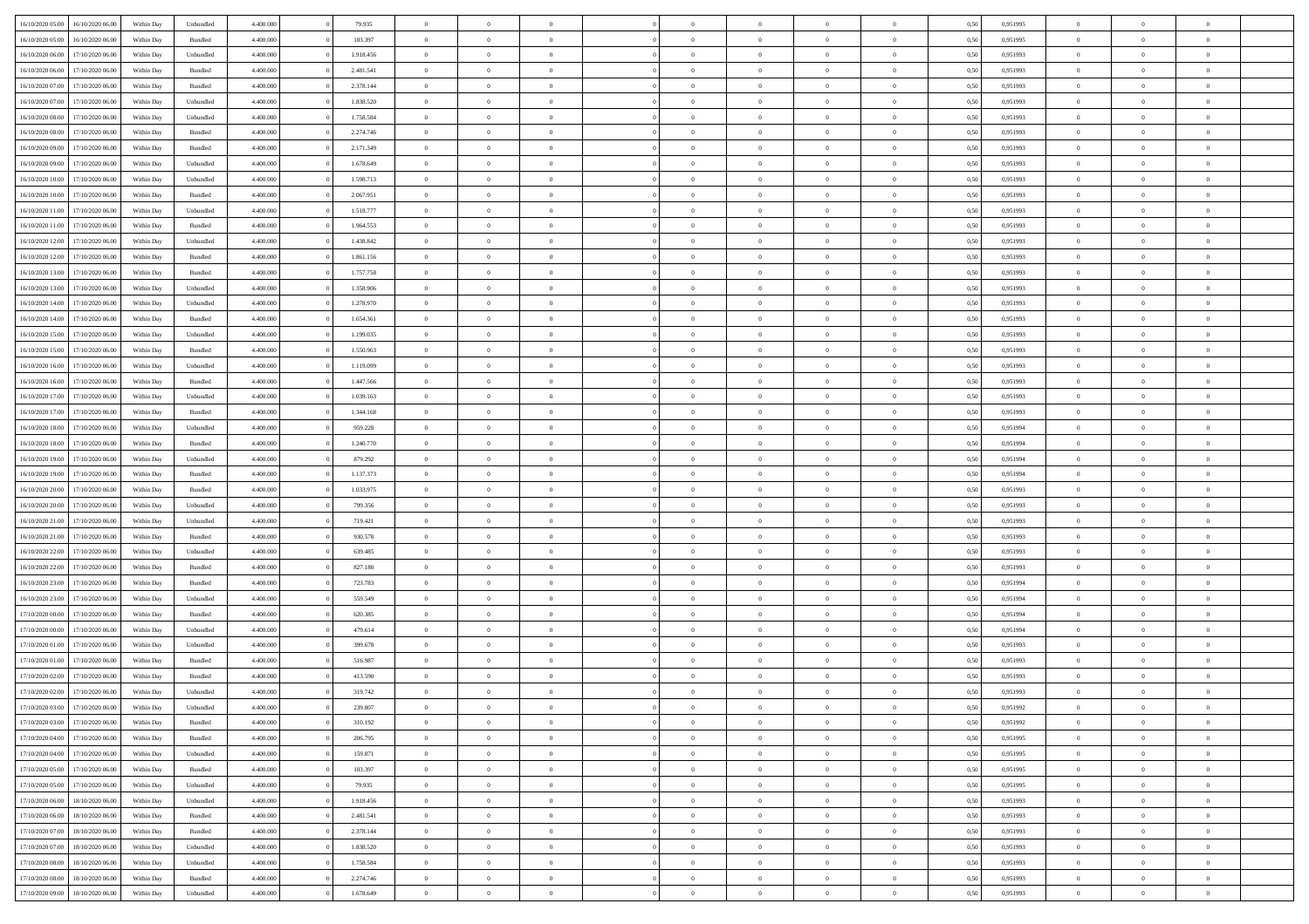| | | | | | | | | | | | | | | | | | | | | |
|---|---|---|---|---|---|---|---|---|---|---|---|---|---|---|---|---|---|---|---|---|
| 16/10/2020 05.00 | 16/10/2020 06.00 | Within Day | Unbundled | 4.400.000 | 0 | 79.935 | 0 | 0 | 0 | | 0 | 0 | 0 | 0 | 0,50 | 0,951995 | 0 | 0 | 0 | |
| 16/10/2020 05.00 | 16/10/2020 06.00 | Within Day | Bundled | 4.400.000 | 0 | 103.397 | 0 | 0 | 0 | | 0 | 0 | 0 | 0 | 0,50 | 0,951995 | 0 | 0 | 0 | |
| 16/10/2020 06.00 | 17/10/2020 06.00 | Within Day | Unbundled | 4.400.000 | 0 | 1.918.456 | 0 | 0 | 0 | | 0 | 0 | 0 | 0 | 0,50 | 0,951993 | 0 | 0 | 0 | |
| 16/10/2020 06.00 | 17/10/2020 06.00 | Within Day | Bundled | 4.400.000 | 0 | 2.481.541 | 0 | 0 | 0 | | 0 | 0 | 0 | 0 | 0,50 | 0,951993 | 0 | 0 | 0 | |
| 16/10/2020 07.00 | 17/10/2020 06.00 | Within Day | Bundled | 4.400.000 | 0 | 2.378.144 | 0 | 0 | 0 | | 0 | 0 | 0 | 0 | 0,50 | 0,951993 | 0 | 0 | 0 | |
| 16/10/2020 07.00 | 17/10/2020 06.00 | Within Day | Unbundled | 4.400.000 | 0 | 1.838.520 | 0 | 0 | 0 | | 0 | 0 | 0 | 0 | 0,50 | 0,951993 | 0 | 0 | 0 | |
| 16/10/2020 08.00 | 17/10/2020 06.00 | Within Day | Unbundled | 4.400.000 | 0 | 1.758.584 | 0 | 0 | 0 | | 0 | 0 | 0 | 0 | 0,50 | 0,951993 | 0 | 0 | 0 | |
| 16/10/2020 08.00 | 17/10/2020 06.00 | Within Day | Bundled | 4.400.000 | 0 | 2.274.746 | 0 | 0 | 0 | | 0 | 0 | 0 | 0 | 0,50 | 0,951993 | 0 | 0 | 0 | |
| 16/10/2020 09.00 | 17/10/2020 06.00 | Within Day | Bundled | 4.400.000 | 0 | 2.171.349 | 0 | 0 | 0 | | 0 | 0 | 0 | 0 | 0,50 | 0,951993 | 0 | 0 | 0 | |
| 16/10/2020 09.00 | 17/10/2020 06.00 | Within Day | Unbundled | 4.400.000 | 0 | 1.678.649 | 0 | 0 | 0 | | 0 | 0 | 0 | 0 | 0,50 | 0,951993 | 0 | 0 | 0 | |
| 16/10/2020 10.00 | 17/10/2020 06.00 | Within Day | Unbundled | 4.400.000 | 0 | 1.598.713 | 0 | 0 | 0 | | 0 | 0 | 0 | 0 | 0,50 | 0,951993 | 0 | 0 | 0 | |
| 16/10/2020 10.00 | 17/10/2020 06.00 | Within Day | Bundled | 4.400.000 | 0 | 2.067.951 | 0 | 0 | 0 | | 0 | 0 | 0 | 0 | 0,50 | 0,951993 | 0 | 0 | 0 | |
| 16/10/2020 11.00 | 17/10/2020 06.00 | Within Day | Unbundled | 4.400.000 | 0 | 1.518.777 | 0 | 0 | 0 | | 0 | 0 | 0 | 0 | 0,50 | 0,951993 | 0 | 0 | 0 | |
| 16/10/2020 11.00 | 17/10/2020 06.00 | Within Day | Bundled | 4.400.000 | 0 | 1.964.553 | 0 | 0 | 0 | | 0 | 0 | 0 | 0 | 0,50 | 0,951993 | 0 | 0 | 0 | |
| 16/10/2020 12.00 | 17/10/2020 06.00 | Within Day | Unbundled | 4.400.000 | 0 | 1.438.842 | 0 | 0 | 0 | | 0 | 0 | 0 | 0 | 0,50 | 0,951993 | 0 | 0 | 0 | |
| 16/10/2020 12.00 | 17/10/2020 06.00 | Within Day | Bundled | 4.400.000 | 0 | 1.861.156 | 0 | 0 | 0 | | 0 | 0 | 0 | 0 | 0,50 | 0,951993 | 0 | 0 | 0 | |
| 16/10/2020 13.00 | 17/10/2020 06.00 | Within Day | Bundled | 4.400.000 | 0 | 1.757.758 | 0 | 0 | 0 | | 0 | 0 | 0 | 0 | 0,50 | 0,951993 | 0 | 0 | 0 | |
| 16/10/2020 13.00 | 17/10/2020 06.00 | Within Day | Unbundled | 4.400.000 | 0 | 1.358.906 | 0 | 0 | 0 | | 0 | 0 | 0 | 0 | 0,50 | 0,951993 | 0 | 0 | 0 | |
| 16/10/2020 14.00 | 17/10/2020 06.00 | Within Day | Unbundled | 4.400.000 | 0 | 1.278.970 | 0 | 0 | 0 | | 0 | 0 | 0 | 0 | 0,50 | 0,951993 | 0 | 0 | 0 | |
| 16/10/2020 14.00 | 17/10/2020 06.00 | Within Day | Bundled | 4.400.000 | 0 | 1.654.361 | 0 | 0 | 0 | | 0 | 0 | 0 | 0 | 0,50 | 0,951993 | 0 | 0 | 0 | |
| 16/10/2020 15.00 | 17/10/2020 06.00 | Within Day | Unbundled | 4.400.000 | 0 | 1.199.035 | 0 | 0 | 0 | | 0 | 0 | 0 | 0 | 0,50 | 0,951993 | 0 | 0 | 0 | |
| 16/10/2020 15.00 | 17/10/2020 06.00 | Within Day | Bundled | 4.400.000 | 0 | 1.550.963 | 0 | 0 | 0 | | 0 | 0 | 0 | 0 | 0,50 | 0,951993 | 0 | 0 | 0 | |
| 16/10/2020 16.00 | 17/10/2020 06.00 | Within Day | Unbundled | 4.400.000 | 0 | 1.119.099 | 0 | 0 | 0 | | 0 | 0 | 0 | 0 | 0,50 | 0,951993 | 0 | 0 | 0 | |
| 16/10/2020 16.00 | 17/10/2020 06.00 | Within Day | Bundled | 4.400.000 | 0 | 1.447.566 | 0 | 0 | 0 | | 0 | 0 | 0 | 0 | 0,50 | 0,951993 | 0 | 0 | 0 | |
| 16/10/2020 17.00 | 17/10/2020 06.00 | Within Day | Unbundled | 4.400.000 | 0 | 1.039.163 | 0 | 0 | 0 | | 0 | 0 | 0 | 0 | 0,50 | 0,951993 | 0 | 0 | 0 | |
| 16/10/2020 17.00 | 17/10/2020 06.00 | Within Day | Bundled | 4.400.000 | 0 | 1.344.168 | 0 | 0 | 0 | | 0 | 0 | 0 | 0 | 0,50 | 0,951993 | 0 | 0 | 0 | |
| 16/10/2020 18.00 | 17/10/2020 06.00 | Within Day | Unbundled | 4.400.000 | 0 | 959.228 | 0 | 0 | 0 | | 0 | 0 | 0 | 0 | 0,50 | 0,951994 | 0 | 0 | 0 | |
| 16/10/2020 18.00 | 17/10/2020 06.00 | Within Day | Bundled | 4.400.000 | 0 | 1.240.770 | 0 | 0 | 0 | | 0 | 0 | 0 | 0 | 0,50 | 0,951994 | 0 | 0 | 0 | |
| 16/10/2020 19.00 | 17/10/2020 06.00 | Within Day | Unbundled | 4.400.000 | 0 | 879.292 | 0 | 0 | 0 | | 0 | 0 | 0 | 0 | 0,50 | 0,951994 | 0 | 0 | 0 | |
| 16/10/2020 19.00 | 17/10/2020 06.00 | Within Day | Bundled | 4.400.000 | 0 | 1.137.373 | 0 | 0 | 0 | | 0 | 0 | 0 | 0 | 0,50 | 0,951994 | 0 | 0 | 0 | |
| 16/10/2020 20.00 | 17/10/2020 06.00 | Within Day | Bundled | 4.400.000 | 0 | 1.033.975 | 0 | 0 | 0 | | 0 | 0 | 0 | 0 | 0,50 | 0,951993 | 0 | 0 | 0 | |
| 16/10/2020 20.00 | 17/10/2020 06.00 | Within Day | Unbundled | 4.400.000 | 0 | 799.356 | 0 | 0 | 0 | | 0 | 0 | 0 | 0 | 0,50 | 0,951993 | 0 | 0 | 0 | |
| 16/10/2020 21.00 | 17/10/2020 06.00 | Within Day | Unbundled | 4.400.000 | 0 | 719.421 | 0 | 0 | 0 | | 0 | 0 | 0 | 0 | 0,50 | 0,951993 | 0 | 0 | 0 | |
| 16/10/2020 21.00 | 17/10/2020 06.00 | Within Day | Bundled | 4.400.000 | 0 | 930.578 | 0 | 0 | 0 | | 0 | 0 | 0 | 0 | 0,50 | 0,951993 | 0 | 0 | 0 | |
| 16/10/2020 22.00 | 17/10/2020 06.00 | Within Day | Unbundled | 4.400.000 | 0 | 639.485 | 0 | 0 | 0 | | 0 | 0 | 0 | 0 | 0,50 | 0,951993 | 0 | 0 | 0 | |
| 16/10/2020 22.00 | 17/10/2020 06.00 | Within Day | Bundled | 4.400.000 | 0 | 827.180 | 0 | 0 | 0 | | 0 | 0 | 0 | 0 | 0,50 | 0,951993 | 0 | 0 | 0 | |
| 16/10/2020 23.00 | 17/10/2020 06.00 | Within Day | Bundled | 4.400.000 | 0 | 723.783 | 0 | 0 | 0 | | 0 | 0 | 0 | 0 | 0,50 | 0,951994 | 0 | 0 | 0 | |
| 16/10/2020 23.00 | 17/10/2020 06.00 | Within Day | Unbundled | 4.400.000 | 0 | 559.549 | 0 | 0 | 0 | | 0 | 0 | 0 | 0 | 0,50 | 0,951994 | 0 | 0 | 0 | |
| 17/10/2020 00.00 | 17/10/2020 06.00 | Within Day | Bundled | 4.400.000 | 0 | 620.385 | 0 | 0 | 0 | | 0 | 0 | 0 | 0 | 0,50 | 0,951994 | 0 | 0 | 0 | |
| 17/10/2020 00.00 | 17/10/2020 06.00 | Within Day | Unbundled | 4.400.000 | 0 | 479.614 | 0 | 0 | 0 | | 0 | 0 | 0 | 0 | 0,50 | 0,951994 | 0 | 0 | 0 | |
| 17/10/2020 01.00 | 17/10/2020 06.00 | Within Day | Unbundled | 4.400.000 | 0 | 399.678 | 0 | 0 | 0 | | 0 | 0 | 0 | 0 | 0,50 | 0,951993 | 0 | 0 | 0 | |
| 17/10/2020 01.00 | 17/10/2020 06.00 | Within Day | Bundled | 4.400.000 | 0 | 516.987 | 0 | 0 | 0 | | 0 | 0 | 0 | 0 | 0,50 | 0,951993 | 0 | 0 | 0 | |
| 17/10/2020 02.00 | 17/10/2020 06.00 | Within Day | Bundled | 4.400.000 | 0 | 413.590 | 0 | 0 | 0 | | 0 | 0 | 0 | 0 | 0,50 | 0,951993 | 0 | 0 | 0 | |
| 17/10/2020 02.00 | 17/10/2020 06.00 | Within Day | Unbundled | 4.400.000 | 0 | 319.742 | 0 | 0 | 0 | | 0 | 0 | 0 | 0 | 0,50 | 0,951993 | 0 | 0 | 0 | |
| 17/10/2020 03.00 | 17/10/2020 06.00 | Within Day | Unbundled | 4.400.000 | 0 | 239.807 | 0 | 0 | 0 | | 0 | 0 | 0 | 0 | 0,50 | 0,951992 | 0 | 0 | 0 | |
| 17/10/2020 03.00 | 17/10/2020 06.00 | Within Day | Bundled | 4.400.000 | 0 | 310.192 | 0 | 0 | 0 | | 0 | 0 | 0 | 0 | 0,50 | 0,951992 | 0 | 0 | 0 | |
| 17/10/2020 04.00 | 17/10/2020 06.00 | Within Day | Bundled | 4.400.000 | 0 | 206.795 | 0 | 0 | 0 | | 0 | 0 | 0 | 0 | 0,50 | 0,951995 | 0 | 0 | 0 | |
| 17/10/2020 04.00 | 17/10/2020 06.00 | Within Day | Unbundled | 4.400.000 | 0 | 159.871 | 0 | 0 | 0 | | 0 | 0 | 0 | 0 | 0,50 | 0,951995 | 0 | 0 | 0 | |
| 17/10/2020 05.00 | 17/10/2020 06.00 | Within Day | Bundled | 4.400.000 | 0 | 103.397 | 0 | 0 | 0 | | 0 | 0 | 0 | 0 | 0,50 | 0,951995 | 0 | 0 | 0 | |
| 17/10/2020 05.00 | 17/10/2020 06.00 | Within Day | Unbundled | 4.400.000 | 0 | 79.935 | 0 | 0 | 0 | | 0 | 0 | 0 | 0 | 0,50 | 0,951995 | 0 | 0 | 0 | |
| 17/10/2020 06.00 | 18/10/2020 06.00 | Within Day | Unbundled | 4.400.000 | 0 | 1.918.456 | 0 | 0 | 0 | | 0 | 0 | 0 | 0 | 0,50 | 0,951993 | 0 | 0 | 0 | |
| 17/10/2020 06.00 | 18/10/2020 06.00 | Within Day | Bundled | 4.400.000 | 0 | 2.481.541 | 0 | 0 | 0 | | 0 | 0 | 0 | 0 | 0,50 | 0,951993 | 0 | 0 | 0 | |
| 17/10/2020 07.00 | 18/10/2020 06.00 | Within Day | Bundled | 4.400.000 | 0 | 2.378.144 | 0 | 0 | 0 | | 0 | 0 | 0 | 0 | 0,50 | 0,951993 | 0 | 0 | 0 | |
| 17/10/2020 07.00 | 18/10/2020 06.00 | Within Day | Unbundled | 4.400.000 | 0 | 1.838.520 | 0 | 0 | 0 | | 0 | 0 | 0 | 0 | 0,50 | 0,951993 | 0 | 0 | 0 | |
| 17/10/2020 08.00 | 18/10/2020 06.00 | Within Day | Unbundled | 4.400.000 | 0 | 1.758.584 | 0 | 0 | 0 | | 0 | 0 | 0 | 0 | 0,50 | 0,951993 | 0 | 0 | 0 | |
| 17/10/2020 08.00 | 18/10/2020 06.00 | Within Day | Bundled | 4.400.000 | 0 | 2.274.746 | 0 | 0 | 0 | | 0 | 0 | 0 | 0 | 0,50 | 0,951993 | 0 | 0 | 0 | |
| 17/10/2020 09.00 | 18/10/2020 06.00 | Within Day | Unbundled | 4.400.000 | 0 | 1.678.649 | 0 | 0 | 0 | | 0 | 0 | 0 | 0 | 0,50 | 0,951993 | 0 | 0 | 0 | |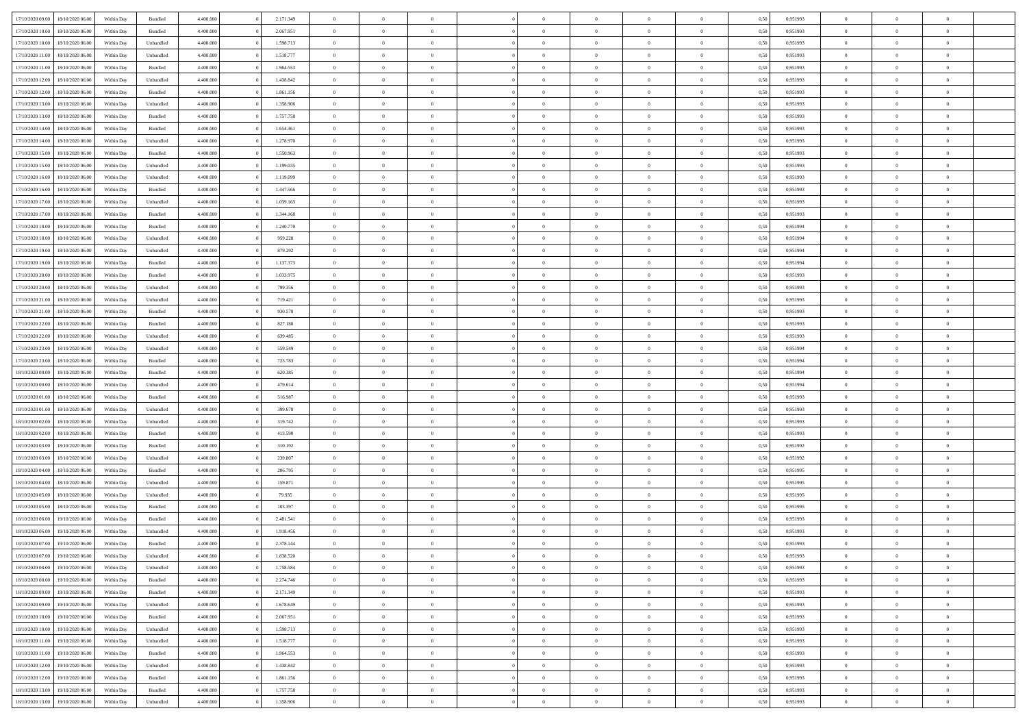| | | | | | | | | | | | | | | | | | | | | |
|---|---|---|---|---|---|---|---|---|---|---|---|---|---|---|---|---|---|---|---|---|
| 17/10/2020 09:00 | 18/10/2020 06:00 | Within Day | Bundled | 4.400.000 | 0 | 2.171.349 | 0 | 0 | 0 | | 0 | 0 | 0 | 0 | 0,50 | 0,951993 | 0 | 0 | 0 | |
| 17/10/2020 10:00 | 18/10/2020 06:00 | Within Day | Bundled | 4.400.000 | 0 | 2.067.951 | 0 | 0 | 0 | | 0 | 0 | 0 | 0 | 0,50 | 0,951993 | 0 | 0 | 0 | |
| 17/10/2020 10:00 | 18/10/2020 06:00 | Within Day | Unbundled | 4.400.000 | 0 | 1.598.713 | 0 | 0 | 0 | | 0 | 0 | 0 | 0 | 0,50 | 0,951993 | 0 | 0 | 0 | |
| 17/10/2020 11:00 | 18/10/2020 06:00 | Within Day | Unbundled | 4.400.000 | 0 | 1.518.777 | 0 | 0 | 0 | | 0 | 0 | 0 | 0 | 0,50 | 0,951993 | 0 | 0 | 0 | |
| 17/10/2020 11:00 | 18/10/2020 06:00 | Within Day | Bundled | 4.400.000 | 0 | 1.964.553 | 0 | 0 | 0 | | 0 | 0 | 0 | 0 | 0,50 | 0,951993 | 0 | 0 | 0 | |
| 17/10/2020 12:00 | 18/10/2020 06:00 | Within Day | Unbundled | 4.400.000 | 0 | 1.438.842 | 0 | 0 | 0 | | 0 | 0 | 0 | 0 | 0,50 | 0,951993 | 0 | 0 | 0 | |
| 17/10/2020 12:00 | 18/10/2020 06:00 | Within Day | Bundled | 4.400.000 | 0 | 1.861.156 | 0 | 0 | 0 | | 0 | 0 | 0 | 0 | 0,50 | 0,951993 | 0 | 0 | 0 | |
| 17/10/2020 13:00 | 18/10/2020 06:00 | Within Day | Unbundled | 4.400.000 | 0 | 1.358.906 | 0 | 0 | 0 | | 0 | 0 | 0 | 0 | 0,50 | 0,951993 | 0 | 0 | 0 | |
| 17/10/2020 13:00 | 18/10/2020 06:00 | Within Day | Bundled | 4.400.000 | 0 | 1.757.758 | 0 | 0 | 0 | | 0 | 0 | 0 | 0 | 0,50 | 0,951993 | 0 | 0 | 0 | |
| 17/10/2020 14:00 | 18/10/2020 06:00 | Within Day | Bundled | 4.400.000 | 0 | 1.654.361 | 0 | 0 | 0 | | 0 | 0 | 0 | 0 | 0,50 | 0,951993 | 0 | 0 | 0 | |
| 17/10/2020 14:00 | 18/10/2020 06:00 | Within Day | Unbundled | 4.400.000 | 0 | 1.278.970 | 0 | 0 | 0 | | 0 | 0 | 0 | 0 | 0,50 | 0,951993 | 0 | 0 | 0 | |
| 17/10/2020 15:00 | 18/10/2020 06:00 | Within Day | Bundled | 4.400.000 | 0 | 1.550.963 | 0 | 0 | 0 | | 0 | 0 | 0 | 0 | 0,50 | 0,951993 | 0 | 0 | 0 | |
| 17/10/2020 15:00 | 18/10/2020 06:00 | Within Day | Unbundled | 4.400.000 | 0 | 1.199.035 | 0 | 0 | 0 | | 0 | 0 | 0 | 0 | 0,50 | 0,951993 | 0 | 0 | 0 | |
| 17/10/2020 16:00 | 18/10/2020 06:00 | Within Day | Unbundled | 4.400.000 | 0 | 1.119.099 | 0 | 0 | 0 | | 0 | 0 | 0 | 0 | 0,50 | 0,951993 | 0 | 0 | 0 | |
| 17/10/2020 16:00 | 18/10/2020 06:00 | Within Day | Bundled | 4.400.000 | 0 | 1.447.566 | 0 | 0 | 0 | | 0 | 0 | 0 | 0 | 0,50 | 0,951993 | 0 | 0 | 0 | |
| 17/10/2020 17:00 | 18/10/2020 06:00 | Within Day | Unbundled | 4.400.000 | 0 | 1.039.163 | 0 | 0 | 0 | | 0 | 0 | 0 | 0 | 0,50 | 0,951993 | 0 | 0 | 0 | |
| 17/10/2020 17:00 | 18/10/2020 06:00 | Within Day | Bundled | 4.400.000 | 0 | 1.344.168 | 0 | 0 | 0 | | 0 | 0 | 0 | 0 | 0,50 | 0,951993 | 0 | 0 | 0 | |
| 17/10/2020 18:00 | 18/10/2020 06:00 | Within Day | Bundled | 4.400.000 | 0 | 1.240.770 | 0 | 0 | 0 | | 0 | 0 | 0 | 0 | 0,50 | 0,951994 | 0 | 0 | 0 | |
| 17/10/2020 18:00 | 18/10/2020 06:00 | Within Day | Unbundled | 4.400.000 | 0 | 959.228 | 0 | 0 | 0 | | 0 | 0 | 0 | 0 | 0,50 | 0,951994 | 0 | 0 | 0 | |
| 17/10/2020 19:00 | 18/10/2020 06:00 | Within Day | Unbundled | 4.400.000 | 0 | 879.292 | 0 | 0 | 0 | | 0 | 0 | 0 | 0 | 0,50 | 0,951994 | 0 | 0 | 0 | |
| 17/10/2020 19:00 | 18/10/2020 06:00 | Within Day | Bundled | 4.400.000 | 0 | 1.137.373 | 0 | 0 | 0 | | 0 | 0 | 0 | 0 | 0,50 | 0,951994 | 0 | 0 | 0 | |
| 17/10/2020 20:00 | 18/10/2020 06:00 | Within Day | Bundled | 4.400.000 | 0 | 1.033.975 | 0 | 0 | 0 | | 0 | 0 | 0 | 0 | 0,50 | 0,951993 | 0 | 0 | 0 | |
| 17/10/2020 20:00 | 18/10/2020 06:00 | Within Day | Unbundled | 4.400.000 | 0 | 799.356 | 0 | 0 | 0 | | 0 | 0 | 0 | 0 | 0,50 | 0,951993 | 0 | 0 | 0 | |
| 17/10/2020 21:00 | 18/10/2020 06:00 | Within Day | Unbundled | 4.400.000 | 0 | 719.421 | 0 | 0 | 0 | | 0 | 0 | 0 | 0 | 0,50 | 0,951993 | 0 | 0 | 0 | |
| 17/10/2020 21:00 | 18/10/2020 06:00 | Within Day | Bundled | 4.400.000 | 0 | 930.578 | 0 | 0 | 0 | | 0 | 0 | 0 | 0 | 0,50 | 0,951993 | 0 | 0 | 0 | |
| 17/10/2020 22:00 | 18/10/2020 06:00 | Within Day | Bundled | 4.400.000 | 0 | 827.180 | 0 | 0 | 0 | | 0 | 0 | 0 | 0 | 0,50 | 0,951993 | 0 | 0 | 0 | |
| 17/10/2020 22:00 | 18/10/2020 06:00 | Within Day | Unbundled | 4.400.000 | 0 | 639.485 | 0 | 0 | 0 | | 0 | 0 | 0 | 0 | 0,50 | 0,951993 | 0 | 0 | 0 | |
| 17/10/2020 23:00 | 18/10/2020 06:00 | Within Day | Unbundled | 4.400.000 | 0 | 559.549 | 0 | 0 | 0 | | 0 | 0 | 0 | 0 | 0,50 | 0,951994 | 0 | 0 | 0 | |
| 17/10/2020 23:00 | 18/10/2020 06:00 | Within Day | Bundled | 4.400.000 | 0 | 723.783 | 0 | 0 | 0 | | 0 | 0 | 0 | 0 | 0,50 | 0,951994 | 0 | 0 | 0 | |
| 18/10/2020 00:00 | 18/10/2020 06:00 | Within Day | Bundled | 4.400.000 | 0 | 620.385 | 0 | 0 | 0 | | 0 | 0 | 0 | 0 | 0,50 | 0,951994 | 0 | 0 | 0 | |
| 18/10/2020 00:00 | 18/10/2020 06:00 | Within Day | Unbundled | 4.400.000 | 0 | 479.614 | 0 | 0 | 0 | | 0 | 0 | 0 | 0 | 0,50 | 0,951994 | 0 | 0 | 0 | |
| 18/10/2020 01:00 | 18/10/2020 06:00 | Within Day | Bundled | 4.400.000 | 0 | 516.987 | 0 | 0 | 0 | | 0 | 0 | 0 | 0 | 0,50 | 0,951993 | 0 | 0 | 0 | |
| 18/10/2020 01:00 | 18/10/2020 06:00 | Within Day | Unbundled | 4.400.000 | 0 | 399.678 | 0 | 0 | 0 | | 0 | 0 | 0 | 0 | 0,50 | 0,951993 | 0 | 0 | 0 | |
| 18/10/2020 02:00 | 18/10/2020 06:00 | Within Day | Unbundled | 4.400.000 | 0 | 319.742 | 0 | 0 | 0 | | 0 | 0 | 0 | 0 | 0,50 | 0,951993 | 0 | 0 | 0 | |
| 18/10/2020 02:00 | 18/10/2020 06:00 | Within Day | Bundled | 4.400.000 | 0 | 413.590 | 0 | 0 | 0 | | 0 | 0 | 0 | 0 | 0,50 | 0,951993 | 0 | 0 | 0 | |
| 18/10/2020 03:00 | 18/10/2020 06:00 | Within Day | Bundled | 4.400.000 | 0 | 310.192 | 0 | 0 | 0 | | 0 | 0 | 0 | 0 | 0,50 | 0,951992 | 0 | 0 | 0 | |
| 18/10/2020 03:00 | 18/10/2020 06:00 | Within Day | Unbundled | 4.400.000 | 0 | 239.807 | 0 | 0 | 0 | | 0 | 0 | 0 | 0 | 0,50 | 0,951992 | 0 | 0 | 0 | |
| 18/10/2020 04:00 | 18/10/2020 06:00 | Within Day | Bundled | 4.400.000 | 0 | 206.795 | 0 | 0 | 0 | | 0 | 0 | 0 | 0 | 0,50 | 0,951995 | 0 | 0 | 0 | |
| 18/10/2020 04:00 | 18/10/2020 06:00 | Within Day | Unbundled | 4.400.000 | 0 | 159.871 | 0 | 0 | 0 | | 0 | 0 | 0 | 0 | 0,50 | 0,951995 | 0 | 0 | 0 | |
| 18/10/2020 05:00 | 18/10/2020 06:00 | Within Day | Unbundled | 4.400.000 | 0 | 79.935 | 0 | 0 | 0 | | 0 | 0 | 0 | 0 | 0,50 | 0,951995 | 0 | 0 | 0 | |
| 18/10/2020 05:00 | 18/10/2020 06:00 | Within Day | Bundled | 4.400.000 | 0 | 103.397 | 0 | 0 | 0 | | 0 | 0 | 0 | 0 | 0,50 | 0,951995 | 0 | 0 | 0 | |
| 18/10/2020 06:00 | 19/10/2020 06:00 | Within Day | Bundled | 4.400.000 | 0 | 2.481.541 | 0 | 0 | 0 | | 0 | 0 | 0 | 0 | 0,50 | 0,951993 | 0 | 0 | 0 | |
| 18/10/2020 06:00 | 19/10/2020 06:00 | Within Day | Unbundled | 4.400.000 | 0 | 1.918.456 | 0 | 0 | 0 | | 0 | 0 | 0 | 0 | 0,50 | 0,951993 | 0 | 0 | 0 | |
| 18/10/2020 07:00 | 19/10/2020 06:00 | Within Day | Bundled | 4.400.000 | 0 | 2.378.144 | 0 | 0 | 0 | | 0 | 0 | 0 | 0 | 0,50 | 0,951993 | 0 | 0 | 0 | |
| 18/10/2020 07:00 | 19/10/2020 06:00 | Within Day | Unbundled | 4.400.000 | 0 | 1.838.520 | 0 | 0 | 0 | | 0 | 0 | 0 | 0 | 0,50 | 0,951993 | 0 | 0 | 0 | |
| 18/10/2020 08:00 | 19/10/2020 06:00 | Within Day | Unbundled | 4.400.000 | 0 | 1.758.584 | 0 | 0 | 0 | | 0 | 0 | 0 | 0 | 0,50 | 0,951993 | 0 | 0 | 0 | |
| 18/10/2020 08:00 | 19/10/2020 06:00 | Within Day | Bundled | 4.400.000 | 0 | 2.274.746 | 0 | 0 | 0 | | 0 | 0 | 0 | 0 | 0,50 | 0,951993 | 0 | 0 | 0 | |
| 18/10/2020 09:00 | 19/10/2020 06:00 | Within Day | Bundled | 4.400.000 | 0 | 2.171.349 | 0 | 0 | 0 | | 0 | 0 | 0 | 0 | 0,50 | 0,951993 | 0 | 0 | 0 | |
| 18/10/2020 09:00 | 19/10/2020 06:00 | Within Day | Unbundled | 4.400.000 | 0 | 1.678.649 | 0 | 0 | 0 | | 0 | 0 | 0 | 0 | 0,50 | 0,951993 | 0 | 0 | 0 | |
| 18/10/2020 10:00 | 19/10/2020 06:00 | Within Day | Bundled | 4.400.000 | 0 | 2.067.951 | 0 | 0 | 0 | | 0 | 0 | 0 | 0 | 0,50 | 0,951993 | 0 | 0 | 0 | |
| 18/10/2020 10:00 | 19/10/2020 06:00 | Within Day | Unbundled | 4.400.000 | 0 | 1.598.713 | 0 | 0 | 0 | | 0 | 0 | 0 | 0 | 0,50 | 0,951993 | 0 | 0 | 0 | |
| 18/10/2020 11:00 | 19/10/2020 06:00 | Within Day | Unbundled | 4.400.000 | 0 | 1.518.777 | 0 | 0 | 0 | | 0 | 0 | 0 | 0 | 0,50 | 0,951993 | 0 | 0 | 0 | |
| 18/10/2020 11:00 | 19/10/2020 06:00 | Within Day | Bundled | 4.400.000 | 0 | 1.964.553 | 0 | 0 | 0 | | 0 | 0 | 0 | 0 | 0,50 | 0,951993 | 0 | 0 | 0 | |
| 18/10/2020 12:00 | 19/10/2020 06:00 | Within Day | Unbundled | 4.400.000 | 0 | 1.438.842 | 0 | 0 | 0 | | 0 | 0 | 0 | 0 | 0,50 | 0,951993 | 0 | 0 | 0 | |
| 18/10/2020 12:00 | 19/10/2020 06:00 | Within Day | Bundled | 4.400.000 | 0 | 1.861.156 | 0 | 0 | 0 | | 0 | 0 | 0 | 0 | 0,50 | 0,951993 | 0 | 0 | 0 | |
| 18/10/2020 13:00 | 19/10/2020 06:00 | Within Day | Bundled | 4.400.000 | 0 | 1.757.758 | 0 | 0 | 0 | | 0 | 0 | 0 | 0 | 0,50 | 0,951993 | 0 | 0 | 0 | |
| 18/10/2020 13:00 | 19/10/2020 06:00 | Within Day | Unbundled | 4.400.000 | 0 | 1.358.906 | 0 | 0 | 0 | | 0 | 0 | 0 | 0 | 0,50 | 0,951993 | 0 | 0 | 0 | |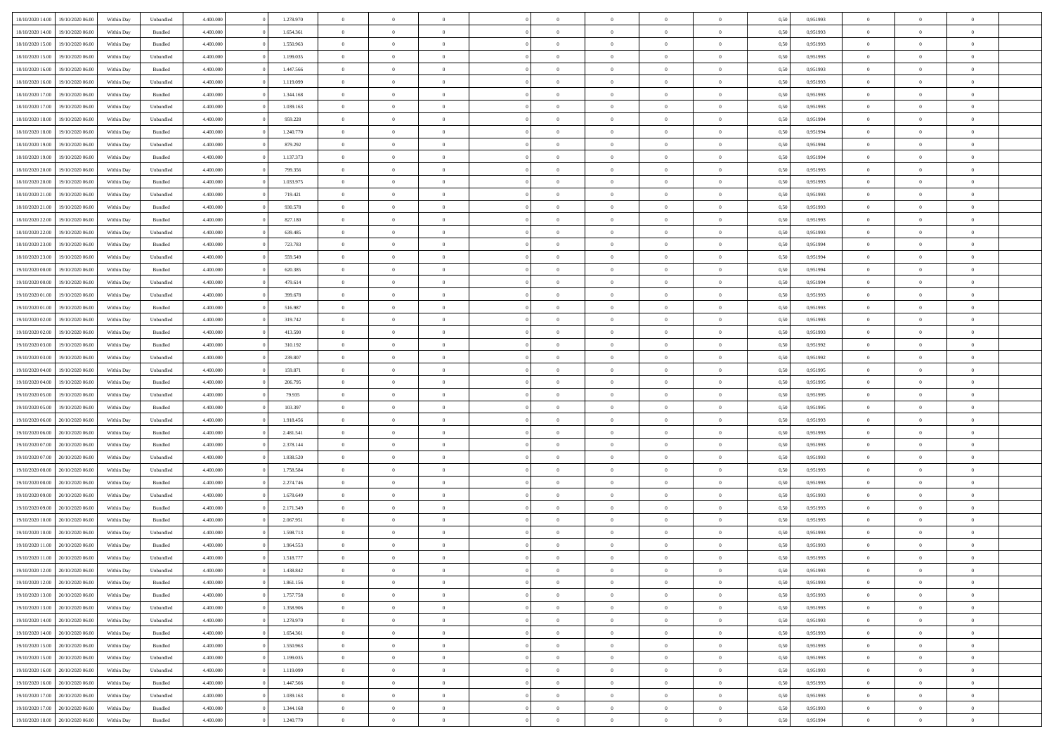| 18/10/2020 14:00 | 19/10/2020 06:00 | Within Day | Unbundled | 4.400.000 | 0 | 1.278.970 | 0 | 0 | 0 | | 0 | 0 | 0 | 0 | 0,50 | 0,951993 | 0 | 0 | 0 | |
|---|---|---|---|---|---|---|---|---|---|---|---|---|---|---|---|---|---|---|---|---|
| 18/10/2020 14:00 | 19/10/2020 06:00 | Within Day | Bundled | 4.400.000 | 0 | 1.654.361 | 0 | 0 | 0 | | 0 | 0 | 0 | 0 | 0,50 | 0,951993 | 0 | 0 | 0 | |
| 18/10/2020 15:00 | 19/10/2020 06:00 | Within Day | Bundled | 4.400.000 | 0 | 1.550.963 | 0 | 0 | 0 | | 0 | 0 | 0 | 0 | 0,50 | 0,951993 | 0 | 0 | 0 | |
| 18/10/2020 15:00 | 19/10/2020 06:00 | Within Day | Unbundled | 4.400.000 | 0 | 1.199.035 | 0 | 0 | 0 | | 0 | 0 | 0 | 0 | 0,50 | 0,951993 | 0 | 0 | 0 | |
| 18/10/2020 16:00 | 19/10/2020 06:00 | Within Day | Bundled | 4.400.000 | 0 | 1.447.566 | 0 | 0 | 0 | | 0 | 0 | 0 | 0 | 0,50 | 0,951993 | 0 | 0 | 0 | |
| 18/10/2020 16:00 | 19/10/2020 06:00 | Within Day | Unbundled | 4.400.000 | 0 | 1.119.099 | 0 | 0 | 0 | | 0 | 0 | 0 | 0 | 0,50 | 0,951993 | 0 | 0 | 0 | |
| 18/10/2020 17:00 | 19/10/2020 06:00 | Within Day | Bundled | 4.400.000 | 0 | 1.344.168 | 0 | 0 | 0 | | 0 | 0 | 0 | 0 | 0,50 | 0,951993 | 0 | 0 | 0 | |
| 18/10/2020 17:00 | 19/10/2020 06:00 | Within Day | Unbundled | 4.400.000 | 0 | 1.039.163 | 0 | 0 | 0 | | 0 | 0 | 0 | 0 | 0,50 | 0,951993 | 0 | 0 | 0 | |
| 18/10/2020 18:00 | 19/10/2020 06:00 | Within Day | Unbundled | 4.400.000 | 0 | 959.228 | 0 | 0 | 0 | | 0 | 0 | 0 | 0 | 0,50 | 0,951994 | 0 | 0 | 0 | |
| 18/10/2020 18:00 | 19/10/2020 06:00 | Within Day | Bundled | 4.400.000 | 0 | 1.240.770 | 0 | 0 | 0 | | 0 | 0 | 0 | 0 | 0,50 | 0,951994 | 0 | 0 | 0 | |
| 18/10/2020 19:00 | 19/10/2020 06:00 | Within Day | Unbundled | 4.400.000 | 0 | 879.292 | 0 | 0 | 0 | | 0 | 0 | 0 | 0 | 0,50 | 0,951994 | 0 | 0 | 0 | |
| 18/10/2020 19:00 | 19/10/2020 06:00 | Within Day | Bundled | 4.400.000 | 0 | 1.137.373 | 0 | 0 | 0 | | 0 | 0 | 0 | 0 | 0,50 | 0,951994 | 0 | 0 | 0 | |
| 18/10/2020 20:00 | 19/10/2020 06:00 | Within Day | Unbundled | 4.400.000 | 0 | 799.356 | 0 | 0 | 0 | | 0 | 0 | 0 | 0 | 0,50 | 0,951993 | 0 | 0 | 0 | |
| 18/10/2020 20:00 | 19/10/2020 06:00 | Within Day | Bundled | 4.400.000 | 0 | 1.033.975 | 0 | 0 | 0 | | 0 | 0 | 0 | 0 | 0,50 | 0,951993 | 0 | 0 | 0 | |
| 18/10/2020 21:00 | 19/10/2020 06:00 | Within Day | Unbundled | 4.400.000 | 0 | 719.421 | 0 | 0 | 0 | | 0 | 0 | 0 | 0 | 0,50 | 0,951993 | 0 | 0 | 0 | |
| 18/10/2020 21:00 | 19/10/2020 06:00 | Within Day | Bundled | 4.400.000 | 0 | 930.578 | 0 | 0 | 0 | | 0 | 0 | 0 | 0 | 0,50 | 0,951993 | 0 | 0 | 0 | |
| 18/10/2020 22:00 | 19/10/2020 06:00 | Within Day | Bundled | 4.400.000 | 0 | 827.180 | 0 | 0 | 0 | | 0 | 0 | 0 | 0 | 0,50 | 0,951993 | 0 | 0 | 0 | |
| 18/10/2020 22:00 | 19/10/2020 06:00 | Within Day | Unbundled | 4.400.000 | 0 | 639.485 | 0 | 0 | 0 | | 0 | 0 | 0 | 0 | 0,50 | 0,951993 | 0 | 0 | 0 | |
| 18/10/2020 23:00 | 19/10/2020 06:00 | Within Day | Bundled | 4.400.000 | 0 | 723.783 | 0 | 0 | 0 | | 0 | 0 | 0 | 0 | 0,50 | 0,951994 | 0 | 0 | 0 | |
| 18/10/2020 23:00 | 19/10/2020 06:00 | Within Day | Unbundled | 4.400.000 | 0 | 559.549 | 0 | 0 | 0 | | 0 | 0 | 0 | 0 | 0,50 | 0,951994 | 0 | 0 | 0 | |
| 19/10/2020 00:00 | 19/10/2020 06:00 | Within Day | Bundled | 4.400.000 | 0 | 620.385 | 0 | 0 | 0 | | 0 | 0 | 0 | 0 | 0,50 | 0,951994 | 0 | 0 | 0 | |
| 19/10/2020 00:00 | 19/10/2020 06:00 | Within Day | Unbundled | 4.400.000 | 0 | 479.614 | 0 | 0 | 0 | | 0 | 0 | 0 | 0 | 0,50 | 0,951994 | 0 | 0 | 0 | |
| 19/10/2020 01:00 | 19/10/2020 06:00 | Within Day | Unbundled | 4.400.000 | 0 | 399.678 | 0 | 0 | 0 | | 0 | 0 | 0 | 0 | 0,50 | 0,951993 | 0 | 0 | 0 | |
| 19/10/2020 01:00 | 19/10/2020 06:00 | Within Day | Bundled | 4.400.000 | 0 | 516.987 | 0 | 0 | 0 | | 0 | 0 | 0 | 0 | 0,50 | 0,951993 | 0 | 0 | 0 | |
| 19/10/2020 02:00 | 19/10/2020 06:00 | Within Day | Unbundled | 4.400.000 | 0 | 319.742 | 0 | 0 | 0 | | 0 | 0 | 0 | 0 | 0,50 | 0,951993 | 0 | 0 | 0 | |
| 19/10/2020 02:00 | 19/10/2020 06:00 | Within Day | Bundled | 4.400.000 | 0 | 413.590 | 0 | 0 | 0 | | 0 | 0 | 0 | 0 | 0,50 | 0,951993 | 0 | 0 | 0 | |
| 19/10/2020 03:00 | 19/10/2020 06:00 | Within Day | Bundled | 4.400.000 | 0 | 310.192 | 0 | 0 | 0 | | 0 | 0 | 0 | 0 | 0,50 | 0,951992 | 0 | 0 | 0 | |
| 19/10/2020 03:00 | 19/10/2020 06:00 | Within Day | Unbundled | 4.400.000 | 0 | 239.807 | 0 | 0 | 0 | | 0 | 0 | 0 | 0 | 0,50 | 0,951992 | 0 | 0 | 0 | |
| 19/10/2020 04:00 | 19/10/2020 06:00 | Within Day | Unbundled | 4.400.000 | 0 | 159.871 | 0 | 0 | 0 | | 0 | 0 | 0 | 0 | 0,50 | 0,951995 | 0 | 0 | 0 | |
| 19/10/2020 04:00 | 19/10/2020 06:00 | Within Day | Bundled | 4.400.000 | 0 | 206.795 | 0 | 0 | 0 | | 0 | 0 | 0 | 0 | 0,50 | 0,951995 | 0 | 0 | 0 | |
| 19/10/2020 05:00 | 19/10/2020 06:00 | Within Day | Unbundled | 4.400.000 | 0 | 79.935 | 0 | 0 | 0 | | 0 | 0 | 0 | 0 | 0,50 | 0,951995 | 0 | 0 | 0 | |
| 19/10/2020 05:00 | 19/10/2020 06:00 | Within Day | Bundled | 4.400.000 | 0 | 103.397 | 0 | 0 | 0 | | 0 | 0 | 0 | 0 | 0,50 | 0,951995 | 0 | 0 | 0 | |
| 19/10/2020 06:00 | 20/10/2020 06:00 | Within Day | Unbundled | 4.400.000 | 0 | 1.918.456 | 0 | 0 | 0 | | 0 | 0 | 0 | 0 | 0,50 | 0,951993 | 0 | 0 | 0 | |
| 19/10/2020 06:00 | 20/10/2020 06:00 | Within Day | Bundled | 4.400.000 | 0 | 2.481.541 | 0 | 0 | 0 | | 0 | 0 | 0 | 0 | 0,50 | 0,951993 | 0 | 0 | 0 | |
| 19/10/2020 07:00 | 20/10/2020 06:00 | Within Day | Bundled | 4.400.000 | 0 | 2.378.144 | 0 | 0 | 0 | | 0 | 0 | 0 | 0 | 0,50 | 0,951993 | 0 | 0 | 0 | |
| 19/10/2020 07:00 | 20/10/2020 06:00 | Within Day | Unbundled | 4.400.000 | 0 | 1.838.520 | 0 | 0 | 0 | | 0 | 0 | 0 | 0 | 0,50 | 0,951993 | 0 | 0 | 0 | |
| 19/10/2020 08:00 | 20/10/2020 06:00 | Within Day | Unbundled | 4.400.000 | 0 | 1.758.584 | 0 | 0 | 0 | | 0 | 0 | 0 | 0 | 0,50 | 0,951993 | 0 | 0 | 0 | |
| 19/10/2020 08:00 | 20/10/2020 06:00 | Within Day | Bundled | 4.400.000 | 0 | 2.274.746 | 0 | 0 | 0 | | 0 | 0 | 0 | 0 | 0,50 | 0,951993 | 0 | 0 | 0 | |
| 19/10/2020 09:00 | 20/10/2020 06:00 | Within Day | Unbundled | 4.400.000 | 0 | 1.678.649 | 0 | 0 | 0 | | 0 | 0 | 0 | 0 | 0,50 | 0,951993 | 0 | 0 | 0 | |
| 19/10/2020 09:00 | 20/10/2020 06:00 | Within Day | Bundled | 4.400.000 | 0 | 2.171.349 | 0 | 0 | 0 | | 0 | 0 | 0 | 0 | 0,50 | 0,951993 | 0 | 0 | 0 | |
| 19/10/2020 10:00 | 20/10/2020 06:00 | Within Day | Bundled | 4.400.000 | 0 | 2.067.951 | 0 | 0 | 0 | | 0 | 0 | 0 | 0 | 0,50 | 0,951993 | 0 | 0 | 0 | |
| 19/10/2020 10:00 | 20/10/2020 06:00 | Within Day | Unbundled | 4.400.000 | 0 | 1.598.713 | 0 | 0 | 0 | | 0 | 0 | 0 | 0 | 0,50 | 0,951993 | 0 | 0 | 0 | |
| 19/10/2020 11:00 | 20/10/2020 06:00 | Within Day | Bundled | 4.400.000 | 0 | 1.964.553 | 0 | 0 | 0 | | 0 | 0 | 0 | 0 | 0,50 | 0,951993 | 0 | 0 | 0 | |
| 19/10/2020 11:00 | 20/10/2020 06:00 | Within Day | Unbundled | 4.400.000 | 0 | 1.518.777 | 0 | 0 | 0 | | 0 | 0 | 0 | 0 | 0,50 | 0,951993 | 0 | 0 | 0 | |
| 19/10/2020 12:00 | 20/10/2020 06:00 | Within Day | Unbundled | 4.400.000 | 0 | 1.438.842 | 0 | 0 | 0 | | 0 | 0 | 0 | 0 | 0,50 | 0,951993 | 0 | 0 | 0 | |
| 19/10/2020 12:00 | 20/10/2020 06:00 | Within Day | Bundled | 4.400.000 | 0 | 1.861.156 | 0 | 0 | 0 | | 0 | 0 | 0 | 0 | 0,50 | 0,951993 | 0 | 0 | 0 | |
| 19/10/2020 13:00 | 20/10/2020 06:00 | Within Day | Bundled | 4.400.000 | 0 | 1.757.758 | 0 | 0 | 0 | | 0 | 0 | 0 | 0 | 0,50 | 0,951993 | 0 | 0 | 0 | |
| 19/10/2020 13:00 | 20/10/2020 06:00 | Within Day | Unbundled | 4.400.000 | 0 | 1.358.906 | 0 | 0 | 0 | | 0 | 0 | 0 | 0 | 0,50 | 0,951993 | 0 | 0 | 0 | |
| 19/10/2020 14:00 | 20/10/2020 06:00 | Within Day | Unbundled | 4.400.000 | 0 | 1.278.970 | 0 | 0 | 0 | | 0 | 0 | 0 | 0 | 0,50 | 0,951993 | 0 | 0 | 0 | |
| 19/10/2020 14:00 | 20/10/2020 06:00 | Within Day | Bundled | 4.400.000 | 0 | 1.654.361 | 0 | 0 | 0 | | 0 | 0 | 0 | 0 | 0,50 | 0,951993 | 0 | 0 | 0 | |
| 19/10/2020 15:00 | 20/10/2020 06:00 | Within Day | Bundled | 4.400.000 | 0 | 1.550.963 | 0 | 0 | 0 | | 0 | 0 | 0 | 0 | 0,50 | 0,951993 | 0 | 0 | 0 | |
| 19/10/2020 15:00 | 20/10/2020 06:00 | Within Day | Unbundled | 4.400.000 | 0 | 1.199.035 | 0 | 0 | 0 | | 0 | 0 | 0 | 0 | 0,50 | 0,951993 | 0 | 0 | 0 | |
| 19/10/2020 16:00 | 20/10/2020 06:00 | Within Day | Unbundled | 4.400.000 | 0 | 1.119.099 | 0 | 0 | 0 | | 0 | 0 | 0 | 0 | 0,50 | 0,951993 | 0 | 0 | 0 | |
| 19/10/2020 16:00 | 20/10/2020 06:00 | Within Day | Bundled | 4.400.000 | 0 | 1.447.566 | 0 | 0 | 0 | | 0 | 0 | 0 | 0 | 0,50 | 0,951993 | 0 | 0 | 0 | |
| 19/10/2020 17:00 | 20/10/2020 06:00 | Within Day | Unbundled | 4.400.000 | 0 | 1.039.163 | 0 | 0 | 0 | | 0 | 0 | 0 | 0 | 0,50 | 0,951993 | 0 | 0 | 0 | |
| 19/10/2020 17:00 | 20/10/2020 06:00 | Within Day | Bundled | 4.400.000 | 0 | 1.344.168 | 0 | 0 | 0 | | 0 | 0 | 0 | 0 | 0,50 | 0,951993 | 0 | 0 | 0 | |
| 19/10/2020 18:00 | 20/10/2020 06:00 | Within Day | Bundled | 4.400.000 | 0 | 1.240.770 | 0 | 0 | 0 | | 0 | 0 | 0 | 0 | 0,50 | 0,951994 | 0 | 0 | 0 | |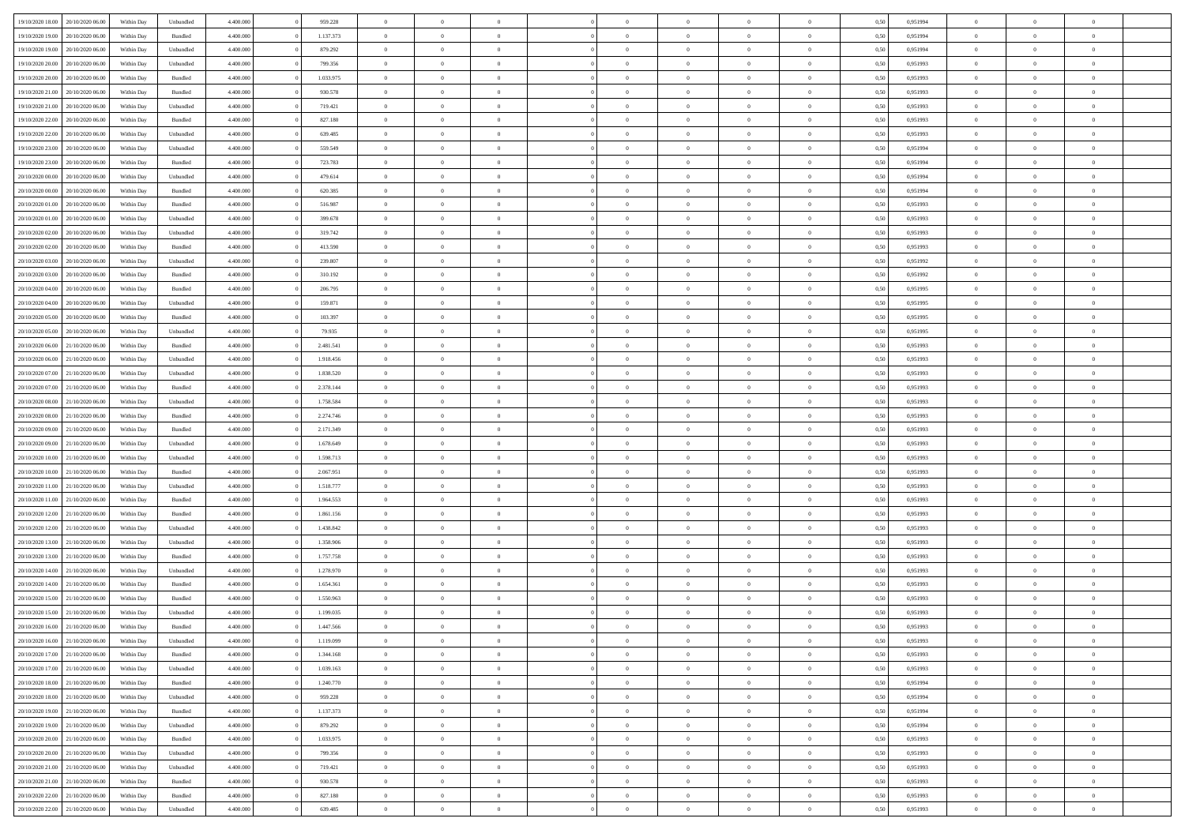| | | | | | | | | | | | | | | | | | | | | |
|---|---|---|---|---|---|---|---|---|---|---|---|---|---|---|---|---|---|---|---|---|
| 19/10/2020 18:00 | 20/10/2020 06:00 | Within Day | Unbundled | 4.400.000 | 0 | 959.228 | 0 | 0 | 0 | | 0 | 0 | 0 | 0 | 0,50 | 0,951994 | 0 | 0 | 0 | |
| 19/10/2020 19:00 | 20/10/2020 06:00 | Within Day | Bundled | 4.400.000 | 0 | 1.137.373 | 0 | 0 | 0 | | 0 | 0 | 0 | 0 | 0,50 | 0,951994 | 0 | 0 | 0 | |
| 19/10/2020 19:00 | 20/10/2020 06:00 | Within Day | Unbundled | 4.400.000 | 0 | 879.292 | 0 | 0 | 0 | | 0 | 0 | 0 | 0 | 0,50 | 0,951994 | 0 | 0 | 0 | |
| 19/10/2020 20:00 | 20/10/2020 06:00 | Within Day | Unbundled | 4.400.000 | 0 | 799.356 | 0 | 0 | 0 | | 0 | 0 | 0 | 0 | 0,50 | 0,951993 | 0 | 0 | 0 | |
| 19/10/2020 20:00 | 20/10/2020 06:00 | Within Day | Bundled | 4.400.000 | 0 | 1.033.975 | 0 | 0 | 0 | | 0 | 0 | 0 | 0 | 0,50 | 0,951993 | 0 | 0 | 0 | |
| 19/10/2020 21:00 | 20/10/2020 06:00 | Within Day | Bundled | 4.400.000 | 0 | 930.578 | 0 | 0 | 0 | | 0 | 0 | 0 | 0 | 0,50 | 0,951993 | 0 | 0 | 0 | |
| 19/10/2020 21:00 | 20/10/2020 06:00 | Within Day | Unbundled | 4.400.000 | 0 | 719.421 | 0 | 0 | 0 | | 0 | 0 | 0 | 0 | 0,50 | 0,951993 | 0 | 0 | 0 | |
| 19/10/2020 22:00 | 20/10/2020 06:00 | Within Day | Bundled | 4.400.000 | 0 | 827.180 | 0 | 0 | 0 | | 0 | 0 | 0 | 0 | 0,50 | 0,951993 | 0 | 0 | 0 | |
| 19/10/2020 22:00 | 20/10/2020 06:00 | Within Day | Unbundled | 4.400.000 | 0 | 639.485 | 0 | 0 | 0 | | 0 | 0 | 0 | 0 | 0,50 | 0,951993 | 0 | 0 | 0 | |
| 19/10/2020 23:00 | 20/10/2020 06:00 | Within Day | Unbundled | 4.400.000 | 0 | 559.549 | 0 | 0 | 0 | | 0 | 0 | 0 | 0 | 0,50 | 0,951994 | 0 | 0 | 0 | |
| 19/10/2020 23:00 | 20/10/2020 06:00 | Within Day | Bundled | 4.400.000 | 0 | 723.783 | 0 | 0 | 0 | | 0 | 0 | 0 | 0 | 0,50 | 0,951994 | 0 | 0 | 0 | |
| 20/10/2020 00:00 | 20/10/2020 06:00 | Within Day | Unbundled | 4.400.000 | 0 | 479.614 | 0 | 0 | 0 | | 0 | 0 | 0 | 0 | 0,50 | 0,951994 | 0 | 0 | 0 | |
| 20/10/2020 00:00 | 20/10/2020 06:00 | Within Day | Bundled | 4.400.000 | 0 | 620.385 | 0 | 0 | 0 | | 0 | 0 | 0 | 0 | 0,50 | 0,951994 | 0 | 0 | 0 | |
| 20/10/2020 01:00 | 20/10/2020 06:00 | Within Day | Bundled | 4.400.000 | 0 | 516.987 | 0 | 0 | 0 | | 0 | 0 | 0 | 0 | 0,50 | 0,951993 | 0 | 0 | 0 | |
| 20/10/2020 01:00 | 20/10/2020 06:00 | Within Day | Unbundled | 4.400.000 | 0 | 399.678 | 0 | 0 | 0 | | 0 | 0 | 0 | 0 | 0,50 | 0,951993 | 0 | 0 | 0 | |
| 20/10/2020 02:00 | 20/10/2020 06:00 | Within Day | Unbundled | 4.400.000 | 0 | 319.742 | 0 | 0 | 0 | | 0 | 0 | 0 | 0 | 0,50 | 0,951993 | 0 | 0 | 0 | |
| 20/10/2020 02:00 | 20/10/2020 06:00 | Within Day | Bundled | 4.400.000 | 0 | 413.590 | 0 | 0 | 0 | | 0 | 0 | 0 | 0 | 0,50 | 0,951993 | 0 | 0 | 0 | |
| 20/10/2020 03:00 | 20/10/2020 06:00 | Within Day | Unbundled | 4.400.000 | 0 | 239.807 | 0 | 0 | 0 | | 0 | 0 | 0 | 0 | 0,50 | 0,951992 | 0 | 0 | 0 | |
| 20/10/2020 03:00 | 20/10/2020 06:00 | Within Day | Bundled | 4.400.000 | 0 | 310.192 | 0 | 0 | 0 | | 0 | 0 | 0 | 0 | 0,50 | 0,951992 | 0 | 0 | 0 | |
| 20/10/2020 04:00 | 20/10/2020 06:00 | Within Day | Bundled | 4.400.000 | 0 | 206.795 | 0 | 0 | 0 | | 0 | 0 | 0 | 0 | 0,50 | 0,951995 | 0 | 0 | 0 | |
| 20/10/2020 04:00 | 20/10/2020 06:00 | Within Day | Unbundled | 4.400.000 | 0 | 159.871 | 0 | 0 | 0 | | 0 | 0 | 0 | 0 | 0,50 | 0,951995 | 0 | 0 | 0 | |
| 20/10/2020 05:00 | 20/10/2020 06:00 | Within Day | Bundled | 4.400.000 | 0 | 103.397 | 0 | 0 | 0 | | 0 | 0 | 0 | 0 | 0,50 | 0,951995 | 0 | 0 | 0 | |
| 20/10/2020 05:00 | 20/10/2020 06:00 | Within Day | Unbundled | 4.400.000 | 0 | 79.935 | 0 | 0 | 0 | | 0 | 0 | 0 | 0 | 0,50 | 0,951995 | 0 | 0 | 0 | |
| 20/10/2020 06:00 | 21/10/2020 06:00 | Within Day | Bundled | 4.400.000 | 0 | 2.481.541 | 0 | 0 | 0 | | 0 | 0 | 0 | 0 | 0,50 | 0,951993 | 0 | 0 | 0 | |
| 20/10/2020 06:00 | 21/10/2020 06:00 | Within Day | Unbundled | 4.400.000 | 0 | 1.918.456 | 0 | 0 | 0 | | 0 | 0 | 0 | 0 | 0,50 | 0,951993 | 0 | 0 | 0 | |
| 20/10/2020 07:00 | 21/10/2020 06:00 | Within Day | Unbundled | 4.400.000 | 0 | 1.838.520 | 0 | 0 | 0 | | 0 | 0 | 0 | 0 | 0,50 | 0,951993 | 0 | 0 | 0 | |
| 20/10/2020 07:00 | 21/10/2020 06:00 | Within Day | Bundled | 4.400.000 | 0 | 2.378.144 | 0 | 0 | 0 | | 0 | 0 | 0 | 0 | 0,50 | 0,951993 | 0 | 0 | 0 | |
| 20/10/2020 08:00 | 21/10/2020 06:00 | Within Day | Unbundled | 4.400.000 | 0 | 1.758.584 | 0 | 0 | 0 | | 0 | 0 | 0 | 0 | 0,50 | 0,951993 | 0 | 0 | 0 | |
| 20/10/2020 08:00 | 21/10/2020 06:00 | Within Day | Bundled | 4.400.000 | 0 | 2.274.746 | 0 | 0 | 0 | | 0 | 0 | 0 | 0 | 0,50 | 0,951993 | 0 | 0 | 0 | |
| 20/10/2020 09:00 | 21/10/2020 06:00 | Within Day | Bundled | 4.400.000 | 0 | 2.171.349 | 0 | 0 | 0 | | 0 | 0 | 0 | 0 | 0,50 | 0,951993 | 0 | 0 | 0 | |
| 20/10/2020 09:00 | 21/10/2020 06:00 | Within Day | Unbundled | 4.400.000 | 0 | 1.678.649 | 0 | 0 | 0 | | 0 | 0 | 0 | 0 | 0,50 | 0,951993 | 0 | 0 | 0 | |
| 20/10/2020 10:00 | 21/10/2020 06:00 | Within Day | Unbundled | 4.400.000 | 0 | 1.598.713 | 0 | 0 | 0 | | 0 | 0 | 0 | 0 | 0,50 | 0,951993 | 0 | 0 | 0 | |
| 20/10/2020 10:00 | 21/10/2020 06:00 | Within Day | Bundled | 4.400.000 | 0 | 2.067.951 | 0 | 0 | 0 | | 0 | 0 | 0 | 0 | 0,50 | 0,951993 | 0 | 0 | 0 | |
| 20/10/2020 11:00 | 21/10/2020 06:00 | Within Day | Unbundled | 4.400.000 | 0 | 1.518.777 | 0 | 0 | 0 | | 0 | 0 | 0 | 0 | 0,50 | 0,951993 | 0 | 0 | 0 | |
| 20/10/2020 11:00 | 21/10/2020 06:00 | Within Day | Bundled | 4.400.000 | 0 | 1.964.553 | 0 | 0 | 0 | | 0 | 0 | 0 | 0 | 0,50 | 0,951993 | 0 | 0 | 0 | |
| 20/10/2020 12:00 | 21/10/2020 06:00 | Within Day | Bundled | 4.400.000 | 0 | 1.861.156 | 0 | 0 | 0 | | 0 | 0 | 0 | 0 | 0,50 | 0,951993 | 0 | 0 | 0 | |
| 20/10/2020 12:00 | 21/10/2020 06:00 | Within Day | Unbundled | 4.400.000 | 0 | 1.438.842 | 0 | 0 | 0 | | 0 | 0 | 0 | 0 | 0,50 | 0,951993 | 0 | 0 | 0 | |
| 20/10/2020 13:00 | 21/10/2020 06:00 | Within Day | Unbundled | 4.400.000 | 0 | 1.358.906 | 0 | 0 | 0 | | 0 | 0 | 0 | 0 | 0,50 | 0,951993 | 0 | 0 | 0 | |
| 20/10/2020 13:00 | 21/10/2020 06:00 | Within Day | Bundled | 4.400.000 | 0 | 1.757.758 | 0 | 0 | 0 | | 0 | 0 | 0 | 0 | 0,50 | 0,951993 | 0 | 0 | 0 | |
| 20/10/2020 14:00 | 21/10/2020 06:00 | Within Day | Unbundled | 4.400.000 | 0 | 1.278.970 | 0 | 0 | 0 | | 0 | 0 | 0 | 0 | 0,50 | 0,951993 | 0 | 0 | 0 | |
| 20/10/2020 14:00 | 21/10/2020 06:00 | Within Day | Bundled | 4.400.000 | 0 | 1.654.361 | 0 | 0 | 0 | | 0 | 0 | 0 | 0 | 0,50 | 0,951993 | 0 | 0 | 0 | |
| 20/10/2020 15:00 | 21/10/2020 06:00 | Within Day | Bundled | 4.400.000 | 0 | 1.550.963 | 0 | 0 | 0 | | 0 | 0 | 0 | 0 | 0,50 | 0,951993 | 0 | 0 | 0 | |
| 20/10/2020 15:00 | 21/10/2020 06:00 | Within Day | Unbundled | 4.400.000 | 0 | 1.199.035 | 0 | 0 | 0 | | 0 | 0 | 0 | 0 | 0,50 | 0,951993 | 0 | 0 | 0 | |
| 20/10/2020 16:00 | 21/10/2020 06:00 | Within Day | Bundled | 4.400.000 | 0 | 1.447.566 | 0 | 0 | 0 | | 0 | 0 | 0 | 0 | 0,50 | 0,951993 | 0 | 0 | 0 | |
| 20/10/2020 16:00 | 21/10/2020 06:00 | Within Day | Unbundled | 4.400.000 | 0 | 1.119.099 | 0 | 0 | 0 | | 0 | 0 | 0 | 0 | 0,50 | 0,951993 | 0 | 0 | 0 | |
| 20/10/2020 17:00 | 21/10/2020 06:00 | Within Day | Bundled | 4.400.000 | 0 | 1.344.168 | 0 | 0 | 0 | | 0 | 0 | 0 | 0 | 0,50 | 0,951993 | 0 | 0 | 0 | |
| 20/10/2020 17:00 | 21/10/2020 06:00 | Within Day | Unbundled | 4.400.000 | 0 | 1.039.163 | 0 | 0 | 0 | | 0 | 0 | 0 | 0 | 0,50 | 0,951993 | 0 | 0 | 0 | |
| 20/10/2020 18:00 | 21/10/2020 06:00 | Within Day | Bundled | 4.400.000 | 0 | 1.240.770 | 0 | 0 | 0 | | 0 | 0 | 0 | 0 | 0,50 | 0,951994 | 0 | 0 | 0 | |
| 20/10/2020 18:00 | 21/10/2020 06:00 | Within Day | Unbundled | 4.400.000 | 0 | 959.228 | 0 | 0 | 0 | | 0 | 0 | 0 | 0 | 0,50 | 0,951994 | 0 | 0 | 0 | |
| 20/10/2020 19:00 | 21/10/2020 06:00 | Within Day | Bundled | 4.400.000 | 0 | 1.137.373 | 0 | 0 | 0 | | 0 | 0 | 0 | 0 | 0,50 | 0,951994 | 0 | 0 | 0 | |
| 20/10/2020 19:00 | 21/10/2020 06:00 | Within Day | Unbundled | 4.400.000 | 0 | 879.292 | 0 | 0 | 0 | | 0 | 0 | 0 | 0 | 0,50 | 0,951994 | 0 | 0 | 0 | |
| 20/10/2020 20:00 | 21/10/2020 06:00 | Within Day | Bundled | 4.400.000 | 0 | 1.033.975 | 0 | 0 | 0 | | 0 | 0 | 0 | 0 | 0,50 | 0,951993 | 0 | 0 | 0 | |
| 20/10/2020 20:00 | 21/10/2020 06:00 | Within Day | Unbundled | 4.400.000 | 0 | 799.356 | 0 | 0 | 0 | | 0 | 0 | 0 | 0 | 0,50 | 0,951993 | 0 | 0 | 0 | |
| 20/10/2020 21:00 | 21/10/2020 06:00 | Within Day | Unbundled | 4.400.000 | 0 | 719.421 | 0 | 0 | 0 | | 0 | 0 | 0 | 0 | 0,50 | 0,951993 | 0 | 0 | 0 | |
| 20/10/2020 21:00 | 21/10/2020 06:00 | Within Day | Bundled | 4.400.000 | 0 | 930.578 | 0 | 0 | 0 | | 0 | 0 | 0 | 0 | 0,50 | 0,951993 | 0 | 0 | 0 | |
| 20/10/2020 22:00 | 21/10/2020 06:00 | Within Day | Bundled | 4.400.000 | 0 | 827.180 | 0 | 0 | 0 | | 0 | 0 | 0 | 0 | 0,50 | 0,951993 | 0 | 0 | 0 | |
| 20/10/2020 22:00 | 21/10/2020 06:00 | Within Day | Unbundled | 4.400.000 | 0 | 639.485 | 0 | 0 | 0 | | 0 | 0 | 0 | 0 | 0,50 | 0,951993 | 0 | 0 | 0 | |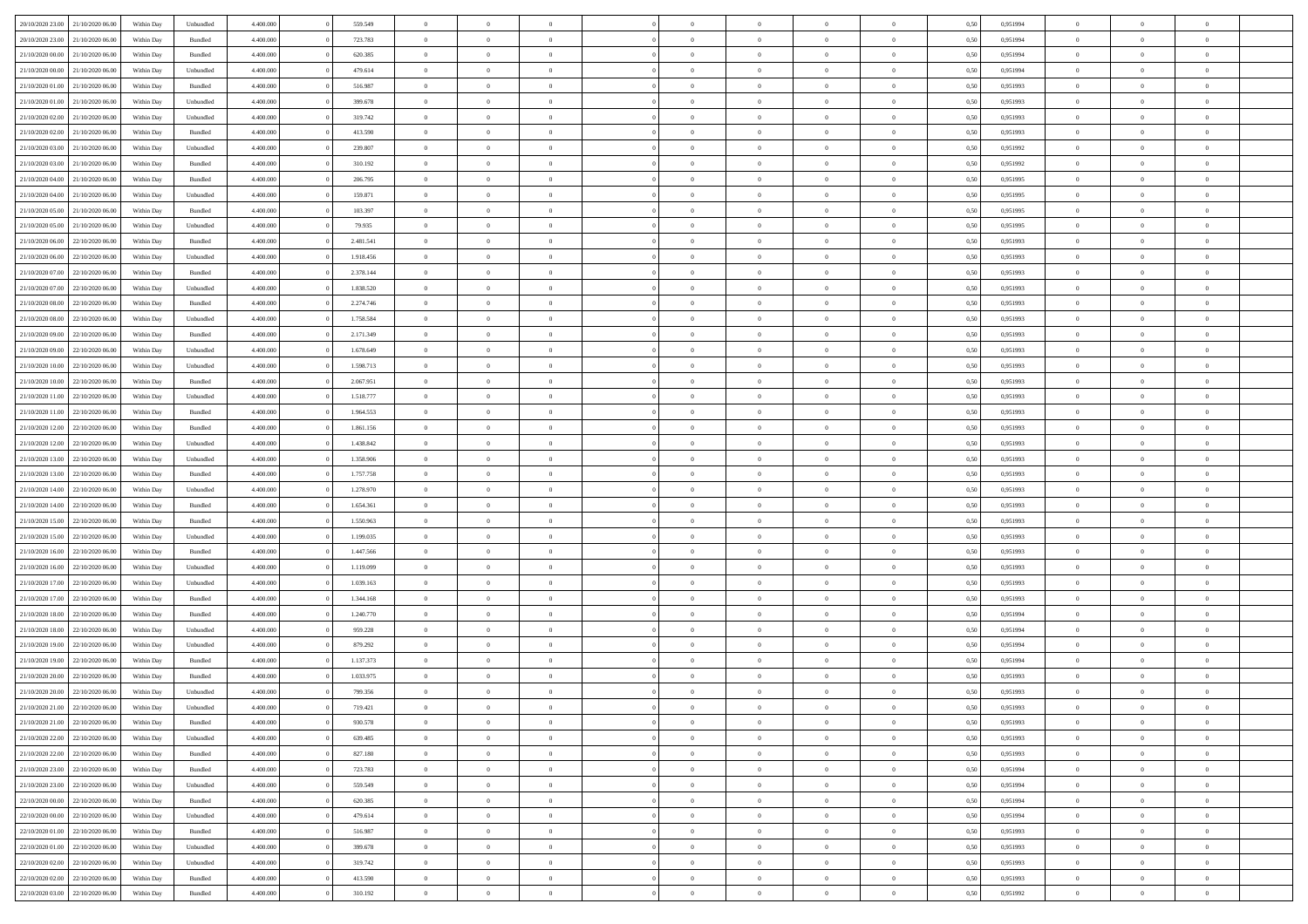| | | | | | | | | | | | | | | | | | | | | | |
|---|---|---|---|---|---|---|---|---|---|---|---|---|---|---|---|---|---|---|---|---|---|
| 20/10/2020 23.00 | 21/10/2020 06.00 | Within Day | Unbundled | 4.400.000 | 0 | 559.549 | 0 | 0 | 0 | | 0 | 0 | 0 | 0 | 0 | 0,50 | 0,951994 | 0 | 0 | 0 | |
| 20/10/2020 23.00 | 21/10/2020 06.00 | Within Day | Bundled | 4.400.000 | 0 | 723.783 | 0 | 0 | 0 | | 0 | 0 | 0 | 0 | 0 | 0,50 | 0,951994 | 0 | 0 | 0 | |
| 21/10/2020 00.00 | 21/10/2020 06.00 | Within Day | Bundled | 4.400.000 | 0 | 620.385 | 0 | 0 | 0 | | 0 | 0 | 0 | 0 | 0 | 0,50 | 0,951994 | 0 | 0 | 0 | |
| 21/10/2020 00.00 | 21/10/2020 06.00 | Within Day | Unbundled | 4.400.000 | 0 | 479.614 | 0 | 0 | 0 | | 0 | 0 | 0 | 0 | 0 | 0,50 | 0,951994 | 0 | 0 | 0 | |
| 21/10/2020 01.00 | 21/10/2020 06.00 | Within Day | Bundled | 4.400.000 | 0 | 516.987 | 0 | 0 | 0 | | 0 | 0 | 0 | 0 | 0 | 0,50 | 0,951993 | 0 | 0 | 0 | |
| 21/10/2020 01.00 | 21/10/2020 06.00 | Within Day | Unbundled | 4.400.000 | 0 | 399.678 | 0 | 0 | 0 | | 0 | 0 | 0 | 0 | 0 | 0,50 | 0,951993 | 0 | 0 | 0 | |
| 21/10/2020 02.00 | 21/10/2020 06.00 | Within Day | Unbundled | 4.400.000 | 0 | 319.742 | 0 | 0 | 0 | | 0 | 0 | 0 | 0 | 0 | 0,50 | 0,951993 | 0 | 0 | 0 | |
| 21/10/2020 02.00 | 21/10/2020 06.00 | Within Day | Bundled | 4.400.000 | 0 | 413.590 | 0 | 0 | 0 | | 0 | 0 | 0 | 0 | 0 | 0,50 | 0,951993 | 0 | 0 | 0 | |
| 21/10/2020 03.00 | 21/10/2020 06.00 | Within Day | Unbundled | 4.400.000 | 0 | 239.807 | 0 | 0 | 0 | | 0 | 0 | 0 | 0 | 0 | 0,50 | 0,951992 | 0 | 0 | 0 | |
| 21/10/2020 03.00 | 21/10/2020 06.00 | Within Day | Bundled | 4.400.000 | 0 | 310.192 | 0 | 0 | 0 | | 0 | 0 | 0 | 0 | 0 | 0,50 | 0,951992 | 0 | 0 | 0 | |
| 21/10/2020 04.00 | 21/10/2020 06.00 | Within Day | Bundled | 4.400.000 | 0 | 206.795 | 0 | 0 | 0 | | 0 | 0 | 0 | 0 | 0 | 0,50 | 0,951995 | 0 | 0 | 0 | |
| 21/10/2020 04.00 | 21/10/2020 06.00 | Within Day | Unbundled | 4.400.000 | 0 | 159.871 | 0 | 0 | 0 | | 0 | 0 | 0 | 0 | 0 | 0,50 | 0,951995 | 0 | 0 | 0 | |
| 21/10/2020 05.00 | 21/10/2020 06.00 | Within Day | Bundled | 4.400.000 | 0 | 103.397 | 0 | 0 | 0 | | 0 | 0 | 0 | 0 | 0 | 0,50 | 0,951995 | 0 | 0 | 0 | |
| 21/10/2020 05.00 | 21/10/2020 06.00 | Within Day | Unbundled | 4.400.000 | 0 | 79.935 | 0 | 0 | 0 | | 0 | 0 | 0 | 0 | 0 | 0,50 | 0,951995 | 0 | 0 | 0 | |
| 21/10/2020 06.00 | 22/10/2020 06.00 | Within Day | Bundled | 4.400.000 | 0 | 2.481.541 | 0 | 0 | 0 | | 0 | 0 | 0 | 0 | 0 | 0,50 | 0,951993 | 0 | 0 | 0 | |
| 21/10/2020 06.00 | 22/10/2020 06.00 | Within Day | Unbundled | 4.400.000 | 0 | 1.918.456 | 0 | 0 | 0 | | 0 | 0 | 0 | 0 | 0 | 0,50 | 0,951993 | 0 | 0 | 0 | |
| 21/10/2020 07.00 | 22/10/2020 06.00 | Within Day | Bundled | 4.400.000 | 0 | 2.378.144 | 0 | 0 | 0 | | 0 | 0 | 0 | 0 | 0 | 0,50 | 0,951993 | 0 | 0 | 0 | |
| 21/10/2020 07.00 | 22/10/2020 06.00 | Within Day | Unbundled | 4.400.000 | 0 | 1.838.520 | 0 | 0 | 0 | | 0 | 0 | 0 | 0 | 0 | 0,50 | 0,951993 | 0 | 0 | 0 | |
| 21/10/2020 08.00 | 22/10/2020 06.00 | Within Day | Bundled | 4.400.000 | 0 | 2.274.746 | 0 | 0 | 0 | | 0 | 0 | 0 | 0 | 0 | 0,50 | 0,951993 | 0 | 0 | 0 | |
| 21/10/2020 08.00 | 22/10/2020 06.00 | Within Day | Unbundled | 4.400.000 | 0 | 1.758.584 | 0 | 0 | 0 | | 0 | 0 | 0 | 0 | 0 | 0,50 | 0,951993 | 0 | 0 | 0 | |
| 21/10/2020 09.00 | 22/10/2020 06.00 | Within Day | Bundled | 4.400.000 | 0 | 2.171.349 | 0 | 0 | 0 | | 0 | 0 | 0 | 0 | 0 | 0,50 | 0,951993 | 0 | 0 | 0 | |
| 21/10/2020 09.00 | 22/10/2020 06.00 | Within Day | Unbundled | 4.400.000 | 0 | 1.678.649 | 0 | 0 | 0 | | 0 | 0 | 0 | 0 | 0 | 0,50 | 0,951993 | 0 | 0 | 0 | |
| 21/10/2020 10.00 | 22/10/2020 06.00 | Within Day | Unbundled | 4.400.000 | 0 | 1.598.713 | 0 | 0 | 0 | | 0 | 0 | 0 | 0 | 0 | 0,50 | 0,951993 | 0 | 0 | 0 | |
| 21/10/2020 10.00 | 22/10/2020 06.00 | Within Day | Bundled | 4.400.000 | 0 | 2.067.951 | 0 | 0 | 0 | | 0 | 0 | 0 | 0 | 0 | 0,50 | 0,951993 | 0 | 0 | 0 | |
| 21/10/2020 11.00 | 22/10/2020 06.00 | Within Day | Unbundled | 4.400.000 | 0 | 1.518.777 | 0 | 0 | 0 | | 0 | 0 | 0 | 0 | 0 | 0,50 | 0,951993 | 0 | 0 | 0 | |
| 21/10/2020 11.00 | 22/10/2020 06.00 | Within Day | Bundled | 4.400.000 | 0 | 1.964.553 | 0 | 0 | 0 | | 0 | 0 | 0 | 0 | 0 | 0,50 | 0,951993 | 0 | 0 | 0 | |
| 21/10/2020 12.00 | 22/10/2020 06.00 | Within Day | Bundled | 4.400.000 | 0 | 1.861.156 | 0 | 0 | 0 | | 0 | 0 | 0 | 0 | 0 | 0,50 | 0,951993 | 0 | 0 | 0 | |
| 21/10/2020 12.00 | 22/10/2020 06.00 | Within Day | Unbundled | 4.400.000 | 0 | 1.438.842 | 0 | 0 | 0 | | 0 | 0 | 0 | 0 | 0 | 0,50 | 0,951993 | 0 | 0 | 0 | |
| 21/10/2020 13.00 | 22/10/2020 06.00 | Within Day | Unbundled | 4.400.000 | 0 | 1.358.906 | 0 | 0 | 0 | | 0 | 0 | 0 | 0 | 0 | 0,50 | 0,951993 | 0 | 0 | 0 | |
| 21/10/2020 13.00 | 22/10/2020 06.00 | Within Day | Bundled | 4.400.000 | 0 | 1.757.758 | 0 | 0 | 0 | | 0 | 0 | 0 | 0 | 0 | 0,50 | 0,951993 | 0 | 0 | 0 | |
| 21/10/2020 14.00 | 22/10/2020 06.00 | Within Day | Unbundled | 4.400.000 | 0 | 1.278.970 | 0 | 0 | 0 | | 0 | 0 | 0 | 0 | 0 | 0,50 | 0,951993 | 0 | 0 | 0 | |
| 21/10/2020 14.00 | 22/10/2020 06.00 | Within Day | Bundled | 4.400.000 | 0 | 1.654.361 | 0 | 0 | 0 | | 0 | 0 | 0 | 0 | 0 | 0,50 | 0,951993 | 0 | 0 | 0 | |
| 21/10/2020 15.00 | 22/10/2020 06.00 | Within Day | Bundled | 4.400.000 | 0 | 1.550.963 | 0 | 0 | 0 | | 0 | 0 | 0 | 0 | 0 | 0,50 | 0,951993 | 0 | 0 | 0 | |
| 21/10/2020 15.00 | 22/10/2020 06.00 | Within Day | Unbundled | 4.400.000 | 0 | 1.199.035 | 0 | 0 | 0 | | 0 | 0 | 0 | 0 | 0 | 0,50 | 0,951993 | 0 | 0 | 0 | |
| 21/10/2020 16.00 | 22/10/2020 06.00 | Within Day | Bundled | 4.400.000 | 0 | 1.447.566 | 0 | 0 | 0 | | 0 | 0 | 0 | 0 | 0 | 0,50 | 0,951993 | 0 | 0 | 0 | |
| 21/10/2020 16.00 | 22/10/2020 06.00 | Within Day | Unbundled | 4.400.000 | 0 | 1.119.099 | 0 | 0 | 0 | | 0 | 0 | 0 | 0 | 0 | 0,50 | 0,951993 | 0 | 0 | 0 | |
| 21/10/2020 17.00 | 22/10/2020 06.00 | Within Day | Unbundled | 4.400.000 | 0 | 1.039.163 | 0 | 0 | 0 | | 0 | 0 | 0 | 0 | 0 | 0,50 | 0,951993 | 0 | 0 | 0 | |
| 21/10/2020 17.00 | 22/10/2020 06.00 | Within Day | Bundled | 4.400.000 | 0 | 1.344.168 | 0 | 0 | 0 | | 0 | 0 | 0 | 0 | 0 | 0,50 | 0,951993 | 0 | 0 | 0 | |
| 21/10/2020 18.00 | 22/10/2020 06.00 | Within Day | Bundled | 4.400.000 | 0 | 1.240.770 | 0 | 0 | 0 | | 0 | 0 | 0 | 0 | 0 | 0,50 | 0,951994 | 0 | 0 | 0 | |
| 21/10/2020 18.00 | 22/10/2020 06.00 | Within Day | Unbundled | 4.400.000 | 0 | 959.228 | 0 | 0 | 0 | | 0 | 0 | 0 | 0 | 0 | 0,50 | 0,951994 | 0 | 0 | 0 | |
| 21/10/2020 19.00 | 22/10/2020 06.00 | Within Day | Unbundled | 4.400.000 | 0 | 879.292 | 0 | 0 | 0 | | 0 | 0 | 0 | 0 | 0 | 0,50 | 0,951994 | 0 | 0 | 0 | |
| 21/10/2020 19.00 | 22/10/2020 06.00 | Within Day | Bundled | 4.400.000 | 0 | 1.137.373 | 0 | 0 | 0 | | 0 | 0 | 0 | 0 | 0 | 0,50 | 0,951994 | 0 | 0 | 0 | |
| 21/10/2020 20.00 | 22/10/2020 06.00 | Within Day | Bundled | 4.400.000 | 0 | 1.033.975 | 0 | 0 | 0 | | 0 | 0 | 0 | 0 | 0 | 0,50 | 0,951993 | 0 | 0 | 0 | |
| 21/10/2020 20.00 | 22/10/2020 06.00 | Within Day | Unbundled | 4.400.000 | 0 | 799.356 | 0 | 0 | 0 | | 0 | 0 | 0 | 0 | 0 | 0,50 | 0,951993 | 0 | 0 | 0 | |
| 21/10/2020 21.00 | 22/10/2020 06.00 | Within Day | Unbundled | 4.400.000 | 0 | 719.421 | 0 | 0 | 0 | | 0 | 0 | 0 | 0 | 0 | 0,50 | 0,951993 | 0 | 0 | 0 | |
| 21/10/2020 21.00 | 22/10/2020 06.00 | Within Day | Bundled | 4.400.000 | 0 | 930.578 | 0 | 0 | 0 | | 0 | 0 | 0 | 0 | 0 | 0,50 | 0,951993 | 0 | 0 | 0 | |
| 21/10/2020 22.00 | 22/10/2020 06.00 | Within Day | Unbundled | 4.400.000 | 0 | 639.485 | 0 | 0 | 0 | | 0 | 0 | 0 | 0 | 0 | 0,50 | 0,951993 | 0 | 0 | 0 | |
| 21/10/2020 22.00 | 22/10/2020 06.00 | Within Day | Bundled | 4.400.000 | 0 | 827.180 | 0 | 0 | 0 | | 0 | 0 | 0 | 0 | 0 | 0,50 | 0,951993 | 0 | 0 | 0 | |
| 21/10/2020 23.00 | 22/10/2020 06.00 | Within Day | Bundled | 4.400.000 | 0 | 723.783 | 0 | 0 | 0 | | 0 | 0 | 0 | 0 | 0 | 0,50 | 0,951994 | 0 | 0 | 0 | |
| 21/10/2020 23.00 | 22/10/2020 06.00 | Within Day | Unbundled | 4.400.000 | 0 | 559.549 | 0 | 0 | 0 | | 0 | 0 | 0 | 0 | 0 | 0,50 | 0,951994 | 0 | 0 | 0 | |
| 22/10/2020 00.00 | 22/10/2020 06.00 | Within Day | Bundled | 4.400.000 | 0 | 620.385 | 0 | 0 | 0 | | 0 | 0 | 0 | 0 | 0 | 0,50 | 0,951994 | 0 | 0 | 0 | |
| 22/10/2020 00.00 | 22/10/2020 06.00 | Within Day | Unbundled | 4.400.000 | 0 | 479.614 | 0 | 0 | 0 | | 0 | 0 | 0 | 0 | 0 | 0,50 | 0,951994 | 0 | 0 | 0 | |
| 22/10/2020 01.00 | 22/10/2020 06.00 | Within Day | Bundled | 4.400.000 | 0 | 516.987 | 0 | 0 | 0 | | 0 | 0 | 0 | 0 | 0 | 0,50 | 0,951993 | 0 | 0 | 0 | |
| 22/10/2020 01.00 | 22/10/2020 06.00 | Within Day | Unbundled | 4.400.000 | 0 | 399.678 | 0 | 0 | 0 | | 0 | 0 | 0 | 0 | 0 | 0,50 | 0,951993 | 0 | 0 | 0 | |
| 22/10/2020 02.00 | 22/10/2020 06.00 | Within Day | Unbundled | 4.400.000 | 0 | 319.742 | 0 | 0 | 0 | | 0 | 0 | 0 | 0 | 0 | 0,50 | 0,951993 | 0 | 0 | 0 | |
| 22/10/2020 02.00 | 22/10/2020 06.00 | Within Day | Bundled | 4.400.000 | 0 | 413.590 | 0 | 0 | 0 | | 0 | 0 | 0 | 0 | 0 | 0,50 | 0,951993 | 0 | 0 | 0 | |
| 22/10/2020 03.00 | 22/10/2020 06.00 | Within Day | Bundled | 4.400.000 | 0 | 310.192 | 0 | 0 | 0 | | 0 | 0 | 0 | 0 | 0 | 0,50 | 0,951992 | 0 | 0 | 0 | |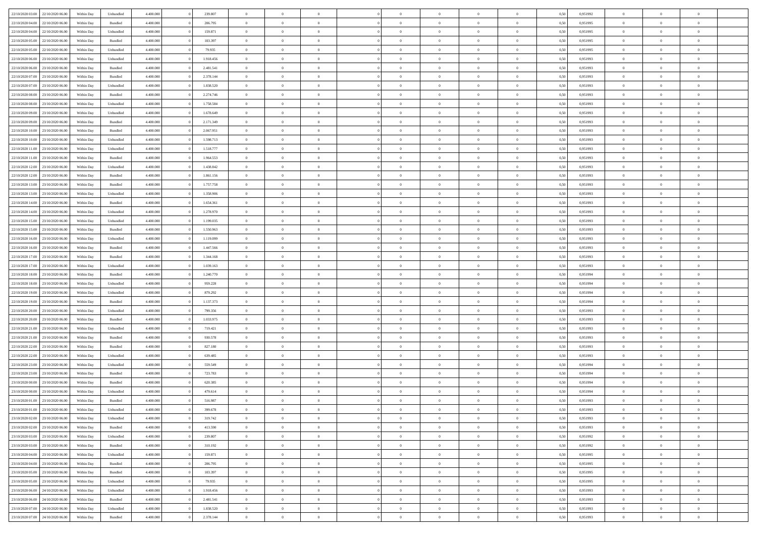| | | | | | | | | | | | | | | | | | | | | |
|---|---|---|---|---|---|---|---|---|---|---|---|---|---|---|---|---|---|---|---|---|
| 22/10/2020 03:00 | 22/10/2020 06:00 | Within Day | Unbundled | 4.400.000 | 0 | 239.807 | 0 | 0 | 0 | | 0 | 0 | 0 | 0 | 0,50 | 0,951992 | 0 | 0 | 0 | |
| 22/10/2020 04:00 | 22/10/2020 06:00 | Within Day | Bundled | 4.400.000 | 0 | 206.795 | 0 | 0 | 0 | | 0 | 0 | 0 | 0 | 0,50 | 0,951995 | 0 | 0 | 0 | |
| 22/10/2020 04:00 | 22/10/2020 06:00 | Within Day | Unbundled | 4.400.000 | 0 | 159.871 | 0 | 0 | 0 | | 0 | 0 | 0 | 0 | 0,50 | 0,951995 | 0 | 0 | 0 | |
| 22/10/2020 05:00 | 22/10/2020 06:00 | Within Day | Bundled | 4.400.000 | 0 | 103.397 | 0 | 0 | 0 | | 0 | 0 | 0 | 0 | 0,50 | 0,951995 | 0 | 0 | 0 | |
| 22/10/2020 05:00 | 22/10/2020 06:00 | Within Day | Unbundled | 4.400.000 | 0 | 79.935 | 0 | 0 | 0 | | 0 | 0 | 0 | 0 | 0,50 | 0,951995 | 0 | 0 | 0 | |
| 22/10/2020 06:00 | 23/10/2020 06:00 | Within Day | Unbundled | 4.400.000 | 0 | 1.918.456 | 0 | 0 | 0 | | 0 | 0 | 0 | 0 | 0,50 | 0,951993 | 0 | 0 | 0 | |
| 22/10/2020 06:00 | 23/10/2020 06:00 | Within Day | Bundled | 4.400.000 | 0 | 2.481.541 | 0 | 0 | 0 | | 0 | 0 | 0 | 0 | 0,50 | 0,951993 | 0 | 0 | 0 | |
| 22/10/2020 07:00 | 23/10/2020 06:00 | Within Day | Bundled | 4.400.000 | 0 | 2.378.144 | 0 | 0 | 0 | | 0 | 0 | 0 | 0 | 0,50 | 0,951993 | 0 | 0 | 0 | |
| 22/10/2020 07:00 | 23/10/2020 06:00 | Within Day | Unbundled | 4.400.000 | 0 | 1.838.520 | 0 | 0 | 0 | | 0 | 0 | 0 | 0 | 0,50 | 0,951993 | 0 | 0 | 0 | |
| 22/10/2020 08:00 | 23/10/2020 06:00 | Within Day | Bundled | 4.400.000 | 0 | 2.274.746 | 0 | 0 | 0 | | 0 | 0 | 0 | 0 | 0,50 | 0,951993 | 0 | 0 | 0 | |
| 22/10/2020 08:00 | 23/10/2020 06:00 | Within Day | Unbundled | 4.400.000 | 0 | 1.758.584 | 0 | 0 | 0 | | 0 | 0 | 0 | 0 | 0,50 | 0,951993 | 0 | 0 | 0 | |
| 22/10/2020 09:00 | 23/10/2020 06:00 | Within Day | Unbundled | 4.400.000 | 0 | 1.678.649 | 0 | 0 | 0 | | 0 | 0 | 0 | 0 | 0,50 | 0,951993 | 0 | 0 | 0 | |
| 22/10/2020 09:00 | 23/10/2020 06:00 | Within Day | Bundled | 4.400.000 | 0 | 2.171.349 | 0 | 0 | 0 | | 0 | 0 | 0 | 0 | 0,50 | 0,951993 | 0 | 0 | 0 | |
| 22/10/2020 10:00 | 23/10/2020 06:00 | Within Day | Bundled | 4.400.000 | 0 | 2.067.951 | 0 | 0 | 0 | | 0 | 0 | 0 | 0 | 0,50 | 0,951993 | 0 | 0 | 0 | |
| 22/10/2020 10:00 | 23/10/2020 06:00 | Within Day | Unbundled | 4.400.000 | 0 | 1.598.713 | 0 | 0 | 0 | | 0 | 0 | 0 | 0 | 0,50 | 0,951993 | 0 | 0 | 0 | |
| 22/10/2020 11:00 | 23/10/2020 06:00 | Within Day | Unbundled | 4.400.000 | 0 | 1.518.777 | 0 | 0 | 0 | | 0 | 0 | 0 | 0 | 0,50 | 0,951993 | 0 | 0 | 0 | |
| 22/10/2020 11:00 | 23/10/2020 06:00 | Within Day | Bundled | 4.400.000 | 0 | 1.964.553 | 0 | 0 | 0 | | 0 | 0 | 0 | 0 | 0,50 | 0,951993 | 0 | 0 | 0 | |
| 22/10/2020 12:00 | 23/10/2020 06:00 | Within Day | Unbundled | 4.400.000 | 0 | 1.438.842 | 0 | 0 | 0 | | 0 | 0 | 0 | 0 | 0,50 | 0,951993 | 0 | 0 | 0 | |
| 22/10/2020 12:00 | 23/10/2020 06:00 | Within Day | Bundled | 4.400.000 | 0 | 1.861.156 | 0 | 0 | 0 | | 0 | 0 | 0 | 0 | 0,50 | 0,951993 | 0 | 0 | 0 | |
| 22/10/2020 13:00 | 23/10/2020 06:00 | Within Day | Bundled | 4.400.000 | 0 | 1.757.758 | 0 | 0 | 0 | | 0 | 0 | 0 | 0 | 0,50 | 0,951993 | 0 | 0 | 0 | |
| 22/10/2020 13:00 | 23/10/2020 06:00 | Within Day | Unbundled | 4.400.000 | 0 | 1.358.906 | 0 | 0 | 0 | | 0 | 0 | 0 | 0 | 0,50 | 0,951993 | 0 | 0 | 0 | |
| 22/10/2020 14:00 | 23/10/2020 06:00 | Within Day | Bundled | 4.400.000 | 0 | 1.654.361 | 0 | 0 | 0 | | 0 | 0 | 0 | 0 | 0,50 | 0,951993 | 0 | 0 | 0 | |
| 22/10/2020 14:00 | 23/10/2020 06:00 | Within Day | Unbundled | 4.400.000 | 0 | 1.278.970 | 0 | 0 | 0 | | 0 | 0 | 0 | 0 | 0,50 | 0,951993 | 0 | 0 | 0 | |
| 22/10/2020 15:00 | 23/10/2020 06:00 | Within Day | Unbundled | 4.400.000 | 0 | 1.199.035 | 0 | 0 | 0 | | 0 | 0 | 0 | 0 | 0,50 | 0,951993 | 0 | 0 | 0 | |
| 22/10/2020 15:00 | 23/10/2020 06:00 | Within Day | Bundled | 4.400.000 | 0 | 1.550.963 | 0 | 0 | 0 | | 0 | 0 | 0 | 0 | 0,50 | 0,951993 | 0 | 0 | 0 | |
| 22/10/2020 16:00 | 23/10/2020 06:00 | Within Day | Unbundled | 4.400.000 | 0 | 1.119.099 | 0 | 0 | 0 | | 0 | 0 | 0 | 0 | 0,50 | 0,951993 | 0 | 0 | 0 | |
| 22/10/2020 16:00 | 23/10/2020 06:00 | Within Day | Bundled | 4.400.000 | 0 | 1.447.566 | 0 | 0 | 0 | | 0 | 0 | 0 | 0 | 0,50 | 0,951993 | 0 | 0 | 0 | |
| 22/10/2020 17:00 | 23/10/2020 06:00 | Within Day | Bundled | 4.400.000 | 0 | 1.344.168 | 0 | 0 | 0 | | 0 | 0 | 0 | 0 | 0,50 | 0,951993 | 0 | 0 | 0 | |
| 22/10/2020 17:00 | 23/10/2020 06:00 | Within Day | Unbundled | 4.400.000 | 0 | 1.039.163 | 0 | 0 | 0 | | 0 | 0 | 0 | 0 | 0,50 | 0,951993 | 0 | 0 | 0 | |
| 22/10/2020 18:00 | 23/10/2020 06:00 | Within Day | Bundled | 4.400.000 | 0 | 1.240.770 | 0 | 0 | 0 | | 0 | 0 | 0 | 0 | 0,50 | 0,951994 | 0 | 0 | 0 | |
| 22/10/2020 18:00 | 23/10/2020 06:00 | Within Day | Unbundled | 4.400.000 | 0 | 959.228 | 0 | 0 | 0 | | 0 | 0 | 0 | 0 | 0,50 | 0,951994 | 0 | 0 | 0 | |
| 22/10/2020 19:00 | 23/10/2020 06:00 | Within Day | Unbundled | 4.400.000 | 0 | 879.292 | 0 | 0 | 0 | | 0 | 0 | 0 | 0 | 0,50 | 0,951994 | 0 | 0 | 0 | |
| 22/10/2020 19:00 | 23/10/2020 06:00 | Within Day | Bundled | 4.400.000 | 0 | 1.137.373 | 0 | 0 | 0 | | 0 | 0 | 0 | 0 | 0,50 | 0,951994 | 0 | 0 | 0 | |
| 22/10/2020 20:00 | 23/10/2020 06:00 | Within Day | Unbundled | 4.400.000 | 0 | 799.356 | 0 | 0 | 0 | | 0 | 0 | 0 | 0 | 0,50 | 0,951993 | 0 | 0 | 0 | |
| 22/10/2020 20:00 | 23/10/2020 06:00 | Within Day | Bundled | 4.400.000 | 0 | 1.033.975 | 0 | 0 | 0 | | 0 | 0 | 0 | 0 | 0,50 | 0,951993 | 0 | 0 | 0 | |
| 22/10/2020 21:00 | 23/10/2020 06:00 | Within Day | Unbundled | 4.400.000 | 0 | 719.421 | 0 | 0 | 0 | | 0 | 0 | 0 | 0 | 0,50 | 0,951993 | 0 | 0 | 0 | |
| 22/10/2020 21:00 | 23/10/2020 06:00 | Within Day | Bundled | 4.400.000 | 0 | 930.578 | 0 | 0 | 0 | | 0 | 0 | 0 | 0 | 0,50 | 0,951993 | 0 | 0 | 0 | |
| 22/10/2020 22:00 | 23/10/2020 06:00 | Within Day | Bundled | 4.400.000 | 0 | 827.180 | 0 | 0 | 0 | | 0 | 0 | 0 | 0 | 0,50 | 0,951993 | 0 | 0 | 0 | |
| 22/10/2020 22:00 | 23/10/2020 06:00 | Within Day | Unbundled | 4.400.000 | 0 | 639.485 | 0 | 0 | 0 | | 0 | 0 | 0 | 0 | 0,50 | 0,951993 | 0 | 0 | 0 | |
| 22/10/2020 23:00 | 23/10/2020 06:00 | Within Day | Unbundled | 4.400.000 | 0 | 559.549 | 0 | 0 | 0 | | 0 | 0 | 0 | 0 | 0,50 | 0,951994 | 0 | 0 | 0 | |
| 22/10/2020 23:00 | 23/10/2020 06:00 | Within Day | Bundled | 4.400.000 | 0 | 723.783 | 0 | 0 | 0 | | 0 | 0 | 0 | 0 | 0,50 | 0,951994 | 0 | 0 | 0 | |
| 23/10/2020 00:00 | 23/10/2020 06:00 | Within Day | Bundled | 4.400.000 | 0 | 620.385 | 0 | 0 | 0 | | 0 | 0 | 0 | 0 | 0,50 | 0,951994 | 0 | 0 | 0 | |
| 23/10/2020 00:00 | 23/10/2020 06:00 | Within Day | Unbundled | 4.400.000 | 0 | 479.614 | 0 | 0 | 0 | | 0 | 0 | 0 | 0 | 0,50 | 0,951994 | 0 | 0 | 0 | |
| 23/10/2020 01:00 | 23/10/2020 06:00 | Within Day | Bundled | 4.400.000 | 0 | 516.987 | 0 | 0 | 0 | | 0 | 0 | 0 | 0 | 0,50 | 0,951993 | 0 | 0 | 0 | |
| 23/10/2020 01:00 | 23/10/2020 06:00 | Within Day | Unbundled | 4.400.000 | 0 | 399.678 | 0 | 0 | 0 | | 0 | 0 | 0 | 0 | 0,50 | 0,951993 | 0 | 0 | 0 | |
| 23/10/2020 02:00 | 23/10/2020 06:00 | Within Day | Unbundled | 4.400.000 | 0 | 319.742 | 0 | 0 | 0 | | 0 | 0 | 0 | 0 | 0,50 | 0,951993 | 0 | 0 | 0 | |
| 23/10/2020 02:00 | 23/10/2020 06:00 | Within Day | Bundled | 4.400.000 | 0 | 413.590 | 0 | 0 | 0 | | 0 | 0 | 0 | 0 | 0,50 | 0,951993 | 0 | 0 | 0 | |
| 23/10/2020 03:00 | 23/10/2020 06:00 | Within Day | Unbundled | 4.400.000 | 0 | 239.807 | 0 | 0 | 0 | | 0 | 0 | 0 | 0 | 0,50 | 0,951992 | 0 | 0 | 0 | |
| 23/10/2020 03:00 | 23/10/2020 06:00 | Within Day | Bundled | 4.400.000 | 0 | 310.192 | 0 | 0 | 0 | | 0 | 0 | 0 | 0 | 0,50 | 0,951992 | 0 | 0 | 0 | |
| 23/10/2020 04:00 | 23/10/2020 06:00 | Within Day | Unbundled | 4.400.000 | 0 | 159.871 | 0 | 0 | 0 | | 0 | 0 | 0 | 0 | 0,50 | 0,951995 | 0 | 0 | 0 | |
| 23/10/2020 04:00 | 23/10/2020 06:00 | Within Day | Bundled | 4.400.000 | 0 | 206.795 | 0 | 0 | 0 | | 0 | 0 | 0 | 0 | 0,50 | 0,951995 | 0 | 0 | 0 | |
| 23/10/2020 05:00 | 23/10/2020 06:00 | Within Day | Bundled | 4.400.000 | 0 | 103.397 | 0 | 0 | 0 | | 0 | 0 | 0 | 0 | 0,50 | 0,951995 | 0 | 0 | 0 | |
| 23/10/2020 05:00 | 23/10/2020 06:00 | Within Day | Unbundled | 4.400.000 | 0 | 79.935 | 0 | 0 | 0 | | 0 | 0 | 0 | 0 | 0,50 | 0,951995 | 0 | 0 | 0 | |
| 23/10/2020 06:00 | 24/10/2020 06:00 | Within Day | Unbundled | 4.400.000 | 0 | 1.918.456 | 0 | 0 | 0 | | 0 | 0 | 0 | 0 | 0,50 | 0,951993 | 0 | 0 | 0 | |
| 23/10/2020 06:00 | 24/10/2020 06:00 | Within Day | Bundled | 4.400.000 | 0 | 2.481.541 | 0 | 0 | 0 | | 0 | 0 | 0 | 0 | 0,50 | 0,951993 | 0 | 0 | 0 | |
| 23/10/2020 07:00 | 24/10/2020 06:00 | Within Day | Unbundled | 4.400.000 | 0 | 1.838.520 | 0 | 0 | 0 | | 0 | 0 | 0 | 0 | 0,50 | 0,951993 | 0 | 0 | 0 | |
| 23/10/2020 07:00 | 24/10/2020 06:00 | Within Day | Bundled | 4.400.000 | 0 | 2.378.144 | 0 | 0 | 0 | | 0 | 0 | 0 | 0 | 0,50 | 0,951993 | 0 | 0 | 0 | |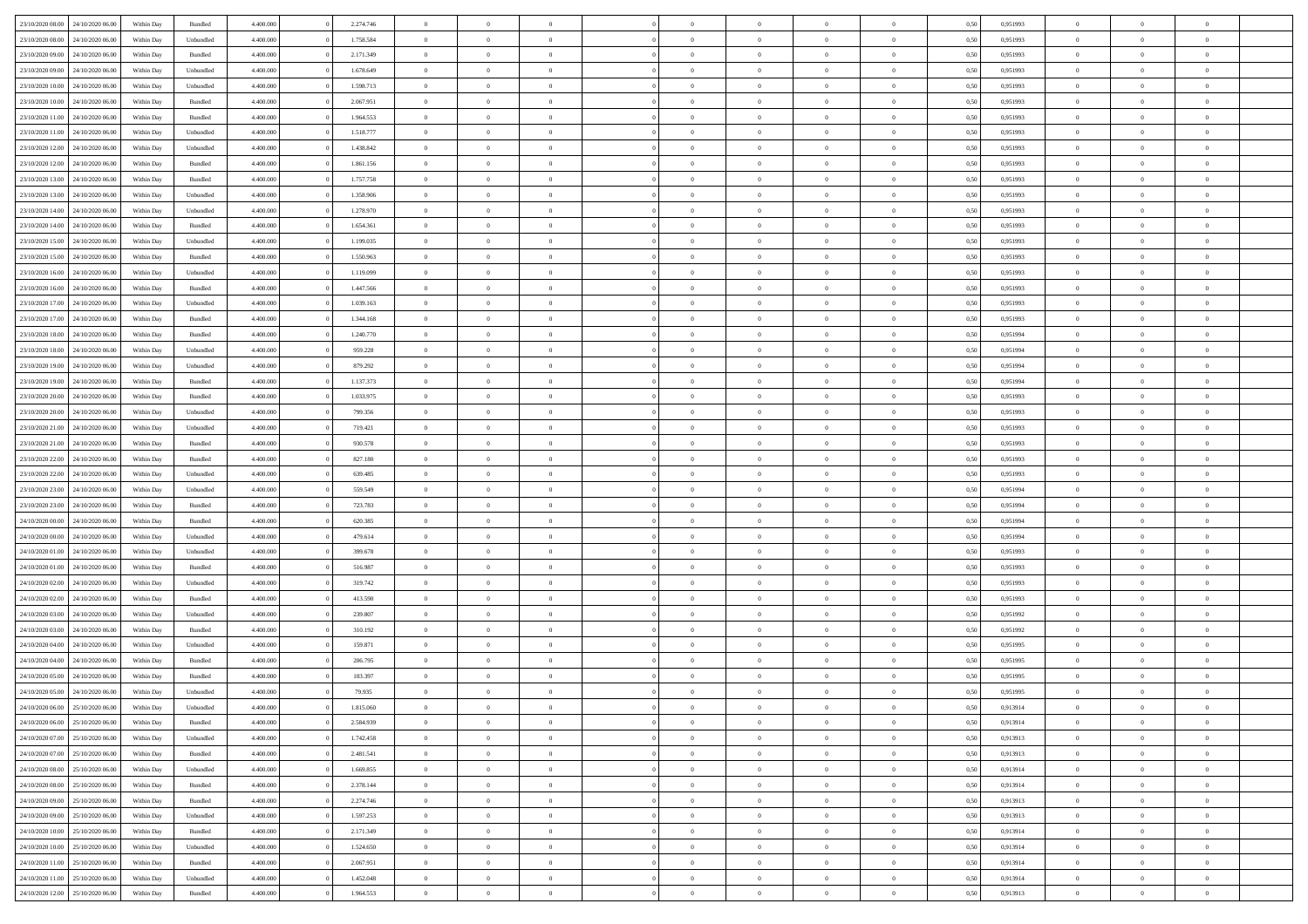| | | | | | | | | | | | | | | | | | | | | |
|---|---|---|---|---|---|---|---|---|---|---|---|---|---|---|---|---|---|---|---|---|
| 23/10/2020 08:00 | 24/10/2020 06:00 | Within Day | Bundled | 4.400.000 | 0 | 2.274.746 | 0 | 0 | 0 | | 0 | 0 | 0 | 0 | 0,50 | 0,951993 | 0 | 0 | 0 | |
| 23/10/2020 08:00 | 24/10/2020 06:00 | Within Day | Unbundled | 4.400.000 | 0 | 1.758.584 | 0 | 0 | 0 | | 0 | 0 | 0 | 0 | 0,50 | 0,951993 | 0 | 0 | 0 | |
| 23/10/2020 09:00 | 24/10/2020 06:00 | Within Day | Bundled | 4.400.000 | 0 | 2.171.349 | 0 | 0 | 0 | | 0 | 0 | 0 | 0 | 0,50 | 0,951993 | 0 | 0 | 0 | |
| 23/10/2020 09:00 | 24/10/2020 06:00 | Within Day | Unbundled | 4.400.000 | 0 | 1.678.649 | 0 | 0 | 0 | | 0 | 0 | 0 | 0 | 0,50 | 0,951993 | 0 | 0 | 0 | |
| 23/10/2020 10:00 | 24/10/2020 06:00 | Within Day | Unbundled | 4.400.000 | 0 | 1.598.713 | 0 | 0 | 0 | | 0 | 0 | 0 | 0 | 0,50 | 0,951993 | 0 | 0 | 0 | |
| 23/10/2020 10:00 | 24/10/2020 06:00 | Within Day | Bundled | 4.400.000 | 0 | 2.067.951 | 0 | 0 | 0 | | 0 | 0 | 0 | 0 | 0,50 | 0,951993 | 0 | 0 | 0 | |
| 23/10/2020 11:00 | 24/10/2020 06:00 | Within Day | Bundled | 4.400.000 | 0 | 1.964.553 | 0 | 0 | 0 | | 0 | 0 | 0 | 0 | 0,50 | 0,951993 | 0 | 0 | 0 | |
| 23/10/2020 11:00 | 24/10/2020 06:00 | Within Day | Unbundled | 4.400.000 | 0 | 1.518.777 | 0 | 0 | 0 | | 0 | 0 | 0 | 0 | 0,50 | 0,951993 | 0 | 0 | 0 | |
| 23/10/2020 12:00 | 24/10/2020 06:00 | Within Day | Unbundled | 4.400.000 | 0 | 1.438.842 | 0 | 0 | 0 | | 0 | 0 | 0 | 0 | 0,50 | 0,951993 | 0 | 0 | 0 | |
| 23/10/2020 12:00 | 24/10/2020 06:00 | Within Day | Bundled | 4.400.000 | 0 | 1.861.156 | 0 | 0 | 0 | | 0 | 0 | 0 | 0 | 0,50 | 0,951993 | 0 | 0 | 0 | |
| 23/10/2020 13:00 | 24/10/2020 06:00 | Within Day | Bundled | 4.400.000 | 0 | 1.757.758 | 0 | 0 | 0 | | 0 | 0 | 0 | 0 | 0,50 | 0,951993 | 0 | 0 | 0 | |
| 23/10/2020 13:00 | 24/10/2020 06:00 | Within Day | Unbundled | 4.400.000 | 0 | 1.358.906 | 0 | 0 | 0 | | 0 | 0 | 0 | 0 | 0,50 | 0,951993 | 0 | 0 | 0 | |
| 23/10/2020 14:00 | 24/10/2020 06:00 | Within Day | Unbundled | 4.400.000 | 0 | 1.278.970 | 0 | 0 | 0 | | 0 | 0 | 0 | 0 | 0,50 | 0,951993 | 0 | 0 | 0 | |
| 23/10/2020 14:00 | 24/10/2020 06:00 | Within Day | Bundled | 4.400.000 | 0 | 1.654.361 | 0 | 0 | 0 | | 0 | 0 | 0 | 0 | 0,50 | 0,951993 | 0 | 0 | 0 | |
| 23/10/2020 15:00 | 24/10/2020 06:00 | Within Day | Unbundled | 4.400.000 | 0 | 1.199.035 | 0 | 0 | 0 | | 0 | 0 | 0 | 0 | 0,50 | 0,951993 | 0 | 0 | 0 | |
| 23/10/2020 15:00 | 24/10/2020 06:00 | Within Day | Bundled | 4.400.000 | 0 | 1.550.963 | 0 | 0 | 0 | | 0 | 0 | 0 | 0 | 0,50 | 0,951993 | 0 | 0 | 0 | |
| 23/10/2020 16:00 | 24/10/2020 06:00 | Within Day | Unbundled | 4.400.000 | 0 | 1.119.099 | 0 | 0 | 0 | | 0 | 0 | 0 | 0 | 0,50 | 0,951993 | 0 | 0 | 0 | |
| 23/10/2020 16:00 | 24/10/2020 06:00 | Within Day | Bundled | 4.400.000 | 0 | 1.447.566 | 0 | 0 | 0 | | 0 | 0 | 0 | 0 | 0,50 | 0,951993 | 0 | 0 | 0 | |
| 23/10/2020 17:00 | 24/10/2020 06:00 | Within Day | Unbundled | 4.400.000 | 0 | 1.039.163 | 0 | 0 | 0 | | 0 | 0 | 0 | 0 | 0,50 | 0,951993 | 0 | 0 | 0 | |
| 23/10/2020 17:00 | 24/10/2020 06:00 | Within Day | Bundled | 4.400.000 | 0 | 1.344.168 | 0 | 0 | 0 | | 0 | 0 | 0 | 0 | 0,50 | 0,951993 | 0 | 0 | 0 | |
| 23/10/2020 18:00 | 24/10/2020 06:00 | Within Day | Bundled | 4.400.000 | 0 | 1.240.770 | 0 | 0 | 0 | | 0 | 0 | 0 | 0 | 0,50 | 0,951994 | 0 | 0 | 0 | |
| 23/10/2020 18:00 | 24/10/2020 06:00 | Within Day | Unbundled | 4.400.000 | 0 | 959.228 | 0 | 0 | 0 | | 0 | 0 | 0 | 0 | 0,50 | 0,951994 | 0 | 0 | 0 | |
| 23/10/2020 19:00 | 24/10/2020 06:00 | Within Day | Unbundled | 4.400.000 | 0 | 879.292 | 0 | 0 | 0 | | 0 | 0 | 0 | 0 | 0,50 | 0,951994 | 0 | 0 | 0 | |
| 23/10/2020 19:00 | 24/10/2020 06:00 | Within Day | Bundled | 4.400.000 | 0 | 1.137.373 | 0 | 0 | 0 | | 0 | 0 | 0 | 0 | 0,50 | 0,951994 | 0 | 0 | 0 | |
| 23/10/2020 20:00 | 24/10/2020 06:00 | Within Day | Bundled | 4.400.000 | 0 | 1.033.975 | 0 | 0 | 0 | | 0 | 0 | 0 | 0 | 0,50 | 0,951993 | 0 | 0 | 0 | |
| 23/10/2020 20:00 | 24/10/2020 06:00 | Within Day | Unbundled | 4.400.000 | 0 | 799.356 | 0 | 0 | 0 | | 0 | 0 | 0 | 0 | 0,50 | 0,951993 | 0 | 0 | 0 | |
| 23/10/2020 21:00 | 24/10/2020 06:00 | Within Day | Unbundled | 4.400.000 | 0 | 719.421 | 0 | 0 | 0 | | 0 | 0 | 0 | 0 | 0,50 | 0,951993 | 0 | 0 | 0 | |
| 23/10/2020 21:00 | 24/10/2020 06:00 | Within Day | Bundled | 4.400.000 | 0 | 930.578 | 0 | 0 | 0 | | 0 | 0 | 0 | 0 | 0,50 | 0,951993 | 0 | 0 | 0 | |
| 23/10/2020 22:00 | 24/10/2020 06:00 | Within Day | Bundled | 4.400.000 | 0 | 827.180 | 0 | 0 | 0 | | 0 | 0 | 0 | 0 | 0,50 | 0,951993 | 0 | 0 | 0 | |
| 23/10/2020 22:00 | 24/10/2020 06:00 | Within Day | Unbundled | 4.400.000 | 0 | 639.485 | 0 | 0 | 0 | | 0 | 0 | 0 | 0 | 0,50 | 0,951993 | 0 | 0 | 0 | |
| 23/10/2020 23:00 | 24/10/2020 06:00 | Within Day | Unbundled | 4.400.000 | 0 | 559.549 | 0 | 0 | 0 | | 0 | 0 | 0 | 0 | 0,50 | 0,951994 | 0 | 0 | 0 | |
| 23/10/2020 23:00 | 24/10/2020 06:00 | Within Day | Bundled | 4.400.000 | 0 | 723.783 | 0 | 0 | 0 | | 0 | 0 | 0 | 0 | 0,50 | 0,951994 | 0 | 0 | 0 | |
| 24/10/2020 00:00 | 24/10/2020 06:00 | Within Day | Bundled | 4.400.000 | 0 | 620.385 | 0 | 0 | 0 | | 0 | 0 | 0 | 0 | 0,50 | 0,951994 | 0 | 0 | 0 | |
| 24/10/2020 00:00 | 24/10/2020 06:00 | Within Day | Unbundled | 4.400.000 | 0 | 479.614 | 0 | 0 | 0 | | 0 | 0 | 0 | 0 | 0,50 | 0,951994 | 0 | 0 | 0 | |
| 24/10/2020 01:00 | 24/10/2020 06:00 | Within Day | Unbundled | 4.400.000 | 0 | 399.678 | 0 | 0 | 0 | | 0 | 0 | 0 | 0 | 0,50 | 0,951993 | 0 | 0 | 0 | |
| 24/10/2020 01:00 | 24/10/2020 06:00 | Within Day | Bundled | 4.400.000 | 0 | 516.987 | 0 | 0 | 0 | | 0 | 0 | 0 | 0 | 0,50 | 0,951993 | 0 | 0 | 0 | |
| 24/10/2020 02:00 | 24/10/2020 06:00 | Within Day | Unbundled | 4.400.000 | 0 | 319.742 | 0 | 0 | 0 | | 0 | 0 | 0 | 0 | 0,50 | 0,951993 | 0 | 0 | 0 | |
| 24/10/2020 02:00 | 24/10/2020 06:00 | Within Day | Bundled | 4.400.000 | 0 | 413.590 | 0 | 0 | 0 | | 0 | 0 | 0 | 0 | 0,50 | 0,951993 | 0 | 0 | 0 | |
| 24/10/2020 03:00 | 24/10/2020 06:00 | Within Day | Unbundled | 4.400.000 | 0 | 239.807 | 0 | 0 | 0 | | 0 | 0 | 0 | 0 | 0,50 | 0,951992 | 0 | 0 | 0 | |
| 24/10/2020 03:00 | 24/10/2020 06:00 | Within Day | Bundled | 4.400.000 | 0 | 310.192 | 0 | 0 | 0 | | 0 | 0 | 0 | 0 | 0,50 | 0,951992 | 0 | 0 | 0 | |
| 24/10/2020 04:00 | 24/10/2020 06:00 | Within Day | Unbundled | 4.400.000 | 0 | 159.871 | 0 | 0 | 0 | | 0 | 0 | 0 | 0 | 0,50 | 0,951995 | 0 | 0 | 0 | |
| 24/10/2020 04:00 | 24/10/2020 06:00 | Within Day | Bundled | 4.400.000 | 0 | 206.795 | 0 | 0 | 0 | | 0 | 0 | 0 | 0 | 0,50 | 0,951995 | 0 | 0 | 0 | |
| 24/10/2020 05:00 | 24/10/2020 06:00 | Within Day | Bundled | 4.400.000 | 0 | 103.397 | 0 | 0 | 0 | | 0 | 0 | 0 | 0 | 0,50 | 0,951995 | 0 | 0 | 0 | |
| 24/10/2020 05:00 | 24/10/2020 06:00 | Within Day | Unbundled | 4.400.000 | 0 | 79.935 | 0 | 0 | 0 | | 0 | 0 | 0 | 0 | 0,50 | 0,951995 | 0 | 0 | 0 | |
| 24/10/2020 06:00 | 25/10/2020 06:00 | Within Day | Unbundled | 4.400.000 | 0 | 1.815.060 | 0 | 0 | 0 | | 0 | 0 | 0 | 0 | 0,50 | 0,913914 | 0 | 0 | 0 | |
| 24/10/2020 06:00 | 25/10/2020 06:00 | Within Day | Bundled | 4.400.000 | 0 | 2.584.939 | 0 | 0 | 0 | | 0 | 0 | 0 | 0 | 0,50 | 0,913914 | 0 | 0 | 0 | |
| 24/10/2020 07:00 | 25/10/2020 06:00 | Within Day | Unbundled | 4.400.000 | 0 | 1.742.458 | 0 | 0 | 0 | | 0 | 0 | 0 | 0 | 0,50 | 0,913913 | 0 | 0 | 0 | |
| 24/10/2020 07:00 | 25/10/2020 06:00 | Within Day | Bundled | 4.400.000 | 0 | 2.481.541 | 0 | 0 | 0 | | 0 | 0 | 0 | 0 | 0,50 | 0,913913 | 0 | 0 | 0 | |
| 24/10/2020 08:00 | 25/10/2020 06:00 | Within Day | Unbundled | 4.400.000 | 0 | 1.669.855 | 0 | 0 | 0 | | 0 | 0 | 0 | 0 | 0,50 | 0,913914 | 0 | 0 | 0 | |
| 24/10/2020 08:00 | 25/10/2020 06:00 | Within Day | Bundled | 4.400.000 | 0 | 2.378.144 | 0 | 0 | 0 | | 0 | 0 | 0 | 0 | 0,50 | 0,913914 | 0 | 0 | 0 | |
| 24/10/2020 09:00 | 25/10/2020 06:00 | Within Day | Bundled | 4.400.000 | 0 | 2.274.746 | 0 | 0 | 0 | | 0 | 0 | 0 | 0 | 0,50 | 0,913913 | 0 | 0 | 0 | |
| 24/10/2020 09:00 | 25/10/2020 06:00 | Within Day | Unbundled | 4.400.000 | 0 | 1.597.253 | 0 | 0 | 0 | | 0 | 0 | 0 | 0 | 0,50 | 0,913913 | 0 | 0 | 0 | |
| 24/10/2020 10:00 | 25/10/2020 06:00 | Within Day | Bundled | 4.400.000 | 0 | 2.171.349 | 0 | 0 | 0 | | 0 | 0 | 0 | 0 | 0,50 | 0,913914 | 0 | 0 | 0 | |
| 24/10/2020 10:00 | 25/10/2020 06:00 | Within Day | Unbundled | 4.400.000 | 0 | 1.524.650 | 0 | 0 | 0 | | 0 | 0 | 0 | 0 | 0,50 | 0,913914 | 0 | 0 | 0 | |
| 24/10/2020 11:00 | 25/10/2020 06:00 | Within Day | Bundled | 4.400.000 | 0 | 2.067.951 | 0 | 0 | 0 | | 0 | 0 | 0 | 0 | 0,50 | 0,913914 | 0 | 0 | 0 | |
| 24/10/2020 11:00 | 25/10/2020 06:00 | Within Day | Unbundled | 4.400.000 | 0 | 1.452.048 | 0 | 0 | 0 | | 0 | 0 | 0 | 0 | 0,50 | 0,913914 | 0 | 0 | 0 | |
| 24/10/2020 12:00 | 25/10/2020 06:00 | Within Day | Bundled | 4.400.000 | 0 | 1.964.553 | 0 | 0 | 0 | | 0 | 0 | 0 | 0 | 0,50 | 0,913913 | 0 | 0 | 0 | |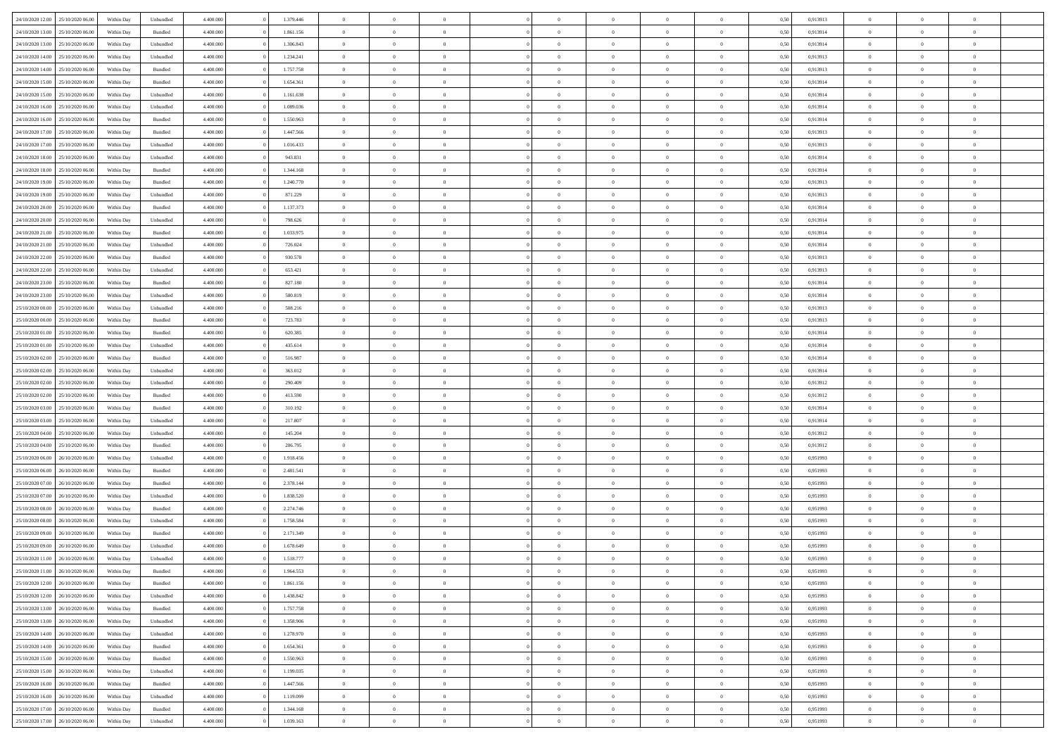| | | | | | | | | | | | | | | | | | | | | |
|---|---|---|---|---|---|---|---|---|---|---|---|---|---|---|---|---|---|---|---|---|
| 24/10/2020 12.00 | 25/10/2020 06.00 | Within Day | Unbundled | 4.400.000 | 0 | 1.379.446 | 0 | 0 | 0 | | 0 | 0 | 0 | 0 | 0,50 | 0,913913 | 0 | 0 | 0 | |
| 24/10/2020 13.00 | 25/10/2020 06.00 | Within Day | Bundled | 4.400.000 | 0 | 1.861.156 | 0 | 0 | 0 | | 0 | 0 | 0 | 0 | 0,50 | 0,913914 | 0 | 0 | 0 | |
| 24/10/2020 13.00 | 25/10/2020 06.00 | Within Day | Unbundled | 4.400.000 | 0 | 1.306.843 | 0 | 0 | 0 | | 0 | 0 | 0 | 0 | 0,50 | 0,913914 | 0 | 0 | 0 | |
| 24/10/2020 14.00 | 25/10/2020 06.00 | Within Day | Unbundled | 4.400.000 | 0 | 1.234.241 | 0 | 0 | 0 | | 0 | 0 | 0 | 0 | 0,50 | 0,913913 | 0 | 0 | 0 | |
| 24/10/2020 14.00 | 25/10/2020 06.00 | Within Day | Bundled | 4.400.000 | 0 | 1.757.758 | 0 | 0 | 0 | | 0 | 0 | 0 | 0 | 0,50 | 0,913913 | 0 | 0 | 0 | |
| 24/10/2020 15.00 | 25/10/2020 06.00 | Within Day | Bundled | 4.400.000 | 0 | 1.654.361 | 0 | 0 | 0 | | 0 | 0 | 0 | 0 | 0,50 | 0,913914 | 0 | 0 | 0 | |
| 24/10/2020 15.00 | 25/10/2020 06.00 | Within Day | Unbundled | 4.400.000 | 0 | 1.161.638 | 0 | 0 | 0 | | 0 | 0 | 0 | 0 | 0,50 | 0,913914 | 0 | 0 | 0 | |
| 24/10/2020 16.00 | 25/10/2020 06.00 | Within Day | Unbundled | 4.400.000 | 0 | 1.089.036 | 0 | 0 | 0 | | 0 | 0 | 0 | 0 | 0,50 | 0,913914 | 0 | 0 | 0 | |
| 24/10/2020 16.00 | 25/10/2020 06.00 | Within Day | Bundled | 4.400.000 | 0 | 1.550.963 | 0 | 0 | 0 | | 0 | 0 | 0 | 0 | 0,50 | 0,913914 | 0 | 0 | 0 | |
| 24/10/2020 17.00 | 25/10/2020 06.00 | Within Day | Bundled | 4.400.000 | 0 | 1.447.566 | 0 | 0 | 0 | | 0 | 0 | 0 | 0 | 0,50 | 0,913913 | 0 | 0 | 0 | |
| 24/10/2020 17.00 | 25/10/2020 06.00 | Within Day | Unbundled | 4.400.000 | 0 | 1.016.433 | 0 | 0 | 0 | | 0 | 0 | 0 | 0 | 0,50 | 0,913913 | 0 | 0 | 0 | |
| 24/10/2020 18.00 | 25/10/2020 06.00 | Within Day | Unbundled | 4.400.000 | 0 | 943.831 | 0 | 0 | 0 | | 0 | 0 | 0 | 0 | 0,50 | 0,913914 | 0 | 0 | 0 | |
| 24/10/2020 18.00 | 25/10/2020 06.00 | Within Day | Bundled | 4.400.000 | 0 | 1.344.168 | 0 | 0 | 0 | | 0 | 0 | 0 | 0 | 0,50 | 0,913914 | 0 | 0 | 0 | |
| 24/10/2020 19.00 | 25/10/2020 06.00 | Within Day | Bundled | 4.400.000 | 0 | 1.240.770 | 0 | 0 | 0 | | 0 | 0 | 0 | 0 | 0,50 | 0,913913 | 0 | 0 | 0 | |
| 24/10/2020 19.00 | 25/10/2020 06.00 | Within Day | Unbundled | 4.400.000 | 0 | 871.229 | 0 | 0 | 0 | | 0 | 0 | 0 | 0 | 0,50 | 0,913913 | 0 | 0 | 0 | |
| 24/10/2020 20.00 | 25/10/2020 06.00 | Within Day | Bundled | 4.400.000 | 0 | 1.137.373 | 0 | 0 | 0 | | 0 | 0 | 0 | 0 | 0,50 | 0,913914 | 0 | 0 | 0 | |
| 24/10/2020 20.00 | 25/10/2020 06.00 | Within Day | Unbundled | 4.400.000 | 0 | 798.626 | 0 | 0 | 0 | | 0 | 0 | 0 | 0 | 0,50 | 0,913914 | 0 | 0 | 0 | |
| 24/10/2020 21.00 | 25/10/2020 06.00 | Within Day | Bundled | 4.400.000 | 0 | 1.033.975 | 0 | 0 | 0 | | 0 | 0 | 0 | 0 | 0,50 | 0,913914 | 0 | 0 | 0 | |
| 24/10/2020 21.00 | 25/10/2020 06.00 | Within Day | Unbundled | 4.400.000 | 0 | 726.024 | 0 | 0 | 0 | | 0 | 0 | 0 | 0 | 0,50 | 0,913914 | 0 | 0 | 0 | |
| 24/10/2020 22.00 | 25/10/2020 06.00 | Within Day | Bundled | 4.400.000 | 0 | 930.578 | 0 | 0 | 0 | | 0 | 0 | 0 | 0 | 0,50 | 0,913913 | 0 | 0 | 0 | |
| 24/10/2020 22.00 | 25/10/2020 06.00 | Within Day | Unbundled | 4.400.000 | 0 | 653.421 | 0 | 0 | 0 | | 0 | 0 | 0 | 0 | 0,50 | 0,913913 | 0 | 0 | 0 | |
| 24/10/2020 23.00 | 25/10/2020 06.00 | Within Day | Bundled | 4.400.000 | 0 | 827.180 | 0 | 0 | 0 | | 0 | 0 | 0 | 0 | 0,50 | 0,913914 | 0 | 0 | 0 | |
| 24/10/2020 23.00 | 25/10/2020 06.00 | Within Day | Unbundled | 4.400.000 | 0 | 580.819 | 0 | 0 | 0 | | 0 | 0 | 0 | 0 | 0,50 | 0,913914 | 0 | 0 | 0 | |
| 25/10/2020 00.00 | 25/10/2020 06.00 | Within Day | Unbundled | 4.400.000 | 0 | 508.216 | 0 | 0 | 0 | | 0 | 0 | 0 | 0 | 0,50 | 0,913913 | 0 | 0 | 0 | |
| 25/10/2020 00.00 | 25/10/2020 06.00 | Within Day | Bundled | 4.400.000 | 0 | 723.783 | 0 | 0 | 0 | | 0 | 0 | 0 | 0 | 0,50 | 0,913913 | 0 | 0 | 0 | |
| 25/10/2020 01.00 | 25/10/2020 06.00 | Within Day | Bundled | 4.400.000 | 0 | 620.385 | 0 | 0 | 0 | | 0 | 0 | 0 | 0 | 0,50 | 0,913914 | 0 | 0 | 0 | |
| 25/10/2020 01.00 | 25/10/2020 06.00 | Within Day | Unbundled | 4.400.000 | 0 | 435.614 | 0 | 0 | 0 | | 0 | 0 | 0 | 0 | 0,50 | 0,913914 | 0 | 0 | 0 | |
| 25/10/2020 02.00 | 25/10/2020 06.00 | Within Day | Bundled | 4.400.000 | 0 | 516.987 | 0 | 0 | 0 | | 0 | 0 | 0 | 0 | 0,50 | 0,913914 | 0 | 0 | 0 | |
| 25/10/2020 02.00 | 25/10/2020 06.00 | Within Day | Unbundled | 4.400.000 | 0 | 363.012 | 0 | 0 | 0 | | 0 | 0 | 0 | 0 | 0,50 | 0,913914 | 0 | 0 | 0 | |
| 25/10/2020 02.00 | 25/10/2020 06.00 | Within Day | Unbundled | 4.400.000 | 0 | 290.409 | 0 | 0 | 0 | | 0 | 0 | 0 | 0 | 0,50 | 0,913912 | 0 | 0 | 0 | |
| 25/10/2020 02.00 | 25/10/2020 06.00 | Within Day | Bundled | 4.400.000 | 0 | 413.590 | 0 | 0 | 0 | | 0 | 0 | 0 | 0 | 0,50 | 0,913912 | 0 | 0 | 0 | |
| 25/10/2020 03.00 | 25/10/2020 06.00 | Within Day | Bundled | 4.400.000 | 0 | 310.192 | 0 | 0 | 0 | | 0 | 0 | 0 | 0 | 0,50 | 0,913914 | 0 | 0 | 0 | |
| 25/10/2020 03.00 | 25/10/2020 06.00 | Within Day | Unbundled | 4.400.000 | 0 | 217.807 | 0 | 0 | 0 | | 0 | 0 | 0 | 0 | 0,50 | 0,913914 | 0 | 0 | 0 | |
| 25/10/2020 04.00 | 25/10/2020 06.00 | Within Day | Unbundled | 4.400.000 | 0 | 145.204 | 0 | 0 | 0 | | 0 | 0 | 0 | 0 | 0,50 | 0,913912 | 0 | 0 | 0 | |
| 25/10/2020 04.00 | 25/10/2020 06.00 | Within Day | Bundled | 4.400.000 | 0 | 206.795 | 0 | 0 | 0 | | 0 | 0 | 0 | 0 | 0,50 | 0,913912 | 0 | 0 | 0 | |
| 25/10/2020 06.00 | 26/10/2020 06.00 | Within Day | Unbundled | 4.400.000 | 0 | 1.918.456 | 0 | 0 | 0 | | 0 | 0 | 0 | 0 | 0,50 | 0,951993 | 0 | 0 | 0 | |
| 25/10/2020 06.00 | 26/10/2020 06.00 | Within Day | Bundled | 4.400.000 | 0 | 2.481.541 | 0 | 0 | 0 | | 0 | 0 | 0 | 0 | 0,50 | 0,951993 | 0 | 0 | 0 | |
| 25/10/2020 07.00 | 26/10/2020 06.00 | Within Day | Bundled | 4.400.000 | 0 | 2.378.144 | 0 | 0 | 0 | | 0 | 0 | 0 | 0 | 0,50 | 0,951993 | 0 | 0 | 0 | |
| 25/10/2020 07.00 | 26/10/2020 06.00 | Within Day | Unbundled | 4.400.000 | 0 | 1.838.520 | 0 | 0 | 0 | | 0 | 0 | 0 | 0 | 0,50 | 0,951993 | 0 | 0 | 0 | |
| 25/10/2020 08.00 | 26/10/2020 06.00 | Within Day | Bundled | 4.400.000 | 0 | 2.274.746 | 0 | 0 | 0 | | 0 | 0 | 0 | 0 | 0,50 | 0,951993 | 0 | 0 | 0 | |
| 25/10/2020 08.00 | 26/10/2020 06.00 | Within Day | Unbundled | 4.400.000 | 0 | 1.758.584 | 0 | 0 | 0 | | 0 | 0 | 0 | 0 | 0,50 | 0,951993 | 0 | 0 | 0 | |
| 25/10/2020 09.00 | 26/10/2020 06.00 | Within Day | Bundled | 4.400.000 | 0 | 2.171.349 | 0 | 0 | 0 | | 0 | 0 | 0 | 0 | 0,50 | 0,951993 | 0 | 0 | 0 | |
| 25/10/2020 09.00 | 26/10/2020 06.00 | Within Day | Unbundled | 4.400.000 | 0 | 1.678.649 | 0 | 0 | 0 | | 0 | 0 | 0 | 0 | 0,50 | 0,951993 | 0 | 0 | 0 | |
| 25/10/2020 11.00 | 26/10/2020 06.00 | Within Day | Unbundled | 4.400.000 | 0 | 1.518.777 | 0 | 0 | 0 | | 0 | 0 | 0 | 0 | 0,50 | 0,951993 | 0 | 0 | 0 | |
| 25/10/2020 11.00 | 26/10/2020 06.00 | Within Day | Bundled | 4.400.000 | 0 | 1.964.553 | 0 | 0 | 0 | | 0 | 0 | 0 | 0 | 0,50 | 0,951993 | 0 | 0 | 0 | |
| 25/10/2020 12.00 | 26/10/2020 06.00 | Within Day | Bundled | 4.400.000 | 0 | 1.861.156 | 0 | 0 | 0 | | 0 | 0 | 0 | 0 | 0,50 | 0,951993 | 0 | 0 | 0 | |
| 25/10/2020 12.00 | 26/10/2020 06.00 | Within Day | Unbundled | 4.400.000 | 0 | 1.438.842 | 0 | 0 | 0 | | 0 | 0 | 0 | 0 | 0,50 | 0,951993 | 0 | 0 | 0 | |
| 25/10/2020 13.00 | 26/10/2020 06.00 | Within Day | Bundled | 4.400.000 | 0 | 1.757.758 | 0 | 0 | 0 | | 0 | 0 | 0 | 0 | 0,50 | 0,951993 | 0 | 0 | 0 | |
| 25/10/2020 13.00 | 26/10/2020 06.00 | Within Day | Unbundled | 4.400.000 | 0 | 1.358.906 | 0 | 0 | 0 | | 0 | 0 | 0 | 0 | 0,50 | 0,951993 | 0 | 0 | 0 | |
| 25/10/2020 14.00 | 26/10/2020 06.00 | Within Day | Unbundled | 4.400.000 | 0 | 1.278.970 | 0 | 0 | 0 | | 0 | 0 | 0 | 0 | 0,50 | 0,951993 | 0 | 0 | 0 | |
| 25/10/2020 14.00 | 26/10/2020 06.00 | Within Day | Bundled | 4.400.000 | 0 | 1.654.361 | 0 | 0 | 0 | | 0 | 0 | 0 | 0 | 0,50 | 0,951993 | 0 | 0 | 0 | |
| 25/10/2020 15.00 | 26/10/2020 06.00 | Within Day | Bundled | 4.400.000 | 0 | 1.550.963 | 0 | 0 | 0 | | 0 | 0 | 0 | 0 | 0,50 | 0,951993 | 0 | 0 | 0 | |
| 25/10/2020 15.00 | 26/10/2020 06.00 | Within Day | Unbundled | 4.400.000 | 0 | 1.199.035 | 0 | 0 | 0 | | 0 | 0 | 0 | 0 | 0,50 | 0,951993 | 0 | 0 | 0 | |
| 25/10/2020 16.00 | 26/10/2020 06.00 | Within Day | Bundled | 4.400.000 | 0 | 1.447.566 | 0 | 0 | 0 | | 0 | 0 | 0 | 0 | 0,50 | 0,951993 | 0 | 0 | 0 | |
| 25/10/2020 16.00 | 26/10/2020 06.00 | Within Day | Unbundled | 4.400.000 | 0 | 1.119.099 | 0 | 0 | 0 | | 0 | 0 | 0 | 0 | 0,50 | 0,951993 | 0 | 0 | 0 | |
| 25/10/2020 17.00 | 26/10/2020 06.00 | Within Day | Bundled | 4.400.000 | 0 | 1.344.168 | 0 | 0 | 0 | | 0 | 0 | 0 | 0 | 0,50 | 0,951993 | 0 | 0 | 0 | |
| 25/10/2020 17.00 | 26/10/2020 06.00 | Within Day | Unbundled | 4.400.000 | 0 | 1.039.163 | 0 | 0 | 0 | | 0 | 0 | 0 | 0 | 0,50 | 0,951993 | 0 | 0 | 0 | |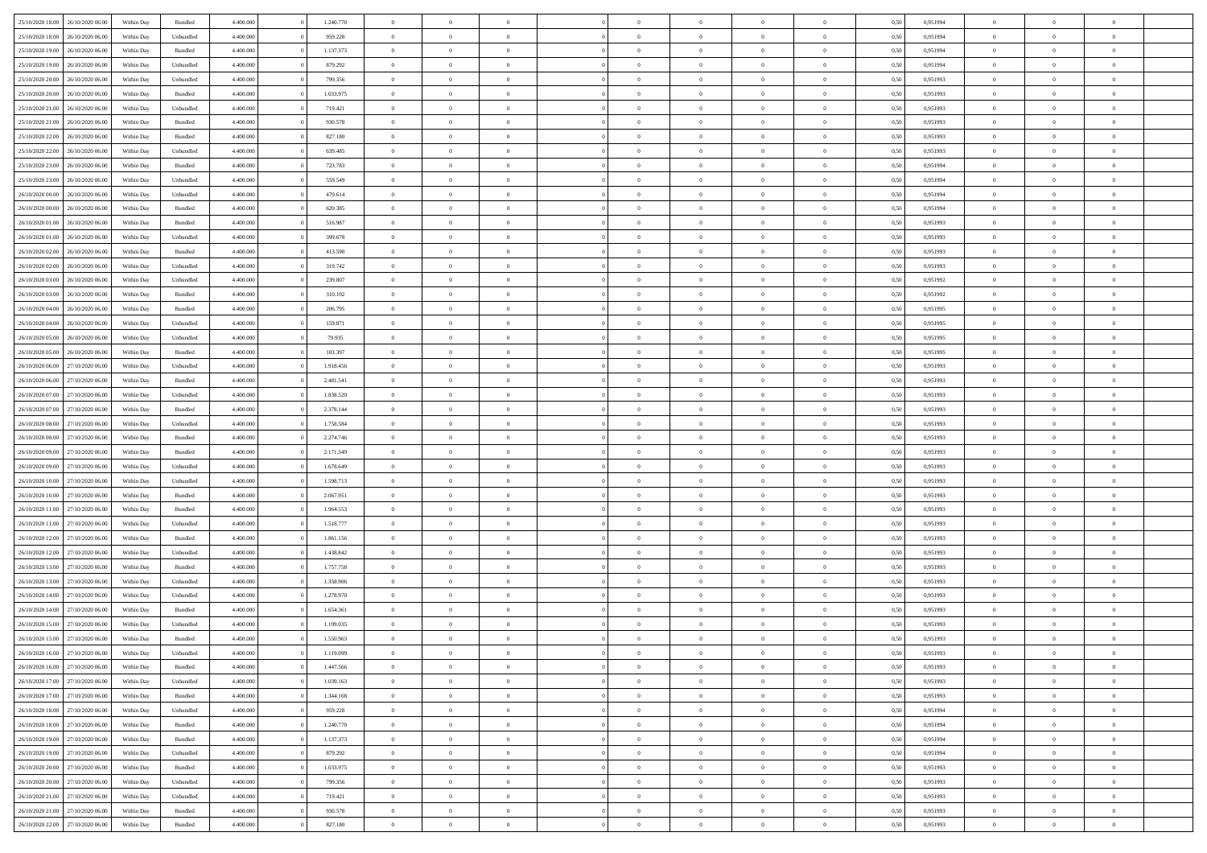| | | | | | | | | | | | | | | | | | | | | |
|---|---|---|---|---|---|---|---|---|---|---|---|---|---|---|---|---|---|---|---|---|
| 25/10/2020 18.00 | 26/10/2020 06.00 | Within Day | Bundled | 4.400.000 | 0 | 1.240.770 | 0 | 0 | 0 | | 0 | 0 | 0 | 0 | 0,50 | 0,951994 | 0 | 0 | 0 | |
| 25/10/2020 18.00 | 26/10/2020 06.00 | Within Day | Unbundled | 4.400.000 | 0 | 959.228 | 0 | 0 | 0 | | 0 | 0 | 0 | 0 | 0,50 | 0,951994 | 0 | 0 | 0 | |
| 25/10/2020 19.00 | 26/10/2020 06.00 | Within Day | Bundled | 4.400.000 | 0 | 1.137.373 | 0 | 0 | 0 | | 0 | 0 | 0 | 0 | 0,50 | 0,951994 | 0 | 0 | 0 | |
| 25/10/2020 19.00 | 26/10/2020 06.00 | Within Day | Unbundled | 4.400.000 | 0 | 879.292 | 0 | 0 | 0 | | 0 | 0 | 0 | 0 | 0,50 | 0,951994 | 0 | 0 | 0 | |
| 25/10/2020 20.00 | 26/10/2020 06.00 | Within Day | Unbundled | 4.400.000 | 0 | 799.356 | 0 | 0 | 0 | | 0 | 0 | 0 | 0 | 0,50 | 0,951993 | 0 | 0 | 0 | |
| 25/10/2020 20.00 | 26/10/2020 06.00 | Within Day | Bundled | 4.400.000 | 0 | 1.033.975 | 0 | 0 | 0 | | 0 | 0 | 0 | 0 | 0,50 | 0,951993 | 0 | 0 | 0 | |
| 25/10/2020 21.00 | 26/10/2020 06.00 | Within Day | Unbundled | 4.400.000 | 0 | 719.421 | 0 | 0 | 0 | | 0 | 0 | 0 | 0 | 0,50 | 0,951993 | 0 | 0 | 0 | |
| 25/10/2020 21.00 | 26/10/2020 06.00 | Within Day | Bundled | 4.400.000 | 0 | 930.578 | 0 | 0 | 0 | | 0 | 0 | 0 | 0 | 0,50 | 0,951993 | 0 | 0 | 0 | |
| 25/10/2020 22.00 | 26/10/2020 06.00 | Within Day | Bundled | 4.400.000 | 0 | 827.180 | 0 | 0 | 0 | | 0 | 0 | 0 | 0 | 0,50 | 0,951993 | 0 | 0 | 0 | |
| 25/10/2020 22.00 | 26/10/2020 06.00 | Within Day | Unbundled | 4.400.000 | 0 | 639.485 | 0 | 0 | 0 | | 0 | 0 | 0 | 0 | 0,50 | 0,951993 | 0 | 0 | 0 | |
| 25/10/2020 23.00 | 26/10/2020 06.00 | Within Day | Bundled | 4.400.000 | 0 | 723.783 | 0 | 0 | 0 | | 0 | 0 | 0 | 0 | 0,50 | 0,951994 | 0 | 0 | 0 | |
| 25/10/2020 23.00 | 26/10/2020 06.00 | Within Day | Unbundled | 4.400.000 | 0 | 559.549 | 0 | 0 | 0 | | 0 | 0 | 0 | 0 | 0,50 | 0,951994 | 0 | 0 | 0 | |
| 26/10/2020 00.00 | 26/10/2020 06.00 | Within Day | Unbundled | 4.400.000 | 0 | 479.614 | 0 | 0 | 0 | | 0 | 0 | 0 | 0 | 0,50 | 0,951994 | 0 | 0 | 0 | |
| 26/10/2020 00.00 | 26/10/2020 06.00 | Within Day | Bundled | 4.400.000 | 0 | 620.385 | 0 | 0 | 0 | | 0 | 0 | 0 | 0 | 0,50 | 0,951994 | 0 | 0 | 0 | |
| 26/10/2020 01.00 | 26/10/2020 06.00 | Within Day | Bundled | 4.400.000 | 0 | 516.987 | 0 | 0 | 0 | | 0 | 0 | 0 | 0 | 0,50 | 0,951993 | 0 | 0 | 0 | |
| 26/10/2020 01.00 | 26/10/2020 06.00 | Within Day | Unbundled | 4.400.000 | 0 | 399.678 | 0 | 0 | 0 | | 0 | 0 | 0 | 0 | 0,50 | 0,951993 | 0 | 0 | 0 | |
| 26/10/2020 02.00 | 26/10/2020 06.00 | Within Day | Bundled | 4.400.000 | 0 | 413.590 | 0 | 0 | 0 | | 0 | 0 | 0 | 0 | 0,50 | 0,951993 | 0 | 0 | 0 | |
| 26/10/2020 02.00 | 26/10/2020 06.00 | Within Day | Unbundled | 4.400.000 | 0 | 319.742 | 0 | 0 | 0 | | 0 | 0 | 0 | 0 | 0,50 | 0,951993 | 0 | 0 | 0 | |
| 26/10/2020 03.00 | 26/10/2020 06.00 | Within Day | Unbundled | 4.400.000 | 0 | 239.807 | 0 | 0 | 0 | | 0 | 0 | 0 | 0 | 0,50 | 0,951992 | 0 | 0 | 0 | |
| 26/10/2020 03.00 | 26/10/2020 06.00 | Within Day | Bundled | 4.400.000 | 0 | 310.192 | 0 | 0 | 0 | | 0 | 0 | 0 | 0 | 0,50 | 0,951992 | 0 | 0 | 0 | |
| 26/10/2020 04.00 | 26/10/2020 06.00 | Within Day | Bundled | 4.400.000 | 0 | 206.795 | 0 | 0 | 0 | | 0 | 0 | 0 | 0 | 0,50 | 0,951995 | 0 | 0 | 0 | |
| 26/10/2020 04.00 | 26/10/2020 06.00 | Within Day | Unbundled | 4.400.000 | 0 | 159.871 | 0 | 0 | 0 | | 0 | 0 | 0 | 0 | 0,50 | 0,951995 | 0 | 0 | 0 | |
| 26/10/2020 05.00 | 26/10/2020 06.00 | Within Day | Unbundled | 4.400.000 | 0 | 79.935 | 0 | 0 | 0 | | 0 | 0 | 0 | 0 | 0,50 | 0,951995 | 0 | 0 | 0 | |
| 26/10/2020 05.00 | 26/10/2020 06.00 | Within Day | Bundled | 4.400.000 | 0 | 103.397 | 0 | 0 | 0 | | 0 | 0 | 0 | 0 | 0,50 | 0,951995 | 0 | 0 | 0 | |
| 26/10/2020 06.00 | 27/10/2020 06.00 | Within Day | Unbundled | 4.400.000 | 0 | 1.918.456 | 0 | 0 | 0 | | 0 | 0 | 0 | 0 | 0,50 | 0,951993 | 0 | 0 | 0 | |
| 26/10/2020 06.00 | 27/10/2020 06.00 | Within Day | Bundled | 4.400.000 | 0 | 2.481.541 | 0 | 0 | 0 | | 0 | 0 | 0 | 0 | 0,50 | 0,951993 | 0 | 0 | 0 | |
| 26/10/2020 07.00 | 27/10/2020 06.00 | Within Day | Unbundled | 4.400.000 | 0 | 1.838.520 | 0 | 0 | 0 | | 0 | 0 | 0 | 0 | 0,50 | 0,951993 | 0 | 0 | 0 | |
| 26/10/2020 07.00 | 27/10/2020 06.00 | Within Day | Bundled | 4.400.000 | 0 | 2.378.144 | 0 | 0 | 0 | | 0 | 0 | 0 | 0 | 0,50 | 0,951993 | 0 | 0 | 0 | |
| 26/10/2020 08.00 | 27/10/2020 06.00 | Within Day | Unbundled | 4.400.000 | 0 | 1.758.584 | 0 | 0 | 0 | | 0 | 0 | 0 | 0 | 0,50 | 0,951993 | 0 | 0 | 0 | |
| 26/10/2020 08.00 | 27/10/2020 06.00 | Within Day | Bundled | 4.400.000 | 0 | 2.274.746 | 0 | 0 | 0 | | 0 | 0 | 0 | 0 | 0,50 | 0,951993 | 0 | 0 | 0 | |
| 26/10/2020 09.00 | 27/10/2020 06.00 | Within Day | Bundled | 4.400.000 | 0 | 2.171.349 | 0 | 0 | 0 | | 0 | 0 | 0 | 0 | 0,50 | 0,951993 | 0 | 0 | 0 | |
| 26/10/2020 09.00 | 27/10/2020 06.00 | Within Day | Unbundled | 4.400.000 | 0 | 1.678.649 | 0 | 0 | 0 | | 0 | 0 | 0 | 0 | 0,50 | 0,951993 | 0 | 0 | 0 | |
| 26/10/2020 10.00 | 27/10/2020 06.00 | Within Day | Unbundled | 4.400.000 | 0 | 1.598.713 | 0 | 0 | 0 | | 0 | 0 | 0 | 0 | 0,50 | 0,951993 | 0 | 0 | 0 | |
| 26/10/2020 10.00 | 27/10/2020 06.00 | Within Day | Bundled | 4.400.000 | 0 | 2.067.951 | 0 | 0 | 0 | | 0 | 0 | 0 | 0 | 0,50 | 0,951993 | 0 | 0 | 0 | |
| 26/10/2020 11.00 | 27/10/2020 06.00 | Within Day | Bundled | 4.400.000 | 0 | 1.964.553 | 0 | 0 | 0 | | 0 | 0 | 0 | 0 | 0,50 | 0,951993 | 0 | 0 | 0 | |
| 26/10/2020 11.00 | 27/10/2020 06.00 | Within Day | Unbundled | 4.400.000 | 0 | 1.518.777 | 0 | 0 | 0 | | 0 | 0 | 0 | 0 | 0,50 | 0,951993 | 0 | 0 | 0 | |
| 26/10/2020 12.00 | 27/10/2020 06.00 | Within Day | Bundled | 4.400.000 | 0 | 1.861.156 | 0 | 0 | 0 | | 0 | 0 | 0 | 0 | 0,50 | 0,951993 | 0 | 0 | 0 | |
| 26/10/2020 12.00 | 27/10/2020 06.00 | Within Day | Unbundled | 4.400.000 | 0 | 1.438.842 | 0 | 0 | 0 | | 0 | 0 | 0 | 0 | 0,50 | 0,951993 | 0 | 0 | 0 | |
| 26/10/2020 13.00 | 27/10/2020 06.00 | Within Day | Bundled | 4.400.000 | 0 | 1.757.758 | 0 | 0 | 0 | | 0 | 0 | 0 | 0 | 0,50 | 0,951993 | 0 | 0 | 0 | |
| 26/10/2020 13.00 | 27/10/2020 06.00 | Within Day | Unbundled | 4.400.000 | 0 | 1.358.906 | 0 | 0 | 0 | | 0 | 0 | 0 | 0 | 0,50 | 0,951993 | 0 | 0 | 0 | |
| 26/10/2020 14.00 | 27/10/2020 06.00 | Within Day | Unbundled | 4.400.000 | 0 | 1.278.970 | 0 | 0 | 0 | | 0 | 0 | 0 | 0 | 0,50 | 0,951993 | 0 | 0 | 0 | |
| 26/10/2020 14.00 | 27/10/2020 06.00 | Within Day | Bundled | 4.400.000 | 0 | 1.654.361 | 0 | 0 | 0 | | 0 | 0 | 0 | 0 | 0,50 | 0,951993 | 0 | 0 | 0 | |
| 26/10/2020 15.00 | 27/10/2020 06.00 | Within Day | Unbundled | 4.400.000 | 0 | 1.199.035 | 0 | 0 | 0 | | 0 | 0 | 0 | 0 | 0,50 | 0,951993 | 0 | 0 | 0 | |
| 26/10/2020 15.00 | 27/10/2020 06.00 | Within Day | Bundled | 4.400.000 | 0 | 1.550.963 | 0 | 0 | 0 | | 0 | 0 | 0 | 0 | 0,50 | 0,951993 | 0 | 0 | 0 | |
| 26/10/2020 16.00 | 27/10/2020 06.00 | Within Day | Unbundled | 4.400.000 | 0 | 1.119.099 | 0 | 0 | 0 | | 0 | 0 | 0 | 0 | 0,50 | 0,951993 | 0 | 0 | 0 | |
| 26/10/2020 16.00 | 27/10/2020 06.00 | Within Day | Bundled | 4.400.000 | 0 | 1.447.566 | 0 | 0 | 0 | | 0 | 0 | 0 | 0 | 0,50 | 0,951993 | 0 | 0 | 0 | |
| 26/10/2020 17.00 | 27/10/2020 06.00 | Within Day | Unbundled | 4.400.000 | 0 | 1.039.163 | 0 | 0 | 0 | | 0 | 0 | 0 | 0 | 0,50 | 0,951993 | 0 | 0 | 0 | |
| 26/10/2020 17.00 | 27/10/2020 06.00 | Within Day | Bundled | 4.400.000 | 0 | 1.344.168 | 0 | 0 | 0 | | 0 | 0 | 0 | 0 | 0,50 | 0,951993 | 0 | 0 | 0 | |
| 26/10/2020 18.00 | 27/10/2020 06.00 | Within Day | Unbundled | 4.400.000 | 0 | 959.228 | 0 | 0 | 0 | | 0 | 0 | 0 | 0 | 0,50 | 0,951994 | 0 | 0 | 0 | |
| 26/10/2020 18.00 | 27/10/2020 06.00 | Within Day | Bundled | 4.400.000 | 0 | 1.240.770 | 0 | 0 | 0 | | 0 | 0 | 0 | 0 | 0,50 | 0,951994 | 0 | 0 | 0 | |
| 26/10/2020 19.00 | 27/10/2020 06.00 | Within Day | Bundled | 4.400.000 | 0 | 1.137.373 | 0 | 0 | 0 | | 0 | 0 | 0 | 0 | 0,50 | 0,951994 | 0 | 0 | 0 | |
| 26/10/2020 19.00 | 27/10/2020 06.00 | Within Day | Unbundled | 4.400.000 | 0 | 879.292 | 0 | 0 | 0 | | 0 | 0 | 0 | 0 | 0,50 | 0,951994 | 0 | 0 | 0 | |
| 26/10/2020 20.00 | 27/10/2020 06.00 | Within Day | Bundled | 4.400.000 | 0 | 1.033.975 | 0 | 0 | 0 | | 0 | 0 | 0 | 0 | 0,50 | 0,951993 | 0 | 0 | 0 | |
| 26/10/2020 20.00 | 27/10/2020 06.00 | Within Day | Unbundled | 4.400.000 | 0 | 799.356 | 0 | 0 | 0 | | 0 | 0 | 0 | 0 | 0,50 | 0,951993 | 0 | 0 | 0 | |
| 26/10/2020 21.00 | 27/10/2020 06.00 | Within Day | Unbundled | 4.400.000 | 0 | 719.421 | 0 | 0 | 0 | | 0 | 0 | 0 | 0 | 0,50 | 0,951993 | 0 | 0 | 0 | |
| 26/10/2020 21.00 | 27/10/2020 06.00 | Within Day | Bundled | 4.400.000 | 0 | 930.578 | 0 | 0 | 0 | | 0 | 0 | 0 | 0 | 0,50 | 0,951993 | 0 | 0 | 0 | |
| 26/10/2020 22.00 | 27/10/2020 06.00 | Within Day | Bundled | 4.400.000 | 0 | 827.180 | 0 | 0 | 0 | | 0 | 0 | 0 | 0 | 0,50 | 0,951993 | 0 | 0 | 0 | |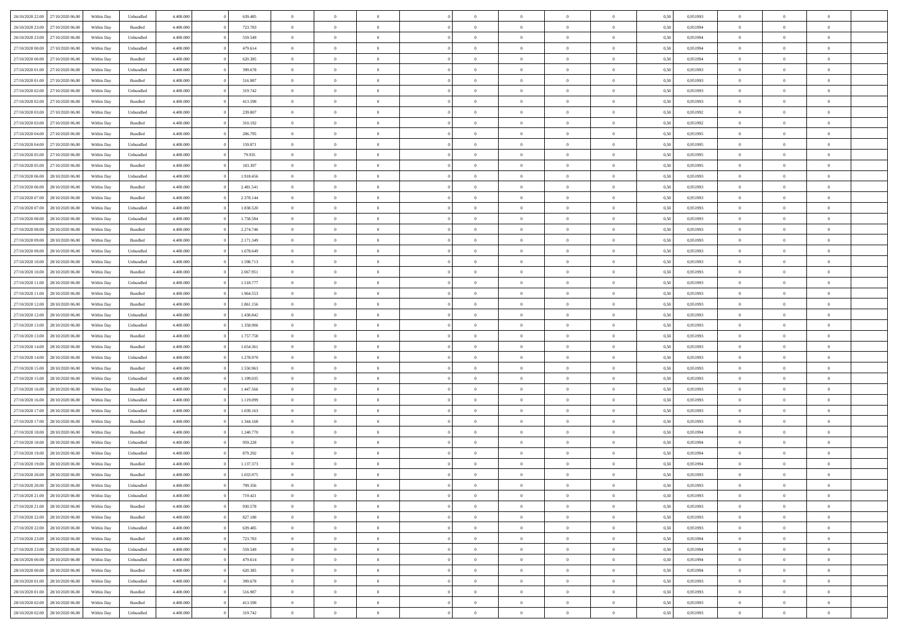| | | | | | | | | | | | | | | | | | | | | |
|---|---|---|---|---|---|---|---|---|---|---|---|---|---|---|---|---|---|---|---|---|
| 26/10/2020 22.00 | 27/10/2020 06.00 | Within Day | Unbundled | 4.400.000 | 0 | 639.485 | 0 | 0 | 0 | | 0 | 0 | 0 | 0 | 0,50 | 0,951993 | 0 | 0 | 0 | |
| 26/10/2020 23.00 | 27/10/2020 06.00 | Within Day | Bundled | 4.400.000 | 0 | 723.783 | 0 | 0 | 0 | | 0 | 0 | 0 | 0 | 0,50 | 0,951994 | 0 | 0 | 0 | |
| 26/10/2020 23.00 | 27/10/2020 06.00 | Within Day | Unbundled | 4.400.000 | 0 | 559.549 | 0 | 0 | 0 | | 0 | 0 | 0 | 0 | 0,50 | 0,951994 | 0 | 0 | 0 | |
| 27/10/2020 00.00 | 27/10/2020 06.00 | Within Day | Unbundled | 4.400.000 | 0 | 479.614 | 0 | 0 | 0 | | 0 | 0 | 0 | 0 | 0,50 | 0,951994 | 0 | 0 | 0 | |
| 27/10/2020 00.00 | 27/10/2020 06.00 | Within Day | Bundled | 4.400.000 | 0 | 620.385 | 0 | 0 | 0 | | 0 | 0 | 0 | 0 | 0,50 | 0,951994 | 0 | 0 | 0 | |
| 27/10/2020 01.00 | 27/10/2020 06.00 | Within Day | Unbundled | 4.400.000 | 0 | 399.678 | 0 | 0 | 0 | | 0 | 0 | 0 | 0 | 0,50 | 0,951993 | 0 | 0 | 0 | |
| 27/10/2020 01.00 | 27/10/2020 06.00 | Within Day | Bundled | 4.400.000 | 0 | 516.987 | 0 | 0 | 0 | | 0 | 0 | 0 | 0 | 0,50 | 0,951993 | 0 | 0 | 0 | |
| 27/10/2020 02.00 | 27/10/2020 06.00 | Within Day | Unbundled | 4.400.000 | 0 | 319.742 | 0 | 0 | 0 | | 0 | 0 | 0 | 0 | 0,50 | 0,951993 | 0 | 0 | 0 | |
| 27/10/2020 02.00 | 27/10/2020 06.00 | Within Day | Bundled | 4.400.000 | 0 | 413.590 | 0 | 0 | 0 | | 0 | 0 | 0 | 0 | 0,50 | 0,951993 | 0 | 0 | 0 | |
| 27/10/2020 03.00 | 27/10/2020 06.00 | Within Day | Unbundled | 4.400.000 | 0 | 239.807 | 0 | 0 | 0 | | 0 | 0 | 0 | 0 | 0,50 | 0,951992 | 0 | 0 | 0 | |
| 27/10/2020 03.00 | 27/10/2020 06.00 | Within Day | Bundled | 4.400.000 | 0 | 310.192 | 0 | 0 | 0 | | 0 | 0 | 0 | 0 | 0,50 | 0,951992 | 0 | 0 | 0 | |
| 27/10/2020 04.00 | 27/10/2020 06.00 | Within Day | Bundled | 4.400.000 | 0 | 206.795 | 0 | 0 | 0 | | 0 | 0 | 0 | 0 | 0,50 | 0,951995 | 0 | 0 | 0 | |
| 27/10/2020 04.00 | 27/10/2020 06.00 | Within Day | Unbundled | 4.400.000 | 0 | 159.871 | 0 | 0 | 0 | | 0 | 0 | 0 | 0 | 0,50 | 0,951995 | 0 | 0 | 0 | |
| 27/10/2020 05.00 | 27/10/2020 06.00 | Within Day | Unbundled | 4.400.000 | 0 | 79.935 | 0 | 0 | 0 | | 0 | 0 | 0 | 0 | 0,50 | 0,951995 | 0 | 0 | 0 | |
| 27/10/2020 05.00 | 27/10/2020 06.00 | Within Day | Bundled | 4.400.000 | 0 | 103.397 | 0 | 0 | 0 | | 0 | 0 | 0 | 0 | 0,50 | 0,951995 | 0 | 0 | 0 | |
| 27/10/2020 06.00 | 28/10/2020 06.00 | Within Day | Unbundled | 4.400.000 | 0 | 1.918.456 | 0 | 0 | 0 | | 0 | 0 | 0 | 0 | 0,50 | 0,951993 | 0 | 0 | 0 | |
| 27/10/2020 06.00 | 28/10/2020 06.00 | Within Day | Bundled | 4.400.000 | 0 | 2.481.541 | 0 | 0 | 0 | | 0 | 0 | 0 | 0 | 0,50 | 0,951993 | 0 | 0 | 0 | |
| 27/10/2020 07.00 | 28/10/2020 06.00 | Within Day | Bundled | 4.400.000 | 0 | 2.378.144 | 0 | 0 | 0 | | 0 | 0 | 0 | 0 | 0,50 | 0,951993 | 0 | 0 | 0 | |
| 27/10/2020 07.00 | 28/10/2020 06.00 | Within Day | Unbundled | 4.400.000 | 0 | 1.838.520 | 0 | 0 | 0 | | 0 | 0 | 0 | 0 | 0,50 | 0,951993 | 0 | 0 | 0 | |
| 27/10/2020 08.00 | 28/10/2020 06.00 | Within Day | Unbundled | 4.400.000 | 0 | 1.758.584 | 0 | 0 | 0 | | 0 | 0 | 0 | 0 | 0,50 | 0,951993 | 0 | 0 | 0 | |
| 27/10/2020 08.00 | 28/10/2020 06.00 | Within Day | Bundled | 4.400.000 | 0 | 2.274.746 | 0 | 0 | 0 | | 0 | 0 | 0 | 0 | 0,50 | 0,951993 | 0 | 0 | 0 | |
| 27/10/2020 09.00 | 28/10/2020 06.00 | Within Day | Bundled | 4.400.000 | 0 | 2.171.349 | 0 | 0 | 0 | | 0 | 0 | 0 | 0 | 0,50 | 0,951993 | 0 | 0 | 0 | |
| 27/10/2020 09.00 | 28/10/2020 06.00 | Within Day | Unbundled | 4.400.000 | 0 | 1.678.649 | 0 | 0 | 0 | | 0 | 0 | 0 | 0 | 0,50 | 0,951993 | 0 | 0 | 0 | |
| 27/10/2020 10.00 | 28/10/2020 06.00 | Within Day | Unbundled | 4.400.000 | 0 | 1.598.713 | 0 | 0 | 0 | | 0 | 0 | 0 | 0 | 0,50 | 0,951993 | 0 | 0 | 0 | |
| 27/10/2020 10.00 | 28/10/2020 06.00 | Within Day | Bundled | 4.400.000 | 0 | 2.067.951 | 0 | 0 | 0 | | 0 | 0 | 0 | 0 | 0,50 | 0,951993 | 0 | 0 | 0 | |
| 27/10/2020 11.00 | 28/10/2020 06.00 | Within Day | Unbundled | 4.400.000 | 0 | 1.518.777 | 0 | 0 | 0 | | 0 | 0 | 0 | 0 | 0,50 | 0,951993 | 0 | 0 | 0 | |
| 27/10/2020 11.00 | 28/10/2020 06.00 | Within Day | Bundled | 4.400.000 | 0 | 1.964.553 | 0 | 0 | 0 | | 0 | 0 | 0 | 0 | 0,50 | 0,951993 | 0 | 0 | 0 | |
| 27/10/2020 12.00 | 28/10/2020 06.00 | Within Day | Bundled | 4.400.000 | 0 | 1.861.156 | 0 | 0 | 0 | | 0 | 0 | 0 | 0 | 0,50 | 0,951993 | 0 | 0 | 0 | |
| 27/10/2020 12.00 | 28/10/2020 06.00 | Within Day | Unbundled | 4.400.000 | 0 | 1.438.842 | 0 | 0 | 0 | | 0 | 0 | 0 | 0 | 0,50 | 0,951993 | 0 | 0 | 0 | |
| 27/10/2020 13.00 | 28/10/2020 06.00 | Within Day | Unbundled | 4.400.000 | 0 | 1.358.906 | 0 | 0 | 0 | | 0 | 0 | 0 | 0 | 0,50 | 0,951993 | 0 | 0 | 0 | |
| 27/10/2020 13.00 | 28/10/2020 06.00 | Within Day | Bundled | 4.400.000 | 0 | 1.757.758 | 0 | 0 | 0 | | 0 | 0 | 0 | 0 | 0,50 | 0,951993 | 0 | 0 | 0 | |
| 27/10/2020 14.00 | 28/10/2020 06.00 | Within Day | Bundled | 4.400.000 | 0 | 1.654.361 | 0 | 0 | 0 | | 0 | 0 | 0 | 0 | 0,50 | 0,951993 | 0 | 0 | 0 | |
| 27/10/2020 14.00 | 28/10/2020 06.00 | Within Day | Unbundled | 4.400.000 | 0 | 1.278.970 | 0 | 0 | 0 | | 0 | 0 | 0 | 0 | 0,50 | 0,951993 | 0 | 0 | 0 | |
| 27/10/2020 15.00 | 28/10/2020 06.00 | Within Day | Bundled | 4.400.000 | 0 | 1.550.963 | 0 | 0 | 0 | | 0 | 0 | 0 | 0 | 0,50 | 0,951993 | 0 | 0 | 0 | |
| 27/10/2020 15.00 | 28/10/2020 06.00 | Within Day | Unbundled | 4.400.000 | 0 | 1.199.035 | 0 | 0 | 0 | | 0 | 0 | 0 | 0 | 0,50 | 0,951993 | 0 | 0 | 0 | |
| 27/10/2020 16.00 | 28/10/2020 06.00 | Within Day | Bundled | 4.400.000 | 0 | 1.447.566 | 0 | 0 | 0 | | 0 | 0 | 0 | 0 | 0,50 | 0,951993 | 0 | 0 | 0 | |
| 27/10/2020 16.00 | 28/10/2020 06.00 | Within Day | Unbundled | 4.400.000 | 0 | 1.119.099 | 0 | 0 | 0 | | 0 | 0 | 0 | 0 | 0,50 | 0,951993 | 0 | 0 | 0 | |
| 27/10/2020 17.00 | 28/10/2020 06.00 | Within Day | Unbundled | 4.400.000 | 0 | 1.039.163 | 0 | 0 | 0 | | 0 | 0 | 0 | 0 | 0,50 | 0,951993 | 0 | 0 | 0 | |
| 27/10/2020 17.00 | 28/10/2020 06.00 | Within Day | Bundled | 4.400.000 | 0 | 1.344.168 | 0 | 0 | 0 | | 0 | 0 | 0 | 0 | 0,50 | 0,951993 | 0 | 0 | 0 | |
| 27/10/2020 18.00 | 28/10/2020 06.00 | Within Day | Bundled | 4.400.000 | 0 | 1.240.770 | 0 | 0 | 0 | | 0 | 0 | 0 | 0 | 0,50 | 0,951994 | 0 | 0 | 0 | |
| 27/10/2020 18.00 | 28/10/2020 06.00 | Within Day | Unbundled | 4.400.000 | 0 | 959.228 | 0 | 0 | 0 | | 0 | 0 | 0 | 0 | 0,50 | 0,951994 | 0 | 0 | 0 | |
| 27/10/2020 19.00 | 28/10/2020 06.00 | Within Day | Unbundled | 4.400.000 | 0 | 879.292 | 0 | 0 | 0 | | 0 | 0 | 0 | 0 | 0,50 | 0,951994 | 0 | 0 | 0 | |
| 27/10/2020 19.00 | 28/10/2020 06.00 | Within Day | Bundled | 4.400.000 | 0 | 1.137.373 | 0 | 0 | 0 | | 0 | 0 | 0 | 0 | 0,50 | 0,951994 | 0 | 0 | 0 | |
| 27/10/2020 20.00 | 28/10/2020 06.00 | Within Day | Bundled | 4.400.000 | 0 | 1.033.975 | 0 | 0 | 0 | | 0 | 0 | 0 | 0 | 0,50 | 0,951993 | 0 | 0 | 0 | |
| 27/10/2020 20.00 | 28/10/2020 06.00 | Within Day | Unbundled | 4.400.000 | 0 | 799.356 | 0 | 0 | 0 | | 0 | 0 | 0 | 0 | 0,50 | 0,951993 | 0 | 0 | 0 | |
| 27/10/2020 21.00 | 28/10/2020 06.00 | Within Day | Unbundled | 4.400.000 | 0 | 719.421 | 0 | 0 | 0 | | 0 | 0 | 0 | 0 | 0,50 | 0,951993 | 0 | 0 | 0 | |
| 27/10/2020 21.00 | 28/10/2020 06.00 | Within Day | Bundled | 4.400.000 | 0 | 930.578 | 0 | 0 | 0 | | 0 | 0 | 0 | 0 | 0,50 | 0,951993 | 0 | 0 | 0 | |
| 27/10/2020 22.00 | 28/10/2020 06.00 | Within Day | Bundled | 4.400.000 | 0 | 827.180 | 0 | 0 | 0 | | 0 | 0 | 0 | 0 | 0,50 | 0,951993 | 0 | 0 | 0 | |
| 27/10/2020 22.00 | 28/10/2020 06.00 | Within Day | Unbundled | 4.400.000 | 0 | 639.485 | 0 | 0 | 0 | | 0 | 0 | 0 | 0 | 0,50 | 0,951993 | 0 | 0 | 0 | |
| 27/10/2020 23.00 | 28/10/2020 06.00 | Within Day | Bundled | 4.400.000 | 0 | 723.783 | 0 | 0 | 0 | | 0 | 0 | 0 | 0 | 0,50 | 0,951994 | 0 | 0 | 0 | |
| 27/10/2020 23.00 | 28/10/2020 06.00 | Within Day | Unbundled | 4.400.000 | 0 | 559.549 | 0 | 0 | 0 | | 0 | 0 | 0 | 0 | 0,50 | 0,951994 | 0 | 0 | 0 | |
| 28/10/2020 00.00 | 28/10/2020 06.00 | Within Day | Unbundled | 4.400.000 | 0 | 479.614 | 0 | 0 | 0 | | 0 | 0 | 0 | 0 | 0,50 | 0,951994 | 0 | 0 | 0 | |
| 28/10/2020 00.00 | 28/10/2020 06.00 | Within Day | Bundled | 4.400.000 | 0 | 620.385 | 0 | 0 | 0 | | 0 | 0 | 0 | 0 | 0,50 | 0,951994 | 0 | 0 | 0 | |
| 28/10/2020 01.00 | 28/10/2020 06.00 | Within Day | Unbundled | 4.400.000 | 0 | 399.678 | 0 | 0 | 0 | | 0 | 0 | 0 | 0 | 0,50 | 0,951993 | 0 | 0 | 0 | |
| 28/10/2020 01.00 | 28/10/2020 06.00 | Within Day | Bundled | 4.400.000 | 0 | 516.987 | 0 | 0 | 0 | | 0 | 0 | 0 | 0 | 0,50 | 0,951993 | 0 | 0 | 0 | |
| 28/10/2020 02.00 | 28/10/2020 06.00 | Within Day | Bundled | 4.400.000 | 0 | 413.590 | 0 | 0 | 0 | | 0 | 0 | 0 | 0 | 0,50 | 0,951993 | 0 | 0 | 0 | |
| 28/10/2020 02.00 | 28/10/2020 06.00 | Within Day | Unbundled | 4.400.000 | 0 | 319.742 | 0 | 0 | 0 | | 0 | 0 | 0 | 0 | 0,50 | 0,951993 | 0 | 0 | 0 | |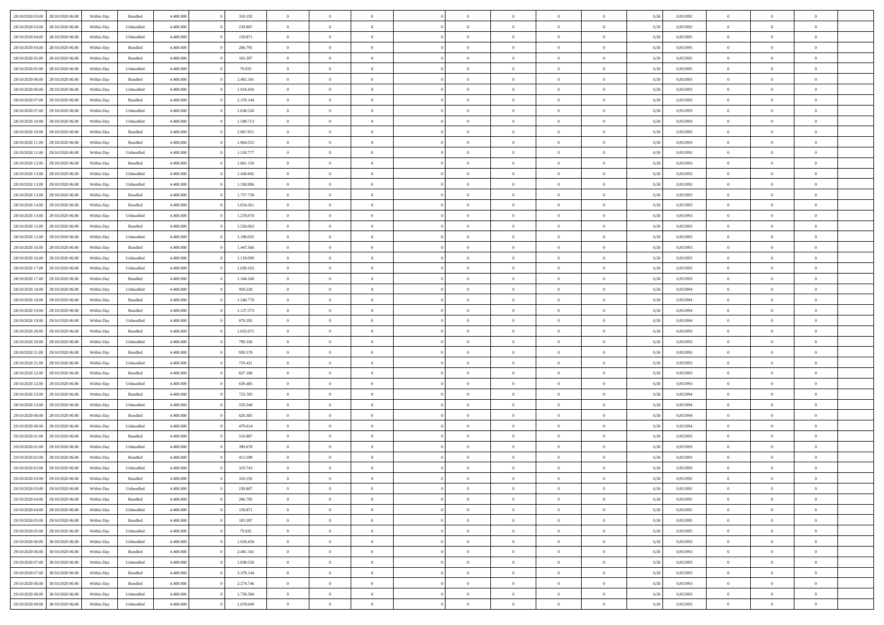| | | | | | | | | | | | | | | | | | | | | |
|---|---|---|---|---|---|---|---|---|---|---|---|---|---|---|---|---|---|---|---|---|
| 28/10/2020 03.00 | 28/10/2020 06.00 | Within Day | Bundled | 4.400.000 | 0 | 310.192 | 0 | 0 | 0 | | 0 | 0 | 0 | 0 | 0,50 | 0,951992 | 0 | 0 | 0 | |
| 28/10/2020 03.00 | 28/10/2020 06.00 | Within Day | Unbundled | 4.400.000 | 0 | 239.807 | 0 | 0 | 0 | | 0 | 0 | 0 | 0 | 0,50 | 0,951992 | 0 | 0 | 0 | |
| 28/10/2020 04.00 | 28/10/2020 06.00 | Within Day | Unbundled | 4.400.000 | 0 | 159.871 | 0 | 0 | 0 | | 0 | 0 | 0 | 0 | 0,50 | 0,951995 | 0 | 0 | 0 | |
| 28/10/2020 04.00 | 28/10/2020 06.00 | Within Day | Bundled | 4.400.000 | 0 | 206.795 | 0 | 0 | 0 | | 0 | 0 | 0 | 0 | 0,50 | 0,951995 | 0 | 0 | 0 | |
| 28/10/2020 05.00 | 28/10/2020 06.00 | Within Day | Bundled | 4.400.000 | 0 | 103.397 | 0 | 0 | 0 | | 0 | 0 | 0 | 0 | 0,50 | 0,951995 | 0 | 0 | 0 | |
| 28/10/2020 05.00 | 28/10/2020 06.00 | Within Day | Unbundled | 4.400.000 | 0 | 79.935 | 0 | 0 | 0 | | 0 | 0 | 0 | 0 | 0,50 | 0,951995 | 0 | 0 | 0 | |
| 28/10/2020 06.00 | 29/10/2020 06.00 | Within Day | Bundled | 4.400.000 | 0 | 2.481.541 | 0 | 0 | 0 | | 0 | 0 | 0 | 0 | 0,50 | 0,951993 | 0 | 0 | 0 | |
| 28/10/2020 06.00 | 29/10/2020 06.00 | Within Day | Unbundled | 4.400.000 | 0 | 1.918.456 | 0 | 0 | 0 | | 0 | 0 | 0 | 0 | 0,50 | 0,951993 | 0 | 0 | 0 | |
| 28/10/2020 07.00 | 29/10/2020 06.00 | Within Day | Bundled | 4.400.000 | 0 | 2.378.144 | 0 | 0 | 0 | | 0 | 0 | 0 | 0 | 0,50 | 0,951993 | 0 | 0 | 0 | |
| 28/10/2020 07.00 | 29/10/2020 06.00 | Within Day | Unbundled | 4.400.000 | 0 | 1.838.520 | 0 | 0 | 0 | | 0 | 0 | 0 | 0 | 0,50 | 0,951993 | 0 | 0 | 0 | |
| 28/10/2020 10.00 | 29/10/2020 06.00 | Within Day | Unbundled | 4.400.000 | 0 | 1.598.713 | 0 | 0 | 0 | | 0 | 0 | 0 | 0 | 0,50 | 0,951993 | 0 | 0 | 0 | |
| 28/10/2020 10.00 | 29/10/2020 06.00 | Within Day | Bundled | 4.400.000 | 0 | 2.067.951 | 0 | 0 | 0 | | 0 | 0 | 0 | 0 | 0,50 | 0,951993 | 0 | 0 | 0 | |
| 28/10/2020 11.00 | 29/10/2020 06.00 | Within Day | Bundled | 4.400.000 | 0 | 1.964.553 | 0 | 0 | 0 | | 0 | 0 | 0 | 0 | 0,50 | 0,951993 | 0 | 0 | 0 | |
| 28/10/2020 11.00 | 29/10/2020 06.00 | Within Day | Unbundled | 4.400.000 | 0 | 1.518.777 | 0 | 0 | 0 | | 0 | 0 | 0 | 0 | 0,50 | 0,951993 | 0 | 0 | 0 | |
| 28/10/2020 12.00 | 29/10/2020 06.00 | Within Day | Bundled | 4.400.000 | 0 | 1.861.156 | 0 | 0 | 0 | | 0 | 0 | 0 | 0 | 0,50 | 0,951993 | 0 | 0 | 0 | |
| 28/10/2020 12.00 | 29/10/2020 06.00 | Within Day | Unbundled | 4.400.000 | 0 | 1.438.842 | 0 | 0 | 0 | | 0 | 0 | 0 | 0 | 0,50 | 0,951993 | 0 | 0 | 0 | |
| 28/10/2020 13.00 | 29/10/2020 06.00 | Within Day | Unbundled | 4.400.000 | 0 | 1.358.906 | 0 | 0 | 0 | | 0 | 0 | 0 | 0 | 0,50 | 0,951993 | 0 | 0 | 0 | |
| 28/10/2020 13.00 | 29/10/2020 06.00 | Within Day | Bundled | 4.400.000 | 0 | 1.757.758 | 0 | 0 | 0 | | 0 | 0 | 0 | 0 | 0,50 | 0,951993 | 0 | 0 | 0 | |
| 28/10/2020 14.00 | 29/10/2020 06.00 | Within Day | Bundled | 4.400.000 | 0 | 1.654.361 | 0 | 0 | 0 | | 0 | 0 | 0 | 0 | 0,50 | 0,951993 | 0 | 0 | 0 | |
| 28/10/2020 14.00 | 29/10/2020 06.00 | Within Day | Unbundled | 4.400.000 | 0 | 1.278.970 | 0 | 0 | 0 | | 0 | 0 | 0 | 0 | 0,50 | 0,951993 | 0 | 0 | 0 | |
| 28/10/2020 15.00 | 29/10/2020 06.00 | Within Day | Bundled | 4.400.000 | 0 | 1.550.963 | 0 | 0 | 0 | | 0 | 0 | 0 | 0 | 0,50 | 0,951993 | 0 | 0 | 0 | |
| 28/10/2020 15.00 | 29/10/2020 06.00 | Within Day | Unbundled | 4.400.000 | 0 | 1.199.035 | 0 | 0 | 0 | | 0 | 0 | 0 | 0 | 0,50 | 0,951993 | 0 | 0 | 0 | |
| 28/10/2020 16.00 | 29/10/2020 06.00 | Within Day | Bundled | 4.400.000 | 0 | 1.447.566 | 0 | 0 | 0 | | 0 | 0 | 0 | 0 | 0,50 | 0,951993 | 0 | 0 | 0 | |
| 28/10/2020 16.00 | 29/10/2020 06.00 | Within Day | Unbundled | 4.400.000 | 0 | 1.119.099 | 0 | 0 | 0 | | 0 | 0 | 0 | 0 | 0,50 | 0,951993 | 0 | 0 | 0 | |
| 28/10/2020 17.00 | 29/10/2020 06.00 | Within Day | Unbundled | 4.400.000 | 0 | 1.039.163 | 0 | 0 | 0 | | 0 | 0 | 0 | 0 | 0,50 | 0,951993 | 0 | 0 | 0 | |
| 28/10/2020 17.00 | 29/10/2020 06.00 | Within Day | Bundled | 4.400.000 | 0 | 1.344.168 | 0 | 0 | 0 | | 0 | 0 | 0 | 0 | 0,50 | 0,951993 | 0 | 0 | 0 | |
| 28/10/2020 18.00 | 29/10/2020 06.00 | Within Day | Unbundled | 4.400.000 | 0 | 959.228 | 0 | 0 | 0 | | 0 | 0 | 0 | 0 | 0,50 | 0,951994 | 0 | 0 | 0 | |
| 28/10/2020 18.00 | 29/10/2020 06.00 | Within Day | Bundled | 4.400.000 | 0 | 1.240.770 | 0 | 0 | 0 | | 0 | 0 | 0 | 0 | 0,50 | 0,951994 | 0 | 0 | 0 | |
| 28/10/2020 19.00 | 29/10/2020 06.00 | Within Day | Bundled | 4.400.000 | 0 | 1.137.373 | 0 | 0 | 0 | | 0 | 0 | 0 | 0 | 0,50 | 0,951994 | 0 | 0 | 0 | |
| 28/10/2020 19.00 | 29/10/2020 06.00 | Within Day | Unbundled | 4.400.000 | 0 | 879.292 | 0 | 0 | 0 | | 0 | 0 | 0 | 0 | 0,50 | 0,951994 | 0 | 0 | 0 | |
| 28/10/2020 20.00 | 29/10/2020 06.00 | Within Day | Bundled | 4.400.000 | 0 | 1.033.975 | 0 | 0 | 0 | | 0 | 0 | 0 | 0 | 0,50 | 0,951993 | 0 | 0 | 0 | |
| 28/10/2020 20.00 | 29/10/2020 06.00 | Within Day | Unbundled | 4.400.000 | 0 | 799.356 | 0 | 0 | 0 | | 0 | 0 | 0 | 0 | 0,50 | 0,951993 | 0 | 0 | 0 | |
| 28/10/2020 21.00 | 29/10/2020 06.00 | Within Day | Bundled | 4.400.000 | 0 | 930.578 | 0 | 0 | 0 | | 0 | 0 | 0 | 0 | 0,50 | 0,951993 | 0 | 0 | 0 | |
| 28/10/2020 21.00 | 29/10/2020 06.00 | Within Day | Unbundled | 4.400.000 | 0 | 719.421 | 0 | 0 | 0 | | 0 | 0 | 0 | 0 | 0,50 | 0,951993 | 0 | 0 | 0 | |
| 28/10/2020 22.00 | 29/10/2020 06.00 | Within Day | Bundled | 4.400.000 | 0 | 827.180 | 0 | 0 | 0 | | 0 | 0 | 0 | 0 | 0,50 | 0,951993 | 0 | 0 | 0 | |
| 28/10/2020 22.00 | 29/10/2020 06.00 | Within Day | Unbundled | 4.400.000 | 0 | 639.485 | 0 | 0 | 0 | | 0 | 0 | 0 | 0 | 0,50 | 0,951993 | 0 | 0 | 0 | |
| 28/10/2020 23.00 | 29/10/2020 06.00 | Within Day | Bundled | 4.400.000 | 0 | 723.783 | 0 | 0 | 0 | | 0 | 0 | 0 | 0 | 0,50 | 0,951994 | 0 | 0 | 0 | |
| 28/10/2020 23.00 | 29/10/2020 06.00 | Within Day | Unbundled | 4.400.000 | 0 | 559.549 | 0 | 0 | 0 | | 0 | 0 | 0 | 0 | 0,50 | 0,951994 | 0 | 0 | 0 | |
| 29/10/2020 00.00 | 29/10/2020 06.00 | Within Day | Bundled | 4.400.000 | 0 | 620.385 | 0 | 0 | 0 | | 0 | 0 | 0 | 0 | 0,50 | 0,951994 | 0 | 0 | 0 | |
| 29/10/2020 00.00 | 29/10/2020 06.00 | Within Day | Unbundled | 4.400.000 | 0 | 479.614 | 0 | 0 | 0 | | 0 | 0 | 0 | 0 | 0,50 | 0,951994 | 0 | 0 | 0 | |
| 29/10/2020 01.00 | 29/10/2020 06.00 | Within Day | Bundled | 4.400.000 | 0 | 516.987 | 0 | 0 | 0 | | 0 | 0 | 0 | 0 | 0,50 | 0,951993 | 0 | 0 | 0 | |
| 29/10/2020 01.00 | 29/10/2020 06.00 | Within Day | Unbundled | 4.400.000 | 0 | 399.678 | 0 | 0 | 0 | | 0 | 0 | 0 | 0 | 0,50 | 0,951993 | 0 | 0 | 0 | |
| 29/10/2020 02.00 | 29/10/2020 06.00 | Within Day | Bundled | 4.400.000 | 0 | 413.590 | 0 | 0 | 0 | | 0 | 0 | 0 | 0 | 0,50 | 0,951993 | 0 | 0 | 0 | |
| 29/10/2020 02.00 | 29/10/2020 06.00 | Within Day | Unbundled | 4.400.000 | 0 | 319.742 | 0 | 0 | 0 | | 0 | 0 | 0 | 0 | 0,50 | 0,951993 | 0 | 0 | 0 | |
| 29/10/2020 03.00 | 29/10/2020 06.00 | Within Day | Bundled | 4.400.000 | 0 | 310.192 | 0 | 0 | 0 | | 0 | 0 | 0 | 0 | 0,50 | 0,951992 | 0 | 0 | 0 | |
| 29/10/2020 03.00 | 29/10/2020 06.00 | Within Day | Unbundled | 4.400.000 | 0 | 239.807 | 0 | 0 | 0 | | 0 | 0 | 0 | 0 | 0,50 | 0,951992 | 0 | 0 | 0 | |
| 29/10/2020 04.00 | 29/10/2020 06.00 | Within Day | Bundled | 4.400.000 | 0 | 206.795 | 0 | 0 | 0 | | 0 | 0 | 0 | 0 | 0,50 | 0,951995 | 0 | 0 | 0 | |
| 29/10/2020 04.00 | 29/10/2020 06.00 | Within Day | Unbundled | 4.400.000 | 0 | 159.871 | 0 | 0 | 0 | | 0 | 0 | 0 | 0 | 0,50 | 0,951995 | 0 | 0 | 0 | |
| 29/10/2020 05.00 | 29/10/2020 06.00 | Within Day | Bundled | 4.400.000 | 0 | 103.397 | 0 | 0 | 0 | | 0 | 0 | 0 | 0 | 0,50 | 0,951995 | 0 | 0 | 0 | |
| 29/10/2020 05.00 | 29/10/2020 06.00 | Within Day | Unbundled | 4.400.000 | 0 | 79.935 | 0 | 0 | 0 | | 0 | 0 | 0 | 0 | 0,50 | 0,951995 | 0 | 0 | 0 | |
| 29/10/2020 06.00 | 30/10/2020 06.00 | Within Day | Unbundled | 4.400.000 | 0 | 1.918.456 | 0 | 0 | 0 | | 0 | 0 | 0 | 0 | 0,50 | 0,951993 | 0 | 0 | 0 | |
| 29/10/2020 06.00 | 30/10/2020 06.00 | Within Day | Bundled | 4.400.000 | 0 | 2.481.541 | 0 | 0 | 0 | | 0 | 0 | 0 | 0 | 0,50 | 0,951993 | 0 | 0 | 0 | |
| 29/10/2020 07.00 | 30/10/2020 06.00 | Within Day | Unbundled | 4.400.000 | 0 | 1.838.520 | 0 | 0 | 0 | | 0 | 0 | 0 | 0 | 0,50 | 0,951993 | 0 | 0 | 0 | |
| 29/10/2020 07.00 | 30/10/2020 06.00 | Within Day | Bundled | 4.400.000 | 0 | 2.378.144 | 0 | 0 | 0 | | 0 | 0 | 0 | 0 | 0,50 | 0,951993 | 0 | 0 | 0 | |
| 29/10/2020 08.00 | 30/10/2020 06.00 | Within Day | Bundled | 4.400.000 | 0 | 2.274.746 | 0 | 0 | 0 | | 0 | 0 | 0 | 0 | 0,50 | 0,951993 | 0 | 0 | 0 | |
| 29/10/2020 08.00 | 30/10/2020 06.00 | Within Day | Unbundled | 4.400.000 | 0 | 1.758.584 | 0 | 0 | 0 | | 0 | 0 | 0 | 0 | 0,50 | 0,951993 | 0 | 0 | 0 | |
| 29/10/2020 09.00 | 30/10/2020 06.00 | Within Day | Unbundled | 4.400.000 | 0 | 1.678.649 | 0 | 0 | 0 | | 0 | 0 | 0 | 0 | 0,50 | 0,951993 | 0 | 0 | 0 | |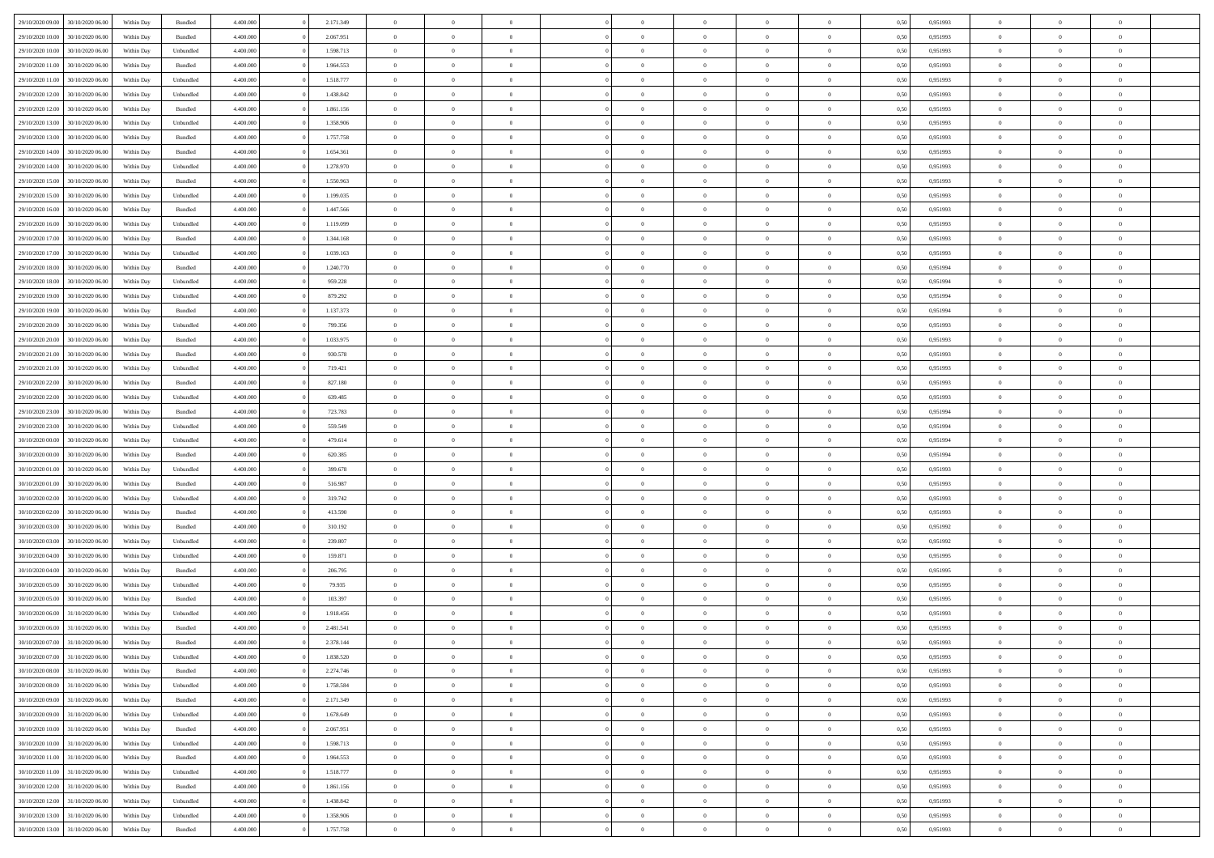| | | | | | | | | | | | | | | | | | | | | |
|---|---|---|---|---|---|---|---|---|---|---|---|---|---|---|---|---|---|---|---|---|
| 29/10/2020 09.00 | 30/10/2020 06.00 | Within Day | Bundled | 4.400.000 | 0 | 2.171.349 | 0 | 0 | 0 | | 0 | 0 | 0 | 0 | 0,50 | 0,951993 | 0 | 0 | 0 | |
| 29/10/2020 10.00 | 30/10/2020 06.00 | Within Day | Bundled | 4.400.000 | 0 | 2.067.951 | 0 | 0 | 0 | | 0 | 0 | 0 | 0 | 0,50 | 0,951993 | 0 | 0 | 0 | |
| 29/10/2020 10.00 | 30/10/2020 06.00 | Within Day | Unbundled | 4.400.000 | 0 | 1.598.713 | 0 | 0 | 0 | | 0 | 0 | 0 | 0 | 0,50 | 0,951993 | 0 | 0 | 0 | |
| 29/10/2020 11.00 | 30/10/2020 06.00 | Within Day | Bundled | 4.400.000 | 0 | 1.964.553 | 0 | 0 | 0 | | 0 | 0 | 0 | 0 | 0,50 | 0,951993 | 0 | 0 | 0 | |
| 29/10/2020 11.00 | 30/10/2020 06.00 | Within Day | Unbundled | 4.400.000 | 0 | 1.518.777 | 0 | 0 | 0 | | 0 | 0 | 0 | 0 | 0,50 | 0,951993 | 0 | 0 | 0 | |
| 29/10/2020 12.00 | 30/10/2020 06.00 | Within Day | Unbundled | 4.400.000 | 0 | 1.438.842 | 0 | 0 | 0 | | 0 | 0 | 0 | 0 | 0,50 | 0,951993 | 0 | 0 | 0 | |
| 29/10/2020 12.00 | 30/10/2020 06.00 | Within Day | Bundled | 4.400.000 | 0 | 1.861.156 | 0 | 0 | 0 | | 0 | 0 | 0 | 0 | 0,50 | 0,951993 | 0 | 0 | 0 | |
| 29/10/2020 13.00 | 30/10/2020 06.00 | Within Day | Unbundled | 4.400.000 | 0 | 1.358.906 | 0 | 0 | 0 | | 0 | 0 | 0 | 0 | 0,50 | 0,951993 | 0 | 0 | 0 | |
| 29/10/2020 13.00 | 30/10/2020 06.00 | Within Day | Bundled | 4.400.000 | 0 | 1.757.758 | 0 | 0 | 0 | | 0 | 0 | 0 | 0 | 0,50 | 0,951993 | 0 | 0 | 0 | |
| 29/10/2020 14.00 | 30/10/2020 06.00 | Within Day | Bundled | 4.400.000 | 0 | 1.654.361 | 0 | 0 | 0 | | 0 | 0 | 0 | 0 | 0,50 | 0,951993 | 0 | 0 | 0 | |
| 29/10/2020 14.00 | 30/10/2020 06.00 | Within Day | Unbundled | 4.400.000 | 0 | 1.278.970 | 0 | 0 | 0 | | 0 | 0 | 0 | 0 | 0,50 | 0,951993 | 0 | 0 | 0 | |
| 29/10/2020 15.00 | 30/10/2020 06.00 | Within Day | Bundled | 4.400.000 | 0 | 1.550.963 | 0 | 0 | 0 | | 0 | 0 | 0 | 0 | 0,50 | 0,951993 | 0 | 0 | 0 | |
| 29/10/2020 15.00 | 30/10/2020 06.00 | Within Day | Unbundled | 4.400.000 | 0 | 1.199.035 | 0 | 0 | 0 | | 0 | 0 | 0 | 0 | 0,50 | 0,951993 | 0 | 0 | 0 | |
| 29/10/2020 16.00 | 30/10/2020 06.00 | Within Day | Bundled | 4.400.000 | 0 | 1.447.566 | 0 | 0 | 0 | | 0 | 0 | 0 | 0 | 0,50 | 0,951993 | 0 | 0 | 0 | |
| 29/10/2020 16.00 | 30/10/2020 06.00 | Within Day | Unbundled | 4.400.000 | 0 | 1.119.099 | 0 | 0 | 0 | | 0 | 0 | 0 | 0 | 0,50 | 0,951993 | 0 | 0 | 0 | |
| 29/10/2020 17.00 | 30/10/2020 06.00 | Within Day | Bundled | 4.400.000 | 0 | 1.344.168 | 0 | 0 | 0 | | 0 | 0 | 0 | 0 | 0,50 | 0,951993 | 0 | 0 | 0 | |
| 29/10/2020 17.00 | 30/10/2020 06.00 | Within Day | Unbundled | 4.400.000 | 0 | 1.039.163 | 0 | 0 | 0 | | 0 | 0 | 0 | 0 | 0,50 | 0,951993 | 0 | 0 | 0 | |
| 29/10/2020 18.00 | 30/10/2020 06.00 | Within Day | Bundled | 4.400.000 | 0 | 1.240.770 | 0 | 0 | 0 | | 0 | 0 | 0 | 0 | 0,50 | 0,951994 | 0 | 0 | 0 | |
| 29/10/2020 18.00 | 30/10/2020 06.00 | Within Day | Unbundled | 4.400.000 | 0 | 959.228 | 0 | 0 | 0 | | 0 | 0 | 0 | 0 | 0,50 | 0,951994 | 0 | 0 | 0 | |
| 29/10/2020 19.00 | 30/10/2020 06.00 | Within Day | Unbundled | 4.400.000 | 0 | 879.292 | 0 | 0 | 0 | | 0 | 0 | 0 | 0 | 0,50 | 0,951994 | 0 | 0 | 0 | |
| 29/10/2020 19.00 | 30/10/2020 06.00 | Within Day | Bundled | 4.400.000 | 0 | 1.137.373 | 0 | 0 | 0 | | 0 | 0 | 0 | 0 | 0,50 | 0,951994 | 0 | 0 | 0 | |
| 29/10/2020 20.00 | 30/10/2020 06.00 | Within Day | Unbundled | 4.400.000 | 0 | 799.356 | 0 | 0 | 0 | | 0 | 0 | 0 | 0 | 0,50 | 0,951993 | 0 | 0 | 0 | |
| 29/10/2020 20.00 | 30/10/2020 06.00 | Within Day | Bundled | 4.400.000 | 0 | 1.033.975 | 0 | 0 | 0 | | 0 | 0 | 0 | 0 | 0,50 | 0,951993 | 0 | 0 | 0 | |
| 29/10/2020 21.00 | 30/10/2020 06.00 | Within Day | Bundled | 4.400.000 | 0 | 930.578 | 0 | 0 | 0 | | 0 | 0 | 0 | 0 | 0,50 | 0,951993 | 0 | 0 | 0 | |
| 29/10/2020 21.00 | 30/10/2020 06.00 | Within Day | Unbundled | 4.400.000 | 0 | 719.421 | 0 | 0 | 0 | | 0 | 0 | 0 | 0 | 0,50 | 0,951993 | 0 | 0 | 0 | |
| 29/10/2020 22.00 | 30/10/2020 06.00 | Within Day | Bundled | 4.400.000 | 0 | 827.180 | 0 | 0 | 0 | | 0 | 0 | 0 | 0 | 0,50 | 0,951993 | 0 | 0 | 0 | |
| 29/10/2020 22.00 | 30/10/2020 06.00 | Within Day | Unbundled | 4.400.000 | 0 | 639.485 | 0 | 0 | 0 | | 0 | 0 | 0 | 0 | 0,50 | 0,951993 | 0 | 0 | 0 | |
| 29/10/2020 23.00 | 30/10/2020 06.00 | Within Day | Bundled | 4.400.000 | 0 | 723.783 | 0 | 0 | 0 | | 0 | 0 | 0 | 0 | 0,50 | 0,951994 | 0 | 0 | 0 | |
| 29/10/2020 23.00 | 30/10/2020 06.00 | Within Day | Unbundled | 4.400.000 | 0 | 559.549 | 0 | 0 | 0 | | 0 | 0 | 0 | 0 | 0,50 | 0,951994 | 0 | 0 | 0 | |
| 30/10/2020 00.00 | 30/10/2020 06.00 | Within Day | Unbundled | 4.400.000 | 0 | 479.614 | 0 | 0 | 0 | | 0 | 0 | 0 | 0 | 0,50 | 0,951994 | 0 | 0 | 0 | |
| 30/10/2020 00.00 | 30/10/2020 06.00 | Within Day | Bundled | 4.400.000 | 0 | 620.385 | 0 | 0 | 0 | | 0 | 0 | 0 | 0 | 0,50 | 0,951994 | 0 | 0 | 0 | |
| 30/10/2020 01.00 | 30/10/2020 06.00 | Within Day | Unbundled | 4.400.000 | 0 | 399.678 | 0 | 0 | 0 | | 0 | 0 | 0 | 0 | 0,50 | 0,951993 | 0 | 0 | 0 | |
| 30/10/2020 01.00 | 30/10/2020 06.00 | Within Day | Bundled | 4.400.000 | 0 | 516.987 | 0 | 0 | 0 | | 0 | 0 | 0 | 0 | 0,50 | 0,951993 | 0 | 0 | 0 | |
| 30/10/2020 02.00 | 30/10/2020 06.00 | Within Day | Unbundled | 4.400.000 | 0 | 319.742 | 0 | 0 | 0 | | 0 | 0 | 0 | 0 | 0,50 | 0,951993 | 0 | 0 | 0 | |
| 30/10/2020 02.00 | 30/10/2020 06.00 | Within Day | Bundled | 4.400.000 | 0 | 413.590 | 0 | 0 | 0 | | 0 | 0 | 0 | 0 | 0,50 | 0,951993 | 0 | 0 | 0 | |
| 30/10/2020 03.00 | 30/10/2020 06.00 | Within Day | Bundled | 4.400.000 | 0 | 310.192 | 0 | 0 | 0 | | 0 | 0 | 0 | 0 | 0,50 | 0,951992 | 0 | 0 | 0 | |
| 30/10/2020 03.00 | 30/10/2020 06.00 | Within Day | Unbundled | 4.400.000 | 0 | 239.807 | 0 | 0 | 0 | | 0 | 0 | 0 | 0 | 0,50 | 0,951992 | 0 | 0 | 0 | |
| 30/10/2020 04.00 | 30/10/2020 06.00 | Within Day | Unbundled | 4.400.000 | 0 | 159.871 | 0 | 0 | 0 | | 0 | 0 | 0 | 0 | 0,50 | 0,951995 | 0 | 0 | 0 | |
| 30/10/2020 04.00 | 30/10/2020 06.00 | Within Day | Bundled | 4.400.000 | 0 | 206.795 | 0 | 0 | 0 | | 0 | 0 | 0 | 0 | 0,50 | 0,951995 | 0 | 0 | 0 | |
| 30/10/2020 05.00 | 30/10/2020 06.00 | Within Day | Unbundled | 4.400.000 | 0 | 79.935 | 0 | 0 | 0 | | 0 | 0 | 0 | 0 | 0,50 | 0,951995 | 0 | 0 | 0 | |
| 30/10/2020 05.00 | 30/10/2020 06.00 | Within Day | Bundled | 4.400.000 | 0 | 103.397 | 0 | 0 | 0 | | 0 | 0 | 0 | 0 | 0,50 | 0,951995 | 0 | 0 | 0 | |
| 30/10/2020 06.00 | 31/10/2020 06.00 | Within Day | Unbundled | 4.400.000 | 0 | 1.918.456 | 0 | 0 | 0 | | 0 | 0 | 0 | 0 | 0,50 | 0,951993 | 0 | 0 | 0 | |
| 30/10/2020 06.00 | 31/10/2020 06.00 | Within Day | Bundled | 4.400.000 | 0 | 2.481.541 | 0 | 0 | 0 | | 0 | 0 | 0 | 0 | 0,50 | 0,951993 | 0 | 0 | 0 | |
| 30/10/2020 07.00 | 31/10/2020 06.00 | Within Day | Bundled | 4.400.000 | 0 | 2.378.144 | 0 | 0 | 0 | | 0 | 0 | 0 | 0 | 0,50 | 0,951993 | 0 | 0 | 0 | |
| 30/10/2020 07.00 | 31/10/2020 06.00 | Within Day | Unbundled | 4.400.000 | 0 | 1.838.520 | 0 | 0 | 0 | | 0 | 0 | 0 | 0 | 0,50 | 0,951993 | 0 | 0 | 0 | |
| 30/10/2020 08.00 | 31/10/2020 06.00 | Within Day | Bundled | 4.400.000 | 0 | 2.274.746 | 0 | 0 | 0 | | 0 | 0 | 0 | 0 | 0,50 | 0,951993 | 0 | 0 | 0 | |
| 30/10/2020 08.00 | 31/10/2020 06.00 | Within Day | Unbundled | 4.400.000 | 0 | 1.758.584 | 0 | 0 | 0 | | 0 | 0 | 0 | 0 | 0,50 | 0,951993 | 0 | 0 | 0 | |
| 30/10/2020 09.00 | 31/10/2020 06.00 | Within Day | Bundled | 4.400.000 | 0 | 2.171.349 | 0 | 0 | 0 | | 0 | 0 | 0 | 0 | 0,50 | 0,951993 | 0 | 0 | 0 | |
| 30/10/2020 09.00 | 31/10/2020 06.00 | Within Day | Unbundled | 4.400.000 | 0 | 1.678.649 | 0 | 0 | 0 | | 0 | 0 | 0 | 0 | 0,50 | 0,951993 | 0 | 0 | 0 | |
| 30/10/2020 10.00 | 31/10/2020 06.00 | Within Day | Bundled | 4.400.000 | 0 | 2.067.951 | 0 | 0 | 0 | | 0 | 0 | 0 | 0 | 0,50 | 0,951993 | 0 | 0 | 0 | |
| 30/10/2020 10.00 | 31/10/2020 06.00 | Within Day | Unbundled | 4.400.000 | 0 | 1.598.713 | 0 | 0 | 0 | | 0 | 0 | 0 | 0 | 0,50 | 0,951993 | 0 | 0 | 0 | |
| 30/10/2020 11.00 | 31/10/2020 06.00 | Within Day | Bundled | 4.400.000 | 0 | 1.964.553 | 0 | 0 | 0 | | 0 | 0 | 0 | 0 | 0,50 | 0,951993 | 0 | 0 | 0 | |
| 30/10/2020 11.00 | 31/10/2020 06.00 | Within Day | Unbundled | 4.400.000 | 0 | 1.518.777 | 0 | 0 | 0 | | 0 | 0 | 0 | 0 | 0,50 | 0,951993 | 0 | 0 | 0 | |
| 30/10/2020 12.00 | 31/10/2020 06.00 | Within Day | Bundled | 4.400.000 | 0 | 1.861.156 | 0 | 0 | 0 | | 0 | 0 | 0 | 0 | 0,50 | 0,951993 | 0 | 0 | 0 | |
| 30/10/2020 12.00 | 31/10/2020 06.00 | Within Day | Unbundled | 4.400.000 | 0 | 1.438.842 | 0 | 0 | 0 | | 0 | 0 | 0 | 0 | 0,50 | 0,951993 | 0 | 0 | 0 | |
| 30/10/2020 13.00 | 31/10/2020 06.00 | Within Day | Unbundled | 4.400.000 | 0 | 1.358.906 | 0 | 0 | 0 | | 0 | 0 | 0 | 0 | 0,50 | 0,951993 | 0 | 0 | 0 | |
| 30/10/2020 13.00 | 31/10/2020 06.00 | Within Day | Bundled | 4.400.000 | 0 | 1.757.758 | 0 | 0 | 0 | | 0 | 0 | 0 | 0 | 0,50 | 0,951993 | 0 | 0 | 0 | |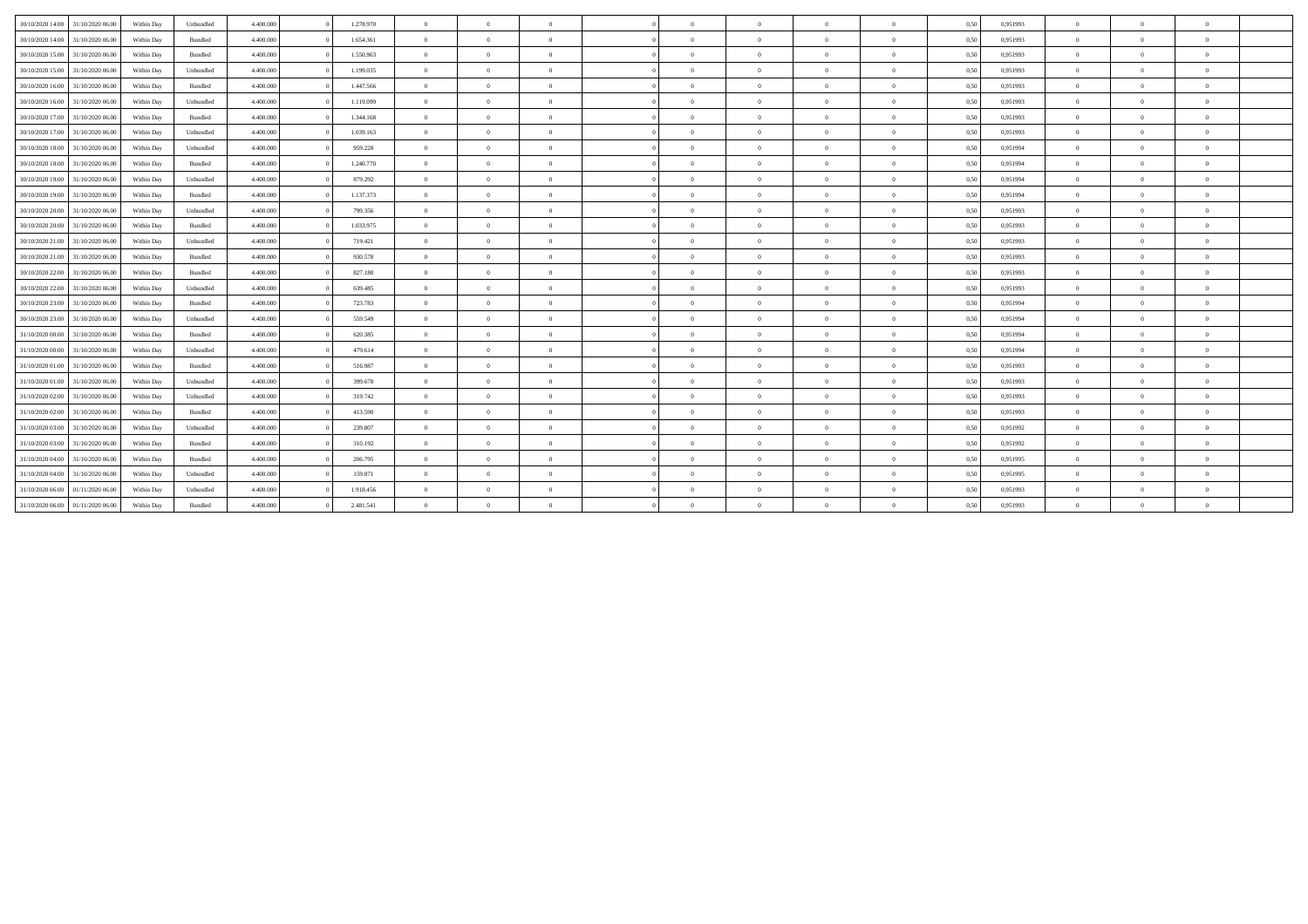| | | | | | | | | | | | | | | | | | | | | | | |
|---|---|---|---|---|---|---|---|---|---|---|---|---|---|---|---|---|---|---|---|---|---|---|
| 30/10/2020 14.00 | 31/10/2020 06.00 | Within Day | Unbundled | 4.400.000 | 0 | 1.278.970 | 0 | 0 | 0 | | 0 | 0 | 0 | 0 | 0 | 0,50 | 0,951993 | 0 | 0 | 0 | |
| 30/10/2020 14.00 | 31/10/2020 06.00 | Within Day | Bundled | 4.400.000 | 0 | 1.654.361 | 0 | 0 | 0 | | 0 | 0 | 0 | 0 | 0 | 0,50 | 0,951993 | 0 | 0 | 0 | |
| 30/10/2020 15.00 | 31/10/2020 06.00 | Within Day | Bundled | 4.400.000 | 0 | 1.550.963 | 0 | 0 | 0 | | 0 | 0 | 0 | 0 | 0 | 0,50 | 0,951993 | 0 | 0 | 0 | |
| 30/10/2020 15.00 | 31/10/2020 06.00 | Within Day | Unbundled | 4.400.000 | 0 | 1.199.035 | 0 | 0 | 0 | | 0 | 0 | 0 | 0 | 0 | 0,50 | 0,951993 | 0 | 0 | 0 | |
| 30/10/2020 16.00 | 31/10/2020 06.00 | Within Day | Bundled | 4.400.000 | 0 | 1.447.566 | 0 | 0 | 0 | | 0 | 0 | 0 | 0 | 0 | 0,50 | 0,951993 | 0 | 0 | 0 | |
| 30/10/2020 16.00 | 31/10/2020 06.00 | Within Day | Unbundled | 4.400.000 | 0 | 1.119.099 | 0 | 0 | 0 | | 0 | 0 | 0 | 0 | 0 | 0,50 | 0,951993 | 0 | 0 | 0 | |
| 30/10/2020 17.00 | 31/10/2020 06.00 | Within Day | Bundled | 4.400.000 | 0 | 1.344.168 | 0 | 0 | 0 | | 0 | 0 | 0 | 0 | 0 | 0,50 | 0,951993 | 0 | 0 | 0 | |
| 30/10/2020 17.00 | 31/10/2020 06.00 | Within Day | Unbundled | 4.400.000 | 0 | 1.039.163 | 0 | 0 | 0 | | 0 | 0 | 0 | 0 | 0 | 0,50 | 0,951993 | 0 | 0 | 0 | |
| 30/10/2020 18.00 | 31/10/2020 06.00 | Within Day | Unbundled | 4.400.000 | 0 | 959.228 | 0 | 0 | 0 | | 0 | 0 | 0 | 0 | 0 | 0,50 | 0,951994 | 0 | 0 | 0 | |
| 30/10/2020 18.00 | 31/10/2020 06.00 | Within Day | Bundled | 4.400.000 | 0 | 1.240.770 | 0 | 0 | 0 | | 0 | 0 | 0 | 0 | 0 | 0,50 | 0,951994 | 0 | 0 | 0 | |
| 30/10/2020 19.00 | 31/10/2020 06.00 | Within Day | Unbundled | 4.400.000 | 0 | 879.292 | 0 | 0 | 0 | | 0 | 0 | 0 | 0 | 0 | 0,50 | 0,951994 | 0 | 0 | 0 | |
| 30/10/2020 19.00 | 31/10/2020 06.00 | Within Day | Bundled | 4.400.000 | 0 | 1.137.373 | 0 | 0 | 0 | | 0 | 0 | 0 | 0 | 0 | 0,50 | 0,951994 | 0 | 0 | 0 | |
| 30/10/2020 20.00 | 31/10/2020 06.00 | Within Day | Unbundled | 4.400.000 | 0 | 799.356 | 0 | 0 | 0 | | 0 | 0 | 0 | 0 | 0 | 0,50 | 0,951993 | 0 | 0 | 0 | |
| 30/10/2020 20.00 | 31/10/2020 06.00 | Within Day | Bundled | 4.400.000 | 0 | 1.033.975 | 0 | 0 | 0 | | 0 | 0 | 0 | 0 | 0 | 0,50 | 0,951993 | 0 | 0 | 0 | |
| 30/10/2020 21.00 | 31/10/2020 06.00 | Within Day | Unbundled | 4.400.000 | 0 | 719.421 | 0 | 0 | 0 | | 0 | 0 | 0 | 0 | 0 | 0,50 | 0,951993 | 0 | 0 | 0 | |
| 30/10/2020 21.00 | 31/10/2020 06.00 | Within Day | Bundled | 4.400.000 | 0 | 930.578 | 0 | 0 | 0 | | 0 | 0 | 0 | 0 | 0 | 0,50 | 0,951993 | 0 | 0 | 0 | |
| 30/10/2020 22.00 | 31/10/2020 06.00 | Within Day | Bundled | 4.400.000 | 0 | 827.180 | 0 | 0 | 0 | | 0 | 0 | 0 | 0 | 0 | 0,50 | 0,951993 | 0 | 0 | 0 | |
| 30/10/2020 22.00 | 31/10/2020 06.00 | Within Day | Unbundled | 4.400.000 | 0 | 639.485 | 0 | 0 | 0 | | 0 | 0 | 0 | 0 | 0 | 0,50 | 0,951993 | 0 | 0 | 0 | |
| 30/10/2020 23.00 | 31/10/2020 06.00 | Within Day | Bundled | 4.400.000 | 0 | 723.783 | 0 | 0 | 0 | | 0 | 0 | 0 | 0 | 0 | 0,50 | 0,951994 | 0 | 0 | 0 | |
| 30/10/2020 23.00 | 31/10/2020 06.00 | Within Day | Unbundled | 4.400.000 | 0 | 559.549 | 0 | 0 | 0 | | 0 | 0 | 0 | 0 | 0 | 0,50 | 0,951994 | 0 | 0 | 0 | |
| 31/10/2020 00.00 | 31/10/2020 06.00 | Within Day | Bundled | 4.400.000 | 0 | 620.385 | 0 | 0 | 0 | | 0 | 0 | 0 | 0 | 0 | 0,50 | 0,951994 | 0 | 0 | 0 | |
| 31/10/2020 00.00 | 31/10/2020 06.00 | Within Day | Unbundled | 4.400.000 | 0 | 479.614 | 0 | 0 | 0 | | 0 | 0 | 0 | 0 | 0 | 0,50 | 0,951994 | 0 | 0 | 0 | |
| 31/10/2020 01.00 | 31/10/2020 06.00 | Within Day | Bundled | 4.400.000 | 0 | 516.987 | 0 | 0 | 0 | | 0 | 0 | 0 | 0 | 0 | 0,50 | 0,951993 | 0 | 0 | 0 | |
| 31/10/2020 01.00 | 31/10/2020 06.00 | Within Day | Unbundled | 4.400.000 | 0 | 399.678 | 0 | 0 | 0 | | 0 | 0 | 0 | 0 | 0 | 0,50 | 0,951993 | 0 | 0 | 0 | |
| 31/10/2020 02.00 | 31/10/2020 06.00 | Within Day | Unbundled | 4.400.000 | 0 | 319.742 | 0 | 0 | 0 | | 0 | 0 | 0 | 0 | 0 | 0,50 | 0,951993 | 0 | 0 | 0 | |
| 31/10/2020 02.00 | 31/10/2020 06.00 | Within Day | Bundled | 4.400.000 | 0 | 413.590 | 0 | 0 | 0 | | 0 | 0 | 0 | 0 | 0 | 0,50 | 0,951993 | 0 | 0 | 0 | |
| 31/10/2020 03.00 | 31/10/2020 06.00 | Within Day | Unbundled | 4.400.000 | 0 | 239.807 | 0 | 0 | 0 | | 0 | 0 | 0 | 0 | 0 | 0,50 | 0,951992 | 0 | 0 | 0 | |
| 31/10/2020 03.00 | 31/10/2020 06.00 | Within Day | Bundled | 4.400.000 | 0 | 310.192 | 0 | 0 | 0 | | 0 | 0 | 0 | 0 | 0 | 0,50 | 0,951992 | 0 | 0 | 0 | |
| 31/10/2020 04.00 | 31/10/2020 06.00 | Within Day | Bundled | 4.400.000 | 0 | 206.795 | 0 | 0 | 0 | | 0 | 0 | 0 | 0 | 0 | 0,50 | 0,951995 | 0 | 0 | 0 | |
| 31/10/2020 04.00 | 31/10/2020 06.00 | Within Day | Unbundled | 4.400.000 | 0 | 159.871 | 0 | 0 | 0 | | 0 | 0 | 0 | 0 | 0 | 0,50 | 0,951995 | 0 | 0 | 0 | |
| 31/10/2020 06.00 | 01/11/2020 06.00 | Within Day | Unbundled | 4.400.000 | 0 | 1.918.456 | 0 | 0 | 0 | | 0 | 0 | 0 | 0 | 0 | 0,50 | 0,951993 | 0 | 0 | 0 | |
| 31/10/2020 06.00 | 01/11/2020 06.00 | Within Day | Bundled | 4.400.000 | 0 | 2.481.541 | 0 | 0 | 0 | | 0 | 0 | 0 | 0 | 0 | 0,50 | 0,951993 | 0 | 0 | 0 | |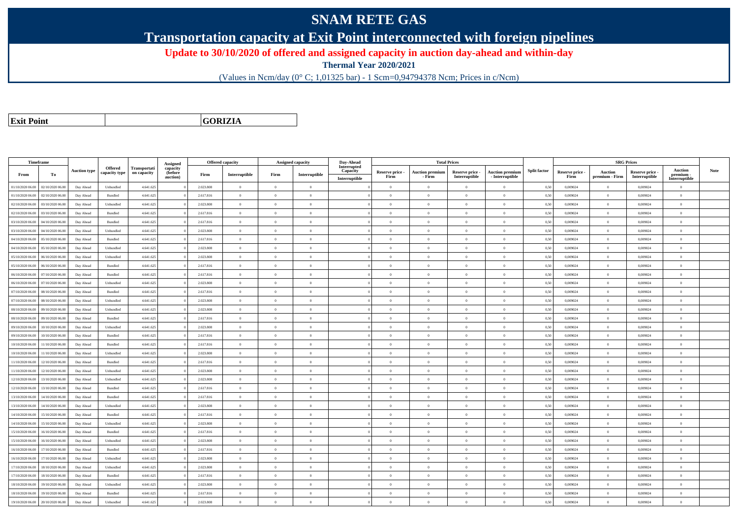# SNAM RETE GAS

## Transportation capacity at Exit Point interconnected with foreign pipelines

### Update to 30/10/2020 of offered and assigned capacity in auction day-ahead and within-day

**Thermal Year 2020/2021**

(Values in Ncm/day (0° C; 1,01325 bar) - 1 Scm=0,94794378 Ncm; Prices in c/Ncm)

| Exit Point | GORIZIA |
|---|---|

| Timeframe | | Auction type | Offered capacity type | Transportation capacity | Assigned capacity (before auction) | Offered capacity | | Assigned capacity | | Day-Ahead Interrupted Capacity | Total Prices | | | | Split factor | SRG Prices | | | | Note |
|---|---|---|---|---|---|---|---|---|---|---|---|---|---|---|---|---|---|---|---|---|
| From | To | | | | | Firm | Interruptible | Firm | Interruptible | Interruptible | Reserve price - Firm | Auction premium - Firm | Reserve price - Interruptible | Auction premium - Interruptible | | Reserve price - Firm | Auction premium - Firm | Reserve price - Interruptible | Auction premium - Interruptible | |
| 01/10/2020 06.00 | 02/10/2020 06.00 | Day Ahead | Unbundled | 4.641.625 | 0 | 2.023.808 | 0 | 0 | 0 | 0 | 0 | 0 | 0 | 0 | 0,50 | 0,009024 | 0 | 0,009024 | 0 | |
| 01/10/2020 06.00 | 02/10/2020 06.00 | Day Ahead | Bundled | 4.641.625 | 0 | 2.617.816 | 0 | 0 | 0 | 0 | 0 | 0 | 0 | 0 | 0,50 | 0,009024 | 0 | 0,009024 | 0 | |
| 02/10/2020 06.00 | 03/10/2020 06.00 | Day Ahead | Unbundled | 4.641.625 | 0 | 2.023.808 | 0 | 0 | 0 | 0 | 0 | 0 | 0 | 0 | 0,50 | 0,009024 | 0 | 0,009024 | 0 | |
| 02/10/2020 06.00 | 03/10/2020 06.00 | Day Ahead | Bundled | 4.641.625 | 0 | 2.617.816 | 0 | 0 | 0 | 0 | 0 | 0 | 0 | 0 | 0,50 | 0,009024 | 0 | 0,009024 | 0 | |
| 03/10/2020 06.00 | 04/10/2020 06.00 | Day Ahead | Bundled | 4.641.625 | 0 | 2.617.816 | 0 | 0 | 0 | 0 | 0 | 0 | 0 | 0 | 0,50 | 0,009024 | 0 | 0,009024 | 0 | |
| 03/10/2020 06.00 | 04/10/2020 06.00 | Day Ahead | Unbundled | 4.641.625 | 0 | 2.023.808 | 0 | 0 | 0 | 0 | 0 | 0 | 0 | 0 | 0,50 | 0,009024 | 0 | 0,009024 | 0 | |
| 04/10/2020 06.00 | 05/10/2020 06.00 | Day Ahead | Bundled | 4.641.625 | 0 | 2.617.816 | 0 | 0 | 0 | 0 | 0 | 0 | 0 | 0 | 0,50 | 0,009024 | 0 | 0,009024 | 0 | |
| 04/10/2020 06.00 | 05/10/2020 06.00 | Day Ahead | Unbundled | 4.641.625 | 0 | 2.023.808 | 0 | 0 | 0 | 0 | 0 | 0 | 0 | 0 | 0,50 | 0,009024 | 0 | 0,009024 | 0 | |
| 05/10/2020 06.00 | 06/10/2020 06.00 | Day Ahead | Unbundled | 4.641.625 | 0 | 2.023.808 | 0 | 0 | 0 | 0 | 0 | 0 | 0 | 0 | 0,50 | 0,009024 | 0 | 0,009024 | 0 | |
| 05/10/2020 06.00 | 06/10/2020 06.00 | Day Ahead | Bundled | 4.641.625 | 0 | 2.617.816 | 0 | 0 | 0 | 0 | 0 | 0 | 0 | 0 | 0,50 | 0,009024 | 0 | 0,009024 | 0 | |
| 06/10/2020 06.00 | 07/10/2020 06.00 | Day Ahead | Bundled | 4.641.625 | 0 | 2.617.816 | 0 | 0 | 0 | 0 | 0 | 0 | 0 | 0 | 0,50 | 0,009024 | 0 | 0,009024 | 0 | |
| 06/10/2020 06.00 | 07/10/2020 06.00 | Day Ahead | Unbundled | 4.641.625 | 0 | 2.023.808 | 0 | 0 | 0 | 0 | 0 | 0 | 0 | 0 | 0,50 | 0,009024 | 0 | 0,009024 | 0 | |
| 07/10/2020 06.00 | 08/10/2020 06.00 | Day Ahead | Bundled | 4.641.625 | 0 | 2.617.816 | 0 | 0 | 0 | 0 | 0 | 0 | 0 | 0 | 0,50 | 0,009024 | 0 | 0,009024 | 0 | |
| 07/10/2020 06.00 | 08/10/2020 06.00 | Day Ahead | Unbundled | 4.641.625 | 0 | 2.023.808 | 0 | 0 | 0 | 0 | 0 | 0 | 0 | 0 | 0,50 | 0,009024 | 0 | 0,009024 | 0 | |
| 08/10/2020 06.00 | 09/10/2020 06.00 | Day Ahead | Unbundled | 4.641.625 | 0 | 2.023.808 | 0 | 0 | 0 | 0 | 0 | 0 | 0 | 0 | 0,50 | 0,009024 | 0 | 0,009024 | 0 | |
| 08/10/2020 06.00 | 09/10/2020 06.00 | Day Ahead | Bundled | 4.641.625 | 0 | 2.617.816 | 0 | 0 | 0 | 0 | 0 | 0 | 0 | 0 | 0,50 | 0,009024 | 0 | 0,009024 | 0 | |
| 09/10/2020 06.00 | 10/10/2020 06.00 | Day Ahead | Unbundled | 4.641.625 | 0 | 2.023.808 | 0 | 0 | 0 | 0 | 0 | 0 | 0 | 0 | 0,50 | 0,009024 | 0 | 0,009024 | 0 | |
| 09/10/2020 06.00 | 10/10/2020 06.00 | Day Ahead | Bundled | 4.641.625 | 0 | 2.617.816 | 0 | 0 | 0 | 0 | 0 | 0 | 0 | 0 | 0,50 | 0,009024 | 0 | 0,009024 | 0 | |
| 10/10/2020 06.00 | 11/10/2020 06.00 | Day Ahead | Bundled | 4.641.625 | 0 | 2.617.816 | 0 | 0 | 0 | 0 | 0 | 0 | 0 | 0 | 0,50 | 0,009024 | 0 | 0,009024 | 0 | |
| 10/10/2020 06.00 | 11/10/2020 06.00 | Day Ahead | Unbundled | 4.641.625 | 0 | 2.023.808 | 0 | 0 | 0 | 0 | 0 | 0 | 0 | 0 | 0,50 | 0,009024 | 0 | 0,009024 | 0 | |
| 11/10/2020 06.00 | 12/10/2020 06.00 | Day Ahead | Bundled | 4.641.625 | 0 | 2.617.816 | 0 | 0 | 0 | 0 | 0 | 0 | 0 | 0 | 0,50 | 0,009024 | 0 | 0,009024 | 0 | |
| 11/10/2020 06.00 | 12/10/2020 06.00 | Day Ahead | Unbundled | 4.641.625 | 0 | 2.023.808 | 0 | 0 | 0 | 0 | 0 | 0 | 0 | 0 | 0,50 | 0,009024 | 0 | 0,009024 | 0 | |
| 12/10/2020 06.00 | 13/10/2020 06.00 | Day Ahead | Unbundled | 4.641.625 | 0 | 2.023.808 | 0 | 0 | 0 | 0 | 0 | 0 | 0 | 0 | 0,50 | 0,009024 | 0 | 0,009024 | 0 | |
| 12/10/2020 06.00 | 13/10/2020 06.00 | Day Ahead | Bundled | 4.641.625 | 0 | 2.617.816 | 0 | 0 | 0 | 0 | 0 | 0 | 0 | 0 | 0,50 | 0,009024 | 0 | 0,009024 | 0 | |
| 13/10/2020 06.00 | 14/10/2020 06.00 | Day Ahead | Bundled | 4.641.625 | 0 | 2.617.816 | 0 | 0 | 0 | 0 | 0 | 0 | 0 | 0 | 0,50 | 0,009024 | 0 | 0,009024 | 0 | |
| 13/10/2020 06.00 | 14/10/2020 06.00 | Day Ahead | Unbundled | 4.641.625 | 0 | 2.023.808 | 0 | 0 | 0 | 0 | 0 | 0 | 0 | 0 | 0,50 | 0,009024 | 0 | 0,009024 | 0 | |
| 14/10/2020 06.00 | 15/10/2020 06.00 | Day Ahead | Bundled | 4.641.625 | 0 | 2.617.816 | 0 | 0 | 0 | 0 | 0 | 0 | 0 | 0 | 0,50 | 0,009024 | 0 | 0,009024 | 0 | |
| 14/10/2020 06.00 | 15/10/2020 06.00 | Day Ahead | Unbundled | 4.641.625 | 0 | 2.023.808 | 0 | 0 | 0 | 0 | 0 | 0 | 0 | 0 | 0,50 | 0,009024 | 0 | 0,009024 | 0 | |
| 15/10/2020 06.00 | 16/10/2020 06.00 | Day Ahead | Bundled | 4.641.625 | 0 | 2.617.816 | 0 | 0 | 0 | 0 | 0 | 0 | 0 | 0 | 0,50 | 0,009024 | 0 | 0,009024 | 0 | |
| 15/10/2020 06.00 | 16/10/2020 06.00 | Day Ahead | Unbundled | 4.641.625 | 0 | 2.023.808 | 0 | 0 | 0 | 0 | 0 | 0 | 0 | 0 | 0,50 | 0,009024 | 0 | 0,009024 | 0 | |
| 16/10/2020 06.00 | 17/10/2020 06.00 | Day Ahead | Bundled | 4.641.625 | 0 | 2.617.816 | 0 | 0 | 0 | 0 | 0 | 0 | 0 | 0 | 0,50 | 0,009024 | 0 | 0,009024 | 0 | |
| 16/10/2020 06.00 | 17/10/2020 06.00 | Day Ahead | Unbundled | 4.641.625 | 0 | 2.023.808 | 0 | 0 | 0 | 0 | 0 | 0 | 0 | 0 | 0,50 | 0,009024 | 0 | 0,009024 | 0 | |
| 17/10/2020 06.00 | 18/10/2020 06.00 | Day Ahead | Unbundled | 4.641.625 | 0 | 2.023.808 | 0 | 0 | 0 | 0 | 0 | 0 | 0 | 0 | 0,50 | 0,009024 | 0 | 0,009024 | 0 | |
| 17/10/2020 06.00 | 18/10/2020 06.00 | Day Ahead | Bundled | 4.641.625 | 0 | 2.617.816 | 0 | 0 | 0 | 0 | 0 | 0 | 0 | 0 | 0,50 | 0,009024 | 0 | 0,009024 | 0 | |
| 18/10/2020 06.00 | 19/10/2020 06.00 | Day Ahead | Unbundled | 4.641.625 | 0 | 2.023.808 | 0 | 0 | 0 | 0 | 0 | 0 | 0 | 0 | 0,50 | 0,009024 | 0 | 0,009024 | 0 | |
| 18/10/2020 06.00 | 19/10/2020 06.00 | Day Ahead | Bundled | 4.641.625 | 0 | 2.617.816 | 0 | 0 | 0 | 0 | 0 | 0 | 0 | 0 | 0,50 | 0,009024 | 0 | 0,009024 | 0 | |
| 19/10/2020 06.00 | 20/10/2020 06.00 | Day Ahead | Unbundled | 4.641.625 | 0 | 2.023.808 | 0 | 0 | 0 | 0 | 0 | 0 | 0 | 0 | 0,50 | 0,009024 | 0 | 0,009024 | 0 | |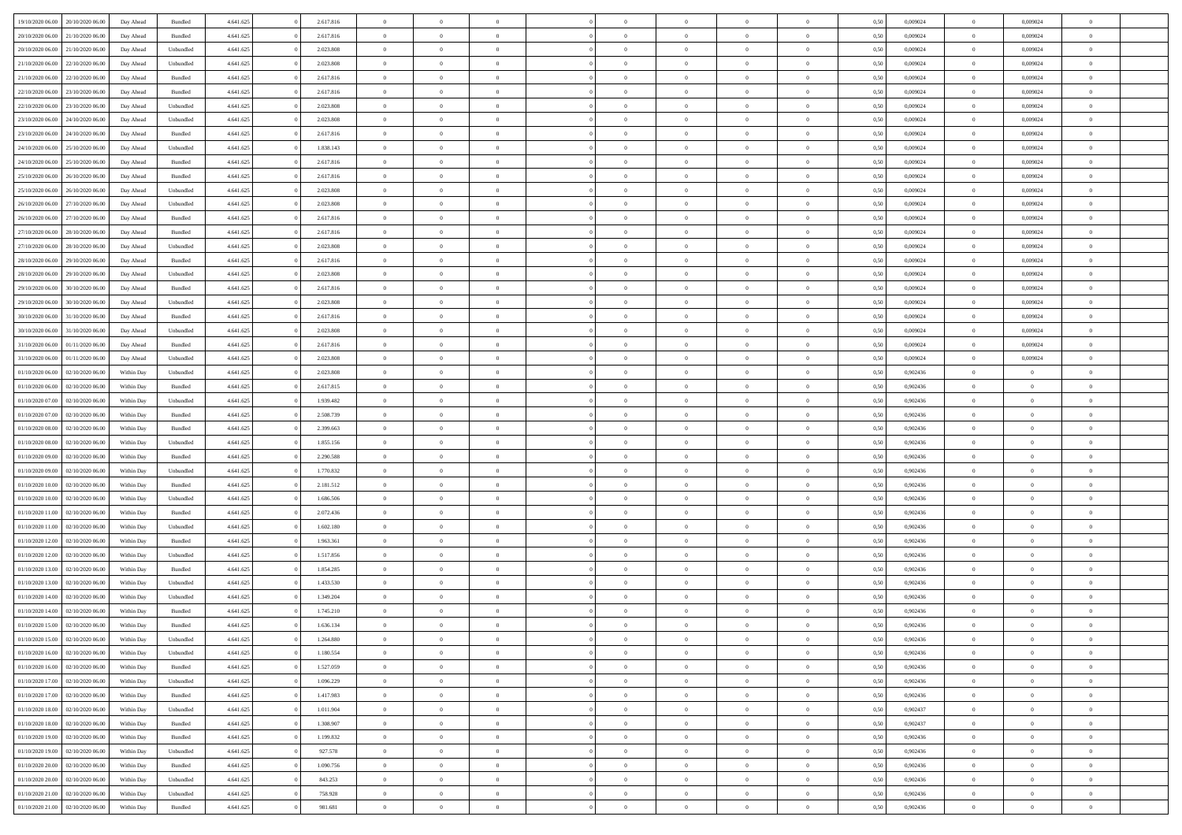| | | | | | | | | | | | | | | | | | | | | |
|---|---|---|---|---|---|---|---|---|---|---|---|---|---|---|---|---|---|---|---|---|
| 19/10/2020 06.00 | 20/10/2020 06.00 | Day Ahead | Bundled | 4.641.625 | 0 | 2.617.816 | 0 | 0 | 0 | | 0 | 0 | 0 | 0 | 0,50 | 0,009024 | 0 | 0,009024 | 0 | |
| 20/10/2020 06.00 | 21/10/2020 06.00 | Day Ahead | Bundled | 4.641.625 | 0 | 2.617.816 | 0 | 0 | 0 | | 0 | 0 | 0 | 0 | 0,50 | 0,009024 | 0 | 0,009024 | 0 | |
| 20/10/2020 06.00 | 21/10/2020 06.00 | Day Ahead | Unbundled | 4.641.625 | 0 | 2.023.808 | 0 | 0 | 0 | | 0 | 0 | 0 | 0 | 0,50 | 0,009024 | 0 | 0,009024 | 0 | |
| 21/10/2020 06.00 | 22/10/2020 06.00 | Day Ahead | Unbundled | 4.641.625 | 0 | 2.023.808 | 0 | 0 | 0 | | 0 | 0 | 0 | 0 | 0,50 | 0,009024 | 0 | 0,009024 | 0 | |
| 21/10/2020 06.00 | 22/10/2020 06.00 | Day Ahead | Bundled | 4.641.625 | 0 | 2.617.816 | 0 | 0 | 0 | | 0 | 0 | 0 | 0 | 0,50 | 0,009024 | 0 | 0,009024 | 0 | |
| 22/10/2020 06.00 | 23/10/2020 06.00 | Day Ahead | Bundled | 4.641.625 | 0 | 2.617.816 | 0 | 0 | 0 | | 0 | 0 | 0 | 0 | 0,50 | 0,009024 | 0 | 0,009024 | 0 | |
| 22/10/2020 06.00 | 23/10/2020 06.00 | Day Ahead | Unbundled | 4.641.625 | 0 | 2.023.808 | 0 | 0 | 0 | | 0 | 0 | 0 | 0 | 0,50 | 0,009024 | 0 | 0,009024 | 0 | |
| 23/10/2020 06.00 | 24/10/2020 06.00 | Day Ahead | Unbundled | 4.641.625 | 0 | 2.023.808 | 0 | 0 | 0 | | 0 | 0 | 0 | 0 | 0,50 | 0,009024 | 0 | 0,009024 | 0 | |
| 23/10/2020 06.00 | 24/10/2020 06.00 | Day Ahead | Bundled | 4.641.625 | 0 | 2.617.816 | 0 | 0 | 0 | | 0 | 0 | 0 | 0 | 0,50 | 0,009024 | 0 | 0,009024 | 0 | |
| 24/10/2020 06.00 | 25/10/2020 06.00 | Day Ahead | Unbundled | 4.641.625 | 0 | 1.838.143 | 0 | 0 | 0 | | 0 | 0 | 0 | 0 | 0,50 | 0,009024 | 0 | 0,009024 | 0 | |
| 24/10/2020 06.00 | 25/10/2020 06.00 | Day Ahead | Bundled | 4.641.625 | 0 | 2.617.816 | 0 | 0 | 0 | | 0 | 0 | 0 | 0 | 0,50 | 0,009024 | 0 | 0,009024 | 0 | |
| 25/10/2020 06.00 | 26/10/2020 06.00 | Day Ahead | Bundled | 4.641.625 | 0 | 2.617.816 | 0 | 0 | 0 | | 0 | 0 | 0 | 0 | 0,50 | 0,009024 | 0 | 0,009024 | 0 | |
| 25/10/2020 06.00 | 26/10/2020 06.00 | Day Ahead | Unbundled | 4.641.625 | 0 | 2.023.808 | 0 | 0 | 0 | | 0 | 0 | 0 | 0 | 0,50 | 0,009024 | 0 | 0,009024 | 0 | |
| 26/10/2020 06.00 | 27/10/2020 06.00 | Day Ahead | Unbundled | 4.641.625 | 0 | 2.023.808 | 0 | 0 | 0 | | 0 | 0 | 0 | 0 | 0,50 | 0,009024 | 0 | 0,009024 | 0 | |
| 26/10/2020 06.00 | 27/10/2020 06.00 | Day Ahead | Bundled | 4.641.625 | 0 | 2.617.816 | 0 | 0 | 0 | | 0 | 0 | 0 | 0 | 0,50 | 0,009024 | 0 | 0,009024 | 0 | |
| 27/10/2020 06.00 | 28/10/2020 06.00 | Day Ahead | Bundled | 4.641.625 | 0 | 2.617.816 | 0 | 0 | 0 | | 0 | 0 | 0 | 0 | 0,50 | 0,009024 | 0 | 0,009024 | 0 | |
| 27/10/2020 06.00 | 28/10/2020 06.00 | Day Ahead | Unbundled | 4.641.625 | 0 | 2.023.808 | 0 | 0 | 0 | | 0 | 0 | 0 | 0 | 0,50 | 0,009024 | 0 | 0,009024 | 0 | |
| 28/10/2020 06.00 | 29/10/2020 06.00 | Day Ahead | Bundled | 4.641.625 | 0 | 2.617.816 | 0 | 0 | 0 | | 0 | 0 | 0 | 0 | 0,50 | 0,009024 | 0 | 0,009024 | 0 | |
| 28/10/2020 06.00 | 29/10/2020 06.00 | Day Ahead | Unbundled | 4.641.625 | 0 | 2.023.808 | 0 | 0 | 0 | | 0 | 0 | 0 | 0 | 0,50 | 0,009024 | 0 | 0,009024 | 0 | |
| 29/10/2020 06.00 | 30/10/2020 06.00 | Day Ahead | Bundled | 4.641.625 | 0 | 2.617.816 | 0 | 0 | 0 | | 0 | 0 | 0 | 0 | 0,50 | 0,009024 | 0 | 0,009024 | 0 | |
| 29/10/2020 06.00 | 30/10/2020 06.00 | Day Ahead | Unbundled | 4.641.625 | 0 | 2.023.808 | 0 | 0 | 0 | | 0 | 0 | 0 | 0 | 0,50 | 0,009024 | 0 | 0,009024 | 0 | |
| 30/10/2020 06.00 | 31/10/2020 06.00 | Day Ahead | Bundled | 4.641.625 | 0 | 2.617.816 | 0 | 0 | 0 | | 0 | 0 | 0 | 0 | 0,50 | 0,009024 | 0 | 0,009024 | 0 | |
| 30/10/2020 06.00 | 31/10/2020 06.00 | Day Ahead | Unbundled | 4.641.625 | 0 | 2.023.808 | 0 | 0 | 0 | | 0 | 0 | 0 | 0 | 0,50 | 0,009024 | 0 | 0,009024 | 0 | |
| 31/10/2020 06.00 | 01/11/2020 06.00 | Day Ahead | Bundled | 4.641.625 | 0 | 2.617.816 | 0 | 0 | 0 | | 0 | 0 | 0 | 0 | 0,50 | 0,009024 | 0 | 0,009024 | 0 | |
| 31/10/2020 06.00 | 01/11/2020 06.00 | Day Ahead | Unbundled | 4.641.625 | 0 | 2.023.808 | 0 | 0 | 0 | | 0 | 0 | 0 | 0 | 0,50 | 0,009024 | 0 | 0,009024 | 0 | |
| 01/10/2020 06.00 | 02/10/2020 06.00 | Within Day | Unbundled | 4.641.625 | 0 | 2.023.808 | 0 | 0 | 0 | | 0 | 0 | 0 | 0 | 0,50 | 0,902436 | 0 | 0 | 0 | |
| 01/10/2020 06.00 | 02/10/2020 06.00 | Within Day | Bundled | 4.641.625 | 0 | 2.617.815 | 0 | 0 | 0 | | 0 | 0 | 0 | 0 | 0,50 | 0,902436 | 0 | 0 | 0 | |
| 01/10/2020 07.00 | 02/10/2020 06.00 | Within Day | Unbundled | 4.641.625 | 0 | 1.939.482 | 0 | 0 | 0 | | 0 | 0 | 0 | 0 | 0,50 | 0,902436 | 0 | 0 | 0 | |
| 01/10/2020 07.00 | 02/10/2020 06.00 | Within Day | Bundled | 4.641.625 | 0 | 2.508.739 | 0 | 0 | 0 | | 0 | 0 | 0 | 0 | 0,50 | 0,902436 | 0 | 0 | 0 | |
| 01/10/2020 08.00 | 02/10/2020 06.00 | Within Day | Bundled | 4.641.625 | 0 | 2.399.663 | 0 | 0 | 0 | | 0 | 0 | 0 | 0 | 0,50 | 0,902436 | 0 | 0 | 0 | |
| 01/10/2020 08.00 | 02/10/2020 06.00 | Within Day | Unbundled | 4.641.625 | 0 | 1.855.156 | 0 | 0 | 0 | | 0 | 0 | 0 | 0 | 0,50 | 0,902436 | 0 | 0 | 0 | |
| 01/10/2020 09.00 | 02/10/2020 06.00 | Within Day | Bundled | 4.641.625 | 0 | 2.290.588 | 0 | 0 | 0 | | 0 | 0 | 0 | 0 | 0,50 | 0,902436 | 0 | 0 | 0 | |
| 01/10/2020 09.00 | 02/10/2020 06.00 | Within Day | Unbundled | 4.641.625 | 0 | 1.770.832 | 0 | 0 | 0 | | 0 | 0 | 0 | 0 | 0,50 | 0,902436 | 0 | 0 | 0 | |
| 01/10/2020 10.00 | 02/10/2020 06.00 | Within Day | Bundled | 4.641.625 | 0 | 2.181.512 | 0 | 0 | 0 | | 0 | 0 | 0 | 0 | 0,50 | 0,902436 | 0 | 0 | 0 | |
| 01/10/2020 10.00 | 02/10/2020 06.00 | Within Day | Unbundled | 4.641.625 | 0 | 1.686.506 | 0 | 0 | 0 | | 0 | 0 | 0 | 0 | 0,50 | 0,902436 | 0 | 0 | 0 | |
| 01/10/2020 11.00 | 02/10/2020 06.00 | Within Day | Bundled | 4.641.625 | 0 | 2.072.436 | 0 | 0 | 0 | | 0 | 0 | 0 | 0 | 0,50 | 0,902436 | 0 | 0 | 0 | |
| 01/10/2020 11.00 | 02/10/2020 06.00 | Within Day | Unbundled | 4.641.625 | 0 | 1.602.180 | 0 | 0 | 0 | | 0 | 0 | 0 | 0 | 0,50 | 0,902436 | 0 | 0 | 0 | |
| 01/10/2020 12.00 | 02/10/2020 06.00 | Within Day | Bundled | 4.641.625 | 0 | 1.963.361 | 0 | 0 | 0 | | 0 | 0 | 0 | 0 | 0,50 | 0,902436 | 0 | 0 | 0 | |
| 01/10/2020 12.00 | 02/10/2020 06.00 | Within Day | Unbundled | 4.641.625 | 0 | 1.517.856 | 0 | 0 | 0 | | 0 | 0 | 0 | 0 | 0,50 | 0,902436 | 0 | 0 | 0 | |
| 01/10/2020 13.00 | 02/10/2020 06.00 | Within Day | Bundled | 4.641.625 | 0 | 1.854.285 | 0 | 0 | 0 | | 0 | 0 | 0 | 0 | 0,50 | 0,902436 | 0 | 0 | 0 | |
| 01/10/2020 13.00 | 02/10/2020 06.00 | Within Day | Unbundled | 4.641.625 | 0 | 1.433.530 | 0 | 0 | 0 | | 0 | 0 | 0 | 0 | 0,50 | 0,902436 | 0 | 0 | 0 | |
| 01/10/2020 14.00 | 02/10/2020 06.00 | Within Day | Unbundled | 4.641.625 | 0 | 1.349.204 | 0 | 0 | 0 | | 0 | 0 | 0 | 0 | 0,50 | 0,902436 | 0 | 0 | 0 | |
| 01/10/2020 14.00 | 02/10/2020 06.00 | Within Day | Bundled | 4.641.625 | 0 | 1.745.210 | 0 | 0 | 0 | | 0 | 0 | 0 | 0 | 0,50 | 0,902436 | 0 | 0 | 0 | |
| 01/10/2020 15.00 | 02/10/2020 06.00 | Within Day | Bundled | 4.641.625 | 0 | 1.636.134 | 0 | 0 | 0 | | 0 | 0 | 0 | 0 | 0,50 | 0,902436 | 0 | 0 | 0 | |
| 01/10/2020 15.00 | 02/10/2020 06.00 | Within Day | Unbundled | 4.641.625 | 0 | 1.264.880 | 0 | 0 | 0 | | 0 | 0 | 0 | 0 | 0,50 | 0,902436 | 0 | 0 | 0 | |
| 01/10/2020 16.00 | 02/10/2020 06.00 | Within Day | Unbundled | 4.641.625 | 0 | 1.180.554 | 0 | 0 | 0 | | 0 | 0 | 0 | 0 | 0,50 | 0,902436 | 0 | 0 | 0 | |
| 01/10/2020 16.00 | 02/10/2020 06.00 | Within Day | Bundled | 4.641.625 | 0 | 1.527.059 | 0 | 0 | 0 | | 0 | 0 | 0 | 0 | 0,50 | 0,902436 | 0 | 0 | 0 | |
| 01/10/2020 17.00 | 02/10/2020 06.00 | Within Day | Unbundled | 4.641.625 | 0 | 1.096.229 | 0 | 0 | 0 | | 0 | 0 | 0 | 0 | 0,50 | 0,902436 | 0 | 0 | 0 | |
| 01/10/2020 17.00 | 02/10/2020 06.00 | Within Day | Bundled | 4.641.625 | 0 | 1.417.983 | 0 | 0 | 0 | | 0 | 0 | 0 | 0 | 0,50 | 0,902436 | 0 | 0 | 0 | |
| 01/10/2020 18.00 | 02/10/2020 06.00 | Within Day | Unbundled | 4.641.625 | 0 | 1.011.904 | 0 | 0 | 0 | | 0 | 0 | 0 | 0 | 0,50 | 0,902437 | 0 | 0 | 0 | |
| 01/10/2020 18.00 | 02/10/2020 06.00 | Within Day | Bundled | 4.641.625 | 0 | 1.308.907 | 0 | 0 | 0 | | 0 | 0 | 0 | 0 | 0,50 | 0,902437 | 0 | 0 | 0 | |
| 01/10/2020 19.00 | 02/10/2020 06.00 | Within Day | Bundled | 4.641.625 | 0 | 1.199.832 | 0 | 0 | 0 | | 0 | 0 | 0 | 0 | 0,50 | 0,902436 | 0 | 0 | 0 | |
| 01/10/2020 19.00 | 02/10/2020 06.00 | Within Day | Unbundled | 4.641.625 | 0 | 927.578 | 0 | 0 | 0 | | 0 | 0 | 0 | 0 | 0,50 | 0,902436 | 0 | 0 | 0 | |
| 01/10/2020 20.00 | 02/10/2020 06.00 | Within Day | Bundled | 4.641.625 | 0 | 1.090.756 | 0 | 0 | 0 | | 0 | 0 | 0 | 0 | 0,50 | 0,902436 | 0 | 0 | 0 | |
| 01/10/2020 20.00 | 02/10/2020 06.00 | Within Day | Unbundled | 4.641.625 | 0 | 843.253 | 0 | 0 | 0 | | 0 | 0 | 0 | 0 | 0,50 | 0,902436 | 0 | 0 | 0 | |
| 01/10/2020 21.00 | 02/10/2020 06.00 | Within Day | Unbundled | 4.641.625 | 0 | 758.928 | 0 | 0 | 0 | | 0 | 0 | 0 | 0 | 0,50 | 0,902436 | 0 | 0 | 0 | |
| 01/10/2020 21.00 | 02/10/2020 06.00 | Within Day | Bundled | 4.641.625 | 0 | 981.681 | 0 | 0 | 0 | | 0 | 0 | 0 | 0 | 0,50 | 0,902436 | 0 | 0 | 0 | |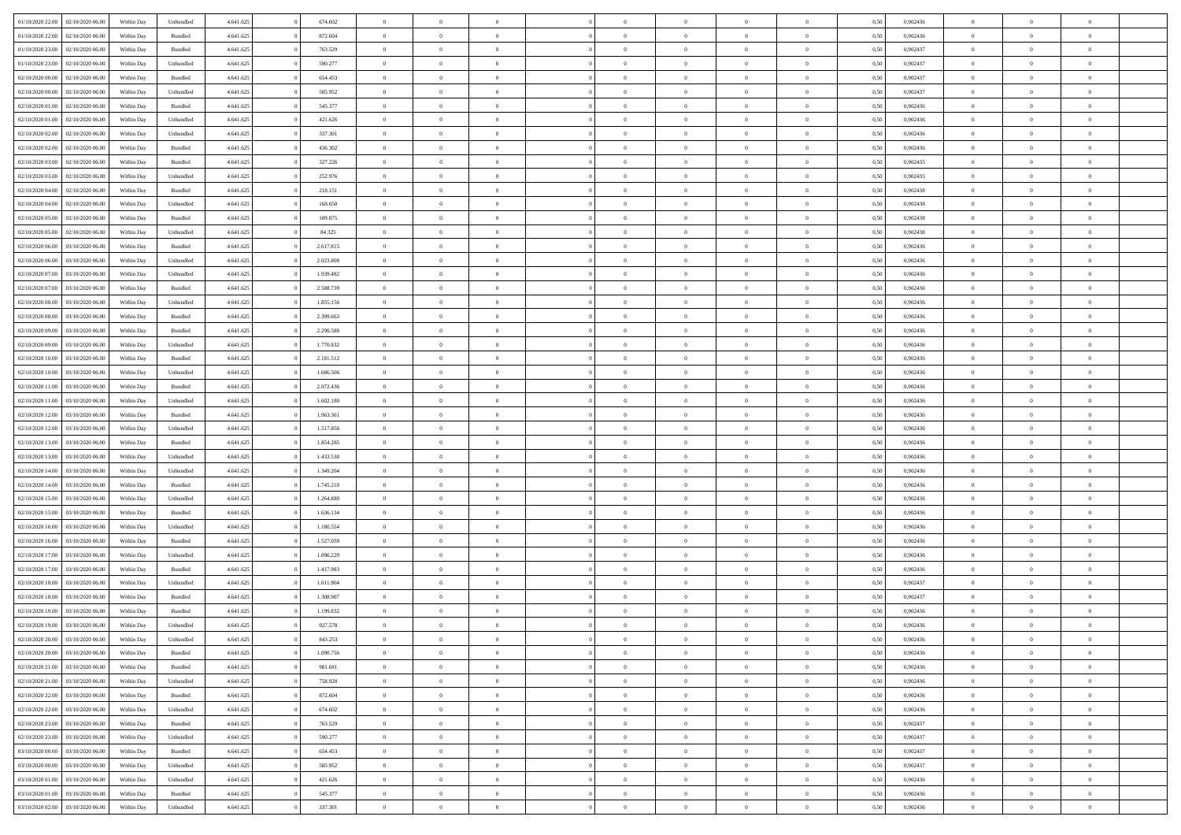| | | | | | | | | | | | | | | | | | | | | | |
|---|---|---|---|---|---|---|---|---|---|---|---|---|---|---|---|---|---|---|---|---|---|
| 01/10/2020 22.00 | 02/10/2020 06.00 | Within Day | Unbundled | 4.641.625 | 0 | 674.602 | 0 | 0 | 0 | | 0 | 0 | 0 | 0 | 0 | 0,50 | 0,902436 | 0 | 0 | 0 | |
| 01/10/2020 22.00 | 02/10/2020 06.00 | Within Day | Bundled | 4.641.625 | 0 | 872.604 | 0 | 0 | 0 | | 0 | 0 | 0 | 0 | 0 | 0,50 | 0,902436 | 0 | 0 | 0 | |
| 01/10/2020 23.00 | 02/10/2020 06.00 | Within Day | Bundled | 4.641.625 | 0 | 763.529 | 0 | 0 | 0 | | 0 | 0 | 0 | 0 | 0 | 0,50 | 0,902437 | 0 | 0 | 0 | |
| 01/10/2020 23.00 | 02/10/2020 06.00 | Within Day | Unbundled | 4.641.625 | 0 | 590.277 | 0 | 0 | 0 | | 0 | 0 | 0 | 0 | 0 | 0,50 | 0,902437 | 0 | 0 | 0 | |
| 02/10/2020 00.00 | 02/10/2020 06.00 | Within Day | Bundled | 4.641.625 | 0 | 654.453 | 0 | 0 | 0 | | 0 | 0 | 0 | 0 | 0 | 0,50 | 0,902437 | 0 | 0 | 0 | |
| 02/10/2020 00.00 | 02/10/2020 06.00 | Within Day | Unbundled | 4.641.625 | 0 | 505.952 | 0 | 0 | 0 | | 0 | 0 | 0 | 0 | 0 | 0,50 | 0,902437 | 0 | 0 | 0 | |
| 02/10/2020 01.00 | 02/10/2020 06.00 | Within Day | Bundled | 4.641.625 | 0 | 545.377 | 0 | 0 | 0 | | 0 | 0 | 0 | 0 | 0 | 0,50 | 0,902436 | 0 | 0 | 0 | |
| 02/10/2020 01.00 | 02/10/2020 06.00 | Within Day | Unbundled | 4.641.625 | 0 | 421.626 | 0 | 0 | 0 | | 0 | 0 | 0 | 0 | 0 | 0,50 | 0,902436 | 0 | 0 | 0 | |
| 02/10/2020 02.00 | 02/10/2020 06.00 | Within Day | Unbundled | 4.641.625 | 0 | 337.301 | 0 | 0 | 0 | | 0 | 0 | 0 | 0 | 0 | 0,50 | 0,902436 | 0 | 0 | 0 | |
| 02/10/2020 02.00 | 02/10/2020 06.00 | Within Day | Bundled | 4.641.625 | 0 | 436.302 | 0 | 0 | 0 | | 0 | 0 | 0 | 0 | 0 | 0,50 | 0,902436 | 0 | 0 | 0 | |
| 02/10/2020 03.00 | 02/10/2020 06.00 | Within Day | Bundled | 4.641.625 | 0 | 327.226 | 0 | 0 | 0 | | 0 | 0 | 0 | 0 | 0 | 0,50 | 0,902435 | 0 | 0 | 0 | |
| 02/10/2020 03.00 | 02/10/2020 06.00 | Within Day | Unbundled | 4.641.625 | 0 | 252.976 | 0 | 0 | 0 | | 0 | 0 | 0 | 0 | 0 | 0,50 | 0,902435 | 0 | 0 | 0 | |
| 02/10/2020 04.00 | 02/10/2020 06.00 | Within Day | Bundled | 4.641.625 | 0 | 218.151 | 0 | 0 | 0 | | 0 | 0 | 0 | 0 | 0 | 0,50 | 0,902438 | 0 | 0 | 0 | |
| 02/10/2020 04.00 | 02/10/2020 06.00 | Within Day | Unbundled | 4.641.625 | 0 | 168.650 | 0 | 0 | 0 | | 0 | 0 | 0 | 0 | 0 | 0,50 | 0,902438 | 0 | 0 | 0 | |
| 02/10/2020 05.00 | 02/10/2020 06.00 | Within Day | Bundled | 4.641.625 | 0 | 109.075 | 0 | 0 | 0 | | 0 | 0 | 0 | 0 | 0 | 0,50 | 0,902438 | 0 | 0 | 0 | |
| 02/10/2020 05.00 | 02/10/2020 06.00 | Within Day | Unbundled | 4.641.625 | 0 | 84.325 | 0 | 0 | 0 | | 0 | 0 | 0 | 0 | 0 | 0,50 | 0,902438 | 0 | 0 | 0 | |
| 02/10/2020 06.00 | 03/10/2020 06.00 | Within Day | Bundled | 4.641.625 | 0 | 2.617.815 | 0 | 0 | 0 | | 0 | 0 | 0 | 0 | 0 | 0,50 | 0,902436 | 0 | 0 | 0 | |
| 02/10/2020 06.00 | 03/10/2020 06.00 | Within Day | Unbundled | 4.641.625 | 0 | 2.023.808 | 0 | 0 | 0 | | 0 | 0 | 0 | 0 | 0 | 0,50 | 0,902436 | 0 | 0 | 0 | |
| 02/10/2020 07.00 | 03/10/2020 06.00 | Within Day | Unbundled | 4.641.625 | 0 | 1.939.482 | 0 | 0 | 0 | | 0 | 0 | 0 | 0 | 0 | 0,50 | 0,902436 | 0 | 0 | 0 | |
| 02/10/2020 07.00 | 03/10/2020 06.00 | Within Day | Bundled | 4.641.625 | 0 | 2.508.739 | 0 | 0 | 0 | | 0 | 0 | 0 | 0 | 0 | 0,50 | 0,902436 | 0 | 0 | 0 | |
| 02/10/2020 08.00 | 03/10/2020 06.00 | Within Day | Unbundled | 4.641.625 | 0 | 1.855.156 | 0 | 0 | 0 | | 0 | 0 | 0 | 0 | 0 | 0,50 | 0,902436 | 0 | 0 | 0 | |
| 02/10/2020 08.00 | 03/10/2020 06.00 | Within Day | Bundled | 4.641.625 | 0 | 2.399.663 | 0 | 0 | 0 | | 0 | 0 | 0 | 0 | 0 | 0,50 | 0,902436 | 0 | 0 | 0 | |
| 02/10/2020 09.00 | 03/10/2020 06.00 | Within Day | Bundled | 4.641.625 | 0 | 2.290.588 | 0 | 0 | 0 | | 0 | 0 | 0 | 0 | 0 | 0,50 | 0,902436 | 0 | 0 | 0 | |
| 02/10/2020 09.00 | 03/10/2020 06.00 | Within Day | Unbundled | 4.641.625 | 0 | 1.770.832 | 0 | 0 | 0 | | 0 | 0 | 0 | 0 | 0 | 0,50 | 0,902436 | 0 | 0 | 0 | |
| 02/10/2020 10.00 | 03/10/2020 06.00 | Within Day | Bundled | 4.641.625 | 0 | 2.181.512 | 0 | 0 | 0 | | 0 | 0 | 0 | 0 | 0 | 0,50 | 0,902436 | 0 | 0 | 0 | |
| 02/10/2020 10.00 | 03/10/2020 06.00 | Within Day | Unbundled | 4.641.625 | 0 | 1.686.506 | 0 | 0 | 0 | | 0 | 0 | 0 | 0 | 0 | 0,50 | 0,902436 | 0 | 0 | 0 | |
| 02/10/2020 11.00 | 03/10/2020 06.00 | Within Day | Bundled | 4.641.625 | 0 | 2.072.436 | 0 | 0 | 0 | | 0 | 0 | 0 | 0 | 0 | 0,50 | 0,902436 | 0 | 0 | 0 | |
| 02/10/2020 11.00 | 03/10/2020 06.00 | Within Day | Unbundled | 4.641.625 | 0 | 1.602.180 | 0 | 0 | 0 | | 0 | 0 | 0 | 0 | 0 | 0,50 | 0,902436 | 0 | 0 | 0 | |
| 02/10/2020 12.00 | 03/10/2020 06.00 | Within Day | Bundled | 4.641.625 | 0 | 1.963.361 | 0 | 0 | 0 | | 0 | 0 | 0 | 0 | 0 | 0,50 | 0,902436 | 0 | 0 | 0 | |
| 02/10/2020 12.00 | 03/10/2020 06.00 | Within Day | Unbundled | 4.641.625 | 0 | 1.517.856 | 0 | 0 | 0 | | 0 | 0 | 0 | 0 | 0 | 0,50 | 0,902436 | 0 | 0 | 0 | |
| 02/10/2020 13.00 | 03/10/2020 06.00 | Within Day | Bundled | 4.641.625 | 0 | 1.854.285 | 0 | 0 | 0 | | 0 | 0 | 0 | 0 | 0 | 0,50 | 0,902436 | 0 | 0 | 0 | |
| 02/10/2020 13.00 | 03/10/2020 06.00 | Within Day | Unbundled | 4.641.625 | 0 | 1.433.530 | 0 | 0 | 0 | | 0 | 0 | 0 | 0 | 0 | 0,50 | 0,902436 | 0 | 0 | 0 | |
| 02/10/2020 14.00 | 03/10/2020 06.00 | Within Day | Unbundled | 4.641.625 | 0 | 1.349.204 | 0 | 0 | 0 | | 0 | 0 | 0 | 0 | 0 | 0,50 | 0,902436 | 0 | 0 | 0 | |
| 02/10/2020 14.00 | 03/10/2020 06.00 | Within Day | Bundled | 4.641.625 | 0 | 1.745.210 | 0 | 0 | 0 | | 0 | 0 | 0 | 0 | 0 | 0,50 | 0,902436 | 0 | 0 | 0 | |
| 02/10/2020 15.00 | 03/10/2020 06.00 | Within Day | Unbundled | 4.641.625 | 0 | 1.264.880 | 0 | 0 | 0 | | 0 | 0 | 0 | 0 | 0 | 0,50 | 0,902436 | 0 | 0 | 0 | |
| 02/10/2020 15.00 | 03/10/2020 06.00 | Within Day | Bundled | 4.641.625 | 0 | 1.636.134 | 0 | 0 | 0 | | 0 | 0 | 0 | 0 | 0 | 0,50 | 0,902436 | 0 | 0 | 0 | |
| 02/10/2020 16.00 | 03/10/2020 06.00 | Within Day | Unbundled | 4.641.625 | 0 | 1.180.554 | 0 | 0 | 0 | | 0 | 0 | 0 | 0 | 0 | 0,50 | 0,902436 | 0 | 0 | 0 | |
| 02/10/2020 16.00 | 03/10/2020 06.00 | Within Day | Bundled | 4.641.625 | 0 | 1.527.059 | 0 | 0 | 0 | | 0 | 0 | 0 | 0 | 0 | 0,50 | 0,902436 | 0 | 0 | 0 | |
| 02/10/2020 17.00 | 03/10/2020 06.00 | Within Day | Unbundled | 4.641.625 | 0 | 1.096.229 | 0 | 0 | 0 | | 0 | 0 | 0 | 0 | 0 | 0,50 | 0,902436 | 0 | 0 | 0 | |
| 02/10/2020 17.00 | 03/10/2020 06.00 | Within Day | Bundled | 4.641.625 | 0 | 1.417.983 | 0 | 0 | 0 | | 0 | 0 | 0 | 0 | 0 | 0,50 | 0,902436 | 0 | 0 | 0 | |
| 02/10/2020 18.00 | 03/10/2020 06.00 | Within Day | Unbundled | 4.641.625 | 0 | 1.011.904 | 0 | 0 | 0 | | 0 | 0 | 0 | 0 | 0 | 0,50 | 0,902437 | 0 | 0 | 0 | |
| 02/10/2020 18.00 | 03/10/2020 06.00 | Within Day | Bundled | 4.641.625 | 0 | 1.308.907 | 0 | 0 | 0 | | 0 | 0 | 0 | 0 | 0 | 0,50 | 0,902437 | 0 | 0 | 0 | |
| 02/10/2020 19.00 | 03/10/2020 06.00 | Within Day | Bundled | 4.641.625 | 0 | 1.199.832 | 0 | 0 | 0 | | 0 | 0 | 0 | 0 | 0 | 0,50 | 0,902436 | 0 | 0 | 0 | |
| 02/10/2020 19.00 | 03/10/2020 06.00 | Within Day | Unbundled | 4.641.625 | 0 | 927.578 | 0 | 0 | 0 | | 0 | 0 | 0 | 0 | 0 | 0,50 | 0,902436 | 0 | 0 | 0 | |
| 02/10/2020 20.00 | 03/10/2020 06.00 | Within Day | Unbundled | 4.641.625 | 0 | 843.253 | 0 | 0 | 0 | | 0 | 0 | 0 | 0 | 0 | 0,50 | 0,902436 | 0 | 0 | 0 | |
| 02/10/2020 20.00 | 03/10/2020 06.00 | Within Day | Bundled | 4.641.625 | 0 | 1.090.756 | 0 | 0 | 0 | | 0 | 0 | 0 | 0 | 0 | 0,50 | 0,902436 | 0 | 0 | 0 | |
| 02/10/2020 21.00 | 03/10/2020 06.00 | Within Day | Bundled | 4.641.625 | 0 | 981.681 | 0 | 0 | 0 | | 0 | 0 | 0 | 0 | 0 | 0,50 | 0,902436 | 0 | 0 | 0 | |
| 02/10/2020 21.00 | 03/10/2020 06.00 | Within Day | Unbundled | 4.641.625 | 0 | 758.928 | 0 | 0 | 0 | | 0 | 0 | 0 | 0 | 0 | 0,50 | 0,902436 | 0 | 0 | 0 | |
| 02/10/2020 22.00 | 03/10/2020 06.00 | Within Day | Bundled | 4.641.625 | 0 | 872.604 | 0 | 0 | 0 | | 0 | 0 | 0 | 0 | 0 | 0,50 | 0,902436 | 0 | 0 | 0 | |
| 02/10/2020 22.00 | 03/10/2020 06.00 | Within Day | Unbundled | 4.641.625 | 0 | 674.602 | 0 | 0 | 0 | | 0 | 0 | 0 | 0 | 0 | 0,50 | 0,902436 | 0 | 0 | 0 | |
| 02/10/2020 23.00 | 03/10/2020 06.00 | Within Day | Bundled | 4.641.625 | 0 | 763.529 | 0 | 0 | 0 | | 0 | 0 | 0 | 0 | 0 | 0,50 | 0,902437 | 0 | 0 | 0 | |
| 02/10/2020 23.00 | 03/10/2020 06.00 | Within Day | Unbundled | 4.641.625 | 0 | 590.277 | 0 | 0 | 0 | | 0 | 0 | 0 | 0 | 0 | 0,50 | 0,902437 | 0 | 0 | 0 | |
| 03/10/2020 00.00 | 03/10/2020 06.00 | Within Day | Bundled | 4.641.625 | 0 | 654.453 | 0 | 0 | 0 | | 0 | 0 | 0 | 0 | 0 | 0,50 | 0,902437 | 0 | 0 | 0 | |
| 03/10/2020 00.00 | 03/10/2020 06.00 | Within Day | Unbundled | 4.641.625 | 0 | 505.952 | 0 | 0 | 0 | | 0 | 0 | 0 | 0 | 0 | 0,50 | 0,902437 | 0 | 0 | 0 | |
| 03/10/2020 01.00 | 03/10/2020 06.00 | Within Day | Unbundled | 4.641.625 | 0 | 421.626 | 0 | 0 | 0 | | 0 | 0 | 0 | 0 | 0 | 0,50 | 0,902436 | 0 | 0 | 0 | |
| 03/10/2020 01.00 | 03/10/2020 06.00 | Within Day | Bundled | 4.641.625 | 0 | 545.377 | 0 | 0 | 0 | | 0 | 0 | 0 | 0 | 0 | 0,50 | 0,902436 | 0 | 0 | 0 | |
| 03/10/2020 02.00 | 03/10/2020 06.00 | Within Day | Unbundled | 4.641.625 | 0 | 337.301 | 0 | 0 | 0 | | 0 | 0 | 0 | 0 | 0 | 0,50 | 0,902436 | 0 | 0 | 0 | |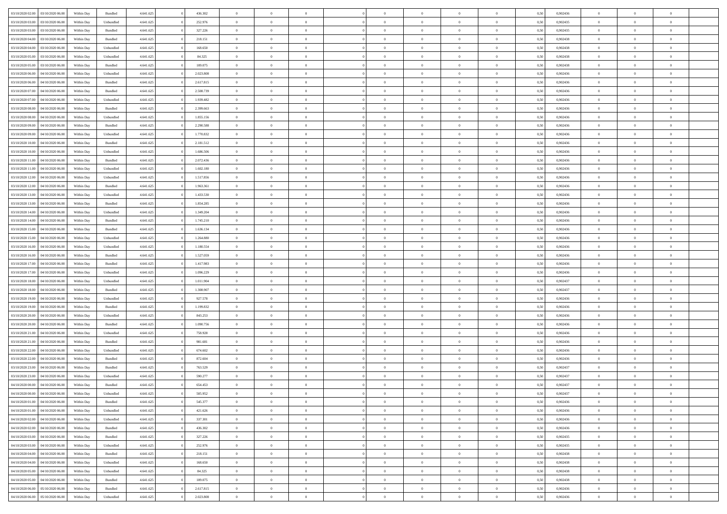| | | | | | | | | | | | | | | | | | | | | | |
|---|---|---|---|---|---|---|---|---|---|---|---|---|---|---|---|---|---|---|---|---|---|
| 03/10/2020 02:00 | 03/10/2020 06:00 | Within Day | Bundled | 4.641.625 | 0 | 436.302 | 0 | 0 | 0 | | 0 | 0 | 0 | 0 | 0 | 0,50 | 0,902436 | 0 | 0 | 0 | |
| 03/10/2020 03:00 | 03/10/2020 06:00 | Within Day | Unbundled | 4.641.625 | 0 | 252.976 | 0 | 0 | 0 | | 0 | 0 | 0 | 0 | 0 | 0,50 | 0,902435 | 0 | 0 | 0 | |
| 03/10/2020 03:00 | 03/10/2020 06:00 | Within Day | Bundled | 4.641.625 | 0 | 327.226 | 0 | 0 | 0 | | 0 | 0 | 0 | 0 | 0 | 0,50 | 0,902435 | 0 | 0 | 0 | |
| 03/10/2020 04:00 | 03/10/2020 06:00 | Within Day | Bundled | 4.641.625 | 0 | 218.151 | 0 | 0 | 0 | | 0 | 0 | 0 | 0 | 0 | 0,50 | 0,902438 | 0 | 0 | 0 | |
| 03/10/2020 04:00 | 03/10/2020 06:00 | Within Day | Unbundled | 4.641.625 | 0 | 168.650 | 0 | 0 | 0 | | 0 | 0 | 0 | 0 | 0 | 0,50 | 0,902438 | 0 | 0 | 0 | |
| 03/10/2020 05:00 | 03/10/2020 06:00 | Within Day | Unbundled | 4.641.625 | 0 | 84.325 | 0 | 0 | 0 | | 0 | 0 | 0 | 0 | 0 | 0,50 | 0,902438 | 0 | 0 | 0 | |
| 03/10/2020 05:00 | 03/10/2020 06:00 | Within Day | Bundled | 4.641.625 | 0 | 109.075 | 0 | 0 | 0 | | 0 | 0 | 0 | 0 | 0 | 0,50 | 0,902438 | 0 | 0 | 0 | |
| 03/10/2020 06:00 | 04/10/2020 06:00 | Within Day | Unbundled | 4.641.625 | 0 | 2.023.808 | 0 | 0 | 0 | | 0 | 0 | 0 | 0 | 0 | 0,50 | 0,902436 | 0 | 0 | 0 | |
| 03/10/2020 06:00 | 04/10/2020 06:00 | Within Day | Bundled | 4.641.625 | 0 | 2.617.815 | 0 | 0 | 0 | | 0 | 0 | 0 | 0 | 0 | 0,50 | 0,902436 | 0 | 0 | 0 | |
| 03/10/2020 07:00 | 04/10/2020 06:00 | Within Day | Bundled | 4.641.625 | 0 | 2.508.739 | 0 | 0 | 0 | | 0 | 0 | 0 | 0 | 0 | 0,50 | 0,902436 | 0 | 0 | 0 | |
| 03/10/2020 07:00 | 04/10/2020 06:00 | Within Day | Unbundled | 4.641.625 | 0 | 1.939.482 | 0 | 0 | 0 | | 0 | 0 | 0 | 0 | 0 | 0,50 | 0,902436 | 0 | 0 | 0 | |
| 03/10/2020 08:00 | 04/10/2020 06:00 | Within Day | Bundled | 4.641.625 | 0 | 2.399.663 | 0 | 0 | 0 | | 0 | 0 | 0 | 0 | 0 | 0,50 | 0,902436 | 0 | 0 | 0 | |
| 03/10/2020 08:00 | 04/10/2020 06:00 | Within Day | Unbundled | 4.641.625 | 0 | 1.855.156 | 0 | 0 | 0 | | 0 | 0 | 0 | 0 | 0 | 0,50 | 0,902436 | 0 | 0 | 0 | |
| 03/10/2020 09:00 | 04/10/2020 06:00 | Within Day | Bundled | 4.641.625 | 0 | 2.290.588 | 0 | 0 | 0 | | 0 | 0 | 0 | 0 | 0 | 0,50 | 0,902436 | 0 | 0 | 0 | |
| 03/10/2020 09:00 | 04/10/2020 06:00 | Within Day | Unbundled | 4.641.625 | 0 | 1.770.832 | 0 | 0 | 0 | | 0 | 0 | 0 | 0 | 0 | 0,50 | 0,902436 | 0 | 0 | 0 | |
| 03/10/2020 10:00 | 04/10/2020 06:00 | Within Day | Bundled | 4.641.625 | 0 | 2.181.512 | 0 | 0 | 0 | | 0 | 0 | 0 | 0 | 0 | 0,50 | 0,902436 | 0 | 0 | 0 | |
| 03/10/2020 10:00 | 04/10/2020 06:00 | Within Day | Unbundled | 4.641.625 | 0 | 1.686.506 | 0 | 0 | 0 | | 0 | 0 | 0 | 0 | 0 | 0,50 | 0,902436 | 0 | 0 | 0 | |
| 03/10/2020 11:00 | 04/10/2020 06:00 | Within Day | Bundled | 4.641.625 | 0 | 2.072.436 | 0 | 0 | 0 | | 0 | 0 | 0 | 0 | 0 | 0,50 | 0,902436 | 0 | 0 | 0 | |
| 03/10/2020 11:00 | 04/10/2020 06:00 | Within Day | Unbundled | 4.641.625 | 0 | 1.602.180 | 0 | 0 | 0 | | 0 | 0 | 0 | 0 | 0 | 0,50 | 0,902436 | 0 | 0 | 0 | |
| 03/10/2020 12:00 | 04/10/2020 06:00 | Within Day | Unbundled | 4.641.625 | 0 | 1.517.856 | 0 | 0 | 0 | | 0 | 0 | 0 | 0 | 0 | 0,50 | 0,902436 | 0 | 0 | 0 | |
| 03/10/2020 12:00 | 04/10/2020 06:00 | Within Day | Bundled | 4.641.625 | 0 | 1.963.361 | 0 | 0 | 0 | | 0 | 0 | 0 | 0 | 0 | 0,50 | 0,902436 | 0 | 0 | 0 | |
| 03/10/2020 13:00 | 04/10/2020 06:00 | Within Day | Unbundled | 4.641.625 | 0 | 1.433.530 | 0 | 0 | 0 | | 0 | 0 | 0 | 0 | 0 | 0,50 | 0,902436 | 0 | 0 | 0 | |
| 03/10/2020 13:00 | 04/10/2020 06:00 | Within Day | Bundled | 4.641.625 | 0 | 1.854.285 | 0 | 0 | 0 | | 0 | 0 | 0 | 0 | 0 | 0,50 | 0,902436 | 0 | 0 | 0 | |
| 03/10/2020 14:00 | 04/10/2020 06:00 | Within Day | Unbundled | 4.641.625 | 0 | 1.349.204 | 0 | 0 | 0 | | 0 | 0 | 0 | 0 | 0 | 0,50 | 0,902436 | 0 | 0 | 0 | |
| 03/10/2020 14:00 | 04/10/2020 06:00 | Within Day | Bundled | 4.641.625 | 0 | 1.745.210 | 0 | 0 | 0 | | 0 | 0 | 0 | 0 | 0 | 0,50 | 0,902436 | 0 | 0 | 0 | |
| 03/10/2020 15:00 | 04/10/2020 06:00 | Within Day | Bundled | 4.641.625 | 0 | 1.636.134 | 0 | 0 | 0 | | 0 | 0 | 0 | 0 | 0 | 0,50 | 0,902436 | 0 | 0 | 0 | |
| 03/10/2020 15:00 | 04/10/2020 06:00 | Within Day | Unbundled | 4.641.625 | 0 | 1.264.880 | 0 | 0 | 0 | | 0 | 0 | 0 | 0 | 0 | 0,50 | 0,902436 | 0 | 0 | 0 | |
| 03/10/2020 16:00 | 04/10/2020 06:00 | Within Day | Unbundled | 4.641.625 | 0 | 1.180.554 | 0 | 0 | 0 | | 0 | 0 | 0 | 0 | 0 | 0,50 | 0,902436 | 0 | 0 | 0 | |
| 03/10/2020 16:00 | 04/10/2020 06:00 | Within Day | Bundled | 4.641.625 | 0 | 1.527.059 | 0 | 0 | 0 | | 0 | 0 | 0 | 0 | 0 | 0,50 | 0,902436 | 0 | 0 | 0 | |
| 03/10/2020 17:00 | 04/10/2020 06:00 | Within Day | Bundled | 4.641.625 | 0 | 1.417.983 | 0 | 0 | 0 | | 0 | 0 | 0 | 0 | 0 | 0,50 | 0,902436 | 0 | 0 | 0 | |
| 03/10/2020 17:00 | 04/10/2020 06:00 | Within Day | Unbundled | 4.641.625 | 0 | 1.096.229 | 0 | 0 | 0 | | 0 | 0 | 0 | 0 | 0 | 0,50 | 0,902436 | 0 | 0 | 0 | |
| 03/10/2020 18:00 | 04/10/2020 06:00 | Within Day | Unbundled | 4.641.625 | 0 | 1.011.904 | 0 | 0 | 0 | | 0 | 0 | 0 | 0 | 0 | 0,50 | 0,902437 | 0 | 0 | 0 | |
| 03/10/2020 18:00 | 04/10/2020 06:00 | Within Day | Bundled | 4.641.625 | 0 | 1.308.907 | 0 | 0 | 0 | | 0 | 0 | 0 | 0 | 0 | 0,50 | 0,902437 | 0 | 0 | 0 | |
| 03/10/2020 19:00 | 04/10/2020 06:00 | Within Day | Unbundled | 4.641.625 | 0 | 927.578 | 0 | 0 | 0 | | 0 | 0 | 0 | 0 | 0 | 0,50 | 0,902436 | 0 | 0 | 0 | |
| 03/10/2020 19:00 | 04/10/2020 06:00 | Within Day | Bundled | 4.641.625 | 0 | 1.199.832 | 0 | 0 | 0 | | 0 | 0 | 0 | 0 | 0 | 0,50 | 0,902436 | 0 | 0 | 0 | |
| 03/10/2020 20:00 | 04/10/2020 06:00 | Within Day | Unbundled | 4.641.625 | 0 | 843.253 | 0 | 0 | 0 | | 0 | 0 | 0 | 0 | 0 | 0,50 | 0,902436 | 0 | 0 | 0 | |
| 03/10/2020 20:00 | 04/10/2020 06:00 | Within Day | Bundled | 4.641.625 | 0 | 1.090.756 | 0 | 0 | 0 | | 0 | 0 | 0 | 0 | 0 | 0,50 | 0,902436 | 0 | 0 | 0 | |
| 03/10/2020 21:00 | 04/10/2020 06:00 | Within Day | Unbundled | 4.641.625 | 0 | 758.928 | 0 | 0 | 0 | | 0 | 0 | 0 | 0 | 0 | 0,50 | 0,902436 | 0 | 0 | 0 | |
| 03/10/2020 21:00 | 04/10/2020 06:00 | Within Day | Bundled | 4.641.625 | 0 | 981.681 | 0 | 0 | 0 | | 0 | 0 | 0 | 0 | 0 | 0,50 | 0,902436 | 0 | 0 | 0 | |
| 03/10/2020 22:00 | 04/10/2020 06:00 | Within Day | Unbundled | 4.641.625 | 0 | 674.602 | 0 | 0 | 0 | | 0 | 0 | 0 | 0 | 0 | 0,50 | 0,902436 | 0 | 0 | 0 | |
| 03/10/2020 22:00 | 04/10/2020 06:00 | Within Day | Bundled | 4.641.625 | 0 | 872.604 | 0 | 0 | 0 | | 0 | 0 | 0 | 0 | 0 | 0,50 | 0,902436 | 0 | 0 | 0 | |
| 03/10/2020 23:00 | 04/10/2020 06:00 | Within Day | Bundled | 4.641.625 | 0 | 763.529 | 0 | 0 | 0 | | 0 | 0 | 0 | 0 | 0 | 0,50 | 0,902437 | 0 | 0 | 0 | |
| 03/10/2020 23:00 | 04/10/2020 06:00 | Within Day | Unbundled | 4.641.625 | 0 | 590.277 | 0 | 0 | 0 | | 0 | 0 | 0 | 0 | 0 | 0,50 | 0,902437 | 0 | 0 | 0 | |
| 04/10/2020 00:00 | 04/10/2020 06:00 | Within Day | Bundled | 4.641.625 | 0 | 654.453 | 0 | 0 | 0 | | 0 | 0 | 0 | 0 | 0 | 0,50 | 0,902437 | 0 | 0 | 0 | |
| 04/10/2020 00:00 | 04/10/2020 06:00 | Within Day | Unbundled | 4.641.625 | 0 | 505.952 | 0 | 0 | 0 | | 0 | 0 | 0 | 0 | 0 | 0,50 | 0,902437 | 0 | 0 | 0 | |
| 04/10/2020 01:00 | 04/10/2020 06:00 | Within Day | Bundled | 4.641.625 | 0 | 545.377 | 0 | 0 | 0 | | 0 | 0 | 0 | 0 | 0 | 0,50 | 0,902436 | 0 | 0 | 0 | |
| 04/10/2020 01:00 | 04/10/2020 06:00 | Within Day | Unbundled | 4.641.625 | 0 | 421.626 | 0 | 0 | 0 | | 0 | 0 | 0 | 0 | 0 | 0,50 | 0,902436 | 0 | 0 | 0 | |
| 04/10/2020 02:00 | 04/10/2020 06:00 | Within Day | Unbundled | 4.641.625 | 0 | 337.301 | 0 | 0 | 0 | | 0 | 0 | 0 | 0 | 0 | 0,50 | 0,902436 | 0 | 0 | 0 | |
| 04/10/2020 02:00 | 04/10/2020 06:00 | Within Day | Bundled | 4.641.625 | 0 | 436.302 | 0 | 0 | 0 | | 0 | 0 | 0 | 0 | 0 | 0,50 | 0,902436 | 0 | 0 | 0 | |
| 04/10/2020 03:00 | 04/10/2020 06:00 | Within Day | Bundled | 4.641.625 | 0 | 327.226 | 0 | 0 | 0 | | 0 | 0 | 0 | 0 | 0 | 0,50 | 0,902435 | 0 | 0 | 0 | |
| 04/10/2020 03:00 | 04/10/2020 06:00 | Within Day | Unbundled | 4.641.625 | 0 | 252.976 | 0 | 0 | 0 | | 0 | 0 | 0 | 0 | 0 | 0,50 | 0,902435 | 0 | 0 | 0 | |
| 04/10/2020 04:00 | 04/10/2020 06:00 | Within Day | Bundled | 4.641.625 | 0 | 218.151 | 0 | 0 | 0 | | 0 | 0 | 0 | 0 | 0 | 0,50 | 0,902438 | 0 | 0 | 0 | |
| 04/10/2020 04:00 | 04/10/2020 06:00 | Within Day | Unbundled | 4.641.625 | 0 | 168.650 | 0 | 0 | 0 | | 0 | 0 | 0 | 0 | 0 | 0,50 | 0,902438 | 0 | 0 | 0 | |
| 04/10/2020 05:00 | 04/10/2020 06:00 | Within Day | Unbundled | 4.641.625 | 0 | 84.325 | 0 | 0 | 0 | | 0 | 0 | 0 | 0 | 0 | 0,50 | 0,902438 | 0 | 0 | 0 | |
| 04/10/2020 05:00 | 04/10/2020 06:00 | Within Day | Bundled | 4.641.625 | 0 | 109.075 | 0 | 0 | 0 | | 0 | 0 | 0 | 0 | 0 | 0,50 | 0,902438 | 0 | 0 | 0 | |
| 04/10/2020 06:00 | 05/10/2020 06:00 | Within Day | Bundled | 4.641.625 | 0 | 2.617.815 | 0 | 0 | 0 | | 0 | 0 | 0 | 0 | 0 | 0,50 | 0,902436 | 0 | 0 | 0 | |
| 04/10/2020 06:00 | 05/10/2020 06:00 | Within Day | Unbundled | 4.641.625 | 0 | 2.023.808 | 0 | 0 | 0 | | 0 | 0 | 0 | 0 | 0 | 0,50 | 0,902436 | 0 | 0 | 0 | |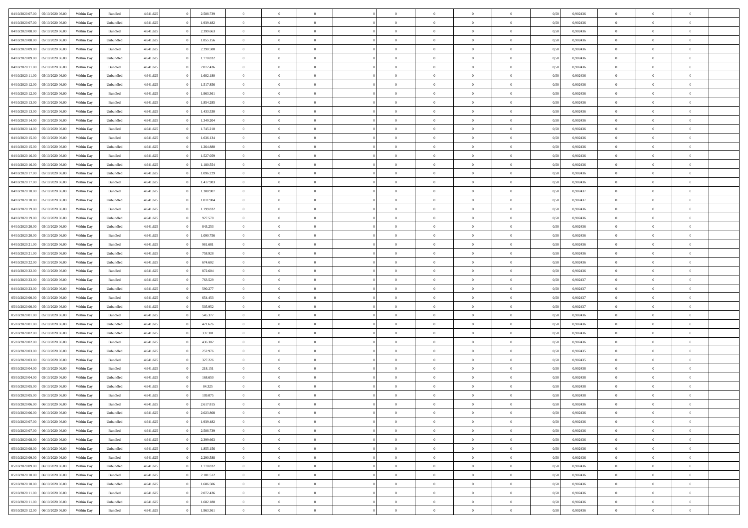| 04/10/2020 07:00 | 05/10/2020 06:00 | Within Day | Bundled | 4.641.625 | 0 | 2.508.739 | 0 | 0 | 0 | | 0 | 0 | 0 | 0 | 0,50 | 0,902436 | 0 | 0 | 0 | |
|---|---|---|---|---|---|---|---|---|---|---|---|---|---|---|---|---|---|---|---|---|
| 04/10/2020 07:00 | 05/10/2020 06:00 | Within Day | Unbundled | 4.641.625 | 0 | 1.939.482 | 0 | 0 | 0 | | 0 | 0 | 0 | 0 | 0,50 | 0,902436 | 0 | 0 | 0 | |
| 04/10/2020 08:00 | 05/10/2020 06:00 | Within Day | Bundled | 4.641.625 | 0 | 2.399.663 | 0 | 0 | 0 | | 0 | 0 | 0 | 0 | 0,50 | 0,902436 | 0 | 0 | 0 | |
| 04/10/2020 08:00 | 05/10/2020 06:00 | Within Day | Unbundled | 4.641.625 | 0 | 1.855.156 | 0 | 0 | 0 | | 0 | 0 | 0 | 0 | 0,50 | 0,902436 | 0 | 0 | 0 | |
| 04/10/2020 09:00 | 05/10/2020 06:00 | Within Day | Bundled | 4.641.625 | 0 | 2.290.588 | 0 | 0 | 0 | | 0 | 0 | 0 | 0 | 0,50 | 0,902436 | 0 | 0 | 0 | |
| 04/10/2020 09:00 | 05/10/2020 06:00 | Within Day | Unbundled | 4.641.625 | 0 | 1.770.832 | 0 | 0 | 0 | | 0 | 0 | 0 | 0 | 0,50 | 0,902436 | 0 | 0 | 0 | |
| 04/10/2020 11:00 | 05/10/2020 06:00 | Within Day | Bundled | 4.641.625 | 0 | 2.072.436 | 0 | 0 | 0 | | 0 | 0 | 0 | 0 | 0,50 | 0,902436 | 0 | 0 | 0 | |
| 04/10/2020 11:00 | 05/10/2020 06:00 | Within Day | Unbundled | 4.641.625 | 0 | 1.602.180 | 0 | 0 | 0 | | 0 | 0 | 0 | 0 | 0,50 | 0,902436 | 0 | 0 | 0 | |
| 04/10/2020 12:00 | 05/10/2020 06:00 | Within Day | Unbundled | 4.641.625 | 0 | 1.517.856 | 0 | 0 | 0 | | 0 | 0 | 0 | 0 | 0,50 | 0,902436 | 0 | 0 | 0 | |
| 04/10/2020 12:00 | 05/10/2020 06:00 | Within Day | Bundled | 4.641.625 | 0 | 1.963.361 | 0 | 0 | 0 | | 0 | 0 | 0 | 0 | 0,50 | 0,902436 | 0 | 0 | 0 | |
| 04/10/2020 13:00 | 05/10/2020 06:00 | Within Day | Bundled | 4.641.625 | 0 | 1.854.285 | 0 | 0 | 0 | | 0 | 0 | 0 | 0 | 0,50 | 0,902436 | 0 | 0 | 0 | |
| 04/10/2020 13:00 | 05/10/2020 06:00 | Within Day | Unbundled | 4.641.625 | 0 | 1.433.530 | 0 | 0 | 0 | | 0 | 0 | 0 | 0 | 0,50 | 0,902436 | 0 | 0 | 0 | |
| 04/10/2020 14:00 | 05/10/2020 06:00 | Within Day | Unbundled | 4.641.625 | 0 | 1.349.204 | 0 | 0 | 0 | | 0 | 0 | 0 | 0 | 0,50 | 0,902436 | 0 | 0 | 0 | |
| 04/10/2020 14:00 | 05/10/2020 06:00 | Within Day | Bundled | 4.641.625 | 0 | 1.745.210 | 0 | 0 | 0 | | 0 | 0 | 0 | 0 | 0,50 | 0,902436 | 0 | 0 | 0 | |
| 04/10/2020 15:00 | 05/10/2020 06:00 | Within Day | Bundled | 4.641.625 | 0 | 1.636.134 | 0 | 0 | 0 | | 0 | 0 | 0 | 0 | 0,50 | 0,902436 | 0 | 0 | 0 | |
| 04/10/2020 15:00 | 05/10/2020 06:00 | Within Day | Unbundled | 4.641.625 | 0 | 1.264.880 | 0 | 0 | 0 | | 0 | 0 | 0 | 0 | 0,50 | 0,902436 | 0 | 0 | 0 | |
| 04/10/2020 16:00 | 05/10/2020 06:00 | Within Day | Bundled | 4.641.625 | 0 | 1.527.059 | 0 | 0 | 0 | | 0 | 0 | 0 | 0 | 0,50 | 0,902436 | 0 | 0 | 0 | |
| 04/10/2020 16:00 | 05/10/2020 06:00 | Within Day | Unbundled | 4.641.625 | 0 | 1.180.554 | 0 | 0 | 0 | | 0 | 0 | 0 | 0 | 0,50 | 0,902436 | 0 | 0 | 0 | |
| 04/10/2020 17:00 | 05/10/2020 06:00 | Within Day | Unbundled | 4.641.625 | 0 | 1.096.229 | 0 | 0 | 0 | | 0 | 0 | 0 | 0 | 0,50 | 0,902436 | 0 | 0 | 0 | |
| 04/10/2020 17:00 | 05/10/2020 06:00 | Within Day | Bundled | 4.641.625 | 0 | 1.417.983 | 0 | 0 | 0 | | 0 | 0 | 0 | 0 | 0,50 | 0,902436 | 0 | 0 | 0 | |
| 04/10/2020 18:00 | 05/10/2020 06:00 | Within Day | Bundled | 4.641.625 | 0 | 1.308.907 | 0 | 0 | 0 | | 0 | 0 | 0 | 0 | 0,50 | 0,902437 | 0 | 0 | 0 | |
| 04/10/2020 18:00 | 05/10/2020 06:00 | Within Day | Unbundled | 4.641.625 | 0 | 1.011.904 | 0 | 0 | 0 | | 0 | 0 | 0 | 0 | 0,50 | 0,902437 | 0 | 0 | 0 | |
| 04/10/2020 19:00 | 05/10/2020 06:00 | Within Day | Bundled | 4.641.625 | 0 | 1.199.832 | 0 | 0 | 0 | | 0 | 0 | 0 | 0 | 0,50 | 0,902436 | 0 | 0 | 0 | |
| 04/10/2020 19:00 | 05/10/2020 06:00 | Within Day | Unbundled | 4.641.625 | 0 | 927.578 | 0 | 0 | 0 | | 0 | 0 | 0 | 0 | 0,50 | 0,902436 | 0 | 0 | 0 | |
| 04/10/2020 20:00 | 05/10/2020 06:00 | Within Day | Unbundled | 4.641.625 | 0 | 843.253 | 0 | 0 | 0 | | 0 | 0 | 0 | 0 | 0,50 | 0,902436 | 0 | 0 | 0 | |
| 04/10/2020 20:00 | 05/10/2020 06:00 | Within Day | Bundled | 4.641.625 | 0 | 1.090.756 | 0 | 0 | 0 | | 0 | 0 | 0 | 0 | 0,50 | 0,902436 | 0 | 0 | 0 | |
| 04/10/2020 21:00 | 05/10/2020 06:00 | Within Day | Bundled | 4.641.625 | 0 | 981.681 | 0 | 0 | 0 | | 0 | 0 | 0 | 0 | 0,50 | 0,902436 | 0 | 0 | 0 | |
| 04/10/2020 21:00 | 05/10/2020 06:00 | Within Day | Unbundled | 4.641.625 | 0 | 758.928 | 0 | 0 | 0 | | 0 | 0 | 0 | 0 | 0,50 | 0,902436 | 0 | 0 | 0 | |
| 04/10/2020 22:00 | 05/10/2020 06:00 | Within Day | Unbundled | 4.641.625 | 0 | 674.602 | 0 | 0 | 0 | | 0 | 0 | 0 | 0 | 0,50 | 0,902436 | 0 | 0 | 0 | |
| 04/10/2020 22:00 | 05/10/2020 06:00 | Within Day | Bundled | 4.641.625 | 0 | 872.604 | 0 | 0 | 0 | | 0 | 0 | 0 | 0 | 0,50 | 0,902436 | 0 | 0 | 0 | |
| 04/10/2020 23:00 | 05/10/2020 06:00 | Within Day | Bundled | 4.641.625 | 0 | 763.529 | 0 | 0 | 0 | | 0 | 0 | 0 | 0 | 0,50 | 0,902437 | 0 | 0 | 0 | |
| 04/10/2020 23:00 | 05/10/2020 06:00 | Within Day | Unbundled | 4.641.625 | 0 | 590.277 | 0 | 0 | 0 | | 0 | 0 | 0 | 0 | 0,50 | 0,902437 | 0 | 0 | 0 | |
| 05/10/2020 00:00 | 05/10/2020 06:00 | Within Day | Bundled | 4.641.625 | 0 | 654.453 | 0 | 0 | 0 | | 0 | 0 | 0 | 0 | 0,50 | 0,902437 | 0 | 0 | 0 | |
| 05/10/2020 00:00 | 05/10/2020 06:00 | Within Day | Unbundled | 4.641.625 | 0 | 505.952 | 0 | 0 | 0 | | 0 | 0 | 0 | 0 | 0,50 | 0,902437 | 0 | 0 | 0 | |
| 05/10/2020 01:00 | 05/10/2020 06:00 | Within Day | Bundled | 4.641.625 | 0 | 545.377 | 0 | 0 | 0 | | 0 | 0 | 0 | 0 | 0,50 | 0,902436 | 0 | 0 | 0 | |
| 05/10/2020 01:00 | 05/10/2020 06:00 | Within Day | Unbundled | 4.641.625 | 0 | 421.626 | 0 | 0 | 0 | | 0 | 0 | 0 | 0 | 0,50 | 0,902436 | 0 | 0 | 0 | |
| 05/10/2020 02:00 | 05/10/2020 06:00 | Within Day | Unbundled | 4.641.625 | 0 | 337.301 | 0 | 0 | 0 | | 0 | 0 | 0 | 0 | 0,50 | 0,902436 | 0 | 0 | 0 | |
| 05/10/2020 02:00 | 05/10/2020 06:00 | Within Day | Bundled | 4.641.625 | 0 | 436.302 | 0 | 0 | 0 | | 0 | 0 | 0 | 0 | 0,50 | 0,902436 | 0 | 0 | 0 | |
| 05/10/2020 03:00 | 05/10/2020 06:00 | Within Day | Unbundled | 4.641.625 | 0 | 252.976 | 0 | 0 | 0 | | 0 | 0 | 0 | 0 | 0,50 | 0,902435 | 0 | 0 | 0 | |
| 05/10/2020 03:00 | 05/10/2020 06:00 | Within Day | Bundled | 4.641.625 | 0 | 327.226 | 0 | 0 | 0 | | 0 | 0 | 0 | 0 | 0,50 | 0,902435 | 0 | 0 | 0 | |
| 05/10/2020 04:00 | 05/10/2020 06:00 | Within Day | Bundled | 4.641.625 | 0 | 218.151 | 0 | 0 | 0 | | 0 | 0 | 0 | 0 | 0,50 | 0,902438 | 0 | 0 | 0 | |
| 05/10/2020 04:00 | 05/10/2020 06:00 | Within Day | Unbundled | 4.641.625 | 0 | 168.650 | 0 | 0 | 0 | | 0 | 0 | 0 | 0 | 0,50 | 0,902438 | 0 | 0 | 0 | |
| 05/10/2020 05:00 | 05/10/2020 06:00 | Within Day | Unbundled | 4.641.625 | 0 | 84.325 | 0 | 0 | 0 | | 0 | 0 | 0 | 0 | 0,50 | 0,902438 | 0 | 0 | 0 | |
| 05/10/2020 05:00 | 05/10/2020 06:00 | Within Day | Bundled | 4.641.625 | 0 | 109.075 | 0 | 0 | 0 | | 0 | 0 | 0 | 0 | 0,50 | 0,902438 | 0 | 0 | 0 | |
| 05/10/2020 06:00 | 06/10/2020 06:00 | Within Day | Bundled | 4.641.625 | 0 | 2.617.815 | 0 | 0 | 0 | | 0 | 0 | 0 | 0 | 0,50 | 0,902436 | 0 | 0 | 0 | |
| 05/10/2020 06:00 | 06/10/2020 06:00 | Within Day | Unbundled | 4.641.625 | 0 | 2.023.808 | 0 | 0 | 0 | | 0 | 0 | 0 | 0 | 0,50 | 0,902436 | 0 | 0 | 0 | |
| 05/10/2020 07:00 | 06/10/2020 06:00 | Within Day | Unbundled | 4.641.625 | 0 | 1.939.482 | 0 | 0 | 0 | | 0 | 0 | 0 | 0 | 0,50 | 0,902436 | 0 | 0 | 0 | |
| 05/10/2020 07:00 | 06/10/2020 06:00 | Within Day | Bundled | 4.641.625 | 0 | 2.508.739 | 0 | 0 | 0 | | 0 | 0 | 0 | 0 | 0,50 | 0,902436 | 0 | 0 | 0 | |
| 05/10/2020 08:00 | 06/10/2020 06:00 | Within Day | Bundled | 4.641.625 | 0 | 2.399.663 | 0 | 0 | 0 | | 0 | 0 | 0 | 0 | 0,50 | 0,902436 | 0 | 0 | 0 | |
| 05/10/2020 08:00 | 06/10/2020 06:00 | Within Day | Unbundled | 4.641.625 | 0 | 1.855.156 | 0 | 0 | 0 | | 0 | 0 | 0 | 0 | 0,50 | 0,902436 | 0 | 0 | 0 | |
| 05/10/2020 09:00 | 06/10/2020 06:00 | Within Day | Bundled | 4.641.625 | 0 | 2.290.588 | 0 | 0 | 0 | | 0 | 0 | 0 | 0 | 0,50 | 0,902436 | 0 | 0 | 0 | |
| 05/10/2020 09:00 | 06/10/2020 06:00 | Within Day | Unbundled | 4.641.625 | 0 | 1.770.832 | 0 | 0 | 0 | | 0 | 0 | 0 | 0 | 0,50 | 0,902436 | 0 | 0 | 0 | |
| 05/10/2020 10:00 | 06/10/2020 06:00 | Within Day | Bundled | 4.641.625 | 0 | 2.181.512 | 0 | 0 | 0 | | 0 | 0 | 0 | 0 | 0,50 | 0,902436 | 0 | 0 | 0 | |
| 05/10/2020 10:00 | 06/10/2020 06:00 | Within Day | Unbundled | 4.641.625 | 0 | 1.686.506 | 0 | 0 | 0 | | 0 | 0 | 0 | 0 | 0,50 | 0,902436 | 0 | 0 | 0 | |
| 05/10/2020 11:00 | 06/10/2020 06:00 | Within Day | Bundled | 4.641.625 | 0 | 2.072.436 | 0 | 0 | 0 | | 0 | 0 | 0 | 0 | 0,50 | 0,902436 | 0 | 0 | 0 | |
| 05/10/2020 11:00 | 06/10/2020 06:00 | Within Day | Unbundled | 4.641.625 | 0 | 1.602.180 | 0 | 0 | 0 | | 0 | 0 | 0 | 0 | 0,50 | 0,902436 | 0 | 0 | 0 | |
| 05/10/2020 12:00 | 06/10/2020 06:00 | Within Day | Bundled | 4.641.625 | 0 | 1.963.361 | 0 | 0 | 0 | | 0 | 0 | 0 | 0 | 0,50 | 0,902436 | 0 | 0 | 0 | |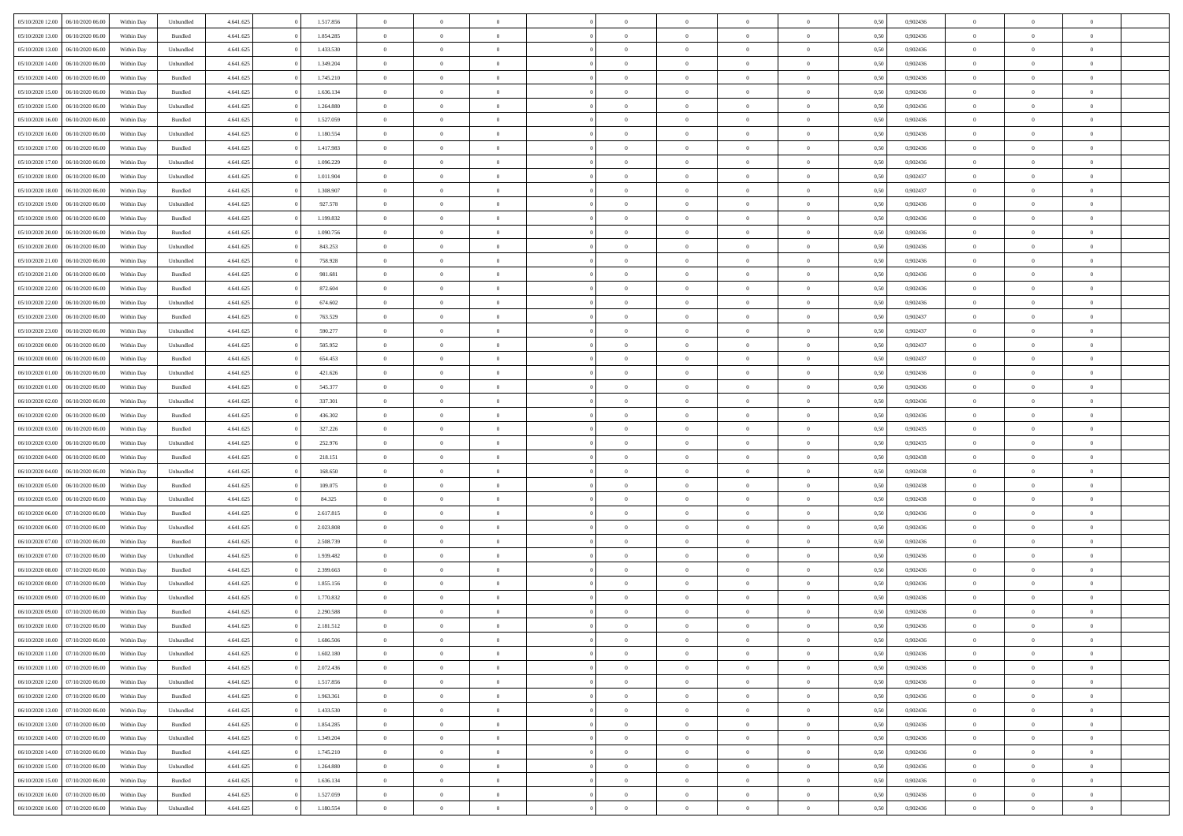| 05/10/2020 12:00 | 06/10/2020 06:00 | Within Day | Unbundled | 4.641.625 | 0 | 1.517.856 | 0 | 0 | 0 | | 0 | 0 | 0 | 0 | 0,50 | 0,902436 | 0 | 0 | 0 | |
|---|---|---|---|---|---|---|---|---|---|---|---|---|---|---|---|---|---|---|---|---|
| 05/10/2020 13:00 | 06/10/2020 06:00 | Within Day | Bundled | 4.641.625 | 0 | 1.854.285 | 0 | 0 | 0 | | 0 | 0 | 0 | 0 | 0,50 | 0,902436 | 0 | 0 | 0 | |
| 05/10/2020 13:00 | 06/10/2020 06:00 | Within Day | Unbundled | 4.641.625 | 0 | 1.433.530 | 0 | 0 | 0 | | 0 | 0 | 0 | 0 | 0,50 | 0,902436 | 0 | 0 | 0 | |
| 05/10/2020 14:00 | 06/10/2020 06:00 | Within Day | Unbundled | 4.641.625 | 0 | 1.349.204 | 0 | 0 | 0 | | 0 | 0 | 0 | 0 | 0,50 | 0,902436 | 0 | 0 | 0 | |
| 05/10/2020 14:00 | 06/10/2020 06:00 | Within Day | Bundled | 4.641.625 | 0 | 1.745.210 | 0 | 0 | 0 | | 0 | 0 | 0 | 0 | 0,50 | 0,902436 | 0 | 0 | 0 | |
| 05/10/2020 15:00 | 06/10/2020 06:00 | Within Day | Bundled | 4.641.625 | 0 | 1.636.134 | 0 | 0 | 0 | | 0 | 0 | 0 | 0 | 0,50 | 0,902436 | 0 | 0 | 0 | |
| 05/10/2020 15:00 | 06/10/2020 06:00 | Within Day | Unbundled | 4.641.625 | 0 | 1.264.880 | 0 | 0 | 0 | | 0 | 0 | 0 | 0 | 0,50 | 0,902436 | 0 | 0 | 0 | |
| 05/10/2020 16:00 | 06/10/2020 06:00 | Within Day | Bundled | 4.641.625 | 0 | 1.527.059 | 0 | 0 | 0 | | 0 | 0 | 0 | 0 | 0,50 | 0,902436 | 0 | 0 | 0 | |
| 05/10/2020 16:00 | 06/10/2020 06:00 | Within Day | Unbundled | 4.641.625 | 0 | 1.180.554 | 0 | 0 | 0 | | 0 | 0 | 0 | 0 | 0,50 | 0,902436 | 0 | 0 | 0 | |
| 05/10/2020 17:00 | 06/10/2020 06:00 | Within Day | Bundled | 4.641.625 | 0 | 1.417.983 | 0 | 0 | 0 | | 0 | 0 | 0 | 0 | 0,50 | 0,902436 | 0 | 0 | 0 | |
| 05/10/2020 17:00 | 06/10/2020 06:00 | Within Day | Unbundled | 4.641.625 | 0 | 1.096.229 | 0 | 0 | 0 | | 0 | 0 | 0 | 0 | 0,50 | 0,902436 | 0 | 0 | 0 | |
| 05/10/2020 18:00 | 06/10/2020 06:00 | Within Day | Unbundled | 4.641.625 | 0 | 1.011.904 | 0 | 0 | 0 | | 0 | 0 | 0 | 0 | 0,50 | 0,902437 | 0 | 0 | 0 | |
| 05/10/2020 18:00 | 06/10/2020 06:00 | Within Day | Bundled | 4.641.625 | 0 | 1.308.907 | 0 | 0 | 0 | | 0 | 0 | 0 | 0 | 0,50 | 0,902437 | 0 | 0 | 0 | |
| 05/10/2020 19:00 | 06/10/2020 06:00 | Within Day | Unbundled | 4.641.625 | 0 | 927.578 | 0 | 0 | 0 | | 0 | 0 | 0 | 0 | 0,50 | 0,902436 | 0 | 0 | 0 | |
| 05/10/2020 19:00 | 06/10/2020 06:00 | Within Day | Bundled | 4.641.625 | 0 | 1.199.832 | 0 | 0 | 0 | | 0 | 0 | 0 | 0 | 0,50 | 0,902436 | 0 | 0 | 0 | |
| 05/10/2020 20:00 | 06/10/2020 06:00 | Within Day | Bundled | 4.641.625 | 0 | 1.090.756 | 0 | 0 | 0 | | 0 | 0 | 0 | 0 | 0,50 | 0,902436 | 0 | 0 | 0 | |
| 05/10/2020 20:00 | 06/10/2020 06:00 | Within Day | Unbundled | 4.641.625 | 0 | 843.253 | 0 | 0 | 0 | | 0 | 0 | 0 | 0 | 0,50 | 0,902436 | 0 | 0 | 0 | |
| 05/10/2020 21:00 | 06/10/2020 06:00 | Within Day | Unbundled | 4.641.625 | 0 | 758.928 | 0 | 0 | 0 | | 0 | 0 | 0 | 0 | 0,50 | 0,902436 | 0 | 0 | 0 | |
| 05/10/2020 21:00 | 06/10/2020 06:00 | Within Day | Bundled | 4.641.625 | 0 | 981.681 | 0 | 0 | 0 | | 0 | 0 | 0 | 0 | 0,50 | 0,902436 | 0 | 0 | 0 | |
| 05/10/2020 22:00 | 06/10/2020 06:00 | Within Day | Bundled | 4.641.625 | 0 | 872.604 | 0 | 0 | 0 | | 0 | 0 | 0 | 0 | 0,50 | 0,902436 | 0 | 0 | 0 | |
| 05/10/2020 22:00 | 06/10/2020 06:00 | Within Day | Unbundled | 4.641.625 | 0 | 674.602 | 0 | 0 | 0 | | 0 | 0 | 0 | 0 | 0,50 | 0,902436 | 0 | 0 | 0 | |
| 05/10/2020 23:00 | 06/10/2020 06:00 | Within Day | Bundled | 4.641.625 | 0 | 763.529 | 0 | 0 | 0 | | 0 | 0 | 0 | 0 | 0,50 | 0,902437 | 0 | 0 | 0 | |
| 05/10/2020 23:00 | 06/10/2020 06:00 | Within Day | Unbundled | 4.641.625 | 0 | 590.277 | 0 | 0 | 0 | | 0 | 0 | 0 | 0 | 0,50 | 0,902437 | 0 | 0 | 0 | |
| 06/10/2020 00:00 | 06/10/2020 06:00 | Within Day | Unbundled | 4.641.625 | 0 | 505.952 | 0 | 0 | 0 | | 0 | 0 | 0 | 0 | 0,50 | 0,902437 | 0 | 0 | 0 | |
| 06/10/2020 00:00 | 06/10/2020 06:00 | Within Day | Bundled | 4.641.625 | 0 | 654.453 | 0 | 0 | 0 | | 0 | 0 | 0 | 0 | 0,50 | 0,902437 | 0 | 0 | 0 | |
| 06/10/2020 01:00 | 06/10/2020 06:00 | Within Day | Unbundled | 4.641.625 | 0 | 421.626 | 0 | 0 | 0 | | 0 | 0 | 0 | 0 | 0,50 | 0,902436 | 0 | 0 | 0 | |
| 06/10/2020 01:00 | 06/10/2020 06:00 | Within Day | Bundled | 4.641.625 | 0 | 545.377 | 0 | 0 | 0 | | 0 | 0 | 0 | 0 | 0,50 | 0,902436 | 0 | 0 | 0 | |
| 06/10/2020 02:00 | 06/10/2020 06:00 | Within Day | Unbundled | 4.641.625 | 0 | 337.301 | 0 | 0 | 0 | | 0 | 0 | 0 | 0 | 0,50 | 0,902436 | 0 | 0 | 0 | |
| 06/10/2020 02:00 | 06/10/2020 06:00 | Within Day | Bundled | 4.641.625 | 0 | 436.302 | 0 | 0 | 0 | | 0 | 0 | 0 | 0 | 0,50 | 0,902436 | 0 | 0 | 0 | |
| 06/10/2020 03:00 | 06/10/2020 06:00 | Within Day | Bundled | 4.641.625 | 0 | 327.226 | 0 | 0 | 0 | | 0 | 0 | 0 | 0 | 0,50 | 0,902435 | 0 | 0 | 0 | |
| 06/10/2020 03:00 | 06/10/2020 06:00 | Within Day | Unbundled | 4.641.625 | 0 | 252.976 | 0 | 0 | 0 | | 0 | 0 | 0 | 0 | 0,50 | 0,902435 | 0 | 0 | 0 | |
| 06/10/2020 04:00 | 06/10/2020 06:00 | Within Day | Bundled | 4.641.625 | 0 | 218.151 | 0 | 0 | 0 | | 0 | 0 | 0 | 0 | 0,50 | 0,902438 | 0 | 0 | 0 | |
| 06/10/2020 04:00 | 06/10/2020 06:00 | Within Day | Unbundled | 4.641.625 | 0 | 168.650 | 0 | 0 | 0 | | 0 | 0 | 0 | 0 | 0,50 | 0,902438 | 0 | 0 | 0 | |
| 06/10/2020 05:00 | 06/10/2020 06:00 | Within Day | Bundled | 4.641.625 | 0 | 109.075 | 0 | 0 | 0 | | 0 | 0 | 0 | 0 | 0,50 | 0,902438 | 0 | 0 | 0 | |
| 06/10/2020 05:00 | 06/10/2020 06:00 | Within Day | Unbundled | 4.641.625 | 0 | 84.325 | 0 | 0 | 0 | | 0 | 0 | 0 | 0 | 0,50 | 0,902438 | 0 | 0 | 0 | |
| 06/10/2020 06:00 | 07/10/2020 06:00 | Within Day | Bundled | 4.641.625 | 0 | 2.617.815 | 0 | 0 | 0 | | 0 | 0 | 0 | 0 | 0,50 | 0,902436 | 0 | 0 | 0 | |
| 06/10/2020 06:00 | 07/10/2020 06:00 | Within Day | Unbundled | 4.641.625 | 0 | 2.023.808 | 0 | 0 | 0 | | 0 | 0 | 0 | 0 | 0,50 | 0,902436 | 0 | 0 | 0 | |
| 06/10/2020 07:00 | 07/10/2020 06:00 | Within Day | Bundled | 4.641.625 | 0 | 2.508.739 | 0 | 0 | 0 | | 0 | 0 | 0 | 0 | 0,50 | 0,902436 | 0 | 0 | 0 | |
| 06/10/2020 07:00 | 07/10/2020 06:00 | Within Day | Unbundled | 4.641.625 | 0 | 1.939.482 | 0 | 0 | 0 | | 0 | 0 | 0 | 0 | 0,50 | 0,902436 | 0 | 0 | 0 | |
| 06/10/2020 08:00 | 07/10/2020 06:00 | Within Day | Bundled | 4.641.625 | 0 | 2.399.663 | 0 | 0 | 0 | | 0 | 0 | 0 | 0 | 0,50 | 0,902436 | 0 | 0 | 0 | |
| 06/10/2020 08:00 | 07/10/2020 06:00 | Within Day | Unbundled | 4.641.625 | 0 | 1.855.156 | 0 | 0 | 0 | | 0 | 0 | 0 | 0 | 0,50 | 0,902436 | 0 | 0 | 0 | |
| 06/10/2020 09:00 | 07/10/2020 06:00 | Within Day | Unbundled | 4.641.625 | 0 | 1.770.832 | 0 | 0 | 0 | | 0 | 0 | 0 | 0 | 0,50 | 0,902436 | 0 | 0 | 0 | |
| 06/10/2020 09:00 | 07/10/2020 06:00 | Within Day | Bundled | 4.641.625 | 0 | 2.290.588 | 0 | 0 | 0 | | 0 | 0 | 0 | 0 | 0,50 | 0,902436 | 0 | 0 | 0 | |
| 06/10/2020 10:00 | 07/10/2020 06:00 | Within Day | Bundled | 4.641.625 | 0 | 2.181.512 | 0 | 0 | 0 | | 0 | 0 | 0 | 0 | 0,50 | 0,902436 | 0 | 0 | 0 | |
| 06/10/2020 10:00 | 07/10/2020 06:00 | Within Day | Unbundled | 4.641.625 | 0 | 1.686.506 | 0 | 0 | 0 | | 0 | 0 | 0 | 0 | 0,50 | 0,902436 | 0 | 0 | 0 | |
| 06/10/2020 11:00 | 07/10/2020 06:00 | Within Day | Unbundled | 4.641.625 | 0 | 1.602.180 | 0 | 0 | 0 | | 0 | 0 | 0 | 0 | 0,50 | 0,902436 | 0 | 0 | 0 | |
| 06/10/2020 11:00 | 07/10/2020 06:00 | Within Day | Bundled | 4.641.625 | 0 | 2.072.436 | 0 | 0 | 0 | | 0 | 0 | 0 | 0 | 0,50 | 0,902436 | 0 | 0 | 0 | |
| 06/10/2020 12:00 | 07/10/2020 06:00 | Within Day | Unbundled | 4.641.625 | 0 | 1.517.856 | 0 | 0 | 0 | | 0 | 0 | 0 | 0 | 0,50 | 0,902436 | 0 | 0 | 0 | |
| 06/10/2020 12:00 | 07/10/2020 06:00 | Within Day | Bundled | 4.641.625 | 0 | 1.963.361 | 0 | 0 | 0 | | 0 | 0 | 0 | 0 | 0,50 | 0,902436 | 0 | 0 | 0 | |
| 06/10/2020 13:00 | 07/10/2020 06:00 | Within Day | Unbundled | 4.641.625 | 0 | 1.433.530 | 0 | 0 | 0 | | 0 | 0 | 0 | 0 | 0,50 | 0,902436 | 0 | 0 | 0 | |
| 06/10/2020 13:00 | 07/10/2020 06:00 | Within Day | Bundled | 4.641.625 | 0 | 1.854.285 | 0 | 0 | 0 | | 0 | 0 | 0 | 0 | 0,50 | 0,902436 | 0 | 0 | 0 | |
| 06/10/2020 14:00 | 07/10/2020 06:00 | Within Day | Unbundled | 4.641.625 | 0 | 1.349.204 | 0 | 0 | 0 | | 0 | 0 | 0 | 0 | 0,50 | 0,902436 | 0 | 0 | 0 | |
| 06/10/2020 14:00 | 07/10/2020 06:00 | Within Day | Bundled | 4.641.625 | 0 | 1.745.210 | 0 | 0 | 0 | | 0 | 0 | 0 | 0 | 0,50 | 0,902436 | 0 | 0 | 0 | |
| 06/10/2020 15:00 | 07/10/2020 06:00 | Within Day | Unbundled | 4.641.625 | 0 | 1.264.880 | 0 | 0 | 0 | | 0 | 0 | 0 | 0 | 0,50 | 0,902436 | 0 | 0 | 0 | |
| 06/10/2020 15:00 | 07/10/2020 06:00 | Within Day | Bundled | 4.641.625 | 0 | 1.636.134 | 0 | 0 | 0 | | 0 | 0 | 0 | 0 | 0,50 | 0,902436 | 0 | 0 | 0 | |
| 06/10/2020 16:00 | 07/10/2020 06:00 | Within Day | Bundled | 4.641.625 | 0 | 1.527.059 | 0 | 0 | 0 | | 0 | 0 | 0 | 0 | 0,50 | 0,902436 | 0 | 0 | 0 | |
| 06/10/2020 16:00 | 07/10/2020 06:00 | Within Day | Unbundled | 4.641.625 | 0 | 1.180.554 | 0 | 0 | 0 | | 0 | 0 | 0 | 0 | 0,50 | 0,902436 | 0 | 0 | 0 | |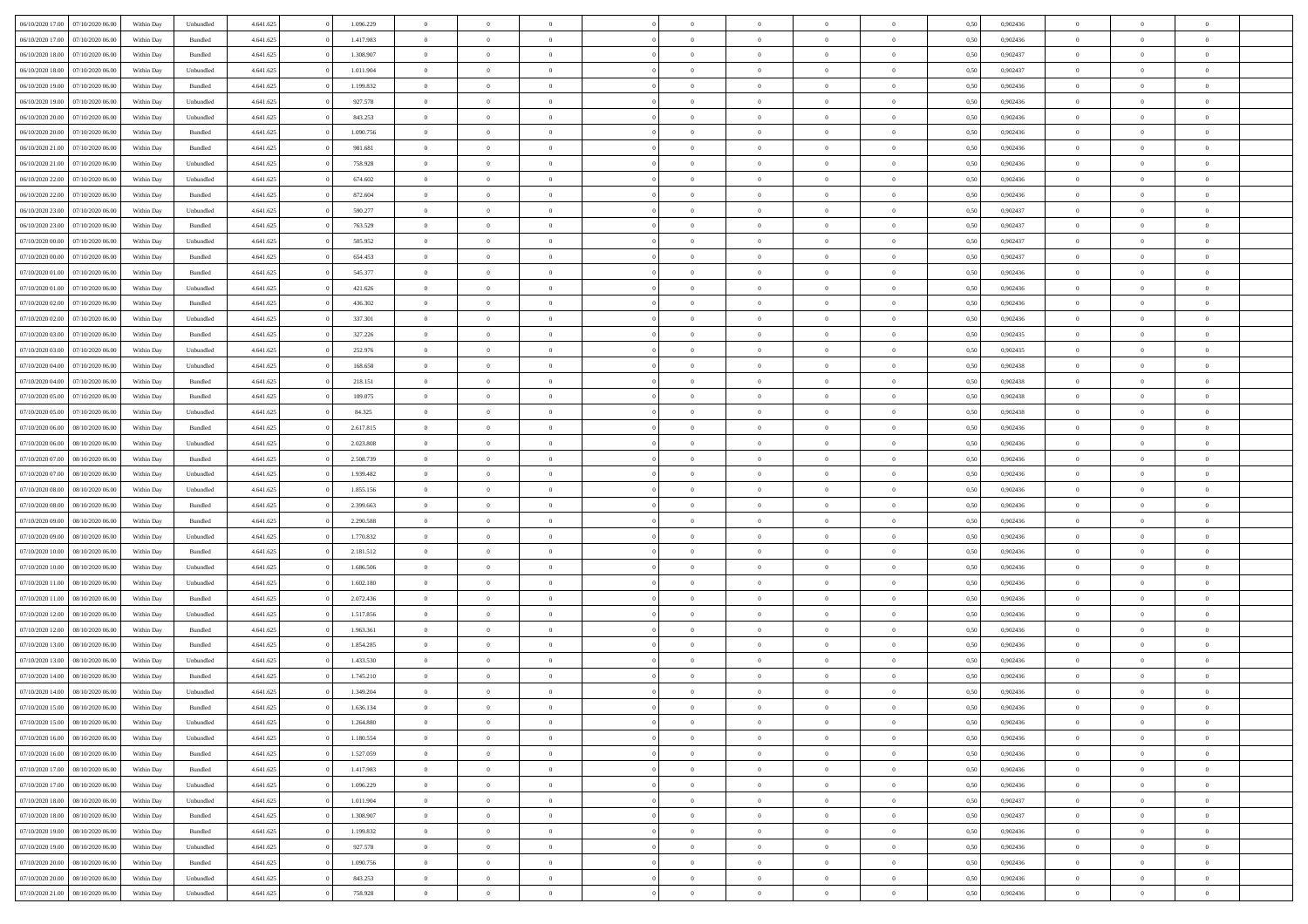| | | | | | | | | | | | | | | | | | | | | | |
|---|---|---|---|---|---|---|---|---|---|---|---|---|---|---|---|---|---|---|---|---|---|
| 06/10/2020 17.00 | 07/10/2020 06.00 | Within Day | Unbundled | 4.641.625 | 0 | 1.096.229 | 0 | 0 | 0 | | 0 | 0 | 0 | 0 | 0,50 | 0,902436 | 0 | 0 | 0 | |
| 06/10/2020 17.00 | 07/10/2020 06.00 | Within Day | Bundled | 4.641.625 | 0 | 1.417.983 | 0 | 0 | 0 | | 0 | 0 | 0 | 0 | 0,50 | 0,902436 | 0 | 0 | 0 | |
| 06/10/2020 18.00 | 07/10/2020 06.00 | Within Day | Bundled | 4.641.625 | 0 | 1.308.907 | 0 | 0 | 0 | | 0 | 0 | 0 | 0 | 0,50 | 0,902437 | 0 | 0 | 0 | |
| 06/10/2020 18.00 | 07/10/2020 06.00 | Within Day | Unbundled | 4.641.625 | 0 | 1.011.904 | 0 | 0 | 0 | | 0 | 0 | 0 | 0 | 0,50 | 0,902437 | 0 | 0 | 0 | |
| 06/10/2020 19.00 | 07/10/2020 06.00 | Within Day | Bundled | 4.641.625 | 0 | 1.199.832 | 0 | 0 | 0 | | 0 | 0 | 0 | 0 | 0,50 | 0,902436 | 0 | 0 | 0 | |
| 06/10/2020 19.00 | 07/10/2020 06.00 | Within Day | Unbundled | 4.641.625 | 0 | 927.578 | 0 | 0 | 0 | | 0 | 0 | 0 | 0 | 0,50 | 0,902436 | 0 | 0 | 0 | |
| 06/10/2020 20.00 | 07/10/2020 06.00 | Within Day | Unbundled | 4.641.625 | 0 | 843.253 | 0 | 0 | 0 | | 0 | 0 | 0 | 0 | 0,50 | 0,902436 | 0 | 0 | 0 | |
| 06/10/2020 20.00 | 07/10/2020 06.00 | Within Day | Bundled | 4.641.625 | 0 | 1.090.756 | 0 | 0 | 0 | | 0 | 0 | 0 | 0 | 0,50 | 0,902436 | 0 | 0 | 0 | |
| 06/10/2020 21.00 | 07/10/2020 06.00 | Within Day | Bundled | 4.641.625 | 0 | 981.681 | 0 | 0 | 0 | | 0 | 0 | 0 | 0 | 0,50 | 0,902436 | 0 | 0 | 0 | |
| 06/10/2020 21.00 | 07/10/2020 06.00 | Within Day | Unbundled | 4.641.625 | 0 | 758.928 | 0 | 0 | 0 | | 0 | 0 | 0 | 0 | 0,50 | 0,902436 | 0 | 0 | 0 | |
| 06/10/2020 22.00 | 07/10/2020 06.00 | Within Day | Unbundled | 4.641.625 | 0 | 674.602 | 0 | 0 | 0 | | 0 | 0 | 0 | 0 | 0,50 | 0,902436 | 0 | 0 | 0 | |
| 06/10/2020 22.00 | 07/10/2020 06.00 | Within Day | Bundled | 4.641.625 | 0 | 872.604 | 0 | 0 | 0 | | 0 | 0 | 0 | 0 | 0,50 | 0,902436 | 0 | 0 | 0 | |
| 06/10/2020 23.00 | 07/10/2020 06.00 | Within Day | Unbundled | 4.641.625 | 0 | 590.277 | 0 | 0 | 0 | | 0 | 0 | 0 | 0 | 0,50 | 0,902437 | 0 | 0 | 0 | |
| 06/10/2020 23.00 | 07/10/2020 06.00 | Within Day | Bundled | 4.641.625 | 0 | 763.529 | 0 | 0 | 0 | | 0 | 0 | 0 | 0 | 0,50 | 0,902437 | 0 | 0 | 0 | |
| 07/10/2020 00.00 | 07/10/2020 06.00 | Within Day | Unbundled | 4.641.625 | 0 | 505.952 | 0 | 0 | 0 | | 0 | 0 | 0 | 0 | 0,50 | 0,902437 | 0 | 0 | 0 | |
| 07/10/2020 00.00 | 07/10/2020 06.00 | Within Day | Bundled | 4.641.625 | 0 | 654.453 | 0 | 0 | 0 | | 0 | 0 | 0 | 0 | 0,50 | 0,902437 | 0 | 0 | 0 | |
| 07/10/2020 01.00 | 07/10/2020 06.00 | Within Day | Bundled | 4.641.625 | 0 | 545.377 | 0 | 0 | 0 | | 0 | 0 | 0 | 0 | 0,50 | 0,902436 | 0 | 0 | 0 | |
| 07/10/2020 01.00 | 07/10/2020 06.00 | Within Day | Unbundled | 4.641.625 | 0 | 421.626 | 0 | 0 | 0 | | 0 | 0 | 0 | 0 | 0,50 | 0,902436 | 0 | 0 | 0 | |
| 07/10/2020 02.00 | 07/10/2020 06.00 | Within Day | Bundled | 4.641.625 | 0 | 436.302 | 0 | 0 | 0 | | 0 | 0 | 0 | 0 | 0,50 | 0,902436 | 0 | 0 | 0 | |
| 07/10/2020 02.00 | 07/10/2020 06.00 | Within Day | Unbundled | 4.641.625 | 0 | 337.301 | 0 | 0 | 0 | | 0 | 0 | 0 | 0 | 0,50 | 0,902436 | 0 | 0 | 0 | |
| 07/10/2020 03.00 | 07/10/2020 06.00 | Within Day | Bundled | 4.641.625 | 0 | 327.226 | 0 | 0 | 0 | | 0 | 0 | 0 | 0 | 0,50 | 0,902435 | 0 | 0 | 0 | |
| 07/10/2020 03.00 | 07/10/2020 06.00 | Within Day | Unbundled | 4.641.625 | 0 | 252.976 | 0 | 0 | 0 | | 0 | 0 | 0 | 0 | 0,50 | 0,902435 | 0 | 0 | 0 | |
| 07/10/2020 04.00 | 07/10/2020 06.00 | Within Day | Unbundled | 4.641.625 | 0 | 168.650 | 0 | 0 | 0 | | 0 | 0 | 0 | 0 | 0,50 | 0,902438 | 0 | 0 | 0 | |
| 07/10/2020 04.00 | 07/10/2020 06.00 | Within Day | Bundled | 4.641.625 | 0 | 218.151 | 0 | 0 | 0 | | 0 | 0 | 0 | 0 | 0,50 | 0,902438 | 0 | 0 | 0 | |
| 07/10/2020 05.00 | 07/10/2020 06.00 | Within Day | Bundled | 4.641.625 | 0 | 109.075 | 0 | 0 | 0 | | 0 | 0 | 0 | 0 | 0,50 | 0,902438 | 0 | 0 | 0 | |
| 07/10/2020 05.00 | 07/10/2020 06.00 | Within Day | Unbundled | 4.641.625 | 0 | 84.325 | 0 | 0 | 0 | | 0 | 0 | 0 | 0 | 0,50 | 0,902438 | 0 | 0 | 0 | |
| 07/10/2020 06.00 | 08/10/2020 06.00 | Within Day | Bundled | 4.641.625 | 0 | 2.617.815 | 0 | 0 | 0 | | 0 | 0 | 0 | 0 | 0,50 | 0,902436 | 0 | 0 | 0 | |
| 07/10/2020 06.00 | 08/10/2020 06.00 | Within Day | Unbundled | 4.641.625 | 0 | 2.023.808 | 0 | 0 | 0 | | 0 | 0 | 0 | 0 | 0,50 | 0,902436 | 0 | 0 | 0 | |
| 07/10/2020 07.00 | 08/10/2020 06.00 | Within Day | Bundled | 4.641.625 | 0 | 2.508.739 | 0 | 0 | 0 | | 0 | 0 | 0 | 0 | 0,50 | 0,902436 | 0 | 0 | 0 | |
| 07/10/2020 07.00 | 08/10/2020 06.00 | Within Day | Unbundled | 4.641.625 | 0 | 1.939.482 | 0 | 0 | 0 | | 0 | 0 | 0 | 0 | 0,50 | 0,902436 | 0 | 0 | 0 | |
| 07/10/2020 08.00 | 08/10/2020 06.00 | Within Day | Unbundled | 4.641.625 | 0 | 1.855.156 | 0 | 0 | 0 | | 0 | 0 | 0 | 0 | 0,50 | 0,902436 | 0 | 0 | 0 | |
| 07/10/2020 08.00 | 08/10/2020 06.00 | Within Day | Bundled | 4.641.625 | 0 | 2.399.663 | 0 | 0 | 0 | | 0 | 0 | 0 | 0 | 0,50 | 0,902436 | 0 | 0 | 0 | |
| 07/10/2020 09.00 | 08/10/2020 06.00 | Within Day | Bundled | 4.641.625 | 0 | 2.290.588 | 0 | 0 | 0 | | 0 | 0 | 0 | 0 | 0,50 | 0,902436 | 0 | 0 | 0 | |
| 07/10/2020 09.00 | 08/10/2020 06.00 | Within Day | Unbundled | 4.641.625 | 0 | 1.770.832 | 0 | 0 | 0 | | 0 | 0 | 0 | 0 | 0,50 | 0,902436 | 0 | 0 | 0 | |
| 07/10/2020 10.00 | 08/10/2020 06.00 | Within Day | Bundled | 4.641.625 | 0 | 2.181.512 | 0 | 0 | 0 | | 0 | 0 | 0 | 0 | 0,50 | 0,902436 | 0 | 0 | 0 | |
| 07/10/2020 10.00 | 08/10/2020 06.00 | Within Day | Unbundled | 4.641.625 | 0 | 1.686.506 | 0 | 0 | 0 | | 0 | 0 | 0 | 0 | 0,50 | 0,902436 | 0 | 0 | 0 | |
| 07/10/2020 11.00 | 08/10/2020 06.00 | Within Day | Unbundled | 4.641.625 | 0 | 1.602.180 | 0 | 0 | 0 | | 0 | 0 | 0 | 0 | 0,50 | 0,902436 | 0 | 0 | 0 | |
| 07/10/2020 11.00 | 08/10/2020 06.00 | Within Day | Bundled | 4.641.625 | 0 | 2.072.436 | 0 | 0 | 0 | | 0 | 0 | 0 | 0 | 0,50 | 0,902436 | 0 | 0 | 0 | |
| 07/10/2020 12.00 | 08/10/2020 06.00 | Within Day | Unbundled | 4.641.625 | 0 | 1.517.856 | 0 | 0 | 0 | | 0 | 0 | 0 | 0 | 0,50 | 0,902436 | 0 | 0 | 0 | |
| 07/10/2020 12.00 | 08/10/2020 06.00 | Within Day | Bundled | 4.641.625 | 0 | 1.963.361 | 0 | 0 | 0 | | 0 | 0 | 0 | 0 | 0,50 | 0,902436 | 0 | 0 | 0 | |
| 07/10/2020 13.00 | 08/10/2020 06.00 | Within Day | Bundled | 4.641.625 | 0 | 1.854.285 | 0 | 0 | 0 | | 0 | 0 | 0 | 0 | 0,50 | 0,902436 | 0 | 0 | 0 | |
| 07/10/2020 13.00 | 08/10/2020 06.00 | Within Day | Unbundled | 4.641.625 | 0 | 1.433.530 | 0 | 0 | 0 | | 0 | 0 | 0 | 0 | 0,50 | 0,902436 | 0 | 0 | 0 | |
| 07/10/2020 14.00 | 08/10/2020 06.00 | Within Day | Bundled | 4.641.625 | 0 | 1.745.210 | 0 | 0 | 0 | | 0 | 0 | 0 | 0 | 0,50 | 0,902436 | 0 | 0 | 0 | |
| 07/10/2020 14.00 | 08/10/2020 06.00 | Within Day | Unbundled | 4.641.625 | 0 | 1.349.204 | 0 | 0 | 0 | | 0 | 0 | 0 | 0 | 0,50 | 0,902436 | 0 | 0 | 0 | |
| 07/10/2020 15.00 | 08/10/2020 06.00 | Within Day | Bundled | 4.641.625 | 0 | 1.636.134 | 0 | 0 | 0 | | 0 | 0 | 0 | 0 | 0,50 | 0,902436 | 0 | 0 | 0 | |
| 07/10/2020 15.00 | 08/10/2020 06.00 | Within Day | Unbundled | 4.641.625 | 0 | 1.264.880 | 0 | 0 | 0 | | 0 | 0 | 0 | 0 | 0,50 | 0,902436 | 0 | 0 | 0 | |
| 07/10/2020 16.00 | 08/10/2020 06.00 | Within Day | Unbundled | 4.641.625 | 0 | 1.180.554 | 0 | 0 | 0 | | 0 | 0 | 0 | 0 | 0,50 | 0,902436 | 0 | 0 | 0 | |
| 07/10/2020 16.00 | 08/10/2020 06.00 | Within Day | Bundled | 4.641.625 | 0 | 1.527.059 | 0 | 0 | 0 | | 0 | 0 | 0 | 0 | 0,50 | 0,902436 | 0 | 0 | 0 | |
| 07/10/2020 17.00 | 08/10/2020 06.00 | Within Day | Bundled | 4.641.625 | 0 | 1.417.983 | 0 | 0 | 0 | | 0 | 0 | 0 | 0 | 0,50 | 0,902436 | 0 | 0 | 0 | |
| 07/10/2020 17.00 | 08/10/2020 06.00 | Within Day | Unbundled | 4.641.625 | 0 | 1.096.229 | 0 | 0 | 0 | | 0 | 0 | 0 | 0 | 0,50 | 0,902436 | 0 | 0 | 0 | |
| 07/10/2020 18.00 | 08/10/2020 06.00 | Within Day | Unbundled | 4.641.625 | 0 | 1.011.904 | 0 | 0 | 0 | | 0 | 0 | 0 | 0 | 0,50 | 0,902437 | 0 | 0 | 0 | |
| 07/10/2020 18.00 | 08/10/2020 06.00 | Within Day | Bundled | 4.641.625 | 0 | 1.308.907 | 0 | 0 | 0 | | 0 | 0 | 0 | 0 | 0,50 | 0,902437 | 0 | 0 | 0 | |
| 07/10/2020 19.00 | 08/10/2020 06.00 | Within Day | Bundled | 4.641.625 | 0 | 1.199.832 | 0 | 0 | 0 | | 0 | 0 | 0 | 0 | 0,50 | 0,902436 | 0 | 0 | 0 | |
| 07/10/2020 19.00 | 08/10/2020 06.00 | Within Day | Unbundled | 4.641.625 | 0 | 927.578 | 0 | 0 | 0 | | 0 | 0 | 0 | 0 | 0,50 | 0,902436 | 0 | 0 | 0 | |
| 07/10/2020 20.00 | 08/10/2020 06.00 | Within Day | Bundled | 4.641.625 | 0 | 1.090.756 | 0 | 0 | 0 | | 0 | 0 | 0 | 0 | 0,50 | 0,902436 | 0 | 0 | 0 | |
| 07/10/2020 20.00 | 08/10/2020 06.00 | Within Day | Unbundled | 4.641.625 | 0 | 843.253 | 0 | 0 | 0 | | 0 | 0 | 0 | 0 | 0,50 | 0,902436 | 0 | 0 | 0 | |
| 07/10/2020 21.00 | 08/10/2020 06.00 | Within Day | Unbundled | 4.641.625 | 0 | 758.928 | 0 | 0 | 0 | | 0 | 0 | 0 | 0 | 0,50 | 0,902436 | 0 | 0 | 0 | |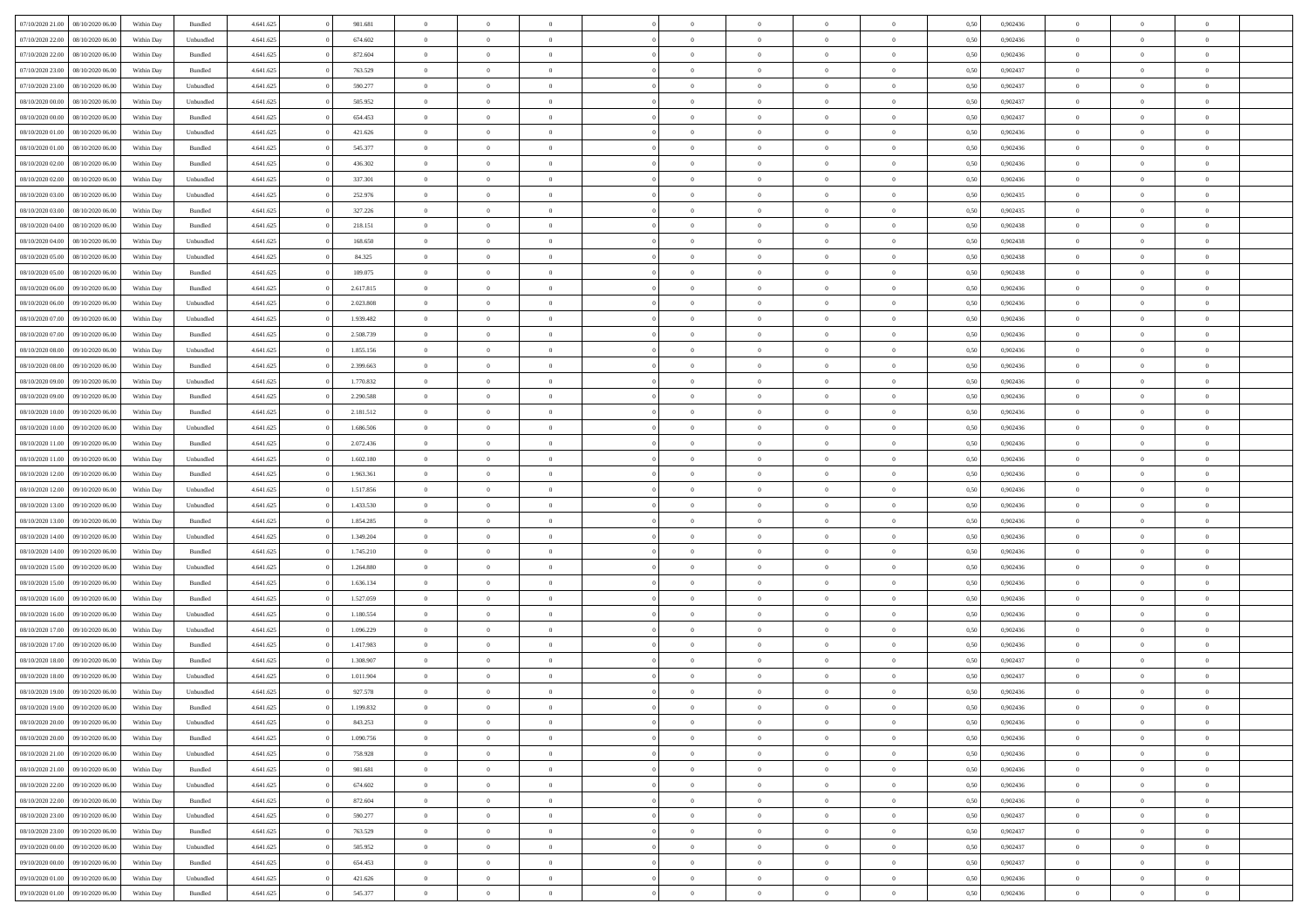| 07/10/2020 21:00 | 08/10/2020 06:00 | Within Day | Bundled | 4.641.625 | 0 | 981.681 | 0 | 0 | 0 | | 0 | 0 | 0 | 0 | 0,50 | 0,902436 | 0 | 0 | 0 | |
|---|---|---|---|---|---|---|---|---|---|---|---|---|---|---|---|---|---|---|---|---|
| 07/10/2020 22:00 | 08/10/2020 06:00 | Within Day | Unbundled | 4.641.625 | 0 | 674.602 | 0 | 0 | 0 | | 0 | 0 | 0 | 0 | 0,50 | 0,902436 | 0 | 0 | 0 | |
| 07/10/2020 22:00 | 08/10/2020 06:00 | Within Day | Bundled | 4.641.625 | 0 | 872.604 | 0 | 0 | 0 | | 0 | 0 | 0 | 0 | 0,50 | 0,902436 | 0 | 0 | 0 | |
| 07/10/2020 23:00 | 08/10/2020 06:00 | Within Day | Bundled | 4.641.625 | 0 | 763.529 | 0 | 0 | 0 | | 0 | 0 | 0 | 0 | 0,50 | 0,902437 | 0 | 0 | 0 | |
| 07/10/2020 23:00 | 08/10/2020 06:00 | Within Day | Unbundled | 4.641.625 | 0 | 590.277 | 0 | 0 | 0 | | 0 | 0 | 0 | 0 | 0,50 | 0,902437 | 0 | 0 | 0 | |
| 08/10/2020 00:00 | 08/10/2020 06:00 | Within Day | Unbundled | 4.641.625 | 0 | 505.952 | 0 | 0 | 0 | | 0 | 0 | 0 | 0 | 0,50 | 0,902437 | 0 | 0 | 0 | |
| 08/10/2020 00:00 | 08/10/2020 06:00 | Within Day | Bundled | 4.641.625 | 0 | 654.453 | 0 | 0 | 0 | | 0 | 0 | 0 | 0 | 0,50 | 0,902437 | 0 | 0 | 0 | |
| 08/10/2020 01:00 | 08/10/2020 06:00 | Within Day | Unbundled | 4.641.625 | 0 | 421.626 | 0 | 0 | 0 | | 0 | 0 | 0 | 0 | 0,50 | 0,902436 | 0 | 0 | 0 | |
| 08/10/2020 01:00 | 08/10/2020 06:00 | Within Day | Bundled | 4.641.625 | 0 | 545.377 | 0 | 0 | 0 | | 0 | 0 | 0 | 0 | 0,50 | 0,902436 | 0 | 0 | 0 | |
| 08/10/2020 02:00 | 08/10/2020 06:00 | Within Day | Bundled | 4.641.625 | 0 | 436.302 | 0 | 0 | 0 | | 0 | 0 | 0 | 0 | 0,50 | 0,902436 | 0 | 0 | 0 | |
| 08/10/2020 02:00 | 08/10/2020 06:00 | Within Day | Unbundled | 4.641.625 | 0 | 337.301 | 0 | 0 | 0 | | 0 | 0 | 0 | 0 | 0,50 | 0,902436 | 0 | 0 | 0 | |
| 08/10/2020 03:00 | 08/10/2020 06:00 | Within Day | Unbundled | 4.641.625 | 0 | 252.976 | 0 | 0 | 0 | | 0 | 0 | 0 | 0 | 0,50 | 0,902435 | 0 | 0 | 0 | |
| 08/10/2020 03:00 | 08/10/2020 06:00 | Within Day | Bundled | 4.641.625 | 0 | 327.226 | 0 | 0 | 0 | | 0 | 0 | 0 | 0 | 0,50 | 0,902435 | 0 | 0 | 0 | |
| 08/10/2020 04:00 | 08/10/2020 06:00 | Within Day | Bundled | 4.641.625 | 0 | 218.151 | 0 | 0 | 0 | | 0 | 0 | 0 | 0 | 0,50 | 0,902438 | 0 | 0 | 0 | |
| 08/10/2020 04:00 | 08/10/2020 06:00 | Within Day | Unbundled | 4.641.625 | 0 | 168.650 | 0 | 0 | 0 | | 0 | 0 | 0 | 0 | 0,50 | 0,902438 | 0 | 0 | 0 | |
| 08/10/2020 05:00 | 08/10/2020 06:00 | Within Day | Unbundled | 4.641.625 | 0 | 84.325 | 0 | 0 | 0 | | 0 | 0 | 0 | 0 | 0,50 | 0,902438 | 0 | 0 | 0 | |
| 08/10/2020 05:00 | 08/10/2020 06:00 | Within Day | Bundled | 4.641.625 | 0 | 109.075 | 0 | 0 | 0 | | 0 | 0 | 0 | 0 | 0,50 | 0,902438 | 0 | 0 | 0 | |
| 08/10/2020 06:00 | 09/10/2020 06:00 | Within Day | Bundled | 4.641.625 | 0 | 2.617.815 | 0 | 0 | 0 | | 0 | 0 | 0 | 0 | 0,50 | 0,902436 | 0 | 0 | 0 | |
| 08/10/2020 06:00 | 09/10/2020 06:00 | Within Day | Unbundled | 4.641.625 | 0 | 2.023.808 | 0 | 0 | 0 | | 0 | 0 | 0 | 0 | 0,50 | 0,902436 | 0 | 0 | 0 | |
| 08/10/2020 07:00 | 09/10/2020 06:00 | Within Day | Unbundled | 4.641.625 | 0 | 1.939.482 | 0 | 0 | 0 | | 0 | 0 | 0 | 0 | 0,50 | 0,902436 | 0 | 0 | 0 | |
| 08/10/2020 07:00 | 09/10/2020 06:00 | Within Day | Bundled | 4.641.625 | 0 | 2.508.739 | 0 | 0 | 0 | | 0 | 0 | 0 | 0 | 0,50 | 0,902436 | 0 | 0 | 0 | |
| 08/10/2020 08:00 | 09/10/2020 06:00 | Within Day | Unbundled | 4.641.625 | 0 | 1.855.156 | 0 | 0 | 0 | | 0 | 0 | 0 | 0 | 0,50 | 0,902436 | 0 | 0 | 0 | |
| 08/10/2020 08:00 | 09/10/2020 06:00 | Within Day | Bundled | 4.641.625 | 0 | 2.399.663 | 0 | 0 | 0 | | 0 | 0 | 0 | 0 | 0,50 | 0,902436 | 0 | 0 | 0 | |
| 08/10/2020 09:00 | 09/10/2020 06:00 | Within Day | Unbundled | 4.641.625 | 0 | 1.770.832 | 0 | 0 | 0 | | 0 | 0 | 0 | 0 | 0,50 | 0,902436 | 0 | 0 | 0 | |
| 08/10/2020 09:00 | 09/10/2020 06:00 | Within Day | Bundled | 4.641.625 | 0 | 2.290.588 | 0 | 0 | 0 | | 0 | 0 | 0 | 0 | 0,50 | 0,902436 | 0 | 0 | 0 | |
| 08/10/2020 10:00 | 09/10/2020 06:00 | Within Day | Bundled | 4.641.625 | 0 | 2.181.512 | 0 | 0 | 0 | | 0 | 0 | 0 | 0 | 0,50 | 0,902436 | 0 | 0 | 0 | |
| 08/10/2020 10:00 | 09/10/2020 06:00 | Within Day | Unbundled | 4.641.625 | 0 | 1.686.506 | 0 | 0 | 0 | | 0 | 0 | 0 | 0 | 0,50 | 0,902436 | 0 | 0 | 0 | |
| 08/10/2020 11:00 | 09/10/2020 06:00 | Within Day | Bundled | 4.641.625 | 0 | 2.072.436 | 0 | 0 | 0 | | 0 | 0 | 0 | 0 | 0,50 | 0,902436 | 0 | 0 | 0 | |
| 08/10/2020 11:00 | 09/10/2020 06:00 | Within Day | Unbundled | 4.641.625 | 0 | 1.602.180 | 0 | 0 | 0 | | 0 | 0 | 0 | 0 | 0,50 | 0,902436 | 0 | 0 | 0 | |
| 08/10/2020 12:00 | 09/10/2020 06:00 | Within Day | Bundled | 4.641.625 | 0 | 1.963.361 | 0 | 0 | 0 | | 0 | 0 | 0 | 0 | 0,50 | 0,902436 | 0 | 0 | 0 | |
| 08/10/2020 12:00 | 09/10/2020 06:00 | Within Day | Unbundled | 4.641.625 | 0 | 1.517.856 | 0 | 0 | 0 | | 0 | 0 | 0 | 0 | 0,50 | 0,902436 | 0 | 0 | 0 | |
| 08/10/2020 13:00 | 09/10/2020 06:00 | Within Day | Unbundled | 4.641.625 | 0 | 1.433.530 | 0 | 0 | 0 | | 0 | 0 | 0 | 0 | 0,50 | 0,902436 | 0 | 0 | 0 | |
| 08/10/2020 13:00 | 09/10/2020 06:00 | Within Day | Bundled | 4.641.625 | 0 | 1.854.285 | 0 | 0 | 0 | | 0 | 0 | 0 | 0 | 0,50 | 0,902436 | 0 | 0 | 0 | |
| 08/10/2020 14:00 | 09/10/2020 06:00 | Within Day | Unbundled | 4.641.625 | 0 | 1.349.204 | 0 | 0 | 0 | | 0 | 0 | 0 | 0 | 0,50 | 0,902436 | 0 | 0 | 0 | |
| 08/10/2020 14:00 | 09/10/2020 06:00 | Within Day | Bundled | 4.641.625 | 0 | 1.745.210 | 0 | 0 | 0 | | 0 | 0 | 0 | 0 | 0,50 | 0,902436 | 0 | 0 | 0 | |
| 08/10/2020 15:00 | 09/10/2020 06:00 | Within Day | Unbundled | 4.641.625 | 0 | 1.264.880 | 0 | 0 | 0 | | 0 | 0 | 0 | 0 | 0,50 | 0,902436 | 0 | 0 | 0 | |
| 08/10/2020 15:00 | 09/10/2020 06:00 | Within Day | Bundled | 4.641.625 | 0 | 1.636.134 | 0 | 0 | 0 | | 0 | 0 | 0 | 0 | 0,50 | 0,902436 | 0 | 0 | 0 | |
| 08/10/2020 16:00 | 09/10/2020 06:00 | Within Day | Bundled | 4.641.625 | 0 | 1.527.059 | 0 | 0 | 0 | | 0 | 0 | 0 | 0 | 0,50 | 0,902436 | 0 | 0 | 0 | |
| 08/10/2020 16:00 | 09/10/2020 06:00 | Within Day | Unbundled | 4.641.625 | 0 | 1.180.554 | 0 | 0 | 0 | | 0 | 0 | 0 | 0 | 0,50 | 0,902436 | 0 | 0 | 0 | |
| 08/10/2020 17:00 | 09/10/2020 06:00 | Within Day | Unbundled | 4.641.625 | 0 | 1.096.229 | 0 | 0 | 0 | | 0 | 0 | 0 | 0 | 0,50 | 0,902436 | 0 | 0 | 0 | |
| 08/10/2020 17:00 | 09/10/2020 06:00 | Within Day | Bundled | 4.641.625 | 0 | 1.417.983 | 0 | 0 | 0 | | 0 | 0 | 0 | 0 | 0,50 | 0,902436 | 0 | 0 | 0 | |
| 08/10/2020 18:00 | 09/10/2020 06:00 | Within Day | Bundled | 4.641.625 | 0 | 1.308.907 | 0 | 0 | 0 | | 0 | 0 | 0 | 0 | 0,50 | 0,902437 | 0 | 0 | 0 | |
| 08/10/2020 18:00 | 09/10/2020 06:00 | Within Day | Unbundled | 4.641.625 | 0 | 1.011.904 | 0 | 0 | 0 | | 0 | 0 | 0 | 0 | 0,50 | 0,902437 | 0 | 0 | 0 | |
| 08/10/2020 19:00 | 09/10/2020 06:00 | Within Day | Unbundled | 4.641.625 | 0 | 927.578 | 0 | 0 | 0 | | 0 | 0 | 0 | 0 | 0,50 | 0,902436 | 0 | 0 | 0 | |
| 08/10/2020 19:00 | 09/10/2020 06:00 | Within Day | Bundled | 4.641.625 | 0 | 1.199.832 | 0 | 0 | 0 | | 0 | 0 | 0 | 0 | 0,50 | 0,902436 | 0 | 0 | 0 | |
| 08/10/2020 20:00 | 09/10/2020 06:00 | Within Day | Unbundled | 4.641.625 | 0 | 843.253 | 0 | 0 | 0 | | 0 | 0 | 0 | 0 | 0,50 | 0,902436 | 0 | 0 | 0 | |
| 08/10/2020 20:00 | 09/10/2020 06:00 | Within Day | Bundled | 4.641.625 | 0 | 1.090.756 | 0 | 0 | 0 | | 0 | 0 | 0 | 0 | 0,50 | 0,902436 | 0 | 0 | 0 | |
| 08/10/2020 21:00 | 09/10/2020 06:00 | Within Day | Unbundled | 4.641.625 | 0 | 758.928 | 0 | 0 | 0 | | 0 | 0 | 0 | 0 | 0,50 | 0,902436 | 0 | 0 | 0 | |
| 08/10/2020 21:00 | 09/10/2020 06:00 | Within Day | Bundled | 4.641.625 | 0 | 981.681 | 0 | 0 | 0 | | 0 | 0 | 0 | 0 | 0,50 | 0,902436 | 0 | 0 | 0 | |
| 08/10/2020 22:00 | 09/10/2020 06:00 | Within Day | Unbundled | 4.641.625 | 0 | 674.602 | 0 | 0 | 0 | | 0 | 0 | 0 | 0 | 0,50 | 0,902436 | 0 | 0 | 0 | |
| 08/10/2020 22:00 | 09/10/2020 06:00 | Within Day | Bundled | 4.641.625 | 0 | 872.604 | 0 | 0 | 0 | | 0 | 0 | 0 | 0 | 0,50 | 0,902436 | 0 | 0 | 0 | |
| 08/10/2020 23:00 | 09/10/2020 06:00 | Within Day | Unbundled | 4.641.625 | 0 | 590.277 | 0 | 0 | 0 | | 0 | 0 | 0 | 0 | 0,50 | 0,902437 | 0 | 0 | 0 | |
| 08/10/2020 23:00 | 09/10/2020 06:00 | Within Day | Bundled | 4.641.625 | 0 | 763.529 | 0 | 0 | 0 | | 0 | 0 | 0 | 0 | 0,50 | 0,902437 | 0 | 0 | 0 | |
| 09/10/2020 00:00 | 09/10/2020 06:00 | Within Day | Unbundled | 4.641.625 | 0 | 505.952 | 0 | 0 | 0 | | 0 | 0 | 0 | 0 | 0,50 | 0,902437 | 0 | 0 | 0 | |
| 09/10/2020 00:00 | 09/10/2020 06:00 | Within Day | Bundled | 4.641.625 | 0 | 654.453 | 0 | 0 | 0 | | 0 | 0 | 0 | 0 | 0,50 | 0,902437 | 0 | 0 | 0 | |
| 09/10/2020 01:00 | 09/10/2020 06:00 | Within Day | Unbundled | 4.641.625 | 0 | 421.626 | 0 | 0 | 0 | | 0 | 0 | 0 | 0 | 0,50 | 0,902436 | 0 | 0 | 0 | |
| 09/10/2020 01:00 | 09/10/2020 06:00 | Within Day | Bundled | 4.641.625 | 0 | 545.377 | 0 | 0 | 0 | | 0 | 0 | 0 | 0 | 0,50 | 0,902436 | 0 | 0 | 0 | |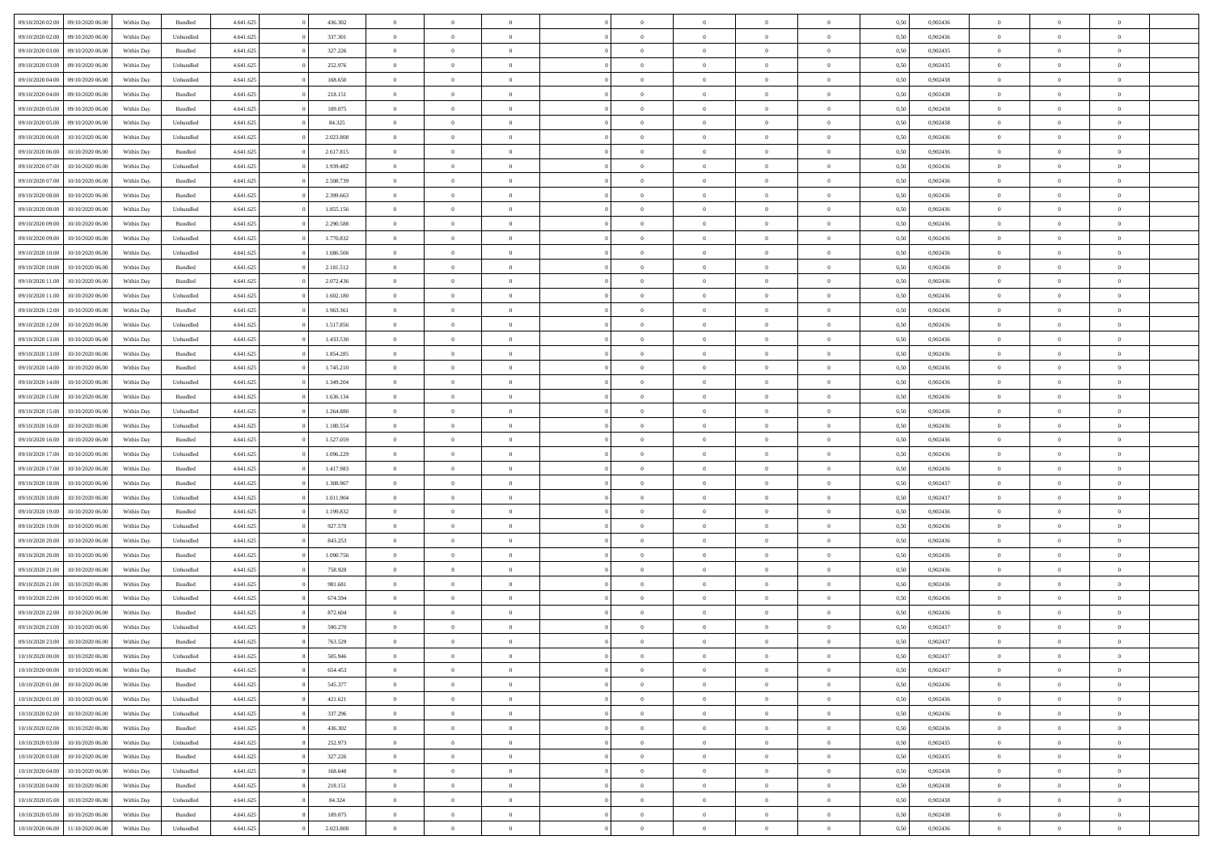| | | | | | | | | | | | | | | | | | | | | |
|---|---|---|---|---|---|---|---|---|---|---|---|---|---|---|---|---|---|---|---|---|
| 09/10/2020 02.00 | 09/10/2020 06.00 | Within Day | Bundled | 4.641.625 | 0 | 436.302 | 0 | 0 | 0 | | 0 | 0 | 0 | 0 | 0,50 | 0,902436 | 0 | 0 | 0 | |
| 09/10/2020 02.00 | 09/10/2020 06.00 | Within Day | Unbundled | 4.641.625 | 0 | 337.301 | 0 | 0 | 0 | | 0 | 0 | 0 | 0 | 0,50 | 0,902436 | 0 | 0 | 0 | |
| 09/10/2020 03.00 | 09/10/2020 06.00 | Within Day | Bundled | 4.641.625 | 0 | 327.226 | 0 | 0 | 0 | | 0 | 0 | 0 | 0 | 0,50 | 0,902435 | 0 | 0 | 0 | |
| 09/10/2020 03.00 | 09/10/2020 06.00 | Within Day | Unbundled | 4.641.625 | 0 | 252.976 | 0 | 0 | 0 | | 0 | 0 | 0 | 0 | 0,50 | 0,902435 | 0 | 0 | 0 | |
| 09/10/2020 04.00 | 09/10/2020 06.00 | Within Day | Unbundled | 4.641.625 | 0 | 168.650 | 0 | 0 | 0 | | 0 | 0 | 0 | 0 | 0,50 | 0,902438 | 0 | 0 | 0 | |
| 09/10/2020 04.00 | 09/10/2020 06.00 | Within Day | Bundled | 4.641.625 | 0 | 218.151 | 0 | 0 | 0 | | 0 | 0 | 0 | 0 | 0,50 | 0,902438 | 0 | 0 | 0 | |
| 09/10/2020 05.00 | 09/10/2020 06.00 | Within Day | Bundled | 4.641.625 | 0 | 109.075 | 0 | 0 | 0 | | 0 | 0 | 0 | 0 | 0,50 | 0,902438 | 0 | 0 | 0 | |
| 09/10/2020 05.00 | 09/10/2020 06.00 | Within Day | Unbundled | 4.641.625 | 0 | 84.325 | 0 | 0 | 0 | | 0 | 0 | 0 | 0 | 0,50 | 0,902438 | 0 | 0 | 0 | |
| 09/10/2020 06.00 | 10/10/2020 06.00 | Within Day | Unbundled | 4.641.625 | 0 | 2.023.808 | 0 | 0 | 0 | | 0 | 0 | 0 | 0 | 0,50 | 0,902436 | 0 | 0 | 0 | |
| 09/10/2020 06.00 | 10/10/2020 06.00 | Within Day | Bundled | 4.641.625 | 0 | 2.617.815 | 0 | 0 | 0 | | 0 | 0 | 0 | 0 | 0,50 | 0,902436 | 0 | 0 | 0 | |
| 09/10/2020 07.00 | 10/10/2020 06.00 | Within Day | Unbundled | 4.641.625 | 0 | 1.939.482 | 0 | 0 | 0 | | 0 | 0 | 0 | 0 | 0,50 | 0,902436 | 0 | 0 | 0 | |
| 09/10/2020 07.00 | 10/10/2020 06.00 | Within Day | Bundled | 4.641.625 | 0 | 2.508.739 | 0 | 0 | 0 | | 0 | 0 | 0 | 0 | 0,50 | 0,902436 | 0 | 0 | 0 | |
| 09/10/2020 08.00 | 10/10/2020 06.00 | Within Day | Bundled | 4.641.625 | 0 | 2.399.663 | 0 | 0 | 0 | | 0 | 0 | 0 | 0 | 0,50 | 0,902436 | 0 | 0 | 0 | |
| 09/10/2020 08.00 | 10/10/2020 06.00 | Within Day | Unbundled | 4.641.625 | 0 | 1.855.156 | 0 | 0 | 0 | | 0 | 0 | 0 | 0 | 0,50 | 0,902436 | 0 | 0 | 0 | |
| 09/10/2020 09.00 | 10/10/2020 06.00 | Within Day | Bundled | 4.641.625 | 0 | 2.290.588 | 0 | 0 | 0 | | 0 | 0 | 0 | 0 | 0,50 | 0,902436 | 0 | 0 | 0 | |
| 09/10/2020 09.00 | 10/10/2020 06.00 | Within Day | Unbundled | 4.641.625 | 0 | 1.770.832 | 0 | 0 | 0 | | 0 | 0 | 0 | 0 | 0,50 | 0,902436 | 0 | 0 | 0 | |
| 09/10/2020 10.00 | 10/10/2020 06.00 | Within Day | Unbundled | 4.641.625 | 0 | 1.686.506 | 0 | 0 | 0 | | 0 | 0 | 0 | 0 | 0,50 | 0,902436 | 0 | 0 | 0 | |
| 09/10/2020 10.00 | 10/10/2020 06.00 | Within Day | Bundled | 4.641.625 | 0 | 2.181.512 | 0 | 0 | 0 | | 0 | 0 | 0 | 0 | 0,50 | 0,902436 | 0 | 0 | 0 | |
| 09/10/2020 11.00 | 10/10/2020 06.00 | Within Day | Bundled | 4.641.625 | 0 | 2.072.436 | 0 | 0 | 0 | | 0 | 0 | 0 | 0 | 0,50 | 0,902436 | 0 | 0 | 0 | |
| 09/10/2020 11.00 | 10/10/2020 06.00 | Within Day | Unbundled | 4.641.625 | 0 | 1.602.180 | 0 | 0 | 0 | | 0 | 0 | 0 | 0 | 0,50 | 0,902436 | 0 | 0 | 0 | |
| 09/10/2020 12.00 | 10/10/2020 06.00 | Within Day | Bundled | 4.641.625 | 0 | 1.963.361 | 0 | 0 | 0 | | 0 | 0 | 0 | 0 | 0,50 | 0,902436 | 0 | 0 | 0 | |
| 09/10/2020 12.00 | 10/10/2020 06.00 | Within Day | Unbundled | 4.641.625 | 0 | 1.517.856 | 0 | 0 | 0 | | 0 | 0 | 0 | 0 | 0,50 | 0,902436 | 0 | 0 | 0 | |
| 09/10/2020 13.00 | 10/10/2020 06.00 | Within Day | Unbundled | 4.641.625 | 0 | 1.433.530 | 0 | 0 | 0 | | 0 | 0 | 0 | 0 | 0,50 | 0,902436 | 0 | 0 | 0 | |
| 09/10/2020 13.00 | 10/10/2020 06.00 | Within Day | Bundled | 4.641.625 | 0 | 1.854.285 | 0 | 0 | 0 | | 0 | 0 | 0 | 0 | 0,50 | 0,902436 | 0 | 0 | 0 | |
| 09/10/2020 14.00 | 10/10/2020 06.00 | Within Day | Bundled | 4.641.625 | 0 | 1.745.210 | 0 | 0 | 0 | | 0 | 0 | 0 | 0 | 0,50 | 0,902436 | 0 | 0 | 0 | |
| 09/10/2020 14.00 | 10/10/2020 06.00 | Within Day | Unbundled | 4.641.625 | 0 | 1.349.204 | 0 | 0 | 0 | | 0 | 0 | 0 | 0 | 0,50 | 0,902436 | 0 | 0 | 0 | |
| 09/10/2020 15.00 | 10/10/2020 06.00 | Within Day | Bundled | 4.641.625 | 0 | 1.636.134 | 0 | 0 | 0 | | 0 | 0 | 0 | 0 | 0,50 | 0,902436 | 0 | 0 | 0 | |
| 09/10/2020 15.00 | 10/10/2020 06.00 | Within Day | Unbundled | 4.641.625 | 0 | 1.264.880 | 0 | 0 | 0 | | 0 | 0 | 0 | 0 | 0,50 | 0,902436 | 0 | 0 | 0 | |
| 09/10/2020 16.00 | 10/10/2020 06.00 | Within Day | Unbundled | 4.641.625 | 0 | 1.180.554 | 0 | 0 | 0 | | 0 | 0 | 0 | 0 | 0,50 | 0,902436 | 0 | 0 | 0 | |
| 09/10/2020 16.00 | 10/10/2020 06.00 | Within Day | Bundled | 4.641.625 | 0 | 1.527.059 | 0 | 0 | 0 | | 0 | 0 | 0 | 0 | 0,50 | 0,902436 | 0 | 0 | 0 | |
| 09/10/2020 17.00 | 10/10/2020 06.00 | Within Day | Unbundled | 4.641.625 | 0 | 1.096.229 | 0 | 0 | 0 | | 0 | 0 | 0 | 0 | 0,50 | 0,902436 | 0 | 0 | 0 | |
| 09/10/2020 17.00 | 10/10/2020 06.00 | Within Day | Bundled | 4.641.625 | 0 | 1.417.983 | 0 | 0 | 0 | | 0 | 0 | 0 | 0 | 0,50 | 0,902436 | 0 | 0 | 0 | |
| 09/10/2020 18.00 | 10/10/2020 06.00 | Within Day | Bundled | 4.641.625 | 0 | 1.308.907 | 0 | 0 | 0 | | 0 | 0 | 0 | 0 | 0,50 | 0,902437 | 0 | 0 | 0 | |
| 09/10/2020 18.00 | 10/10/2020 06.00 | Within Day | Unbundled | 4.641.625 | 0 | 1.011.904 | 0 | 0 | 0 | | 0 | 0 | 0 | 0 | 0,50 | 0,902437 | 0 | 0 | 0 | |
| 09/10/2020 19.00 | 10/10/2020 06.00 | Within Day | Bundled | 4.641.625 | 0 | 1.199.832 | 0 | 0 | 0 | | 0 | 0 | 0 | 0 | 0,50 | 0,902436 | 0 | 0 | 0 | |
| 09/10/2020 19.00 | 10/10/2020 06.00 | Within Day | Unbundled | 4.641.625 | 0 | 927.578 | 0 | 0 | 0 | | 0 | 0 | 0 | 0 | 0,50 | 0,902436 | 0 | 0 | 0 | |
| 09/10/2020 20.00 | 10/10/2020 06.00 | Within Day | Unbundled | 4.641.625 | 0 | 843.253 | 0 | 0 | 0 | | 0 | 0 | 0 | 0 | 0,50 | 0,902436 | 0 | 0 | 0 | |
| 09/10/2020 20.00 | 10/10/2020 06.00 | Within Day | Bundled | 4.641.625 | 0 | 1.090.756 | 0 | 0 | 0 | | 0 | 0 | 0 | 0 | 0,50 | 0,902436 | 0 | 0 | 0 | |
| 09/10/2020 21.00 | 10/10/2020 06.00 | Within Day | Unbundled | 4.641.625 | 0 | 758.928 | 0 | 8 | 0 | | 0 | 0 | 0 | 0 | 0,50 | 0,902436 | 0 | 0 | 0 | |
| 09/10/2020 21.00 | 10/10/2020 06.00 | Within Day | Bundled | 4.641.625 | 0 | 981.681 | 0 | 0 | 0 | | 0 | 0 | 0 | 0 | 0,50 | 0,902436 | 0 | 0 | 0 | |
| 09/10/2020 22.00 | 10/10/2020 06.00 | Within Day | Unbundled | 4.641.625 | 8 | 674.594 | 0 | 0 | 0 | | 0 | 0 | 0 | 0 | 0,50 | 0,902436 | 0 | 0 | 0 | |
| 09/10/2020 22.00 | 10/10/2020 06.00 | Within Day | Bundled | 4.641.625 | 8 | 872.604 | 0 | 0 | 0 | | 0 | 0 | 0 | 0 | 0,50 | 0,902436 | 0 | 0 | 0 | |
| 09/10/2020 23.00 | 10/10/2020 06.00 | Within Day | Unbundled | 4.641.625 | 8 | 590.270 | 0 | 0 | 0 | | 0 | 0 | 0 | 0 | 0,50 | 0,902437 | 0 | 0 | 0 | |
| 09/10/2020 23.00 | 10/10/2020 06.00 | Within Day | Bundled | 4.641.625 | 8 | 763.529 | 0 | 0 | 0 | | 0 | 0 | 0 | 0 | 0,50 | 0,902437 | 0 | 0 | 0 | |
| 10/10/2020 00.00 | 10/10/2020 06.00 | Within Day | Unbundled | 4.641.625 | 8 | 505.946 | 0 | 0 | 0 | | 0 | 0 | 0 | 0 | 0,50 | 0,902437 | 0 | 0 | 0 | |
| 10/10/2020 00.00 | 10/10/2020 06.00 | Within Day | Bundled | 4.641.625 | 8 | 654.453 | 0 | 0 | 0 | | 0 | 0 | 0 | 0 | 0,50 | 0,902437 | 0 | 0 | 0 | |
| 10/10/2020 01.00 | 10/10/2020 06.00 | Within Day | Bundled | 4.641.625 | 8 | 545.377 | 0 | 0 | 0 | | 0 | 0 | 0 | 0 | 0,50 | 0,902436 | 0 | 0 | 0 | |
| 10/10/2020 01.00 | 10/10/2020 06.00 | Within Day | Unbundled | 4.641.625 | 8 | 421.621 | 0 | 0 | 0 | | 0 | 0 | 0 | 0 | 0,50 | 0,902436 | 0 | 0 | 0 | |
| 10/10/2020 02.00 | 10/10/2020 06.00 | Within Day | Unbundled | 4.641.625 | 8 | 337.296 | 0 | 0 | 0 | | 0 | 0 | 0 | 0 | 0,50 | 0,902436 | 0 | 0 | 0 | |
| 10/10/2020 02.00 | 10/10/2020 06.00 | Within Day | Bundled | 4.641.625 | 8 | 436.302 | 0 | 0 | 0 | | 0 | 0 | 0 | 0 | 0,50 | 0,902436 | 0 | 0 | 0 | |
| 10/10/2020 03.00 | 10/10/2020 06.00 | Within Day | Unbundled | 4.641.625 | 8 | 252.973 | 0 | 0 | 0 | | 0 | 0 | 0 | 0 | 0,50 | 0,902435 | 0 | 0 | 0 | |
| 10/10/2020 03.00 | 10/10/2020 06.00 | Within Day | Bundled | 4.641.625 | 8 | 327.226 | 0 | 0 | 0 | | 0 | 0 | 0 | 0 | 0,50 | 0,902435 | 0 | 0 | 0 | |
| 10/10/2020 04.00 | 10/10/2020 06.00 | Within Day | Unbundled | 4.641.625 | 8 | 168.648 | 0 | 0 | 0 | | 0 | 0 | 0 | 0 | 0,50 | 0,902438 | 0 | 0 | 0 | |
| 10/10/2020 04.00 | 10/10/2020 06.00 | Within Day | Bundled | 4.641.625 | 8 | 218.151 | 0 | 0 | 0 | | 0 | 0 | 0 | 0 | 0,50 | 0,902438 | 0 | 0 | 0 | |
| 10/10/2020 05.00 | 10/10/2020 06.00 | Within Day | Unbundled | 4.641.625 | 8 | 84.324 | 0 | 0 | 0 | | 0 | 0 | 0 | 0 | 0,50 | 0,902438 | 0 | 0 | 0 | |
| 10/10/2020 05.00 | 10/10/2020 06.00 | Within Day | Bundled | 4.641.625 | 8 | 109.075 | 0 | 0 | 0 | | 0 | 0 | 0 | 0 | 0,50 | 0,902438 | 0 | 0 | 0 | |
| 10/10/2020 06.00 | 11/10/2020 06.00 | Within Day | Unbundled | 4.641.625 | 0 | 2.023.808 | 0 | 0 | 0 | | 0 | 0 | 0 | 0 | 0,50 | 0,902436 | 0 | 0 | 0 | |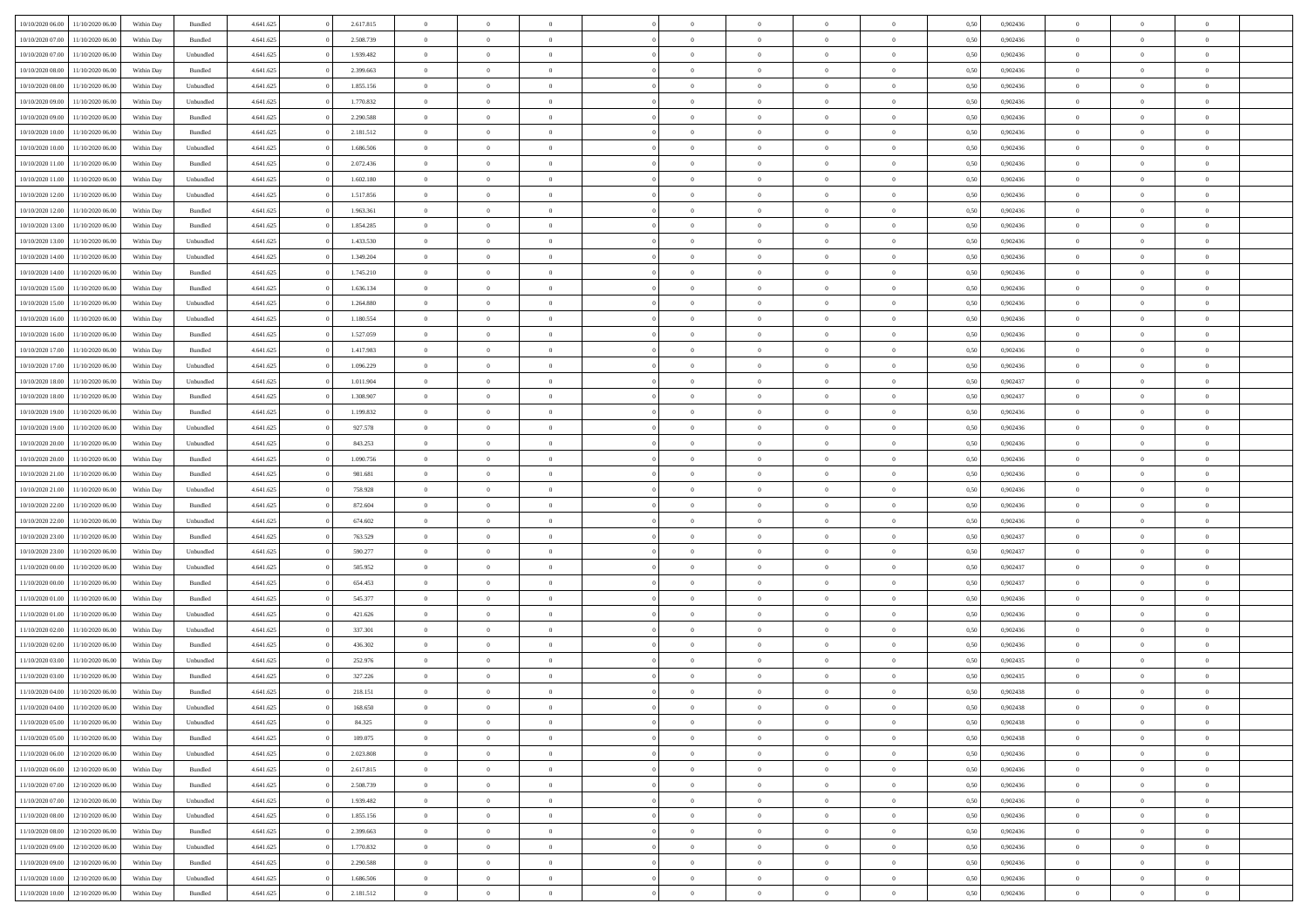| | | | | | | | | | | | | | | | | | | | | | |
|---|---|---|---|---|---|---|---|---|---|---|---|---|---|---|---|---|---|---|---|---|---|
| 10/10/2020 06.00 | 11/10/2020 06.00 | Within Day | Bundled | 4.641.625 | 0 | 2.617.815 | 0 | 0 | 0 | | 0 | 0 | 0 | 0 | 0,50 | 0,902436 | 0 | 0 | 0 | |
| 10/10/2020 07.00 | 11/10/2020 06.00 | Within Day | Bundled | 4.641.625 | 0 | 2.508.739 | 0 | 0 | 0 | | 0 | 0 | 0 | 0 | 0,50 | 0,902436 | 0 | 0 | 0 | |
| 10/10/2020 07.00 | 11/10/2020 06.00 | Within Day | Unbundled | 4.641.625 | 0 | 1.939.482 | 0 | 0 | 0 | | 0 | 0 | 0 | 0 | 0,50 | 0,902436 | 0 | 0 | 0 | |
| 10/10/2020 08.00 | 11/10/2020 06.00 | Within Day | Bundled | 4.641.625 | 0 | 2.399.663 | 0 | 0 | 0 | | 0 | 0 | 0 | 0 | 0,50 | 0,902436 | 0 | 0 | 0 | |
| 10/10/2020 08.00 | 11/10/2020 06.00 | Within Day | Unbundled | 4.641.625 | 0 | 1.855.156 | 0 | 0 | 0 | | 0 | 0 | 0 | 0 | 0,50 | 0,902436 | 0 | 0 | 0 | |
| 10/10/2020 09.00 | 11/10/2020 06.00 | Within Day | Unbundled | 4.641.625 | 0 | 1.770.832 | 0 | 0 | 0 | | 0 | 0 | 0 | 0 | 0,50 | 0,902436 | 0 | 0 | 0 | |
| 10/10/2020 09.00 | 11/10/2020 06.00 | Within Day | Bundled | 4.641.625 | 0 | 2.290.588 | 0 | 0 | 0 | | 0 | 0 | 0 | 0 | 0,50 | 0,902436 | 0 | 0 | 0 | |
| 10/10/2020 10.00 | 11/10/2020 06.00 | Within Day | Bundled | 4.641.625 | 0 | 2.181.512 | 0 | 0 | 0 | | 0 | 0 | 0 | 0 | 0,50 | 0,902436 | 0 | 0 | 0 | |
| 10/10/2020 10.00 | 11/10/2020 06.00 | Within Day | Unbundled | 4.641.625 | 0 | 1.686.506 | 0 | 0 | 0 | | 0 | 0 | 0 | 0 | 0,50 | 0,902436 | 0 | 0 | 0 | |
| 10/10/2020 11.00 | 11/10/2020 06.00 | Within Day | Bundled | 4.641.625 | 0 | 2.072.436 | 0 | 0 | 0 | | 0 | 0 | 0 | 0 | 0,50 | 0,902436 | 0 | 0 | 0 | |
| 10/10/2020 11.00 | 11/10/2020 06.00 | Within Day | Unbundled | 4.641.625 | 0 | 1.602.180 | 0 | 0 | 0 | | 0 | 0 | 0 | 0 | 0,50 | 0,902436 | 0 | 0 | 0 | |
| 10/10/2020 12.00 | 11/10/2020 06.00 | Within Day | Unbundled | 4.641.625 | 0 | 1.517.856 | 0 | 0 | 0 | | 0 | 0 | 0 | 0 | 0,50 | 0,902436 | 0 | 0 | 0 | |
| 10/10/2020 12.00 | 11/10/2020 06.00 | Within Day | Bundled | 4.641.625 | 0 | 1.963.361 | 0 | 0 | 0 | | 0 | 0 | 0 | 0 | 0,50 | 0,902436 | 0 | 0 | 0 | |
| 10/10/2020 13.00 | 11/10/2020 06.00 | Within Day | Bundled | 4.641.625 | 0 | 1.854.285 | 0 | 0 | 0 | | 0 | 0 | 0 | 0 | 0,50 | 0,902436 | 0 | 0 | 0 | |
| 10/10/2020 13.00 | 11/10/2020 06.00 | Within Day | Unbundled | 4.641.625 | 0 | 1.433.530 | 0 | 0 | 0 | | 0 | 0 | 0 | 0 | 0,50 | 0,902436 | 0 | 0 | 0 | |
| 10/10/2020 14.00 | 11/10/2020 06.00 | Within Day | Unbundled | 4.641.625 | 0 | 1.349.204 | 0 | 0 | 0 | | 0 | 0 | 0 | 0 | 0,50 | 0,902436 | 0 | 0 | 0 | |
| 10/10/2020 14.00 | 11/10/2020 06.00 | Within Day | Bundled | 4.641.625 | 0 | 1.745.210 | 0 | 0 | 0 | | 0 | 0 | 0 | 0 | 0,50 | 0,902436 | 0 | 0 | 0 | |
| 10/10/2020 15.00 | 11/10/2020 06.00 | Within Day | Bundled | 4.641.625 | 0 | 1.636.134 | 0 | 0 | 0 | | 0 | 0 | 0 | 0 | 0,50 | 0,902436 | 0 | 0 | 0 | |
| 10/10/2020 15.00 | 11/10/2020 06.00 | Within Day | Unbundled | 4.641.625 | 0 | 1.264.880 | 0 | 0 | 0 | | 0 | 0 | 0 | 0 | 0,50 | 0,902436 | 0 | 0 | 0 | |
| 10/10/2020 16.00 | 11/10/2020 06.00 | Within Day | Unbundled | 4.641.625 | 0 | 1.180.554 | 0 | 0 | 0 | | 0 | 0 | 0 | 0 | 0,50 | 0,902436 | 0 | 0 | 0 | |
| 10/10/2020 16.00 | 11/10/2020 06.00 | Within Day | Bundled | 4.641.625 | 0 | 1.527.059 | 0 | 0 | 0 | | 0 | 0 | 0 | 0 | 0,50 | 0,902436 | 0 | 0 | 0 | |
| 10/10/2020 17.00 | 11/10/2020 06.00 | Within Day | Bundled | 4.641.625 | 0 | 1.417.983 | 0 | 0 | 0 | | 0 | 0 | 0 | 0 | 0,50 | 0,902436 | 0 | 0 | 0 | |
| 10/10/2020 17.00 | 11/10/2020 06.00 | Within Day | Unbundled | 4.641.625 | 0 | 1.096.229 | 0 | 0 | 0 | | 0 | 0 | 0 | 0 | 0,50 | 0,902436 | 0 | 0 | 0 | |
| 10/10/2020 18.00 | 11/10/2020 06.00 | Within Day | Unbundled | 4.641.625 | 0 | 1.011.904 | 0 | 0 | 0 | | 0 | 0 | 0 | 0 | 0,50 | 0,902437 | 0 | 0 | 0 | |
| 10/10/2020 18.00 | 11/10/2020 06.00 | Within Day | Bundled | 4.641.625 | 0 | 1.308.907 | 0 | 0 | 0 | | 0 | 0 | 0 | 0 | 0,50 | 0,902437 | 0 | 0 | 0 | |
| 10/10/2020 19.00 | 11/10/2020 06.00 | Within Day | Bundled | 4.641.625 | 0 | 1.199.832 | 0 | 0 | 0 | | 0 | 0 | 0 | 0 | 0,50 | 0,902436 | 0 | 0 | 0 | |
| 10/10/2020 19.00 | 11/10/2020 06.00 | Within Day | Unbundled | 4.641.625 | 0 | 927.578 | 0 | 0 | 0 | | 0 | 0 | 0 | 0 | 0,50 | 0,902436 | 0 | 0 | 0 | |
| 10/10/2020 20.00 | 11/10/2020 06.00 | Within Day | Unbundled | 4.641.625 | 0 | 843.253 | 0 | 0 | 0 | | 0 | 0 | 0 | 0 | 0,50 | 0,902436 | 0 | 0 | 0 | |
| 10/10/2020 20.00 | 11/10/2020 06.00 | Within Day | Bundled | 4.641.625 | 0 | 1.090.756 | 0 | 0 | 0 | | 0 | 0 | 0 | 0 | 0,50 | 0,902436 | 0 | 0 | 0 | |
| 10/10/2020 21.00 | 11/10/2020 06.00 | Within Day | Bundled | 4.641.625 | 0 | 981.681 | 0 | 0 | 0 | | 0 | 0 | 0 | 0 | 0,50 | 0,902436 | 0 | 0 | 0 | |
| 10/10/2020 21.00 | 11/10/2020 06.00 | Within Day | Unbundled | 4.641.625 | 0 | 758.928 | 0 | 0 | 0 | | 0 | 0 | 0 | 0 | 0,50 | 0,902436 | 0 | 0 | 0 | |
| 10/10/2020 22.00 | 11/10/2020 06.00 | Within Day | Bundled | 4.641.625 | 0 | 872.604 | 0 | 0 | 0 | | 0 | 0 | 0 | 0 | 0,50 | 0,902436 | 0 | 0 | 0 | |
| 10/10/2020 22.00 | 11/10/2020 06.00 | Within Day | Unbundled | 4.641.625 | 0 | 674.602 | 0 | 0 | 0 | | 0 | 0 | 0 | 0 | 0,50 | 0,902436 | 0 | 0 | 0 | |
| 10/10/2020 23.00 | 11/10/2020 06.00 | Within Day | Bundled | 4.641.625 | 0 | 763.529 | 0 | 0 | 0 | | 0 | 0 | 0 | 0 | 0,50 | 0,902437 | 0 | 0 | 0 | |
| 10/10/2020 23.00 | 11/10/2020 06.00 | Within Day | Unbundled | 4.641.625 | 0 | 590.277 | 0 | 0 | 0 | | 0 | 0 | 0 | 0 | 0,50 | 0,902437 | 0 | 0 | 0 | |
| 11/10/2020 00.00 | 11/10/2020 06.00 | Within Day | Unbundled | 4.641.625 | 0 | 505.952 | 0 | 0 | 0 | | 0 | 0 | 0 | 0 | 0,50 | 0,902437 | 0 | 0 | 0 | |
| 11/10/2020 00.00 | 11/10/2020 06.00 | Within Day | Bundled | 4.641.625 | 0 | 654.453 | 0 | 0 | 0 | | 0 | 0 | 0 | 0 | 0,50 | 0,902437 | 0 | 0 | 0 | |
| 11/10/2020 01.00 | 11/10/2020 06.00 | Within Day | Bundled | 4.641.625 | 0 | 545.377 | 0 | 0 | 0 | | 0 | 0 | 0 | 0 | 0,50 | 0,902436 | 0 | 0 | 0 | |
| 11/10/2020 01.00 | 11/10/2020 06.00 | Within Day | Unbundled | 4.641.625 | 0 | 421.626 | 0 | 0 | 0 | | 0 | 0 | 0 | 0 | 0,50 | 0,902436 | 0 | 0 | 0 | |
| 11/10/2020 02.00 | 11/10/2020 06.00 | Within Day | Unbundled | 4.641.625 | 0 | 337.301 | 0 | 0 | 0 | | 0 | 0 | 0 | 0 | 0,50 | 0,902436 | 0 | 0 | 0 | |
| 11/10/2020 02.00 | 11/10/2020 06.00 | Within Day | Bundled | 4.641.625 | 0 | 436.302 | 0 | 0 | 0 | | 0 | 0 | 0 | 0 | 0,50 | 0,902436 | 0 | 0 | 0 | |
| 11/10/2020 03.00 | 11/10/2020 06.00 | Within Day | Unbundled | 4.641.625 | 0 | 252.976 | 0 | 0 | 0 | | 0 | 0 | 0 | 0 | 0,50 | 0,902435 | 0 | 0 | 0 | |
| 11/10/2020 03.00 | 11/10/2020 06.00 | Within Day | Bundled | 4.641.625 | 0 | 327.226 | 0 | 0 | 0 | | 0 | 0 | 0 | 0 | 0,50 | 0,902435 | 0 | 0 | 0 | |
| 11/10/2020 04.00 | 11/10/2020 06.00 | Within Day | Bundled | 4.641.625 | 0 | 218.151 | 0 | 0 | 0 | | 0 | 0 | 0 | 0 | 0,50 | 0,902438 | 0 | 0 | 0 | |
| 11/10/2020 04.00 | 11/10/2020 06.00 | Within Day | Unbundled | 4.641.625 | 0 | 168.650 | 0 | 0 | 0 | | 0 | 0 | 0 | 0 | 0,50 | 0,902438 | 0 | 0 | 0 | |
| 11/10/2020 05.00 | 11/10/2020 06.00 | Within Day | Unbundled | 4.641.625 | 0 | 84.325 | 0 | 0 | 0 | | 0 | 0 | 0 | 0 | 0,50 | 0,902438 | 0 | 0 | 0 | |
| 11/10/2020 05.00 | 11/10/2020 06.00 | Within Day | Bundled | 4.641.625 | 0 | 109.075 | 0 | 0 | 0 | | 0 | 0 | 0 | 0 | 0,50 | 0,902438 | 0 | 0 | 0 | |
| 11/10/2020 06.00 | 12/10/2020 06.00 | Within Day | Unbundled | 4.641.625 | 0 | 2.023.808 | 0 | 0 | 0 | | 0 | 0 | 0 | 0 | 0,50 | 0,902436 | 0 | 0 | 0 | |
| 11/10/2020 06.00 | 12/10/2020 06.00 | Within Day | Bundled | 4.641.625 | 0 | 2.617.815 | 0 | 0 | 0 | | 0 | 0 | 0 | 0 | 0,50 | 0,902436 | 0 | 0 | 0 | |
| 11/10/2020 07.00 | 12/10/2020 06.00 | Within Day | Bundled | 4.641.625 | 0 | 2.508.739 | 0 | 0 | 0 | | 0 | 0 | 0 | 0 | 0,50 | 0,902436 | 0 | 0 | 0 | |
| 11/10/2020 07.00 | 12/10/2020 06.00 | Within Day | Unbundled | 4.641.625 | 0 | 1.939.482 | 0 | 0 | 0 | | 0 | 0 | 0 | 0 | 0,50 | 0,902436 | 0 | 0 | 0 | |
| 11/10/2020 08.00 | 12/10/2020 06.00 | Within Day | Unbundled | 4.641.625 | 0 | 1.855.156 | 0 | 0 | 0 | | 0 | 0 | 0 | 0 | 0,50 | 0,902436 | 0 | 0 | 0 | |
| 11/10/2020 08.00 | 12/10/2020 06.00 | Within Day | Bundled | 4.641.625 | 0 | 2.399.663 | 0 | 0 | 0 | | 0 | 0 | 0 | 0 | 0,50 | 0,902436 | 0 | 0 | 0 | |
| 11/10/2020 09.00 | 12/10/2020 06.00 | Within Day | Unbundled | 4.641.625 | 0 | 1.770.832 | 0 | 0 | 0 | | 0 | 0 | 0 | 0 | 0,50 | 0,902436 | 0 | 0 | 0 | |
| 11/10/2020 09.00 | 12/10/2020 06.00 | Within Day | Bundled | 4.641.625 | 0 | 2.290.588 | 0 | 0 | 0 | | 0 | 0 | 0 | 0 | 0,50 | 0,902436 | 0 | 0 | 0 | |
| 11/10/2020 10.00 | 12/10/2020 06.00 | Within Day | Unbundled | 4.641.625 | 0 | 1.686.506 | 0 | 0 | 0 | | 0 | 0 | 0 | 0 | 0,50 | 0,902436 | 0 | 0 | 0 | |
| 11/10/2020 10.00 | 12/10/2020 06.00 | Within Day | Bundled | 4.641.625 | 0 | 2.181.512 | 0 | 0 | 0 | | 0 | 0 | 0 | 0 | 0,50 | 0,902436 | 0 | 0 | 0 | |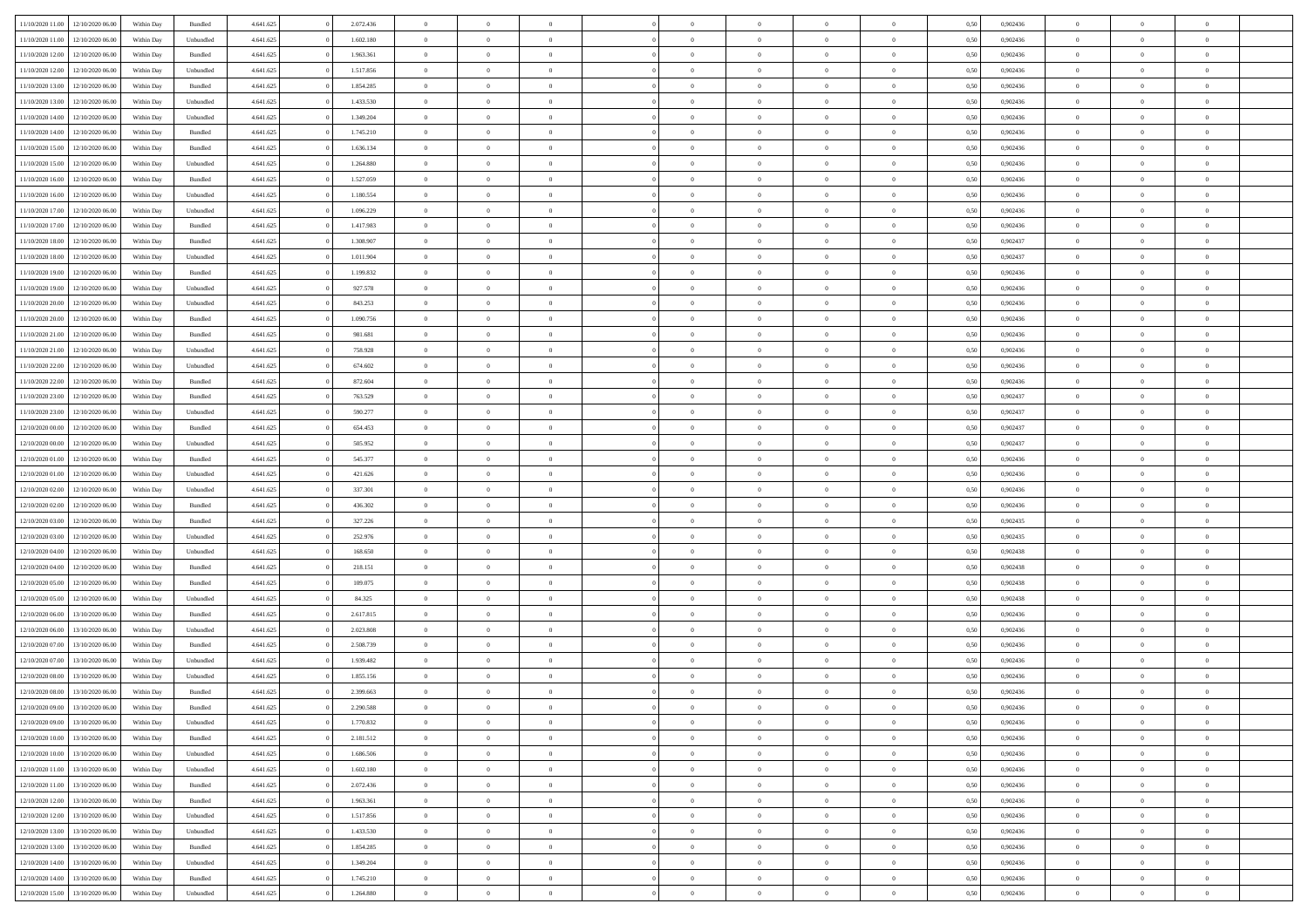| | | | | | | | | | | | | | | | | | | | | |
|---|---|---|---|---|---|---|---|---|---|---|---|---|---|---|---|---|---|---|---|---|
| 11/10/2020 11:00 | 12/10/2020 06:00 | Within Day | Bundled | 4.641.625 | 0 | 2.072.436 | 0 | 0 | 0 | | 0 | 0 | 0 | 0 | 0,50 | 0,902436 | 0 | 0 | 0 | |
| 11/10/2020 11:00 | 12/10/2020 06:00 | Within Day | Unbundled | 4.641.625 | 0 | 1.602.180 | 0 | 0 | 0 | | 0 | 0 | 0 | 0 | 0,50 | 0,902436 | 0 | 0 | 0 | |
| 11/10/2020 12:00 | 12/10/2020 06:00 | Within Day | Bundled | 4.641.625 | 0 | 1.963.361 | 0 | 0 | 0 | | 0 | 0 | 0 | 0 | 0,50 | 0,902436 | 0 | 0 | 0 | |
| 11/10/2020 12:00 | 12/10/2020 06:00 | Within Day | Unbundled | 4.641.625 | 0 | 1.517.856 | 0 | 0 | 0 | | 0 | 0 | 0 | 0 | 0,50 | 0,902436 | 0 | 0 | 0 | |
| 11/10/2020 13:00 | 12/10/2020 06:00 | Within Day | Bundled | 4.641.625 | 0 | 1.854.285 | 0 | 0 | 0 | | 0 | 0 | 0 | 0 | 0,50 | 0,902436 | 0 | 0 | 0 | |
| 11/10/2020 13:00 | 12/10/2020 06:00 | Within Day | Unbundled | 4.641.625 | 0 | 1.433.530 | 0 | 0 | 0 | | 0 | 0 | 0 | 0 | 0,50 | 0,902436 | 0 | 0 | 0 | |
| 11/10/2020 14:00 | 12/10/2020 06:00 | Within Day | Unbundled | 4.641.625 | 0 | 1.349.204 | 0 | 0 | 0 | | 0 | 0 | 0 | 0 | 0,50 | 0,902436 | 0 | 0 | 0 | |
| 11/10/2020 14:00 | 12/10/2020 06:00 | Within Day | Bundled | 4.641.625 | 0 | 1.745.210 | 0 | 0 | 0 | | 0 | 0 | 0 | 0 | 0,50 | 0,902436 | 0 | 0 | 0 | |
| 11/10/2020 15:00 | 12/10/2020 06:00 | Within Day | Bundled | 4.641.625 | 0 | 1.636.134 | 0 | 0 | 0 | | 0 | 0 | 0 | 0 | 0,50 | 0,902436 | 0 | 0 | 0 | |
| 11/10/2020 15:00 | 12/10/2020 06:00 | Within Day | Unbundled | 4.641.625 | 0 | 1.264.880 | 0 | 0 | 0 | | 0 | 0 | 0 | 0 | 0,50 | 0,902436 | 0 | 0 | 0 | |
| 11/10/2020 16:00 | 12/10/2020 06:00 | Within Day | Bundled | 4.641.625 | 0 | 1.527.059 | 0 | 0 | 0 | | 0 | 0 | 0 | 0 | 0,50 | 0,902436 | 0 | 0 | 0 | |
| 11/10/2020 16:00 | 12/10/2020 06:00 | Within Day | Unbundled | 4.641.625 | 0 | 1.180.554 | 0 | 0 | 0 | | 0 | 0 | 0 | 0 | 0,50 | 0,902436 | 0 | 0 | 0 | |
| 11/10/2020 17:00 | 12/10/2020 06:00 | Within Day | Unbundled | 4.641.625 | 0 | 1.096.229 | 0 | 0 | 0 | | 0 | 0 | 0 | 0 | 0,50 | 0,902436 | 0 | 0 | 0 | |
| 11/10/2020 17:00 | 12/10/2020 06:00 | Within Day | Bundled | 4.641.625 | 0 | 1.417.983 | 0 | 0 | 0 | | 0 | 0 | 0 | 0 | 0,50 | 0,902436 | 0 | 0 | 0 | |
| 11/10/2020 18:00 | 12/10/2020 06:00 | Within Day | Bundled | 4.641.625 | 0 | 1.308.907 | 0 | 0 | 0 | | 0 | 0 | 0 | 0 | 0,50 | 0,902437 | 0 | 0 | 0 | |
| 11/10/2020 18:00 | 12/10/2020 06:00 | Within Day | Unbundled | 4.641.625 | 0 | 1.011.904 | 0 | 0 | 0 | | 0 | 0 | 0 | 0 | 0,50 | 0,902437 | 0 | 0 | 0 | |
| 11/10/2020 19:00 | 12/10/2020 06:00 | Within Day | Bundled | 4.641.625 | 0 | 1.199.832 | 0 | 0 | 0 | | 0 | 0 | 0 | 0 | 0,50 | 0,902436 | 0 | 0 | 0 | |
| 11/10/2020 19:00 | 12/10/2020 06:00 | Within Day | Unbundled | 4.641.625 | 0 | 927.578 | 0 | 0 | 0 | | 0 | 0 | 0 | 0 | 0,50 | 0,902436 | 0 | 0 | 0 | |
| 11/10/2020 20:00 | 12/10/2020 06:00 | Within Day | Unbundled | 4.641.625 | 0 | 843.253 | 0 | 0 | 0 | | 0 | 0 | 0 | 0 | 0,50 | 0,902436 | 0 | 0 | 0 | |
| 11/10/2020 20:00 | 12/10/2020 06:00 | Within Day | Bundled | 4.641.625 | 0 | 1.090.756 | 0 | 0 | 0 | | 0 | 0 | 0 | 0 | 0,50 | 0,902436 | 0 | 0 | 0 | |
| 11/10/2020 21:00 | 12/10/2020 06:00 | Within Day | Bundled | 4.641.625 | 0 | 981.681 | 0 | 0 | 0 | | 0 | 0 | 0 | 0 | 0,50 | 0,902436 | 0 | 0 | 0 | |
| 11/10/2020 21:00 | 12/10/2020 06:00 | Within Day | Unbundled | 4.641.625 | 0 | 758.928 | 0 | 0 | 0 | | 0 | 0 | 0 | 0 | 0,50 | 0,902436 | 0 | 0 | 0 | |
| 11/10/2020 22:00 | 12/10/2020 06:00 | Within Day | Unbundled | 4.641.625 | 0 | 674.602 | 0 | 0 | 0 | | 0 | 0 | 0 | 0 | 0,50 | 0,902436 | 0 | 0 | 0 | |
| 11/10/2020 22:00 | 12/10/2020 06:00 | Within Day | Bundled | 4.641.625 | 0 | 872.604 | 0 | 0 | 0 | | 0 | 0 | 0 | 0 | 0,50 | 0,902436 | 0 | 0 | 0 | |
| 11/10/2020 23:00 | 12/10/2020 06:00 | Within Day | Bundled | 4.641.625 | 0 | 763.529 | 0 | 0 | 0 | | 0 | 0 | 0 | 0 | 0,50 | 0,902437 | 0 | 0 | 0 | |
| 11/10/2020 23:00 | 12/10/2020 06:00 | Within Day | Unbundled | 4.641.625 | 0 | 590.277 | 0 | 0 | 0 | | 0 | 0 | 0 | 0 | 0,50 | 0,902437 | 0 | 0 | 0 | |
| 12/10/2020 00:00 | 12/10/2020 06:00 | Within Day | Bundled | 4.641.625 | 0 | 654.453 | 0 | 0 | 0 | | 0 | 0 | 0 | 0 | 0,50 | 0,902437 | 0 | 0 | 0 | |
| 12/10/2020 00:00 | 12/10/2020 06:00 | Within Day | Unbundled | 4.641.625 | 0 | 505.952 | 0 | 0 | 0 | | 0 | 0 | 0 | 0 | 0,50 | 0,902437 | 0 | 0 | 0 | |
| 12/10/2020 01:00 | 12/10/2020 06:00 | Within Day | Bundled | 4.641.625 | 0 | 545.377 | 0 | 0 | 0 | | 0 | 0 | 0 | 0 | 0,50 | 0,902436 | 0 | 0 | 0 | |
| 12/10/2020 01:00 | 12/10/2020 06:00 | Within Day | Unbundled | 4.641.625 | 0 | 421.626 | 0 | 0 | 0 | | 0 | 0 | 0 | 0 | 0,50 | 0,902436 | 0 | 0 | 0 | |
| 12/10/2020 02:00 | 12/10/2020 06:00 | Within Day | Unbundled | 4.641.625 | 0 | 337.301 | 0 | 0 | 0 | | 0 | 0 | 0 | 0 | 0,50 | 0,902436 | 0 | 0 | 0 | |
| 12/10/2020 02:00 | 12/10/2020 06:00 | Within Day | Bundled | 4.641.625 | 0 | 436.302 | 0 | 0 | 0 | | 0 | 0 | 0 | 0 | 0,50 | 0,902436 | 0 | 0 | 0 | |
| 12/10/2020 03:00 | 12/10/2020 06:00 | Within Day | Bundled | 4.641.625 | 0 | 327.226 | 0 | 0 | 0 | | 0 | 0 | 0 | 0 | 0,50 | 0,902435 | 0 | 0 | 0 | |
| 12/10/2020 03:00 | 12/10/2020 06:00 | Within Day | Unbundled | 4.641.625 | 0 | 252.976 | 0 | 0 | 0 | | 0 | 0 | 0 | 0 | 0,50 | 0,902435 | 0 | 0 | 0 | |
| 12/10/2020 04:00 | 12/10/2020 06:00 | Within Day | Unbundled | 4.641.625 | 0 | 168.650 | 0 | 0 | 0 | | 0 | 0 | 0 | 0 | 0,50 | 0,902438 | 0 | 0 | 0 | |
| 12/10/2020 04:00 | 12/10/2020 06:00 | Within Day | Bundled | 4.641.625 | 0 | 218.151 | 0 | 0 | 0 | | 0 | 0 | 0 | 0 | 0,50 | 0,902438 | 0 | 0 | 0 | |
| 12/10/2020 05:00 | 12/10/2020 06:00 | Within Day | Bundled | 4.641.625 | 0 | 109.075 | 0 | 0 | 0 | | 0 | 0 | 0 | 0 | 0,50 | 0,902438 | 0 | 0 | 0 | |
| 12/10/2020 05:00 | 12/10/2020 06:00 | Within Day | Unbundled | 4.641.625 | 0 | 84.325 | 0 | 0 | 0 | | 0 | 0 | 0 | 0 | 0,50 | 0,902438 | 0 | 0 | 0 | |
| 12/10/2020 06:00 | 13/10/2020 06:00 | Within Day | Bundled | 4.641.625 | 0 | 2.617.815 | 0 | 0 | 0 | | 0 | 0 | 0 | 0 | 0,50 | 0,902436 | 0 | 0 | 0 | |
| 12/10/2020 06:00 | 13/10/2020 06:00 | Within Day | Unbundled | 4.641.625 | 0 | 2.023.808 | 0 | 0 | 0 | | 0 | 0 | 0 | 0 | 0,50 | 0,902436 | 0 | 0 | 0 | |
| 12/10/2020 07:00 | 13/10/2020 06:00 | Within Day | Bundled | 4.641.625 | 0 | 2.508.739 | 0 | 0 | 0 | | 0 | 0 | 0 | 0 | 0,50 | 0,902436 | 0 | 0 | 0 | |
| 12/10/2020 07:00 | 13/10/2020 06:00 | Within Day | Unbundled | 4.641.625 | 0 | 1.939.482 | 0 | 0 | 0 | | 0 | 0 | 0 | 0 | 0,50 | 0,902436 | 0 | 0 | 0 | |
| 12/10/2020 08:00 | 13/10/2020 06:00 | Within Day | Unbundled | 4.641.625 | 0 | 1.855.156 | 0 | 0 | 0 | | 0 | 0 | 0 | 0 | 0,50 | 0,902436 | 0 | 0 | 0 | |
| 12/10/2020 08:00 | 13/10/2020 06:00 | Within Day | Bundled | 4.641.625 | 0 | 2.399.663 | 0 | 0 | 0 | | 0 | 0 | 0 | 0 | 0,50 | 0,902436 | 0 | 0 | 0 | |
| 12/10/2020 09:00 | 13/10/2020 06:00 | Within Day | Bundled | 4.641.625 | 0 | 2.290.588 | 0 | 0 | 0 | | 0 | 0 | 0 | 0 | 0,50 | 0,902436 | 0 | 0 | 0 | |
| 12/10/2020 09:00 | 13/10/2020 06:00 | Within Day | Unbundled | 4.641.625 | 0 | 1.770.832 | 0 | 0 | 0 | | 0 | 0 | 0 | 0 | 0,50 | 0,902436 | 0 | 0 | 0 | |
| 12/10/2020 10:00 | 13/10/2020 06:00 | Within Day | Bundled | 4.641.625 | 0 | 2.181.512 | 0 | 0 | 0 | | 0 | 0 | 0 | 0 | 0,50 | 0,902436 | 0 | 0 | 0 | |
| 12/10/2020 10:00 | 13/10/2020 06:00 | Within Day | Unbundled | 4.641.625 | 0 | 1.686.506 | 0 | 0 | 0 | | 0 | 0 | 0 | 0 | 0,50 | 0,902436 | 0 | 0 | 0 | |
| 12/10/2020 11:00 | 13/10/2020 06:00 | Within Day | Unbundled | 4.641.625 | 0 | 1.602.180 | 0 | 0 | 0 | | 0 | 0 | 0 | 0 | 0,50 | 0,902436 | 0 | 0 | 0 | |
| 12/10/2020 11:00 | 13/10/2020 06:00 | Within Day | Bundled | 4.641.625 | 0 | 2.072.436 | 0 | 0 | 0 | | 0 | 0 | 0 | 0 | 0,50 | 0,902436 | 0 | 0 | 0 | |
| 12/10/2020 12:00 | 13/10/2020 06:00 | Within Day | Bundled | 4.641.625 | 0 | 1.963.361 | 0 | 0 | 0 | | 0 | 0 | 0 | 0 | 0,50 | 0,902436 | 0 | 0 | 0 | |
| 12/10/2020 12:00 | 13/10/2020 06:00 | Within Day | Unbundled | 4.641.625 | 0 | 1.517.856 | 0 | 0 | 0 | | 0 | 0 | 0 | 0 | 0,50 | 0,902436 | 0 | 0 | 0 | |
| 12/10/2020 13:00 | 13/10/2020 06:00 | Within Day | Unbundled | 4.641.625 | 0 | 1.433.530 | 0 | 0 | 0 | | 0 | 0 | 0 | 0 | 0,50 | 0,902436 | 0 | 0 | 0 | |
| 12/10/2020 13:00 | 13/10/2020 06:00 | Within Day | Bundled | 4.641.625 | 0 | 1.854.285 | 0 | 0 | 0 | | 0 | 0 | 0 | 0 | 0,50 | 0,902436 | 0 | 0 | 0 | |
| 12/10/2020 14:00 | 13/10/2020 06:00 | Within Day | Unbundled | 4.641.625 | 0 | 1.349.204 | 0 | 0 | 0 | | 0 | 0 | 0 | 0 | 0,50 | 0,902436 | 0 | 0 | 0 | |
| 12/10/2020 14:00 | 13/10/2020 06:00 | Within Day | Bundled | 4.641.625 | 0 | 1.745.210 | 0 | 0 | 0 | | 0 | 0 | 0 | 0 | 0,50 | 0,902436 | 0 | 0 | 0 | |
| 12/10/2020 15:00 | 13/10/2020 06:00 | Within Day | Unbundled | 4.641.625 | 0 | 1.264.880 | 0 | 0 | 0 | | 0 | 0 | 0 | 0 | 0,50 | 0,902436 | 0 | 0 | 0 | |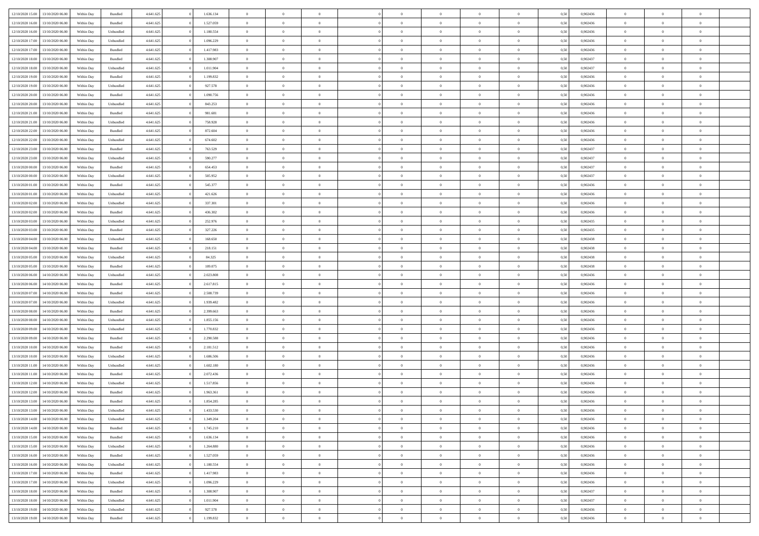| | | | | | | | | | | | | | | | | | | | | |
|---|---|---|---|---|---|---|---|---|---|---|---|---|---|---|---|---|---|---|---|---|
| 12/10/2020 15.00 | 13/10/2020 06.00 | Within Day | Bundled | 4.641.625 | 0 | 1.636.134 | 0 | 0 | 0 | | 0 | 0 | 0 | 0 | 0 | 0,50 | 0,902436 | 0 | 0 | 0 | |
| 12/10/2020 16.00 | 13/10/2020 06.00 | Within Day | Bundled | 4.641.625 | 0 | 1.527.059 | 0 | 0 | 0 | | 0 | 0 | 0 | 0 | 0 | 0,50 | 0,902436 | 0 | 0 | 0 | |
| 12/10/2020 16.00 | 13/10/2020 06.00 | Within Day | Unbundled | 4.641.625 | 0 | 1.180.554 | 0 | 0 | 0 | | 0 | 0 | 0 | 0 | 0 | 0,50 | 0,902436 | 0 | 0 | 0 | |
| 12/10/2020 17.00 | 13/10/2020 06.00 | Within Day | Unbundled | 4.641.625 | 0 | 1.096.229 | 0 | 0 | 0 | | 0 | 0 | 0 | 0 | 0 | 0,50 | 0,902436 | 0 | 0 | 0 | |
| 12/10/2020 17.00 | 13/10/2020 06.00 | Within Day | Bundled | 4.641.625 | 0 | 1.417.983 | 0 | 0 | 0 | | 0 | 0 | 0 | 0 | 0 | 0,50 | 0,902436 | 0 | 0 | 0 | |
| 12/10/2020 18.00 | 13/10/2020 06.00 | Within Day | Bundled | 4.641.625 | 0 | 1.308.907 | 0 | 0 | 0 | | 0 | 0 | 0 | 0 | 0 | 0,50 | 0,902437 | 0 | 0 | 0 | |
| 12/10/2020 18.00 | 13/10/2020 06.00 | Within Day | Unbundled | 4.641.625 | 0 | 1.011.904 | 0 | 0 | 0 | | 0 | 0 | 0 | 0 | 0 | 0,50 | 0,902437 | 0 | 0 | 0 | |
| 12/10/2020 19.00 | 13/10/2020 06.00 | Within Day | Bundled | 4.641.625 | 0 | 1.199.832 | 0 | 0 | 0 | | 0 | 0 | 0 | 0 | 0 | 0,50 | 0,902436 | 0 | 0 | 0 | |
| 12/10/2020 19.00 | 13/10/2020 06.00 | Within Day | Unbundled | 4.641.625 | 0 | 927.578 | 0 | 0 | 0 | | 0 | 0 | 0 | 0 | 0 | 0,50 | 0,902436 | 0 | 0 | 0 | |
| 12/10/2020 20.00 | 13/10/2020 06.00 | Within Day | Bundled | 4.641.625 | 0 | 1.090.756 | 0 | 0 | 0 | | 0 | 0 | 0 | 0 | 0 | 0,50 | 0,902436 | 0 | 0 | 0 | |
| 12/10/2020 20.00 | 13/10/2020 06.00 | Within Day | Unbundled | 4.641.625 | 0 | 843.253 | 0 | 0 | 0 | | 0 | 0 | 0 | 0 | 0 | 0,50 | 0,902436 | 0 | 0 | 0 | |
| 12/10/2020 21.00 | 13/10/2020 06.00 | Within Day | Bundled | 4.641.625 | 0 | 981.681 | 0 | 0 | 0 | | 0 | 0 | 0 | 0 | 0 | 0,50 | 0,902436 | 0 | 0 | 0 | |
| 12/10/2020 21.00 | 13/10/2020 06.00 | Within Day | Unbundled | 4.641.625 | 0 | 758.928 | 0 | 0 | 0 | | 0 | 0 | 0 | 0 | 0 | 0,50 | 0,902436 | 0 | 0 | 0 | |
| 12/10/2020 22.00 | 13/10/2020 06.00 | Within Day | Bundled | 4.641.625 | 0 | 872.604 | 0 | 0 | 0 | | 0 | 0 | 0 | 0 | 0 | 0,50 | 0,902436 | 0 | 0 | 0 | |
| 12/10/2020 22.00 | 13/10/2020 06.00 | Within Day | Unbundled | 4.641.625 | 0 | 674.602 | 0 | 0 | 0 | | 0 | 0 | 0 | 0 | 0 | 0,50 | 0,902436 | 0 | 0 | 0 | |
| 12/10/2020 23.00 | 13/10/2020 06.00 | Within Day | Bundled | 4.641.625 | 0 | 763.529 | 0 | 0 | 0 | | 0 | 0 | 0 | 0 | 0 | 0,50 | 0,902437 | 0 | 0 | 0 | |
| 12/10/2020 23.00 | 13/10/2020 06.00 | Within Day | Unbundled | 4.641.625 | 0 | 590.277 | 0 | 0 | 0 | | 0 | 0 | 0 | 0 | 0 | 0,50 | 0,902437 | 0 | 0 | 0 | |
| 13/10/2020 00.00 | 13/10/2020 06.00 | Within Day | Bundled | 4.641.625 | 0 | 654.453 | 0 | 0 | 0 | | 0 | 0 | 0 | 0 | 0 | 0,50 | 0,902437 | 0 | 0 | 0 | |
| 13/10/2020 00.00 | 13/10/2020 06.00 | Within Day | Unbundled | 4.641.625 | 0 | 505.952 | 0 | 0 | 0 | | 0 | 0 | 0 | 0 | 0 | 0,50 | 0,902437 | 0 | 0 | 0 | |
| 13/10/2020 01.00 | 13/10/2020 06.00 | Within Day | Bundled | 4.641.625 | 0 | 545.377 | 0 | 0 | 0 | | 0 | 0 | 0 | 0 | 0 | 0,50 | 0,902436 | 0 | 0 | 0 | |
| 13/10/2020 01.00 | 13/10/2020 06.00 | Within Day | Unbundled | 4.641.625 | 0 | 421.626 | 0 | 0 | 0 | | 0 | 0 | 0 | 0 | 0 | 0,50 | 0,902436 | 0 | 0 | 0 | |
| 13/10/2020 02.00 | 13/10/2020 06.00 | Within Day | Unbundled | 4.641.625 | 0 | 337.301 | 0 | 0 | 0 | | 0 | 0 | 0 | 0 | 0 | 0,50 | 0,902436 | 0 | 0 | 0 | |
| 13/10/2020 02.00 | 13/10/2020 06.00 | Within Day | Bundled | 4.641.625 | 0 | 436.302 | 0 | 0 | 0 | | 0 | 0 | 0 | 0 | 0 | 0,50 | 0,902436 | 0 | 0 | 0 | |
| 13/10/2020 03.00 | 13/10/2020 06.00 | Within Day | Unbundled | 4.641.625 | 0 | 252.976 | 0 | 0 | 0 | | 0 | 0 | 0 | 0 | 0 | 0,50 | 0,902435 | 0 | 0 | 0 | |
| 13/10/2020 03.00 | 13/10/2020 06.00 | Within Day | Bundled | 4.641.625 | 0 | 327.226 | 0 | 0 | 0 | | 0 | 0 | 0 | 0 | 0 | 0,50 | 0,902435 | 0 | 0 | 0 | |
| 13/10/2020 04.00 | 13/10/2020 06.00 | Within Day | Unbundled | 4.641.625 | 0 | 168.650 | 0 | 0 | 0 | | 0 | 0 | 0 | 0 | 0 | 0,50 | 0,902438 | 0 | 0 | 0 | |
| 13/10/2020 04.00 | 13/10/2020 06.00 | Within Day | Bundled | 4.641.625 | 0 | 218.151 | 0 | 0 | 0 | | 0 | 0 | 0 | 0 | 0 | 0,50 | 0,902438 | 0 | 0 | 0 | |
| 13/10/2020 05.00 | 13/10/2020 06.00 | Within Day | Unbundled | 4.641.625 | 0 | 84.325 | 0 | 0 | 0 | | 0 | 0 | 0 | 0 | 0 | 0,50 | 0,902438 | 0 | 0 | 0 | |
| 13/10/2020 05.00 | 13/10/2020 06.00 | Within Day | Bundled | 4.641.625 | 0 | 109.075 | 0 | 0 | 0 | | 0 | 0 | 0 | 0 | 0 | 0,50 | 0,902438 | 0 | 0 | 0 | |
| 13/10/2020 06.00 | 14/10/2020 06.00 | Within Day | Unbundled | 4.641.625 | 0 | 2.023.808 | 0 | 0 | 0 | | 0 | 0 | 0 | 0 | 0 | 0,50 | 0,902436 | 0 | 0 | 0 | |
| 13/10/2020 06.00 | 14/10/2020 06.00 | Within Day | Bundled | 4.641.625 | 0 | 2.617.815 | 0 | 0 | 0 | | 0 | 0 | 0 | 0 | 0 | 0,50 | 0,902436 | 0 | 0 | 0 | |
| 13/10/2020 07.00 | 14/10/2020 06.00 | Within Day | Bundled | 4.641.625 | 0 | 2.508.739 | 0 | 0 | 0 | | 0 | 0 | 0 | 0 | 0 | 0,50 | 0,902436 | 0 | 0 | 0 | |
| 13/10/2020 07.00 | 14/10/2020 06.00 | Within Day | Unbundled | 4.641.625 | 0 | 1.939.482 | 0 | 0 | 0 | | 0 | 0 | 0 | 0 | 0 | 0,50 | 0,902436 | 0 | 0 | 0 | |
| 13/10/2020 08.00 | 14/10/2020 06.00 | Within Day | Bundled | 4.641.625 | 0 | 2.399.663 | 0 | 0 | 0 | | 0 | 0 | 0 | 0 | 0 | 0,50 | 0,902436 | 0 | 0 | 0 | |
| 13/10/2020 08.00 | 14/10/2020 06.00 | Within Day | Unbundled | 4.641.625 | 0 | 1.855.156 | 0 | 0 | 0 | | 0 | 0 | 0 | 0 | 0 | 0,50 | 0,902436 | 0 | 0 | 0 | |
| 13/10/2020 09.00 | 14/10/2020 06.00 | Within Day | Unbundled | 4.641.625 | 0 | 1.770.832 | 0 | 0 | 0 | | 0 | 0 | 0 | 0 | 0 | 0,50 | 0,902436 | 0 | 0 | 0 | |
| 13/10/2020 09.00 | 14/10/2020 06.00 | Within Day | Bundled | 4.641.625 | 0 | 2.290.588 | 0 | 0 | 0 | | 0 | 0 | 0 | 0 | 0 | 0,50 | 0,902436 | 0 | 0 | 0 | |
| 13/10/2020 10.00 | 14/10/2020 06.00 | Within Day | Bundled | 4.641.625 | 0 | 2.181.512 | 0 | 0 | 0 | | 0 | 0 | 0 | 0 | 0 | 0,50 | 0,902436 | 0 | 0 | 0 | |
| 13/10/2020 10.00 | 14/10/2020 06.00 | Within Day | Unbundled | 4.641.625 | 0 | 1.686.506 | 0 | 0 | 0 | | 0 | 0 | 0 | 0 | 0 | 0,50 | 0,902436 | 0 | 0 | 0 | |
| 13/10/2020 11.00 | 14/10/2020 06.00 | Within Day | Unbundled | 4.641.625 | 0 | 1.602.180 | 0 | 0 | 0 | | 0 | 0 | 0 | 0 | 0 | 0,50 | 0,902436 | 0 | 0 | 0 | |
| 13/10/2020 11.00 | 14/10/2020 06.00 | Within Day | Bundled | 4.641.625 | 0 | 2.072.436 | 0 | 0 | 0 | | 0 | 0 | 0 | 0 | 0 | 0,50 | 0,902436 | 0 | 0 | 0 | |
| 13/10/2020 12.00 | 14/10/2020 06.00 | Within Day | Unbundled | 4.641.625 | 0 | 1.517.856 | 0 | 0 | 0 | | 0 | 0 | 0 | 0 | 0 | 0,50 | 0,902436 | 0 | 0 | 0 | |
| 13/10/2020 12.00 | 14/10/2020 06.00 | Within Day | Bundled | 4.641.625 | 0 | 1.963.361 | 0 | 0 | 0 | | 0 | 0 | 0 | 0 | 0 | 0,50 | 0,902436 | 0 | 0 | 0 | |
| 13/10/2020 13.00 | 14/10/2020 06.00 | Within Day | Bundled | 4.641.625 | 0 | 1.854.285 | 0 | 0 | 0 | | 0 | 0 | 0 | 0 | 0 | 0,50 | 0,902436 | 0 | 0 | 0 | |
| 13/10/2020 13.00 | 14/10/2020 06.00 | Within Day | Unbundled | 4.641.625 | 0 | 1.433.530 | 0 | 0 | 0 | | 0 | 0 | 0 | 0 | 0 | 0,50 | 0,902436 | 0 | 0 | 0 | |
| 13/10/2020 14.00 | 14/10/2020 06.00 | Within Day | Unbundled | 4.641.625 | 0 | 1.349.204 | 0 | 0 | 0 | | 0 | 0 | 0 | 0 | 0 | 0,50 | 0,902436 | 0 | 0 | 0 | |
| 13/10/2020 14.00 | 14/10/2020 06.00 | Within Day | Bundled | 4.641.625 | 0 | 1.745.210 | 0 | 0 | 0 | | 0 | 0 | 0 | 0 | 0 | 0,50 | 0,902436 | 0 | 0 | 0 | |
| 13/10/2020 15.00 | 14/10/2020 06.00 | Within Day | Bundled | 4.641.625 | 0 | 1.636.134 | 0 | 0 | 0 | | 0 | 0 | 0 | 0 | 0 | 0,50 | 0,902436 | 0 | 0 | 0 | |
| 13/10/2020 15.00 | 14/10/2020 06.00 | Within Day | Unbundled | 4.641.625 | 0 | 1.264.880 | 0 | 0 | 0 | | 0 | 0 | 0 | 0 | 0 | 0,50 | 0,902436 | 0 | 0 | 0 | |
| 13/10/2020 16.00 | 14/10/2020 06.00 | Within Day | Bundled | 4.641.625 | 0 | 1.527.059 | 0 | 0 | 0 | | 0 | 0 | 0 | 0 | 0 | 0,50 | 0,902436 | 0 | 0 | 0 | |
| 13/10/2020 16.00 | 14/10/2020 06.00 | Within Day | Unbundled | 4.641.625 | 0 | 1.180.554 | 0 | 0 | 0 | | 0 | 0 | 0 | 0 | 0 | 0,50 | 0,902436 | 0 | 0 | 0 | |
| 13/10/2020 17.00 | 14/10/2020 06.00 | Within Day | Bundled | 4.641.625 | 0 | 1.417.983 | 0 | 0 | 0 | | 0 | 0 | 0 | 0 | 0 | 0,50 | 0,902436 | 0 | 0 | 0 | |
| 13/10/2020 17.00 | 14/10/2020 06.00 | Within Day | Unbundled | 4.641.625 | 0 | 1.096.229 | 0 | 0 | 0 | | 0 | 0 | 0 | 0 | 0 | 0,50 | 0,902436 | 0 | 0 | 0 | |
| 13/10/2020 18.00 | 14/10/2020 06.00 | Within Day | Bundled | 4.641.625 | 0 | 1.308.907 | 0 | 0 | 0 | | 0 | 0 | 0 | 0 | 0 | 0,50 | 0,902437 | 0 | 0 | 0 | |
| 13/10/2020 18.00 | 14/10/2020 06.00 | Within Day | Unbundled | 4.641.625 | 0 | 1.011.904 | 0 | 0 | 0 | | 0 | 0 | 0 | 0 | 0 | 0,50 | 0,902437 | 0 | 0 | 0 | |
| 13/10/2020 19.00 | 14/10/2020 06.00 | Within Day | Unbundled | 4.641.625 | 0 | 927.578 | 0 | 0 | 0 | | 0 | 0 | 0 | 0 | 0 | 0,50 | 0,902436 | 0 | 0 | 0 | |
| 13/10/2020 19.00 | 14/10/2020 06.00 | Within Day | Bundled | 4.641.625 | 0 | 1.199.832 | 0 | 0 | 0 | | 0 | 0 | 0 | 0 | 0 | 0,50 | 0,902436 | 0 | 0 | 0 | |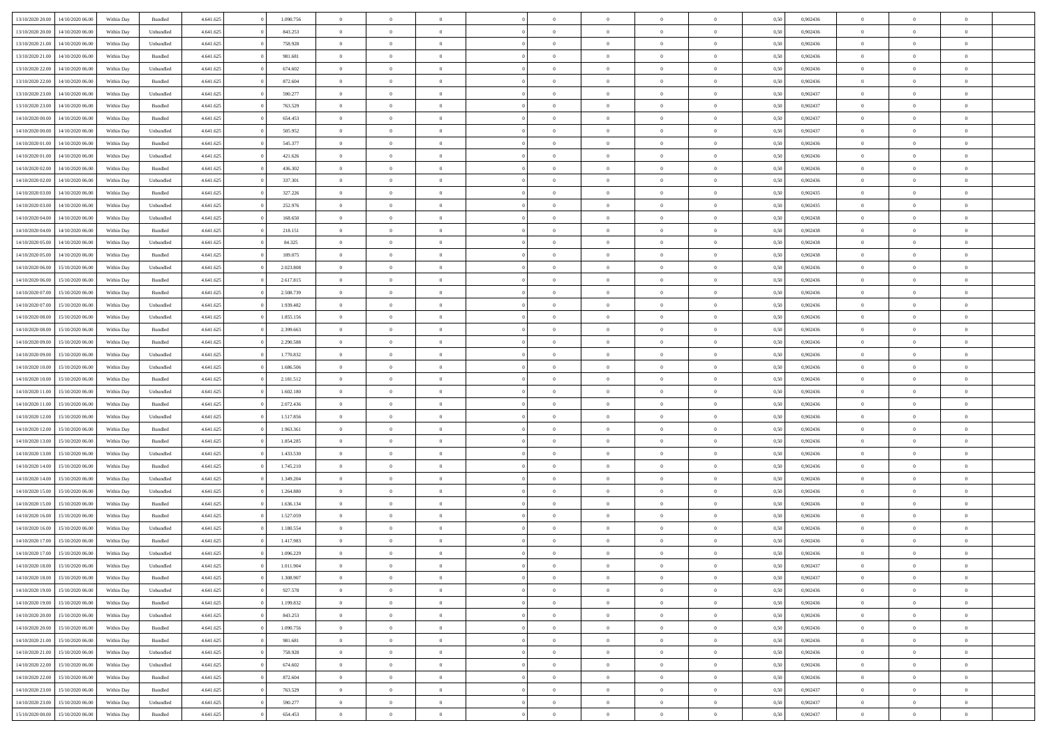| | | | | | | | | | | | | | | | | | | | | |
|---|---|---|---|---|---|---|---|---|---|---|---|---|---|---|---|---|---|---|---|---|
| 13/10/2020 20.00 | 14/10/2020 06.00 | Within Day | Bundled | 4.641.625 | 0 | 1.090.756 | 0 | 0 | 0 | | 0 | 0 | 0 | 0 | 0,50 | 0,902436 | 0 | 0 | 0 | |
| 13/10/2020 20.00 | 14/10/2020 06.00 | Within Day | Unbundled | 4.641.625 | 0 | 843.253 | 0 | 0 | 0 | | 0 | 0 | 0 | 0 | 0,50 | 0,902436 | 0 | 0 | 0 | |
| 13/10/2020 21.00 | 14/10/2020 06.00 | Within Day | Unbundled | 4.641.625 | 0 | 758.928 | 0 | 0 | 0 | | 0 | 0 | 0 | 0 | 0,50 | 0,902436 | 0 | 0 | 0 | |
| 13/10/2020 21.00 | 14/10/2020 06.00 | Within Day | Bundled | 4.641.625 | 0 | 981.681 | 0 | 0 | 0 | | 0 | 0 | 0 | 0 | 0,50 | 0,902436 | 0 | 0 | 0 | |
| 13/10/2020 22.00 | 14/10/2020 06.00 | Within Day | Unbundled | 4.641.625 | 0 | 674.602 | 0 | 0 | 0 | | 0 | 0 | 0 | 0 | 0,50 | 0,902436 | 0 | 0 | 0 | |
| 13/10/2020 22.00 | 14/10/2020 06.00 | Within Day | Bundled | 4.641.625 | 0 | 872.604 | 0 | 0 | 0 | | 0 | 0 | 0 | 0 | 0,50 | 0,902436 | 0 | 0 | 0 | |
| 13/10/2020 23.00 | 14/10/2020 06.00 | Within Day | Unbundled | 4.641.625 | 0 | 590.277 | 0 | 0 | 0 | | 0 | 0 | 0 | 0 | 0,50 | 0,902437 | 0 | 0 | 0 | |
| 13/10/2020 23.00 | 14/10/2020 06.00 | Within Day | Bundled | 4.641.625 | 0 | 763.529 | 0 | 0 | 0 | | 0 | 0 | 0 | 0 | 0,50 | 0,902437 | 0 | 0 | 0 | |
| 14/10/2020 00.00 | 14/10/2020 06.00 | Within Day | Bundled | 4.641.625 | 0 | 654.453 | 0 | 0 | 0 | | 0 | 0 | 0 | 0 | 0,50 | 0,902437 | 0 | 0 | 0 | |
| 14/10/2020 00.00 | 14/10/2020 06.00 | Within Day | Unbundled | 4.641.625 | 0 | 505.952 | 0 | 0 | 0 | | 0 | 0 | 0 | 0 | 0,50 | 0,902437 | 0 | 0 | 0 | |
| 14/10/2020 01.00 | 14/10/2020 06.00 | Within Day | Bundled | 4.641.625 | 0 | 545.377 | 0 | 0 | 0 | | 0 | 0 | 0 | 0 | 0,50 | 0,902436 | 0 | 0 | 0 | |
| 14/10/2020 01.00 | 14/10/2020 06.00 | Within Day | Unbundled | 4.641.625 | 0 | 421.626 | 0 | 0 | 0 | | 0 | 0 | 0 | 0 | 0,50 | 0,902436 | 0 | 0 | 0 | |
| 14/10/2020 02.00 | 14/10/2020 06.00 | Within Day | Bundled | 4.641.625 | 0 | 436.302 | 0 | 0 | 0 | | 0 | 0 | 0 | 0 | 0,50 | 0,902436 | 0 | 0 | 0 | |
| 14/10/2020 02.00 | 14/10/2020 06.00 | Within Day | Unbundled | 4.641.625 | 0 | 337.301 | 0 | 0 | 0 | | 0 | 0 | 0 | 0 | 0,50 | 0,902436 | 0 | 0 | 0 | |
| 14/10/2020 03.00 | 14/10/2020 06.00 | Within Day | Bundled | 4.641.625 | 0 | 327.226 | 0 | 0 | 0 | | 0 | 0 | 0 | 0 | 0,50 | 0,902435 | 0 | 0 | 0 | |
| 14/10/2020 03.00 | 14/10/2020 06.00 | Within Day | Unbundled | 4.641.625 | 0 | 252.976 | 0 | 0 | 0 | | 0 | 0 | 0 | 0 | 0,50 | 0,902435 | 0 | 0 | 0 | |
| 14/10/2020 04.00 | 14/10/2020 06.00 | Within Day | Unbundled | 4.641.625 | 0 | 168.650 | 0 | 0 | 0 | | 0 | 0 | 0 | 0 | 0,50 | 0,902438 | 0 | 0 | 0 | |
| 14/10/2020 04.00 | 14/10/2020 06.00 | Within Day | Bundled | 4.641.625 | 0 | 218.151 | 0 | 0 | 0 | | 0 | 0 | 0 | 0 | 0,50 | 0,902438 | 0 | 0 | 0 | |
| 14/10/2020 05.00 | 14/10/2020 06.00 | Within Day | Unbundled | 4.641.625 | 0 | 84.325 | 0 | 0 | 0 | | 0 | 0 | 0 | 0 | 0,50 | 0,902438 | 0 | 0 | 0 | |
| 14/10/2020 05.00 | 14/10/2020 06.00 | Within Day | Bundled | 4.641.625 | 0 | 109.075 | 0 | 0 | 0 | | 0 | 0 | 0 | 0 | 0,50 | 0,902438 | 0 | 0 | 0 | |
| 14/10/2020 06.00 | 15/10/2020 06.00 | Within Day | Unbundled | 4.641.625 | 0 | 2.023.808 | 0 | 0 | 0 | | 0 | 0 | 0 | 0 | 0,50 | 0,902436 | 0 | 0 | 0 | |
| 14/10/2020 06.00 | 15/10/2020 06.00 | Within Day | Bundled | 4.641.625 | 0 | 2.617.815 | 0 | 0 | 0 | | 0 | 0 | 0 | 0 | 0,50 | 0,902436 | 0 | 0 | 0 | |
| 14/10/2020 07.00 | 15/10/2020 06.00 | Within Day | Bundled | 4.641.625 | 0 | 2.508.739 | 0 | 0 | 0 | | 0 | 0 | 0 | 0 | 0,50 | 0,902436 | 0 | 0 | 0 | |
| 14/10/2020 07.00 | 15/10/2020 06.00 | Within Day | Unbundled | 4.641.625 | 0 | 1.939.482 | 0 | 0 | 0 | | 0 | 0 | 0 | 0 | 0,50 | 0,902436 | 0 | 0 | 0 | |
| 14/10/2020 08.00 | 15/10/2020 06.00 | Within Day | Unbundled | 4.641.625 | 0 | 1.855.156 | 0 | 0 | 0 | | 0 | 0 | 0 | 0 | 0,50 | 0,902436 | 0 | 0 | 0 | |
| 14/10/2020 08.00 | 15/10/2020 06.00 | Within Day | Bundled | 4.641.625 | 0 | 2.399.663 | 0 | 0 | 0 | | 0 | 0 | 0 | 0 | 0,50 | 0,902436 | 0 | 0 | 0 | |
| 14/10/2020 09.00 | 15/10/2020 06.00 | Within Day | Bundled | 4.641.625 | 0 | 2.290.588 | 0 | 0 | 0 | | 0 | 0 | 0 | 0 | 0,50 | 0,902436 | 0 | 0 | 0 | |
| 14/10/2020 09.00 | 15/10/2020 06.00 | Within Day | Unbundled | 4.641.625 | 0 | 1.770.832 | 0 | 0 | 0 | | 0 | 0 | 0 | 0 | 0,50 | 0,902436 | 0 | 0 | 0 | |
| 14/10/2020 10.00 | 15/10/2020 06.00 | Within Day | Unbundled | 4.641.625 | 0 | 1.686.506 | 0 | 0 | 0 | | 0 | 0 | 0 | 0 | 0,50 | 0,902436 | 0 | 0 | 0 | |
| 14/10/2020 10.00 | 15/10/2020 06.00 | Within Day | Bundled | 4.641.625 | 0 | 2.181.512 | 0 | 0 | 0 | | 0 | 0 | 0 | 0 | 0,50 | 0,902436 | 0 | 0 | 0 | |
| 14/10/2020 11.00 | 15/10/2020 06.00 | Within Day | Unbundled | 4.641.625 | 0 | 1.602.180 | 0 | 0 | 0 | | 0 | 0 | 0 | 0 | 0,50 | 0,902436 | 0 | 0 | 0 | |
| 14/10/2020 11.00 | 15/10/2020 06.00 | Within Day | Bundled | 4.641.625 | 0 | 2.072.436 | 0 | 0 | 0 | | 0 | 0 | 0 | 0 | 0,50 | 0,902436 | 0 | 0 | 0 | |
| 14/10/2020 12.00 | 15/10/2020 06.00 | Within Day | Unbundled | 4.641.625 | 0 | 1.517.856 | 0 | 0 | 0 | | 0 | 0 | 0 | 0 | 0,50 | 0,902436 | 0 | 0 | 0 | |
| 14/10/2020 12.00 | 15/10/2020 06.00 | Within Day | Bundled | 4.641.625 | 0 | 1.963.361 | 0 | 0 | 0 | | 0 | 0 | 0 | 0 | 0,50 | 0,902436 | 0 | 0 | 0 | |
| 14/10/2020 13.00 | 15/10/2020 06.00 | Within Day | Bundled | 4.641.625 | 0 | 1.854.285 | 0 | 0 | 0 | | 0 | 0 | 0 | 0 | 0,50 | 0,902436 | 0 | 0 | 0 | |
| 14/10/2020 13.00 | 15/10/2020 06.00 | Within Day | Unbundled | 4.641.625 | 0 | 1.433.530 | 0 | 0 | 0 | | 0 | 0 | 0 | 0 | 0,50 | 0,902436 | 0 | 0 | 0 | |
| 14/10/2020 14.00 | 15/10/2020 06.00 | Within Day | Bundled | 4.641.625 | 0 | 1.745.210 | 0 | 0 | 0 | | 0 | 0 | 0 | 0 | 0,50 | 0,902436 | 0 | 0 | 0 | |
| 14/10/2020 14.00 | 15/10/2020 06.00 | Within Day | Unbundled | 4.641.625 | 0 | 1.349.204 | 0 | 0 | 0 | | 0 | 0 | 0 | 0 | 0,50 | 0,902436 | 0 | 0 | 0 | |
| 14/10/2020 15.00 | 15/10/2020 06.00 | Within Day | Unbundled | 4.641.625 | 0 | 1.264.880 | 0 | 0 | 0 | | 0 | 0 | 0 | 0 | 0,50 | 0,902436 | 0 | 0 | 0 | |
| 14/10/2020 15.00 | 15/10/2020 06.00 | Within Day | Bundled | 4.641.625 | 0 | 1.636.134 | 0 | 0 | 0 | | 0 | 0 | 0 | 0 | 0,50 | 0,902436 | 0 | 0 | 0 | |
| 14/10/2020 16.00 | 15/10/2020 06.00 | Within Day | Bundled | 4.641.625 | 0 | 1.527.059 | 0 | 0 | 0 | | 0 | 0 | 0 | 0 | 0,50 | 0,902436 | 0 | 0 | 0 | |
| 14/10/2020 16.00 | 15/10/2020 06.00 | Within Day | Unbundled | 4.641.625 | 0 | 1.180.554 | 0 | 0 | 0 | | 0 | 0 | 0 | 0 | 0,50 | 0,902436 | 0 | 0 | 0 | |
| 14/10/2020 17.00 | 15/10/2020 06.00 | Within Day | Bundled | 4.641.625 | 0 | 1.417.983 | 0 | 0 | 0 | | 0 | 0 | 0 | 0 | 0,50 | 0,902436 | 0 | 0 | 0 | |
| 14/10/2020 17.00 | 15/10/2020 06.00 | Within Day | Unbundled | 4.641.625 | 0 | 1.096.229 | 0 | 0 | 0 | | 0 | 0 | 0 | 0 | 0,50 | 0,902436 | 0 | 0 | 0 | |
| 14/10/2020 18.00 | 15/10/2020 06.00 | Within Day | Unbundled | 4.641.625 | 0 | 1.011.904 | 0 | 0 | 0 | | 0 | 0 | 0 | 0 | 0,50 | 0,902437 | 0 | 0 | 0 | |
| 14/10/2020 18.00 | 15/10/2020 06.00 | Within Day | Bundled | 4.641.625 | 0 | 1.308.907 | 0 | 0 | 0 | | 0 | 0 | 0 | 0 | 0,50 | 0,902437 | 0 | 0 | 0 | |
| 14/10/2020 19.00 | 15/10/2020 06.00 | Within Day | Unbundled | 4.641.625 | 0 | 927.578 | 0 | 0 | 0 | | 0 | 0 | 0 | 0 | 0,50 | 0,902436 | 0 | 0 | 0 | |
| 14/10/2020 19.00 | 15/10/2020 06.00 | Within Day | Bundled | 4.641.625 | 0 | 1.199.832 | 0 | 0 | 0 | | 0 | 0 | 0 | 0 | 0,50 | 0,902436 | 0 | 0 | 0 | |
| 14/10/2020 20.00 | 15/10/2020 06.00 | Within Day | Unbundled | 4.641.625 | 0 | 843.253 | 0 | 0 | 0 | | 0 | 0 | 0 | 0 | 0,50 | 0,902436 | 0 | 0 | 0 | |
| 14/10/2020 20.00 | 15/10/2020 06.00 | Within Day | Bundled | 4.641.625 | 0 | 1.090.756 | 0 | 0 | 0 | | 0 | 0 | 0 | 0 | 0,50 | 0,902436 | 0 | 0 | 0 | |
| 14/10/2020 21.00 | 15/10/2020 06.00 | Within Day | Bundled | 4.641.625 | 0 | 981.681 | 0 | 0 | 0 | | 0 | 0 | 0 | 0 | 0,50 | 0,902436 | 0 | 0 | 0 | |
| 14/10/2020 21.00 | 15/10/2020 06.00 | Within Day | Unbundled | 4.641.625 | 0 | 758.928 | 0 | 0 | 0 | | 0 | 0 | 0 | 0 | 0,50 | 0,902436 | 0 | 0 | 0 | |
| 14/10/2020 22.00 | 15/10/2020 06.00 | Within Day | Unbundled | 4.641.625 | 0 | 674.602 | 0 | 0 | 0 | | 0 | 0 | 0 | 0 | 0,50 | 0,902436 | 0 | 0 | 0 | |
| 14/10/2020 22.00 | 15/10/2020 06.00 | Within Day | Bundled | 4.641.625 | 0 | 872.604 | 0 | 0 | 0 | | 0 | 0 | 0 | 0 | 0,50 | 0,902436 | 0 | 0 | 0 | |
| 14/10/2020 23.00 | 15/10/2020 06.00 | Within Day | Bundled | 4.641.625 | 0 | 763.529 | 0 | 0 | 0 | | 0 | 0 | 0 | 0 | 0,50 | 0,902437 | 0 | 0 | 0 | |
| 14/10/2020 23.00 | 15/10/2020 06.00 | Within Day | Unbundled | 4.641.625 | 0 | 590.277 | 0 | 0 | 0 | | 0 | 0 | 0 | 0 | 0,50 | 0,902437 | 0 | 0 | 0 | |
| 15/10/2020 00.00 | 15/10/2020 06.00 | Within Day | Bundled | 4.641.625 | 0 | 654.453 | 0 | 0 | 0 | | 0 | 0 | 0 | 0 | 0,50 | 0,902437 | 0 | 0 | 0 | |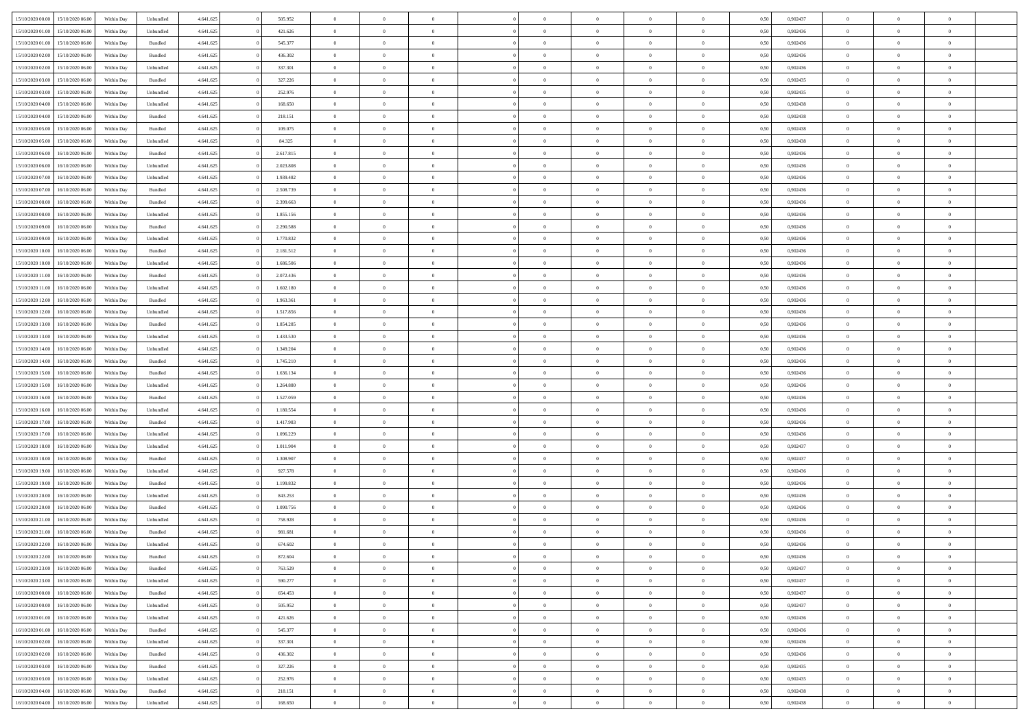| | | | | | | | | | | | | | | | | | | | | |
|---|---|---|---|---|---|---|---|---|---|---|---|---|---|---|---|---|---|---|---|---|
| 15/10/2020 00.00 | 15/10/2020 06.00 | Within Day | Unbundled | 4.641.625 | 0 | 505.952 | 0 | 0 | 0 | | 0 | 0 | 0 | 0 | 0,50 | 0,902437 | 0 | 0 | 0 | |
| 15/10/2020 01.00 | 15/10/2020 06.00 | Within Day | Unbundled | 4.641.625 | 0 | 421.626 | 0 | 0 | 0 | | 0 | 0 | 0 | 0 | 0,50 | 0,902436 | 0 | 0 | 0 | |
| 15/10/2020 01.00 | 15/10/2020 06.00 | Within Day | Bundled | 4.641.625 | 0 | 545.377 | 0 | 0 | 0 | | 0 | 0 | 0 | 0 | 0,50 | 0,902436 | 0 | 0 | 0 | |
| 15/10/2020 02.00 | 15/10/2020 06.00 | Within Day | Bundled | 4.641.625 | 0 | 436.302 | 0 | 0 | 0 | | 0 | 0 | 0 | 0 | 0,50 | 0,902436 | 0 | 0 | 0 | |
| 15/10/2020 02.00 | 15/10/2020 06.00 | Within Day | Unbundled | 4.641.625 | 0 | 337.301 | 0 | 0 | 0 | | 0 | 0 | 0 | 0 | 0,50 | 0,902436 | 0 | 0 | 0 | |
| 15/10/2020 03.00 | 15/10/2020 06.00 | Within Day | Bundled | 4.641.625 | 0 | 327.226 | 0 | 0 | 0 | | 0 | 0 | 0 | 0 | 0,50 | 0,902435 | 0 | 0 | 0 | |
| 15/10/2020 03.00 | 15/10/2020 06.00 | Within Day | Unbundled | 4.641.625 | 0 | 252.976 | 0 | 0 | 0 | | 0 | 0 | 0 | 0 | 0,50 | 0,902435 | 0 | 0 | 0 | |
| 15/10/2020 04.00 | 15/10/2020 06.00 | Within Day | Unbundled | 4.641.625 | 0 | 168.650 | 0 | 0 | 0 | | 0 | 0 | 0 | 0 | 0,50 | 0,902438 | 0 | 0 | 0 | |
| 15/10/2020 04.00 | 15/10/2020 06.00 | Within Day | Bundled | 4.641.625 | 0 | 218.151 | 0 | 0 | 0 | | 0 | 0 | 0 | 0 | 0,50 | 0,902438 | 0 | 0 | 0 | |
| 15/10/2020 05.00 | 15/10/2020 06.00 | Within Day | Bundled | 4.641.625 | 0 | 109.075 | 0 | 0 | 0 | | 0 | 0 | 0 | 0 | 0,50 | 0,902438 | 0 | 0 | 0 | |
| 15/10/2020 05.00 | 15/10/2020 06.00 | Within Day | Unbundled | 4.641.625 | 0 | 84.325 | 0 | 0 | 0 | | 0 | 0 | 0 | 0 | 0,50 | 0,902438 | 0 | 0 | 0 | |
| 15/10/2020 06.00 | 16/10/2020 06.00 | Within Day | Bundled | 4.641.625 | 0 | 2.617.815 | 0 | 0 | 0 | | 0 | 0 | 0 | 0 | 0,50 | 0,902436 | 0 | 0 | 0 | |
| 15/10/2020 06.00 | 16/10/2020 06.00 | Within Day | Unbundled | 4.641.625 | 0 | 2.023.808 | 0 | 0 | 0 | | 0 | 0 | 0 | 0 | 0,50 | 0,902436 | 0 | 0 | 0 | |
| 15/10/2020 07.00 | 16/10/2020 06.00 | Within Day | Unbundled | 4.641.625 | 0 | 1.939.482 | 0 | 0 | 0 | | 0 | 0 | 0 | 0 | 0,50 | 0,902436 | 0 | 0 | 0 | |
| 15/10/2020 07.00 | 16/10/2020 06.00 | Within Day | Bundled | 4.641.625 | 0 | 2.508.739 | 0 | 0 | 0 | | 0 | 0 | 0 | 0 | 0,50 | 0,902436 | 0 | 0 | 0 | |
| 15/10/2020 08.00 | 16/10/2020 06.00 | Within Day | Bundled | 4.641.625 | 0 | 2.399.663 | 0 | 0 | 0 | | 0 | 0 | 0 | 0 | 0,50 | 0,902436 | 0 | 0 | 0 | |
| 15/10/2020 08.00 | 16/10/2020 06.00 | Within Day | Unbundled | 4.641.625 | 0 | 1.855.156 | 0 | 0 | 0 | | 0 | 0 | 0 | 0 | 0,50 | 0,902436 | 0 | 0 | 0 | |
| 15/10/2020 09.00 | 16/10/2020 06.00 | Within Day | Bundled | 4.641.625 | 0 | 2.290.588 | 0 | 0 | 0 | | 0 | 0 | 0 | 0 | 0,50 | 0,902436 | 0 | 0 | 0 | |
| 15/10/2020 09.00 | 16/10/2020 06.00 | Within Day | Unbundled | 4.641.625 | 0 | 1.770.832 | 0 | 0 | 0 | | 0 | 0 | 0 | 0 | 0,50 | 0,902436 | 0 | 0 | 0 | |
| 15/10/2020 10.00 | 16/10/2020 06.00 | Within Day | Bundled | 4.641.625 | 0 | 2.181.512 | 0 | 0 | 0 | | 0 | 0 | 0 | 0 | 0,50 | 0,902436 | 0 | 0 | 0 | |
| 15/10/2020 10.00 | 16/10/2020 06.00 | Within Day | Unbundled | 4.641.625 | 0 | 1.686.506 | 0 | 0 | 0 | | 0 | 0 | 0 | 0 | 0,50 | 0,902436 | 0 | 0 | 0 | |
| 15/10/2020 11.00 | 16/10/2020 06.00 | Within Day | Bundled | 4.641.625 | 0 | 2.072.436 | 0 | 0 | 0 | | 0 | 0 | 0 | 0 | 0,50 | 0,902436 | 0 | 0 | 0 | |
| 15/10/2020 11.00 | 16/10/2020 06.00 | Within Day | Unbundled | 4.641.625 | 0 | 1.602.180 | 0 | 0 | 0 | | 0 | 0 | 0 | 0 | 0,50 | 0,902436 | 0 | 0 | 0 | |
| 15/10/2020 12.00 | 16/10/2020 06.00 | Within Day | Bundled | 4.641.625 | 0 | 1.963.361 | 0 | 0 | 0 | | 0 | 0 | 0 | 0 | 0,50 | 0,902436 | 0 | 0 | 0 | |
| 15/10/2020 12.00 | 16/10/2020 06.00 | Within Day | Unbundled | 4.641.625 | 0 | 1.517.856 | 0 | 0 | 0 | | 0 | 0 | 0 | 0 | 0,50 | 0,902436 | 0 | 0 | 0 | |
| 15/10/2020 13.00 | 16/10/2020 06.00 | Within Day | Bundled | 4.641.625 | 0 | 1.854.285 | 0 | 0 | 0 | | 0 | 0 | 0 | 0 | 0,50 | 0,902436 | 0 | 0 | 0 | |
| 15/10/2020 13.00 | 16/10/2020 06.00 | Within Day | Unbundled | 4.641.625 | 0 | 1.433.530 | 0 | 0 | 0 | | 0 | 0 | 0 | 0 | 0,50 | 0,902436 | 0 | 0 | 0 | |
| 15/10/2020 14.00 | 16/10/2020 06.00 | Within Day | Unbundled | 4.641.625 | 0 | 1.349.204 | 0 | 0 | 0 | | 0 | 0 | 0 | 0 | 0,50 | 0,902436 | 0 | 0 | 0 | |
| 15/10/2020 14.00 | 16/10/2020 06.00 | Within Day | Bundled | 4.641.625 | 0 | 1.745.210 | 0 | 0 | 0 | | 0 | 0 | 0 | 0 | 0,50 | 0,902436 | 0 | 0 | 0 | |
| 15/10/2020 15.00 | 16/10/2020 06.00 | Within Day | Bundled | 4.641.625 | 0 | 1.636.134 | 0 | 0 | 0 | | 0 | 0 | 0 | 0 | 0,50 | 0,902436 | 0 | 0 | 0 | |
| 15/10/2020 15.00 | 16/10/2020 06.00 | Within Day | Unbundled | 4.641.625 | 0 | 1.264.880 | 0 | 0 | 0 | | 0 | 0 | 0 | 0 | 0,50 | 0,902436 | 0 | 0 | 0 | |
| 15/10/2020 16.00 | 16/10/2020 06.00 | Within Day | Bundled | 4.641.625 | 0 | 1.527.059 | 0 | 0 | 0 | | 0 | 0 | 0 | 0 | 0,50 | 0,902436 | 0 | 0 | 0 | |
| 15/10/2020 16.00 | 16/10/2020 06.00 | Within Day | Unbundled | 4.641.625 | 0 | 1.180.554 | 0 | 0 | 0 | | 0 | 0 | 0 | 0 | 0,50 | 0,902436 | 0 | 0 | 0 | |
| 15/10/2020 17.00 | 16/10/2020 06.00 | Within Day | Bundled | 4.641.625 | 0 | 1.417.983 | 0 | 0 | 0 | | 0 | 0 | 0 | 0 | 0,50 | 0,902436 | 0 | 0 | 0 | |
| 15/10/2020 17.00 | 16/10/2020 06.00 | Within Day | Unbundled | 4.641.625 | 0 | 1.096.229 | 0 | 0 | 0 | | 0 | 0 | 0 | 0 | 0,50 | 0,902436 | 0 | 0 | 0 | |
| 15/10/2020 18.00 | 16/10/2020 06.00 | Within Day | Unbundled | 4.641.625 | 0 | 1.011.904 | 0 | 0 | 0 | | 0 | 0 | 0 | 0 | 0,50 | 0,902437 | 0 | 0 | 0 | |
| 15/10/2020 18.00 | 16/10/2020 06.00 | Within Day | Bundled | 4.641.625 | 0 | 1.308.907 | 0 | 0 | 0 | | 0 | 0 | 0 | 0 | 0,50 | 0,902437 | 0 | 0 | 0 | |
| 15/10/2020 19.00 | 16/10/2020 06.00 | Within Day | Unbundled | 4.641.625 | 0 | 927.578 | 0 | 0 | 0 | | 0 | 0 | 0 | 0 | 0,50 | 0,902436 | 0 | 0 | 0 | |
| 15/10/2020 19.00 | 16/10/2020 06.00 | Within Day | Bundled | 4.641.625 | 0 | 1.199.832 | 0 | 0 | 0 | | 0 | 0 | 0 | 0 | 0,50 | 0,902436 | 0 | 0 | 0 | |
| 15/10/2020 20.00 | 16/10/2020 06.00 | Within Day | Unbundled | 4.641.625 | 0 | 843.253 | 0 | 0 | 0 | | 0 | 0 | 0 | 0 | 0,50 | 0,902436 | 0 | 0 | 0 | |
| 15/10/2020 20.00 | 16/10/2020 06.00 | Within Day | Bundled | 4.641.625 | 0 | 1.090.756 | 0 | 0 | 0 | | 0 | 0 | 0 | 0 | 0,50 | 0,902436 | 0 | 0 | 0 | |
| 15/10/2020 21.00 | 16/10/2020 06.00 | Within Day | Unbundled | 4.641.625 | 0 | 758.928 | 0 | 0 | 0 | | 0 | 0 | 0 | 0 | 0,50 | 0,902436 | 0 | 0 | 0 | |
| 15/10/2020 21.00 | 16/10/2020 06.00 | Within Day | Bundled | 4.641.625 | 0 | 981.681 | 0 | 0 | 0 | | 0 | 0 | 0 | 0 | 0,50 | 0,902436 | 0 | 0 | 0 | |
| 15/10/2020 22.00 | 16/10/2020 06.00 | Within Day | Unbundled | 4.641.625 | 0 | 674.602 | 0 | 0 | 0 | | 0 | 0 | 0 | 0 | 0,50 | 0,902436 | 0 | 0 | 0 | |
| 15/10/2020 22.00 | 16/10/2020 06.00 | Within Day | Bundled | 4.641.625 | 0 | 872.604 | 0 | 0 | 0 | | 0 | 0 | 0 | 0 | 0,50 | 0,902436 | 0 | 0 | 0 | |
| 15/10/2020 23.00 | 16/10/2020 06.00 | Within Day | Bundled | 4.641.625 | 0 | 763.529 | 0 | 0 | 0 | | 0 | 0 | 0 | 0 | 0,50 | 0,902437 | 0 | 0 | 0 | |
| 15/10/2020 23.00 | 16/10/2020 06.00 | Within Day | Unbundled | 4.641.625 | 0 | 590.277 | 0 | 0 | 0 | | 0 | 0 | 0 | 0 | 0,50 | 0,902437 | 0 | 0 | 0 | |
| 16/10/2020 00.00 | 16/10/2020 06.00 | Within Day | Bundled | 4.641.625 | 0 | 654.453 | 0 | 0 | 0 | | 0 | 0 | 0 | 0 | 0,50 | 0,902437 | 0 | 0 | 0 | |
| 16/10/2020 00.00 | 16/10/2020 06.00 | Within Day | Unbundled | 4.641.625 | 0 | 505.952 | 0 | 0 | 0 | | 0 | 0 | 0 | 0 | 0,50 | 0,902437 | 0 | 0 | 0 | |
| 16/10/2020 01.00 | 16/10/2020 06.00 | Within Day | Unbundled | 4.641.625 | 0 | 421.626 | 0 | 0 | 0 | | 0 | 0 | 0 | 0 | 0,50 | 0,902436 | 0 | 0 | 0 | |
| 16/10/2020 01.00 | 16/10/2020 06.00 | Within Day | Bundled | 4.641.625 | 0 | 545.377 | 0 | 0 | 0 | | 0 | 0 | 0 | 0 | 0,50 | 0,902436 | 0 | 0 | 0 | |
| 16/10/2020 02.00 | 16/10/2020 06.00 | Within Day | Unbundled | 4.641.625 | 0 | 337.301 | 0 | 0 | 0 | | 0 | 0 | 0 | 0 | 0,50 | 0,902436 | 0 | 0 | 0 | |
| 16/10/2020 02.00 | 16/10/2020 06.00 | Within Day | Bundled | 4.641.625 | 0 | 436.302 | 0 | 0 | 0 | | 0 | 0 | 0 | 0 | 0,50 | 0,902436 | 0 | 0 | 0 | |
| 16/10/2020 03.00 | 16/10/2020 06.00 | Within Day | Bundled | 4.641.625 | 0 | 327.226 | 0 | 0 | 0 | | 0 | 0 | 0 | 0 | 0,50 | 0,902435 | 0 | 0 | 0 | |
| 16/10/2020 03.00 | 16/10/2020 06.00 | Within Day | Unbundled | 4.641.625 | 0 | 252.976 | 0 | 0 | 0 | | 0 | 0 | 0 | 0 | 0,50 | 0,902435 | 0 | 0 | 0 | |
| 16/10/2020 04.00 | 16/10/2020 06.00 | Within Day | Bundled | 4.641.625 | 0 | 218.151 | 0 | 0 | 0 | | 0 | 0 | 0 | 0 | 0,50 | 0,902438 | 0 | 0 | 0 | |
| 16/10/2020 04.00 | 16/10/2020 06.00 | Within Day | Unbundled | 4.641.625 | 0 | 168.650 | 0 | 0 | 0 | | 0 | 0 | 0 | 0 | 0,50 | 0,902438 | 0 | 0 | 0 | |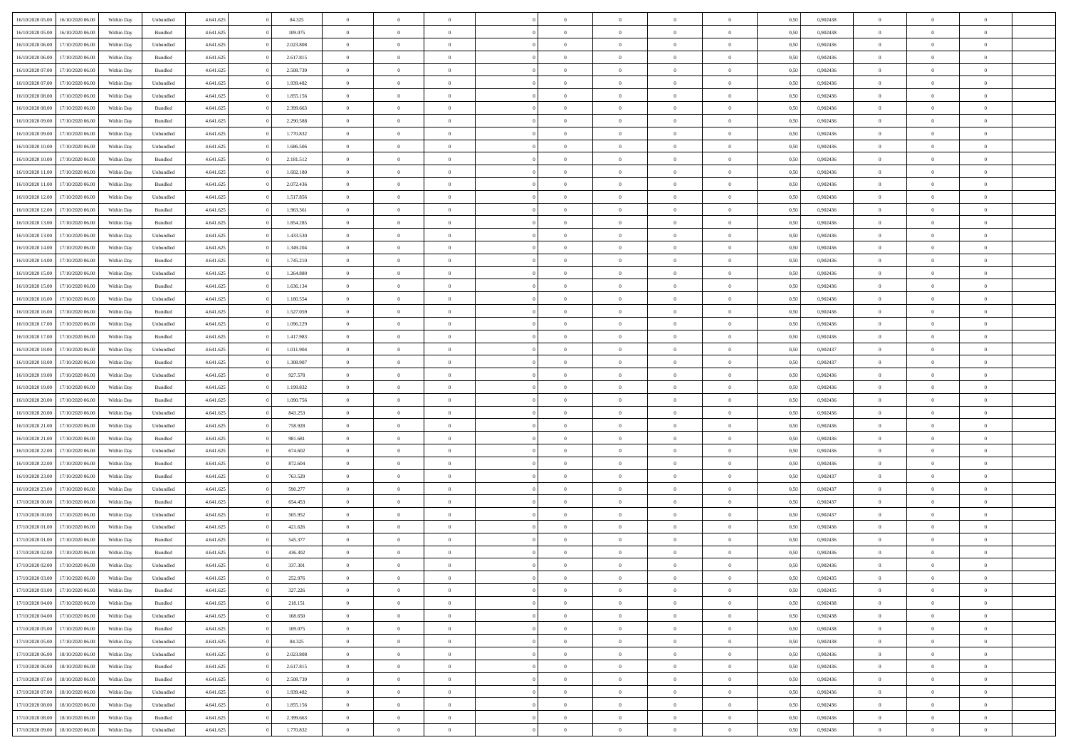| | | | | | | | | | | | | | | | | | | | | | |
|---|---|---|---|---|---|---|---|---|---|---|---|---|---|---|---|---|---|---|---|---|---|
| 16/10/2020 05:00 | 16/10/2020 06:00 | Within Day | Unbundled | 4.641.625 | 0 | 84.325 | 0 | 0 | 0 | | 0 | 0 | 0 | 0 | 0 | 0,50 | 0,902438 | 0 | 0 | 0 | |
| 16/10/2020 05:00 | 16/10/2020 06:00 | Within Day | Bundled | 4.641.625 | 0 | 109.075 | 0 | 0 | 0 | | 0 | 0 | 0 | 0 | 0 | 0,50 | 0,902438 | 0 | 0 | 0 | |
| 16/10/2020 06:00 | 17/10/2020 06:00 | Within Day | Unbundled | 4.641.625 | 0 | 2.023.808 | 0 | 0 | 0 | | 0 | 0 | 0 | 0 | 0 | 0,50 | 0,902436 | 0 | 0 | 0 | |
| 16/10/2020 06:00 | 17/10/2020 06:00 | Within Day | Bundled | 4.641.625 | 0 | 2.617.815 | 0 | 0 | 0 | | 0 | 0 | 0 | 0 | 0 | 0,50 | 0,902436 | 0 | 0 | 0 | |
| 16/10/2020 07:00 | 17/10/2020 06:00 | Within Day | Bundled | 4.641.625 | 0 | 2.508.739 | 0 | 0 | 0 | | 0 | 0 | 0 | 0 | 0 | 0,50 | 0,902436 | 0 | 0 | 0 | |
| 16/10/2020 07:00 | 17/10/2020 06:00 | Within Day | Unbundled | 4.641.625 | 0 | 1.939.482 | 0 | 0 | 0 | | 0 | 0 | 0 | 0 | 0 | 0,50 | 0,902436 | 0 | 0 | 0 | |
| 16/10/2020 08:00 | 17/10/2020 06:00 | Within Day | Unbundled | 4.641.625 | 0 | 1.855.156 | 0 | 0 | 0 | | 0 | 0 | 0 | 0 | 0 | 0,50 | 0,902436 | 0 | 0 | 0 | |
| 16/10/2020 08:00 | 17/10/2020 06:00 | Within Day | Bundled | 4.641.625 | 0 | 2.399.663 | 0 | 0 | 0 | | 0 | 0 | 0 | 0 | 0 | 0,50 | 0,902436 | 0 | 0 | 0 | |
| 16/10/2020 09:00 | 17/10/2020 06:00 | Within Day | Bundled | 4.641.625 | 0 | 2.290.588 | 0 | 0 | 0 | | 0 | 0 | 0 | 0 | 0 | 0,50 | 0,902436 | 0 | 0 | 0 | |
| 16/10/2020 09:00 | 17/10/2020 06:00 | Within Day | Unbundled | 4.641.625 | 0 | 1.770.832 | 0 | 0 | 0 | | 0 | 0 | 0 | 0 | 0 | 0,50 | 0,902436 | 0 | 0 | 0 | |
| 16/10/2020 10:00 | 17/10/2020 06:00 | Within Day | Unbundled | 4.641.625 | 0 | 1.686.506 | 0 | 0 | 0 | | 0 | 0 | 0 | 0 | 0 | 0,50 | 0,902436 | 0 | 0 | 0 | |
| 16/10/2020 10:00 | 17/10/2020 06:00 | Within Day | Bundled | 4.641.625 | 0 | 2.181.512 | 0 | 0 | 0 | | 0 | 0 | 0 | 0 | 0 | 0,50 | 0,902436 | 0 | 0 | 0 | |
| 16/10/2020 11:00 | 17/10/2020 06:00 | Within Day | Unbundled | 4.641.625 | 0 | 1.602.180 | 0 | 0 | 0 | | 0 | 0 | 0 | 0 | 0 | 0,50 | 0,902436 | 0 | 0 | 0 | |
| 16/10/2020 11:00 | 17/10/2020 06:00 | Within Day | Bundled | 4.641.625 | 0 | 2.072.436 | 0 | 0 | 0 | | 0 | 0 | 0 | 0 | 0 | 0,50 | 0,902436 | 0 | 0 | 0 | |
| 16/10/2020 12:00 | 17/10/2020 06:00 | Within Day | Unbundled | 4.641.625 | 0 | 1.517.856 | 0 | 0 | 0 | | 0 | 0 | 0 | 0 | 0 | 0,50 | 0,902436 | 0 | 0 | 0 | |
| 16/10/2020 12:00 | 17/10/2020 06:00 | Within Day | Bundled | 4.641.625 | 0 | 1.963.361 | 0 | 0 | 0 | | 0 | 0 | 0 | 0 | 0 | 0,50 | 0,902436 | 0 | 0 | 0 | |
| 16/10/2020 13:00 | 17/10/2020 06:00 | Within Day | Bundled | 4.641.625 | 0 | 1.854.285 | 0 | 0 | 0 | | 0 | 0 | 0 | 0 | 0 | 0,50 | 0,902436 | 0 | 0 | 0 | |
| 16/10/2020 13:00 | 17/10/2020 06:00 | Within Day | Unbundled | 4.641.625 | 0 | 1.433.530 | 0 | 0 | 0 | | 0 | 0 | 0 | 0 | 0 | 0,50 | 0,902436 | 0 | 0 | 0 | |
| 16/10/2020 14:00 | 17/10/2020 06:00 | Within Day | Unbundled | 4.641.625 | 0 | 1.349.204 | 0 | 0 | 0 | | 0 | 0 | 0 | 0 | 0 | 0,50 | 0,902436 | 0 | 0 | 0 | |
| 16/10/2020 14:00 | 17/10/2020 06:00 | Within Day | Bundled | 4.641.625 | 0 | 1.745.210 | 0 | 0 | 0 | | 0 | 0 | 0 | 0 | 0 | 0,50 | 0,902436 | 0 | 0 | 0 | |
| 16/10/2020 15:00 | 17/10/2020 06:00 | Within Day | Unbundled | 4.641.625 | 0 | 1.264.880 | 0 | 0 | 0 | | 0 | 0 | 0 | 0 | 0 | 0,50 | 0,902436 | 0 | 0 | 0 | |
| 16/10/2020 15:00 | 17/10/2020 06:00 | Within Day | Bundled | 4.641.625 | 0 | 1.636.134 | 0 | 0 | 0 | | 0 | 0 | 0 | 0 | 0 | 0,50 | 0,902436 | 0 | 0 | 0 | |
| 16/10/2020 16:00 | 17/10/2020 06:00 | Within Day | Unbundled | 4.641.625 | 0 | 1.180.554 | 0 | 0 | 0 | | 0 | 0 | 0 | 0 | 0 | 0,50 | 0,902436 | 0 | 0 | 0 | |
| 16/10/2020 16:00 | 17/10/2020 06:00 | Within Day | Bundled | 4.641.625 | 0 | 1.527.059 | 0 | 0 | 0 | | 0 | 0 | 0 | 0 | 0 | 0,50 | 0,902436 | 0 | 0 | 0 | |
| 16/10/2020 17:00 | 17/10/2020 06:00 | Within Day | Unbundled | 4.641.625 | 0 | 1.096.229 | 0 | 0 | 0 | | 0 | 0 | 0 | 0 | 0 | 0,50 | 0,902436 | 0 | 0 | 0 | |
| 16/10/2020 17:00 | 17/10/2020 06:00 | Within Day | Bundled | 4.641.625 | 0 | 1.417.983 | 0 | 0 | 0 | | 0 | 0 | 0 | 0 | 0 | 0,50 | 0,902436 | 0 | 0 | 0 | |
| 16/10/2020 18:00 | 17/10/2020 06:00 | Within Day | Unbundled | 4.641.625 | 0 | 1.011.904 | 0 | 0 | 0 | | 0 | 0 | 0 | 0 | 0 | 0,50 | 0,902437 | 0 | 0 | 0 | |
| 16/10/2020 18:00 | 17/10/2020 06:00 | Within Day | Bundled | 4.641.625 | 0 | 1.308.907 | 0 | 0 | 0 | | 0 | 0 | 0 | 0 | 0 | 0,50 | 0,902437 | 0 | 0 | 0 | |
| 16/10/2020 19:00 | 17/10/2020 06:00 | Within Day | Unbundled | 4.641.625 | 0 | 927.578 | 0 | 0 | 0 | | 0 | 0 | 0 | 0 | 0 | 0,50 | 0,902436 | 0 | 0 | 0 | |
| 16/10/2020 19:00 | 17/10/2020 06:00 | Within Day | Bundled | 4.641.625 | 0 | 1.199.832 | 0 | 0 | 0 | | 0 | 0 | 0 | 0 | 0 | 0,50 | 0,902436 | 0 | 0 | 0 | |
| 16/10/2020 20:00 | 17/10/2020 06:00 | Within Day | Bundled | 4.641.625 | 0 | 1.090.756 | 0 | 0 | 0 | | 0 | 0 | 0 | 0 | 0 | 0,50 | 0,902436 | 0 | 0 | 0 | |
| 16/10/2020 20:00 | 17/10/2020 06:00 | Within Day | Unbundled | 4.641.625 | 0 | 843.253 | 0 | 0 | 0 | | 0 | 0 | 0 | 0 | 0 | 0,50 | 0,902436 | 0 | 0 | 0 | |
| 16/10/2020 21:00 | 17/10/2020 06:00 | Within Day | Unbundled | 4.641.625 | 0 | 758.928 | 0 | 0 | 0 | | 0 | 0 | 0 | 0 | 0 | 0,50 | 0,902436 | 0 | 0 | 0 | |
| 16/10/2020 21:00 | 17/10/2020 06:00 | Within Day | Bundled | 4.641.625 | 0 | 981.681 | 0 | 0 | 0 | | 0 | 0 | 0 | 0 | 0 | 0,50 | 0,902436 | 0 | 0 | 0 | |
| 16/10/2020 22:00 | 17/10/2020 06:00 | Within Day | Unbundled | 4.641.625 | 0 | 674.602 | 0 | 0 | 0 | | 0 | 0 | 0 | 0 | 0 | 0,50 | 0,902436 | 0 | 0 | 0 | |
| 16/10/2020 22:00 | 17/10/2020 06:00 | Within Day | Bundled | 4.641.625 | 0 | 872.604 | 0 | 0 | 0 | | 0 | 0 | 0 | 0 | 0 | 0,50 | 0,902436 | 0 | 0 | 0 | |
| 16/10/2020 23:00 | 17/10/2020 06:00 | Within Day | Bundled | 4.641.625 | 0 | 763.529 | 0 | 0 | 0 | | 0 | 0 | 0 | 0 | 0 | 0,50 | 0,902437 | 0 | 0 | 0 | |
| 16/10/2020 23:00 | 17/10/2020 06:00 | Within Day | Unbundled | 4.641.625 | 0 | 590.277 | 0 | 0 | 0 | | 0 | 0 | 0 | 0 | 0 | 0,50 | 0,902437 | 0 | 0 | 0 | |
| 17/10/2020 00:00 | 17/10/2020 06:00 | Within Day | Bundled | 4.641.625 | 0 | 654.453 | 0 | 0 | 0 | | 0 | 0 | 0 | 0 | 0 | 0,50 | 0,902437 | 0 | 0 | 0 | |
| 17/10/2020 00:00 | 17/10/2020 06:00 | Within Day | Unbundled | 4.641.625 | 0 | 505.952 | 0 | 0 | 0 | | 0 | 0 | 0 | 0 | 0 | 0,50 | 0,902437 | 0 | 0 | 0 | |
| 17/10/2020 01:00 | 17/10/2020 06:00 | Within Day | Unbundled | 4.641.625 | 0 | 421.626 | 0 | 0 | 0 | | 0 | 0 | 0 | 0 | 0 | 0,50 | 0,902436 | 0 | 0 | 0 | |
| 17/10/2020 01:00 | 17/10/2020 06:00 | Within Day | Bundled | 4.641.625 | 0 | 545.377 | 0 | 0 | 0 | | 0 | 0 | 0 | 0 | 0 | 0,50 | 0,902436 | 0 | 0 | 0 | |
| 17/10/2020 02:00 | 17/10/2020 06:00 | Within Day | Bundled | 4.641.625 | 0 | 436.302 | 0 | 0 | 0 | | 0 | 0 | 0 | 0 | 0 | 0,50 | 0,902436 | 0 | 0 | 0 | |
| 17/10/2020 02:00 | 17/10/2020 06:00 | Within Day | Unbundled | 4.641.625 | 0 | 337.301 | 0 | 0 | 0 | | 0 | 0 | 0 | 0 | 0 | 0,50 | 0,902436 | 0 | 0 | 0 | |
| 17/10/2020 03:00 | 17/10/2020 06:00 | Within Day | Unbundled | 4.641.625 | 0 | 252.976 | 0 | 0 | 0 | | 0 | 0 | 0 | 0 | 0 | 0,50 | 0,902435 | 0 | 0 | 0 | |
| 17/10/2020 03:00 | 17/10/2020 06:00 | Within Day | Bundled | 4.641.625 | 0 | 327.226 | 0 | 0 | 0 | | 0 | 0 | 0 | 0 | 0 | 0,50 | 0,902435 | 0 | 0 | 0 | |
| 17/10/2020 04:00 | 17/10/2020 06:00 | Within Day | Bundled | 4.641.625 | 0 | 218.151 | 0 | 0 | 0 | | 0 | 0 | 0 | 0 | 0 | 0,50 | 0,902438 | 0 | 0 | 0 | |
| 17/10/2020 04:00 | 17/10/2020 06:00 | Within Day | Unbundled | 4.641.625 | 0 | 168.650 | 0 | 0 | 0 | | 0 | 0 | 0 | 0 | 0 | 0,50 | 0,902438 | 0 | 0 | 0 | |
| 17/10/2020 05:00 | 17/10/2020 06:00 | Within Day | Bundled | 4.641.625 | 0 | 109.075 | 0 | 0 | 0 | | 0 | 0 | 0 | 0 | 0 | 0,50 | 0,902438 | 0 | 0 | 0 | |
| 17/10/2020 05:00 | 17/10/2020 06:00 | Within Day | Unbundled | 4.641.625 | 0 | 84.325 | 0 | 0 | 0 | | 0 | 0 | 0 | 0 | 0 | 0,50 | 0,902438 | 0 | 0 | 0 | |
| 17/10/2020 06:00 | 18/10/2020 06:00 | Within Day | Unbundled | 4.641.625 | 0 | 2.023.808 | 0 | 0 | 0 | | 0 | 0 | 0 | 0 | 0 | 0,50 | 0,902436 | 0 | 0 | 0 | |
| 17/10/2020 06:00 | 18/10/2020 06:00 | Within Day | Bundled | 4.641.625 | 0 | 2.617.815 | 0 | 0 | 0 | | 0 | 0 | 0 | 0 | 0 | 0,50 | 0,902436 | 0 | 0 | 0 | |
| 17/10/2020 07:00 | 18/10/2020 06:00 | Within Day | Bundled | 4.641.625 | 0 | 2.508.739 | 0 | 0 | 0 | | 0 | 0 | 0 | 0 | 0 | 0,50 | 0,902436 | 0 | 0 | 0 | |
| 17/10/2020 07:00 | 18/10/2020 06:00 | Within Day | Unbundled | 4.641.625 | 0 | 1.939.482 | 0 | 0 | 0 | | 0 | 0 | 0 | 0 | 0 | 0,50 | 0,902436 | 0 | 0 | 0 | |
| 17/10/2020 08:00 | 18/10/2020 06:00 | Within Day | Unbundled | 4.641.625 | 0 | 1.855.156 | 0 | 0 | 0 | | 0 | 0 | 0 | 0 | 0 | 0,50 | 0,902436 | 0 | 0 | 0 | |
| 17/10/2020 08:00 | 18/10/2020 06:00 | Within Day | Bundled | 4.641.625 | 0 | 2.399.663 | 0 | 0 | 0 | | 0 | 0 | 0 | 0 | 0 | 0,50 | 0,902436 | 0 | 0 | 0 | |
| 17/10/2020 09:00 | 18/10/2020 06:00 | Within Day | Unbundled | 4.641.625 | 0 | 1.770.832 | 0 | 0 | 0 | | 0 | 0 | 0 | 0 | 0 | 0,50 | 0,902436 | 0 | 0 | 0 | |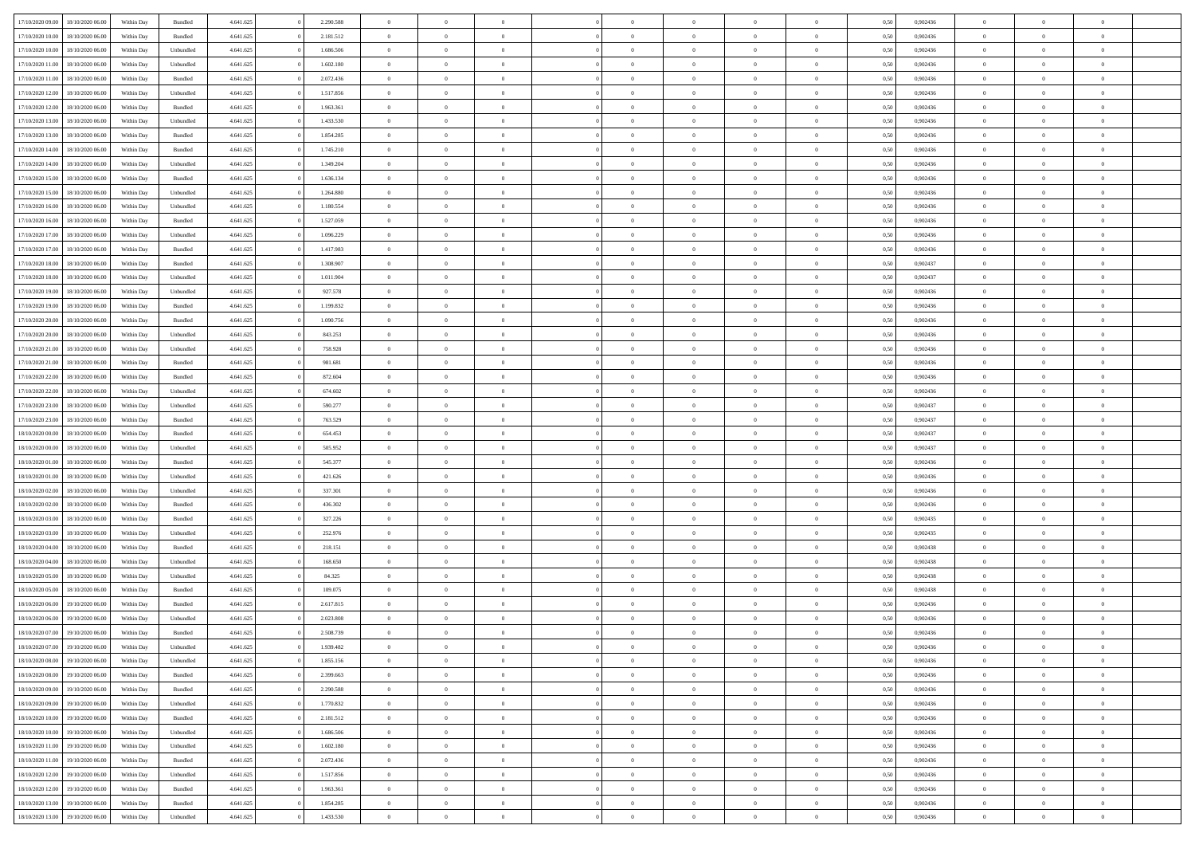| | | | | | | | | | | | | | | | | | | | | | |
|---|---|---|---|---|---|---|---|---|---|---|---|---|---|---|---|---|---|---|---|---|---|
| 17/10/2020 09.00 | 18/10/2020 06.00 | Within Day | Bundled | 4.641.625 | 0 | 2.290.588 | 0 | 0 | 0 | | 0 | 0 | 0 | 0 | 0,50 | 0,902436 | 0 | 0 | 0 | |
| 17/10/2020 10.00 | 18/10/2020 06.00 | Within Day | Bundled | 4.641.625 | 0 | 2.181.512 | 0 | 0 | 0 | | 0 | 0 | 0 | 0 | 0,50 | 0,902436 | 0 | 0 | 0 | |
| 17/10/2020 10.00 | 18/10/2020 06.00 | Within Day | Unbundled | 4.641.625 | 0 | 1.686.506 | 0 | 0 | 0 | | 0 | 0 | 0 | 0 | 0,50 | 0,902436 | 0 | 0 | 0 | |
| 17/10/2020 11.00 | 18/10/2020 06.00 | Within Day | Unbundled | 4.641.625 | 0 | 1.602.180 | 0 | 0 | 0 | | 0 | 0 | 0 | 0 | 0,50 | 0,902436 | 0 | 0 | 0 | |
| 17/10/2020 11.00 | 18/10/2020 06.00 | Within Day | Bundled | 4.641.625 | 0 | 2.072.436 | 0 | 0 | 0 | | 0 | 0 | 0 | 0 | 0,50 | 0,902436 | 0 | 0 | 0 | |
| 17/10/2020 12.00 | 18/10/2020 06.00 | Within Day | Unbundled | 4.641.625 | 0 | 1.517.856 | 0 | 0 | 0 | | 0 | 0 | 0 | 0 | 0,50 | 0,902436 | 0 | 0 | 0 | |
| 17/10/2020 12.00 | 18/10/2020 06.00 | Within Day | Bundled | 4.641.625 | 0 | 1.963.361 | 0 | 0 | 0 | | 0 | 0 | 0 | 0 | 0,50 | 0,902436 | 0 | 0 | 0 | |
| 17/10/2020 13.00 | 18/10/2020 06.00 | Within Day | Unbundled | 4.641.625 | 0 | 1.433.530 | 0 | 0 | 0 | | 0 | 0 | 0 | 0 | 0,50 | 0,902436 | 0 | 0 | 0 | |
| 17/10/2020 13.00 | 18/10/2020 06.00 | Within Day | Bundled | 4.641.625 | 0 | 1.854.285 | 0 | 0 | 0 | | 0 | 0 | 0 | 0 | 0,50 | 0,902436 | 0 | 0 | 0 | |
| 17/10/2020 14.00 | 18/10/2020 06.00 | Within Day | Bundled | 4.641.625 | 0 | 1.745.210 | 0 | 0 | 0 | | 0 | 0 | 0 | 0 | 0,50 | 0,902436 | 0 | 0 | 0 | |
| 17/10/2020 14.00 | 18/10/2020 06.00 | Within Day | Unbundled | 4.641.625 | 0 | 1.349.204 | 0 | 0 | 0 | | 0 | 0 | 0 | 0 | 0,50 | 0,902436 | 0 | 0 | 0 | |
| 17/10/2020 15.00 | 18/10/2020 06.00 | Within Day | Bundled | 4.641.625 | 0 | 1.636.134 | 0 | 0 | 0 | | 0 | 0 | 0 | 0 | 0,50 | 0,902436 | 0 | 0 | 0 | |
| 17/10/2020 15.00 | 18/10/2020 06.00 | Within Day | Unbundled | 4.641.625 | 0 | 1.264.880 | 0 | 0 | 0 | | 0 | 0 | 0 | 0 | 0,50 | 0,902436 | 0 | 0 | 0 | |
| 17/10/2020 16.00 | 18/10/2020 06.00 | Within Day | Unbundled | 4.641.625 | 0 | 1.180.554 | 0 | 0 | 0 | | 0 | 0 | 0 | 0 | 0,50 | 0,902436 | 0 | 0 | 0 | |
| 17/10/2020 16.00 | 18/10/2020 06.00 | Within Day | Bundled | 4.641.625 | 0 | 1.527.059 | 0 | 0 | 0 | | 0 | 0 | 0 | 0 | 0,50 | 0,902436 | 0 | 0 | 0 | |
| 17/10/2020 17.00 | 18/10/2020 06.00 | Within Day | Unbundled | 4.641.625 | 0 | 1.096.229 | 0 | 0 | 0 | | 0 | 0 | 0 | 0 | 0,50 | 0,902436 | 0 | 0 | 0 | |
| 17/10/2020 17.00 | 18/10/2020 06.00 | Within Day | Bundled | 4.641.625 | 0 | 1.417.983 | 0 | 0 | 0 | | 0 | 0 | 0 | 0 | 0,50 | 0,902436 | 0 | 0 | 0 | |
| 17/10/2020 18.00 | 18/10/2020 06.00 | Within Day | Bundled | 4.641.625 | 0 | 1.308.907 | 0 | 0 | 0 | | 0 | 0 | 0 | 0 | 0,50 | 0,902437 | 0 | 0 | 0 | |
| 17/10/2020 18.00 | 18/10/2020 06.00 | Within Day | Unbundled | 4.641.625 | 0 | 1.011.904 | 0 | 0 | 0 | | 0 | 0 | 0 | 0 | 0,50 | 0,902437 | 0 | 0 | 0 | |
| 17/10/2020 19.00 | 18/10/2020 06.00 | Within Day | Unbundled | 4.641.625 | 0 | 927.578 | 0 | 0 | 0 | | 0 | 0 | 0 | 0 | 0,50 | 0,902436 | 0 | 0 | 0 | |
| 17/10/2020 19.00 | 18/10/2020 06.00 | Within Day | Bundled | 4.641.625 | 0 | 1.199.832 | 0 | 0 | 0 | | 0 | 0 | 0 | 0 | 0,50 | 0,902436 | 0 | 0 | 0 | |
| 17/10/2020 20.00 | 18/10/2020 06.00 | Within Day | Bundled | 4.641.625 | 0 | 1.090.756 | 0 | 0 | 0 | | 0 | 0 | 0 | 0 | 0,50 | 0,902436 | 0 | 0 | 0 | |
| 17/10/2020 20.00 | 18/10/2020 06.00 | Within Day | Unbundled | 4.641.625 | 0 | 843.253 | 0 | 0 | 0 | | 0 | 0 | 0 | 0 | 0,50 | 0,902436 | 0 | 0 | 0 | |
| 17/10/2020 21.00 | 18/10/2020 06.00 | Within Day | Unbundled | 4.641.625 | 0 | 758.928 | 0 | 0 | 0 | | 0 | 0 | 0 | 0 | 0,50 | 0,902436 | 0 | 0 | 0 | |
| 17/10/2020 21.00 | 18/10/2020 06.00 | Within Day | Bundled | 4.641.625 | 0 | 981.681 | 0 | 0 | 0 | | 0 | 0 | 0 | 0 | 0,50 | 0,902436 | 0 | 0 | 0 | |
| 17/10/2020 22.00 | 18/10/2020 06.00 | Within Day | Bundled | 4.641.625 | 0 | 872.604 | 0 | 0 | 0 | | 0 | 0 | 0 | 0 | 0,50 | 0,902436 | 0 | 0 | 0 | |
| 17/10/2020 22.00 | 18/10/2020 06.00 | Within Day | Unbundled | 4.641.625 | 0 | 674.602 | 0 | 0 | 0 | | 0 | 0 | 0 | 0 | 0,50 | 0,902436 | 0 | 0 | 0 | |
| 17/10/2020 23.00 | 18/10/2020 06.00 | Within Day | Unbundled | 4.641.625 | 0 | 590.277 | 0 | 0 | 0 | | 0 | 0 | 0 | 0 | 0,50 | 0,902437 | 0 | 0 | 0 | |
| 17/10/2020 23.00 | 18/10/2020 06.00 | Within Day | Bundled | 4.641.625 | 0 | 763.529 | 0 | 0 | 0 | | 0 | 0 | 0 | 0 | 0,50 | 0,902437 | 0 | 0 | 0 | |
| 18/10/2020 00.00 | 18/10/2020 06.00 | Within Day | Bundled | 4.641.625 | 0 | 654.453 | 0 | 0 | 0 | | 0 | 0 | 0 | 0 | 0,50 | 0,902437 | 0 | 0 | 0 | |
| 18/10/2020 00.00 | 18/10/2020 06.00 | Within Day | Unbundled | 4.641.625 | 0 | 505.952 | 0 | 0 | 0 | | 0 | 0 | 0 | 0 | 0,50 | 0,902437 | 0 | 0 | 0 | |
| 18/10/2020 01.00 | 18/10/2020 06.00 | Within Day | Bundled | 4.641.625 | 0 | 545.377 | 0 | 0 | 0 | | 0 | 0 | 0 | 0 | 0,50 | 0,902436 | 0 | 0 | 0 | |
| 18/10/2020 01.00 | 18/10/2020 06.00 | Within Day | Unbundled | 4.641.625 | 0 | 421.626 | 0 | 0 | 0 | | 0 | 0 | 0 | 0 | 0,50 | 0,902436 | 0 | 0 | 0 | |
| 18/10/2020 02.00 | 18/10/2020 06.00 | Within Day | Unbundled | 4.641.625 | 0 | 337.301 | 0 | 0 | 0 | | 0 | 0 | 0 | 0 | 0,50 | 0,902436 | 0 | 0 | 0 | |
| 18/10/2020 02.00 | 18/10/2020 06.00 | Within Day | Bundled | 4.641.625 | 0 | 436.302 | 0 | 0 | 0 | | 0 | 0 | 0 | 0 | 0,50 | 0,902436 | 0 | 0 | 0 | |
| 18/10/2020 03.00 | 18/10/2020 06.00 | Within Day | Bundled | 4.641.625 | 0 | 327.226 | 0 | 0 | 0 | | 0 | 0 | 0 | 0 | 0,50 | 0,902435 | 0 | 0 | 0 | |
| 18/10/2020 03.00 | 18/10/2020 06.00 | Within Day | Unbundled | 4.641.625 | 0 | 252.976 | 0 | 0 | 0 | | 0 | 0 | 0 | 0 | 0,50 | 0,902435 | 0 | 0 | 0 | |
| 18/10/2020 04.00 | 18/10/2020 06.00 | Within Day | Bundled | 4.641.625 | 0 | 218.151 | 0 | 0 | 0 | | 0 | 0 | 0 | 0 | 0,50 | 0,902438 | 0 | 0 | 0 | |
| 18/10/2020 04.00 | 18/10/2020 06.00 | Within Day | Unbundled | 4.641.625 | 0 | 168.650 | 0 | 0 | 0 | | 0 | 0 | 0 | 0 | 0,50 | 0,902438 | 0 | 0 | 0 | |
| 18/10/2020 05.00 | 18/10/2020 06.00 | Within Day | Unbundled | 4.641.625 | 0 | 84.325 | 0 | 0 | 0 | | 0 | 0 | 0 | 0 | 0,50 | 0,902438 | 0 | 0 | 0 | |
| 18/10/2020 05.00 | 18/10/2020 06.00 | Within Day | Bundled | 4.641.625 | 0 | 109.075 | 0 | 0 | 0 | | 0 | 0 | 0 | 0 | 0,50 | 0,902438 | 0 | 0 | 0 | |
| 18/10/2020 06.00 | 19/10/2020 06.00 | Within Day | Bundled | 4.641.625 | 0 | 2.617.815 | 0 | 0 | 0 | | 0 | 0 | 0 | 0 | 0,50 | 0,902436 | 0 | 0 | 0 | |
| 18/10/2020 06.00 | 19/10/2020 06.00 | Within Day | Unbundled | 4.641.625 | 0 | 2.023.808 | 0 | 0 | 0 | | 0 | 0 | 0 | 0 | 0,50 | 0,902436 | 0 | 0 | 0 | |
| 18/10/2020 07.00 | 19/10/2020 06.00 | Within Day | Bundled | 4.641.625 | 0 | 2.508.739 | 0 | 0 | 0 | | 0 | 0 | 0 | 0 | 0,50 | 0,902436 | 0 | 0 | 0 | |
| 18/10/2020 07.00 | 19/10/2020 06.00 | Within Day | Unbundled | 4.641.625 | 0 | 1.939.482 | 0 | 0 | 0 | | 0 | 0 | 0 | 0 | 0,50 | 0,902436 | 0 | 0 | 0 | |
| 18/10/2020 08.00 | 19/10/2020 06.00 | Within Day | Unbundled | 4.641.625 | 0 | 1.855.156 | 0 | 0 | 0 | | 0 | 0 | 0 | 0 | 0,50 | 0,902436 | 0 | 0 | 0 | |
| 18/10/2020 08.00 | 19/10/2020 06.00 | Within Day | Bundled | 4.641.625 | 0 | 2.399.663 | 0 | 0 | 0 | | 0 | 0 | 0 | 0 | 0,50 | 0,902436 | 0 | 0 | 0 | |
| 18/10/2020 09.00 | 19/10/2020 06.00 | Within Day | Bundled | 4.641.625 | 0 | 2.290.588 | 0 | 0 | 0 | | 0 | 0 | 0 | 0 | 0,50 | 0,902436 | 0 | 0 | 0 | |
| 18/10/2020 09.00 | 19/10/2020 06.00 | Within Day | Unbundled | 4.641.625 | 0 | 1.770.832 | 0 | 0 | 0 | | 0 | 0 | 0 | 0 | 0,50 | 0,902436 | 0 | 0 | 0 | |
| 18/10/2020 10.00 | 19/10/2020 06.00 | Within Day | Bundled | 4.641.625 | 0 | 2.181.512 | 0 | 0 | 0 | | 0 | 0 | 0 | 0 | 0,50 | 0,902436 | 0 | 0 | 0 | |
| 18/10/2020 10.00 | 19/10/2020 06.00 | Within Day | Unbundled | 4.641.625 | 0 | 1.686.506 | 0 | 0 | 0 | | 0 | 0 | 0 | 0 | 0,50 | 0,902436 | 0 | 0 | 0 | |
| 18/10/2020 11.00 | 19/10/2020 06.00 | Within Day | Unbundled | 4.641.625 | 0 | 1.602.180 | 0 | 0 | 0 | | 0 | 0 | 0 | 0 | 0,50 | 0,902436 | 0 | 0 | 0 | |
| 18/10/2020 11.00 | 19/10/2020 06.00 | Within Day | Bundled | 4.641.625 | 0 | 2.072.436 | 0 | 0 | 0 | | 0 | 0 | 0 | 0 | 0,50 | 0,902436 | 0 | 0 | 0 | |
| 18/10/2020 12.00 | 19/10/2020 06.00 | Within Day | Unbundled | 4.641.625 | 0 | 1.517.856 | 0 | 0 | 0 | | 0 | 0 | 0 | 0 | 0,50 | 0,902436 | 0 | 0 | 0 | |
| 18/10/2020 12.00 | 19/10/2020 06.00 | Within Day | Bundled | 4.641.625 | 0 | 1.963.361 | 0 | 0 | 0 | | 0 | 0 | 0 | 0 | 0,50 | 0,902436 | 0 | 0 | 0 | |
| 18/10/2020 13.00 | 19/10/2020 06.00 | Within Day | Bundled | 4.641.625 | 0 | 1.854.285 | 0 | 0 | 0 | | 0 | 0 | 0 | 0 | 0,50 | 0,902436 | 0 | 0 | 0 | |
| 18/10/2020 13.00 | 19/10/2020 06.00 | Within Day | Unbundled | 4.641.625 | 0 | 1.433.530 | 0 | 0 | 0 | | 0 | 0 | 0 | 0 | 0,50 | 0,902436 | 0 | 0 | 0 | |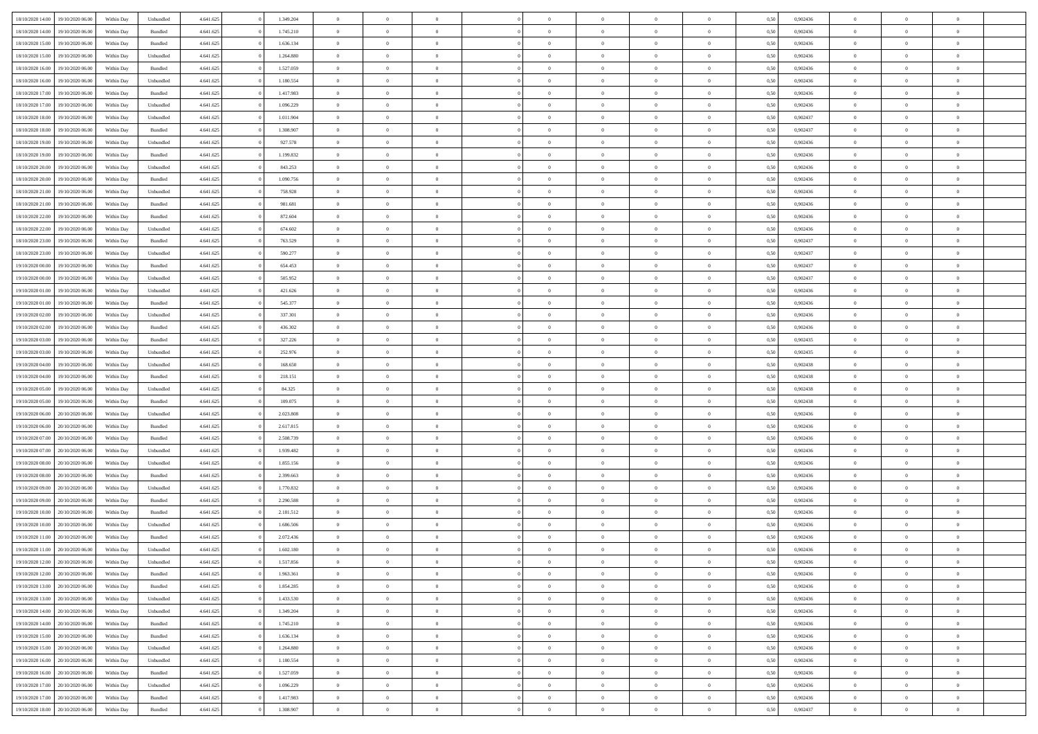| | | | | | | | | | | | | | | | | | | | | | |
|---|---|---|---|---|---|---|---|---|---|---|---|---|---|---|---|---|---|---|---|---|---|
| 18/10/2020 14:00 | 19/10/2020 06:00 | Within Day | Unbundled | 4.641.625 | 0 | 1.349.204 | 0 | 0 | 0 | | 0 | 0 | 0 | 0 | 0,50 | 0,902436 | 0 | 0 | 0 | |
| 18/10/2020 14:00 | 19/10/2020 06:00 | Within Day | Bundled | 4.641.625 | 0 | 1.745.210 | 0 | 0 | 0 | | 0 | 0 | 0 | 0 | 0,50 | 0,902436 | 0 | 0 | 0 | |
| 18/10/2020 15:00 | 19/10/2020 06:00 | Within Day | Bundled | 4.641.625 | 0 | 1.636.134 | 0 | 0 | 0 | | 0 | 0 | 0 | 0 | 0,50 | 0,902436 | 0 | 0 | 0 | |
| 18/10/2020 15:00 | 19/10/2020 06:00 | Within Day | Unbundled | 4.641.625 | 0 | 1.264.880 | 0 | 0 | 0 | | 0 | 0 | 0 | 0 | 0,50 | 0,902436 | 0 | 0 | 0 | |
| 18/10/2020 16:00 | 19/10/2020 06:00 | Within Day | Bundled | 4.641.625 | 0 | 1.527.059 | 0 | 0 | 0 | | 0 | 0 | 0 | 0 | 0,50 | 0,902436 | 0 | 0 | 0 | |
| 18/10/2020 16:00 | 19/10/2020 06:00 | Within Day | Unbundled | 4.641.625 | 0 | 1.180.554 | 0 | 0 | 0 | | 0 | 0 | 0 | 0 | 0,50 | 0,902436 | 0 | 0 | 0 | |
| 18/10/2020 17:00 | 19/10/2020 06:00 | Within Day | Bundled | 4.641.625 | 0 | 1.417.983 | 0 | 0 | 0 | | 0 | 0 | 0 | 0 | 0,50 | 0,902436 | 0 | 0 | 0 | |
| 18/10/2020 17:00 | 19/10/2020 06:00 | Within Day | Unbundled | 4.641.625 | 0 | 1.096.229 | 0 | 0 | 0 | | 0 | 0 | 0 | 0 | 0,50 | 0,902436 | 0 | 0 | 0 | |
| 18/10/2020 18:00 | 19/10/2020 06:00 | Within Day | Unbundled | 4.641.625 | 0 | 1.011.904 | 0 | 0 | 0 | | 0 | 0 | 0 | 0 | 0,50 | 0,902437 | 0 | 0 | 0 | |
| 18/10/2020 18:00 | 19/10/2020 06:00 | Within Day | Bundled | 4.641.625 | 0 | 1.308.907 | 0 | 0 | 0 | | 0 | 0 | 0 | 0 | 0,50 | 0,902437 | 0 | 0 | 0 | |
| 18/10/2020 19:00 | 19/10/2020 06:00 | Within Day | Unbundled | 4.641.625 | 0 | 927.578 | 0 | 0 | 0 | | 0 | 0 | 0 | 0 | 0,50 | 0,902436 | 0 | 0 | 0 | |
| 18/10/2020 19:00 | 19/10/2020 06:00 | Within Day | Bundled | 4.641.625 | 0 | 1.199.832 | 0 | 0 | 0 | | 0 | 0 | 0 | 0 | 0,50 | 0,902436 | 0 | 0 | 0 | |
| 18/10/2020 20:00 | 19/10/2020 06:00 | Within Day | Unbundled | 4.641.625 | 0 | 843.253 | 0 | 0 | 0 | | 0 | 0 | 0 | 0 | 0,50 | 0,902436 | 0 | 0 | 0 | |
| 18/10/2020 20:00 | 19/10/2020 06:00 | Within Day | Bundled | 4.641.625 | 0 | 1.090.756 | 0 | 0 | 0 | | 0 | 0 | 0 | 0 | 0,50 | 0,902436 | 0 | 0 | 0 | |
| 18/10/2020 21:00 | 19/10/2020 06:00 | Within Day | Unbundled | 4.641.625 | 0 | 758.928 | 0 | 0 | 0 | | 0 | 0 | 0 | 0 | 0,50 | 0,902436 | 0 | 0 | 0 | |
| 18/10/2020 21:00 | 19/10/2020 06:00 | Within Day | Bundled | 4.641.625 | 0 | 981.681 | 0 | 0 | 0 | | 0 | 0 | 0 | 0 | 0,50 | 0,902436 | 0 | 0 | 0 | |
| 18/10/2020 22:00 | 19/10/2020 06:00 | Within Day | Bundled | 4.641.625 | 0 | 872.604 | 0 | 0 | 0 | | 0 | 0 | 0 | 0 | 0,50 | 0,902436 | 0 | 0 | 0 | |
| 18/10/2020 22:00 | 19/10/2020 06:00 | Within Day | Unbundled | 4.641.625 | 0 | 674.602 | 0 | 0 | 0 | | 0 | 0 | 0 | 0 | 0,50 | 0,902436 | 0 | 0 | 0 | |
| 18/10/2020 23:00 | 19/10/2020 06:00 | Within Day | Bundled | 4.641.625 | 0 | 763.529 | 0 | 0 | 0 | | 0 | 0 | 0 | 0 | 0,50 | 0,902437 | 0 | 0 | 0 | |
| 18/10/2020 23:00 | 19/10/2020 06:00 | Within Day | Unbundled | 4.641.625 | 0 | 590.277 | 0 | 0 | 0 | | 0 | 0 | 0 | 0 | 0,50 | 0,902437 | 0 | 0 | 0 | |
| 19/10/2020 00:00 | 19/10/2020 06:00 | Within Day | Bundled | 4.641.625 | 0 | 654.453 | 0 | 0 | 0 | | 0 | 0 | 0 | 0 | 0,50 | 0,902437 | 0 | 0 | 0 | |
| 19/10/2020 00:00 | 19/10/2020 06:00 | Within Day | Unbundled | 4.641.625 | 0 | 505.952 | 0 | 0 | 0 | | 0 | 0 | 0 | 0 | 0,50 | 0,902437 | 0 | 0 | 0 | |
| 19/10/2020 01:00 | 19/10/2020 06:00 | Within Day | Unbundled | 4.641.625 | 0 | 421.626 | 0 | 0 | 0 | | 0 | 0 | 0 | 0 | 0,50 | 0,902436 | 0 | 0 | 0 | |
| 19/10/2020 01:00 | 19/10/2020 06:00 | Within Day | Bundled | 4.641.625 | 0 | 545.377 | 0 | 0 | 0 | | 0 | 0 | 0 | 0 | 0,50 | 0,902436 | 0 | 0 | 0 | |
| 19/10/2020 02:00 | 19/10/2020 06:00 | Within Day | Unbundled | 4.641.625 | 0 | 337.301 | 0 | 0 | 0 | | 0 | 0 | 0 | 0 | 0,50 | 0,902436 | 0 | 0 | 0 | |
| 19/10/2020 02:00 | 19/10/2020 06:00 | Within Day | Bundled | 4.641.625 | 0 | 436.302 | 0 | 0 | 0 | | 0 | 0 | 0 | 0 | 0,50 | 0,902436 | 0 | 0 | 0 | |
| 19/10/2020 03:00 | 19/10/2020 06:00 | Within Day | Bundled | 4.641.625 | 0 | 327.226 | 0 | 0 | 0 | | 0 | 0 | 0 | 0 | 0,50 | 0,902435 | 0 | 0 | 0 | |
| 19/10/2020 03:00 | 19/10/2020 06:00 | Within Day | Unbundled | 4.641.625 | 0 | 252.976 | 0 | 0 | 0 | | 0 | 0 | 0 | 0 | 0,50 | 0,902435 | 0 | 0 | 0 | |
| 19/10/2020 04:00 | 19/10/2020 06:00 | Within Day | Unbundled | 4.641.625 | 0 | 168.650 | 0 | 0 | 0 | | 0 | 0 | 0 | 0 | 0,50 | 0,902438 | 0 | 0 | 0 | |
| 19/10/2020 04:00 | 19/10/2020 06:00 | Within Day | Bundled | 4.641.625 | 0 | 218.151 | 0 | 0 | 0 | | 0 | 0 | 0 | 0 | 0,50 | 0,902438 | 0 | 0 | 0 | |
| 19/10/2020 05:00 | 19/10/2020 06:00 | Within Day | Unbundled | 4.641.625 | 0 | 84.325 | 0 | 0 | 0 | | 0 | 0 | 0 | 0 | 0,50 | 0,902438 | 0 | 0 | 0 | |
| 19/10/2020 05:00 | 19/10/2020 06:00 | Within Day | Bundled | 4.641.625 | 0 | 109.075 | 0 | 0 | 0 | | 0 | 0 | 0 | 0 | 0,50 | 0,902438 | 0 | 0 | 0 | |
| 19/10/2020 06:00 | 20/10/2020 06:00 | Within Day | Unbundled | 4.641.625 | 0 | 2.023.808 | 0 | 0 | 0 | | 0 | 0 | 0 | 0 | 0,50 | 0,902436 | 0 | 0 | 0 | |
| 19/10/2020 06:00 | 20/10/2020 06:00 | Within Day | Bundled | 4.641.625 | 0 | 2.617.815 | 0 | 0 | 0 | | 0 | 0 | 0 | 0 | 0,50 | 0,902436 | 0 | 0 | 0 | |
| 19/10/2020 07:00 | 20/10/2020 06:00 | Within Day | Bundled | 4.641.625 | 0 | 2.508.739 | 0 | 0 | 0 | | 0 | 0 | 0 | 0 | 0,50 | 0,902436 | 0 | 0 | 0 | |
| 19/10/2020 07:00 | 20/10/2020 06:00 | Within Day | Unbundled | 4.641.625 | 0 | 1.939.482 | 0 | 0 | 0 | | 0 | 0 | 0 | 0 | 0,50 | 0,902436 | 0 | 0 | 0 | |
| 19/10/2020 08:00 | 20/10/2020 06:00 | Within Day | Unbundled | 4.641.625 | 0 | 1.855.156 | 0 | 0 | 0 | | 0 | 0 | 0 | 0 | 0,50 | 0,902436 | 0 | 0 | 0 | |
| 19/10/2020 08:00 | 20/10/2020 06:00 | Within Day | Bundled | 4.641.625 | 0 | 2.399.663 | 0 | 0 | 0 | | 0 | 0 | 0 | 0 | 0,50 | 0,902436 | 0 | 0 | 0 | |
| 19/10/2020 09:00 | 20/10/2020 06:00 | Within Day | Unbundled | 4.641.625 | 0 | 1.770.832 | 0 | 0 | 0 | | 0 | 0 | 0 | 0 | 0,50 | 0,902436 | 0 | 0 | 0 | |
| 19/10/2020 09:00 | 20/10/2020 06:00 | Within Day | Bundled | 4.641.625 | 0 | 2.290.588 | 0 | 0 | 0 | | 0 | 0 | 0 | 0 | 0,50 | 0,902436 | 0 | 0 | 0 | |
| 19/10/2020 10:00 | 20/10/2020 06:00 | Within Day | Bundled | 4.641.625 | 0 | 2.181.512 | 0 | 0 | 0 | | 0 | 0 | 0 | 0 | 0,50 | 0,902436 | 0 | 0 | 0 | |
| 19/10/2020 10:00 | 20/10/2020 06:00 | Within Day | Unbundled | 4.641.625 | 0 | 1.686.506 | 0 | 0 | 0 | | 0 | 0 | 0 | 0 | 0,50 | 0,902436 | 0 | 0 | 0 | |
| 19/10/2020 11:00 | 20/10/2020 06:00 | Within Day | Bundled | 4.641.625 | 0 | 2.072.436 | 0 | 0 | 0 | | 0 | 0 | 0 | 0 | 0,50 | 0,902436 | 0 | 0 | 0 | |
| 19/10/2020 11:00 | 20/10/2020 06:00 | Within Day | Unbundled | 4.641.625 | 0 | 1.602.180 | 0 | 0 | 0 | | 0 | 0 | 0 | 0 | 0,50 | 0,902436 | 0 | 0 | 0 | |
| 19/10/2020 12:00 | 20/10/2020 06:00 | Within Day | Unbundled | 4.641.625 | 0 | 1.517.856 | 0 | 0 | 0 | | 0 | 0 | 0 | 0 | 0,50 | 0,902436 | 0 | 0 | 0 | |
| 19/10/2020 12:00 | 20/10/2020 06:00 | Within Day | Bundled | 4.641.625 | 0 | 1.963.361 | 0 | 0 | 0 | | 0 | 0 | 0 | 0 | 0,50 | 0,902436 | 0 | 0 | 0 | |
| 19/10/2020 13:00 | 20/10/2020 06:00 | Within Day | Bundled | 4.641.625 | 0 | 1.854.285 | 0 | 0 | 0 | | 0 | 0 | 0 | 0 | 0,50 | 0,902436 | 0 | 0 | 0 | |
| 19/10/2020 13:00 | 20/10/2020 06:00 | Within Day | Unbundled | 4.641.625 | 0 | 1.433.530 | 0 | 0 | 0 | | 0 | 0 | 0 | 0 | 0,50 | 0,902436 | 0 | 0 | 0 | |
| 19/10/2020 14:00 | 20/10/2020 06:00 | Within Day | Unbundled | 4.641.625 | 0 | 1.349.204 | 0 | 0 | 0 | | 0 | 0 | 0 | 0 | 0,50 | 0,902436 | 0 | 0 | 0 | |
| 19/10/2020 14:00 | 20/10/2020 06:00 | Within Day | Bundled | 4.641.625 | 0 | 1.745.210 | 0 | 0 | 0 | | 0 | 0 | 0 | 0 | 0,50 | 0,902436 | 0 | 0 | 0 | |
| 19/10/2020 15:00 | 20/10/2020 06:00 | Within Day | Bundled | 4.641.625 | 0 | 1.636.134 | 0 | 0 | 0 | | 0 | 0 | 0 | 0 | 0,50 | 0,902436 | 0 | 0 | 0 | |
| 19/10/2020 15:00 | 20/10/2020 06:00 | Within Day | Unbundled | 4.641.625 | 0 | 1.264.880 | 0 | 0 | 0 | | 0 | 0 | 0 | 0 | 0,50 | 0,902436 | 0 | 0 | 0 | |
| 19/10/2020 16:00 | 20/10/2020 06:00 | Within Day | Unbundled | 4.641.625 | 0 | 1.180.554 | 0 | 0 | 0 | | 0 | 0 | 0 | 0 | 0,50 | 0,902436 | 0 | 0 | 0 | |
| 19/10/2020 16:00 | 20/10/2020 06:00 | Within Day | Bundled | 4.641.625 | 0 | 1.527.059 | 0 | 0 | 0 | | 0 | 0 | 0 | 0 | 0,50 | 0,902436 | 0 | 0 | 0 | |
| 19/10/2020 17:00 | 20/10/2020 06:00 | Within Day | Unbundled | 4.641.625 | 0 | 1.096.229 | 0 | 0 | 0 | | 0 | 0 | 0 | 0 | 0,50 | 0,902436 | 0 | 0 | 0 | |
| 19/10/2020 17:00 | 20/10/2020 06:00 | Within Day | Bundled | 4.641.625 | 0 | 1.417.983 | 0 | 0 | 0 | | 0 | 0 | 0 | 0 | 0,50 | 0,902436 | 0 | 0 | 0 | |
| 19/10/2020 18:00 | 20/10/2020 06:00 | Within Day | Bundled | 4.641.625 | 0 | 1.308.907 | 0 | 0 | 0 | | 0 | 0 | 0 | 0 | 0,50 | 0,902437 | 0 | 0 | 0 | |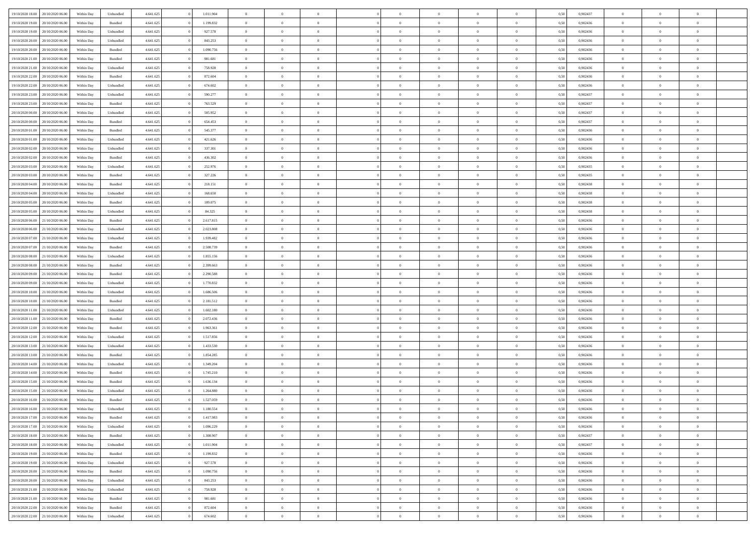| | | | | | | | | | | | | | | | | | | | | |
|---|---|---|---|---|---|---|---|---|---|---|---|---|---|---|---|---|---|---|---|---|
| 19/10/2020 18.00 | 20/10/2020 06.00 | Within Day | Unbundled | 4.641.625 | 0 | 1.011.904 | 0 | 0 | 0 | | 0 | 0 | 0 | 0 | 0,50 | 0,902437 | 0 | 0 | 0 | |
| 19/10/2020 19.00 | 20/10/2020 06.00 | Within Day | Bundled | 4.641.625 | 0 | 1.199.832 | 0 | 0 | 0 | | 0 | 0 | 0 | 0 | 0,50 | 0,902436 | 0 | 0 | 0 | |
| 19/10/2020 19.00 | 20/10/2020 06.00 | Within Day | Unbundled | 4.641.625 | 0 | 927.578 | 0 | 0 | 0 | | 0 | 0 | 0 | 0 | 0,50 | 0,902436 | 0 | 0 | 0 | |
| 19/10/2020 20.00 | 20/10/2020 06.00 | Within Day | Unbundled | 4.641.625 | 0 | 843.253 | 0 | 0 | 0 | | 0 | 0 | 0 | 0 | 0,50 | 0,902436 | 0 | 0 | 0 | |
| 19/10/2020 20.00 | 20/10/2020 06.00 | Within Day | Bundled | 4.641.625 | 0 | 1.090.756 | 0 | 0 | 0 | | 0 | 0 | 0 | 0 | 0,50 | 0,902436 | 0 | 0 | 0 | |
| 19/10/2020 21.00 | 20/10/2020 06.00 | Within Day | Bundled | 4.641.625 | 0 | 981.681 | 0 | 0 | 0 | | 0 | 0 | 0 | 0 | 0,50 | 0,902436 | 0 | 0 | 0 | |
| 19/10/2020 21.00 | 20/10/2020 06.00 | Within Day | Unbundled | 4.641.625 | 0 | 758.928 | 0 | 0 | 0 | | 0 | 0 | 0 | 0 | 0,50 | 0,902436 | 0 | 0 | 0 | |
| 19/10/2020 22.00 | 20/10/2020 06.00 | Within Day | Bundled | 4.641.625 | 0 | 872.604 | 0 | 0 | 0 | | 0 | 0 | 0 | 0 | 0,50 | 0,902436 | 0 | 0 | 0 | |
| 19/10/2020 22.00 | 20/10/2020 06.00 | Within Day | Unbundled | 4.641.625 | 0 | 674.602 | 0 | 0 | 0 | | 0 | 0 | 0 | 0 | 0,50 | 0,902436 | 0 | 0 | 0 | |
| 19/10/2020 23.00 | 20/10/2020 06.00 | Within Day | Unbundled | 4.641.625 | 0 | 590.277 | 0 | 0 | 0 | | 0 | 0 | 0 | 0 | 0,50 | 0,902437 | 0 | 0 | 0 | |
| 19/10/2020 23.00 | 20/10/2020 06.00 | Within Day | Bundled | 4.641.625 | 0 | 763.529 | 0 | 0 | 0 | | 0 | 0 | 0 | 0 | 0,50 | 0,902437 | 0 | 0 | 0 | |
| 20/10/2020 00.00 | 20/10/2020 06.00 | Within Day | Unbundled | 4.641.625 | 0 | 505.952 | 0 | 0 | 0 | | 0 | 0 | 0 | 0 | 0,50 | 0,902437 | 0 | 0 | 0 | |
| 20/10/2020 00.00 | 20/10/2020 06.00 | Within Day | Bundled | 4.641.625 | 0 | 654.453 | 0 | 0 | 0 | | 0 | 0 | 0 | 0 | 0,50 | 0,902437 | 0 | 0 | 0 | |
| 20/10/2020 01.00 | 20/10/2020 06.00 | Within Day | Bundled | 4.641.625 | 0 | 545.377 | 0 | 0 | 0 | | 0 | 0 | 0 | 0 | 0,50 | 0,902436 | 0 | 0 | 0 | |
| 20/10/2020 01.00 | 20/10/2020 06.00 | Within Day | Unbundled | 4.641.625 | 0 | 421.626 | 0 | 0 | 0 | | 0 | 0 | 0 | 0 | 0,50 | 0,902436 | 0 | 0 | 0 | |
| 20/10/2020 02.00 | 20/10/2020 06.00 | Within Day | Unbundled | 4.641.625 | 0 | 337.301 | 0 | 0 | 0 | | 0 | 0 | 0 | 0 | 0,50 | 0,902436 | 0 | 0 | 0 | |
| 20/10/2020 02.00 | 20/10/2020 06.00 | Within Day | Bundled | 4.641.625 | 0 | 436.302 | 0 | 0 | 0 | | 0 | 0 | 0 | 0 | 0,50 | 0,902436 | 0 | 0 | 0 | |
| 20/10/2020 03.00 | 20/10/2020 06.00 | Within Day | Unbundled | 4.641.625 | 0 | 252.976 | 0 | 0 | 0 | | 0 | 0 | 0 | 0 | 0,50 | 0,902435 | 0 | 0 | 0 | |
| 20/10/2020 03.00 | 20/10/2020 06.00 | Within Day | Bundled | 4.641.625 | 0 | 327.226 | 0 | 0 | 0 | | 0 | 0 | 0 | 0 | 0,50 | 0,902435 | 0 | 0 | 0 | |
| 20/10/2020 04.00 | 20/10/2020 06.00 | Within Day | Bundled | 4.641.625 | 0 | 218.151 | 0 | 0 | 0 | | 0 | 0 | 0 | 0 | 0,50 | 0,902438 | 0 | 0 | 0 | |
| 20/10/2020 04.00 | 20/10/2020 06.00 | Within Day | Unbundled | 4.641.625 | 0 | 168.650 | 0 | 0 | 0 | | 0 | 0 | 0 | 0 | 0,50 | 0,902438 | 0 | 0 | 0 | |
| 20/10/2020 05.00 | 20/10/2020 06.00 | Within Day | Bundled | 4.641.625 | 0 | 109.075 | 0 | 0 | 0 | | 0 | 0 | 0 | 0 | 0,50 | 0,902438 | 0 | 0 | 0 | |
| 20/10/2020 05.00 | 20/10/2020 06.00 | Within Day | Unbundled | 4.641.625 | 0 | 84.325 | 0 | 0 | 0 | | 0 | 0 | 0 | 0 | 0,50 | 0,902438 | 0 | 0 | 0 | |
| 20/10/2020 06.00 | 21/10/2020 06.00 | Within Day | Bundled | 4.641.625 | 0 | 2.617.815 | 0 | 0 | 0 | | 0 | 0 | 0 | 0 | 0,50 | 0,902436 | 0 | 0 | 0 | |
| 20/10/2020 06.00 | 21/10/2020 06.00 | Within Day | Unbundled | 4.641.625 | 0 | 2.023.808 | 0 | 0 | 0 | | 0 | 0 | 0 | 0 | 0,50 | 0,902436 | 0 | 0 | 0 | |
| 20/10/2020 07.00 | 21/10/2020 06.00 | Within Day | Unbundled | 4.641.625 | 0 | 1.939.482 | 0 | 0 | 0 | | 0 | 0 | 0 | 0 | 0,50 | 0,902436 | 0 | 0 | 0 | |
| 20/10/2020 07.00 | 21/10/2020 06.00 | Within Day | Bundled | 4.641.625 | 0 | 2.508.739 | 0 | 0 | 0 | | 0 | 0 | 0 | 0 | 0,50 | 0,902436 | 0 | 0 | 0 | |
| 20/10/2020 08.00 | 21/10/2020 06.00 | Within Day | Unbundled | 4.641.625 | 0 | 1.855.156 | 0 | 0 | 0 | | 0 | 0 | 0 | 0 | 0,50 | 0,902436 | 0 | 0 | 0 | |
| 20/10/2020 08.00 | 21/10/2020 06.00 | Within Day | Bundled | 4.641.625 | 0 | 2.399.663 | 0 | 0 | 0 | | 0 | 0 | 0 | 0 | 0,50 | 0,902436 | 0 | 0 | 0 | |
| 20/10/2020 09.00 | 21/10/2020 06.00 | Within Day | Bundled | 4.641.625 | 0 | 2.290.588 | 0 | 0 | 0 | | 0 | 0 | 0 | 0 | 0,50 | 0,902436 | 0 | 0 | 0 | |
| 20/10/2020 09.00 | 21/10/2020 06.00 | Within Day | Unbundled | 4.641.625 | 0 | 1.770.832 | 0 | 0 | 0 | | 0 | 0 | 0 | 0 | 0,50 | 0,902436 | 0 | 0 | 0 | |
| 20/10/2020 10.00 | 21/10/2020 06.00 | Within Day | Unbundled | 4.641.625 | 0 | 1.686.506 | 0 | 0 | 0 | | 0 | 0 | 0 | 0 | 0,50 | 0,902436 | 0 | 0 | 0 | |
| 20/10/2020 10.00 | 21/10/2020 06.00 | Within Day | Bundled | 4.641.625 | 0 | 2.181.512 | 0 | 0 | 0 | | 0 | 0 | 0 | 0 | 0,50 | 0,902436 | 0 | 0 | 0 | |
| 20/10/2020 11.00 | 21/10/2020 06.00 | Within Day | Unbundled | 4.641.625 | 0 | 1.602.180 | 0 | 0 | 0 | | 0 | 0 | 0 | 0 | 0,50 | 0,902436 | 0 | 0 | 0 | |
| 20/10/2020 11.00 | 21/10/2020 06.00 | Within Day | Bundled | 4.641.625 | 0 | 2.072.436 | 0 | 0 | 0 | | 0 | 0 | 0 | 0 | 0,50 | 0,902436 | 0 | 0 | 0 | |
| 20/10/2020 12.00 | 21/10/2020 06.00 | Within Day | Bundled | 4.641.625 | 0 | 1.963.361 | 0 | 0 | 0 | | 0 | 0 | 0 | 0 | 0,50 | 0,902436 | 0 | 0 | 0 | |
| 20/10/2020 12.00 | 21/10/2020 06.00 | Within Day | Unbundled | 4.641.625 | 0 | 1.517.856 | 0 | 0 | 0 | | 0 | 0 | 0 | 0 | 0,50 | 0,902436 | 0 | 0 | 0 | |
| 20/10/2020 13.00 | 21/10/2020 06.00 | Within Day | Unbundled | 4.641.625 | 0 | 1.433.530 | 0 | 0 | 0 | | 0 | 0 | 0 | 0 | 0,50 | 0,902436 | 0 | 0 | 0 | |
| 20/10/2020 13.00 | 21/10/2020 06.00 | Within Day | Bundled | 4.641.625 | 0 | 1.854.285 | 0 | 0 | 0 | | 0 | 0 | 0 | 0 | 0,50 | 0,902436 | 0 | 0 | 0 | |
| 20/10/2020 14.00 | 21/10/2020 06.00 | Within Day | Unbundled | 4.641.625 | 0 | 1.349.204 | 0 | 0 | 0 | | 0 | 0 | 0 | 0 | 0,50 | 0,902436 | 0 | 0 | 0 | |
| 20/10/2020 14.00 | 21/10/2020 06.00 | Within Day | Bundled | 4.641.625 | 0 | 1.745.210 | 0 | 0 | 0 | | 0 | 0 | 0 | 0 | 0,50 | 0,902436 | 0 | 0 | 0 | |
| 20/10/2020 15.00 | 21/10/2020 06.00 | Within Day | Bundled | 4.641.625 | 0 | 1.636.134 | 0 | 0 | 0 | | 0 | 0 | 0 | 0 | 0,50 | 0,902436 | 0 | 0 | 0 | |
| 20/10/2020 15.00 | 21/10/2020 06.00 | Within Day | Unbundled | 4.641.625 | 0 | 1.264.880 | 0 | 0 | 0 | | 0 | 0 | 0 | 0 | 0,50 | 0,902436 | 0 | 0 | 0 | |
| 20/10/2020 16.00 | 21/10/2020 06.00 | Within Day | Bundled | 4.641.625 | 0 | 1.527.059 | 0 | 0 | 0 | | 0 | 0 | 0 | 0 | 0,50 | 0,902436 | 0 | 0 | 0 | |
| 20/10/2020 16.00 | 21/10/2020 06.00 | Within Day | Unbundled | 4.641.625 | 0 | 1.180.554 | 0 | 0 | 0 | | 0 | 0 | 0 | 0 | 0,50 | 0,902436 | 0 | 0 | 0 | |
| 20/10/2020 17.00 | 21/10/2020 06.00 | Within Day | Bundled | 4.641.625 | 0 | 1.417.983 | 0 | 0 | 0 | | 0 | 0 | 0 | 0 | 0,50 | 0,902436 | 0 | 0 | 0 | |
| 20/10/2020 17.00 | 21/10/2020 06.00 | Within Day | Unbundled | 4.641.625 | 0 | 1.096.229 | 0 | 0 | 0 | | 0 | 0 | 0 | 0 | 0,50 | 0,902436 | 0 | 0 | 0 | |
| 20/10/2020 18.00 | 21/10/2020 06.00 | Within Day | Bundled | 4.641.625 | 0 | 1.308.907 | 0 | 0 | 0 | | 0 | 0 | 0 | 0 | 0,50 | 0,902437 | 0 | 0 | 0 | |
| 20/10/2020 18.00 | 21/10/2020 06.00 | Within Day | Unbundled | 4.641.625 | 0 | 1.011.904 | 0 | 0 | 0 | | 0 | 0 | 0 | 0 | 0,50 | 0,902437 | 0 | 0 | 0 | |
| 20/10/2020 19.00 | 21/10/2020 06.00 | Within Day | Bundled | 4.641.625 | 0 | 1.199.832 | 0 | 0 | 0 | | 0 | 0 | 0 | 0 | 0,50 | 0,902436 | 0 | 0 | 0 | |
| 20/10/2020 19.00 | 21/10/2020 06.00 | Within Day | Unbundled | 4.641.625 | 0 | 927.578 | 0 | 0 | 0 | | 0 | 0 | 0 | 0 | 0,50 | 0,902436 | 0 | 0 | 0 | |
| 20/10/2020 20.00 | 21/10/2020 06.00 | Within Day | Bundled | 4.641.625 | 0 | 1.090.756 | 0 | 0 | 0 | | 0 | 0 | 0 | 0 | 0,50 | 0,902436 | 0 | 0 | 0 | |
| 20/10/2020 20.00 | 21/10/2020 06.00 | Within Day | Unbundled | 4.641.625 | 0 | 843.253 | 0 | 0 | 0 | | 0 | 0 | 0 | 0 | 0,50 | 0,902436 | 0 | 0 | 0 | |
| 20/10/2020 21.00 | 21/10/2020 06.00 | Within Day | Unbundled | 4.641.625 | 0 | 758.928 | 0 | 0 | 0 | | 0 | 0 | 0 | 0 | 0,50 | 0,902436 | 0 | 0 | 0 | |
| 20/10/2020 21.00 | 21/10/2020 06.00 | Within Day | Bundled | 4.641.625 | 0 | 981.681 | 0 | 0 | 0 | | 0 | 0 | 0 | 0 | 0,50 | 0,902436 | 0 | 0 | 0 | |
| 20/10/2020 22.00 | 21/10/2020 06.00 | Within Day | Bundled | 4.641.625 | 0 | 872.604 | 0 | 0 | 0 | | 0 | 0 | 0 | 0 | 0,50 | 0,902436 | 0 | 0 | 0 | |
| 20/10/2020 22.00 | 21/10/2020 06.00 | Within Day | Unbundled | 4.641.625 | 0 | 674.602 | 0 | 0 | 0 | | 0 | 0 | 0 | 0 | 0,50 | 0,902436 | 0 | 0 | 0 | |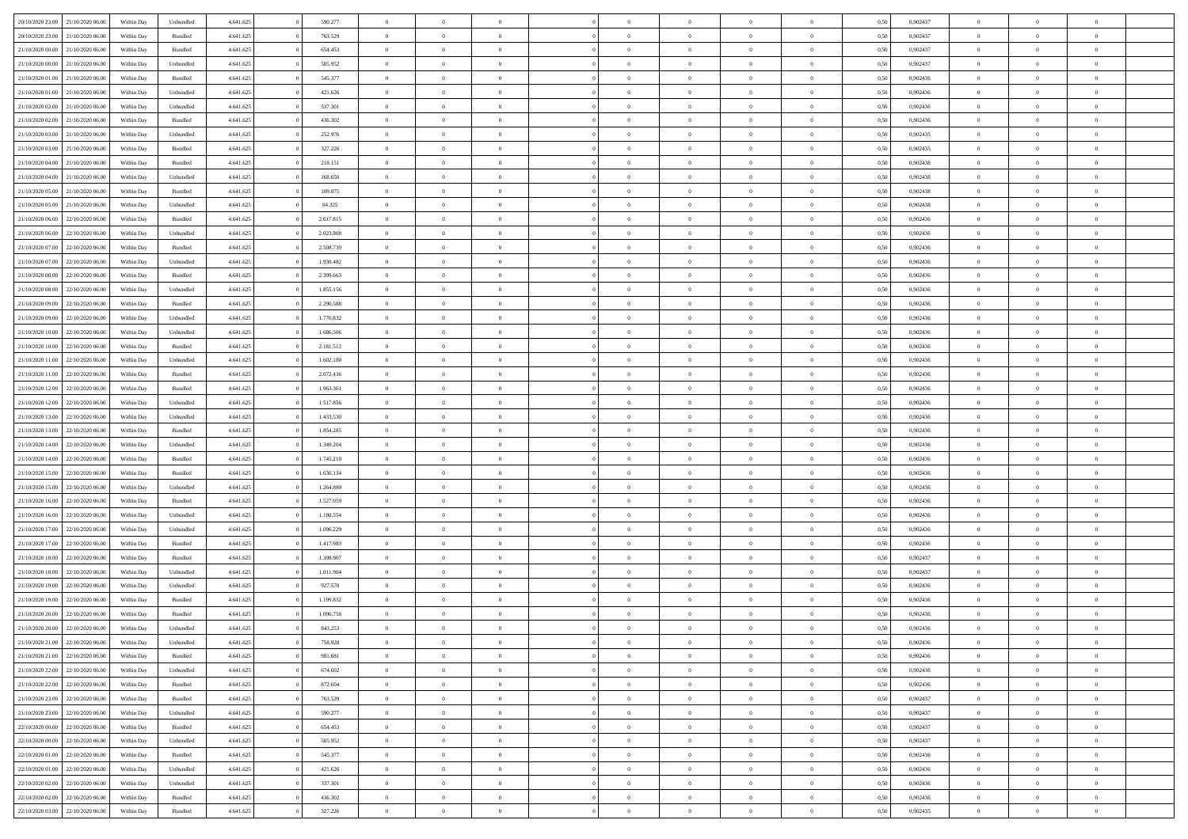| | | | | | | | | | | | | | | | | | | | | | |
|---|---|---|---|---|---|---|---|---|---|---|---|---|---|---|---|---|---|---|---|---|---|
| 20/10/2020 23.00 | 21/10/2020 06.00 | Within Day | Unbundled | 4.641.625 | 0 | 590.277 | 0 | 0 | 0 | | 0 | 0 | 0 | 0 | 0 | 0,50 | 0,902437 | 0 | 0 | 0 | |
| 20/10/2020 23.00 | 21/10/2020 06.00 | Within Day | Bundled | 4.641.625 | 0 | 763.529 | 0 | 0 | 0 | | 0 | 0 | 0 | 0 | 0 | 0,50 | 0,902437 | 0 | 0 | 0 | |
| 21/10/2020 00.00 | 21/10/2020 06.00 | Within Day | Bundled | 4.641.625 | 0 | 654.453 | 0 | 0 | 0 | | 0 | 0 | 0 | 0 | 0 | 0,50 | 0,902437 | 0 | 0 | 0 | |
| 21/10/2020 00.00 | 21/10/2020 06.00 | Within Day | Unbundled | 4.641.625 | 0 | 505.952 | 0 | 0 | 0 | | 0 | 0 | 0 | 0 | 0 | 0,50 | 0,902437 | 0 | 0 | 0 | |
| 21/10/2020 01.00 | 21/10/2020 06.00 | Within Day | Bundled | 4.641.625 | 0 | 545.377 | 0 | 0 | 0 | | 0 | 0 | 0 | 0 | 0 | 0,50 | 0,902436 | 0 | 0 | 0 | |
| 21/10/2020 01.00 | 21/10/2020 06.00 | Within Day | Unbundled | 4.641.625 | 0 | 421.626 | 0 | 0 | 0 | | 0 | 0 | 0 | 0 | 0 | 0,50 | 0,902436 | 0 | 0 | 0 | |
| 21/10/2020 02.00 | 21/10/2020 06.00 | Within Day | Unbundled | 4.641.625 | 0 | 337.301 | 0 | 0 | 0 | | 0 | 0 | 0 | 0 | 0 | 0,50 | 0,902436 | 0 | 0 | 0 | |
| 21/10/2020 02.00 | 21/10/2020 06.00 | Within Day | Bundled | 4.641.625 | 0 | 436.302 | 0 | 0 | 0 | | 0 | 0 | 0 | 0 | 0 | 0,50 | 0,902436 | 0 | 0 | 0 | |
| 21/10/2020 03.00 | 21/10/2020 06.00 | Within Day | Unbundled | 4.641.625 | 0 | 252.976 | 0 | 0 | 0 | | 0 | 0 | 0 | 0 | 0 | 0,50 | 0,902435 | 0 | 0 | 0 | |
| 21/10/2020 03.00 | 21/10/2020 06.00 | Within Day | Bundled | 4.641.625 | 0 | 327.226 | 0 | 0 | 0 | | 0 | 0 | 0 | 0 | 0 | 0,50 | 0,902435 | 0 | 0 | 0 | |
| 21/10/2020 04.00 | 21/10/2020 06.00 | Within Day | Bundled | 4.641.625 | 0 | 218.151 | 0 | 0 | 0 | | 0 | 0 | 0 | 0 | 0 | 0,50 | 0,902438 | 0 | 0 | 0 | |
| 21/10/2020 04.00 | 21/10/2020 06.00 | Within Day | Unbundled | 4.641.625 | 0 | 168.650 | 0 | 0 | 0 | | 0 | 0 | 0 | 0 | 0 | 0,50 | 0,902438 | 0 | 0 | 0 | |
| 21/10/2020 05.00 | 21/10/2020 06.00 | Within Day | Bundled | 4.641.625 | 0 | 109.075 | 0 | 0 | 0 | | 0 | 0 | 0 | 0 | 0 | 0,50 | 0,902438 | 0 | 0 | 0 | |
| 21/10/2020 05.00 | 21/10/2020 06.00 | Within Day | Unbundled | 4.641.625 | 0 | 84.325 | 0 | 0 | 0 | | 0 | 0 | 0 | 0 | 0 | 0,50 | 0,902438 | 0 | 0 | 0 | |
| 21/10/2020 06.00 | 22/10/2020 06.00 | Within Day | Bundled | 4.641.625 | 0 | 2.617.815 | 0 | 0 | 0 | | 0 | 0 | 0 | 0 | 0 | 0,50 | 0,902436 | 0 | 0 | 0 | |
| 21/10/2020 06.00 | 22/10/2020 06.00 | Within Day | Unbundled | 4.641.625 | 0 | 2.023.808 | 0 | 0 | 0 | | 0 | 0 | 0 | 0 | 0 | 0,50 | 0,902436 | 0 | 0 | 0 | |
| 21/10/2020 07.00 | 22/10/2020 06.00 | Within Day | Bundled | 4.641.625 | 0 | 2.508.739 | 0 | 0 | 0 | | 0 | 0 | 0 | 0 | 0 | 0,50 | 0,902436 | 0 | 0 | 0 | |
| 21/10/2020 07.00 | 22/10/2020 06.00 | Within Day | Unbundled | 4.641.625 | 0 | 1.939.482 | 0 | 0 | 0 | | 0 | 0 | 0 | 0 | 0 | 0,50 | 0,902436 | 0 | 0 | 0 | |
| 21/10/2020 08.00 | 22/10/2020 06.00 | Within Day | Bundled | 4.641.625 | 0 | 2.399.663 | 0 | 0 | 0 | | 0 | 0 | 0 | 0 | 0 | 0,50 | 0,902436 | 0 | 0 | 0 | |
| 21/10/2020 08.00 | 22/10/2020 06.00 | Within Day | Unbundled | 4.641.625 | 0 | 1.855.156 | 0 | 0 | 0 | | 0 | 0 | 0 | 0 | 0 | 0,50 | 0,902436 | 0 | 0 | 0 | |
| 21/10/2020 09.00 | 22/10/2020 06.00 | Within Day | Bundled | 4.641.625 | 0 | 2.290.588 | 0 | 0 | 0 | | 0 | 0 | 0 | 0 | 0 | 0,50 | 0,902436 | 0 | 0 | 0 | |
| 21/10/2020 09.00 | 22/10/2020 06.00 | Within Day | Unbundled | 4.641.625 | 0 | 1.770.832 | 0 | 0 | 0 | | 0 | 0 | 0 | 0 | 0 | 0,50 | 0,902436 | 0 | 0 | 0 | |
| 21/10/2020 10.00 | 22/10/2020 06.00 | Within Day | Unbundled | 4.641.625 | 0 | 1.686.506 | 0 | 0 | 0 | | 0 | 0 | 0 | 0 | 0 | 0,50 | 0,902436 | 0 | 0 | 0 | |
| 21/10/2020 10.00 | 22/10/2020 06.00 | Within Day | Bundled | 4.641.625 | 0 | 2.181.512 | 0 | 0 | 0 | | 0 | 0 | 0 | 0 | 0 | 0,50 | 0,902436 | 0 | 0 | 0 | |
| 21/10/2020 11.00 | 22/10/2020 06.00 | Within Day | Unbundled | 4.641.625 | 0 | 1.602.180 | 0 | 0 | 0 | | 0 | 0 | 0 | 0 | 0 | 0,50 | 0,902436 | 0 | 0 | 0 | |
| 21/10/2020 11.00 | 22/10/2020 06.00 | Within Day | Bundled | 4.641.625 | 0 | 2.072.436 | 0 | 0 | 0 | | 0 | 0 | 0 | 0 | 0 | 0,50 | 0,902436 | 0 | 0 | 0 | |
| 21/10/2020 12.00 | 22/10/2020 06.00 | Within Day | Bundled | 4.641.625 | 0 | 1.963.361 | 0 | 0 | 0 | | 0 | 0 | 0 | 0 | 0 | 0,50 | 0,902436 | 0 | 0 | 0 | |
| 21/10/2020 12.00 | 22/10/2020 06.00 | Within Day | Unbundled | 4.641.625 | 0 | 1.517.856 | 0 | 0 | 0 | | 0 | 0 | 0 | 0 | 0 | 0,50 | 0,902436 | 0 | 0 | 0 | |
| 21/10/2020 13.00 | 22/10/2020 06.00 | Within Day | Unbundled | 4.641.625 | 0 | 1.433.530 | 0 | 0 | 0 | | 0 | 0 | 0 | 0 | 0 | 0,50 | 0,902436 | 0 | 0 | 0 | |
| 21/10/2020 13.00 | 22/10/2020 06.00 | Within Day | Bundled | 4.641.625 | 0 | 1.854.285 | 0 | 0 | 0 | | 0 | 0 | 0 | 0 | 0 | 0,50 | 0,902436 | 0 | 0 | 0 | |
| 21/10/2020 14.00 | 22/10/2020 06.00 | Within Day | Unbundled | 4.641.625 | 0 | 1.349.204 | 0 | 0 | 0 | | 0 | 0 | 0 | 0 | 0 | 0,50 | 0,902436 | 0 | 0 | 0 | |
| 21/10/2020 14.00 | 22/10/2020 06.00 | Within Day | Bundled | 4.641.625 | 0 | 1.745.210 | 0 | 0 | 0 | | 0 | 0 | 0 | 0 | 0 | 0,50 | 0,902436 | 0 | 0 | 0 | |
| 21/10/2020 15.00 | 22/10/2020 06.00 | Within Day | Bundled | 4.641.625 | 0 | 1.636.134 | 0 | 0 | 0 | | 0 | 0 | 0 | 0 | 0 | 0,50 | 0,902436 | 0 | 0 | 0 | |
| 21/10/2020 15.00 | 22/10/2020 06.00 | Within Day | Unbundled | 4.641.625 | 0 | 1.264.880 | 0 | 0 | 0 | | 0 | 0 | 0 | 0 | 0 | 0,50 | 0,902436 | 0 | 0 | 0 | |
| 21/10/2020 16.00 | 22/10/2020 06.00 | Within Day | Bundled | 4.641.625 | 0 | 1.527.059 | 0 | 0 | 0 | | 0 | 0 | 0 | 0 | 0 | 0,50 | 0,902436 | 0 | 0 | 0 | |
| 21/10/2020 16.00 | 22/10/2020 06.00 | Within Day | Unbundled | 4.641.625 | 0 | 1.180.554 | 0 | 0 | 0 | | 0 | 0 | 0 | 0 | 0 | 0,50 | 0,902436 | 0 | 0 | 0 | |
| 21/10/2020 17.00 | 22/10/2020 06.00 | Within Day | Unbundled | 4.641.625 | 0 | 1.096.229 | 0 | 0 | 0 | | 0 | 0 | 0 | 0 | 0 | 0,50 | 0,902436 | 0 | 0 | 0 | |
| 21/10/2020 17.00 | 22/10/2020 06.00 | Within Day | Bundled | 4.641.625 | 0 | 1.417.983 | 0 | 0 | 0 | | 0 | 0 | 0 | 0 | 0 | 0,50 | 0,902436 | 0 | 0 | 0 | |
| 21/10/2020 18.00 | 22/10/2020 06.00 | Within Day | Bundled | 4.641.625 | 0 | 1.308.907 | 0 | 0 | 0 | | 0 | 0 | 0 | 0 | 0 | 0,50 | 0,902437 | 0 | 0 | 0 | |
| 21/10/2020 18.00 | 22/10/2020 06.00 | Within Day | Unbundled | 4.641.625 | 0 | 1.011.904 | 0 | 0 | 0 | | 0 | 0 | 0 | 0 | 0 | 0,50 | 0,902437 | 0 | 0 | 0 | |
| 21/10/2020 19.00 | 22/10/2020 06.00 | Within Day | Unbundled | 4.641.625 | 0 | 927.578 | 0 | 0 | 0 | | 0 | 0 | 0 | 0 | 0 | 0,50 | 0,902436 | 0 | 0 | 0 | |
| 21/10/2020 19.00 | 22/10/2020 06.00 | Within Day | Bundled | 4.641.625 | 0 | 1.199.832 | 0 | 0 | 0 | | 0 | 0 | 0 | 0 | 0 | 0,50 | 0,902436 | 0 | 0 | 0 | |
| 21/10/2020 20.00 | 22/10/2020 06.00 | Within Day | Bundled | 4.641.625 | 0 | 1.090.756 | 0 | 0 | 0 | | 0 | 0 | 0 | 0 | 0 | 0,50 | 0,902436 | 0 | 0 | 0 | |
| 21/10/2020 20.00 | 22/10/2020 06.00 | Within Day | Unbundled | 4.641.625 | 0 | 843.253 | 0 | 0 | 0 | | 0 | 0 | 0 | 0 | 0 | 0,50 | 0,902436 | 0 | 0 | 0 | |
| 21/10/2020 21.00 | 22/10/2020 06.00 | Within Day | Unbundled | 4.641.625 | 0 | 758.928 | 0 | 0 | 0 | | 0 | 0 | 0 | 0 | 0 | 0,50 | 0,902436 | 0 | 0 | 0 | |
| 21/10/2020 21.00 | 22/10/2020 06.00 | Within Day | Bundled | 4.641.625 | 0 | 981.681 | 0 | 0 | 0 | | 0 | 0 | 0 | 0 | 0 | 0,50 | 0,902436 | 0 | 0 | 0 | |
| 21/10/2020 22.00 | 22/10/2020 06.00 | Within Day | Unbundled | 4.641.625 | 0 | 674.602 | 0 | 0 | 0 | | 0 | 0 | 0 | 0 | 0 | 0,50 | 0,902436 | 0 | 0 | 0 | |
| 21/10/2020 22.00 | 22/10/2020 06.00 | Within Day | Bundled | 4.641.625 | 0 | 872.604 | 0 | 0 | 0 | | 0 | 0 | 0 | 0 | 0 | 0,50 | 0,902436 | 0 | 0 | 0 | |
| 21/10/2020 23.00 | 22/10/2020 06.00 | Within Day | Bundled | 4.641.625 | 0 | 763.529 | 0 | 0 | 0 | | 0 | 0 | 0 | 0 | 0 | 0,50 | 0,902437 | 0 | 0 | 0 | |
| 21/10/2020 23.00 | 22/10/2020 06.00 | Within Day | Unbundled | 4.641.625 | 0 | 590.277 | 0 | 0 | 0 | | 0 | 0 | 0 | 0 | 0 | 0,50 | 0,902437 | 0 | 0 | 0 | |
| 22/10/2020 00.00 | 22/10/2020 06.00 | Within Day | Bundled | 4.641.625 | 0 | 654.453 | 0 | 0 | 0 | | 0 | 0 | 0 | 0 | 0 | 0,50 | 0,902437 | 0 | 0 | 0 | |
| 22/10/2020 00.00 | 22/10/2020 06.00 | Within Day | Unbundled | 4.641.625 | 0 | 505.952 | 0 | 0 | 0 | | 0 | 0 | 0 | 0 | 0 | 0,50 | 0,902437 | 0 | 0 | 0 | |
| 22/10/2020 01.00 | 22/10/2020 06.00 | Within Day | Bundled | 4.641.625 | 0 | 545.377 | 0 | 0 | 0 | | 0 | 0 | 0 | 0 | 0 | 0,50 | 0,902436 | 0 | 0 | 0 | |
| 22/10/2020 01.00 | 22/10/2020 06.00 | Within Day | Unbundled | 4.641.625 | 0 | 421.626 | 0 | 0 | 0 | | 0 | 0 | 0 | 0 | 0 | 0,50 | 0,902436 | 0 | 0 | 0 | |
| 22/10/2020 02.00 | 22/10/2020 06.00 | Within Day | Unbundled | 4.641.625 | 0 | 337.301 | 0 | 0 | 0 | | 0 | 0 | 0 | 0 | 0 | 0,50 | 0,902436 | 0 | 0 | 0 | |
| 22/10/2020 02.00 | 22/10/2020 06.00 | Within Day | Bundled | 4.641.625 | 0 | 436.302 | 0 | 0 | 0 | | 0 | 0 | 0 | 0 | 0 | 0,50 | 0,902436 | 0 | 0 | 0 | |
| 22/10/2020 03.00 | 22/10/2020 06.00 | Within Day | Bundled | 4.641.625 | 0 | 327.226 | 0 | 0 | 0 | | 0 | 0 | 0 | 0 | 0 | 0,50 | 0,902435 | 0 | 0 | 0 | |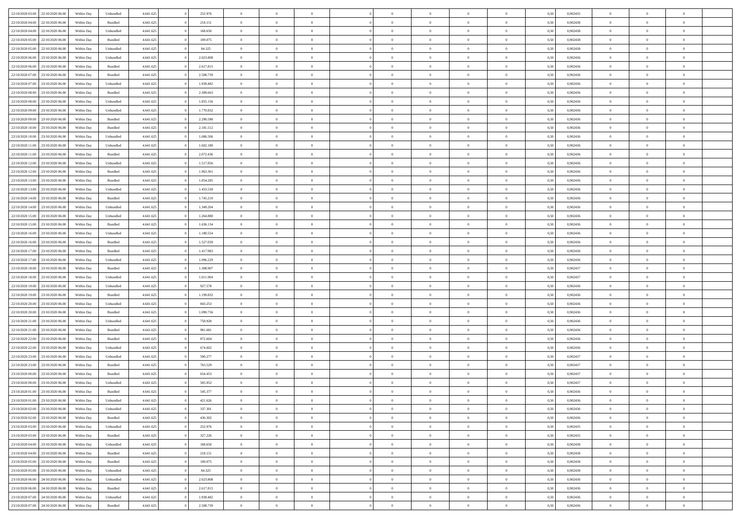| | | | | | | | | | | | | | | | | | | | | |
|---|---|---|---|---|---|---|---|---|---|---|---|---|---|---|---|---|---|---|---|---|
| 22/10/2020 03.00 | 22/10/2020 06.00 | Within Day | Unbundled | 4.641.625 | 0 | 252.976 | 0 | 0 | 0 | | 0 | 0 | 0 | 0 | 0,50 | 0,902435 | 0 | 0 | 0 | |
| 22/10/2020 04.00 | 22/10/2020 06.00 | Within Day | Bundled | 4.641.625 | 0 | 218.151 | 0 | 0 | 0 | | 0 | 0 | 0 | 0 | 0,50 | 0,902438 | 0 | 0 | 0 | |
| 22/10/2020 04.00 | 22/10/2020 06.00 | Within Day | Unbundled | 4.641.625 | 0 | 168.650 | 0 | 0 | 0 | | 0 | 0 | 0 | 0 | 0,50 | 0,902438 | 0 | 0 | 0 | |
| 22/10/2020 05.00 | 22/10/2020 06.00 | Within Day | Bundled | 4.641.625 | 0 | 109.075 | 0 | 0 | 0 | | 0 | 0 | 0 | 0 | 0,50 | 0,902438 | 0 | 0 | 0 | |
| 22/10/2020 05.00 | 22/10/2020 06.00 | Within Day | Unbundled | 4.641.625 | 0 | 84.325 | 0 | 0 | 0 | | 0 | 0 | 0 | 0 | 0,50 | 0,902438 | 0 | 0 | 0 | |
| 22/10/2020 06.00 | 23/10/2020 06.00 | Within Day | Unbundled | 4.641.625 | 0 | 2.023.808 | 0 | 0 | 0 | | 0 | 0 | 0 | 0 | 0,50 | 0,902436 | 0 | 0 | 0 | |
| 22/10/2020 06.00 | 23/10/2020 06.00 | Within Day | Bundled | 4.641.625 | 0 | 2.617.815 | 0 | 0 | 0 | | 0 | 0 | 0 | 0 | 0,50 | 0,902436 | 0 | 0 | 0 | |
| 22/10/2020 07.00 | 23/10/2020 06.00 | Within Day | Bundled | 4.641.625 | 0 | 2.508.739 | 0 | 0 | 0 | | 0 | 0 | 0 | 0 | 0,50 | 0,902436 | 0 | 0 | 0 | |
| 22/10/2020 07.00 | 23/10/2020 06.00 | Within Day | Unbundled | 4.641.625 | 0 | 1.939.482 | 0 | 0 | 0 | | 0 | 0 | 0 | 0 | 0,50 | 0,902436 | 0 | 0 | 0 | |
| 22/10/2020 08.00 | 23/10/2020 06.00 | Within Day | Bundled | 4.641.625 | 0 | 2.399.663 | 0 | 0 | 0 | | 0 | 0 | 0 | 0 | 0,50 | 0,902436 | 0 | 0 | 0 | |
| 22/10/2020 08.00 | 23/10/2020 06.00 | Within Day | Unbundled | 4.641.625 | 0 | 1.855.156 | 0 | 0 | 0 | | 0 | 0 | 0 | 0 | 0,50 | 0,902436 | 0 | 0 | 0 | |
| 22/10/2020 09.00 | 23/10/2020 06.00 | Within Day | Unbundled | 4.641.625 | 0 | 1.770.832 | 0 | 0 | 0 | | 0 | 0 | 0 | 0 | 0,50 | 0,902436 | 0 | 0 | 0 | |
| 22/10/2020 09.00 | 23/10/2020 06.00 | Within Day | Bundled | 4.641.625 | 0 | 2.290.588 | 0 | 0 | 0 | | 0 | 0 | 0 | 0 | 0,50 | 0,902436 | 0 | 0 | 0 | |
| 22/10/2020 10.00 | 23/10/2020 06.00 | Within Day | Bundled | 4.641.625 | 0 | 2.181.512 | 0 | 0 | 0 | | 0 | 0 | 0 | 0 | 0,50 | 0,902436 | 0 | 0 | 0 | |
| 22/10/2020 10.00 | 23/10/2020 06.00 | Within Day | Unbundled | 4.641.625 | 0 | 1.686.506 | 0 | 0 | 0 | | 0 | 0 | 0 | 0 | 0,50 | 0,902436 | 0 | 0 | 0 | |
| 22/10/2020 11.00 | 23/10/2020 06.00 | Within Day | Unbundled | 4.641.625 | 0 | 1.602.180 | 0 | 0 | 0 | | 0 | 0 | 0 | 0 | 0,50 | 0,902436 | 0 | 0 | 0 | |
| 22/10/2020 11.00 | 23/10/2020 06.00 | Within Day | Bundled | 4.641.625 | 0 | 2.072.436 | 0 | 0 | 0 | | 0 | 0 | 0 | 0 | 0,50 | 0,902436 | 0 | 0 | 0 | |
| 22/10/2020 12.00 | 23/10/2020 06.00 | Within Day | Unbundled | 4.641.625 | 0 | 1.517.856 | 0 | 0 | 0 | | 0 | 0 | 0 | 0 | 0,50 | 0,902436 | 0 | 0 | 0 | |
| 22/10/2020 12.00 | 23/10/2020 06.00 | Within Day | Bundled | 4.641.625 | 0 | 1.963.361 | 0 | 0 | 0 | | 0 | 0 | 0 | 0 | 0,50 | 0,902436 | 0 | 0 | 0 | |
| 22/10/2020 13.00 | 23/10/2020 06.00 | Within Day | Bundled | 4.641.625 | 0 | 1.854.285 | 0 | 0 | 0 | | 0 | 0 | 0 | 0 | 0,50 | 0,902436 | 0 | 0 | 0 | |
| 22/10/2020 13.00 | 23/10/2020 06.00 | Within Day | Unbundled | 4.641.625 | 0 | 1.433.530 | 0 | 0 | 0 | | 0 | 0 | 0 | 0 | 0,50 | 0,902436 | 0 | 0 | 0 | |
| 22/10/2020 14.00 | 23/10/2020 06.00 | Within Day | Bundled | 4.641.625 | 0 | 1.745.210 | 0 | 0 | 0 | | 0 | 0 | 0 | 0 | 0,50 | 0,902436 | 0 | 0 | 0 | |
| 22/10/2020 14.00 | 23/10/2020 06.00 | Within Day | Unbundled | 4.641.625 | 0 | 1.349.204 | 0 | 0 | 0 | | 0 | 0 | 0 | 0 | 0,50 | 0,902436 | 0 | 0 | 0 | |
| 22/10/2020 15.00 | 23/10/2020 06.00 | Within Day | Unbundled | 4.641.625 | 0 | 1.264.880 | 0 | 0 | 0 | | 0 | 0 | 0 | 0 | 0,50 | 0,902436 | 0 | 0 | 0 | |
| 22/10/2020 15.00 | 23/10/2020 06.00 | Within Day | Bundled | 4.641.625 | 0 | 1.636.134 | 0 | 0 | 0 | | 0 | 0 | 0 | 0 | 0,50 | 0,902436 | 0 | 0 | 0 | |
| 22/10/2020 16.00 | 23/10/2020 06.00 | Within Day | Unbundled | 4.641.625 | 0 | 1.180.554 | 0 | 0 | 0 | | 0 | 0 | 0 | 0 | 0,50 | 0,902436 | 0 | 0 | 0 | |
| 22/10/2020 16.00 | 23/10/2020 06.00 | Within Day | Bundled | 4.641.625 | 0 | 1.527.059 | 0 | 0 | 0 | | 0 | 0 | 0 | 0 | 0,50 | 0,902436 | 0 | 0 | 0 | |
| 22/10/2020 17.00 | 23/10/2020 06.00 | Within Day | Bundled | 4.641.625 | 0 | 1.417.983 | 0 | 0 | 0 | | 0 | 0 | 0 | 0 | 0,50 | 0,902436 | 0 | 0 | 0 | |
| 22/10/2020 17.00 | 23/10/2020 06.00 | Within Day | Unbundled | 4.641.625 | 0 | 1.096.229 | 0 | 0 | 0 | | 0 | 0 | 0 | 0 | 0,50 | 0,902436 | 0 | 0 | 0 | |
| 22/10/2020 18.00 | 23/10/2020 06.00 | Within Day | Bundled | 4.641.625 | 0 | 1.308.907 | 0 | 0 | 0 | | 0 | 0 | 0 | 0 | 0,50 | 0,902437 | 0 | 0 | 0 | |
| 22/10/2020 18.00 | 23/10/2020 06.00 | Within Day | Unbundled | 4.641.625 | 0 | 1.011.904 | 0 | 0 | 0 | | 0 | 0 | 0 | 0 | 0,50 | 0,902437 | 0 | 0 | 0 | |
| 22/10/2020 19.00 | 23/10/2020 06.00 | Within Day | Unbundled | 4.641.625 | 0 | 927.578 | 0 | 0 | 0 | | 0 | 0 | 0 | 0 | 0,50 | 0,902436 | 0 | 0 | 0 | |
| 22/10/2020 19.00 | 23/10/2020 06.00 | Within Day | Bundled | 4.641.625 | 0 | 1.199.832 | 0 | 0 | 0 | | 0 | 0 | 0 | 0 | 0,50 | 0,902436 | 0 | 0 | 0 | |
| 22/10/2020 20.00 | 23/10/2020 06.00 | Within Day | Unbundled | 4.641.625 | 0 | 843.253 | 0 | 0 | 0 | | 0 | 0 | 0 | 0 | 0,50 | 0,902436 | 0 | 0 | 0 | |
| 22/10/2020 20.00 | 23/10/2020 06.00 | Within Day | Bundled | 4.641.625 | 0 | 1.090.756 | 0 | 0 | 0 | | 0 | 0 | 0 | 0 | 0,50 | 0,902436 | 0 | 0 | 0 | |
| 22/10/2020 21.00 | 23/10/2020 06.00 | Within Day | Unbundled | 4.641.625 | 0 | 758.928 | 0 | 0 | 0 | | 0 | 0 | 0 | 0 | 0,50 | 0,902436 | 0 | 0 | 0 | |
| 22/10/2020 21.00 | 23/10/2020 06.00 | Within Day | Bundled | 4.641.625 | 0 | 981.681 | 0 | 0 | 0 | | 0 | 0 | 0 | 0 | 0,50 | 0,902436 | 0 | 0 | 0 | |
| 22/10/2020 22.00 | 23/10/2020 06.00 | Within Day | Bundled | 4.641.625 | 0 | 872.604 | 0 | 0 | 0 | | 0 | 0 | 0 | 0 | 0,50 | 0,902436 | 0 | 0 | 0 | |
| 22/10/2020 22.00 | 23/10/2020 06.00 | Within Day | Unbundled | 4.641.625 | 0 | 674.602 | 0 | 0 | 0 | | 0 | 0 | 0 | 0 | 0,50 | 0,902436 | 0 | 0 | 0 | |
| 22/10/2020 23.00 | 23/10/2020 06.00 | Within Day | Unbundled | 4.641.625 | 0 | 590.277 | 0 | 0 | 0 | | 0 | 0 | 0 | 0 | 0,50 | 0,902437 | 0 | 0 | 0 | |
| 22/10/2020 23.00 | 23/10/2020 06.00 | Within Day | Bundled | 4.641.625 | 0 | 763.529 | 0 | 0 | 0 | | 0 | 0 | 0 | 0 | 0,50 | 0,902437 | 0 | 0 | 0 | |
| 23/10/2020 00.00 | 23/10/2020 06.00 | Within Day | Bundled | 4.641.625 | 0 | 654.453 | 0 | 0 | 0 | | 0 | 0 | 0 | 0 | 0,50 | 0,902437 | 0 | 0 | 0 | |
| 23/10/2020 00.00 | 23/10/2020 06.00 | Within Day | Unbundled | 4.641.625 | 0 | 505.952 | 0 | 0 | 0 | | 0 | 0 | 0 | 0 | 0,50 | 0,902437 | 0 | 0 | 0 | |
| 23/10/2020 01.00 | 23/10/2020 06.00 | Within Day | Bundled | 4.641.625 | 0 | 545.377 | 0 | 0 | 0 | | 0 | 0 | 0 | 0 | 0,50 | 0,902436 | 0 | 0 | 0 | |
| 23/10/2020 01.00 | 23/10/2020 06.00 | Within Day | Unbundled | 4.641.625 | 0 | 421.626 | 0 | 0 | 0 | | 0 | 0 | 0 | 0 | 0,50 | 0,902436 | 0 | 0 | 0 | |
| 23/10/2020 02.00 | 23/10/2020 06.00 | Within Day | Unbundled | 4.641.625 | 0 | 337.301 | 0 | 0 | 0 | | 0 | 0 | 0 | 0 | 0,50 | 0,902436 | 0 | 0 | 0 | |
| 23/10/2020 02.00 | 23/10/2020 06.00 | Within Day | Bundled | 4.641.625 | 0 | 436.302 | 0 | 0 | 0 | | 0 | 0 | 0 | 0 | 0,50 | 0,902436 | 0 | 0 | 0 | |
| 23/10/2020 03.00 | 23/10/2020 06.00 | Within Day | Unbundled | 4.641.625 | 0 | 252.976 | 0 | 0 | 0 | | 0 | 0 | 0 | 0 | 0,50 | 0,902435 | 0 | 0 | 0 | |
| 23/10/2020 03.00 | 23/10/2020 06.00 | Within Day | Bundled | 4.641.625 | 0 | 327.226 | 0 | 0 | 0 | | 0 | 0 | 0 | 0 | 0,50 | 0,902435 | 0 | 0 | 0 | |
| 23/10/2020 04.00 | 23/10/2020 06.00 | Within Day | Unbundled | 4.641.625 | 0 | 168.650 | 0 | 0 | 0 | | 0 | 0 | 0 | 0 | 0,50 | 0,902438 | 0 | 0 | 0 | |
| 23/10/2020 04.00 | 23/10/2020 06.00 | Within Day | Bundled | 4.641.625 | 0 | 218.151 | 0 | 0 | 0 | | 0 | 0 | 0 | 0 | 0,50 | 0,902438 | 0 | 0 | 0 | |
| 23/10/2020 05.00 | 23/10/2020 06.00 | Within Day | Bundled | 4.641.625 | 0 | 109.075 | 0 | 0 | 0 | | 0 | 0 | 0 | 0 | 0,50 | 0,902438 | 0 | 0 | 0 | |
| 23/10/2020 05.00 | 23/10/2020 06.00 | Within Day | Unbundled | 4.641.625 | 0 | 84.325 | 0 | 0 | 0 | | 0 | 0 | 0 | 0 | 0,50 | 0,902438 | 0 | 0 | 0 | |
| 23/10/2020 06.00 | 24/10/2020 06.00 | Within Day | Unbundled | 4.641.625 | 0 | 2.023.808 | 0 | 0 | 0 | | 0 | 0 | 0 | 0 | 0,50 | 0,902436 | 0 | 0 | 0 | |
| 23/10/2020 06.00 | 24/10/2020 06.00 | Within Day | Bundled | 4.641.625 | 0 | 2.617.815 | 0 | 0 | 0 | | 0 | 0 | 0 | 0 | 0,50 | 0,902436 | 0 | 0 | 0 | |
| 23/10/2020 07.00 | 24/10/2020 06.00 | Within Day | Unbundled | 4.641.625 | 0 | 1.939.482 | 0 | 0 | 0 | | 0 | 0 | 0 | 0 | 0,50 | 0,902436 | 0 | 0 | 0 | |
| 23/10/2020 07.00 | 24/10/2020 06.00 | Within Day | Bundled | 4.641.625 | 0 | 2.508.739 | 0 | 0 | 0 | | 0 | 0 | 0 | 0 | 0,50 | 0,902436 | 0 | 0 | 0 | |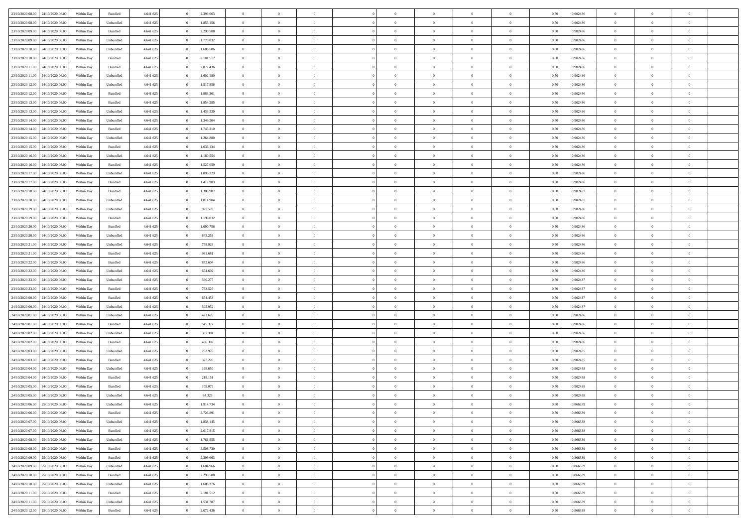| | | | | | | | | | | | | | | | | | | | | |
|---|---|---|---|---|---|---|---|---|---|---|---|---|---|---|---|---|---|---|---|---|
| 23/10/2020 08:00 | 24/10/2020 06:00 | Within Day | Bundled | 4.641.625 | 0 | 2.399.663 | 0 | 0 | 0 | | 0 | 0 | 0 | 0 | 0,50 | 0,902436 | 0 | 0 | 0 | |
| 23/10/2020 08:00 | 24/10/2020 06:00 | Within Day | Unbundled | 4.641.625 | 0 | 1.855.156 | 0 | 0 | 0 | | 0 | 0 | 0 | 0 | 0,50 | 0,902436 | 0 | 0 | 0 | |
| 23/10/2020 09:00 | 24/10/2020 06:00 | Within Day | Bundled | 4.641.625 | 0 | 2.290.588 | 0 | 0 | 0 | | 0 | 0 | 0 | 0 | 0,50 | 0,902436 | 0 | 0 | 0 | |
| 23/10/2020 09:00 | 24/10/2020 06:00 | Within Day | Unbundled | 4.641.625 | 0 | 1.770.832 | 0 | 0 | 0 | | 0 | 0 | 0 | 0 | 0,50 | 0,902436 | 0 | 0 | 0 | |
| 23/10/2020 10:00 | 24/10/2020 06:00 | Within Day | Unbundled | 4.641.625 | 0 | 1.686.506 | 0 | 0 | 0 | | 0 | 0 | 0 | 0 | 0,50 | 0,902436 | 0 | 0 | 0 | |
| 23/10/2020 10:00 | 24/10/2020 06:00 | Within Day | Bundled | 4.641.625 | 0 | 2.181.512 | 0 | 0 | 0 | | 0 | 0 | 0 | 0 | 0,50 | 0,902436 | 0 | 0 | 0 | |
| 23/10/2020 11:00 | 24/10/2020 06:00 | Within Day | Bundled | 4.641.625 | 0 | 2.072.436 | 0 | 0 | 0 | | 0 | 0 | 0 | 0 | 0,50 | 0,902436 | 0 | 0 | 0 | |
| 23/10/2020 11:00 | 24/10/2020 06:00 | Within Day | Unbundled | 4.641.625 | 0 | 1.602.180 | 0 | 0 | 0 | | 0 | 0 | 0 | 0 | 0,50 | 0,902436 | 0 | 0 | 0 | |
| 23/10/2020 12:00 | 24/10/2020 06:00 | Within Day | Unbundled | 4.641.625 | 0 | 1.517.856 | 0 | 0 | 0 | | 0 | 0 | 0 | 0 | 0,50 | 0,902436 | 0 | 0 | 0 | |
| 23/10/2020 12:00 | 24/10/2020 06:00 | Within Day | Bundled | 4.641.625 | 0 | 1.963.361 | 0 | 0 | 0 | | 0 | 0 | 0 | 0 | 0,50 | 0,902436 | 0 | 0 | 0 | |
| 23/10/2020 13:00 | 24/10/2020 06:00 | Within Day | Bundled | 4.641.625 | 0 | 1.854.285 | 0 | 0 | 0 | | 0 | 0 | 0 | 0 | 0,50 | 0,902436 | 0 | 0 | 0 | |
| 23/10/2020 13:00 | 24/10/2020 06:00 | Within Day | Unbundled | 4.641.625 | 0 | 1.433.530 | 0 | 0 | 0 | | 0 | 0 | 0 | 0 | 0,50 | 0,902436 | 0 | 0 | 0 | |
| 23/10/2020 14:00 | 24/10/2020 06:00 | Within Day | Unbundled | 4.641.625 | 0 | 1.349.204 | 0 | 0 | 0 | | 0 | 0 | 0 | 0 | 0,50 | 0,902436 | 0 | 0 | 0 | |
| 23/10/2020 14:00 | 24/10/2020 06:00 | Within Day | Bundled | 4.641.625 | 0 | 1.745.210 | 0 | 0 | 0 | | 0 | 0 | 0 | 0 | 0,50 | 0,902436 | 0 | 0 | 0 | |
| 23/10/2020 15:00 | 24/10/2020 06:00 | Within Day | Unbundled | 4.641.625 | 0 | 1.264.880 | 0 | 0 | 0 | | 0 | 0 | 0 | 0 | 0,50 | 0,902436 | 0 | 0 | 0 | |
| 23/10/2020 15:00 | 24/10/2020 06:00 | Within Day | Bundled | 4.641.625 | 0 | 1.636.134 | 0 | 0 | 0 | | 0 | 0 | 0 | 0 | 0,50 | 0,902436 | 0 | 0 | 0 | |
| 23/10/2020 16:00 | 24/10/2020 06:00 | Within Day | Unbundled | 4.641.625 | 0 | 1.180.554 | 0 | 0 | 0 | | 0 | 0 | 0 | 0 | 0,50 | 0,902436 | 0 | 0 | 0 | |
| 23/10/2020 16:00 | 24/10/2020 06:00 | Within Day | Bundled | 4.641.625 | 0 | 1.527.059 | 0 | 0 | 0 | | 0 | 0 | 0 | 0 | 0,50 | 0,902436 | 0 | 0 | 0 | |
| 23/10/2020 17:00 | 24/10/2020 06:00 | Within Day | Unbundled | 4.641.625 | 0 | 1.096.229 | 0 | 0 | 0 | | 0 | 0 | 0 | 0 | 0,50 | 0,902436 | 0 | 0 | 0 | |
| 23/10/2020 17:00 | 24/10/2020 06:00 | Within Day | Bundled | 4.641.625 | 0 | 1.417.983 | 0 | 0 | 0 | | 0 | 0 | 0 | 0 | 0,50 | 0,902436 | 0 | 0 | 0 | |
| 23/10/2020 18:00 | 24/10/2020 06:00 | Within Day | Bundled | 4.641.625 | 0 | 1.308.907 | 0 | 0 | 0 | | 0 | 0 | 0 | 0 | 0,50 | 0,902437 | 0 | 0 | 0 | |
| 23/10/2020 18:00 | 24/10/2020 06:00 | Within Day | Unbundled | 4.641.625 | 0 | 1.011.904 | 0 | 0 | 0 | | 0 | 0 | 0 | 0 | 0,50 | 0,902437 | 0 | 0 | 0 | |
| 23/10/2020 19:00 | 24/10/2020 06:00 | Within Day | Unbundled | 4.641.625 | 0 | 927.578 | 0 | 0 | 0 | | 0 | 0 | 0 | 0 | 0,50 | 0,902436 | 0 | 0 | 0 | |
| 23/10/2020 19:00 | 24/10/2020 06:00 | Within Day | Bundled | 4.641.625 | 0 | 1.199.832 | 0 | 0 | 0 | | 0 | 0 | 0 | 0 | 0,50 | 0,902436 | 0 | 0 | 0 | |
| 23/10/2020 20:00 | 24/10/2020 06:00 | Within Day | Bundled | 4.641.625 | 0 | 1.090.756 | 0 | 0 | 0 | | 0 | 0 | 0 | 0 | 0,50 | 0,902436 | 0 | 0 | 0 | |
| 23/10/2020 20:00 | 24/10/2020 06:00 | Within Day | Unbundled | 4.641.625 | 0 | 843.253 | 0 | 0 | 0 | | 0 | 0 | 0 | 0 | 0,50 | 0,902436 | 0 | 0 | 0 | |
| 23/10/2020 21:00 | 24/10/2020 06:00 | Within Day | Unbundled | 4.641.625 | 0 | 758.928 | 0 | 0 | 0 | | 0 | 0 | 0 | 0 | 0,50 | 0,902436 | 0 | 0 | 0 | |
| 23/10/2020 21:00 | 24/10/2020 06:00 | Within Day | Bundled | 4.641.625 | 0 | 981.681 | 0 | 0 | 0 | | 0 | 0 | 0 | 0 | 0,50 | 0,902436 | 0 | 0 | 0 | |
| 23/10/2020 22:00 | 24/10/2020 06:00 | Within Day | Bundled | 4.641.625 | 0 | 872.604 | 0 | 0 | 0 | | 0 | 0 | 0 | 0 | 0,50 | 0,902436 | 0 | 0 | 0 | |
| 23/10/2020 22:00 | 24/10/2020 06:00 | Within Day | Unbundled | 4.641.625 | 0 | 674.602 | 0 | 0 | 0 | | 0 | 0 | 0 | 0 | 0,50 | 0,902436 | 0 | 0 | 0 | |
| 23/10/2020 23:00 | 24/10/2020 06:00 | Within Day | Unbundled | 4.641.625 | 0 | 590.277 | 0 | 0 | 0 | | 0 | 0 | 0 | 0 | 0,50 | 0,902437 | 0 | 0 | 0 | |
| 23/10/2020 23:00 | 24/10/2020 06:00 | Within Day | Bundled | 4.641.625 | 0 | 763.529 | 0 | 0 | 0 | | 0 | 0 | 0 | 0 | 0,50 | 0,902437 | 0 | 0 | 0 | |
| 24/10/2020 00:00 | 24/10/2020 06:00 | Within Day | Bundled | 4.641.625 | 0 | 654.453 | 0 | 0 | 0 | | 0 | 0 | 0 | 0 | 0,50 | 0,902437 | 0 | 0 | 0 | |
| 24/10/2020 00:00 | 24/10/2020 06:00 | Within Day | Unbundled | 4.641.625 | 0 | 505.952 | 0 | 0 | 0 | | 0 | 0 | 0 | 0 | 0,50 | 0,902437 | 0 | 0 | 0 | |
| 24/10/2020 01:00 | 24/10/2020 06:00 | Within Day | Unbundled | 4.641.625 | 0 | 421.626 | 0 | 0 | 0 | | 0 | 0 | 0 | 0 | 0,50 | 0,902436 | 0 | 0 | 0 | |
| 24/10/2020 01:00 | 24/10/2020 06:00 | Within Day | Bundled | 4.641.625 | 0 | 545.377 | 0 | 0 | 0 | | 0 | 0 | 0 | 0 | 0,50 | 0,902436 | 0 | 0 | 0 | |
| 24/10/2020 02:00 | 24/10/2020 06:00 | Within Day | Unbundled | 4.641.625 | 0 | 337.301 | 0 | 0 | 0 | | 0 | 0 | 0 | 0 | 0,50 | 0,902436 | 0 | 0 | 0 | |
| 24/10/2020 02:00 | 24/10/2020 06:00 | Within Day | Bundled | 4.641.625 | 0 | 436.302 | 0 | 0 | 0 | | 0 | 0 | 0 | 0 | 0,50 | 0,902436 | 0 | 0 | 0 | |
| 24/10/2020 03:00 | 24/10/2020 06:00 | Within Day | Unbundled | 4.641.625 | 0 | 252.976 | 0 | 0 | 0 | | 0 | 0 | 0 | 0 | 0,50 | 0,902435 | 0 | 0 | 0 | |
| 24/10/2020 03:00 | 24/10/2020 06:00 | Within Day | Bundled | 4.641.625 | 0 | 327.226 | 0 | 0 | 0 | | 0 | 0 | 0 | 0 | 0,50 | 0,902435 | 0 | 0 | 0 | |
| 24/10/2020 04:00 | 24/10/2020 06:00 | Within Day | Unbundled | 4.641.625 | 0 | 168.650 | 0 | 0 | 0 | | 0 | 0 | 0 | 0 | 0,50 | 0,902438 | 0 | 0 | 0 | |
| 24/10/2020 04:00 | 24/10/2020 06:00 | Within Day | Bundled | 4.641.625 | 0 | 218.151 | 0 | 0 | 0 | | 0 | 0 | 0 | 0 | 0,50 | 0,902438 | 0 | 0 | 0 | |
| 24/10/2020 05:00 | 24/10/2020 06:00 | Within Day | Bundled | 4.641.625 | 0 | 109.075 | 0 | 0 | 0 | | 0 | 0 | 0 | 0 | 0,50 | 0,902438 | 0 | 0 | 0 | |
| 24/10/2020 05:00 | 24/10/2020 06:00 | Within Day | Unbundled | 4.641.625 | 0 | 84.325 | 0 | 0 | 0 | | 0 | 0 | 0 | 0 | 0,50 | 0,902438 | 0 | 0 | 0 | |
| 24/10/2020 06:00 | 25/10/2020 06:00 | Within Day | Unbundled | 4.641.625 | 0 | 1.914.734 | 0 | 0 | 0 | | 0 | 0 | 0 | 0 | 0,50 | 0,866339 | 0 | 0 | 0 | |
| 24/10/2020 06:00 | 25/10/2020 06:00 | Within Day | Bundled | 4.641.625 | 0 | 2.726.891 | 0 | 0 | 0 | | 0 | 0 | 0 | 0 | 0,50 | 0,866339 | 0 | 0 | 0 | |
| 24/10/2020 07:00 | 25/10/2020 06:00 | Within Day | Unbundled | 4.641.625 | 0 | 1.838.145 | 0 | 0 | 0 | | 0 | 0 | 0 | 0 | 0,50 | 0,866338 | 0 | 0 | 0 | |
| 24/10/2020 07:00 | 25/10/2020 06:00 | Within Day | Bundled | 4.641.625 | 0 | 2.617.815 | 0 | 0 | 0 | | 0 | 0 | 0 | 0 | 0,50 | 0,866338 | 0 | 0 | 0 | |
| 24/10/2020 08:00 | 25/10/2020 06:00 | Within Day | Unbundled | 4.641.625 | 0 | 1.761.555 | 0 | 0 | 0 | | 0 | 0 | 0 | 0 | 0,50 | 0,866339 | 0 | 0 | 0 | |
| 24/10/2020 08:00 | 25/10/2020 06:00 | Within Day | Bundled | 4.641.625 | 0 | 2.508.739 | 0 | 0 | 0 | | 0 | 0 | 0 | 0 | 0,50 | 0,866339 | 0 | 0 | 0 | |
| 24/10/2020 09:00 | 25/10/2020 06:00 | Within Day | Bundled | 4.641.625 | 0 | 2.399.663 | 0 | 0 | 0 | | 0 | 0 | 0 | 0 | 0,50 | 0,866339 | 0 | 0 | 0 | |
| 24/10/2020 09:00 | 25/10/2020 06:00 | Within Day | Unbundled | 4.641.625 | 0 | 1.684.966 | 0 | 0 | 0 | | 0 | 0 | 0 | 0 | 0,50 | 0,866339 | 0 | 0 | 0 | |
| 24/10/2020 10:00 | 25/10/2020 06:00 | Within Day | Bundled | 4.641.625 | 0 | 2.290.588 | 0 | 0 | 0 | | 0 | 0 | 0 | 0 | 0,50 | 0,866339 | 0 | 0 | 0 | |
| 24/10/2020 10:00 | 25/10/2020 06:00 | Within Day | Unbundled | 4.641.625 | 0 | 1.608.376 | 0 | 0 | 0 | | 0 | 0 | 0 | 0 | 0,50 | 0,866339 | 0 | 0 | 0 | |
| 24/10/2020 11:00 | 25/10/2020 06:00 | Within Day | Bundled | 4.641.625 | 0 | 2.181.512 | 0 | 0 | 0 | | 0 | 0 | 0 | 0 | 0,50 | 0,866339 | 0 | 0 | 0 | |
| 24/10/2020 11:00 | 25/10/2020 06:00 | Within Day | Unbundled | 4.641.625 | 0 | 1.531.787 | 0 | 0 | 0 | | 0 | 0 | 0 | 0 | 0,50 | 0,866339 | 0 | 0 | 0 | |
| 24/10/2020 12:00 | 25/10/2020 06:00 | Within Day | Bundled | 4.641.625 | 0 | 2.072.436 | 0 | 0 | 0 | | 0 | 0 | 0 | 0 | 0,50 | 0,866338 | 0 | 0 | 0 | |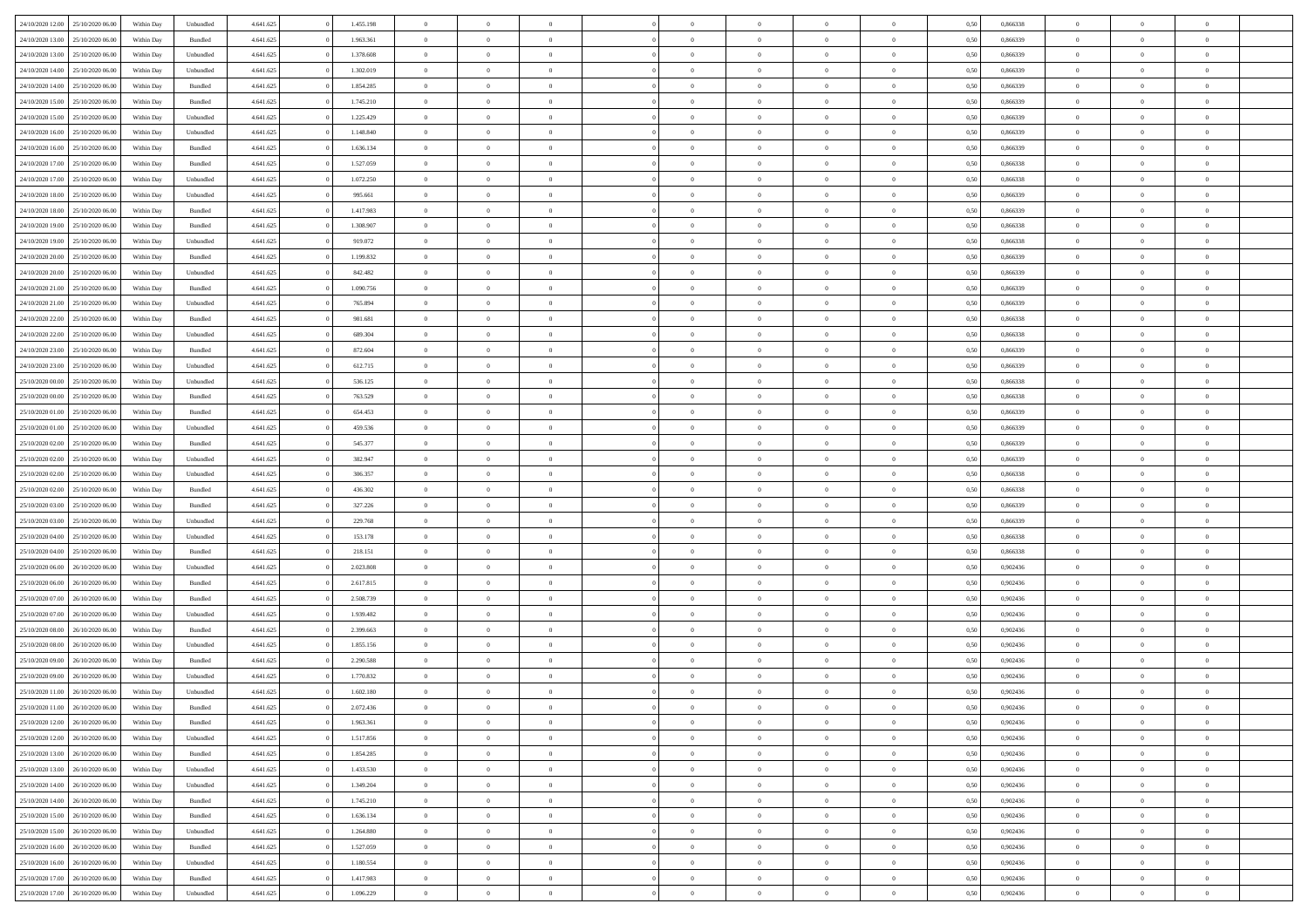| | | | | | | | | | | | | | | | | | | | | |
|---|---|---|---|---|---|---|---|---|---|---|---|---|---|---|---|---|---|---|---|---|
| 24/10/2020 12:00 | 25/10/2020 06:00 | Within Day | Unbundled | 4.641.625 | 0 | 1.455.198 | 0 | 0 | 0 | | 0 | 0 | 0 | 0 | 0,50 | 0,866338 | 0 | 0 | 0 | |
| 24/10/2020 13:00 | 25/10/2020 06:00 | Within Day | Bundled | 4.641.625 | 0 | 1.963.361 | 0 | 0 | 0 | | 0 | 0 | 0 | 0 | 0,50 | 0,866339 | 0 | 0 | 0 | |
| 24/10/2020 13:00 | 25/10/2020 06:00 | Within Day | Unbundled | 4.641.625 | 0 | 1.378.608 | 0 | 0 | 0 | | 0 | 0 | 0 | 0 | 0,50 | 0,866339 | 0 | 0 | 0 | |
| 24/10/2020 14:00 | 25/10/2020 06:00 | Within Day | Unbundled | 4.641.625 | 0 | 1.302.019 | 0 | 0 | 0 | | 0 | 0 | 0 | 0 | 0,50 | 0,866339 | 0 | 0 | 0 | |
| 24/10/2020 14:00 | 25/10/2020 06:00 | Within Day | Bundled | 4.641.625 | 0 | 1.854.285 | 0 | 0 | 0 | | 0 | 0 | 0 | 0 | 0,50 | 0,866339 | 0 | 0 | 0 | |
| 24/10/2020 15:00 | 25/10/2020 06:00 | Within Day | Bundled | 4.641.625 | 0 | 1.745.210 | 0 | 0 | 0 | | 0 | 0 | 0 | 0 | 0,50 | 0,866339 | 0 | 0 | 0 | |
| 24/10/2020 15:00 | 25/10/2020 06:00 | Within Day | Unbundled | 4.641.625 | 0 | 1.225.429 | 0 | 0 | 0 | | 0 | 0 | 0 | 0 | 0,50 | 0,866339 | 0 | 0 | 0 | |
| 24/10/2020 16:00 | 25/10/2020 06:00 | Within Day | Unbundled | 4.641.625 | 0 | 1.148.840 | 0 | 0 | 0 | | 0 | 0 | 0 | 0 | 0,50 | 0,866339 | 0 | 0 | 0 | |
| 24/10/2020 16:00 | 25/10/2020 06:00 | Within Day | Bundled | 4.641.625 | 0 | 1.636.134 | 0 | 0 | 0 | | 0 | 0 | 0 | 0 | 0,50 | 0,866339 | 0 | 0 | 0 | |
| 24/10/2020 17:00 | 25/10/2020 06:00 | Within Day | Bundled | 4.641.625 | 0 | 1.527.059 | 0 | 0 | 0 | | 0 | 0 | 0 | 0 | 0,50 | 0,866338 | 0 | 0 | 0 | |
| 24/10/2020 17:00 | 25/10/2020 06:00 | Within Day | Unbundled | 4.641.625 | 0 | 1.072.250 | 0 | 0 | 0 | | 0 | 0 | 0 | 0 | 0,50 | 0,866338 | 0 | 0 | 0 | |
| 24/10/2020 18:00 | 25/10/2020 06:00 | Within Day | Unbundled | 4.641.625 | 0 | 995.661 | 0 | 0 | 0 | | 0 | 0 | 0 | 0 | 0,50 | 0,866339 | 0 | 0 | 0 | |
| 24/10/2020 18:00 | 25/10/2020 06:00 | Within Day | Bundled | 4.641.625 | 0 | 1.417.983 | 0 | 0 | 0 | | 0 | 0 | 0 | 0 | 0,50 | 0,866339 | 0 | 0 | 0 | |
| 24/10/2020 19:00 | 25/10/2020 06:00 | Within Day | Bundled | 4.641.625 | 0 | 1.308.907 | 0 | 0 | 0 | | 0 | 0 | 0 | 0 | 0,50 | 0,866338 | 0 | 0 | 0 | |
| 24/10/2020 19:00 | 25/10/2020 06:00 | Within Day | Unbundled | 4.641.625 | 0 | 919.072 | 0 | 0 | 0 | | 0 | 0 | 0 | 0 | 0,50 | 0,866338 | 0 | 0 | 0 | |
| 24/10/2020 20:00 | 25/10/2020 06:00 | Within Day | Bundled | 4.641.625 | 0 | 1.199.832 | 0 | 0 | 0 | | 0 | 0 | 0 | 0 | 0,50 | 0,866339 | 0 | 0 | 0 | |
| 24/10/2020 20:00 | 25/10/2020 06:00 | Within Day | Unbundled | 4.641.625 | 0 | 842.482 | 0 | 0 | 0 | | 0 | 0 | 0 | 0 | 0,50 | 0,866339 | 0 | 0 | 0 | |
| 24/10/2020 21:00 | 25/10/2020 06:00 | Within Day | Bundled | 4.641.625 | 0 | 1.090.756 | 0 | 0 | 0 | | 0 | 0 | 0 | 0 | 0,50 | 0,866339 | 0 | 0 | 0 | |
| 24/10/2020 21:00 | 25/10/2020 06:00 | Within Day | Unbundled | 4.641.625 | 0 | 765.894 | 0 | 0 | 0 | | 0 | 0 | 0 | 0 | 0,50 | 0,866339 | 0 | 0 | 0 | |
| 24/10/2020 22:00 | 25/10/2020 06:00 | Within Day | Bundled | 4.641.625 | 0 | 981.681 | 0 | 0 | 0 | | 0 | 0 | 0 | 0 | 0,50 | 0,866338 | 0 | 0 | 0 | |
| 24/10/2020 22:00 | 25/10/2020 06:00 | Within Day | Unbundled | 4.641.625 | 0 | 689.304 | 0 | 0 | 0 | | 0 | 0 | 0 | 0 | 0,50 | 0,866338 | 0 | 0 | 0 | |
| 24/10/2020 23:00 | 25/10/2020 06:00 | Within Day | Bundled | 4.641.625 | 0 | 872.604 | 0 | 0 | 0 | | 0 | 0 | 0 | 0 | 0,50 | 0,866339 | 0 | 0 | 0 | |
| 24/10/2020 23:00 | 25/10/2020 06:00 | Within Day | Unbundled | 4.641.625 | 0 | 612.715 | 0 | 0 | 0 | | 0 | 0 | 0 | 0 | 0,50 | 0,866339 | 0 | 0 | 0 | |
| 25/10/2020 00:00 | 25/10/2020 06:00 | Within Day | Unbundled | 4.641.625 | 0 | 536.125 | 0 | 0 | 0 | | 0 | 0 | 0 | 0 | 0,50 | 0,866338 | 0 | 0 | 0 | |
| 25/10/2020 00:00 | 25/10/2020 06:00 | Within Day | Bundled | 4.641.625 | 0 | 763.529 | 0 | 0 | 0 | | 0 | 0 | 0 | 0 | 0,50 | 0,866338 | 0 | 0 | 0 | |
| 25/10/2020 01:00 | 25/10/2020 06:00 | Within Day | Bundled | 4.641.625 | 0 | 654.453 | 0 | 0 | 0 | | 0 | 0 | 0 | 0 | 0,50 | 0,866339 | 0 | 0 | 0 | |
| 25/10/2020 01:00 | 25/10/2020 06:00 | Within Day | Unbundled | 4.641.625 | 0 | 459.536 | 0 | 0 | 0 | | 0 | 0 | 0 | 0 | 0,50 | 0,866339 | 0 | 0 | 0 | |
| 25/10/2020 02:00 | 25/10/2020 06:00 | Within Day | Bundled | 4.641.625 | 0 | 545.377 | 0 | 0 | 0 | | 0 | 0 | 0 | 0 | 0,50 | 0,866339 | 0 | 0 | 0 | |
| 25/10/2020 02:00 | 25/10/2020 06:00 | Within Day | Unbundled | 4.641.625 | 0 | 382.947 | 0 | 0 | 0 | | 0 | 0 | 0 | 0 | 0,50 | 0,866339 | 0 | 0 | 0 | |
| 25/10/2020 02:00 | 25/10/2020 06:00 | Within Day | Unbundled | 4.641.625 | 0 | 306.357 | 0 | 0 | 0 | | 0 | 0 | 0 | 0 | 0,50 | 0,866338 | 0 | 0 | 0 | |
| 25/10/2020 02:00 | 25/10/2020 06:00 | Within Day | Bundled | 4.641.625 | 0 | 436.302 | 0 | 0 | 0 | | 0 | 0 | 0 | 0 | 0,50 | 0,866338 | 0 | 0 | 0 | |
| 25/10/2020 03:00 | 25/10/2020 06:00 | Within Day | Bundled | 4.641.625 | 0 | 327.226 | 0 | 0 | 0 | | 0 | 0 | 0 | 0 | 0,50 | 0,866339 | 0 | 0 | 0 | |
| 25/10/2020 03:00 | 25/10/2020 06:00 | Within Day | Unbundled | 4.641.625 | 0 | 229.768 | 0 | 0 | 0 | | 0 | 0 | 0 | 0 | 0,50 | 0,866339 | 0 | 0 | 0 | |
| 25/10/2020 04:00 | 25/10/2020 06:00 | Within Day | Unbundled | 4.641.625 | 0 | 153.178 | 0 | 0 | 0 | | 0 | 0 | 0 | 0 | 0,50 | 0,866338 | 0 | 0 | 0 | |
| 25/10/2020 04:00 | 25/10/2020 06:00 | Within Day | Bundled | 4.641.625 | 0 | 218.151 | 0 | 0 | 0 | | 0 | 0 | 0 | 0 | 0,50 | 0,866338 | 0 | 0 | 0 | |
| 25/10/2020 06:00 | 26/10/2020 06:00 | Within Day | Unbundled | 4.641.625 | 0 | 2.023.808 | 0 | 0 | 0 | | 0 | 0 | 0 | 0 | 0,50 | 0,902436 | 0 | 0 | 0 | |
| 25/10/2020 06:00 | 26/10/2020 06:00 | Within Day | Bundled | 4.641.625 | 0 | 2.617.815 | 0 | 0 | 0 | | 0 | 0 | 0 | 0 | 0,50 | 0,902436 | 0 | 0 | 0 | |
| 25/10/2020 07:00 | 26/10/2020 06:00 | Within Day | Bundled | 4.641.625 | 0 | 2.508.739 | 0 | 0 | 0 | | 0 | 0 | 0 | 0 | 0,50 | 0,902436 | 0 | 0 | 0 | |
| 25/10/2020 07:00 | 26/10/2020 06:00 | Within Day | Unbundled | 4.641.625 | 0 | 1.939.482 | 0 | 0 | 0 | | 0 | 0 | 0 | 0 | 0,50 | 0,902436 | 0 | 0 | 0 | |
| 25/10/2020 08:00 | 26/10/2020 06:00 | Within Day | Bundled | 4.641.625 | 0 | 2.399.663 | 0 | 0 | 0 | | 0 | 0 | 0 | 0 | 0,50 | 0,902436 | 0 | 0 | 0 | |
| 25/10/2020 08:00 | 26/10/2020 06:00 | Within Day | Unbundled | 4.641.625 | 0 | 1.855.156 | 0 | 0 | 0 | | 0 | 0 | 0 | 0 | 0,50 | 0,902436 | 0 | 0 | 0 | |
| 25/10/2020 09:00 | 26/10/2020 06:00 | Within Day | Bundled | 4.641.625 | 0 | 2.290.588 | 0 | 0 | 0 | | 0 | 0 | 0 | 0 | 0,50 | 0,902436 | 0 | 0 | 0 | |
| 25/10/2020 09:00 | 26/10/2020 06:00 | Within Day | Unbundled | 4.641.625 | 0 | 1.770.832 | 0 | 0 | 0 | | 0 | 0 | 0 | 0 | 0,50 | 0,902436 | 0 | 0 | 0 | |
| 25/10/2020 11:00 | 26/10/2020 06:00 | Within Day | Unbundled | 4.641.625 | 0 | 1.602.180 | 0 | 0 | 0 | | 0 | 0 | 0 | 0 | 0,50 | 0,902436 | 0 | 0 | 0 | |
| 25/10/2020 11:00 | 26/10/2020 06:00 | Within Day | Bundled | 4.641.625 | 0 | 2.072.436 | 0 | 0 | 0 | | 0 | 0 | 0 | 0 | 0,50 | 0,902436 | 0 | 0 | 0 | |
| 25/10/2020 12:00 | 26/10/2020 06:00 | Within Day | Bundled | 4.641.625 | 0 | 1.963.361 | 0 | 0 | 0 | | 0 | 0 | 0 | 0 | 0,50 | 0,902436 | 0 | 0 | 0 | |
| 25/10/2020 12:00 | 26/10/2020 06:00 | Within Day | Unbundled | 4.641.625 | 0 | 1.517.856 | 0 | 0 | 0 | | 0 | 0 | 0 | 0 | 0,50 | 0,902436 | 0 | 0 | 0 | |
| 25/10/2020 13:00 | 26/10/2020 06:00 | Within Day | Bundled | 4.641.625 | 0 | 1.854.285 | 0 | 0 | 0 | | 0 | 0 | 0 | 0 | 0,50 | 0,902436 | 0 | 0 | 0 | |
| 25/10/2020 13:00 | 26/10/2020 06:00 | Within Day | Unbundled | 4.641.625 | 0 | 1.433.530 | 0 | 0 | 0 | | 0 | 0 | 0 | 0 | 0,50 | 0,902436 | 0 | 0 | 0 | |
| 25/10/2020 14:00 | 26/10/2020 06:00 | Within Day | Unbundled | 4.641.625 | 0 | 1.349.204 | 0 | 0 | 0 | | 0 | 0 | 0 | 0 | 0,50 | 0,902436 | 0 | 0 | 0 | |
| 25/10/2020 14:00 | 26/10/2020 06:00 | Within Day | Bundled | 4.641.625 | 0 | 1.745.210 | 0 | 0 | 0 | | 0 | 0 | 0 | 0 | 0,50 | 0,902436 | 0 | 0 | 0 | |
| 25/10/2020 15:00 | 26/10/2020 06:00 | Within Day | Bundled | 4.641.625 | 0 | 1.636.134 | 0 | 0 | 0 | | 0 | 0 | 0 | 0 | 0,50 | 0,902436 | 0 | 0 | 0 | |
| 25/10/2020 15:00 | 26/10/2020 06:00 | Within Day | Unbundled | 4.641.625 | 0 | 1.264.880 | 0 | 0 | 0 | | 0 | 0 | 0 | 0 | 0,50 | 0,902436 | 0 | 0 | 0 | |
| 25/10/2020 16:00 | 26/10/2020 06:00 | Within Day | Bundled | 4.641.625 | 0 | 1.527.059 | 0 | 0 | 0 | | 0 | 0 | 0 | 0 | 0,50 | 0,902436 | 0 | 0 | 0 | |
| 25/10/2020 16:00 | 26/10/2020 06:00 | Within Day | Unbundled | 4.641.625 | 0 | 1.180.554 | 0 | 0 | 0 | | 0 | 0 | 0 | 0 | 0,50 | 0,902436 | 0 | 0 | 0 | |
| 25/10/2020 17:00 | 26/10/2020 06:00 | Within Day | Bundled | 4.641.625 | 0 | 1.417.983 | 0 | 0 | 0 | | 0 | 0 | 0 | 0 | 0,50 | 0,902436 | 0 | 0 | 0 | |
| 25/10/2020 17:00 | 26/10/2020 06:00 | Within Day | Unbundled | 4.641.625 | 0 | 1.096.229 | 0 | 0 | 0 | | 0 | 0 | 0 | 0 | 0,50 | 0,902436 | 0 | 0 | 0 | |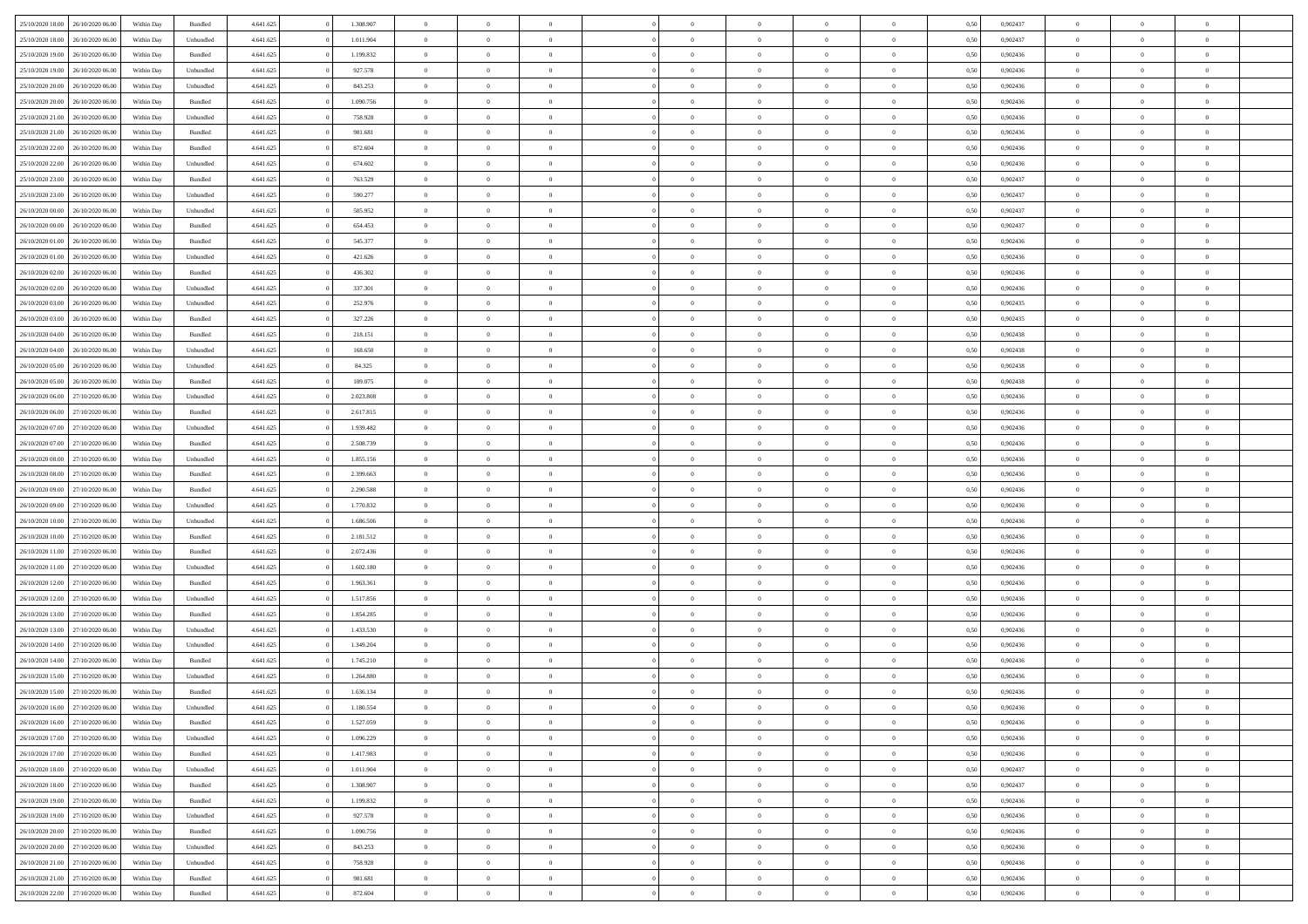| | | | | | | | | | | | | | | | | | | | | |
|---|---|---|---|---|---|---|---|---|---|---|---|---|---|---|---|---|---|---|---|---|
| 25/10/2020 18:00 | 26/10/2020 06:00 | Within Day | Bundled | 4.641.625 | 0 | 1.308.907 | 0 | 0 | 0 | | 0 | 0 | 0 | 0 | 0,50 | 0,902437 | 0 | 0 | 0 | |
| 25/10/2020 18:00 | 26/10/2020 06:00 | Within Day | Unbundled | 4.641.625 | 0 | 1.011.904 | 0 | 0 | 0 | | 0 | 0 | 0 | 0 | 0,50 | 0,902437 | 0 | 0 | 0 | |
| 25/10/2020 19:00 | 26/10/2020 06:00 | Within Day | Bundled | 4.641.625 | 0 | 1.199.832 | 0 | 0 | 0 | | 0 | 0 | 0 | 0 | 0,50 | 0,902436 | 0 | 0 | 0 | |
| 25/10/2020 19:00 | 26/10/2020 06:00 | Within Day | Unbundled | 4.641.625 | 0 | 927.578 | 0 | 0 | 0 | | 0 | 0 | 0 | 0 | 0,50 | 0,902436 | 0 | 0 | 0 | |
| 25/10/2020 20:00 | 26/10/2020 06:00 | Within Day | Unbundled | 4.641.625 | 0 | 843.253 | 0 | 0 | 0 | | 0 | 0 | 0 | 0 | 0,50 | 0,902436 | 0 | 0 | 0 | |
| 25/10/2020 20:00 | 26/10/2020 06:00 | Within Day | Bundled | 4.641.625 | 0 | 1.090.756 | 0 | 0 | 0 | | 0 | 0 | 0 | 0 | 0,50 | 0,902436 | 0 | 0 | 0 | |
| 25/10/2020 21:00 | 26/10/2020 06:00 | Within Day | Unbundled | 4.641.625 | 0 | 758.928 | 0 | 0 | 0 | | 0 | 0 | 0 | 0 | 0,50 | 0,902436 | 0 | 0 | 0 | |
| 25/10/2020 21:00 | 26/10/2020 06:00 | Within Day | Bundled | 4.641.625 | 0 | 981.681 | 0 | 0 | 0 | | 0 | 0 | 0 | 0 | 0,50 | 0,902436 | 0 | 0 | 0 | |
| 25/10/2020 22:00 | 26/10/2020 06:00 | Within Day | Bundled | 4.641.625 | 0 | 872.604 | 0 | 0 | 0 | | 0 | 0 | 0 | 0 | 0,50 | 0,902436 | 0 | 0 | 0 | |
| 25/10/2020 22:00 | 26/10/2020 06:00 | Within Day | Unbundled | 4.641.625 | 0 | 674.602 | 0 | 0 | 0 | | 0 | 0 | 0 | 0 | 0,50 | 0,902436 | 0 | 0 | 0 | |
| 25/10/2020 23:00 | 26/10/2020 06:00 | Within Day | Bundled | 4.641.625 | 0 | 763.529 | 0 | 0 | 0 | | 0 | 0 | 0 | 0 | 0,50 | 0,902437 | 0 | 0 | 0 | |
| 25/10/2020 23:00 | 26/10/2020 06:00 | Within Day | Unbundled | 4.641.625 | 0 | 590.277 | 0 | 0 | 0 | | 0 | 0 | 0 | 0 | 0,50 | 0,902437 | 0 | 0 | 0 | |
| 26/10/2020 00:00 | 26/10/2020 06:00 | Within Day | Unbundled | 4.641.625 | 0 | 505.952 | 0 | 0 | 0 | | 0 | 0 | 0 | 0 | 0,50 | 0,902437 | 0 | 0 | 0 | |
| 26/10/2020 00:00 | 26/10/2020 06:00 | Within Day | Bundled | 4.641.625 | 0 | 654.453 | 0 | 0 | 0 | | 0 | 0 | 0 | 0 | 0,50 | 0,902437 | 0 | 0 | 0 | |
| 26/10/2020 01:00 | 26/10/2020 06:00 | Within Day | Bundled | 4.641.625 | 0 | 545.377 | 0 | 0 | 0 | | 0 | 0 | 0 | 0 | 0,50 | 0,902436 | 0 | 0 | 0 | |
| 26/10/2020 01:00 | 26/10/2020 06:00 | Within Day | Unbundled | 4.641.625 | 0 | 421.626 | 0 | 0 | 0 | | 0 | 0 | 0 | 0 | 0,50 | 0,902436 | 0 | 0 | 0 | |
| 26/10/2020 02:00 | 26/10/2020 06:00 | Within Day | Bundled | 4.641.625 | 0 | 436.302 | 0 | 0 | 0 | | 0 | 0 | 0 | 0 | 0,50 | 0,902436 | 0 | 0 | 0 | |
| 26/10/2020 02:00 | 26/10/2020 06:00 | Within Day | Unbundled | 4.641.625 | 0 | 337.301 | 0 | 0 | 0 | | 0 | 0 | 0 | 0 | 0,50 | 0,902436 | 0 | 0 | 0 | |
| 26/10/2020 03:00 | 26/10/2020 06:00 | Within Day | Unbundled | 4.641.625 | 0 | 252.976 | 0 | 0 | 0 | | 0 | 0 | 0 | 0 | 0,50 | 0,902435 | 0 | 0 | 0 | |
| 26/10/2020 03:00 | 26/10/2020 06:00 | Within Day | Bundled | 4.641.625 | 0 | 327.226 | 0 | 0 | 0 | | 0 | 0 | 0 | 0 | 0,50 | 0,902435 | 0 | 0 | 0 | |
| 26/10/2020 04:00 | 26/10/2020 06:00 | Within Day | Bundled | 4.641.625 | 0 | 218.151 | 0 | 0 | 0 | | 0 | 0 | 0 | 0 | 0,50 | 0,902438 | 0 | 0 | 0 | |
| 26/10/2020 04:00 | 26/10/2020 06:00 | Within Day | Unbundled | 4.641.625 | 0 | 168.650 | 0 | 0 | 0 | | 0 | 0 | 0 | 0 | 0,50 | 0,902438 | 0 | 0 | 0 | |
| 26/10/2020 05:00 | 26/10/2020 06:00 | Within Day | Unbundled | 4.641.625 | 0 | 84.325 | 0 | 0 | 0 | | 0 | 0 | 0 | 0 | 0,50 | 0,902438 | 0 | 0 | 0 | |
| 26/10/2020 05:00 | 26/10/2020 06:00 | Within Day | Bundled | 4.641.625 | 0 | 109.075 | 0 | 0 | 0 | | 0 | 0 | 0 | 0 | 0,50 | 0,902438 | 0 | 0 | 0 | |
| 26/10/2020 06:00 | 27/10/2020 06:00 | Within Day | Unbundled | 4.641.625 | 0 | 2.023.808 | 0 | 0 | 0 | | 0 | 0 | 0 | 0 | 0,50 | 0,902436 | 0 | 0 | 0 | |
| 26/10/2020 06:00 | 27/10/2020 06:00 | Within Day | Bundled | 4.641.625 | 0 | 2.617.815 | 0 | 0 | 0 | | 0 | 0 | 0 | 0 | 0,50 | 0,902436 | 0 | 0 | 0 | |
| 26/10/2020 07:00 | 27/10/2020 06:00 | Within Day | Unbundled | 4.641.625 | 0 | 1.939.482 | 0 | 0 | 0 | | 0 | 0 | 0 | 0 | 0,50 | 0,902436 | 0 | 0 | 0 | |
| 26/10/2020 07:00 | 27/10/2020 06:00 | Within Day | Bundled | 4.641.625 | 0 | 2.508.739 | 0 | 0 | 0 | | 0 | 0 | 0 | 0 | 0,50 | 0,902436 | 0 | 0 | 0 | |
| 26/10/2020 08:00 | 27/10/2020 06:00 | Within Day | Unbundled | 4.641.625 | 0 | 1.855.156 | 0 | 0 | 0 | | 0 | 0 | 0 | 0 | 0,50 | 0,902436 | 0 | 0 | 0 | |
| 26/10/2020 08:00 | 27/10/2020 06:00 | Within Day | Bundled | 4.641.625 | 0 | 2.399.663 | 0 | 0 | 0 | | 0 | 0 | 0 | 0 | 0,50 | 0,902436 | 0 | 0 | 0 | |
| 26/10/2020 09:00 | 27/10/2020 06:00 | Within Day | Bundled | 4.641.625 | 0 | 2.290.588 | 0 | 0 | 0 | | 0 | 0 | 0 | 0 | 0,50 | 0,902436 | 0 | 0 | 0 | |
| 26/10/2020 09:00 | 27/10/2020 06:00 | Within Day | Unbundled | 4.641.625 | 0 | 1.770.832 | 0 | 0 | 0 | | 0 | 0 | 0 | 0 | 0,50 | 0,902436 | 0 | 0 | 0 | |
| 26/10/2020 10:00 | 27/10/2020 06:00 | Within Day | Unbundled | 4.641.625 | 0 | 1.686.506 | 0 | 0 | 0 | | 0 | 0 | 0 | 0 | 0,50 | 0,902436 | 0 | 0 | 0 | |
| 26/10/2020 10:00 | 27/10/2020 06:00 | Within Day | Bundled | 4.641.625 | 0 | 2.181.512 | 0 | 0 | 0 | | 0 | 0 | 0 | 0 | 0,50 | 0,902436 | 0 | 0 | 0 | |
| 26/10/2020 11:00 | 27/10/2020 06:00 | Within Day | Bundled | 4.641.625 | 0 | 2.072.436 | 0 | 0 | 0 | | 0 | 0 | 0 | 0 | 0,50 | 0,902436 | 0 | 0 | 0 | |
| 26/10/2020 11:00 | 27/10/2020 06:00 | Within Day | Unbundled | 4.641.625 | 0 | 1.602.180 | 0 | 0 | 0 | | 0 | 0 | 0 | 0 | 0,50 | 0,902436 | 0 | 0 | 0 | |
| 26/10/2020 12:00 | 27/10/2020 06:00 | Within Day | Bundled | 4.641.625 | 0 | 1.963.361 | 0 | 0 | 0 | | 0 | 0 | 0 | 0 | 0,50 | 0,902436 | 0 | 0 | 0 | |
| 26/10/2020 12:00 | 27/10/2020 06:00 | Within Day | Unbundled | 4.641.625 | 0 | 1.517.856 | 0 | 0 | 0 | | 0 | 0 | 0 | 0 | 0,50 | 0,902436 | 0 | 0 | 0 | |
| 26/10/2020 13:00 | 27/10/2020 06:00 | Within Day | Bundled | 4.641.625 | 0 | 1.854.285 | 0 | 0 | 0 | | 0 | 0 | 0 | 0 | 0,50 | 0,902436 | 0 | 0 | 0 | |
| 26/10/2020 13:00 | 27/10/2020 06:00 | Within Day | Unbundled | 4.641.625 | 0 | 1.433.530 | 0 | 0 | 0 | | 0 | 0 | 0 | 0 | 0,50 | 0,902436 | 0 | 0 | 0 | |
| 26/10/2020 14:00 | 27/10/2020 06:00 | Within Day | Unbundled | 4.641.625 | 0 | 1.349.204 | 0 | 0 | 0 | | 0 | 0 | 0 | 0 | 0,50 | 0,902436 | 0 | 0 | 0 | |
| 26/10/2020 14:00 | 27/10/2020 06:00 | Within Day | Bundled | 4.641.625 | 0 | 1.745.210 | 0 | 0 | 0 | | 0 | 0 | 0 | 0 | 0,50 | 0,902436 | 0 | 0 | 0 | |
| 26/10/2020 15:00 | 27/10/2020 06:00 | Within Day | Unbundled | 4.641.625 | 0 | 1.264.880 | 0 | 0 | 0 | | 0 | 0 | 0 | 0 | 0,50 | 0,902436 | 0 | 0 | 0 | |
| 26/10/2020 15:00 | 27/10/2020 06:00 | Within Day | Bundled | 4.641.625 | 0 | 1.636.134 | 0 | 0 | 0 | | 0 | 0 | 0 | 0 | 0,50 | 0,902436 | 0 | 0 | 0 | |
| 26/10/2020 16:00 | 27/10/2020 06:00 | Within Day | Unbundled | 4.641.625 | 0 | 1.180.554 | 0 | 0 | 0 | | 0 | 0 | 0 | 0 | 0,50 | 0,902436 | 0 | 0 | 0 | |
| 26/10/2020 16:00 | 27/10/2020 06:00 | Within Day | Bundled | 4.641.625 | 0 | 1.527.059 | 0 | 0 | 0 | | 0 | 0 | 0 | 0 | 0,50 | 0,902436 | 0 | 0 | 0 | |
| 26/10/2020 17:00 | 27/10/2020 06:00 | Within Day | Unbundled | 4.641.625 | 0 | 1.096.229 | 0 | 0 | 0 | | 0 | 0 | 0 | 0 | 0,50 | 0,902436 | 0 | 0 | 0 | |
| 26/10/2020 17:00 | 27/10/2020 06:00 | Within Day | Bundled | 4.641.625 | 0 | 1.417.983 | 0 | 0 | 0 | | 0 | 0 | 0 | 0 | 0,50 | 0,902436 | 0 | 0 | 0 | |
| 26/10/2020 18:00 | 27/10/2020 06:00 | Within Day | Unbundled | 4.641.625 | 0 | 1.011.904 | 0 | 0 | 0 | | 0 | 0 | 0 | 0 | 0,50 | 0,902437 | 0 | 0 | 0 | |
| 26/10/2020 18:00 | 27/10/2020 06:00 | Within Day | Bundled | 4.641.625 | 0 | 1.308.907 | 0 | 0 | 0 | | 0 | 0 | 0 | 0 | 0,50 | 0,902437 | 0 | 0 | 0 | |
| 26/10/2020 19:00 | 27/10/2020 06:00 | Within Day | Bundled | 4.641.625 | 0 | 1.199.832 | 0 | 0 | 0 | | 0 | 0 | 0 | 0 | 0,50 | 0,902436 | 0 | 0 | 0 | |
| 26/10/2020 19:00 | 27/10/2020 06:00 | Within Day | Unbundled | 4.641.625 | 0 | 927.578 | 0 | 0 | 0 | | 0 | 0 | 0 | 0 | 0,50 | 0,902436 | 0 | 0 | 0 | |
| 26/10/2020 20:00 | 27/10/2020 06:00 | Within Day | Bundled | 4.641.625 | 0 | 1.090.756 | 0 | 0 | 0 | | 0 | 0 | 0 | 0 | 0,50 | 0,902436 | 0 | 0 | 0 | |
| 26/10/2020 20:00 | 27/10/2020 06:00 | Within Day | Unbundled | 4.641.625 | 0 | 843.253 | 0 | 0 | 0 | | 0 | 0 | 0 | 0 | 0,50 | 0,902436 | 0 | 0 | 0 | |
| 26/10/2020 21:00 | 27/10/2020 06:00 | Within Day | Unbundled | 4.641.625 | 0 | 758.928 | 0 | 0 | 0 | | 0 | 0 | 0 | 0 | 0,50 | 0,902436 | 0 | 0 | 0 | |
| 26/10/2020 21:00 | 27/10/2020 06:00 | Within Day | Bundled | 4.641.625 | 0 | 981.681 | 0 | 0 | 0 | | 0 | 0 | 0 | 0 | 0,50 | 0,902436 | 0 | 0 | 0 | |
| 26/10/2020 22:00 | 27/10/2020 06:00 | Within Day | Bundled | 4.641.625 | 0 | 872.604 | 0 | 0 | 0 | | 0 | 0 | 0 | 0 | 0,50 | 0,902436 | 0 | 0 | 0 | |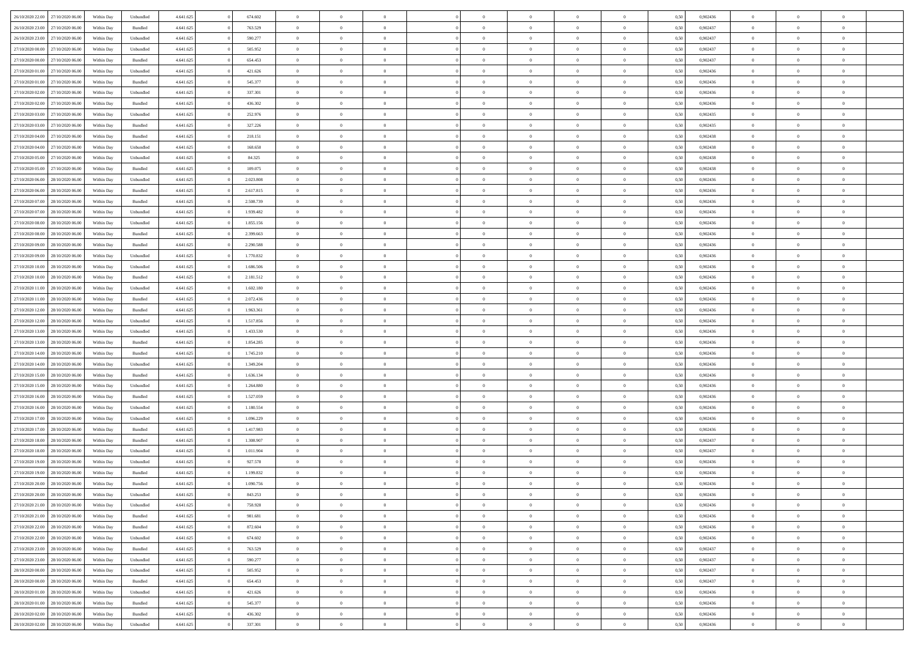| | | | | | | | | | | | | | | | | | | | | |
|---|---|---|---|---|---|---|---|---|---|---|---|---|---|---|---|---|---|---|---|---|
| 26/10/2020 22.00 | 27/10/2020 06.00 | Within Day | Unbundled | 4.641.625 | 0 | 674.602 | 0 | 0 | 0 | | 0 | 0 | 0 | 0 | 0,50 | 0,902436 | 0 | 0 | 0 | |
| 26/10/2020 23.00 | 27/10/2020 06.00 | Within Day | Bundled | 4.641.625 | 0 | 763.529 | 0 | 0 | 0 | | 0 | 0 | 0 | 0 | 0,50 | 0,902437 | 0 | 0 | 0 | |
| 26/10/2020 23.00 | 27/10/2020 06.00 | Within Day | Unbundled | 4.641.625 | 0 | 590.277 | 0 | 0 | 0 | | 0 | 0 | 0 | 0 | 0,50 | 0,902437 | 0 | 0 | 0 | |
| 27/10/2020 00.00 | 27/10/2020 06.00 | Within Day | Unbundled | 4.641.625 | 0 | 505.952 | 0 | 0 | 0 | | 0 | 0 | 0 | 0 | 0,50 | 0,902437 | 0 | 0 | 0 | |
| 27/10/2020 00.00 | 27/10/2020 06.00 | Within Day | Bundled | 4.641.625 | 0 | 654.453 | 0 | 0 | 0 | | 0 | 0 | 0 | 0 | 0,50 | 0,902437 | 0 | 0 | 0 | |
| 27/10/2020 01.00 | 27/10/2020 06.00 | Within Day | Unbundled | 4.641.625 | 0 | 421.626 | 0 | 0 | 0 | | 0 | 0 | 0 | 0 | 0,50 | 0,902436 | 0 | 0 | 0 | |
| 27/10/2020 01.00 | 27/10/2020 06.00 | Within Day | Bundled | 4.641.625 | 0 | 545.377 | 0 | 0 | 0 | | 0 | 0 | 0 | 0 | 0,50 | 0,902436 | 0 | 0 | 0 | |
| 27/10/2020 02.00 | 27/10/2020 06.00 | Within Day | Unbundled | 4.641.625 | 0 | 337.301 | 0 | 0 | 0 | | 0 | 0 | 0 | 0 | 0,50 | 0,902436 | 0 | 0 | 0 | |
| 27/10/2020 02.00 | 27/10/2020 06.00 | Within Day | Bundled | 4.641.625 | 0 | 436.302 | 0 | 0 | 0 | | 0 | 0 | 0 | 0 | 0,50 | 0,902436 | 0 | 0 | 0 | |
| 27/10/2020 03.00 | 27/10/2020 06.00 | Within Day | Unbundled | 4.641.625 | 0 | 252.976 | 0 | 0 | 0 | | 0 | 0 | 0 | 0 | 0,50 | 0,902435 | 0 | 0 | 0 | |
| 27/10/2020 03.00 | 27/10/2020 06.00 | Within Day | Bundled | 4.641.625 | 0 | 327.226 | 0 | 0 | 0 | | 0 | 0 | 0 | 0 | 0,50 | 0,902435 | 0 | 0 | 0 | |
| 27/10/2020 04.00 | 27/10/2020 06.00 | Within Day | Bundled | 4.641.625 | 0 | 218.151 | 0 | 0 | 0 | | 0 | 0 | 0 | 0 | 0,50 | 0,902438 | 0 | 0 | 0 | |
| 27/10/2020 04.00 | 27/10/2020 06.00 | Within Day | Unbundled | 4.641.625 | 0 | 168.650 | 0 | 0 | 0 | | 0 | 0 | 0 | 0 | 0,50 | 0,902438 | 0 | 0 | 0 | |
| 27/10/2020 05.00 | 27/10/2020 06.00 | Within Day | Unbundled | 4.641.625 | 0 | 84.325 | 0 | 0 | 0 | | 0 | 0 | 0 | 0 | 0,50 | 0,902438 | 0 | 0 | 0 | |
| 27/10/2020 05.00 | 27/10/2020 06.00 | Within Day | Bundled | 4.641.625 | 0 | 109.075 | 0 | 0 | 0 | | 0 | 0 | 0 | 0 | 0,50 | 0,902438 | 0 | 0 | 0 | |
| 27/10/2020 06.00 | 28/10/2020 06.00 | Within Day | Unbundled | 4.641.625 | 0 | 2.023.808 | 0 | 0 | 0 | | 0 | 0 | 0 | 0 | 0,50 | 0,902436 | 0 | 0 | 0 | |
| 27/10/2020 06.00 | 28/10/2020 06.00 | Within Day | Bundled | 4.641.625 | 0 | 2.617.815 | 0 | 0 | 0 | | 0 | 0 | 0 | 0 | 0,50 | 0,902436 | 0 | 0 | 0 | |
| 27/10/2020 07.00 | 28/10/2020 06.00 | Within Day | Bundled | 4.641.625 | 0 | 2.508.739 | 0 | 0 | 0 | | 0 | 0 | 0 | 0 | 0,50 | 0,902436 | 0 | 0 | 0 | |
| 27/10/2020 07.00 | 28/10/2020 06.00 | Within Day | Unbundled | 4.641.625 | 0 | 1.939.482 | 0 | 0 | 0 | | 0 | 0 | 0 | 0 | 0,50 | 0,902436 | 0 | 0 | 0 | |
| 27/10/2020 08.00 | 28/10/2020 06.00 | Within Day | Unbundled | 4.641.625 | 0 | 1.855.156 | 0 | 0 | 0 | | 0 | 0 | 0 | 0 | 0,50 | 0,902436 | 0 | 0 | 0 | |
| 27/10/2020 08.00 | 28/10/2020 06.00 | Within Day | Bundled | 4.641.625 | 0 | 2.399.663 | 0 | 0 | 0 | | 0 | 0 | 0 | 0 | 0,50 | 0,902436 | 0 | 0 | 0 | |
| 27/10/2020 09.00 | 28/10/2020 06.00 | Within Day | Bundled | 4.641.625 | 0 | 2.290.588 | 0 | 0 | 0 | | 0 | 0 | 0 | 0 | 0,50 | 0,902436 | 0 | 0 | 0 | |
| 27/10/2020 09.00 | 28/10/2020 06.00 | Within Day | Unbundled | 4.641.625 | 0 | 1.770.832 | 0 | 0 | 0 | | 0 | 0 | 0 | 0 | 0,50 | 0,902436 | 0 | 0 | 0 | |
| 27/10/2020 10.00 | 28/10/2020 06.00 | Within Day | Unbundled | 4.641.625 | 0 | 1.686.506 | 0 | 0 | 0 | | 0 | 0 | 0 | 0 | 0,50 | 0,902436 | 0 | 0 | 0 | |
| 27/10/2020 10.00 | 28/10/2020 06.00 | Within Day | Bundled | 4.641.625 | 0 | 2.181.512 | 0 | 0 | 0 | | 0 | 0 | 0 | 0 | 0,50 | 0,902436 | 0 | 0 | 0 | |
| 27/10/2020 11.00 | 28/10/2020 06.00 | Within Day | Unbundled | 4.641.625 | 0 | 1.602.180 | 0 | 0 | 0 | | 0 | 0 | 0 | 0 | 0,50 | 0,902436 | 0 | 0 | 0 | |
| 27/10/2020 11.00 | 28/10/2020 06.00 | Within Day | Bundled | 4.641.625 | 0 | 2.072.436 | 0 | 0 | 0 | | 0 | 0 | 0 | 0 | 0,50 | 0,902436 | 0 | 0 | 0 | |
| 27/10/2020 12.00 | 28/10/2020 06.00 | Within Day | Bundled | 4.641.625 | 0 | 1.963.361 | 0 | 0 | 0 | | 0 | 0 | 0 | 0 | 0,50 | 0,902436 | 0 | 0 | 0 | |
| 27/10/2020 12.00 | 28/10/2020 06.00 | Within Day | Unbundled | 4.641.625 | 0 | 1.517.856 | 0 | 0 | 0 | | 0 | 0 | 0 | 0 | 0,50 | 0,902436 | 0 | 0 | 0 | |
| 27/10/2020 13.00 | 28/10/2020 06.00 | Within Day | Unbundled | 4.641.625 | 0 | 1.433.530 | 0 | 0 | 0 | | 0 | 0 | 0 | 0 | 0,50 | 0,902436 | 0 | 0 | 0 | |
| 27/10/2020 13.00 | 28/10/2020 06.00 | Within Day | Bundled | 4.641.625 | 0 | 1.854.285 | 0 | 0 | 0 | | 0 | 0 | 0 | 0 | 0,50 | 0,902436 | 0 | 0 | 0 | |
| 27/10/2020 14.00 | 28/10/2020 06.00 | Within Day | Bundled | 4.641.625 | 0 | 1.745.210 | 0 | 0 | 0 | | 0 | 0 | 0 | 0 | 0,50 | 0,902436 | 0 | 0 | 0 | |
| 27/10/2020 14.00 | 28/10/2020 06.00 | Within Day | Unbundled | 4.641.625 | 0 | 1.349.204 | 0 | 0 | 0 | | 0 | 0 | 0 | 0 | 0,50 | 0,902436 | 0 | 0 | 0 | |
| 27/10/2020 15.00 | 28/10/2020 06.00 | Within Day | Bundled | 4.641.625 | 0 | 1.636.134 | 0 | 0 | 0 | | 0 | 0 | 0 | 0 | 0,50 | 0,902436 | 0 | 0 | 0 | |
| 27/10/2020 15.00 | 28/10/2020 06.00 | Within Day | Unbundled | 4.641.625 | 0 | 1.264.880 | 0 | 0 | 0 | | 0 | 0 | 0 | 0 | 0,50 | 0,902436 | 0 | 0 | 0 | |
| 27/10/2020 16.00 | 28/10/2020 06.00 | Within Day | Bundled | 4.641.625 | 0 | 1.527.059 | 0 | 0 | 0 | | 0 | 0 | 0 | 0 | 0,50 | 0,902436 | 0 | 0 | 0 | |
| 27/10/2020 16.00 | 28/10/2020 06.00 | Within Day | Unbundled | 4.641.625 | 0 | 1.180.554 | 0 | 0 | 0 | | 0 | 0 | 0 | 0 | 0,50 | 0,902436 | 0 | 0 | 0 | |
| 27/10/2020 17.00 | 28/10/2020 06.00 | Within Day | Unbundled | 4.641.625 | 0 | 1.096.229 | 0 | 0 | 0 | | 0 | 0 | 0 | 0 | 0,50 | 0,902436 | 0 | 0 | 0 | |
| 27/10/2020 17.00 | 28/10/2020 06.00 | Within Day | Bundled | 4.641.625 | 0 | 1.417.983 | 0 | 0 | 0 | | 0 | 0 | 0 | 0 | 0,50 | 0,902436 | 0 | 0 | 0 | |
| 27/10/2020 18.00 | 28/10/2020 06.00 | Within Day | Bundled | 4.641.625 | 0 | 1.308.907 | 0 | 0 | 0 | | 0 | 0 | 0 | 0 | 0,50 | 0,902437 | 0 | 0 | 0 | |
| 27/10/2020 18.00 | 28/10/2020 06.00 | Within Day | Unbundled | 4.641.625 | 0 | 1.011.904 | 0 | 0 | 0 | | 0 | 0 | 0 | 0 | 0,50 | 0,902437 | 0 | 0 | 0 | |
| 27/10/2020 19.00 | 28/10/2020 06.00 | Within Day | Unbundled | 4.641.625 | 0 | 927.578 | 0 | 0 | 0 | | 0 | 0 | 0 | 0 | 0,50 | 0,902436 | 0 | 0 | 0 | |
| 27/10/2020 19.00 | 28/10/2020 06.00 | Within Day | Bundled | 4.641.625 | 0 | 1.199.832 | 0 | 0 | 0 | | 0 | 0 | 0 | 0 | 0,50 | 0,902436 | 0 | 0 | 0 | |
| 27/10/2020 20.00 | 28/10/2020 06.00 | Within Day | Bundled | 4.641.625 | 0 | 1.090.756 | 0 | 0 | 0 | | 0 | 0 | 0 | 0 | 0,50 | 0,902436 | 0 | 0 | 0 | |
| 27/10/2020 20.00 | 28/10/2020 06.00 | Within Day | Unbundled | 4.641.625 | 0 | 843.253 | 0 | 0 | 0 | | 0 | 0 | 0 | 0 | 0,50 | 0,902436 | 0 | 0 | 0 | |
| 27/10/2020 21.00 | 28/10/2020 06.00 | Within Day | Unbundled | 4.641.625 | 0 | 758.928 | 0 | 0 | 0 | | 0 | 0 | 0 | 0 | 0,50 | 0,902436 | 0 | 0 | 0 | |
| 27/10/2020 21.00 | 28/10/2020 06.00 | Within Day | Bundled | 4.641.625 | 0 | 981.681 | 0 | 0 | 0 | | 0 | 0 | 0 | 0 | 0,50 | 0,902436 | 0 | 0 | 0 | |
| 27/10/2020 22.00 | 28/10/2020 06.00 | Within Day | Bundled | 4.641.625 | 0 | 872.604 | 0 | 0 | 0 | | 0 | 0 | 0 | 0 | 0,50 | 0,902436 | 0 | 0 | 0 | |
| 27/10/2020 22.00 | 28/10/2020 06.00 | Within Day | Unbundled | 4.641.625 | 0 | 674.602 | 0 | 0 | 0 | | 0 | 0 | 0 | 0 | 0,50 | 0,902436 | 0 | 0 | 0 | |
| 27/10/2020 23.00 | 28/10/2020 06.00 | Within Day | Bundled | 4.641.625 | 0 | 763.529 | 0 | 0 | 0 | | 0 | 0 | 0 | 0 | 0,50 | 0,902437 | 0 | 0 | 0 | |
| 27/10/2020 23.00 | 28/10/2020 06.00 | Within Day | Unbundled | 4.641.625 | 0 | 590.277 | 0 | 0 | 0 | | 0 | 0 | 0 | 0 | 0,50 | 0,902437 | 0 | 0 | 0 | |
| 28/10/2020 00.00 | 28/10/2020 06.00 | Within Day | Unbundled | 4.641.625 | 0 | 505.952 | 0 | 0 | 0 | | 0 | 0 | 0 | 0 | 0,50 | 0,902437 | 0 | 0 | 0 | |
| 28/10/2020 00.00 | 28/10/2020 06.00 | Within Day | Bundled | 4.641.625 | 0 | 654.453 | 0 | 0 | 0 | | 0 | 0 | 0 | 0 | 0,50 | 0,902437 | 0 | 0 | 0 | |
| 28/10/2020 01.00 | 28/10/2020 06.00 | Within Day | Unbundled | 4.641.625 | 0 | 421.626 | 0 | 0 | 0 | | 0 | 0 | 0 | 0 | 0,50 | 0,902436 | 0 | 0 | 0 | |
| 28/10/2020 01.00 | 28/10/2020 06.00 | Within Day | Bundled | 4.641.625 | 0 | 545.377 | 0 | 0 | 0 | | 0 | 0 | 0 | 0 | 0,50 | 0,902436 | 0 | 0 | 0 | |
| 28/10/2020 02.00 | 28/10/2020 06.00 | Within Day | Bundled | 4.641.625 | 0 | 436.302 | 0 | 0 | 0 | | 0 | 0 | 0 | 0 | 0,50 | 0,902436 | 0 | 0 | 0 | |
| 28/10/2020 02.00 | 28/10/2020 06.00 | Within Day | Unbundled | 4.641.625 | 0 | 337.301 | 0 | 0 | 0 | | 0 | 0 | 0 | 0 | 0,50 | 0,902436 | 0 | 0 | 0 | |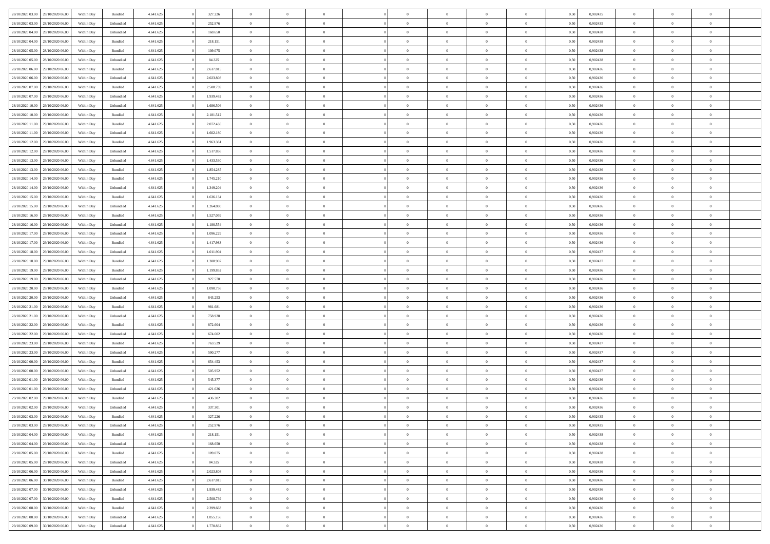| | | | | | | | | | | | | | | | | | | | | |
|---|---|---|---|---|---|---|---|---|---|---|---|---|---|---|---|---|---|---|---|---|
| 28/10/2020 03:00 | 28/10/2020 06:00 | Within Day | Bundled | 4.641.625 | 0 | 327.226 | 0 | 0 | 0 | | 0 | 0 | 0 | 0 | 0,50 | 0,902435 | 0 | 0 | 0 | |
| 28/10/2020 03:00 | 28/10/2020 06:00 | Within Day | Unbundled | 4.641.625 | 0 | 252.976 | 0 | 0 | 0 | | 0 | 0 | 0 | 0 | 0,50 | 0,902435 | 0 | 0 | 0 | |
| 28/10/2020 04:00 | 28/10/2020 06:00 | Within Day | Unbundled | 4.641.625 | 0 | 168.650 | 0 | 0 | 0 | | 0 | 0 | 0 | 0 | 0,50 | 0,902438 | 0 | 0 | 0 | |
| 28/10/2020 04:00 | 28/10/2020 06:00 | Within Day | Bundled | 4.641.625 | 0 | 218.151 | 0 | 0 | 0 | | 0 | 0 | 0 | 0 | 0,50 | 0,902438 | 0 | 0 | 0 | |
| 28/10/2020 05:00 | 28/10/2020 06:00 | Within Day | Bundled | 4.641.625 | 0 | 109.075 | 0 | 0 | 0 | | 0 | 0 | 0 | 0 | 0,50 | 0,902438 | 0 | 0 | 0 | |
| 28/10/2020 05:00 | 28/10/2020 06:00 | Within Day | Unbundled | 4.641.625 | 0 | 84.325 | 0 | 0 | 0 | | 0 | 0 | 0 | 0 | 0,50 | 0,902438 | 0 | 0 | 0 | |
| 28/10/2020 06:00 | 29/10/2020 06:00 | Within Day | Bundled | 4.641.625 | 0 | 2.617.815 | 0 | 0 | 0 | | 0 | 0 | 0 | 0 | 0,50 | 0,902436 | 0 | 0 | 0 | |
| 28/10/2020 06:00 | 29/10/2020 06:00 | Within Day | Unbundled | 4.641.625 | 0 | 2.023.808 | 0 | 0 | 0 | | 0 | 0 | 0 | 0 | 0,50 | 0,902436 | 0 | 0 | 0 | |
| 28/10/2020 07:00 | 29/10/2020 06:00 | Within Day | Bundled | 4.641.625 | 0 | 2.508.739 | 0 | 0 | 0 | | 0 | 0 | 0 | 0 | 0,50 | 0,902436 | 0 | 0 | 0 | |
| 28/10/2020 07:00 | 29/10/2020 06:00 | Within Day | Unbundled | 4.641.625 | 0 | 1.939.482 | 0 | 0 | 0 | | 0 | 0 | 0 | 0 | 0,50 | 0,902436 | 0 | 0 | 0 | |
| 28/10/2020 10:00 | 29/10/2020 06:00 | Within Day | Unbundled | 4.641.625 | 0 | 1.686.506 | 0 | 0 | 0 | | 0 | 0 | 0 | 0 | 0,50 | 0,902436 | 0 | 0 | 0 | |
| 28/10/2020 10:00 | 29/10/2020 06:00 | Within Day | Bundled | 4.641.625 | 0 | 2.181.512 | 0 | 0 | 0 | | 0 | 0 | 0 | 0 | 0,50 | 0,902436 | 0 | 0 | 0 | |
| 28/10/2020 11:00 | 29/10/2020 06:00 | Within Day | Bundled | 4.641.625 | 0 | 2.072.436 | 0 | 0 | 0 | | 0 | 0 | 0 | 0 | 0,50 | 0,902436 | 0 | 0 | 0 | |
| 28/10/2020 11:00 | 29/10/2020 06:00 | Within Day | Unbundled | 4.641.625 | 0 | 1.602.180 | 0 | 0 | 0 | | 0 | 0 | 0 | 0 | 0,50 | 0,902436 | 0 | 0 | 0 | |
| 28/10/2020 12:00 | 29/10/2020 06:00 | Within Day | Bundled | 4.641.625 | 0 | 1.963.361 | 0 | 0 | 0 | | 0 | 0 | 0 | 0 | 0,50 | 0,902436 | 0 | 0 | 0 | |
| 28/10/2020 12:00 | 29/10/2020 06:00 | Within Day | Unbundled | 4.641.625 | 0 | 1.517.856 | 0 | 0 | 0 | | 0 | 0 | 0 | 0 | 0,50 | 0,902436 | 0 | 0 | 0 | |
| 28/10/2020 13:00 | 29/10/2020 06:00 | Within Day | Unbundled | 4.641.625 | 0 | 1.433.530 | 0 | 0 | 0 | | 0 | 0 | 0 | 0 | 0,50 | 0,902436 | 0 | 0 | 0 | |
| 28/10/2020 13:00 | 29/10/2020 06:00 | Within Day | Bundled | 4.641.625 | 0 | 1.854.285 | 0 | 0 | 0 | | 0 | 0 | 0 | 0 | 0,50 | 0,902436 | 0 | 0 | 0 | |
| 28/10/2020 14:00 | 29/10/2020 06:00 | Within Day | Bundled | 4.641.625 | 0 | 1.745.210 | 0 | 0 | 0 | | 0 | 0 | 0 | 0 | 0,50 | 0,902436 | 0 | 0 | 0 | |
| 28/10/2020 14:00 | 29/10/2020 06:00 | Within Day | Unbundled | 4.641.625 | 0 | 1.349.204 | 0 | 0 | 0 | | 0 | 0 | 0 | 0 | 0,50 | 0,902436 | 0 | 0 | 0 | |
| 28/10/2020 15:00 | 29/10/2020 06:00 | Within Day | Bundled | 4.641.625 | 0 | 1.636.134 | 0 | 0 | 0 | | 0 | 0 | 0 | 0 | 0,50 | 0,902436 | 0 | 0 | 0 | |
| 28/10/2020 15:00 | 29/10/2020 06:00 | Within Day | Unbundled | 4.641.625 | 0 | 1.264.880 | 0 | 0 | 0 | | 0 | 0 | 0 | 0 | 0,50 | 0,902436 | 0 | 0 | 0 | |
| 28/10/2020 16:00 | 29/10/2020 06:00 | Within Day | Bundled | 4.641.625 | 0 | 1.527.059 | 0 | 0 | 0 | | 0 | 0 | 0 | 0 | 0,50 | 0,902436 | 0 | 0 | 0 | |
| 28/10/2020 16:00 | 29/10/2020 06:00 | Within Day | Unbundled | 4.641.625 | 0 | 1.180.554 | 0 | 0 | 0 | | 0 | 0 | 0 | 0 | 0,50 | 0,902436 | 0 | 0 | 0 | |
| 28/10/2020 17:00 | 29/10/2020 06:00 | Within Day | Unbundled | 4.641.625 | 0 | 1.096.229 | 0 | 0 | 0 | | 0 | 0 | 0 | 0 | 0,50 | 0,902436 | 0 | 0 | 0 | |
| 28/10/2020 17:00 | 29/10/2020 06:00 | Within Day | Bundled | 4.641.625 | 0 | 1.417.983 | 0 | 0 | 0 | | 0 | 0 | 0 | 0 | 0,50 | 0,902436 | 0 | 0 | 0 | |
| 28/10/2020 18:00 | 29/10/2020 06:00 | Within Day | Unbundled | 4.641.625 | 0 | 1.011.904 | 0 | 0 | 0 | | 0 | 0 | 0 | 0 | 0,50 | 0,902437 | 0 | 0 | 0 | |
| 28/10/2020 18:00 | 29/10/2020 06:00 | Within Day | Bundled | 4.641.625 | 0 | 1.308.907 | 0 | 0 | 0 | | 0 | 0 | 0 | 0 | 0,50 | 0,902437 | 0 | 0 | 0 | |
| 28/10/2020 19:00 | 29/10/2020 06:00 | Within Day | Bundled | 4.641.625 | 0 | 1.199.832 | 0 | 0 | 0 | | 0 | 0 | 0 | 0 | 0,50 | 0,902436 | 0 | 0 | 0 | |
| 28/10/2020 19:00 | 29/10/2020 06:00 | Within Day | Unbundled | 4.641.625 | 0 | 927.578 | 0 | 0 | 0 | | 0 | 0 | 0 | 0 | 0,50 | 0,902436 | 0 | 0 | 0 | |
| 28/10/2020 20:00 | 29/10/2020 06:00 | Within Day | Bundled | 4.641.625 | 0 | 1.090.756 | 0 | 0 | 0 | | 0 | 0 | 0 | 0 | 0,50 | 0,902436 | 0 | 0 | 0 | |
| 28/10/2020 20:00 | 29/10/2020 06:00 | Within Day | Unbundled | 4.641.625 | 0 | 843.253 | 0 | 0 | 0 | | 0 | 0 | 0 | 0 | 0,50 | 0,902436 | 0 | 0 | 0 | |
| 28/10/2020 21:00 | 29/10/2020 06:00 | Within Day | Bundled | 4.641.625 | 0 | 981.681 | 0 | 0 | 0 | | 0 | 0 | 0 | 0 | 0,50 | 0,902436 | 0 | 0 | 0 | |
| 28/10/2020 21:00 | 29/10/2020 06:00 | Within Day | Unbundled | 4.641.625 | 0 | 758.928 | 0 | 0 | 0 | | 0 | 0 | 0 | 0 | 0,50 | 0,902436 | 0 | 0 | 0 | |
| 28/10/2020 22:00 | 29/10/2020 06:00 | Within Day | Bundled | 4.641.625 | 0 | 872.604 | 0 | 0 | 0 | | 0 | 0 | 0 | 0 | 0,50 | 0,902436 | 0 | 0 | 0 | |
| 28/10/2020 22:00 | 29/10/2020 06:00 | Within Day | Unbundled | 4.641.625 | 0 | 674.602 | 0 | 0 | 0 | | 0 | 0 | 0 | 0 | 0,50 | 0,902436 | 0 | 0 | 0 | |
| 28/10/2020 23:00 | 29/10/2020 06:00 | Within Day | Bundled | 4.641.625 | 0 | 763.529 | 0 | 0 | 0 | | 0 | 0 | 0 | 0 | 0,50 | 0,902437 | 0 | 0 | 0 | |
| 28/10/2020 23:00 | 29/10/2020 06:00 | Within Day | Unbundled | 4.641.625 | 0 | 590.277 | 0 | 0 | 0 | | 0 | 0 | 0 | 0 | 0,50 | 0,902437 | 0 | 0 | 0 | |
| 29/10/2020 00:00 | 29/10/2020 06:00 | Within Day | Bundled | 4.641.625 | 0 | 654.453 | 0 | 0 | 0 | | 0 | 0 | 0 | 0 | 0,50 | 0,902437 | 0 | 0 | 0 | |
| 29/10/2020 00:00 | 29/10/2020 06:00 | Within Day | Unbundled | 4.641.625 | 0 | 505.952 | 0 | 0 | 0 | | 0 | 0 | 0 | 0 | 0,50 | 0,902437 | 0 | 0 | 0 | |
| 29/10/2020 01:00 | 29/10/2020 06:00 | Within Day | Bundled | 4.641.625 | 0 | 545.377 | 0 | 0 | 0 | | 0 | 0 | 0 | 0 | 0,50 | 0,902436 | 0 | 0 | 0 | |
| 29/10/2020 01:00 | 29/10/2020 06:00 | Within Day | Unbundled | 4.641.625 | 0 | 421.626 | 0 | 0 | 0 | | 0 | 0 | 0 | 0 | 0,50 | 0,902436 | 0 | 0 | 0 | |
| 29/10/2020 02:00 | 29/10/2020 06:00 | Within Day | Bundled | 4.641.625 | 0 | 436.302 | 0 | 0 | 0 | | 0 | 0 | 0 | 0 | 0,50 | 0,902436 | 0 | 0 | 0 | |
| 29/10/2020 02:00 | 29/10/2020 06:00 | Within Day | Unbundled | 4.641.625 | 0 | 337.301 | 0 | 0 | 0 | | 0 | 0 | 0 | 0 | 0,50 | 0,902436 | 0 | 0 | 0 | |
| 29/10/2020 03:00 | 29/10/2020 06:00 | Within Day | Bundled | 4.641.625 | 0 | 327.226 | 0 | 0 | 0 | | 0 | 0 | 0 | 0 | 0,50 | 0,902435 | 0 | 0 | 0 | |
| 29/10/2020 03:00 | 29/10/2020 06:00 | Within Day | Unbundled | 4.641.625 | 0 | 252.976 | 0 | 0 | 0 | | 0 | 0 | 0 | 0 | 0,50 | 0,902435 | 0 | 0 | 0 | |
| 29/10/2020 04:00 | 29/10/2020 06:00 | Within Day | Bundled | 4.641.625 | 0 | 218.151 | 0 | 0 | 0 | | 0 | 0 | 0 | 0 | 0,50 | 0,902438 | 0 | 0 | 0 | |
| 29/10/2020 04:00 | 29/10/2020 06:00 | Within Day | Unbundled | 4.641.625 | 0 | 168.650 | 0 | 0 | 0 | | 0 | 0 | 0 | 0 | 0,50 | 0,902438 | 0 | 0 | 0 | |
| 29/10/2020 05:00 | 29/10/2020 06:00 | Within Day | Bundled | 4.641.625 | 0 | 109.075 | 0 | 0 | 0 | | 0 | 0 | 0 | 0 | 0,50 | 0,902438 | 0 | 0 | 0 | |
| 29/10/2020 05:00 | 29/10/2020 06:00 | Within Day | Unbundled | 4.641.625 | 0 | 84.325 | 0 | 0 | 0 | | 0 | 0 | 0 | 0 | 0,50 | 0,902438 | 0 | 0 | 0 | |
| 29/10/2020 06:00 | 30/10/2020 06:00 | Within Day | Unbundled | 4.641.625 | 0 | 2.023.808 | 0 | 0 | 0 | | 0 | 0 | 0 | 0 | 0,50 | 0,902436 | 0 | 0 | 0 | |
| 29/10/2020 06:00 | 30/10/2020 06:00 | Within Day | Bundled | 4.641.625 | 0 | 2.617.815 | 0 | 0 | 0 | | 0 | 0 | 0 | 0 | 0,50 | 0,902436 | 0 | 0 | 0 | |
| 29/10/2020 07:00 | 30/10/2020 06:00 | Within Day | Unbundled | 4.641.625 | 0 | 1.939.482 | 0 | 0 | 0 | | 0 | 0 | 0 | 0 | 0,50 | 0,902436 | 0 | 0 | 0 | |
| 29/10/2020 07:00 | 30/10/2020 06:00 | Within Day | Bundled | 4.641.625 | 0 | 2.508.739 | 0 | 0 | 0 | | 0 | 0 | 0 | 0 | 0,50 | 0,902436 | 0 | 0 | 0 | |
| 29/10/2020 08:00 | 30/10/2020 06:00 | Within Day | Bundled | 4.641.625 | 0 | 2.399.663 | 0 | 0 | 0 | | 0 | 0 | 0 | 0 | 0,50 | 0,902436 | 0 | 0 | 0 | |
| 29/10/2020 08:00 | 30/10/2020 06:00 | Within Day | Unbundled | 4.641.625 | 0 | 1.855.156 | 0 | 0 | 0 | | 0 | 0 | 0 | 0 | 0,50 | 0,902436 | 0 | 0 | 0 | |
| 29/10/2020 09:00 | 30/10/2020 06:00 | Within Day | Unbundled | 4.641.625 | 0 | 1.770.832 | 0 | 0 | 0 | | 0 | 0 | 0 | 0 | 0,50 | 0,902436 | 0 | 0 | 0 | |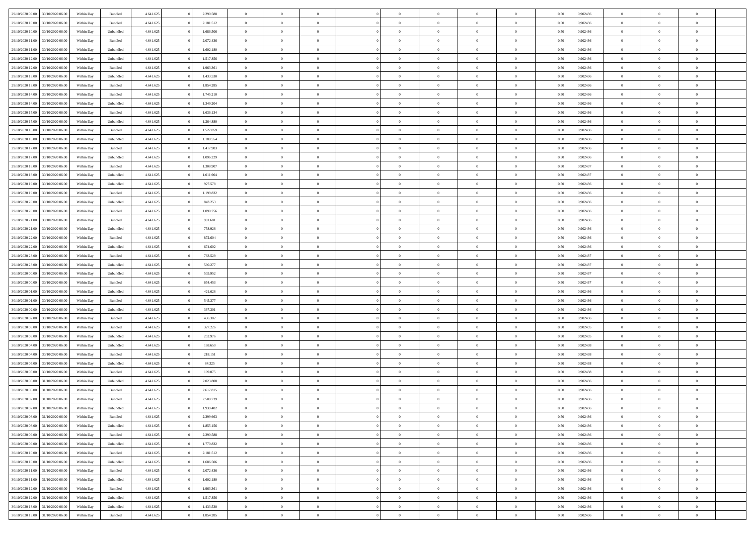| | | | | | | | | | | | | | | | | | | | | |
|---|---|---|---|---|---|---|---|---|---|---|---|---|---|---|---|---|---|---|---|---|
| 29/10/2020 09.00 | 30/10/2020 06.00 | Within Day | Bundled | 4.641.625 | 0 | 2.290.588 | 0 | 0 | 0 | | 0 | 0 | 0 | 0 | 0,50 | 0,902436 | 0 | 0 | 0 | |
| 29/10/2020 10.00 | 30/10/2020 06.00 | Within Day | Bundled | 4.641.625 | 0 | 2.181.512 | 0 | 0 | 0 | | 0 | 0 | 0 | 0 | 0,50 | 0,902436 | 0 | 0 | 0 | |
| 29/10/2020 10.00 | 30/10/2020 06.00 | Within Day | Unbundled | 4.641.625 | 0 | 1.686.506 | 0 | 0 | 0 | | 0 | 0 | 0 | 0 | 0,50 | 0,902436 | 0 | 0 | 0 | |
| 29/10/2020 11.00 | 30/10/2020 06.00 | Within Day | Bundled | 4.641.625 | 0 | 2.072.436 | 0 | 0 | 0 | | 0 | 0 | 0 | 0 | 0,50 | 0,902436 | 0 | 0 | 0 | |
| 29/10/2020 11.00 | 30/10/2020 06.00 | Within Day | Unbundled | 4.641.625 | 0 | 1.602.180 | 0 | 0 | 0 | | 0 | 0 | 0 | 0 | 0,50 | 0,902436 | 0 | 0 | 0 | |
| 29/10/2020 12.00 | 30/10/2020 06.00 | Within Day | Unbundled | 4.641.625 | 0 | 1.517.856 | 0 | 0 | 0 | | 0 | 0 | 0 | 0 | 0,50 | 0,902436 | 0 | 0 | 0 | |
| 29/10/2020 12.00 | 30/10/2020 06.00 | Within Day | Bundled | 4.641.625 | 0 | 1.963.361 | 0 | 0 | 0 | | 0 | 0 | 0 | 0 | 0,50 | 0,902436 | 0 | 0 | 0 | |
| 29/10/2020 13.00 | 30/10/2020 06.00 | Within Day | Unbundled | 4.641.625 | 0 | 1.433.530 | 0 | 0 | 0 | | 0 | 0 | 0 | 0 | 0,50 | 0,902436 | 0 | 0 | 0 | |
| 29/10/2020 13.00 | 30/10/2020 06.00 | Within Day | Bundled | 4.641.625 | 0 | 1.854.285 | 0 | 0 | 0 | | 0 | 0 | 0 | 0 | 0,50 | 0,902436 | 0 | 0 | 0 | |
| 29/10/2020 14.00 | 30/10/2020 06.00 | Within Day | Bundled | 4.641.625 | 0 | 1.745.210 | 0 | 0 | 0 | | 0 | 0 | 0 | 0 | 0,50 | 0,902436 | 0 | 0 | 0 | |
| 29/10/2020 14.00 | 30/10/2020 06.00 | Within Day | Unbundled | 4.641.625 | 0 | 1.349.204 | 0 | 0 | 0 | | 0 | 0 | 0 | 0 | 0,50 | 0,902436 | 0 | 0 | 0 | |
| 29/10/2020 15.00 | 30/10/2020 06.00 | Within Day | Bundled | 4.641.625 | 0 | 1.636.134 | 0 | 0 | 0 | | 0 | 0 | 0 | 0 | 0,50 | 0,902436 | 0 | 0 | 0 | |
| 29/10/2020 15.00 | 30/10/2020 06.00 | Within Day | Unbundled | 4.641.625 | 0 | 1.264.880 | 0 | 0 | 0 | | 0 | 0 | 0 | 0 | 0,50 | 0,902436 | 0 | 0 | 0 | |
| 29/10/2020 16.00 | 30/10/2020 06.00 | Within Day | Bundled | 4.641.625 | 0 | 1.527.059 | 0 | 0 | 0 | | 0 | 0 | 0 | 0 | 0,50 | 0,902436 | 0 | 0 | 0 | |
| 29/10/2020 16.00 | 30/10/2020 06.00 | Within Day | Unbundled | 4.641.625 | 0 | 1.180.554 | 0 | 0 | 0 | | 0 | 0 | 0 | 0 | 0,50 | 0,902436 | 0 | 0 | 0 | |
| 29/10/2020 17.00 | 30/10/2020 06.00 | Within Day | Bundled | 4.641.625 | 0 | 1.417.983 | 0 | 0 | 0 | | 0 | 0 | 0 | 0 | 0,50 | 0,902436 | 0 | 0 | 0 | |
| 29/10/2020 17.00 | 30/10/2020 06.00 | Within Day | Unbundled | 4.641.625 | 0 | 1.096.229 | 0 | 0 | 0 | | 0 | 0 | 0 | 0 | 0,50 | 0,902436 | 0 | 0 | 0 | |
| 29/10/2020 18.00 | 30/10/2020 06.00 | Within Day | Bundled | 4.641.625 | 0 | 1.308.907 | 0 | 0 | 0 | | 0 | 0 | 0 | 0 | 0,50 | 0,902437 | 0 | 0 | 0 | |
| 29/10/2020 18.00 | 30/10/2020 06.00 | Within Day | Unbundled | 4.641.625 | 0 | 1.011.904 | 0 | 0 | 0 | | 0 | 0 | 0 | 0 | 0,50 | 0,902437 | 0 | 0 | 0 | |
| 29/10/2020 19.00 | 30/10/2020 06.00 | Within Day | Unbundled | 4.641.625 | 0 | 927.578 | 0 | 0 | 0 | | 0 | 0 | 0 | 0 | 0,50 | 0,902436 | 0 | 0 | 0 | |
| 29/10/2020 19.00 | 30/10/2020 06.00 | Within Day | Bundled | 4.641.625 | 0 | 1.199.832 | 0 | 0 | 0 | | 0 | 0 | 0 | 0 | 0,50 | 0,902436 | 0 | 0 | 0 | |
| 29/10/2020 20.00 | 30/10/2020 06.00 | Within Day | Unbundled | 4.641.625 | 0 | 843.253 | 0 | 0 | 0 | | 0 | 0 | 0 | 0 | 0,50 | 0,902436 | 0 | 0 | 0 | |
| 29/10/2020 20.00 | 30/10/2020 06.00 | Within Day | Bundled | 4.641.625 | 0 | 1.090.756 | 0 | 0 | 0 | | 0 | 0 | 0 | 0 | 0,50 | 0,902436 | 0 | 0 | 0 | |
| 29/10/2020 21.00 | 30/10/2020 06.00 | Within Day | Bundled | 4.641.625 | 0 | 981.681 | 0 | 0 | 0 | | 0 | 0 | 0 | 0 | 0,50 | 0,902436 | 0 | 0 | 0 | |
| 29/10/2020 21.00 | 30/10/2020 06.00 | Within Day | Unbundled | 4.641.625 | 0 | 758.928 | 0 | 0 | 0 | | 0 | 0 | 0 | 0 | 0,50 | 0,902436 | 0 | 0 | 0 | |
| 29/10/2020 22.00 | 30/10/2020 06.00 | Within Day | Bundled | 4.641.625 | 0 | 872.604 | 0 | 0 | 0 | | 0 | 0 | 0 | 0 | 0,50 | 0,902436 | 0 | 0 | 0 | |
| 29/10/2020 22.00 | 30/10/2020 06.00 | Within Day | Unbundled | 4.641.625 | 0 | 674.602 | 0 | 0 | 0 | | 0 | 0 | 0 | 0 | 0,50 | 0,902436 | 0 | 0 | 0 | |
| 29/10/2020 23.00 | 30/10/2020 06.00 | Within Day | Bundled | 4.641.625 | 0 | 763.529 | 0 | 0 | 0 | | 0 | 0 | 0 | 0 | 0,50 | 0,902437 | 0 | 0 | 0 | |
| 29/10/2020 23.00 | 30/10/2020 06.00 | Within Day | Unbundled | 4.641.625 | 0 | 590.277 | 0 | 0 | 0 | | 0 | 0 | 0 | 0 | 0,50 | 0,902437 | 0 | 0 | 0 | |
| 30/10/2020 00.00 | 30/10/2020 06.00 | Within Day | Unbundled | 4.641.625 | 0 | 505.952 | 0 | 0 | 0 | | 0 | 0 | 0 | 0 | 0,50 | 0,902437 | 0 | 0 | 0 | |
| 30/10/2020 00.00 | 30/10/2020 06.00 | Within Day | Bundled | 4.641.625 | 0 | 654.453 | 0 | 0 | 0 | | 0 | 0 | 0 | 0 | 0,50 | 0,902437 | 0 | 0 | 0 | |
| 30/10/2020 01.00 | 30/10/2020 06.00 | Within Day | Unbundled | 4.641.625 | 0 | 421.626 | 0 | 0 | 0 | | 0 | 0 | 0 | 0 | 0,50 | 0,902436 | 0 | 0 | 0 | |
| 30/10/2020 01.00 | 30/10/2020 06.00 | Within Day | Bundled | 4.641.625 | 0 | 545.377 | 0 | 0 | 0 | | 0 | 0 | 0 | 0 | 0,50 | 0,902436 | 0 | 0 | 0 | |
| 30/10/2020 02.00 | 30/10/2020 06.00 | Within Day | Unbundled | 4.641.625 | 0 | 337.301 | 0 | 0 | 0 | | 0 | 0 | 0 | 0 | 0,50 | 0,902436 | 0 | 0 | 0 | |
| 30/10/2020 02.00 | 30/10/2020 06.00 | Within Day | Bundled | 4.641.625 | 0 | 436.302 | 0 | 0 | 0 | | 0 | 0 | 0 | 0 | 0,50 | 0,902436 | 0 | 0 | 0 | |
| 30/10/2020 03.00 | 30/10/2020 06.00 | Within Day | Bundled | 4.641.625 | 0 | 327.226 | 0 | 0 | 0 | | 0 | 0 | 0 | 0 | 0,50 | 0,902435 | 0 | 0 | 0 | |
| 30/10/2020 03.00 | 30/10/2020 06.00 | Within Day | Unbundled | 4.641.625 | 0 | 252.976 | 0 | 0 | 0 | | 0 | 0 | 0 | 0 | 0,50 | 0,902435 | 0 | 0 | 0 | |
| 30/10/2020 04.00 | 30/10/2020 06.00 | Within Day | Unbundled | 4.641.625 | 0 | 168.650 | 0 | 0 | 0 | | 0 | 0 | 0 | 0 | 0,50 | 0,902438 | 0 | 0 | 0 | |
| 30/10/2020 04.00 | 30/10/2020 06.00 | Within Day | Bundled | 4.641.625 | 0 | 218.151 | 0 | 0 | 0 | | 0 | 0 | 0 | 0 | 0,50 | 0,902438 | 0 | 0 | 0 | |
| 30/10/2020 05.00 | 30/10/2020 06.00 | Within Day | Unbundled | 4.641.625 | 0 | 84.325 | 0 | 0 | 0 | | 0 | 0 | 0 | 0 | 0,50 | 0,902438 | 0 | 0 | 0 | |
| 30/10/2020 05.00 | 30/10/2020 06.00 | Within Day | Bundled | 4.641.625 | 0 | 109.075 | 0 | 0 | 0 | | 0 | 0 | 0 | 0 | 0,50 | 0,902438 | 0 | 0 | 0 | |
| 30/10/2020 06.00 | 31/10/2020 06.00 | Within Day | Unbundled | 4.641.625 | 0 | 2.023.808 | 0 | 0 | 0 | | 0 | 0 | 0 | 0 | 0,50 | 0,902436 | 0 | 0 | 0 | |
| 30/10/2020 06.00 | 31/10/2020 06.00 | Within Day | Bundled | 4.641.625 | 0 | 2.617.815 | 0 | 0 | 0 | | 0 | 0 | 0 | 0 | 0,50 | 0,902436 | 0 | 0 | 0 | |
| 30/10/2020 07.00 | 31/10/2020 06.00 | Within Day | Bundled | 4.641.625 | 0 | 2.508.739 | 0 | 0 | 0 | | 0 | 0 | 0 | 0 | 0,50 | 0,902436 | 0 | 0 | 0 | |
| 30/10/2020 07.00 | 31/10/2020 06.00 | Within Day | Unbundled | 4.641.625 | 0 | 1.939.482 | 0 | 0 | 0 | | 0 | 0 | 0 | 0 | 0,50 | 0,902436 | 0 | 0 | 0 | |
| 30/10/2020 08.00 | 31/10/2020 06.00 | Within Day | Bundled | 4.641.625 | 0 | 2.399.663 | 0 | 0 | 0 | | 0 | 0 | 0 | 0 | 0,50 | 0,902436 | 0 | 0 | 0 | |
| 30/10/2020 08.00 | 31/10/2020 06.00 | Within Day | Unbundled | 4.641.625 | 0 | 1.855.156 | 0 | 0 | 0 | | 0 | 0 | 0 | 0 | 0,50 | 0,902436 | 0 | 0 | 0 | |
| 30/10/2020 09.00 | 31/10/2020 06.00 | Within Day | Bundled | 4.641.625 | 0 | 2.290.588 | 0 | 0 | 0 | | 0 | 0 | 0 | 0 | 0,50 | 0,902436 | 0 | 0 | 0 | |
| 30/10/2020 09.00 | 31/10/2020 06.00 | Within Day | Unbundled | 4.641.625 | 0 | 1.770.832 | 0 | 0 | 0 | | 0 | 0 | 0 | 0 | 0,50 | 0,902436 | 0 | 0 | 0 | |
| 30/10/2020 10.00 | 31/10/2020 06.00 | Within Day | Bundled | 4.641.625 | 0 | 2.181.512 | 0 | 0 | 0 | | 0 | 0 | 0 | 0 | 0,50 | 0,902436 | 0 | 0 | 0 | |
| 30/10/2020 10.00 | 31/10/2020 06.00 | Within Day | Unbundled | 4.641.625 | 0 | 1.686.506 | 0 | 0 | 0 | | 0 | 0 | 0 | 0 | 0,50 | 0,902436 | 0 | 0 | 0 | |
| 30/10/2020 11.00 | 31/10/2020 06.00 | Within Day | Bundled | 4.641.625 | 0 | 2.072.436 | 0 | 0 | 0 | | 0 | 0 | 0 | 0 | 0,50 | 0,902436 | 0 | 0 | 0 | |
| 30/10/2020 11.00 | 31/10/2020 06.00 | Within Day | Unbundled | 4.641.625 | 0 | 1.602.180 | 0 | 0 | 0 | | 0 | 0 | 0 | 0 | 0,50 | 0,902436 | 0 | 0 | 0 | |
| 30/10/2020 12.00 | 31/10/2020 06.00 | Within Day | Bundled | 4.641.625 | 0 | 1.963.361 | 0 | 0 | 0 | | 0 | 0 | 0 | 0 | 0,50 | 0,902436 | 0 | 0 | 0 | |
| 30/10/2020 12.00 | 31/10/2020 06.00 | Within Day | Unbundled | 4.641.625 | 0 | 1.517.856 | 0 | 0 | 0 | | 0 | 0 | 0 | 0 | 0,50 | 0,902436 | 0 | 0 | 0 | |
| 30/10/2020 13.00 | 31/10/2020 06.00 | Within Day | Unbundled | 4.641.625 | 0 | 1.433.530 | 0 | 0 | 0 | | 0 | 0 | 0 | 0 | 0,50 | 0,902436 | 0 | 0 | 0 | |
| 30/10/2020 13.00 | 31/10/2020 06.00 | Within Day | Bundled | 4.641.625 | 0 | 1.854.285 | 0 | 0 | 0 | | 0 | 0 | 0 | 0 | 0,50 | 0,902436 | 0 | 0 | 0 | |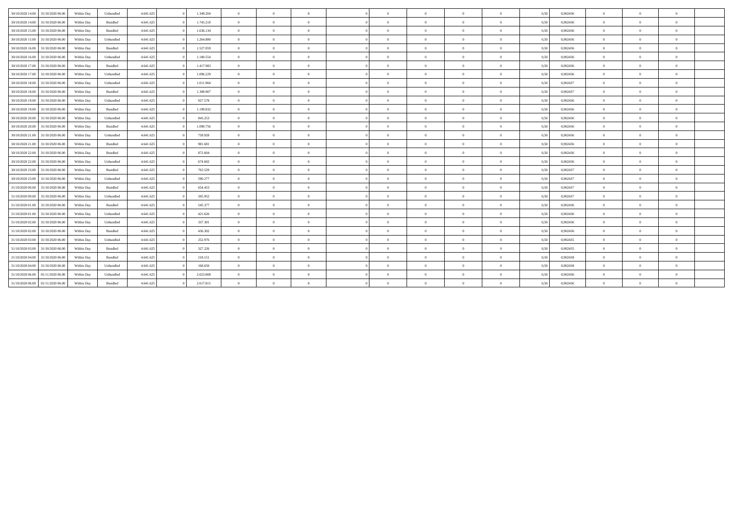| | | | | | | | | | | | | | | | | | | | | |
|---|---|---|---|---|---|---|---|---|---|---|---|---|---|---|---|---|---|---|---|---|
| 30/10/2020 14.00 | 31/10/2020 06.00 | Within Day | Unbundled | 4.641.625 | 0 | 1.349.204 | 0 | 0 | 0 | 0 | 0 | 0 | 0 | 0 | 0,50 | 0,902436 | 0 | 0 | 0 | |
| 30/10/2020 14.00 | 31/10/2020 06.00 | Within Day | Bundled | 4.641.625 | 0 | 1.745.210 | 0 | 0 | 0 | 0 | 0 | 0 | 0 | 0 | 0,50 | 0,902436 | 0 | 0 | 0 | |
| 30/10/2020 15.00 | 31/10/2020 06.00 | Within Day | Bundled | 4.641.625 | 0 | 1.636.134 | 0 | 0 | 0 | 0 | 0 | 0 | 0 | 0 | 0,50 | 0,902436 | 0 | 0 | 0 | |
| 30/10/2020 15.00 | 31/10/2020 06.00 | Within Day | Unbundled | 4.641.625 | 0 | 1.264.880 | 0 | 0 | 0 | 0 | 0 | 0 | 0 | 0 | 0,50 | 0,902436 | 0 | 0 | 0 | |
| 30/10/2020 16.00 | 31/10/2020 06.00 | Within Day | Bundled | 4.641.625 | 0 | 1.527.059 | 0 | 0 | 0 | 0 | 0 | 0 | 0 | 0 | 0,50 | 0,902436 | 0 | 0 | 0 | |
| 30/10/2020 16.00 | 31/10/2020 06.00 | Within Day | Unbundled | 4.641.625 | 0 | 1.180.554 | 0 | 0 | 0 | 0 | 0 | 0 | 0 | 0 | 0,50 | 0,902436 | 0 | 0 | 0 | |
| 30/10/2020 17.00 | 31/10/2020 06.00 | Within Day | Bundled | 4.641.625 | 0 | 1.417.983 | 0 | 0 | 0 | 0 | 0 | 0 | 0 | 0 | 0,50 | 0,902436 | 0 | 0 | 0 | |
| 30/10/2020 17.00 | 31/10/2020 06.00 | Within Day | Unbundled | 4.641.625 | 0 | 1.096.229 | 0 | 0 | 0 | 0 | 0 | 0 | 0 | 0 | 0,50 | 0,902436 | 0 | 0 | 0 | |
| 30/10/2020 18.00 | 31/10/2020 06.00 | Within Day | Unbundled | 4.641.625 | 0 | 1.011.904 | 0 | 0 | 0 | 0 | 0 | 0 | 0 | 0 | 0,50 | 0,902437 | 0 | 0 | 0 | |
| 30/10/2020 18.00 | 31/10/2020 06.00 | Within Day | Bundled | 4.641.625 | 0 | 1.308.907 | 0 | 0 | 0 | 0 | 0 | 0 | 0 | 0 | 0,50 | 0,902437 | 0 | 0 | 0 | |
| 30/10/2020 19.00 | 31/10/2020 06.00 | Within Day | Unbundled | 4.641.625 | 0 | 927.578 | 0 | 0 | 0 | 0 | 0 | 0 | 0 | 0 | 0,50 | 0,902436 | 0 | 0 | 0 | |
| 30/10/2020 19.00 | 31/10/2020 06.00 | Within Day | Bundled | 4.641.625 | 0 | 1.199.832 | 0 | 0 | 0 | 0 | 0 | 0 | 0 | 0 | 0,50 | 0,902436 | 0 | 0 | 0 | |
| 30/10/2020 20.00 | 31/10/2020 06.00 | Within Day | Unbundled | 4.641.625 | 0 | 843.253 | 0 | 0 | 0 | 0 | 0 | 0 | 0 | 0 | 0,50 | 0,902436 | 0 | 0 | 0 | |
| 30/10/2020 20.00 | 31/10/2020 06.00 | Within Day | Bundled | 4.641.625 | 0 | 1.090.756 | 0 | 0 | 0 | 0 | 0 | 0 | 0 | 0 | 0,50 | 0,902436 | 0 | 0 | 0 | |
| 30/10/2020 21.00 | 31/10/2020 06.00 | Within Day | Unbundled | 4.641.625 | 0 | 758.928 | 0 | 0 | 0 | 0 | 0 | 0 | 0 | 0 | 0,50 | 0,902436 | 0 | 0 | 0 | |
| 30/10/2020 21.00 | 31/10/2020 06.00 | Within Day | Bundled | 4.641.625 | 0 | 981.681 | 0 | 0 | 0 | 0 | 0 | 0 | 0 | 0 | 0,50 | 0,902436 | 0 | 0 | 0 | |
| 30/10/2020 22.00 | 31/10/2020 06.00 | Within Day | Bundled | 4.641.625 | 0 | 872.604 | 0 | 0 | 0 | 0 | 0 | 0 | 0 | 0 | 0,50 | 0,902436 | 0 | 0 | 0 | |
| 30/10/2020 22.00 | 31/10/2020 06.00 | Within Day | Unbundled | 4.641.625 | 0 | 674.602 | 0 | 0 | 0 | 0 | 0 | 0 | 0 | 0 | 0,50 | 0,902436 | 0 | 0 | 0 | |
| 30/10/2020 23.00 | 31/10/2020 06.00 | Within Day | Bundled | 4.641.625 | 0 | 763.529 | 0 | 0 | 0 | 0 | 0 | 0 | 0 | 0 | 0,50 | 0,902437 | 0 | 0 | 0 | |
| 30/10/2020 23.00 | 31/10/2020 06.00 | Within Day | Unbundled | 4.641.625 | 0 | 590.277 | 0 | 0 | 0 | 0 | 0 | 0 | 0 | 0 | 0,50 | 0,902437 | 0 | 0 | 0 | |
| 31/10/2020 00.00 | 31/10/2020 06.00 | Within Day | Bundled | 4.641.625 | 0 | 654.453 | 0 | 0 | 0 | 0 | 0 | 0 | 0 | 0 | 0,50 | 0,902437 | 0 | 0 | 0 | |
| 31/10/2020 00.00 | 31/10/2020 06.00 | Within Day | Unbundled | 4.641.625 | 0 | 505.952 | 0 | 0 | 0 | 0 | 0 | 0 | 0 | 0 | 0,50 | 0,902437 | 0 | 0 | 0 | |
| 31/10/2020 01.00 | 31/10/2020 06.00 | Within Day | Bundled | 4.641.625 | 0 | 545.377 | 0 | 0 | 0 | 0 | 0 | 0 | 0 | 0 | 0,50 | 0,902436 | 0 | 0 | 0 | |
| 31/10/2020 01.00 | 31/10/2020 06.00 | Within Day | Unbundled | 4.641.625 | 0 | 421.626 | 0 | 0 | 0 | 0 | 0 | 0 | 0 | 0 | 0,50 | 0,902436 | 0 | 0 | 0 | |
| 31/10/2020 02.00 | 31/10/2020 06.00 | Within Day | Unbundled | 4.641.625 | 0 | 337.301 | 0 | 0 | 0 | 0 | 0 | 0 | 0 | 0 | 0,50 | 0,902436 | 0 | 0 | 0 | |
| 31/10/2020 02.00 | 31/10/2020 06.00 | Within Day | Bundled | 4.641.625 | 0 | 436.302 | 0 | 0 | 0 | 0 | 0 | 0 | 0 | 0 | 0,50 | 0,902436 | 0 | 0 | 0 | |
| 31/10/2020 03.00 | 31/10/2020 06.00 | Within Day | Unbundled | 4.641.625 | 0 | 252.976 | 0 | 0 | 0 | 0 | 0 | 0 | 0 | 0 | 0,50 | 0,902435 | 0 | 0 | 0 | |
| 31/10/2020 03.00 | 31/10/2020 06.00 | Within Day | Bundled | 4.641.625 | 0 | 327.226 | 0 | 0 | 0 | 0 | 0 | 0 | 0 | 0 | 0,50 | 0,902435 | 0 | 0 | 0 | |
| 31/10/2020 04.00 | 31/10/2020 06.00 | Within Day | Bundled | 4.641.625 | 0 | 218.151 | 0 | 0 | 0 | 0 | 0 | 0 | 0 | 0 | 0,50 | 0,902438 | 0 | 0 | 0 | |
| 31/10/2020 04.00 | 31/10/2020 06.00 | Within Day | Unbundled | 4.641.625 | 0 | 168.650 | 0 | 0 | 0 | 0 | 0 | 0 | 0 | 0 | 0,50 | 0,902438 | 0 | 0 | 0 | |
| 31/10/2020 06.00 | 01/11/2020 06.00 | Within Day | Unbundled | 4.641.625 | 0 | 2.023.808 | 0 | 0 | 0 | 0 | 0 | 0 | 0 | 0 | 0,50 | 0,902436 | 0 | 0 | 0 | |
| 31/10/2020 06.00 | 01/11/2020 06.00 | Within Day | Bundled | 4.641.625 | 0 | 2.617.815 | 0 | 0 | 0 | 0 | 0 | 0 | 0 | 0 | 0,50 | 0,902436 | 0 | 0 | 0 | |